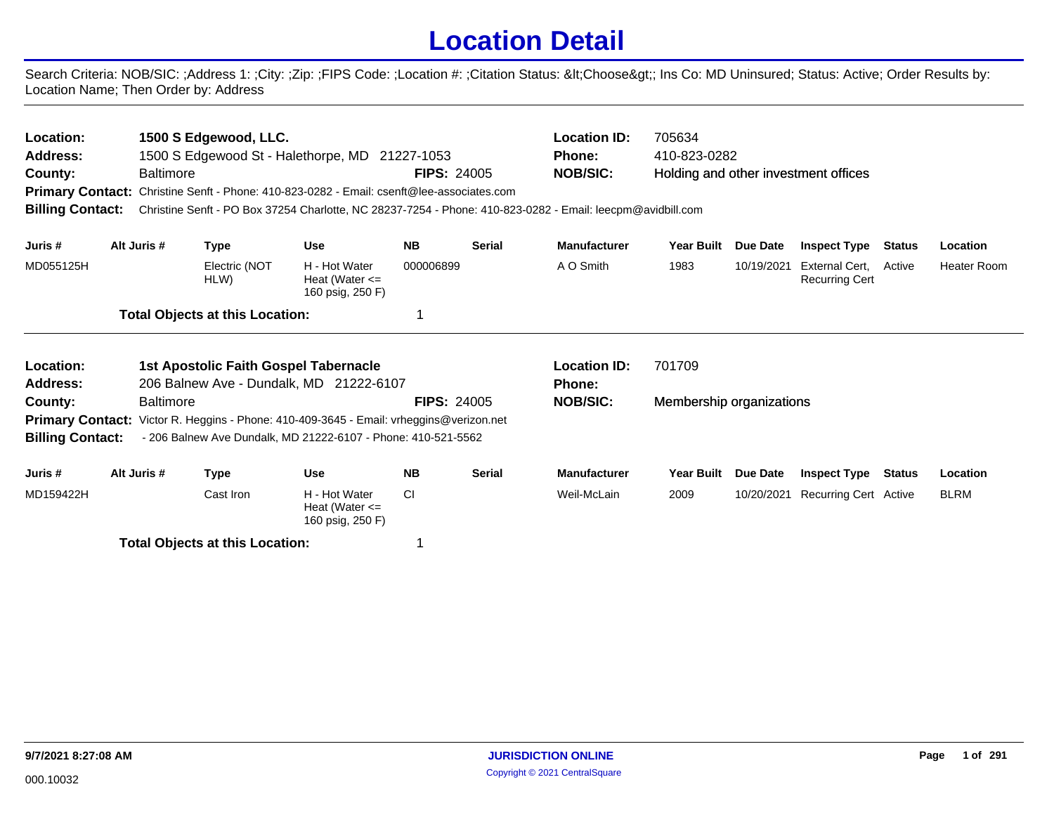# Location Detail

Search Criteria: NOB/SIC: ;Address 1: ;City: ;Zip: ;FIPS Code: ;Location #: ;Citation Status: &lt;Choose&gt;; Ins Co: MD Uninsured; Status: Active; Order Results by: Location Name; Then Order by: Address

---

**Location:** 1500 S Edgewood, LLC.
**Address:** 1500 S Edgewood St - Halethorpe, MD 21227-1053
**County:** Baltimore **FIPS:** 24005
**Location ID:** 705634
**Phone:** 410-823-0282
**NOB/SIC:** Holding and other investment offices
**Primary Contact:** Christine Senft - Phone: 410-823-0282 - Email: csenft@lee-associates.com
**Billing Contact:** Christine Senft - PO Box 37254 Charlotte, NC 28237-7254 - Phone: 410-823-0282 - Email: leecpm@avidbill.com

| Juris # | Alt Juris # | Type | Use | NB | Serial | Manufacturer | Year Built | Due Date | Inspect Type | Status | Location |
|---|---|---|---|---|---|---|---|---|---|---|---|
| MD055125H | | Electric (NOT HLW) | H - Hot Water Heat (Water <= 160 psig, 250 F) | 000006899 | | A O Smith | 1983 | 10/19/2021 | External Cert, Recurring Cert | Active | Heater Room |

**Total Objects at this Location:** 1

---

**Location:** 1st Apostolic Faith Gospel Tabernacle
**Address:** 206 Balnew Ave - Dundalk, MD 21222-6107
**County:** Baltimore **FIPS:** 24005
**Location ID:** 701709
**Phone:**
**NOB/SIC:** Membership organizations
**Primary Contact:** Victor R. Heggins - Phone: 410-409-3645 - Email: vrheggins@verizon.net
**Billing Contact:** - 206 Balnew Ave Dundalk, MD 21222-6107 - Phone: 410-521-5562

| Juris # | Alt Juris # | Type | Use | NB | Serial | Manufacturer | Year Built | Due Date | Inspect Type | Status | Location |
|---|---|---|---|---|---|---|---|---|---|---|---|
| MD159422H | | Cast Iron | H - Hot Water Heat (Water <= 160 psig, 250 F) | CI | | Weil-McLain | 2009 | 10/20/2021 | Recurring Cert | Active | BLRM |

**Total Objects at this Location:** 1

9/7/2021 8:27:08 AM

000.10032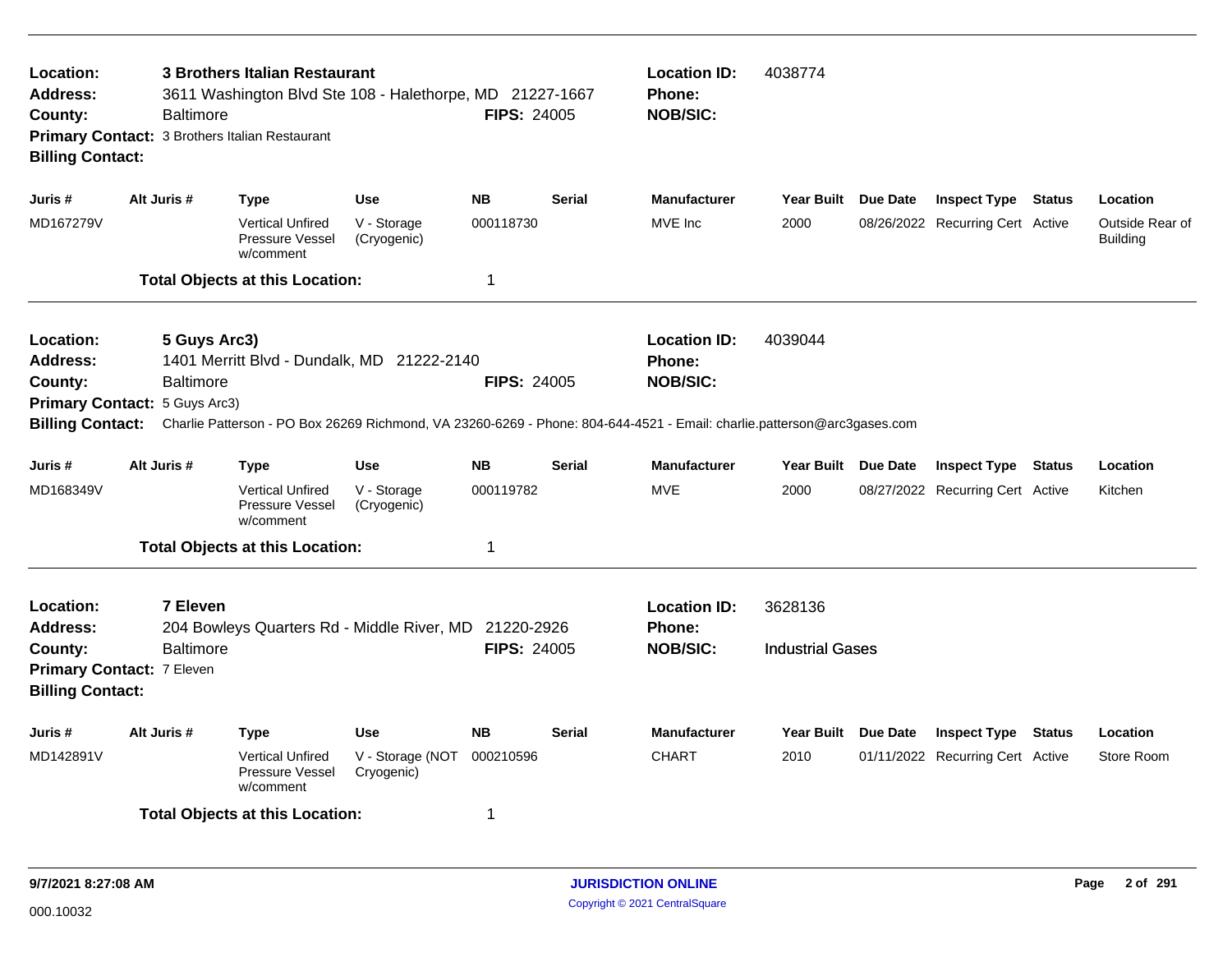**Location:** 3 Brothers Italian Restaurant
**Address:** 3611 Washington Blvd Ste 108 - Halethorpe, MD 21227-1667
**County:** Baltimore **FIPS:** 24005
**Primary Contact:** 3 Brothers Italian Restaurant
**Billing Contact:**
**Location ID:** 4038774
**Phone:**
**NOB/SIC:**

| Juris # | Alt Juris # | Type | Use | NB | Serial | Manufacturer | Year Built | Due Date | Inspect Type | Status | Location |
|---|---|---|---|---|---|---|---|---|---|---|---|
| MD167279V | | Vertical Unfired Pressure Vessel w/comment | V - Storage (Cryogenic) | 000118730 | | MVE Inc | 2000 | 08/26/2022 | Recurring Cert | Active | Outside Rear of Building |

**Total Objects at this Location:** 1

---

**Location:** 5 Guys Arc3)
**Address:** 1401 Merritt Blvd - Dundalk, MD 21222-2140
**County:** Baltimore **FIPS:** 24005
**Primary Contact:** 5 Guys Arc3)
**Billing Contact:** Charlie Patterson - PO Box 26269 Richmond, VA 23260-6269 - Phone: 804-644-4521 - Email: charlie.patterson@arc3gases.com
**Location ID:** 4039044
**Phone:**
**NOB/SIC:**

| Juris # | Alt Juris # | Type | Use | NB | Serial | Manufacturer | Year Built | Due Date | Inspect Type | Status | Location |
|---|---|---|---|---|---|---|---|---|---|---|---|
| MD168349V | | Vertical Unfired Pressure Vessel w/comment | V - Storage (Cryogenic) | 000119782 | | MVE | 2000 | 08/27/2022 | Recurring Cert | Active | Kitchen |

**Total Objects at this Location:** 1

---

**Location:** 7 Eleven
**Address:** 204 Bowleys Quarters Rd - Middle River, MD 21220-2926
**County:** Baltimore **FIPS:** 24005
**Primary Contact:** 7 Eleven
**Billing Contact:**
**Location ID:** 3628136
**Phone:**
**NOB/SIC:** Industrial Gases

| Juris # | Alt Juris # | Type | Use | NB | Serial | Manufacturer | Year Built | Due Date | Inspect Type | Status | Location |
|---|---|---|---|---|---|---|---|---|---|---|---|
| MD142891V | | Vertical Unfired Pressure Vessel w/comment | V - Storage (NOT Cryogenic) | 000210596 | | CHART | 2010 | 01/11/2022 | Recurring Cert | Active | Store Room |

**Total Objects at this Location:** 1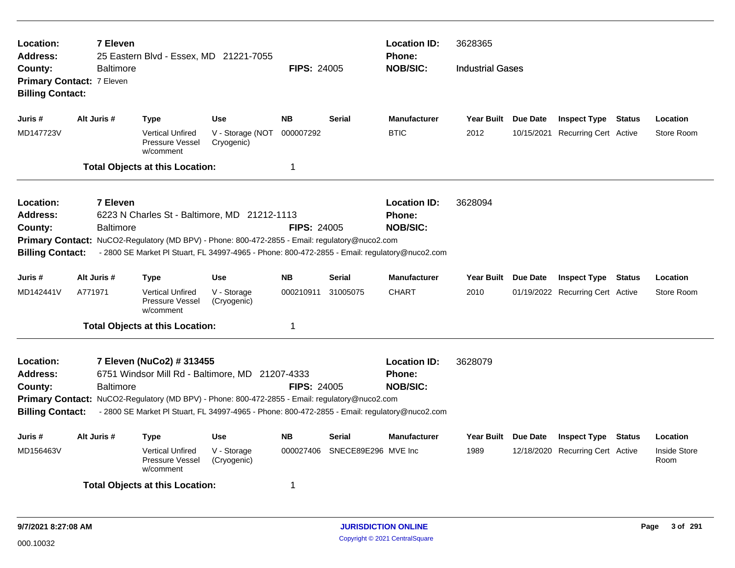**Location:** 7 Eleven
**Address:** 25 Eastern Blvd - Essex, MD 21221-7055
**County:** Baltimore
**FIPS:** 24005
**Primary Contact:** 7 Eleven
**Billing Contact:**
**Location ID:** 3628365
**Phone:**
**NOB/SIC:** Industrial Gases

| Juris # | Alt Juris # | Type | Use | NB | Serial | Manufacturer | Year Built | Due Date | Inspect Type | Status | Location |
|---|---|---|---|---|---|---|---|---|---|---|---|
| MD147723V | | Vertical Unfired Pressure Vessel w/comment | V - Storage (NOT Cryogenic) | 000007292 | | BTIC | 2012 | 10/15/2021 | Recurring Cert | Active | Store Room |

**Total Objects at this Location:** 1

---

**Location:** 7 Eleven
**Address:** 6223 N Charles St - Baltimore, MD 21212-1113
**County:** Baltimore
**FIPS:** 24005
**Primary Contact:** NuCO2-Regulatory (MD BPV) - Phone: 800-472-2855 - Email: regulatory@nuco2.com
**Billing Contact:** - 2800 SE Market Pl Stuart, FL 34997-4965 - Phone: 800-472-2855 - Email: regulatory@nuco2.com
**Location ID:** 3628094
**Phone:**
**NOB/SIC:**

| Juris # | Alt Juris # | Type | Use | NB | Serial | Manufacturer | Year Built | Due Date | Inspect Type | Status | Location |
|---|---|---|---|---|---|---|---|---|---|---|---|
| MD142441V | A771971 | Vertical Unfired Pressure Vessel w/comment | V - Storage (Cryogenic) | 000210911 | 31005075 | CHART | 2010 | 01/19/2022 | Recurring Cert | Active | Store Room |

**Total Objects at this Location:** 1

---

**Location:** 7 Eleven (NuCo2) # 313455
**Address:** 6751 Windsor Mill Rd - Baltimore, MD 21207-4333
**County:** Baltimore
**FIPS:** 24005
**Primary Contact:** NuCO2-Regulatory (MD BPV) - Phone: 800-472-2855 - Email: regulatory@nuco2.com
**Billing Contact:** - 2800 SE Market Pl Stuart, FL 34997-4965 - Phone: 800-472-2855 - Email: regulatory@nuco2.com
**Location ID:** 3628079
**Phone:**
**NOB/SIC:**

| Juris # | Alt Juris # | Type | Use | NB | Serial | Manufacturer | Year Built | Due Date | Inspect Type | Status | Location |
|---|---|---|---|---|---|---|---|---|---|---|---|
| MD156463V | | Vertical Unfired Pressure Vessel w/comment | V - Storage (Cryogenic) | 000027406 | SNECE89E296 | MVE Inc | 1989 | 12/18/2020 | Recurring Cert | Active | Inside Store Room |

**Total Objects at this Location:** 1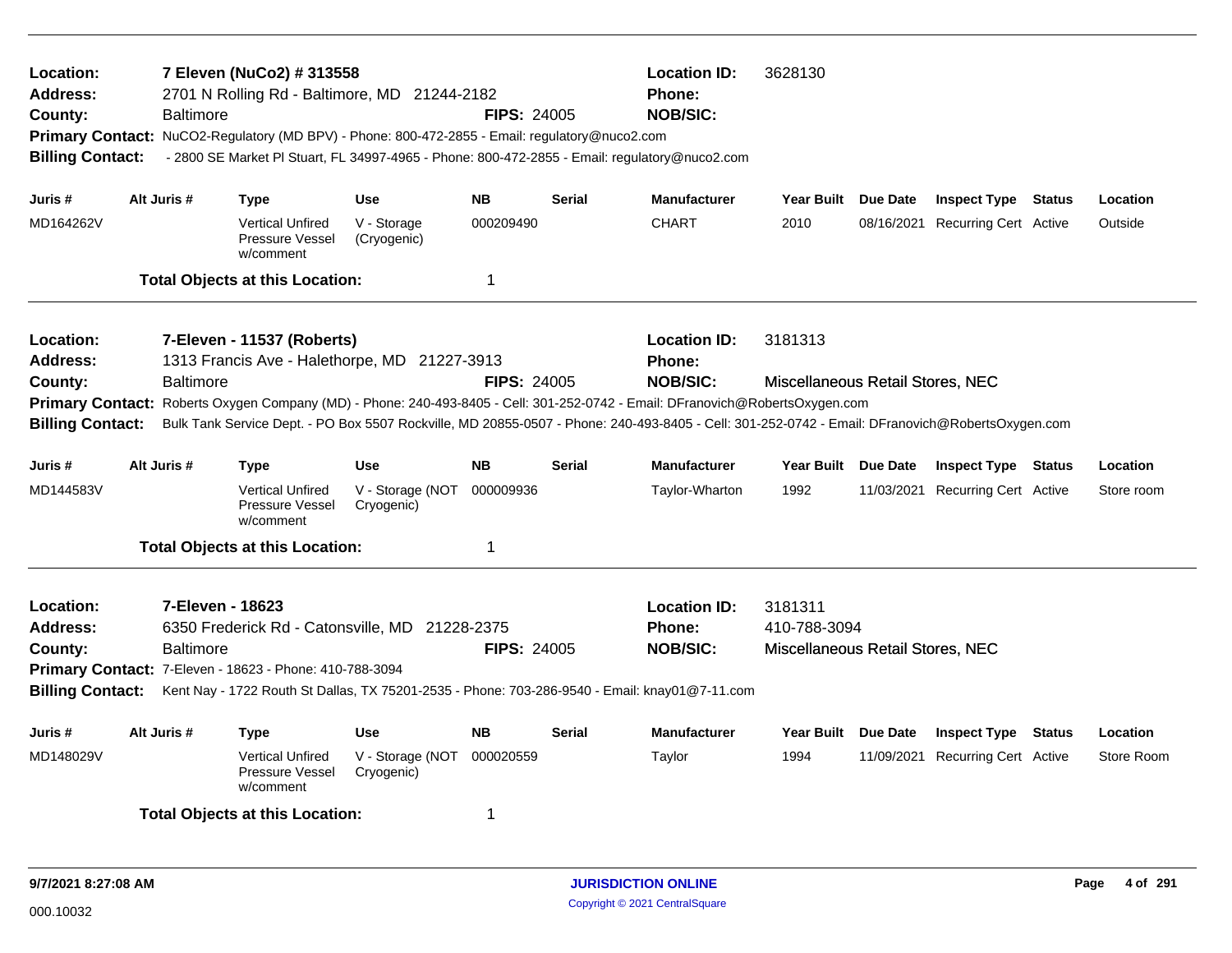**Location:** 7 Eleven (NuCo2) # 313558 **Location ID:** 3628130
**Address:** 2701 N Rolling Rd - Baltimore, MD 21244-2182 **Phone:**
**County:** Baltimore **FIPS:** 24005 **NOB/SIC:**
**Primary Contact:** NuCO2-Regulatory (MD BPV) - Phone: 800-472-2855 - Email: regulatory@nuco2.com
**Billing Contact:** - 2800 SE Market Pl Stuart, FL 34997-4965 - Phone: 800-472-2855 - Email: regulatory@nuco2.com

| Juris # | Alt Juris # | Type | Use | NB | Serial | Manufacturer | Year Built | Due Date | Inspect Type | Status | Location |
|---|---|---|---|---|---|---|---|---|---|---|---|
| MD164262V | | Vertical Unfired Pressure Vessel w/comment | V - Storage (Cryogenic) | 000209490 | | CHART | 2010 | 08/16/2021 | Recurring Cert | Active | Outside |

**Total Objects at this Location:** 1

---

**Location:** 7-Eleven - 11537 (Roberts) **Location ID:** 3181313
**Address:** 1313 Francis Ave - Halethorpe, MD 21227-3913 **Phone:**
**County:** Baltimore **FIPS:** 24005 **NOB/SIC:** Miscellaneous Retail Stores, NEC
**Primary Contact:** Roberts Oxygen Company (MD) - Phone: 240-493-8405 - Cell: 301-252-0742 - Email: DFranovich@RobertsOxygen.com
**Billing Contact:** Bulk Tank Service Dept. - PO Box 5507 Rockville, MD 20855-0507 - Phone: 240-493-8405 - Cell: 301-252-0742 - Email: DFranovich@RobertsOxygen.com

| Juris # | Alt Juris # | Type | Use | NB | Serial | Manufacturer | Year Built | Due Date | Inspect Type | Status | Location |
|---|---|---|---|---|---|---|---|---|---|---|---|
| MD144583V | | Vertical Unfired Pressure Vessel w/comment | V - Storage (NOT Cryogenic) | 000009936 | | Taylor-Wharton | 1992 | 11/03/2021 | Recurring Cert | Active | Store room |

**Total Objects at this Location:** 1

---

**Location:** 7-Eleven - 18623 **Location ID:** 3181311
**Address:** 6350 Frederick Rd - Catonsville, MD 21228-2375 **Phone:** 410-788-3094
**County:** Baltimore **FIPS:** 24005 **NOB/SIC:** Miscellaneous Retail Stores, NEC
**Primary Contact:** 7-Eleven - 18623 - Phone: 410-788-3094
**Billing Contact:** Kent Nay - 1722 Routh St Dallas, TX 75201-2535 - Phone: 703-286-9540 - Email: knay01@7-11.com

| Juris # | Alt Juris # | Type | Use | NB | Serial | Manufacturer | Year Built | Due Date | Inspect Type | Status | Location |
|---|---|---|---|---|---|---|---|---|---|---|---|
| MD148029V | | Vertical Unfired Pressure Vessel w/comment | V - Storage (NOT Cryogenic) | 000020559 | | Taylor | 1994 | 11/09/2021 | Recurring Cert | Active | Store Room |

**Total Objects at this Location:** 1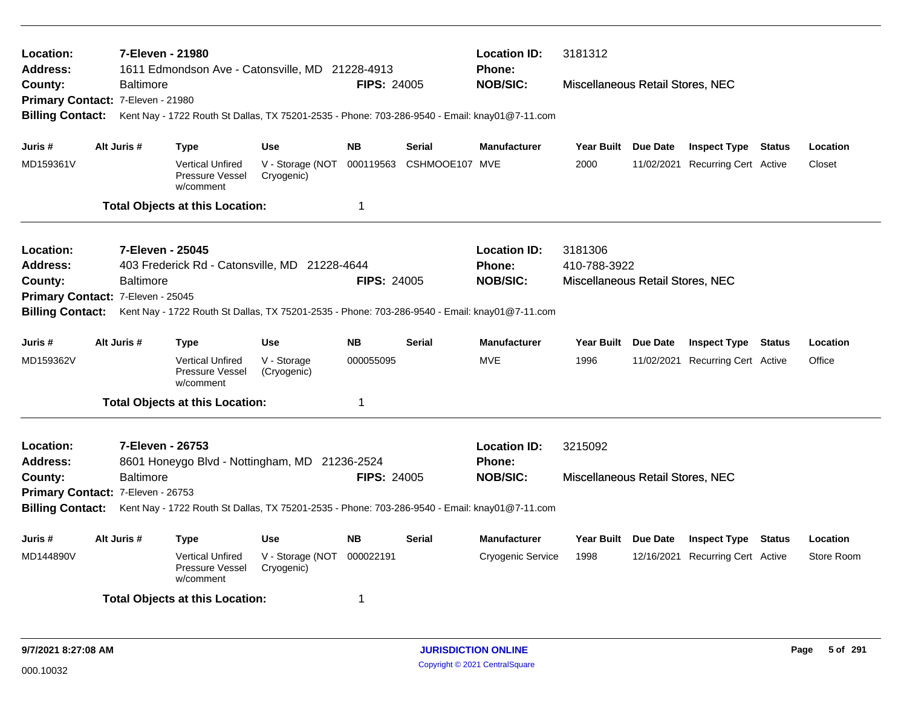**Location:** 7-Eleven - 21980
**Address:** 1611 Edmondson Ave - Catonsville, MD 21228-4913
**County:** Baltimore
**FIPS:** 24005
**Location ID:** 3181312
**Phone:**
**NOB/SIC:** Miscellaneous Retail Stores, NEC
**Primary Contact:** 7-Eleven - 21980
**Billing Contact:** Kent Nay - 1722 Routh St Dallas, TX 75201-2535 - Phone: 703-286-9540 - Email: knay01@7-11.com

| Juris # | Alt Juris # | Type | Use | NB | Serial | Manufacturer | Year Built | Due Date | Inspect Type | Status | Location |
|---|---|---|---|---|---|---|---|---|---|---|---|
| MD159361V | | Vertical Unfired Pressure Vessel w/comment | V - Storage (NOT Cryogenic) | 000119563 | CSHMOOE107 | MVE | 2000 | 11/02/2021 | Recurring Cert | Active | Closet |

**Total Objects at this Location:** 1

---

**Location:** 7-Eleven - 25045
**Address:** 403 Frederick Rd - Catonsville, MD 21228-4644
**County:** Baltimore
**FIPS:** 24005
**Location ID:** 3181306
**Phone:** 410-788-3922
**NOB/SIC:** Miscellaneous Retail Stores, NEC
**Primary Contact:** 7-Eleven - 25045
**Billing Contact:** Kent Nay - 1722 Routh St Dallas, TX 75201-2535 - Phone: 703-286-9540 - Email: knay01@7-11.com

| Juris # | Alt Juris # | Type | Use | NB | Serial | Manufacturer | Year Built | Due Date | Inspect Type | Status | Location |
|---|---|---|---|---|---|---|---|---|---|---|---|
| MD159362V | | Vertical Unfired Pressure Vessel w/comment | V - Storage (Cryogenic) | 000055095 | | MVE | 1996 | 11/02/2021 | Recurring Cert | Active | Office |

**Total Objects at this Location:** 1

---

**Location:** 7-Eleven - 26753
**Address:** 8601 Honeygo Blvd - Nottingham, MD 21236-2524
**County:** Baltimore
**FIPS:** 24005
**Location ID:** 3215092
**Phone:**
**NOB/SIC:** Miscellaneous Retail Stores, NEC
**Primary Contact:** 7-Eleven - 26753
**Billing Contact:** Kent Nay - 1722 Routh St Dallas, TX 75201-2535 - Phone: 703-286-9540 - Email: knay01@7-11.com

| Juris # | Alt Juris # | Type | Use | NB | Serial | Manufacturer | Year Built | Due Date | Inspect Type | Status | Location |
|---|---|---|---|---|---|---|---|---|---|---|---|
| MD144890V | | Vertical Unfired Pressure Vessel w/comment | V - Storage (NOT Cryogenic) | 000022191 | | Cryogenic Service | 1998 | 12/16/2021 | Recurring Cert | Active | Store Room |

**Total Objects at this Location:** 1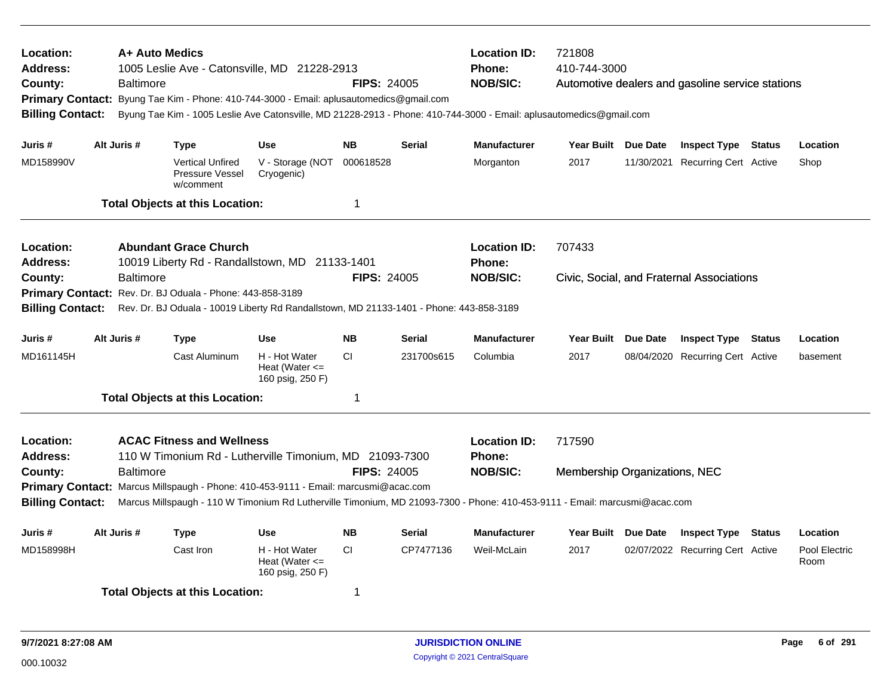**Location:** **A+ Auto Medics** **Location ID:** 721808
**Address:** 1005 Leslie Ave - Catonsville, MD 21228-2913 **Phone:** 410-744-3000
**County:** Baltimore **FIPS:** 24005 **NOB/SIC:** Automotive dealers and gasoline service stations
**Primary Contact:** Byung Tae Kim - Phone: 410-744-3000 - Email: aplusautomedics@gmail.com
**Billing Contact:** Byung Tae Kim - 1005 Leslie Ave Catonsville, MD 21228-2913 - Phone: 410-744-3000 - Email: aplusautomedics@gmail.com

| Juris # | Alt Juris # | Type | Use | NB | Serial | Manufacturer | Year Built | Due Date | Inspect Type | Status | Location |
|---|---|---|---|---|---|---|---|---|---|---|---|
| MD158990V | | Vertical Unfired Pressure Vessel w/comment | V - Storage (NOT Cryogenic) | 000618528 | | Morganton | 2017 | 11/30/2021 | Recurring Cert | Active | Shop |

**Total Objects at this Location:** 1

---

**Location:** **Abundant Grace Church** **Location ID:** 707433
**Address:** 10019 Liberty Rd - Randallstown, MD 21133-1401 **Phone:**
**County:** Baltimore **FIPS:** 24005 **NOB/SIC:** Civic, Social, and Fraternal Associations
**Primary Contact:** Rev. Dr. BJ Oduala - Phone: 443-858-3189
**Billing Contact:** Rev. Dr. BJ Oduala - 10019 Liberty Rd Randallstown, MD 21133-1401 - Phone: 443-858-3189

| Juris # | Alt Juris # | Type | Use | NB | Serial | Manufacturer | Year Built | Due Date | Inspect Type | Status | Location |
|---|---|---|---|---|---|---|---|---|---|---|---|
| MD161145H | | Cast Aluminum | H - Hot Water Heat (Water <= 160 psig, 250 F) | CI | 231700s615 | Columbia | 2017 | 08/04/2020 | Recurring Cert | Active | basement |

**Total Objects at this Location:** 1

---

**Location:** **ACAC Fitness and Wellness** **Location ID:** 717590
**Address:** 110 W Timonium Rd - Lutherville Timonium, MD 21093-7300 **Phone:**
**County:** Baltimore **FIPS:** 24005 **NOB/SIC:** Membership Organizations, NEC
**Primary Contact:** Marcus Millspaugh - Phone: 410-453-9111 - Email: marcusmi@acac.com
**Billing Contact:** Marcus Millspaugh - 110 W Timonium Rd Lutherville Timonium, MD 21093-7300 - Phone: 410-453-9111 - Email: marcusmi@acac.com

| Juris # | Alt Juris # | Type | Use | NB | Serial | Manufacturer | Year Built | Due Date | Inspect Type | Status | Location |
|---|---|---|---|---|---|---|---|---|---|---|---|
| MD158998H | | Cast Iron | H - Hot Water Heat (Water <= 160 psig, 250 F) | CI | CP7477136 | Weil-McLain | 2017 | 02/07/2022 | Recurring Cert | Active | Pool Electric Room |

**Total Objects at this Location:** 1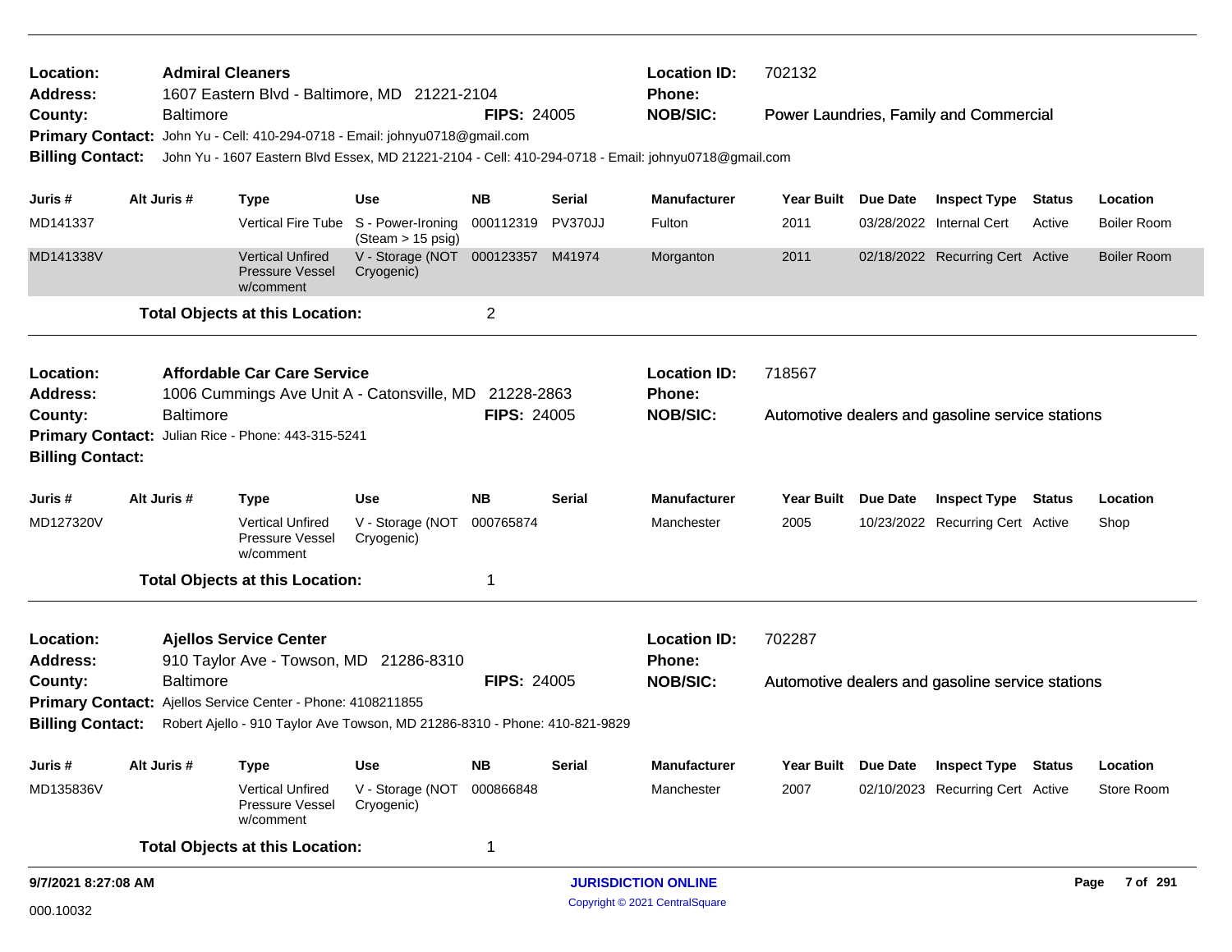**Location:** Admiral Cleaners
**Address:** 1607 Eastern Blvd - Baltimore, MD 21221-2104
**County:** Baltimore
**FIPS:** 24005
**Location ID:** 702132
**Phone:**
**NOB/SIC:** Power Laundries, Family and Commercial
**Primary Contact:** John Yu - Cell: 410-294-0718 - Email: johnyu0718@gmail.com
**Billing Contact:** John Yu - 1607 Eastern Blvd Essex, MD 21221-2104 - Cell: 410-294-0718 - Email: johnyu0718@gmail.com

| Juris # | Alt Juris # | Type | Use | NB | Serial | Manufacturer | Year Built | Due Date | Inspect Type | Status | Location |
|---|---|---|---|---|---|---|---|---|---|---|---|
| MD141337 | | Vertical Fire Tube | S - Power-Ironing (Steam > 15 psig) | 000112319 | PV370JJ | Fulton | 2011 | 03/28/2022 | Internal Cert | Active | Boiler Room |
| MD141338V | | Vertical Unfired Pressure Vessel w/comment | V - Storage (NOT Cryogenic) | 000123357 | M41974 | Morganton | 2011 | 02/18/2022 | Recurring Cert | Active | Boiler Room |

**Total Objects at this Location:** 2

---

**Location:** Affordable Car Care Service
**Address:** 1006 Cummings Ave Unit A - Catonsville, MD 21228-2863
**County:** Baltimore
**FIPS:** 24005
**Location ID:** 718567
**Phone:**
**NOB/SIC:** Automotive dealers and gasoline service stations
**Primary Contact:** Julian Rice - Phone: 443-315-5241
**Billing Contact:**

| Juris # | Alt Juris # | Type | Use | NB | Serial | Manufacturer | Year Built | Due Date | Inspect Type | Status | Location |
|---|---|---|---|---|---|---|---|---|---|---|---|
| MD127320V | | Vertical Unfired Pressure Vessel w/comment | V - Storage (NOT Cryogenic) | 000765874 | | Manchester | 2005 | 10/23/2022 | Recurring Cert | Active | Shop |

**Total Objects at this Location:** 1

---

**Location:** Ajellos Service Center
**Address:** 910 Taylor Ave - Towson, MD 21286-8310
**County:** Baltimore
**FIPS:** 24005
**Location ID:** 702287
**Phone:**
**NOB/SIC:** Automotive dealers and gasoline service stations
**Primary Contact:** Ajellos Service Center - Phone: 4108211855
**Billing Contact:** Robert Ajello - 910 Taylor Ave Towson, MD 21286-8310 - Phone: 410-821-9829

| Juris # | Alt Juris # | Type | Use | NB | Serial | Manufacturer | Year Built | Due Date | Inspect Type | Status | Location |
|---|---|---|---|---|---|---|---|---|---|---|---|
| MD135836V | | Vertical Unfired Pressure Vessel w/comment | V - Storage (NOT Cryogenic) | 000866848 | | Manchester | 2007 | 02/10/2023 | Recurring Cert | Active | Store Room |

**Total Objects at this Location:** 1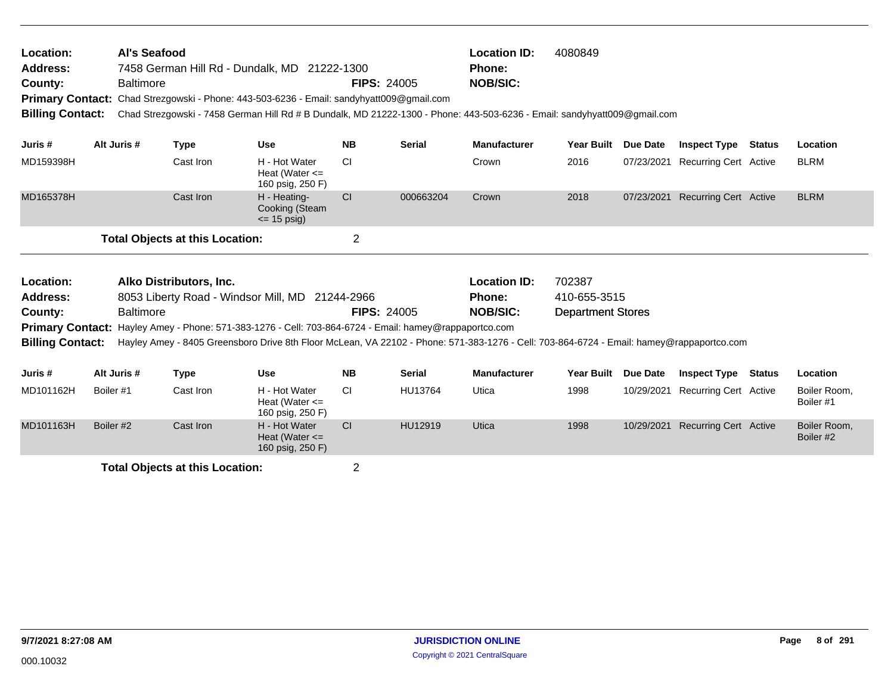**Location:** Al's Seafood  **Location ID:** 4080849
**Address:** 7458 German Hill Rd - Dundalk, MD 21222-1300  **Phone:**
**County:** Baltimore  **FIPS:** 24005  **NOB/SIC:**
**Primary Contact:** Chad Strezgowski - Phone: 443-503-6236 - Email: sandyhyatt009@gmail.com
**Billing Contact:** Chad Strezgowski - 7458 German Hill Rd # B Dundalk, MD 21222-1300 - Phone: 443-503-6236 - Email: sandyhyatt009@gmail.com

| Juris # | Alt Juris # | Type | Use | NB | Serial | Manufacturer | Year Built | Due Date | Inspect Type | Status | Location |
|---|---|---|---|---|---|---|---|---|---|---|---|
| MD159398H | | Cast Iron | H - Hot Water Heat (Water <= 160 psig, 250 F) | CI | | Crown | 2016 | 07/23/2021 | Recurring Cert | Active | BLRM |
| MD165378H | | Cast Iron | H - Heating-Cooking (Steam <= 15 psig) | CI | 000663204 | Crown | 2018 | 07/23/2021 | Recurring Cert | Active | BLRM |

**Total Objects at this Location:** 2

**Location:** Alko Distributors, Inc.  **Location ID:** 702387
**Address:** 8053 Liberty Road - Windsor Mill, MD 21244-2966  **Phone:** 410-655-3515
**County:** Baltimore  **FIPS:** 24005  **NOB/SIC:** Department Stores
**Primary Contact:** Hayley Amey - Phone: 571-383-1276 - Cell: 703-864-6724 - Email: hamey@rappaportco.com
**Billing Contact:** Hayley Amey - 8405 Greensboro Drive 8th Floor McLean, VA 22102 - Phone: 571-383-1276 - Cell: 703-864-6724 - Email: hamey@rappaportco.com

| Juris # | Alt Juris # | Type | Use | NB | Serial | Manufacturer | Year Built | Due Date | Inspect Type | Status | Location |
|---|---|---|---|---|---|---|---|---|---|---|---|
| MD101162H | Boiler #1 | Cast Iron | H - Hot Water Heat (Water <= 160 psig, 250 F) | CI | HU13764 | Utica | 1998 | 10/29/2021 | Recurring Cert | Active | Boiler Room, Boiler #1 |
| MD101163H | Boiler #2 | Cast Iron | H - Hot Water Heat (Water <= 160 psig, 250 F) | CI | HU12919 | Utica | 1998 | 10/29/2021 | Recurring Cert | Active | Boiler Room, Boiler #2 |

**Total Objects at this Location:** 2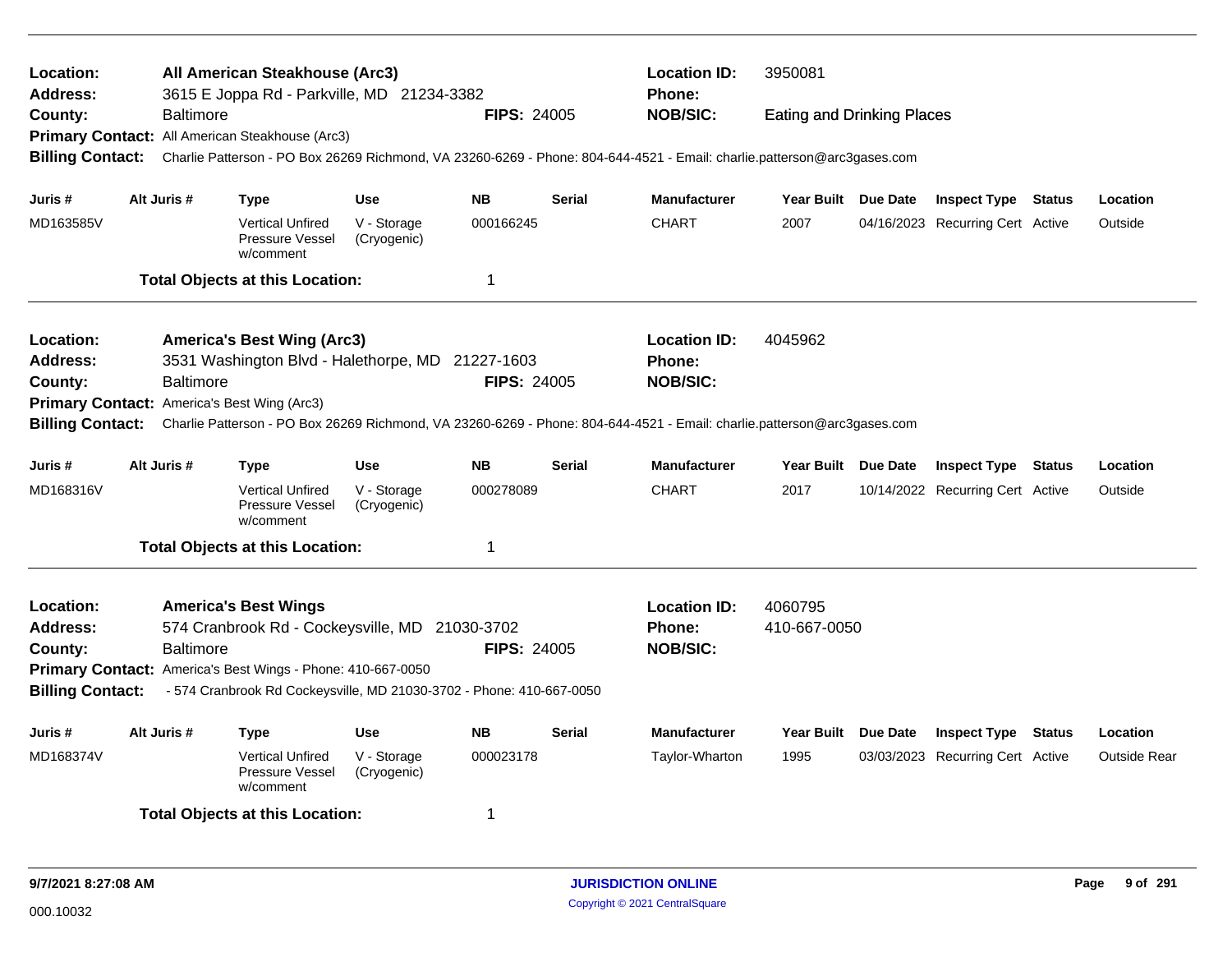**Location:** All American Steakhouse (Arc3) **Location ID:** 3950081
**Address:** 3615 E Joppa Rd - Parkville, MD 21234-3382 **Phone:**
**County:** Baltimore **FIPS:** 24005 **NOB/SIC:** Eating and Drinking Places
**Primary Contact:** All American Steakhouse (Arc3)
**Billing Contact:** Charlie Patterson - PO Box 26269 Richmond, VA 23260-6269 - Phone: 804-644-4521 - Email: charlie.patterson@arc3gases.com

| Juris # | Alt Juris # | Type | Use | NB | Serial | Manufacturer | Year Built | Due Date | Inspect Type | Status | Location |
|---|---|---|---|---|---|---|---|---|---|---|---|
| MD163585V | | Vertical Unfired Pressure Vessel w/comment | V - Storage (Cryogenic) | 000166245 | | CHART | 2007 | 04/16/2023 | Recurring Cert | Active | Outside |

**Total Objects at this Location:** 1

---

**Location:** America's Best Wing (Arc3) **Location ID:** 4045962
**Address:** 3531 Washington Blvd - Halethorpe, MD 21227-1603 **Phone:**
**County:** Baltimore **FIPS:** 24005 **NOB/SIC:**
**Primary Contact:** America's Best Wing (Arc3)
**Billing Contact:** Charlie Patterson - PO Box 26269 Richmond, VA 23260-6269 - Phone: 804-644-4521 - Email: charlie.patterson@arc3gases.com

| Juris # | Alt Juris # | Type | Use | NB | Serial | Manufacturer | Year Built | Due Date | Inspect Type | Status | Location |
|---|---|---|---|---|---|---|---|---|---|---|---|
| MD168316V | | Vertical Unfired Pressure Vessel w/comment | V - Storage (Cryogenic) | 000278089 | | CHART | 2017 | 10/14/2022 | Recurring Cert | Active | Outside |

**Total Objects at this Location:** 1

---

**Location:** America's Best Wings **Location ID:** 4060795
**Address:** 574 Cranbrook Rd - Cockeysville, MD 21030-3702 **Phone:** 410-667-0050
**County:** Baltimore **FIPS:** 24005 **NOB/SIC:**
**Primary Contact:** America's Best Wings - Phone: 410-667-0050
**Billing Contact:** - 574 Cranbrook Rd Cockeysville, MD 21030-3702 - Phone: 410-667-0050

| Juris # | Alt Juris # | Type | Use | NB | Serial | Manufacturer | Year Built | Due Date | Inspect Type | Status | Location |
|---|---|---|---|---|---|---|---|---|---|---|---|
| MD168374V | | Vertical Unfired Pressure Vessel w/comment | V - Storage (Cryogenic) | 000023178 | | Taylor-Wharton | 1995 | 03/03/2023 | Recurring Cert | Active | Outside Rear |

**Total Objects at this Location:** 1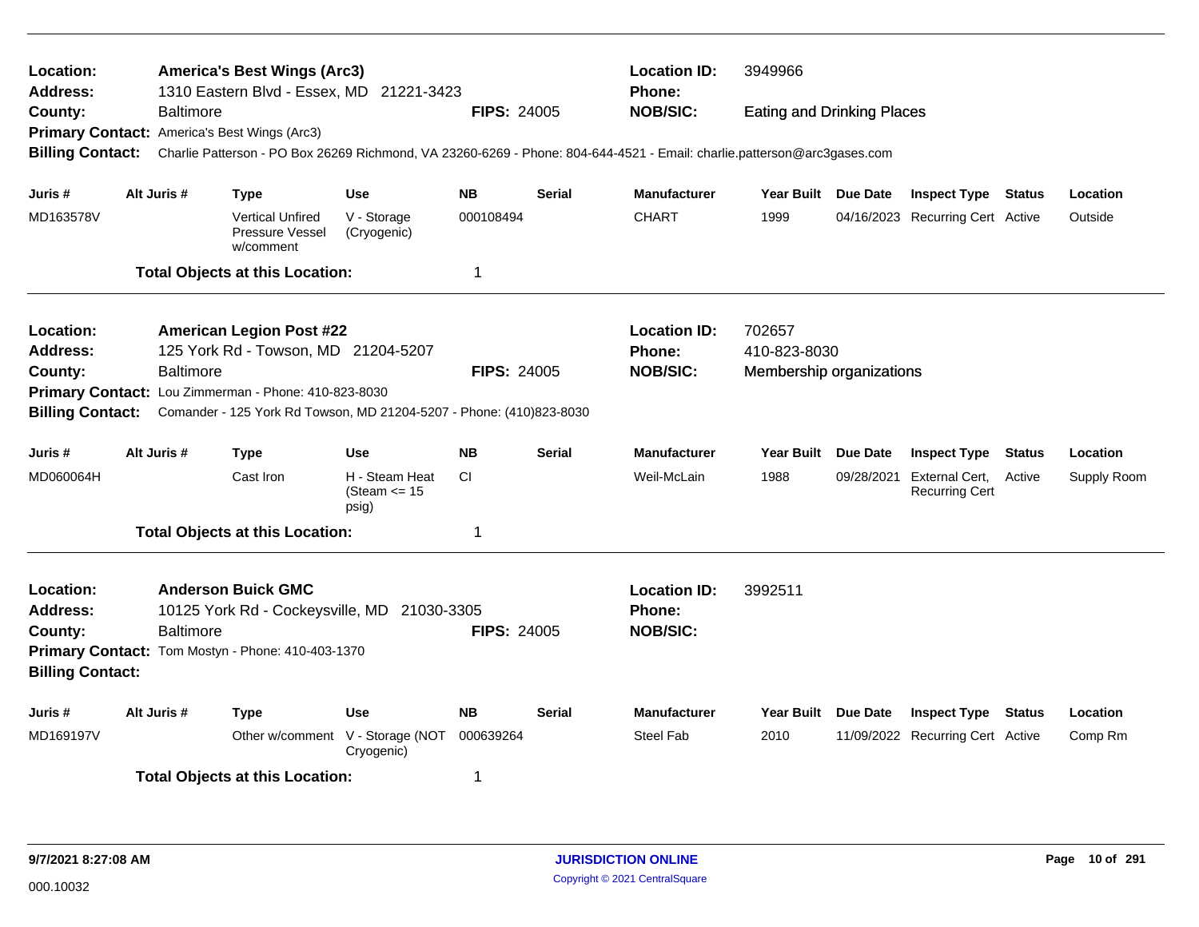**Location:** America's Best Wings (Arc3)
**Address:** 1310 Eastern Blvd - Essex, MD 21221-3423
**County:** Baltimore
**FIPS:** 24005
**Location ID:** 3949966
**Phone:**
**NOB/SIC:** Eating and Drinking Places
**Primary Contact:** America's Best Wings (Arc3)
**Billing Contact:** Charlie Patterson - PO Box 26269 Richmond, VA 23260-6269 - Phone: 804-644-4521 - Email: charlie.patterson@arc3gases.com

| Juris # | Alt Juris # | Type | Use | NB | Serial | Manufacturer | Year Built | Due Date | Inspect Type | Status | Location |
|---|---|---|---|---|---|---|---|---|---|---|---|
| MD163578V | | Vertical Unfired Pressure Vessel w/comment | V - Storage (Cryogenic) | 000108494 | | CHART | 1999 | 04/16/2023 | Recurring Cert | Active | Outside |

**Total Objects at this Location:** 1

---

**Location:** American Legion Post #22
**Address:** 125 York Rd - Towson, MD 21204-5207
**County:** Baltimore
**FIPS:** 24005
**Location ID:** 702657
**Phone:** 410-823-8030
**NOB/SIC:** Membership organizations
**Primary Contact:** Lou Zimmerman - Phone: 410-823-8030
**Billing Contact:** Comander - 125 York Rd Towson, MD 21204-5207 - Phone: (410)823-8030

| Juris # | Alt Juris # | Type | Use | NB | Serial | Manufacturer | Year Built | Due Date | Inspect Type | Status | Location |
|---|---|---|---|---|---|---|---|---|---|---|---|
| MD060064H | | Cast Iron | H - Steam Heat (Steam <= 15 psig) | CI | | Weil-McLain | 1988 | 09/28/2021 | External Cert, Recurring Cert | Active | Supply Room |

**Total Objects at this Location:** 1

---

**Location:** Anderson Buick GMC
**Address:** 10125 York Rd - Cockeysville, MD 21030-3305
**County:** Baltimore
**FIPS:** 24005
**Location ID:** 3992511
**Phone:**
**NOB/SIC:**
**Primary Contact:** Tom Mostyn - Phone: 410-403-1370
**Billing Contact:**

| Juris # | Alt Juris # | Type | Use | NB | Serial | Manufacturer | Year Built | Due Date | Inspect Type | Status | Location |
|---|---|---|---|---|---|---|---|---|---|---|---|
| MD169197V | | Other w/comment | V - Storage (NOT Cryogenic) | 000639264 | | Steel Fab | 2010 | 11/09/2022 | Recurring Cert | Active | Comp Rm |

**Total Objects at this Location:** 1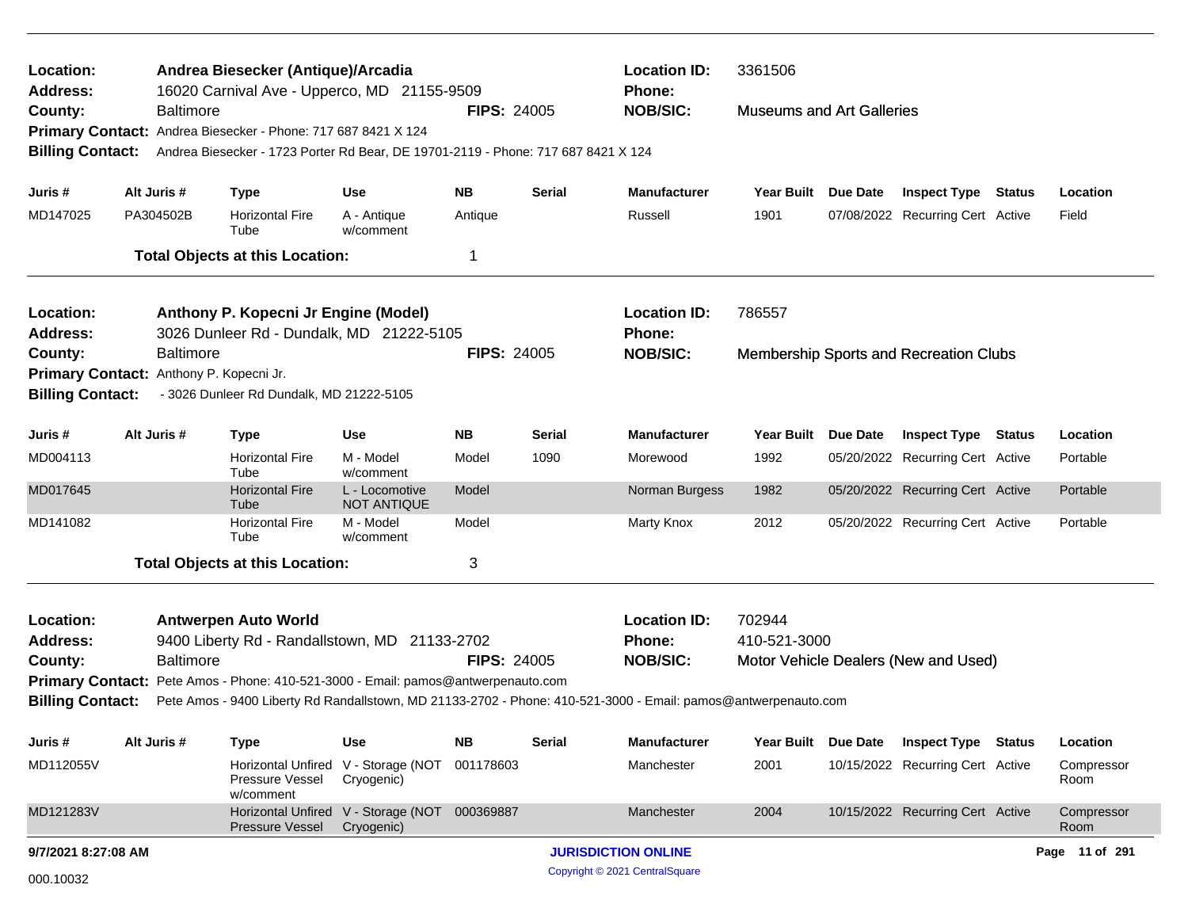**Location:** Andrea Biesecker (Antique)/Arcadia
**Location ID:** 3361506
**Address:** 16020 Carnival Ave - Upperco, MD 21155-9509
**Phone:**
**County:** Baltimore
**FIPS:** 24005
**NOB/SIC:** Museums and Art Galleries
**Primary Contact:** Andrea Biesecker - Phone: 717 687 8421 X 124
**Billing Contact:** Andrea Biesecker - 1723 Porter Rd Bear, DE 19701-2119 - Phone: 717 687 8421 X 124

| Juris # | Alt Juris # | Type | Use | NB | Serial | Manufacturer | Year Built | Due Date | Inspect Type | Status | Location |
|---|---|---|---|---|---|---|---|---|---|---|---|
| MD147025 | PA304502B | Horizontal Fire Tube | A - Antique w/comment | Antique | | Russell | 1901 | 07/08/2022 | Recurring Cert | Active | Field |

**Total Objects at this Location:** 1

---

**Location:** Anthony P. Kopecni Jr Engine (Model)
**Location ID:** 786557
**Address:** 3026 Dunleer Rd - Dundalk, MD 21222-5105
**Phone:**
**County:** Baltimore
**FIPS:** 24005
**NOB/SIC:** Membership Sports and Recreation Clubs
**Primary Contact:** Anthony P. Kopecni Jr.
**Billing Contact:** - 3026 Dunleer Rd Dundalk, MD 21222-5105

| Juris # | Alt Juris # | Type | Use | NB | Serial | Manufacturer | Year Built | Due Date | Inspect Type | Status | Location |
|---|---|---|---|---|---|---|---|---|---|---|---|
| MD004113 | | Horizontal Fire Tube | M - Model w/comment | Model | 1090 | Morewood | 1992 | 05/20/2022 | Recurring Cert | Active | Portable |
| MD017645 | | Horizontal Fire Tube | L - Locomotive NOT ANTIQUE | Model | | Norman Burgess | 1982 | 05/20/2022 | Recurring Cert | Active | Portable |
| MD141082 | | Horizontal Fire Tube | M - Model w/comment | Model | | Marty Knox | 2012 | 05/20/2022 | Recurring Cert | Active | Portable |

**Total Objects at this Location:** 3

---

**Location:** Antwerpen Auto World
**Location ID:** 702944
**Address:** 9400 Liberty Rd - Randallstown, MD 21133-2702
**Phone:** 410-521-3000
**County:** Baltimore
**FIPS:** 24005
**NOB/SIC:** Motor Vehicle Dealers (New and Used)
**Primary Contact:** Pete Amos - Phone: 410-521-3000 - Email: pamos@antwerpenauto.com
**Billing Contact:** Pete Amos - 9400 Liberty Rd Randallstown, MD 21133-2702 - Phone: 410-521-3000 - Email: pamos@antwerpenauto.com

| Juris # | Alt Juris # | Type | Use | NB | Serial | Manufacturer | Year Built | Due Date | Inspect Type | Status | Location |
|---|---|---|---|---|---|---|---|---|---|---|---|
| MD112055V | | Horizontal Unfired Pressure Vessel w/comment | V - Storage (NOT Cryogenic) | 001178603 | | Manchester | 2001 | 10/15/2022 | Recurring Cert | Active | Compressor Room |
| MD121283V | | Horizontal Unfired Pressure Vessel | V - Storage (NOT Cryogenic) | 000369887 | | Manchester | 2004 | 10/15/2022 | Recurring Cert | Active | Compressor Room |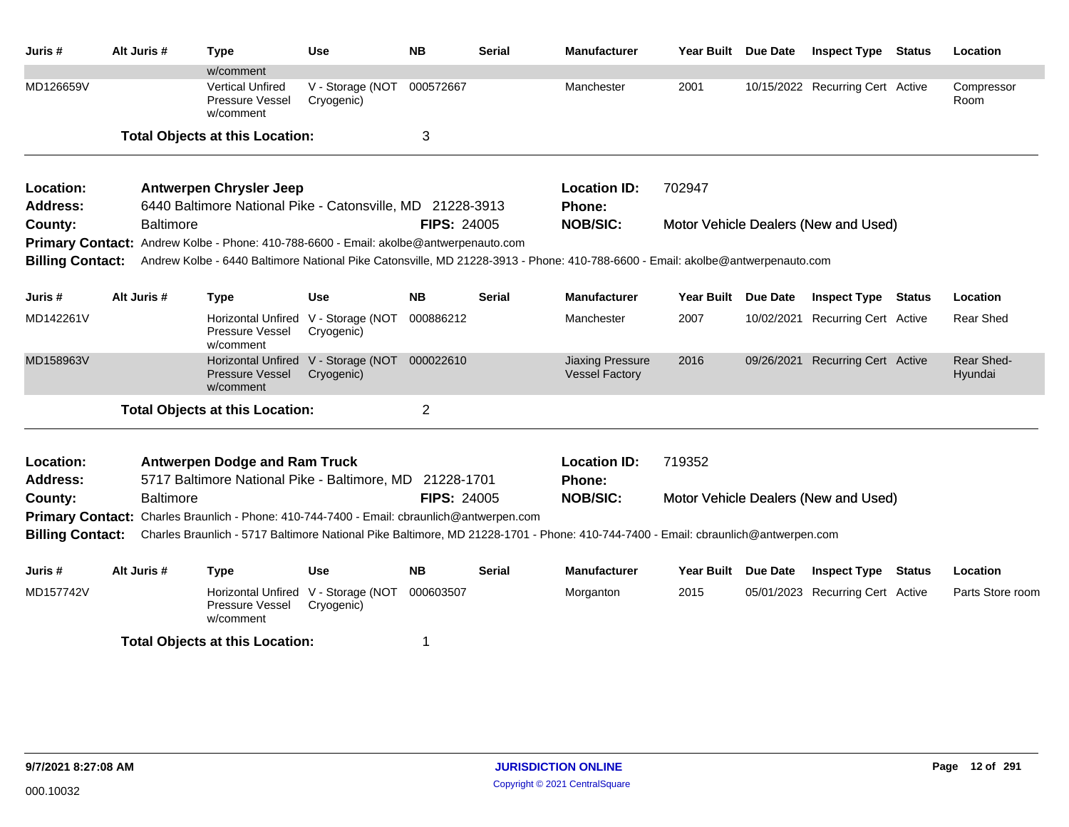| Juris # | Alt Juris # | Type | Use | NB | Serial | Manufacturer | Year Built | Due Date | Inspect Type | Status | Location |
|---|---|---|---|---|---|---|---|---|---|---|---|
| | | w/comment | | | | | | | | | |
| MD126659V | | Vertical Unfired Pressure Vessel w/comment | V - Storage (NOT Cryogenic) | 000572667 | | Manchester | 2001 | 10/15/2022 | Recurring Cert | Active | Compressor Room |

**Total Objects at this Location:** 3

---

**Location:** Antwerpen Chrysler Jeep
**Location ID:** 702947
**Address:** 6440 Baltimore National Pike - Catonsville, MD 21228-3913
**Phone:**
**County:** Baltimore
**FIPS:** 24005
**NOB/SIC:** Motor Vehicle Dealers (New and Used)
**Primary Contact:** Andrew Kolbe - Phone: 410-788-6600 - Email: akolbe@antwerpenauto.com
**Billing Contact:** Andrew Kolbe - 6440 Baltimore National Pike Catonsville, MD 21228-3913 - Phone: 410-788-6600 - Email: akolbe@antwerpenauto.com

| Juris # | Alt Juris # | Type | Use | NB | Serial | Manufacturer | Year Built | Due Date | Inspect Type | Status | Location |
|---|---|---|---|---|---|---|---|---|---|---|---|
| MD142261V | | Horizontal Unfired Pressure Vessel w/comment | V - Storage (NOT Cryogenic) | 000886212 | | Manchester | 2007 | 10/02/2021 | Recurring Cert | Active | Rear Shed |
| MD158963V | | Horizontal Unfired Pressure Vessel w/comment | V - Storage (NOT Cryogenic) | 000022610 | | Jiaxing Pressure Vessel Factory | 2016 | 09/26/2021 | Recurring Cert | Active | Rear Shed-Hyundai |

**Total Objects at this Location:** 2

---

**Location:** Antwerpen Dodge and Ram Truck
**Location ID:** 719352
**Address:** 5717 Baltimore National Pike - Baltimore, MD 21228-1701
**Phone:**
**County:** Baltimore
**FIPS:** 24005
**NOB/SIC:** Motor Vehicle Dealers (New and Used)
**Primary Contact:** Charles Braunlich - Phone: 410-744-7400 - Email: cbraunlich@antwerpen.com
**Billing Contact:** Charles Braunlich - 5717 Baltimore National Pike Baltimore, MD 21228-1701 - Phone: 410-744-7400 - Email: cbraunlich@antwerpen.com

| Juris # | Alt Juris # | Type | Use | NB | Serial | Manufacturer | Year Built | Due Date | Inspect Type | Status | Location |
|---|---|---|---|---|---|---|---|---|---|---|---|
| MD157742V | | Horizontal Unfired Pressure Vessel w/comment | V - Storage (NOT Cryogenic) | 000603507 | | Morganton | 2015 | 05/01/2023 | Recurring Cert | Active | Parts Store room |

**Total Objects at this Location:** 1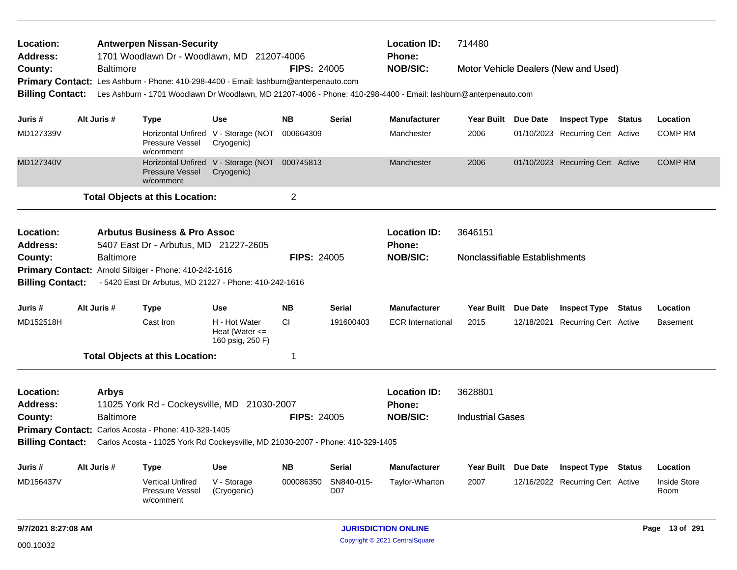**Location:** **Antwerpen Nissan-Security**
**Address:** 1701 Woodlawn Dr - Woodlawn, MD 21207-4006
**County:** Baltimore **FIPS:** 24005
**Location ID:** 714480
**Phone:**
**NOB/SIC:** Motor Vehicle Dealers (New and Used)
**Primary Contact:** Les Ashburn - Phone: 410-298-4400 - Email: lashburn@anterpenauto.com
**Billing Contact:** Les Ashburn - 1701 Woodlawn Dr Woodlawn, MD 21207-4006 - Phone: 410-298-4400 - Email: lashburn@anterpenauto.com

| Juris # | Alt Juris # | Type | Use | NB | Serial | Manufacturer | Year Built | Due Date | Inspect Type | Status | Location |
|---|---|---|---|---|---|---|---|---|---|---|---|
| MD127339V | | Horizontal Unfired Pressure Vessel w/comment | V - Storage (NOT Cryogenic) | 000664309 | | Manchester | 2006 | 01/10/2023 | Recurring Cert | Active | COMP RM |
| MD127340V | | Horizontal Unfired Pressure Vessel w/comment | V - Storage (NOT Cryogenic) | 000745813 | | Manchester | 2006 | 01/10/2023 | Recurring Cert | Active | COMP RM |

**Total Objects at this Location:** 2

---

**Location:** **Arbutus Business & Pro Assoc**
**Address:** 5407 East Dr - Arbutus, MD 21227-2605
**County:** Baltimore **FIPS:** 24005
**Location ID:** 3646151
**Phone:**
**NOB/SIC:** Nonclassifiable Establishments
**Primary Contact:** Arnold Silbiger - Phone: 410-242-1616
**Billing Contact:** - 5420 East Dr Arbutus, MD 21227 - Phone: 410-242-1616

| Juris # | Alt Juris # | Type | Use | NB | Serial | Manufacturer | Year Built | Due Date | Inspect Type | Status | Location |
|---|---|---|---|---|---|---|---|---|---|---|---|
| MD152518H | | Cast Iron | H - Hot Water Heat (Water <= 160 psig, 250 F) | CI | 191600403 | ECR International | 2015 | 12/18/2021 | Recurring Cert | Active | Basement |

**Total Objects at this Location:** 1

---

**Location:** **Arbys**
**Address:** 11025 York Rd - Cockeysville, MD 21030-2007
**County:** Baltimore **FIPS:** 24005
**Location ID:** 3628801
**Phone:**
**NOB/SIC:** Industrial Gases
**Primary Contact:** Carlos Acosta - Phone: 410-329-1405
**Billing Contact:** Carlos Acosta - 11025 York Rd Cockeysville, MD 21030-2007 - Phone: 410-329-1405

| Juris # | Alt Juris # | Type | Use | NB | Serial | Manufacturer | Year Built | Due Date | Inspect Type | Status | Location |
|---|---|---|---|---|---|---|---|---|---|---|---|
| MD156437V | | Vertical Unfired Pressure Vessel w/comment | V - Storage (Cryogenic) | 000086350 | SN840-015-D07 | Taylor-Wharton | 2007 | 12/16/2022 | Recurring Cert | Active | Inside Store Room |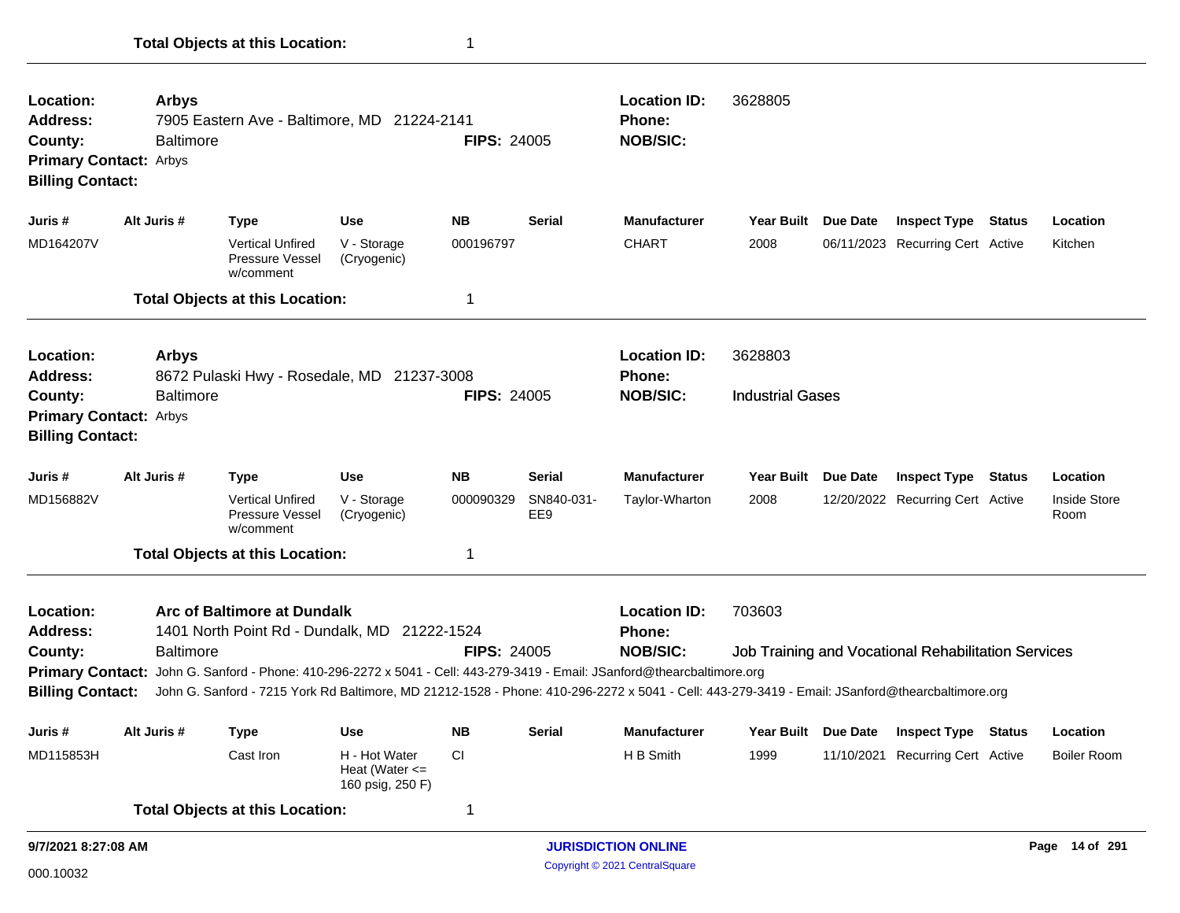**Total Objects at this Location:** 1

---

**Location:** Arbys
**Address:** 7905 Eastern Ave - Baltimore, MD 21224-2141
**County:** Baltimore
**FIPS:** 24005
**Location ID:** 3628805
**Phone:**
**NOB/SIC:**
**Primary Contact:** Arbys
**Billing Contact:**

| Juris # | Alt Juris # | Type | Use | NB | Serial | Manufacturer | Year Built | Due Date | Inspect Type | Status | Location |
|---|---|---|---|---|---|---|---|---|---|---|---|
| MD164207V | | Vertical Unfired Pressure Vessel w/comment | V - Storage (Cryogenic) | 000196797 | | CHART | 2008 | 06/11/2023 | Recurring Cert | Active | Kitchen |

**Total Objects at this Location:** 1

---

**Location:** Arbys
**Address:** 8672 Pulaski Hwy - Rosedale, MD 21237-3008
**County:** Baltimore
**FIPS:** 24005
**Location ID:** 3628803
**Phone:**
**NOB/SIC:** Industrial Gases
**Primary Contact:** Arbys
**Billing Contact:**

| Juris # | Alt Juris # | Type | Use | NB | Serial | Manufacturer | Year Built | Due Date | Inspect Type | Status | Location |
|---|---|---|---|---|---|---|---|---|---|---|---|
| MD156882V | | Vertical Unfired Pressure Vessel w/comment | V - Storage (Cryogenic) | 000090329 | SN840-031-EE9 | Taylor-Wharton | 2008 | 12/20/2022 | Recurring Cert | Active | Inside Store Room |

**Total Objects at this Location:** 1

---

**Location:** Arc of Baltimore at Dundalk
**Address:** 1401 North Point Rd - Dundalk, MD 21222-1524
**County:** Baltimore
**FIPS:** 24005
**Location ID:** 703603
**Phone:**
**NOB/SIC:** Job Training and Vocational Rehabilitation Services
**Primary Contact:** John G. Sanford - Phone: 410-296-2272 x 5041 - Cell: 443-279-3419 - Email: JSanford@thearcbaltimore.org
**Billing Contact:** John G. Sanford - 7215 York Rd Baltimore, MD 21212-1528 - Phone: 410-296-2272 x 5041 - Cell: 443-279-3419 - Email: JSanford@thearcbaltimore.org

| Juris # | Alt Juris # | Type | Use | NB | Serial | Manufacturer | Year Built | Due Date | Inspect Type | Status | Location |
|---|---|---|---|---|---|---|---|---|---|---|---|
| MD115853H | | Cast Iron | H - Hot Water Heat (Water <= 160 psig, 250 F) | CI | | H B Smith | 1999 | 11/10/2021 | Recurring Cert | Active | Boiler Room |

**Total Objects at this Location:** 1

9/7/2021 8:27:08 AM — JURISDICTION ONLINE — Copyright © 2021 CentralSquare

000.10032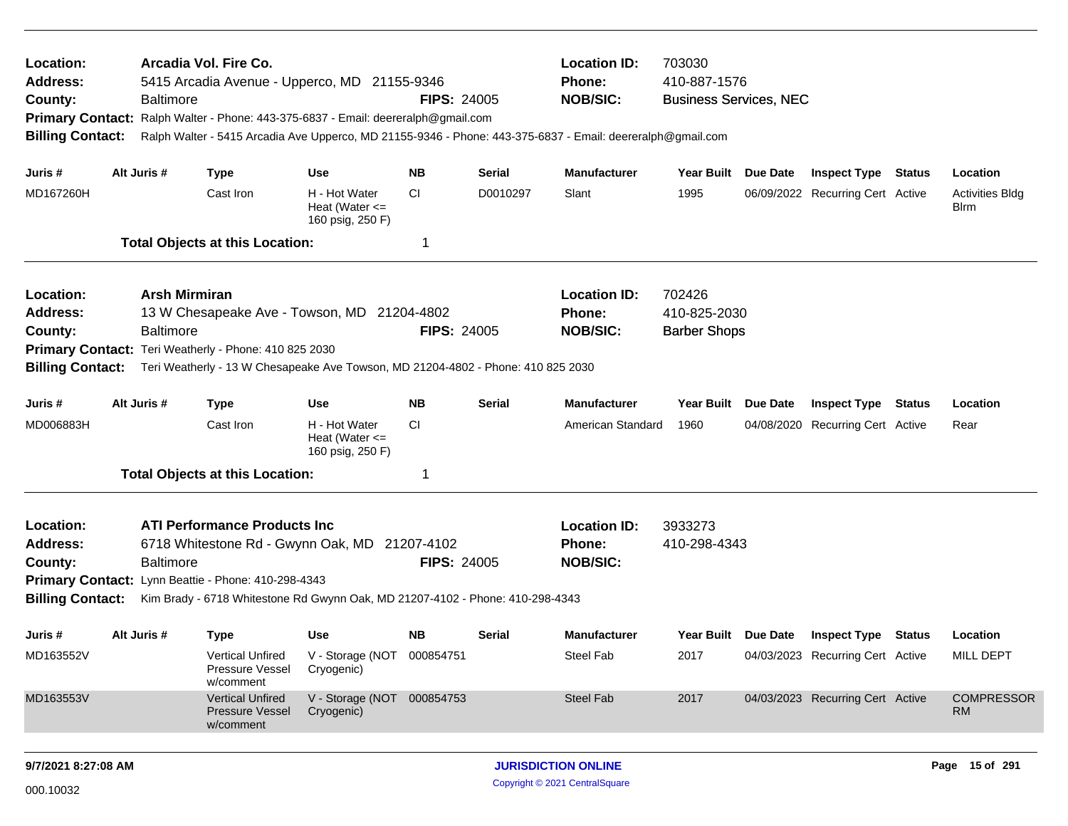**Location:** Arcadia Vol. Fire Co.
**Address:** 5415 Arcadia Avenue - Upperco, MD 21155-9346
**County:** Baltimore **FIPS:** 24005
**Location ID:** 703030
**Phone:** 410-887-1576
**NOB/SIC:** Business Services, NEC
**Primary Contact:** Ralph Walter - Phone: 443-375-6837 - Email: deereralph@gmail.com
**Billing Contact:** Ralph Walter - 5415 Arcadia Ave Upperco, MD 21155-9346 - Phone: 443-375-6837 - Email: deereralph@gmail.com

| Juris # | Alt Juris # | Type | Use | NB | Serial | Manufacturer | Year Built | Due Date | Inspect Type | Status | Location |
|---|---|---|---|---|---|---|---|---|---|---|---|
| MD167260H | | Cast Iron | H - Hot Water Heat (Water <= 160 psig, 250 F) | CI | D0010297 | Slant | 1995 | 06/09/2022 | Recurring Cert | Active | Activities Bldg Blrm |

**Total Objects at this Location:** 1

**Location:** Arsh Mirmiran
**Address:** 13 W Chesapeake Ave - Towson, MD 21204-4802
**County:** Baltimore **FIPS:** 24005
**Location ID:** 702426
**Phone:** 410-825-2030
**NOB/SIC:** Barber Shops
**Primary Contact:** Teri Weatherly - Phone: 410 825 2030
**Billing Contact:** Teri Weatherly - 13 W Chesapeake Ave Towson, MD 21204-4802 - Phone: 410 825 2030

| Juris # | Alt Juris # | Type | Use | NB | Serial | Manufacturer | Year Built | Due Date | Inspect Type | Status | Location |
|---|---|---|---|---|---|---|---|---|---|---|---|
| MD006883H | | Cast Iron | H - Hot Water Heat (Water <= 160 psig, 250 F) | CI | | American Standard | 1960 | 04/08/2020 | Recurring Cert | Active | Rear |

**Total Objects at this Location:** 1

**Location:** ATI Performance Products Inc
**Address:** 6718 Whitestone Rd - Gwynn Oak, MD 21207-4102
**County:** Baltimore **FIPS:** 24005
**Location ID:** 3933273
**Phone:** 410-298-4343
**NOB/SIC:**
**Primary Contact:** Lynn Beattie - Phone: 410-298-4343
**Billing Contact:** Kim Brady - 6718 Whitestone Rd Gwynn Oak, MD 21207-4102 - Phone: 410-298-4343

| Juris # | Alt Juris # | Type | Use | NB | Serial | Manufacturer | Year Built | Due Date | Inspect Type | Status | Location |
|---|---|---|---|---|---|---|---|---|---|---|---|
| MD163552V | | Vertical Unfired Pressure Vessel w/comment | V - Storage (NOT Cryogenic) | 000854751 | | Steel Fab | 2017 | 04/03/2023 | Recurring Cert | Active | MILL DEPT |
| MD163553V | | Vertical Unfired Pressure Vessel w/comment | V - Storage (NOT Cryogenic) | 000854753 | | Steel Fab | 2017 | 04/03/2023 | Recurring Cert | Active | COMPRESSOR RM |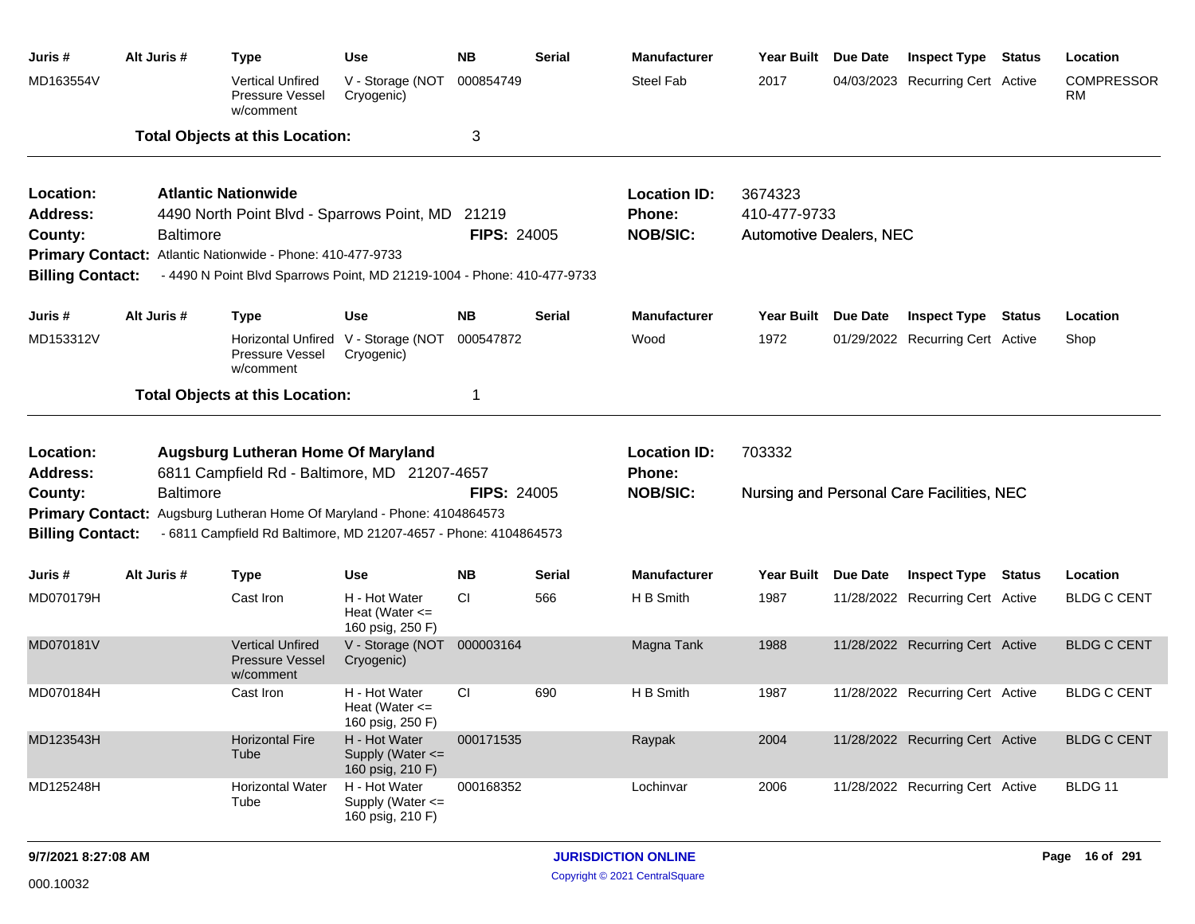| Juris # | Alt Juris # | Type | Use | NB | Serial | Manufacturer | Year Built | Due Date | Inspect Type | Status | Location |
|---|---|---|---|---|---|---|---|---|---|---|---|
| MD163554V | | Vertical Unfired Pressure Vessel w/comment | V - Storage (NOT Cryogenic) | 000854749 | | Steel Fab | 2017 | 04/03/2023 | Recurring Cert | Active | COMPRESSOR RM |

**Total Objects at this Location:** 3

---

**Location:** Atlantic Nationwide
**Location ID:** 3674323
**Address:** 4490 North Point Blvd - Sparrows Point, MD 21219
**Phone:** 410-477-9733
**County:** Baltimore
**FIPS:** 24005
**NOB/SIC:** Automotive Dealers, NEC
**Primary Contact:** Atlantic Nationwide - Phone: 410-477-9733
**Billing Contact:** - 4490 N Point Blvd Sparrows Point, MD 21219-1004 - Phone: 410-477-9733

| Juris # | Alt Juris # | Type | Use | NB | Serial | Manufacturer | Year Built | Due Date | Inspect Type | Status | Location |
|---|---|---|---|---|---|---|---|---|---|---|---|
| MD153312V | | Horizontal Unfired Pressure Vessel w/comment | V - Storage (NOT Cryogenic) | 000547872 | | Wood | 1972 | 01/29/2022 | Recurring Cert | Active | Shop |

**Total Objects at this Location:** 1

---

**Location:** Augsburg Lutheran Home Of Maryland
**Location ID:** 703332
**Address:** 6811 Campfield Rd - Baltimore, MD 21207-4657
**Phone:**
**County:** Baltimore
**FIPS:** 24005
**NOB/SIC:** Nursing and Personal Care Facilities, NEC
**Primary Contact:** Augsburg Lutheran Home Of Maryland - Phone: 4104864573
**Billing Contact:** - 6811 Campfield Rd Baltimore, MD 21207-4657 - Phone: 4104864573

| Juris # | Alt Juris # | Type | Use | NB | Serial | Manufacturer | Year Built | Due Date | Inspect Type | Status | Location |
|---|---|---|---|---|---|---|---|---|---|---|---|
| MD070179H | | Cast Iron | H - Hot Water Heat (Water <= 160 psig, 250 F) | CI | 566 | H B Smith | 1987 | 11/28/2022 | Recurring Cert | Active | BLDG C CENT |
| MD070181V | | Vertical Unfired Pressure Vessel w/comment | V - Storage (NOT Cryogenic) | 000003164 | | Magna Tank | 1988 | 11/28/2022 | Recurring Cert | Active | BLDG C CENT |
| MD070184H | | Cast Iron | H - Hot Water Heat (Water <= 160 psig, 250 F) | CI | 690 | H B Smith | 1987 | 11/28/2022 | Recurring Cert | Active | BLDG C CENT |
| MD123543H | | Horizontal Fire Tube | H - Hot Water Supply (Water <= 160 psig, 210 F) | 000171535 | | Raypak | 2004 | 11/28/2022 | Recurring Cert | Active | BLDG C CENT |
| MD125248H | | Horizontal Water Tube | H - Hot Water Supply (Water <= 160 psig, 210 F) | 000168352 | | Lochinvar | 2006 | 11/28/2022 | Recurring Cert | Active | BLDG 11 |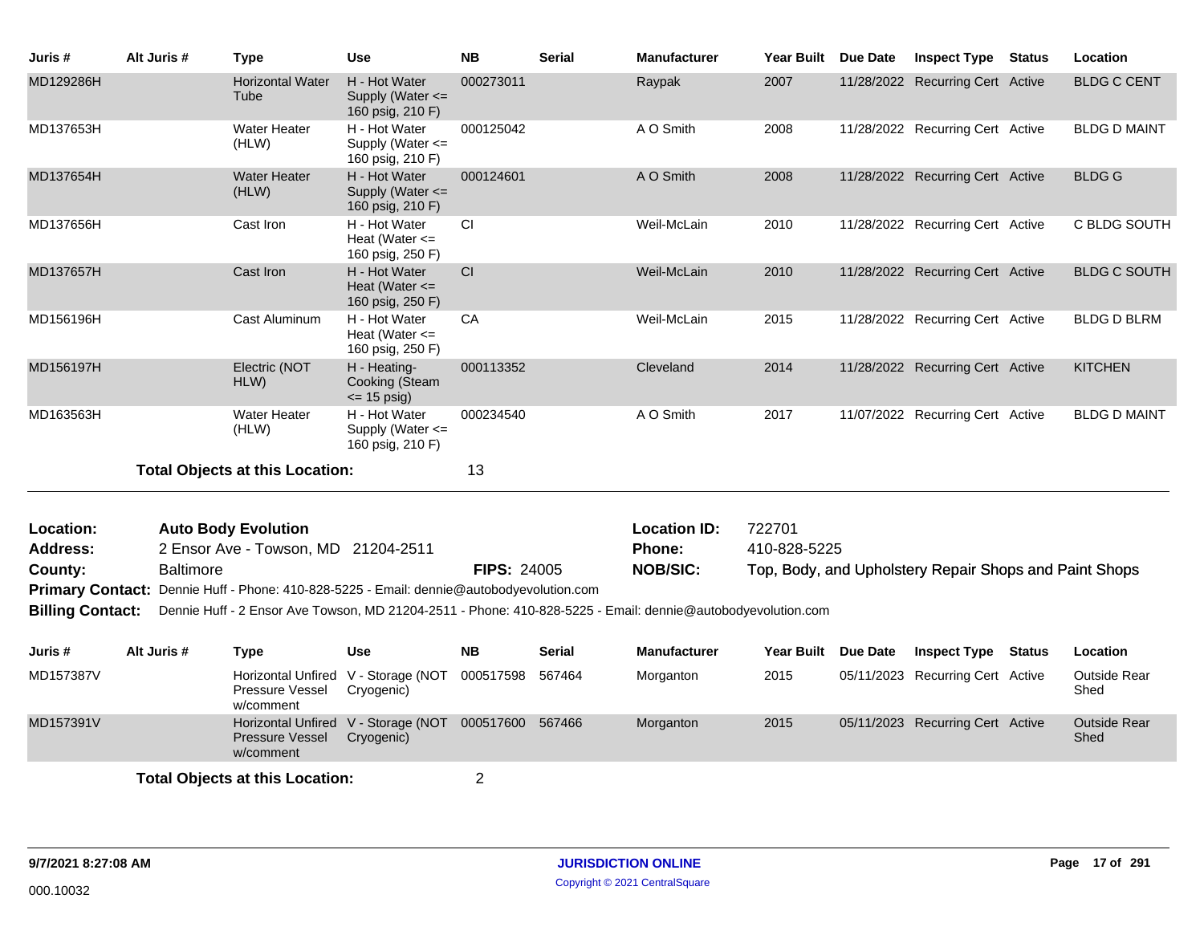| Juris # | Alt Juris # | Type | Use | NB | Serial | Manufacturer | Year Built | Due Date | Inspect Type | Status | Location |
|---|---|---|---|---|---|---|---|---|---|---|---|
| MD129286H | | Horizontal Water Tube | H - Hot Water Supply (Water <= 160 psig, 210 F) | 000273011 | | Raypak | 2007 | 11/28/2022 | Recurring Cert | Active | BLDG C CENT |
| MD137653H | | Water Heater (HLW) | H - Hot Water Supply (Water <= 160 psig, 210 F) | 000125042 | | A O Smith | 2008 | 11/28/2022 | Recurring Cert | Active | BLDG D MAINT |
| MD137654H | | Water Heater (HLW) | H - Hot Water Supply (Water <= 160 psig, 210 F) | 000124601 | | A O Smith | 2008 | 11/28/2022 | Recurring Cert | Active | BLDG G |
| MD137656H | | Cast Iron | H - Hot Water Heat (Water <= 160 psig, 250 F) | CI | | Weil-McLain | 2010 | 11/28/2022 | Recurring Cert | Active | C BLDG SOUTH |
| MD137657H | | Cast Iron | H - Hot Water Heat (Water <= 160 psig, 250 F) | CI | | Weil-McLain | 2010 | 11/28/2022 | Recurring Cert | Active | BLDG C SOUTH |
| MD156196H | | Cast Aluminum | H - Hot Water Heat (Water <= 160 psig, 250 F) | CA | | Weil-McLain | 2015 | 11/28/2022 | Recurring Cert | Active | BLDG D BLRM |
| MD156197H | | Electric (NOT HLW) | H - Heating-Cooking (Steam <= 15 psig) | 000113352 | | Cleveland | 2014 | 11/28/2022 | Recurring Cert | Active | KITCHEN |
| MD163563H | | Water Heater (HLW) | H - Hot Water Supply (Water <= 160 psig, 210 F) | 000234540 | | A O Smith | 2017 | 11/07/2022 | Recurring Cert | Active | BLDG D MAINT |

**Total Objects at this Location:** 13

---

**Location:** **Auto Body Evolution**
**Location ID:** 722701
**Address:** 2 Ensor Ave - Towson, MD 21204-2511
**Phone:** 410-828-5225
**County:** Baltimore
**FIPS:** 24005
**NOB/SIC:** Top, Body, and Upholstery Repair Shops and Paint Shops
**Primary Contact:** Dennie Huff - Phone: 410-828-5225 - Email: dennie@autobodyevolution.com
**Billing Contact:** Dennie Huff - 2 Ensor Ave Towson, MD 21204-2511 - Phone: 410-828-5225 - Email: dennie@autobodyevolution.com

| Juris # | Alt Juris # | Type | Use | NB | Serial | Manufacturer | Year Built | Due Date | Inspect Type | Status | Location |
|---|---|---|---|---|---|---|---|---|---|---|---|
| MD157387V | | Horizontal Unfired Pressure Vessel w/comment | V - Storage (NOT Cryogenic) | 000517598 | 567464 | Morganton | 2015 | 05/11/2023 | Recurring Cert | Active | Outside Rear Shed |
| MD157391V | | Horizontal Unfired Pressure Vessel w/comment | V - Storage (NOT Cryogenic) | 000517600 | 567466 | Morganton | 2015 | 05/11/2023 | Recurring Cert | Active | Outside Rear Shed |

**Total Objects at this Location:** 2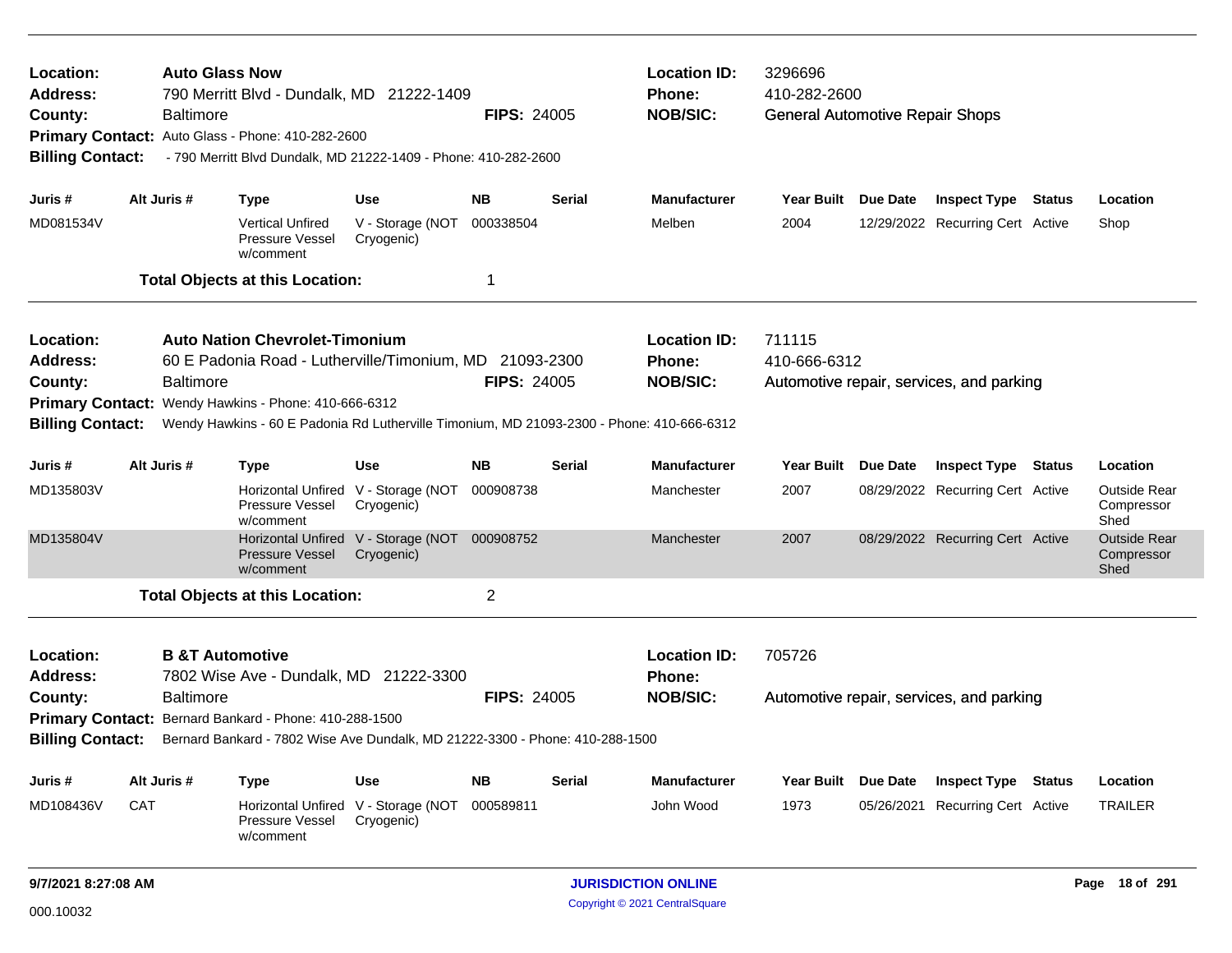**Location:** Auto Glass Now
**Address:** 790 Merritt Blvd - Dundalk, MD 21222-1409
**County:** Baltimore **FIPS:** 24005
**Primary Contact:** Auto Glass - Phone: 410-282-2600
**Billing Contact:** - 790 Merritt Blvd Dundalk, MD 21222-1409 - Phone: 410-282-2600

**Location ID:** 3296696
**Phone:** 410-282-2600
**NOB/SIC:** General Automotive Repair Shops

| Juris # | Alt Juris # | Type | Use | NB | Serial | Manufacturer | Year Built | Due Date | Inspect Type | Status | Location |
|---|---|---|---|---|---|---|---|---|---|---|---|
| MD081534V | | Vertical Unfired Pressure Vessel w/comment | V - Storage (NOT Cryogenic) | 000338504 | | Melben | 2004 | 12/29/2022 | Recurring Cert | Active | Shop |

**Total Objects at this Location:** 1

---

**Location:** Auto Nation Chevrolet-Timonium
**Address:** 60 E Padonia Road - Lutherville/Timonium, MD 21093-2300
**County:** Baltimore **FIPS:** 24005
**Primary Contact:** Wendy Hawkins - Phone: 410-666-6312
**Billing Contact:** Wendy Hawkins - 60 E Padonia Rd Lutherville Timonium, MD 21093-2300 - Phone: 410-666-6312

**Location ID:** 711115
**Phone:** 410-666-6312
**NOB/SIC:** Automotive repair, services, and parking

| Juris # | Alt Juris # | Type | Use | NB | Serial | Manufacturer | Year Built | Due Date | Inspect Type | Status | Location |
|---|---|---|---|---|---|---|---|---|---|---|---|
| MD135803V | | Horizontal Unfired Pressure Vessel w/comment | V - Storage (NOT Cryogenic) | 000908738 | | Manchester | 2007 | 08/29/2022 | Recurring Cert | Active | Outside Rear Compressor Shed |
| MD135804V | | Horizontal Unfired Pressure Vessel w/comment | V - Storage (NOT Cryogenic) | 000908752 | | Manchester | 2007 | 08/29/2022 | Recurring Cert | Active | Outside Rear Compressor Shed |

**Total Objects at this Location:** 2

---

**Location:** B &T Automotive
**Address:** 7802 Wise Ave - Dundalk, MD 21222-3300
**County:** Baltimore **FIPS:** 24005
**Primary Contact:** Bernard Bankard - Phone: 410-288-1500
**Billing Contact:** Bernard Bankard - 7802 Wise Ave Dundalk, MD 21222-3300 - Phone: 410-288-1500

**Location ID:** 705726
**Phone:**
**NOB/SIC:** Automotive repair, services, and parking

| Juris # | Alt Juris # | Type | Use | NB | Serial | Manufacturer | Year Built | Due Date | Inspect Type | Status | Location |
|---|---|---|---|---|---|---|---|---|---|---|---|
| MD108436V | CAT | Horizontal Unfired Pressure Vessel w/comment | V - Storage (NOT Cryogenic) | 000589811 | | John Wood | 1973 | 05/26/2021 | Recurring Cert | Active | TRAILER |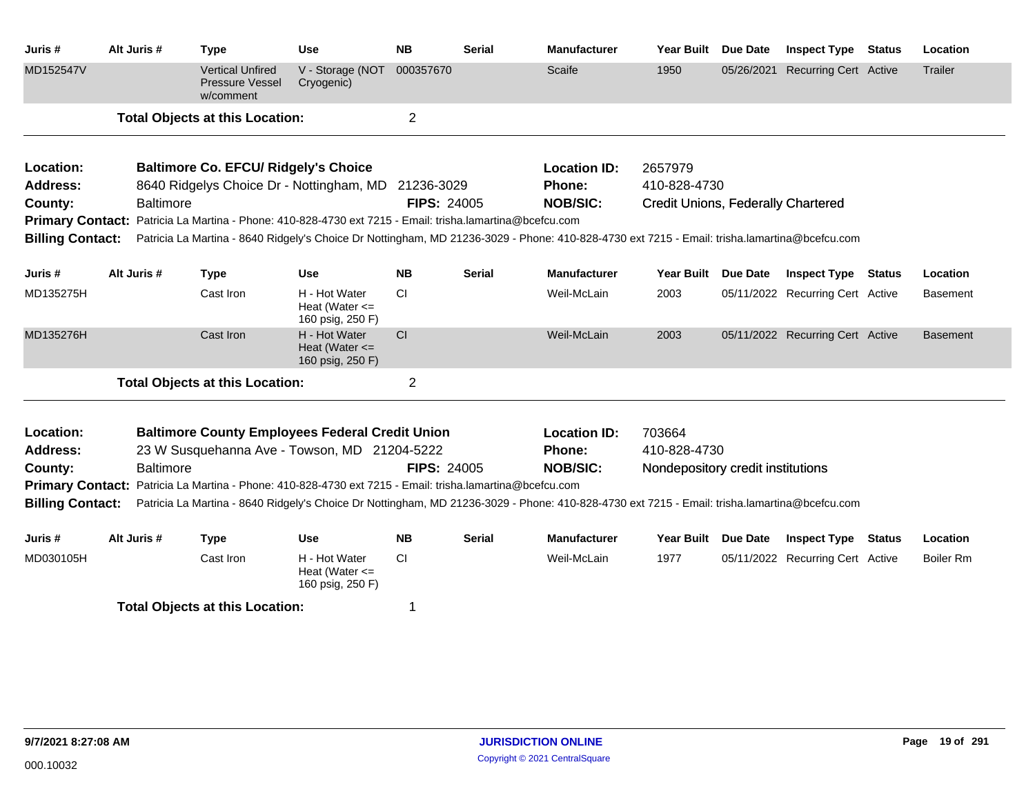| Juris # | Alt Juris # | Type | Use | NB | Serial | Manufacturer | Year Built | Due Date | Inspect Type | Status | Location |
|---|---|---|---|---|---|---|---|---|---|---|---|
| MD152547V | | Vertical Unfired Pressure Vessel w/comment | V - Storage (NOT Cryogenic) | 000357670 | | Scaife | 1950 | 05/26/2021 | Recurring Cert | Active | Trailer |

**Total Objects at this Location:** 2

**Location:** **Baltimore Co. EFCU/ Ridgely's Choice**
**Location ID:** 2657979
**Address:** 8640 Ridgelys Choice Dr - Nottingham, MD 21236-3029
**Phone:** 410-828-4730
**County:** Baltimore
**FIPS:** 24005
**NOB/SIC:** Credit Unions, Federally Chartered
**Primary Contact:** Patricia La Martina - Phone: 410-828-4730 ext 7215 - Email: trisha.lamartina@bcefcu.com
**Billing Contact:** Patricia La Martina - 8640 Ridgely's Choice Dr Nottingham, MD 21236-3029 - Phone: 410-828-4730 ext 7215 - Email: trisha.lamartina@bcefcu.com

| Juris # | Alt Juris # | Type | Use | NB | Serial | Manufacturer | Year Built | Due Date | Inspect Type | Status | Location |
|---|---|---|---|---|---|---|---|---|---|---|---|
| MD135275H | | Cast Iron | H - Hot Water Heat (Water <= 160 psig, 250 F) | CI | | Weil-McLain | 2003 | 05/11/2022 | Recurring Cert | Active | Basement |
| MD135276H | | Cast Iron | H - Hot Water Heat (Water <= 160 psig, 250 F) | CI | | Weil-McLain | 2003 | 05/11/2022 | Recurring Cert | Active | Basement |

**Total Objects at this Location:** 2

**Location:** **Baltimore County Employees Federal Credit Union**
**Location ID:** 703664
**Address:** 23 W Susquehanna Ave - Towson, MD 21204-5222
**Phone:** 410-828-4730
**County:** Baltimore
**FIPS:** 24005
**NOB/SIC:** Nondepository credit institutions
**Primary Contact:** Patricia La Martina - Phone: 410-828-4730 ext 7215 - Email: trisha.lamartina@bcefcu.com
**Billing Contact:** Patricia La Martina - 8640 Ridgely's Choice Dr Nottingham, MD 21236-3029 - Phone: 410-828-4730 ext 7215 - Email: trisha.lamartina@bcefcu.com

| Juris # | Alt Juris # | Type | Use | NB | Serial | Manufacturer | Year Built | Due Date | Inspect Type | Status | Location |
|---|---|---|---|---|---|---|---|---|---|---|---|
| MD030105H | | Cast Iron | H - Hot Water Heat (Water <= 160 psig, 250 F) | CI | | Weil-McLain | 1977 | 05/11/2022 | Recurring Cert | Active | Boiler Rm |

**Total Objects at this Location:** 1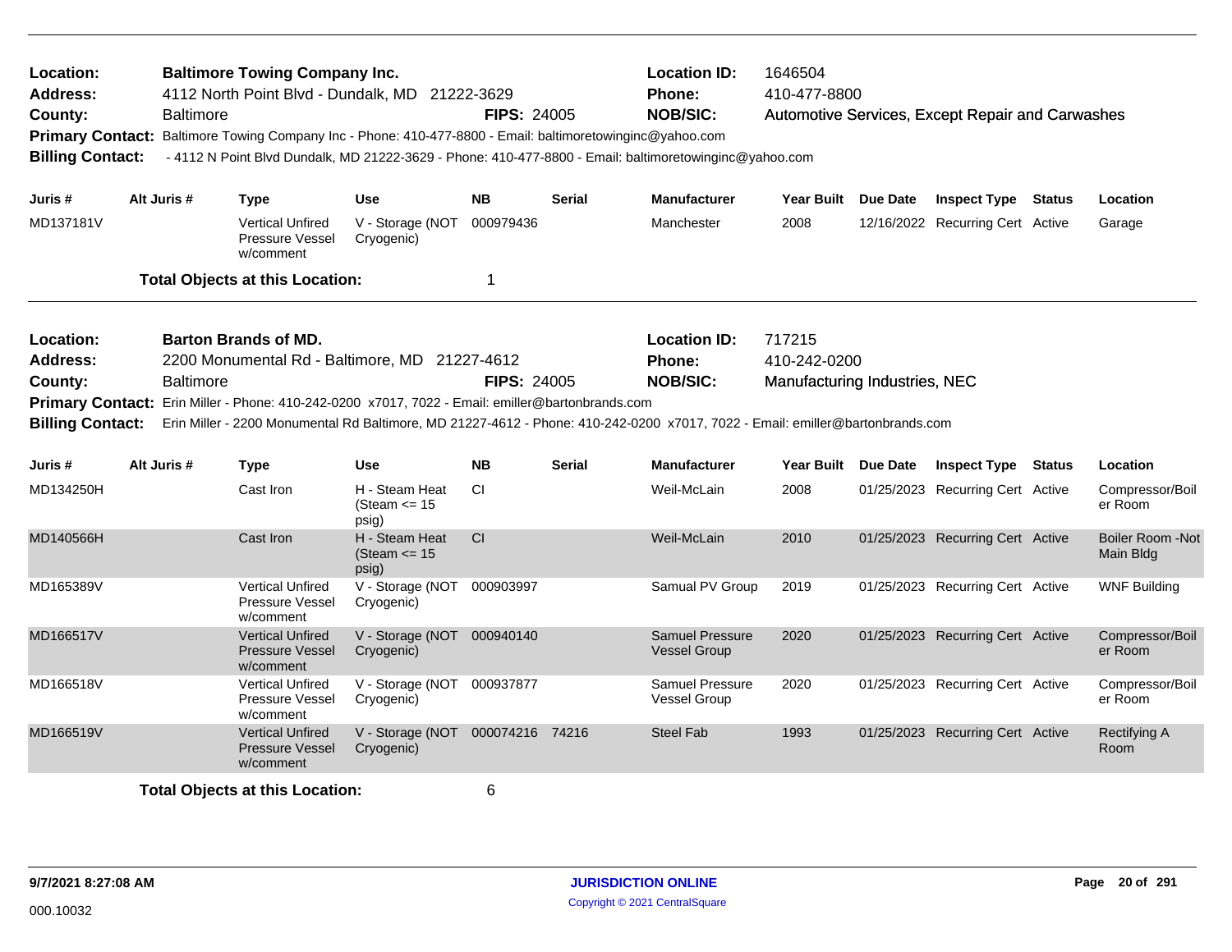**Location:** Baltimore Towing Company Inc. **Location ID:** 1646504
**Address:** 4112 North Point Blvd - Dundalk, MD 21222-3629 **Phone:** 410-477-8800
**County:** Baltimore **FIPS:** 24005 **NOB/SIC:** Automotive Services, Except Repair and Carwashes
**Primary Contact:** Baltimore Towing Company Inc - Phone: 410-477-8800 - Email: baltimoretowinginc@yahoo.com
**Billing Contact:** - 4112 N Point Blvd Dundalk, MD 21222-3629 - Phone: 410-477-8800 - Email: baltimoretowinginc@yahoo.com

| Juris # | Alt Juris # | Type | Use | NB | Serial | Manufacturer | Year Built | Due Date | Inspect Type | Status | Location |
|---|---|---|---|---|---|---|---|---|---|---|---|
| MD137181V | | Vertical Unfired Pressure Vessel w/comment | V - Storage (NOT Cryogenic) | 000979436 | | Manchester | 2008 | 12/16/2022 | Recurring Cert | Active | Garage |

**Total Objects at this Location:** 1

**Location:** Barton Brands of MD. **Location ID:** 717215
**Address:** 2200 Monumental Rd - Baltimore, MD 21227-4612 **Phone:** 410-242-0200
**County:** Baltimore **FIPS:** 24005 **NOB/SIC:** Manufacturing Industries, NEC
**Primary Contact:** Erin Miller - Phone: 410-242-0200 x7017, 7022 - Email: emiller@bartonbrands.com
**Billing Contact:** Erin Miller - 2200 Monumental Rd Baltimore, MD 21227-4612 - Phone: 410-242-0200 x7017, 7022 - Email: emiller@bartonbrands.com

| Juris # | Alt Juris # | Type | Use | NB | Serial | Manufacturer | Year Built | Due Date | Inspect Type | Status | Location |
|---|---|---|---|---|---|---|---|---|---|---|---|
| MD134250H | | Cast Iron | H - Steam Heat (Steam <= 15 psig) | CI | | Weil-McLain | 2008 | 01/25/2023 | Recurring Cert | Active | Compressor/Boiler Room |
| MD140566H | | Cast Iron | H - Steam Heat (Steam <= 15 psig) | CI | | Weil-McLain | 2010 | 01/25/2023 | Recurring Cert | Active | Boiler Room -Not Main Bldg |
| MD165389V | | Vertical Unfired Pressure Vessel w/comment | V - Storage (NOT Cryogenic) | 000903997 | | Samual PV Group | 2019 | 01/25/2023 | Recurring Cert | Active | WNF Building |
| MD166517V | | Vertical Unfired Pressure Vessel w/comment | V - Storage (NOT Cryogenic) | 000940140 | | Samuel Pressure Vessel Group | 2020 | 01/25/2023 | Recurring Cert | Active | Compressor/Boiler Room |
| MD166518V | | Vertical Unfired Pressure Vessel w/comment | V - Storage (NOT Cryogenic) | 000937877 | | Samuel Pressure Vessel Group | 2020 | 01/25/2023 | Recurring Cert | Active | Compressor/Boiler Room |
| MD166519V | | Vertical Unfired Pressure Vessel w/comment | V - Storage (NOT Cryogenic) | 000074216 | 74216 | Steel Fab | 1993 | 01/25/2023 | Recurring Cert | Active | Rectifying A Room |

**Total Objects at this Location:** 6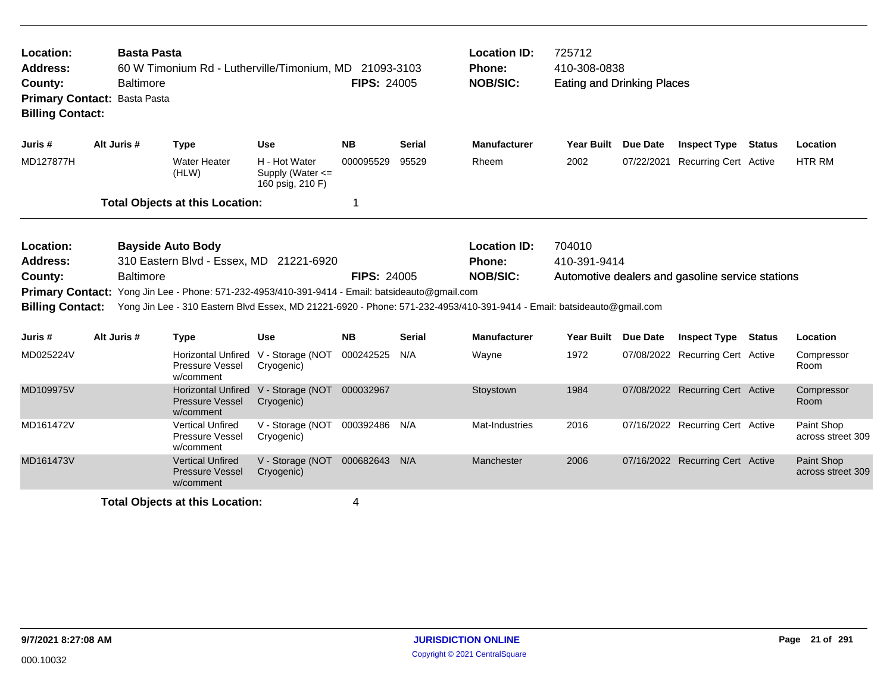**Location:** Basta Pasta
**Address:** 60 W Timonium Rd - Lutherville/Timonium, MD 21093-3103
**County:** Baltimore
**FIPS:** 24005
**Location ID:** 725712
**Phone:** 410-308-0838
**NOB/SIC:** Eating and Drinking Places
**Primary Contact:** Basta Pasta
**Billing Contact:**

| Juris # | Alt Juris # | Type | Use | NB | Serial | Manufacturer | Year Built | Due Date | Inspect Type | Status | Location |
|---|---|---|---|---|---|---|---|---|---|---|---|
| MD127877H | | Water Heater (HLW) | H - Hot Water Supply (Water <= 160 psig, 210 F) | 000095529 | 95529 | Rheem | 2002 | 07/22/2021 | Recurring Cert | Active | HTR RM |

**Total Objects at this Location:** 1

---

**Location:** Bayside Auto Body
**Address:** 310 Eastern Blvd - Essex, MD 21221-6920
**County:** Baltimore
**FIPS:** 24005
**Location ID:** 704010
**Phone:** 410-391-9414
**NOB/SIC:** Automotive dealers and gasoline service stations
**Primary Contact:** Yong Jin Lee - Phone: 571-232-4953/410-391-9414 - Email: batsideauto@gmail.com
**Billing Contact:** Yong Jin Lee - 310 Eastern Blvd Essex, MD 21221-6920 - Phone: 571-232-4953/410-391-9414 - Email: batsideauto@gmail.com

| Juris # | Alt Juris # | Type | Use | NB | Serial | Manufacturer | Year Built | Due Date | Inspect Type | Status | Location |
|---|---|---|---|---|---|---|---|---|---|---|---|
| MD025224V | | Horizontal Unfired Pressure Vessel w/comment | V - Storage (NOT Cryogenic) | 000242525 | N/A | Wayne | 1972 | 07/08/2022 | Recurring Cert | Active | Compressor Room |
| MD109975V | | Horizontal Unfired Pressure Vessel w/comment | V - Storage (NOT Cryogenic) | 000032967 | | Stoystown | 1984 | 07/08/2022 | Recurring Cert | Active | Compressor Room |
| MD161472V | | Vertical Unfired Pressure Vessel w/comment | V - Storage (NOT Cryogenic) | 000392486 | N/A | Mat-Industries | 2016 | 07/16/2022 | Recurring Cert | Active | Paint Shop across street 309 |
| MD161473V | | Vertical Unfired Pressure Vessel w/comment | V - Storage (NOT Cryogenic) | 000682643 | N/A | Manchester | 2006 | 07/16/2022 | Recurring Cert | Active | Paint Shop across street 309 |

**Total Objects at this Location:** 4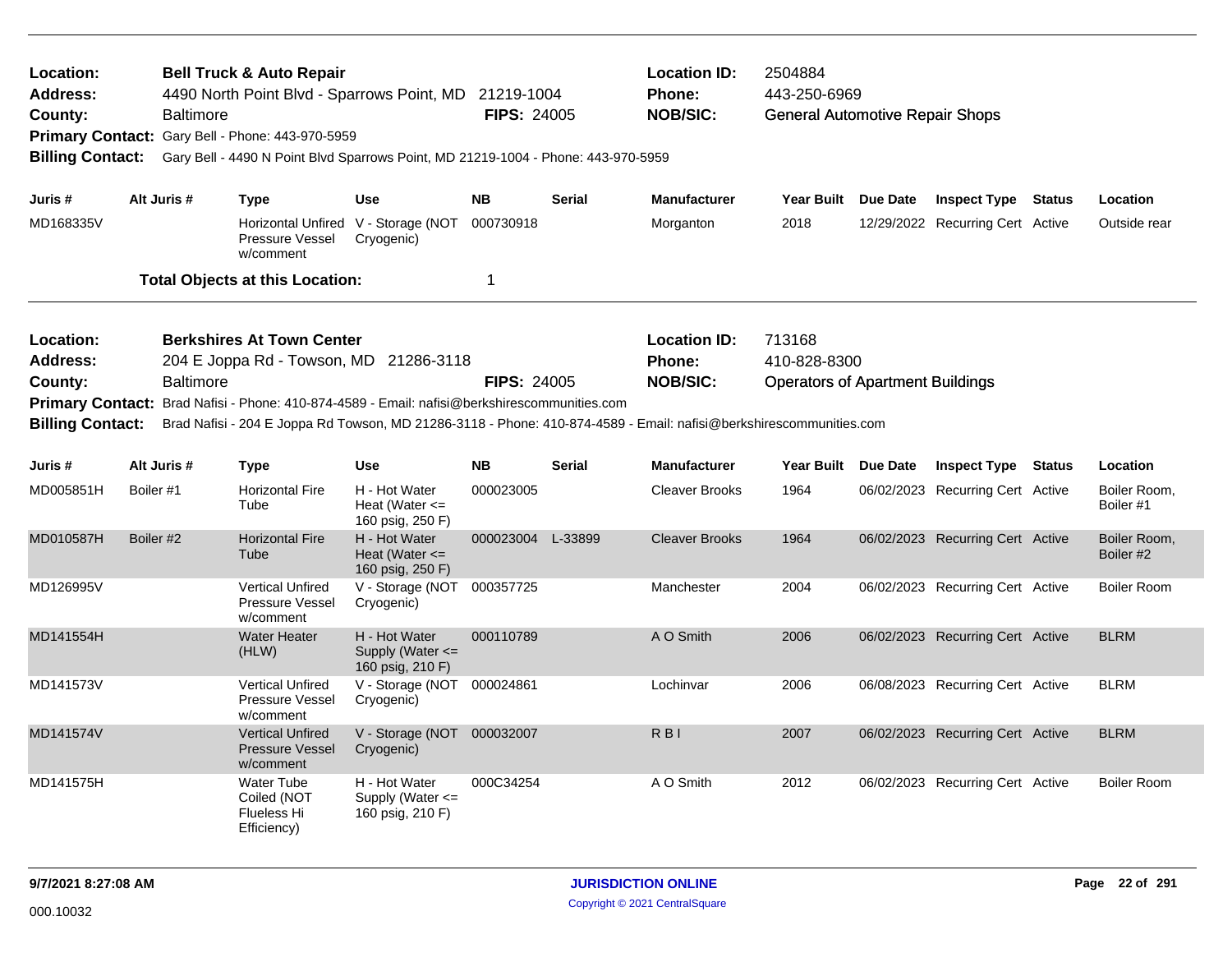**Location:** Bell Truck & Auto Repair
**Address:** 4490 North Point Blvd - Sparrows Point, MD 21219-1004
**County:** Baltimore **FIPS:** 24005
**Location ID:** 2504884
**Phone:** 443-250-6969
**NOB/SIC:** General Automotive Repair Shops
**Primary Contact:** Gary Bell - Phone: 443-970-5959
**Billing Contact:** Gary Bell - 4490 N Point Blvd Sparrows Point, MD 21219-1004 - Phone: 443-970-5959

| Juris # | Alt Juris # | Type | Use | NB | Serial | Manufacturer | Year Built | Due Date | Inspect Type | Status | Location |
|---|---|---|---|---|---|---|---|---|---|---|---|
| MD168335V | | Horizontal Unfired Pressure Vessel w/comment | V - Storage (NOT Cryogenic) | 000730918 | | Morganton | 2018 | 12/29/2022 | Recurring Cert | Active | Outside rear |

**Total Objects at this Location:** 1

---

**Location:** Berkshires At Town Center
**Address:** 204 E Joppa Rd - Towson, MD 21286-3118
**County:** Baltimore **FIPS:** 24005
**Location ID:** 713168
**Phone:** 410-828-8300
**NOB/SIC:** Operators of Apartment Buildings
**Primary Contact:** Brad Nafisi - Phone: 410-874-4589 - Email: nafisi@berkshirescommunities.com
**Billing Contact:** Brad Nafisi - 204 E Joppa Rd Towson, MD 21286-3118 - Phone: 410-874-4589 - Email: nafisi@berkshirescommunities.com

| Juris # | Alt Juris # | Type | Use | NB | Serial | Manufacturer | Year Built | Due Date | Inspect Type | Status | Location |
|---|---|---|---|---|---|---|---|---|---|---|---|
| MD005851H | Boiler #1 | Horizontal Fire Tube | H - Hot Water Heat (Water <= 160 psig, 250 F) | 000023005 | | Cleaver Brooks | 1964 | 06/02/2023 | Recurring Cert | Active | Boiler Room, Boiler #1 |
| MD010587H | Boiler #2 | Horizontal Fire Tube | H - Hot Water Heat (Water <= 160 psig, 250 F) | 000023004 | L-33899 | Cleaver Brooks | 1964 | 06/02/2023 | Recurring Cert | Active | Boiler Room, Boiler #2 |
| MD126995V | | Vertical Unfired Pressure Vessel w/comment | V - Storage (NOT Cryogenic) | 000357725 | | Manchester | 2004 | 06/02/2023 | Recurring Cert | Active | Boiler Room |
| MD141554H | | Water Heater (HLW) | H - Hot Water Supply (Water <= 160 psig, 210 F) | 000110789 | | A O Smith | 2006 | 06/02/2023 | Recurring Cert | Active | BLRM |
| MD141573V | | Vertical Unfired Pressure Vessel w/comment | V - Storage (NOT Cryogenic) | 000024861 | | Lochinvar | 2006 | 06/08/2023 | Recurring Cert | Active | BLRM |
| MD141574V | | Vertical Unfired Pressure Vessel w/comment | V - Storage (NOT Cryogenic) | 000032007 | | R B I | 2007 | 06/02/2023 | Recurring Cert | Active | BLRM |
| MD141575H | | Water Tube Coiled (NOT Flueless Hi Efficiency) | H - Hot Water Supply (Water <= 160 psig, 210 F) | 000C34254 | | A O Smith | 2012 | 06/02/2023 | Recurring Cert | Active | Boiler Room |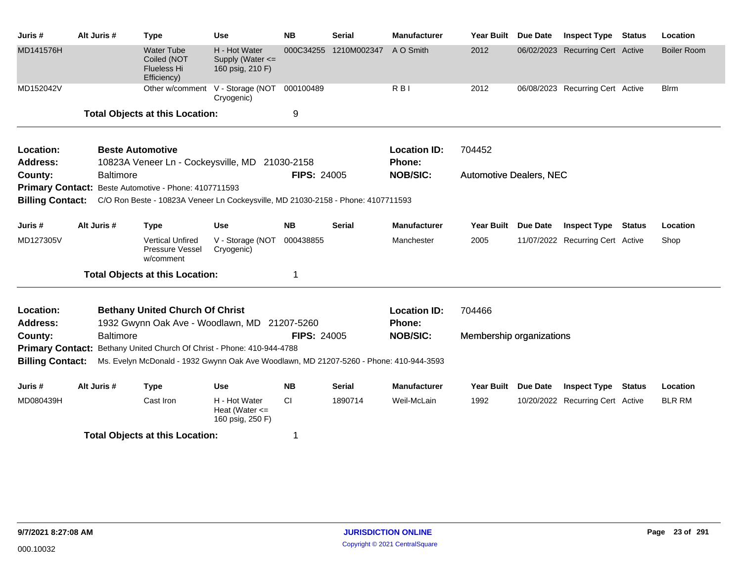| Juris # | Alt Juris # | Type | Use | NB | Serial | Manufacturer | Year Built | Due Date | Inspect Type | Status | Location |
|---|---|---|---|---|---|---|---|---|---|---|---|
| MD141576H | | Water Tube Coiled (NOT Flueless Hi Efficiency) | H - Hot Water Supply (Water <= 160 psig, 210 F) | 000C34255 | 1210M002347 | A O Smith | 2012 | 06/02/2023 | Recurring Cert | Active | Boiler Room |
| MD152042V | | Other w/comment | V - Storage (NOT Cryogenic) | 000100489 | | R B I | 2012 | 06/08/2023 | Recurring Cert | Active | Blrm |

**Total Objects at this Location:** 9

---

**Location:** **Beste Automotive**
**Location ID:** 704452
**Address:** 10823A Veneer Ln - Cockeysville, MD 21030-2158
**Phone:**
**County:** Baltimore
**FIPS:** 24005
**NOB/SIC:** Automotive Dealers, NEC
**Primary Contact:** Beste Automotive - Phone: 4107711593
**Billing Contact:** C/O Ron Beste - 10823A Veneer Ln Cockeysville, MD 21030-2158 - Phone: 4107711593

| Juris # | Alt Juris # | Type | Use | NB | Serial | Manufacturer | Year Built | Due Date | Inspect Type | Status | Location |
|---|---|---|---|---|---|---|---|---|---|---|---|
| MD127305V | | Vertical Unfired Pressure Vessel w/comment | V - Storage (NOT Cryogenic) | 000438855 | | Manchester | 2005 | 11/07/2022 | Recurring Cert | Active | Shop |

**Total Objects at this Location:** 1

---

**Location:** **Bethany United Church Of Christ**
**Location ID:** 704466
**Address:** 1932 Gwynn Oak Ave - Woodlawn, MD 21207-5260
**Phone:**
**County:** Baltimore
**FIPS:** 24005
**NOB/SIC:** Membership organizations
**Primary Contact:** Bethany United Church Of Christ - Phone: 410-944-4788
**Billing Contact:** Ms. Evelyn McDonald - 1932 Gwynn Oak Ave Woodlawn, MD 21207-5260 - Phone: 410-944-3593

| Juris # | Alt Juris # | Type | Use | NB | Serial | Manufacturer | Year Built | Due Date | Inspect Type | Status | Location |
|---|---|---|---|---|---|---|---|---|---|---|---|
| MD080439H | | Cast Iron | H - Hot Water Heat (Water <= 160 psig, 250 F) | CI | 1890714 | Weil-McLain | 1992 | 10/20/2022 | Recurring Cert | Active | BLR RM |

**Total Objects at this Location:** 1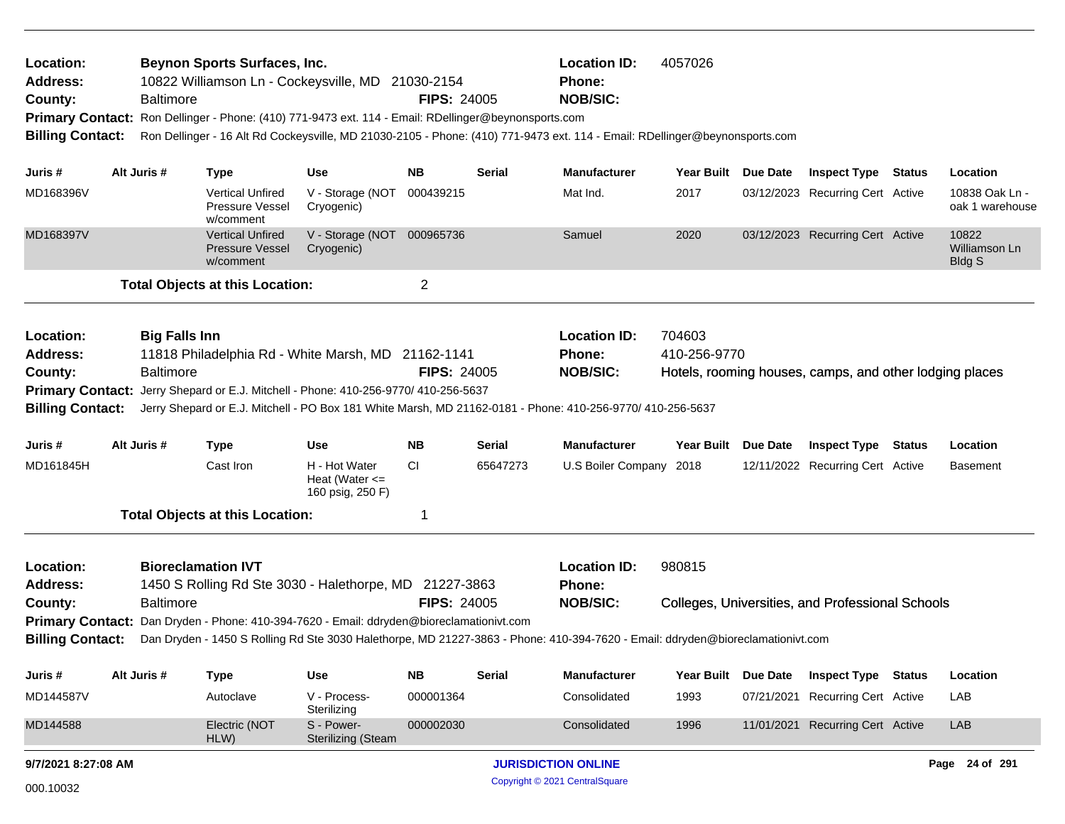**Location:** Beynon Sports Surfaces, Inc. **Location ID:** 4057026
**Address:** 10822 Williamson Ln - Cockeysville, MD 21030-2154 **Phone:**
**County:** Baltimore **FIPS:** 24005 **NOB/SIC:**
**Primary Contact:** Ron Dellinger - Phone: (410) 771-9473 ext. 114 - Email: RDellinger@beynonsports.com
**Billing Contact:** Ron Dellinger - 16 Alt Rd Cockeysville, MD 21030-2105 - Phone: (410) 771-9473 ext. 114 - Email: RDellinger@beynonsports.com

| Juris # | Alt Juris # | Type | Use | NB | Serial | Manufacturer | Year Built | Due Date | Inspect Type | Status | Location |
|---|---|---|---|---|---|---|---|---|---|---|---|
| MD168396V | | Vertical Unfired Pressure Vessel w/comment | V - Storage (NOT Cryogenic) | 000439215 | | Mat Ind. | 2017 | 03/12/2023 | Recurring Cert | Active | 10838 Oak Ln - oak 1 warehouse |
| MD168397V | | Vertical Unfired Pressure Vessel w/comment | V - Storage (NOT Cryogenic) | 000965736 | | Samuel | 2020 | 03/12/2023 | Recurring Cert | Active | 10822 Williamson Ln Bldg S |

**Total Objects at this Location:** 2

**Location:** Big Falls Inn **Location ID:** 704603
**Address:** 11818 Philadelphia Rd - White Marsh, MD 21162-1141 **Phone:** 410-256-9770
**County:** Baltimore **FIPS:** 24005 **NOB/SIC:** Hotels, rooming houses, camps, and other lodging places
**Primary Contact:** Jerry Shepard or E.J. Mitchell - Phone: 410-256-9770/ 410-256-5637
**Billing Contact:** Jerry Shepard or E.J. Mitchell - PO Box 181 White Marsh, MD 21162-0181 - Phone: 410-256-9770/ 410-256-5637

| Juris # | Alt Juris # | Type | Use | NB | Serial | Manufacturer | Year Built | Due Date | Inspect Type | Status | Location |
|---|---|---|---|---|---|---|---|---|---|---|---|
| MD161845H | | Cast Iron | H - Hot Water Heat (Water <= 160 psig, 250 F) | CI | 65647273 | U.S Boiler Company | 2018 | 12/11/2022 | Recurring Cert | Active | Basement |

**Total Objects at this Location:** 1

**Location:** Bioreclamation IVT **Location ID:** 980815
**Address:** 1450 S Rolling Rd Ste 3030 - Halethorpe, MD 21227-3863 **Phone:**
**County:** Baltimore **FIPS:** 24005 **NOB/SIC:** Colleges, Universities, and Professional Schools
**Primary Contact:** Dan Dryden - Phone: 410-394-7620 - Email: ddryden@bioreclamationivt.com
**Billing Contact:** Dan Dryden - 1450 S Rolling Rd Ste 3030 Halethorpe, MD 21227-3863 - Phone: 410-394-7620 - Email: ddryden@bioreclamationivt.com

| Juris # | Alt Juris # | Type | Use | NB | Serial | Manufacturer | Year Built | Due Date | Inspect Type | Status | Location |
|---|---|---|---|---|---|---|---|---|---|---|---|
| MD144587V | | Autoclave | V - Process-Sterilizing | 000001364 | | Consolidated | 1993 | 07/21/2021 | Recurring Cert | Active | LAB |
| MD144588 | | Electric (NOT HLW) | S - Power-Sterilizing (Steam | 000002030 | | Consolidated | 1996 | 11/01/2021 | Recurring Cert | Active | LAB |

9/7/2021 8:27:08 AM

000.10032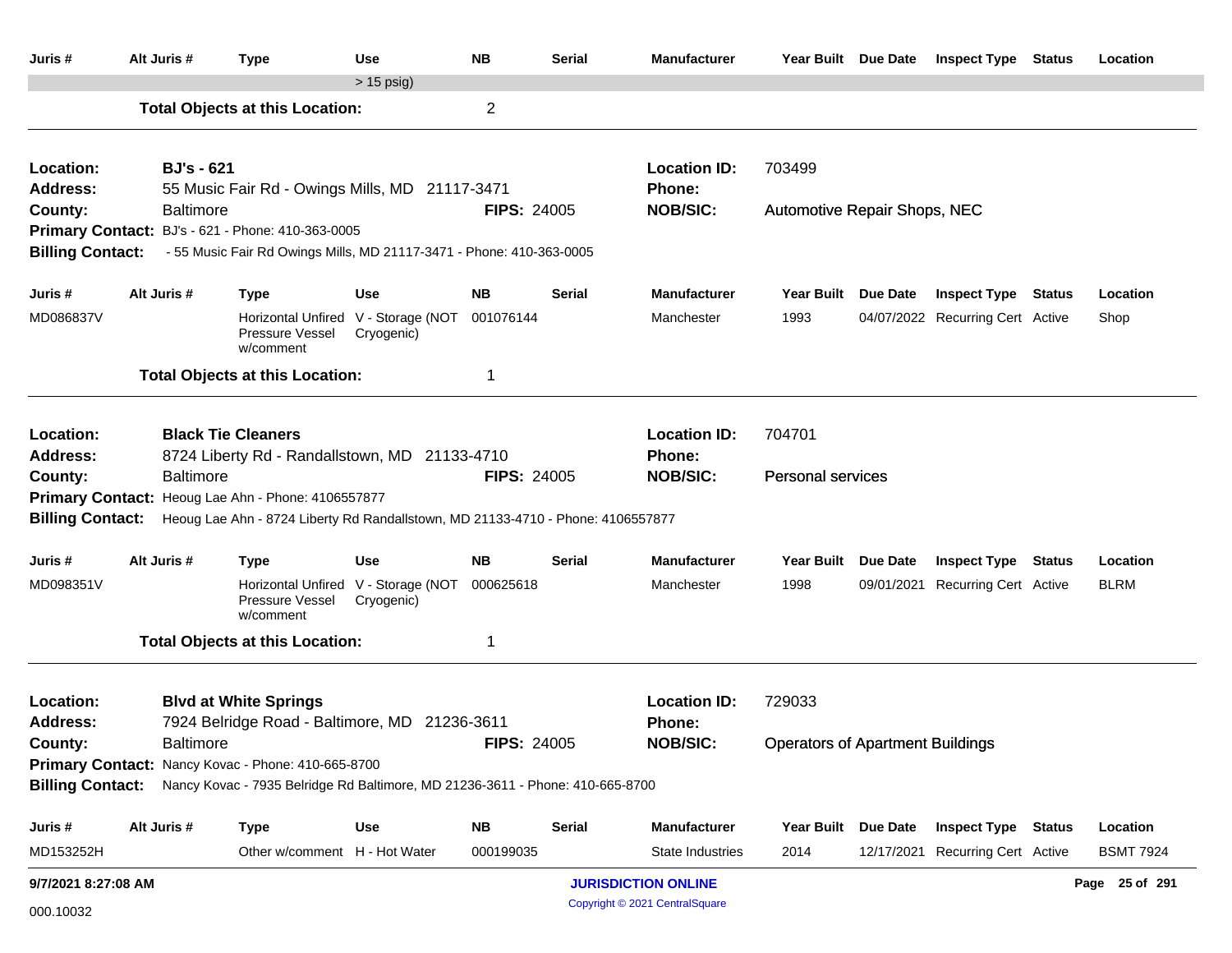| Juris # | Alt Juris # | Type | Use | NB | Serial | Manufacturer | Year Built | Due Date | Inspect Type | Status | Location |
|---|---|---|---|---|---|---|---|---|---|---|---|
| | | | > 15 psig) | | | | | | | | |

**Total Objects at this Location:** 2

---

**Location:** BJ's - 621
**Address:** 55 Music Fair Rd - Owings Mills, MD 21117-3471
**County:** Baltimore
**FIPS:** 24005
**Location ID:** 703499
**Phone:**
**NOB/SIC:** Automotive Repair Shops, NEC
**Primary Contact:** BJ's - 621 - Phone: 410-363-0005
**Billing Contact:** - 55 Music Fair Rd Owings Mills, MD 21117-3471 - Phone: 410-363-0005

| Juris # | Alt Juris # | Type | Use | NB | Serial | Manufacturer | Year Built | Due Date | Inspect Type | Status | Location |
|---|---|---|---|---|---|---|---|---|---|---|---|
| MD086837V | | Horizontal Unfired Pressure Vessel w/comment | V - Storage (NOT Cryogenic) | 001076144 | | Manchester | 1993 | 04/07/2022 | Recurring Cert | Active | Shop |

**Total Objects at this Location:** 1

---

**Location:** Black Tie Cleaners
**Address:** 8724 Liberty Rd - Randallstown, MD 21133-4710
**County:** Baltimore
**FIPS:** 24005
**Location ID:** 704701
**Phone:**
**NOB/SIC:** Personal services
**Primary Contact:** Heoug Lae Ahn - Phone: 4106557877
**Billing Contact:** Heoug Lae Ahn - 8724 Liberty Rd Randallstown, MD 21133-4710 - Phone: 4106557877

| Juris # | Alt Juris # | Type | Use | NB | Serial | Manufacturer | Year Built | Due Date | Inspect Type | Status | Location |
|---|---|---|---|---|---|---|---|---|---|---|---|
| MD098351V | | Horizontal Unfired Pressure Vessel w/comment | V - Storage (NOT Cryogenic) | 000625618 | | Manchester | 1998 | 09/01/2021 | Recurring Cert | Active | BLRM |

**Total Objects at this Location:** 1

---

**Location:** Blvd at White Springs
**Address:** 7924 Belridge Road - Baltimore, MD 21236-3611
**County:** Baltimore
**FIPS:** 24005
**Location ID:** 729033
**Phone:**
**NOB/SIC:** Operators of Apartment Buildings
**Primary Contact:** Nancy Kovac - Phone: 410-665-8700
**Billing Contact:** Nancy Kovac - 7935 Belridge Rd Baltimore, MD 21236-3611 - Phone: 410-665-8700

| Juris # | Alt Juris # | Type | Use | NB | Serial | Manufacturer | Year Built | Due Date | Inspect Type | Status | Location |
|---|---|---|---|---|---|---|---|---|---|---|---|
| MD153252H | | Other w/comment | H - Hot Water | 000199035 | | State Industries | 2014 | 12/17/2021 | Recurring Cert | Active | BSMT 7924 |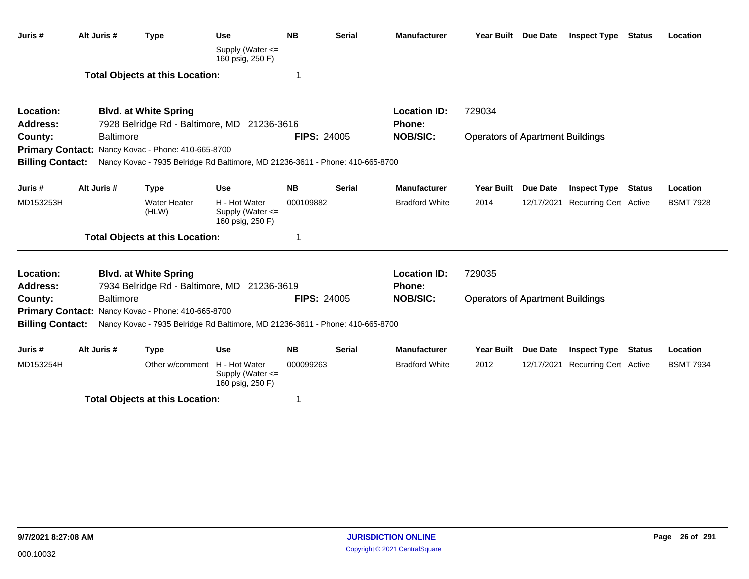| Juris # | Alt Juris # | Type | Use | NB | Serial | Manufacturer | Year Built | Due Date | Inspect Type | Status | Location |
|---|---|---|---|---|---|---|---|---|---|---|---|
| | | | Supply (Water <= 160 psig, 250 F) | | | | | | | | |

**Total Objects at this Location:** 1

---

**Location:** Blvd. at White Spring
**Address:** 7928 Belridge Rd - Baltimore, MD 21236-3616
**County:** Baltimore
**FIPS:** 24005
**Location ID:** 729034
**Phone:**
**NOB/SIC:** Operators of Apartment Buildings
**Primary Contact:** Nancy Kovac - Phone: 410-665-8700
**Billing Contact:** Nancy Kovac - 7935 Belridge Rd Baltimore, MD 21236-3611 - Phone: 410-665-8700

| Juris # | Alt Juris # | Type | Use | NB | Serial | Manufacturer | Year Built | Due Date | Inspect Type | Status | Location |
|---|---|---|---|---|---|---|---|---|---|---|---|
| MD153253H | | Water Heater (HLW) | H - Hot Water Supply (Water <= 160 psig, 250 F) | 000109882 | | Bradford White | 2014 | 12/17/2021 | Recurring Cert | Active | BSMT 7928 |

**Total Objects at this Location:** 1

---

**Location:** Blvd. at White Spring
**Address:** 7934 Belridge Rd - Baltimore, MD 21236-3619
**County:** Baltimore
**FIPS:** 24005
**Location ID:** 729035
**Phone:**
**NOB/SIC:** Operators of Apartment Buildings
**Primary Contact:** Nancy Kovac - Phone: 410-665-8700
**Billing Contact:** Nancy Kovac - 7935 Belridge Rd Baltimore, MD 21236-3611 - Phone: 410-665-8700

| Juris # | Alt Juris # | Type | Use | NB | Serial | Manufacturer | Year Built | Due Date | Inspect Type | Status | Location |
|---|---|---|---|---|---|---|---|---|---|---|---|
| MD153254H | | Other w/comment | H - Hot Water Supply (Water <= 160 psig, 250 F) | 000099263 | | Bradford White | 2012 | 12/17/2021 | Recurring Cert | Active | BSMT 7934 |

**Total Objects at this Location:** 1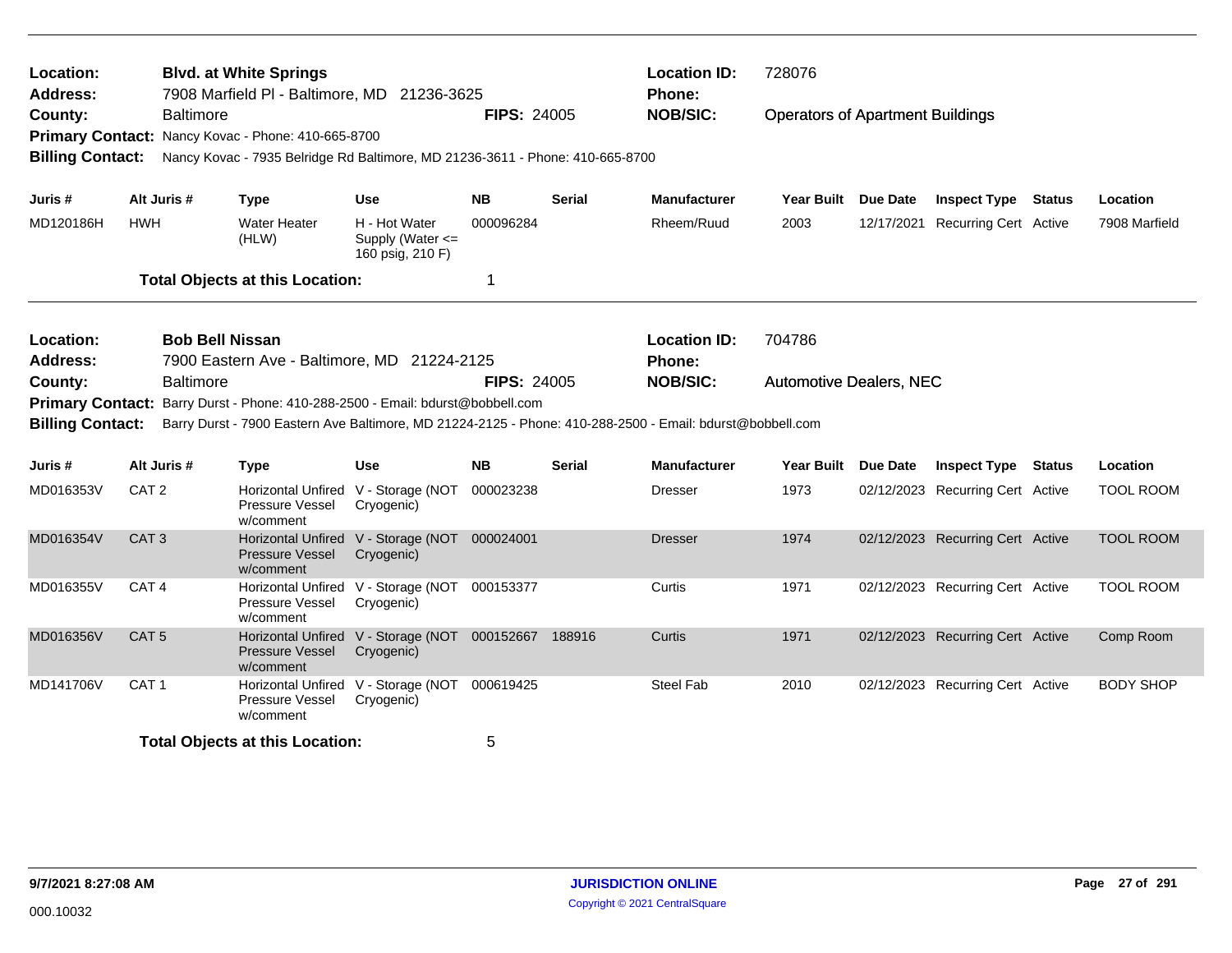**Location:** Blvd. at White Springs
**Address:** 7908 Marfield Pl - Baltimore, MD 21236-3625
**County:** Baltimore
**FIPS:** 24005
**Location ID:** 728076
**Phone:**
**NOB/SIC:** Operators of Apartment Buildings
**Primary Contact:** Nancy Kovac - Phone: 410-665-8700
**Billing Contact:** Nancy Kovac - 7935 Belridge Rd Baltimore, MD 21236-3611 - Phone: 410-665-8700

| Juris # | Alt Juris # | Type | Use | NB | Serial | Manufacturer | Year Built | Due Date | Inspect Type | Status | Location |
|---|---|---|---|---|---|---|---|---|---|---|---|
| MD120186H | HWH | Water Heater (HLW) | H - Hot Water Supply (Water <= 160 psig, 210 F) | 000096284 | | Rheem/Ruud | 2003 | 12/17/2021 | Recurring Cert | Active | 7908 Marfield |

**Total Objects at this Location:** 1

---

**Location:** Bob Bell Nissan
**Address:** 7900 Eastern Ave - Baltimore, MD 21224-2125
**County:** Baltimore
**FIPS:** 24005
**Location ID:** 704786
**Phone:**
**NOB/SIC:** Automotive Dealers, NEC
**Primary Contact:** Barry Durst - Phone: 410-288-2500 - Email: bdurst@bobbell.com
**Billing Contact:** Barry Durst - 7900 Eastern Ave Baltimore, MD 21224-2125 - Phone: 410-288-2500 - Email: bdurst@bobbell.com

| Juris # | Alt Juris # | Type | Use | NB | Serial | Manufacturer | Year Built | Due Date | Inspect Type | Status | Location |
|---|---|---|---|---|---|---|---|---|---|---|---|
| MD016353V | CAT 2 | Horizontal Unfired Pressure Vessel w/comment | V - Storage (NOT Cryogenic) | 000023238 | | Dresser | 1973 | 02/12/2023 | Recurring Cert | Active | TOOL ROOM |
| MD016354V | CAT 3 | Horizontal Unfired Pressure Vessel w/comment | V - Storage (NOT Cryogenic) | 000024001 | | Dresser | 1974 | 02/12/2023 | Recurring Cert | Active | TOOL ROOM |
| MD016355V | CAT 4 | Horizontal Unfired Pressure Vessel w/comment | V - Storage (NOT Cryogenic) | 000153377 | | Curtis | 1971 | 02/12/2023 | Recurring Cert | Active | TOOL ROOM |
| MD016356V | CAT 5 | Horizontal Unfired Pressure Vessel w/comment | V - Storage (NOT Cryogenic) | 000152667 | 188916 | Curtis | 1971 | 02/12/2023 | Recurring Cert | Active | Comp Room |
| MD141706V | CAT 1 | Horizontal Unfired Pressure Vessel w/comment | V - Storage (NOT Cryogenic) | 000619425 | | Steel Fab | 2010 | 02/12/2023 | Recurring Cert | Active | BODY SHOP |

**Total Objects at this Location:** 5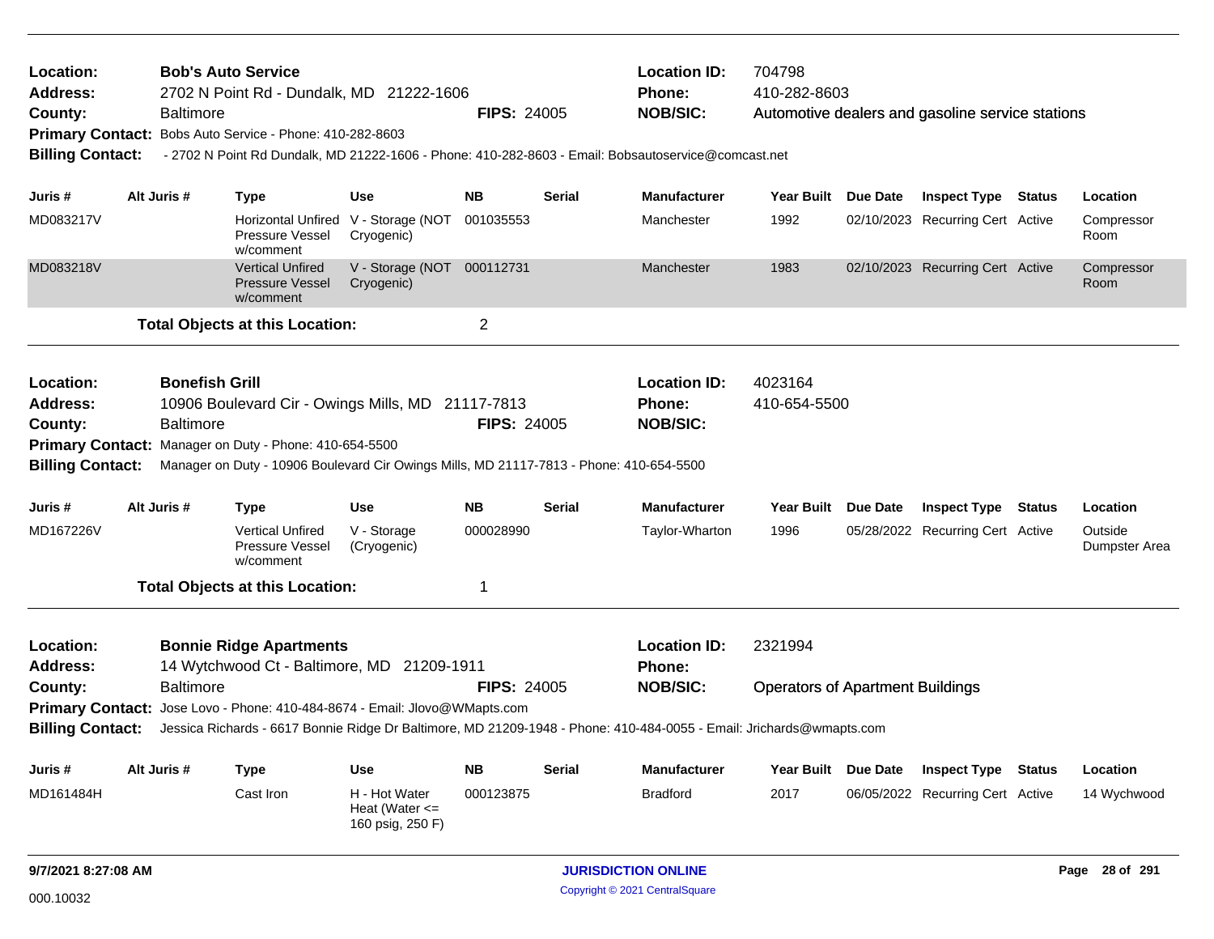**Location:** Bob's Auto Service
**Address:** 2702 N Point Rd - Dundalk, MD 21222-1606
**County:** Baltimore **FIPS:** 24005
**Location ID:** 704798
**Phone:** 410-282-8603
**NOB/SIC:** Automotive dealers and gasoline service stations
**Primary Contact:** Bobs Auto Service - Phone: 410-282-8603
**Billing Contact:** - 2702 N Point Rd Dundalk, MD 21222-1606 - Phone: 410-282-8603 - Email: Bobsautoservice@comcast.net

| Juris # | Alt Juris # | Type | Use | NB | Serial | Manufacturer | Year Built | Due Date | Inspect Type | Status | Location |
|---|---|---|---|---|---|---|---|---|---|---|---|
| MD083217V | | Horizontal Unfired Pressure Vessel w/comment | V - Storage (NOT Cryogenic) | 001035553 | | Manchester | 1992 | 02/10/2023 | Recurring Cert | Active | Compressor Room |
| MD083218V | | Vertical Unfired Pressure Vessel w/comment | V - Storage (NOT Cryogenic) | 000112731 | | Manchester | 1983 | 02/10/2023 | Recurring Cert | Active | Compressor Room |

**Total Objects at this Location:** 2

---

**Location:** Bonefish Grill
**Address:** 10906 Boulevard Cir - Owings Mills, MD 21117-7813
**County:** Baltimore **FIPS:** 24005
**Location ID:** 4023164
**Phone:** 410-654-5500
**NOB/SIC:**
**Primary Contact:** Manager on Duty - Phone: 410-654-5500
**Billing Contact:** Manager on Duty - 10906 Boulevard Cir Owings Mills, MD 21117-7813 - Phone: 410-654-5500

| Juris # | Alt Juris # | Type | Use | NB | Serial | Manufacturer | Year Built | Due Date | Inspect Type | Status | Location |
|---|---|---|---|---|---|---|---|---|---|---|---|
| MD167226V | | Vertical Unfired Pressure Vessel w/comment | V - Storage (Cryogenic) | 000028990 | | Taylor-Wharton | 1996 | 05/28/2022 | Recurring Cert | Active | Outside Dumpster Area |

**Total Objects at this Location:** 1

---

**Location:** Bonnie Ridge Apartments
**Address:** 14 Wytchwood Ct - Baltimore, MD 21209-1911
**County:** Baltimore **FIPS:** 24005
**Location ID:** 2321994
**Phone:**
**NOB/SIC:** Operators of Apartment Buildings
**Primary Contact:** Jose Lovo - Phone: 410-484-8674 - Email: Jlovo@WMapts.com
**Billing Contact:** Jessica Richards - 6617 Bonnie Ridge Dr Baltimore, MD 21209-1948 - Phone: 410-484-0055 - Email: Jrichards@wmapts.com

| Juris # | Alt Juris # | Type | Use | NB | Serial | Manufacturer | Year Built | Due Date | Inspect Type | Status | Location |
|---|---|---|---|---|---|---|---|---|---|---|---|
| MD161484H | | Cast Iron | H - Hot Water Heat (Water <= 160 psig, 250 F) | 000123875 | | Bradford | 2017 | 06/05/2022 | Recurring Cert | Active | 14 Wychwood |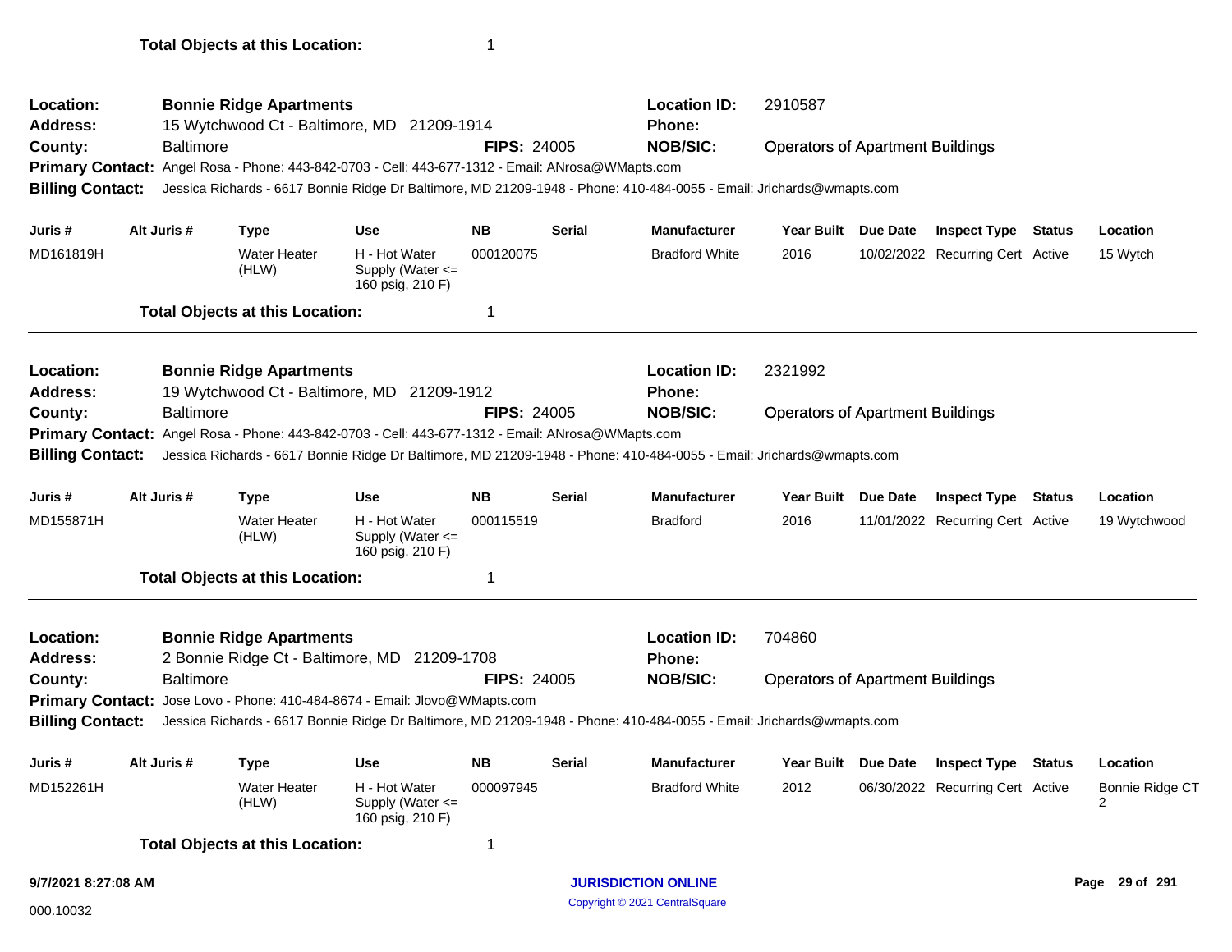**Total Objects at this Location:** 1

---

**Location:** **Bonnie Ridge Apartments** **Location ID:** 2910587
**Address:** 15 Wytchwood Ct - Baltimore, MD 21209-1914 **Phone:**
**County:** Baltimore **FIPS:** 24005 **NOB/SIC:** Operators of Apartment Buildings
**Primary Contact:** Angel Rosa - Phone: 443-842-0703 - Cell: 443-677-1312 - Email: ANrosa@WMapts.com
**Billing Contact:** Jessica Richards - 6617 Bonnie Ridge Dr Baltimore, MD 21209-1948 - Phone: 410-484-0055 - Email: Jrichards@wmapts.com

| Juris # | Alt Juris # | Type | Use | NB | Serial | Manufacturer | Year Built | Due Date | Inspect Type | Status | Location |
|---|---|---|---|---|---|---|---|---|---|---|---|
| MD161819H | | Water Heater (HLW) | H - Hot Water Supply (Water <= 160 psig, 210 F) | 000120075 | | Bradford White | 2016 | 10/02/2022 | Recurring Cert | Active | 15 Wytch |

**Total Objects at this Location:** 1

---

**Location:** **Bonnie Ridge Apartments** **Location ID:** 2321992
**Address:** 19 Wytchwood Ct - Baltimore, MD 21209-1912 **Phone:**
**County:** Baltimore **FIPS:** 24005 **NOB/SIC:** Operators of Apartment Buildings
**Primary Contact:** Angel Rosa - Phone: 443-842-0703 - Cell: 443-677-1312 - Email: ANrosa@WMapts.com
**Billing Contact:** Jessica Richards - 6617 Bonnie Ridge Dr Baltimore, MD 21209-1948 - Phone: 410-484-0055 - Email: Jrichards@wmapts.com

| Juris # | Alt Juris # | Type | Use | NB | Serial | Manufacturer | Year Built | Due Date | Inspect Type | Status | Location |
|---|---|---|---|---|---|---|---|---|---|---|---|
| MD155871H | | Water Heater (HLW) | H - Hot Water Supply (Water <= 160 psig, 210 F) | 000115519 | | Bradford | 2016 | 11/01/2022 | Recurring Cert | Active | 19 Wytchwood |

**Total Objects at this Location:** 1

---

**Location:** **Bonnie Ridge Apartments** **Location ID:** 704860
**Address:** 2 Bonnie Ridge Ct - Baltimore, MD 21209-1708 **Phone:**
**County:** Baltimore **FIPS:** 24005 **NOB/SIC:** Operators of Apartment Buildings
**Primary Contact:** Jose Lovo - Phone: 410-484-8674 - Email: Jlovo@WMapts.com
**Billing Contact:** Jessica Richards - 6617 Bonnie Ridge Dr Baltimore, MD 21209-1948 - Phone: 410-484-0055 - Email: Jrichards@wmapts.com

| Juris # | Alt Juris # | Type | Use | NB | Serial | Manufacturer | Year Built | Due Date | Inspect Type | Status | Location |
|---|---|---|---|---|---|---|---|---|---|---|---|
| MD152261H | | Water Heater (HLW) | H - Hot Water Supply (Water <= 160 psig, 210 F) | 000097945 | | Bradford White | 2012 | 06/30/2022 | Recurring Cert | Active | Bonnie Ridge CT 2 |

**Total Objects at this Location:** 1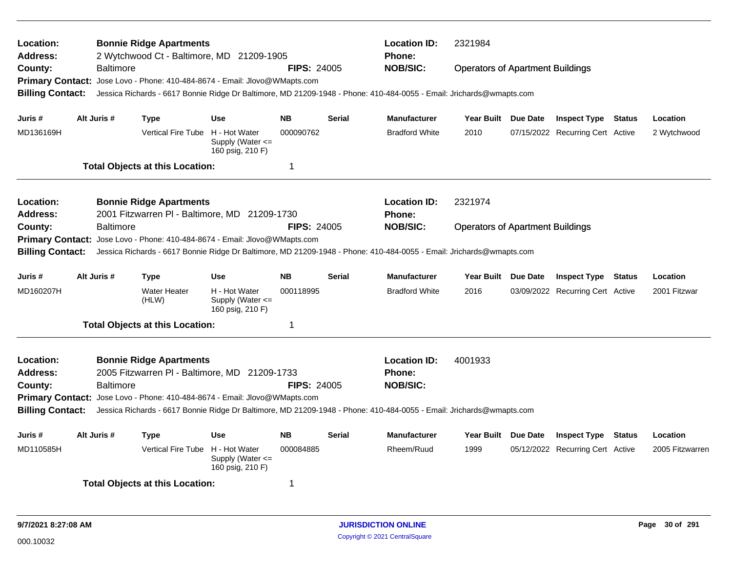**Location:** Bonnie Ridge Apartments
**Location ID:** 2321984
**Address:** 2 Wytchwood Ct - Baltimore, MD 21209-1905
**Phone:**
**County:** Baltimore
**FIPS:** 24005
**NOB/SIC:** Operators of Apartment Buildings
**Primary Contact:** Jose Lovo - Phone: 410-484-8674 - Email: Jlovo@WMapts.com
**Billing Contact:** Jessica Richards - 6617 Bonnie Ridge Dr Baltimore, MD 21209-1948 - Phone: 410-484-0055 - Email: Jrichards@wmapts.com

| Juris # | Alt Juris # | Type | Use | NB | Serial | Manufacturer | Year Built | Due Date | Inspect Type | Status | Location |
|---|---|---|---|---|---|---|---|---|---|---|---|
| MD136169H | | Vertical Fire Tube | H - Hot Water Supply (Water <= 160 psig, 210 F) | 000090762 | | Bradford White | 2010 | 07/15/2022 | Recurring Cert | Active | 2 Wytchwood |

**Total Objects at this Location:** 1

---

**Location:** Bonnie Ridge Apartments
**Location ID:** 2321974
**Address:** 2001 Fitzwarren Pl - Baltimore, MD 21209-1730
**Phone:**
**County:** Baltimore
**FIPS:** 24005
**NOB/SIC:** Operators of Apartment Buildings
**Primary Contact:** Jose Lovo - Phone: 410-484-8674 - Email: Jlovo@WMapts.com
**Billing Contact:** Jessica Richards - 6617 Bonnie Ridge Dr Baltimore, MD 21209-1948 - Phone: 410-484-0055 - Email: Jrichards@wmapts.com

| Juris # | Alt Juris # | Type | Use | NB | Serial | Manufacturer | Year Built | Due Date | Inspect Type | Status | Location |
|---|---|---|---|---|---|---|---|---|---|---|---|
| MD160207H | | Water Heater (HLW) | H - Hot Water Supply (Water <= 160 psig, 210 F) | 000118995 | | Bradford White | 2016 | 03/09/2022 | Recurring Cert | Active | 2001 Fitzwar |

**Total Objects at this Location:** 1

---

**Location:** Bonnie Ridge Apartments
**Location ID:** 4001933
**Address:** 2005 Fitzwarren Pl - Baltimore, MD 21209-1733
**Phone:**
**County:** Baltimore
**FIPS:** 24005
**NOB/SIC:**
**Primary Contact:** Jose Lovo - Phone: 410-484-8674 - Email: Jlovo@WMapts.com
**Billing Contact:** Jessica Richards - 6617 Bonnie Ridge Dr Baltimore, MD 21209-1948 - Phone: 410-484-0055 - Email: Jrichards@wmapts.com

| Juris # | Alt Juris # | Type | Use | NB | Serial | Manufacturer | Year Built | Due Date | Inspect Type | Status | Location |
|---|---|---|---|---|---|---|---|---|---|---|---|
| MD110585H | | Vertical Fire Tube | H - Hot Water Supply (Water <= 160 psig, 210 F) | 000084885 | | Rheem/Ruud | 1999 | 05/12/2022 | Recurring Cert | Active | 2005 Fitzwarren |

**Total Objects at this Location:** 1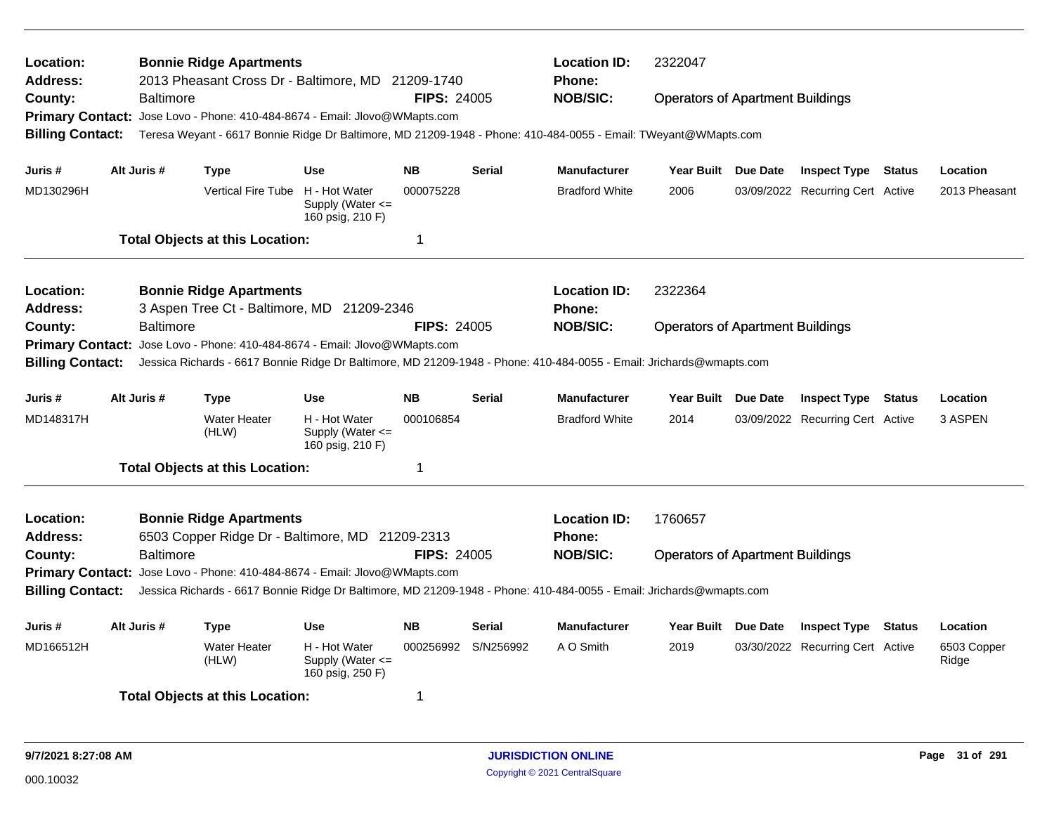**Location:** Bonnie Ridge Apartments
**Address:** 2013 Pheasant Cross Dr - Baltimore, MD 21209-1740
**County:** Baltimore
**FIPS:** 24005
**Location ID:** 2322047
**Phone:**
**NOB/SIC:** Operators of Apartment Buildings
**Primary Contact:** Jose Lovo - Phone: 410-484-8674 - Email: Jlovo@WMapts.com
**Billing Contact:** Teresa Weyant - 6617 Bonnie Ridge Dr Baltimore, MD 21209-1948 - Phone: 410-484-0055 - Email: TWeyant@WMapts.com

| Juris # | Alt Juris # | Type | Use | NB | Serial | Manufacturer | Year Built | Due Date | Inspect Type | Status | Location |
|---|---|---|---|---|---|---|---|---|---|---|---|
| MD130296H | | Vertical Fire Tube | H - Hot Water Supply (Water <= 160 psig, 210 F) | 000075228 | | Bradford White | 2006 | 03/09/2022 | Recurring Cert | Active | 2013 Pheasant |

**Total Objects at this Location:** 1

---

**Location:** Bonnie Ridge Apartments
**Address:** 3 Aspen Tree Ct - Baltimore, MD 21209-2346
**County:** Baltimore
**FIPS:** 24005
**Location ID:** 2322364
**Phone:**
**NOB/SIC:** Operators of Apartment Buildings
**Primary Contact:** Jose Lovo - Phone: 410-484-8674 - Email: Jlovo@WMapts.com
**Billing Contact:** Jessica Richards - 6617 Bonnie Ridge Dr Baltimore, MD 21209-1948 - Phone: 410-484-0055 - Email: Jrichards@wmapts.com

| Juris # | Alt Juris # | Type | Use | NB | Serial | Manufacturer | Year Built | Due Date | Inspect Type | Status | Location |
|---|---|---|---|---|---|---|---|---|---|---|---|
| MD148317H | | Water Heater (HLW) | H - Hot Water Supply (Water <= 160 psig, 210 F) | 000106854 | | Bradford White | 2014 | 03/09/2022 | Recurring Cert | Active | 3 ASPEN |

**Total Objects at this Location:** 1

---

**Location:** Bonnie Ridge Apartments
**Address:** 6503 Copper Ridge Dr - Baltimore, MD 21209-2313
**County:** Baltimore
**FIPS:** 24005
**Location ID:** 1760657
**Phone:**
**NOB/SIC:** Operators of Apartment Buildings
**Primary Contact:** Jose Lovo - Phone: 410-484-8674 - Email: Jlovo@WMapts.com
**Billing Contact:** Jessica Richards - 6617 Bonnie Ridge Dr Baltimore, MD 21209-1948 - Phone: 410-484-0055 - Email: Jrichards@wmapts.com

| Juris # | Alt Juris # | Type | Use | NB | Serial | Manufacturer | Year Built | Due Date | Inspect Type | Status | Location |
|---|---|---|---|---|---|---|---|---|---|---|---|
| MD166512H | | Water Heater (HLW) | H - Hot Water Supply (Water <= 160 psig, 250 F) | 000256992 | S/N256992 | A O Smith | 2019 | 03/30/2022 | Recurring Cert | Active | 6503 Copper Ridge |

**Total Objects at this Location:** 1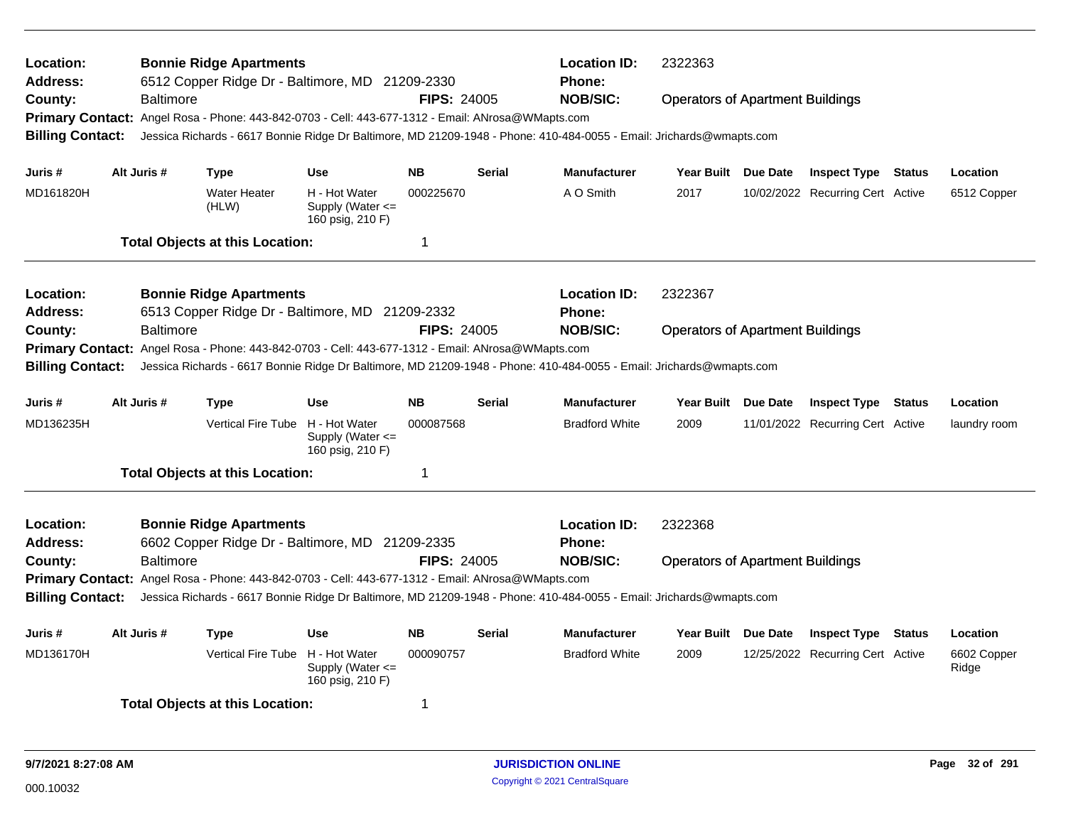**Location:** Bonnie Ridge Apartments **Location ID:** 2322363
**Address:** 6512 Copper Ridge Dr - Baltimore, MD 21209-2330 **Phone:**
**County:** Baltimore **FIPS:** 24005 **NOB/SIC:** Operators of Apartment Buildings
**Primary Contact:** Angel Rosa - Phone: 443-842-0703 - Cell: 443-677-1312 - Email: ANrosa@WMapts.com
**Billing Contact:** Jessica Richards - 6617 Bonnie Ridge Dr Baltimore, MD 21209-1948 - Phone: 410-484-0055 - Email: Jrichards@wmapts.com

| Juris # | Alt Juris # | Type | Use | NB | Serial | Manufacturer | Year Built | Due Date | Inspect Type | Status | Location |
|---|---|---|---|---|---|---|---|---|---|---|---|
| MD161820H | | Water Heater (HLW) | H - Hot Water Supply (Water <= 160 psig, 210 F) | 000225670 | | A O Smith | 2017 | 10/02/2022 | Recurring Cert | Active | 6512 Copper |

**Total Objects at this Location:** 1

---

**Location:** Bonnie Ridge Apartments **Location ID:** 2322367
**Address:** 6513 Copper Ridge Dr - Baltimore, MD 21209-2332 **Phone:**
**County:** Baltimore **FIPS:** 24005 **NOB/SIC:** Operators of Apartment Buildings
**Primary Contact:** Angel Rosa - Phone: 443-842-0703 - Cell: 443-677-1312 - Email: ANrosa@WMapts.com
**Billing Contact:** Jessica Richards - 6617 Bonnie Ridge Dr Baltimore, MD 21209-1948 - Phone: 410-484-0055 - Email: Jrichards@wmapts.com

| Juris # | Alt Juris # | Type | Use | NB | Serial | Manufacturer | Year Built | Due Date | Inspect Type | Status | Location |
|---|---|---|---|---|---|---|---|---|---|---|---|
| MD136235H | | Vertical Fire Tube | H - Hot Water Supply (Water <= 160 psig, 210 F) | 000087568 | | Bradford White | 2009 | 11/01/2022 | Recurring Cert | Active | laundry room |

**Total Objects at this Location:** 1

---

**Location:** Bonnie Ridge Apartments **Location ID:** 2322368
**Address:** 6602 Copper Ridge Dr - Baltimore, MD 21209-2335 **Phone:**
**County:** Baltimore **FIPS:** 24005 **NOB/SIC:** Operators of Apartment Buildings
**Primary Contact:** Angel Rosa - Phone: 443-842-0703 - Cell: 443-677-1312 - Email: ANrosa@WMapts.com
**Billing Contact:** Jessica Richards - 6617 Bonnie Ridge Dr Baltimore, MD 21209-1948 - Phone: 410-484-0055 - Email: Jrichards@wmapts.com

| Juris # | Alt Juris # | Type | Use | NB | Serial | Manufacturer | Year Built | Due Date | Inspect Type | Status | Location |
|---|---|---|---|---|---|---|---|---|---|---|---|
| MD136170H | | Vertical Fire Tube | H - Hot Water Supply (Water <= 160 psig, 210 F) | 000090757 | | Bradford White | 2009 | 12/25/2022 | Recurring Cert | Active | 6602 Copper Ridge |

**Total Objects at this Location:** 1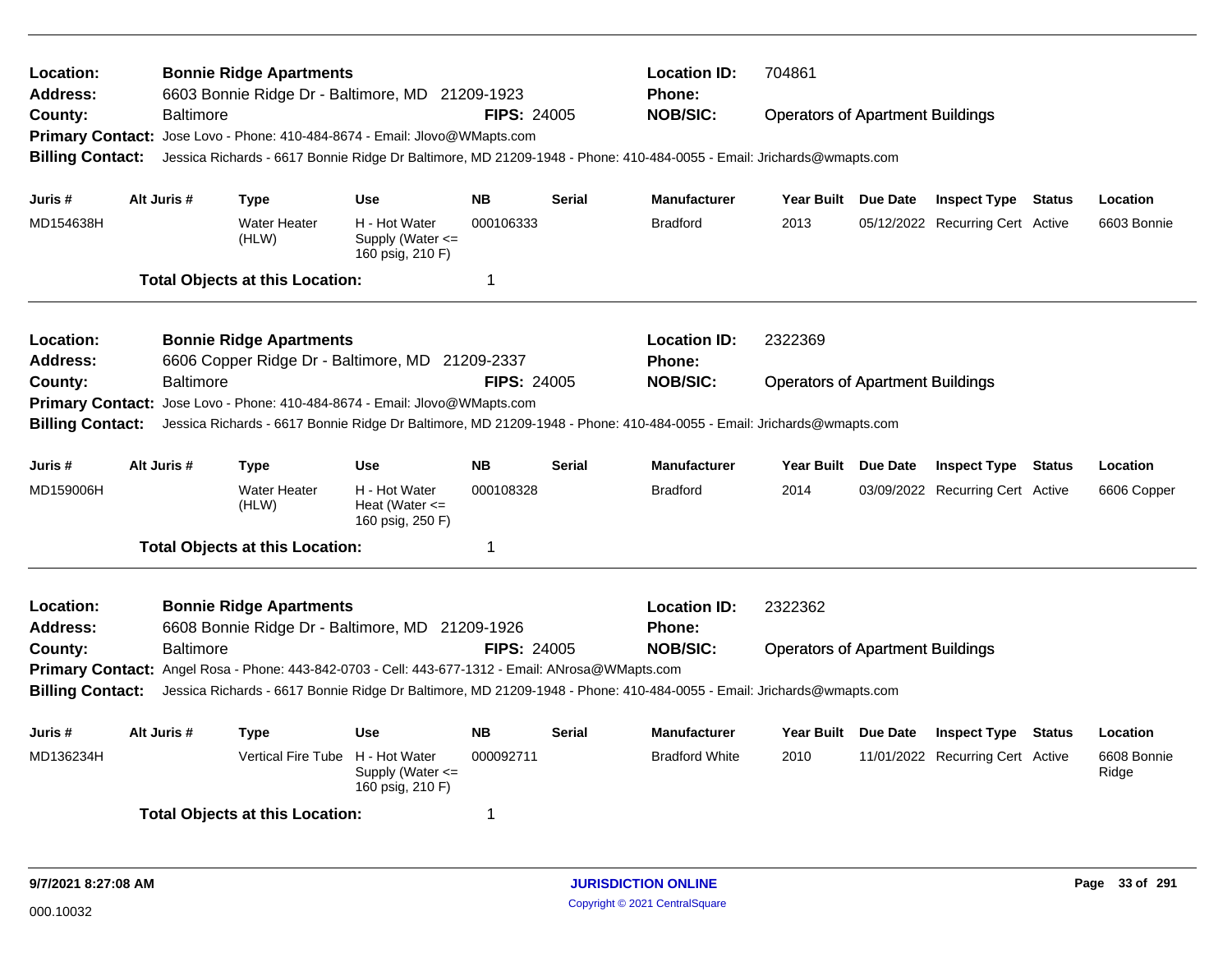**Location:** Bonnie Ridge Apartments | **Location ID:** 704861
**Address:** 6603 Bonnie Ridge Dr - Baltimore, MD 21209-1923 | **Phone:**
**County:** Baltimore | **FIPS:** 24005 | **NOB/SIC:** Operators of Apartment Buildings
**Primary Contact:** Jose Lovo - Phone: 410-484-8674 - Email: Jlovo@WMapts.com
**Billing Contact:** Jessica Richards - 6617 Bonnie Ridge Dr Baltimore, MD 21209-1948 - Phone: 410-484-0055 - Email: Jrichards@wmapts.com

| Juris # | Alt Juris # | Type | Use | NB | Serial | Manufacturer | Year Built | Due Date | Inspect Type | Status | Location |
|---|---|---|---|---|---|---|---|---|---|---|---|
| MD154638H | | Water Heater (HLW) | H - Hot Water Supply (Water <= 160 psig, 210 F) | 000106333 | | Bradford | 2013 | 05/12/2022 | Recurring Cert | Active | 6603 Bonnie |

**Total Objects at this Location:** 1

---

**Location:** Bonnie Ridge Apartments | **Location ID:** 2322369
**Address:** 6606 Copper Ridge Dr - Baltimore, MD 21209-2337 | **Phone:**
**County:** Baltimore | **FIPS:** 24005 | **NOB/SIC:** Operators of Apartment Buildings
**Primary Contact:** Jose Lovo - Phone: 410-484-8674 - Email: Jlovo@WMapts.com
**Billing Contact:** Jessica Richards - 6617 Bonnie Ridge Dr Baltimore, MD 21209-1948 - Phone: 410-484-0055 - Email: Jrichards@wmapts.com

| Juris # | Alt Juris # | Type | Use | NB | Serial | Manufacturer | Year Built | Due Date | Inspect Type | Status | Location |
|---|---|---|---|---|---|---|---|---|---|---|---|
| MD159006H | | Water Heater (HLW) | H - Hot Water Heat (Water <= 160 psig, 250 F) | 000108328 | | Bradford | 2014 | 03/09/2022 | Recurring Cert | Active | 6606 Copper |

**Total Objects at this Location:** 1

---

**Location:** Bonnie Ridge Apartments | **Location ID:** 2322362
**Address:** 6608 Bonnie Ridge Dr - Baltimore, MD 21209-1926 | **Phone:**
**County:** Baltimore | **FIPS:** 24005 | **NOB/SIC:** Operators of Apartment Buildings
**Primary Contact:** Angel Rosa - Phone: 443-842-0703 - Cell: 443-677-1312 - Email: ANrosa@WMapts.com
**Billing Contact:** Jessica Richards - 6617 Bonnie Ridge Dr Baltimore, MD 21209-1948 - Phone: 410-484-0055 - Email: Jrichards@wmapts.com

| Juris # | Alt Juris # | Type | Use | NB | Serial | Manufacturer | Year Built | Due Date | Inspect Type | Status | Location |
|---|---|---|---|---|---|---|---|---|---|---|---|
| MD136234H | | Vertical Fire Tube | H - Hot Water Supply (Water <= 160 psig, 210 F) | 000092711 | | Bradford White | 2010 | 11/01/2022 | Recurring Cert | Active | 6608 Bonnie Ridge |

**Total Objects at this Location:** 1

9/7/2021 8:27:08 AM

000.10032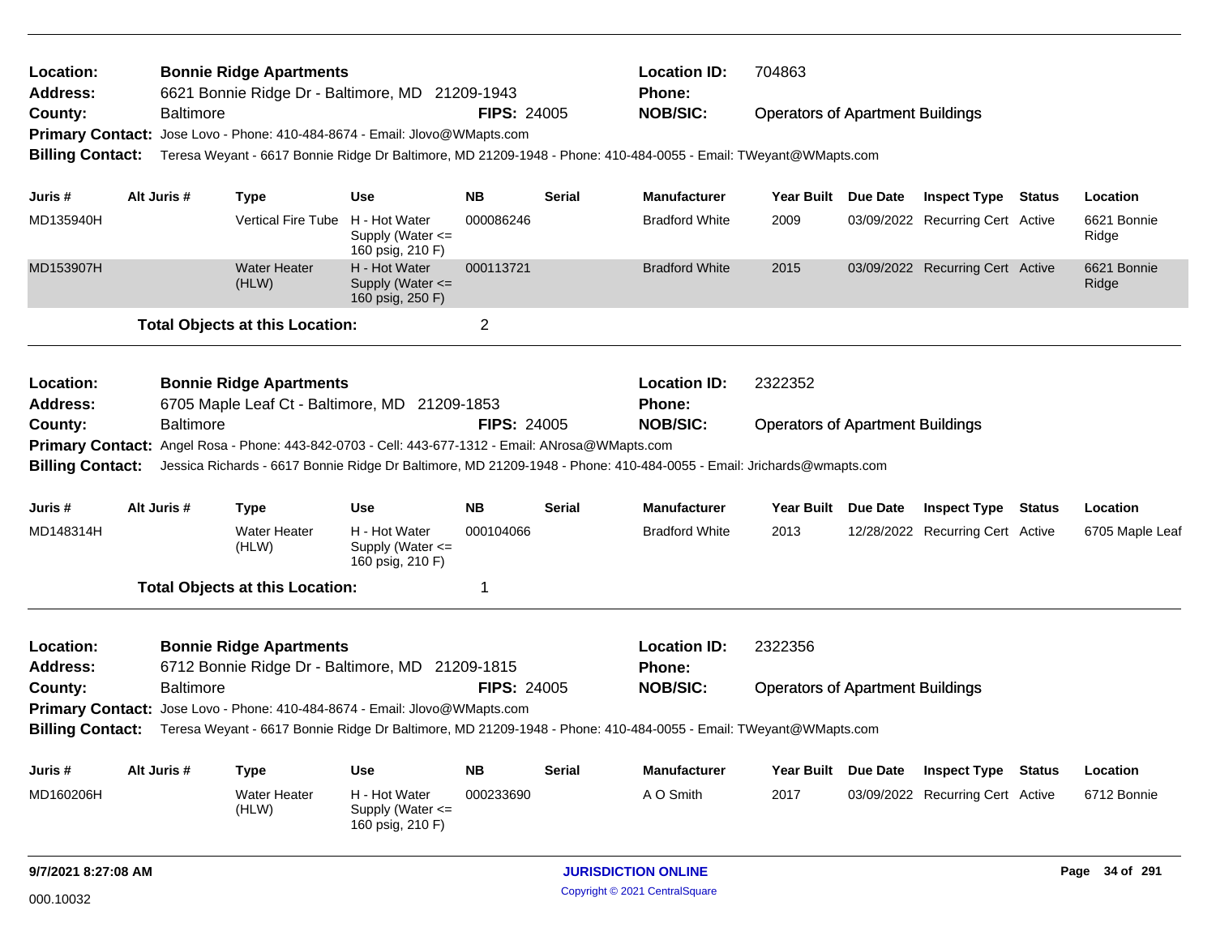**Location:** Bonnie Ridge Apartments
**Address:** 6621 Bonnie Ridge Dr - Baltimore, MD 21209-1943
**County:** Baltimore
**FIPS:** 24005
**Location ID:** 704863
**Phone:**
**NOB/SIC:** Operators of Apartment Buildings
**Primary Contact:** Jose Lovo - Phone: 410-484-8674 - Email: Jlovo@WMapts.com
**Billing Contact:** Teresa Weyant - 6617 Bonnie Ridge Dr Baltimore, MD 21209-1948 - Phone: 410-484-0055 - Email: TWeyant@WMapts.com

| Juris # | Alt Juris # | Type | Use | NB | Serial | Manufacturer | Year Built | Due Date | Inspect Type | Status | Location |
|---|---|---|---|---|---|---|---|---|---|---|---|
| MD135940H | | Vertical Fire Tube | H - Hot Water Supply (Water <= 160 psig, 210 F) | 000086246 | | Bradford White | 2009 | 03/09/2022 | Recurring Cert | Active | 6621 Bonnie Ridge |
| MD153907H | | Water Heater (HLW) | H - Hot Water Supply (Water <= 160 psig, 250 F) | 000113721 | | Bradford White | 2015 | 03/09/2022 | Recurring Cert | Active | 6621 Bonnie Ridge |

**Total Objects at this Location:** 2

---

**Location:** Bonnie Ridge Apartments
**Address:** 6705 Maple Leaf Ct - Baltimore, MD 21209-1853
**County:** Baltimore
**FIPS:** 24005
**Location ID:** 2322352
**Phone:**
**NOB/SIC:** Operators of Apartment Buildings
**Primary Contact:** Angel Rosa - Phone: 443-842-0703 - Cell: 443-677-1312 - Email: ANrosa@WMapts.com
**Billing Contact:** Jessica Richards - 6617 Bonnie Ridge Dr Baltimore, MD 21209-1948 - Phone: 410-484-0055 - Email: Jrichards@wmapts.com

| Juris # | Alt Juris # | Type | Use | NB | Serial | Manufacturer | Year Built | Due Date | Inspect Type | Status | Location |
|---|---|---|---|---|---|---|---|---|---|---|---|
| MD148314H | | Water Heater (HLW) | H - Hot Water Supply (Water <= 160 psig, 210 F) | 000104066 | | Bradford White | 2013 | 12/28/2022 | Recurring Cert | Active | 6705 Maple Leaf |

**Total Objects at this Location:** 1

---

**Location:** Bonnie Ridge Apartments
**Address:** 6712 Bonnie Ridge Dr - Baltimore, MD 21209-1815
**County:** Baltimore
**FIPS:** 24005
**Location ID:** 2322356
**Phone:**
**NOB/SIC:** Operators of Apartment Buildings
**Primary Contact:** Jose Lovo - Phone: 410-484-8674 - Email: Jlovo@WMapts.com
**Billing Contact:** Teresa Weyant - 6617 Bonnie Ridge Dr Baltimore, MD 21209-1948 - Phone: 410-484-0055 - Email: TWeyant@WMapts.com

| Juris # | Alt Juris # | Type | Use | NB | Serial | Manufacturer | Year Built | Due Date | Inspect Type | Status | Location |
|---|---|---|---|---|---|---|---|---|---|---|---|
| MD160206H | | Water Heater (HLW) | H - Hot Water Supply (Water <= 160 psig, 210 F) | 000233690 | | A O Smith | 2017 | 03/09/2022 | Recurring Cert | Active | 6712 Bonnie |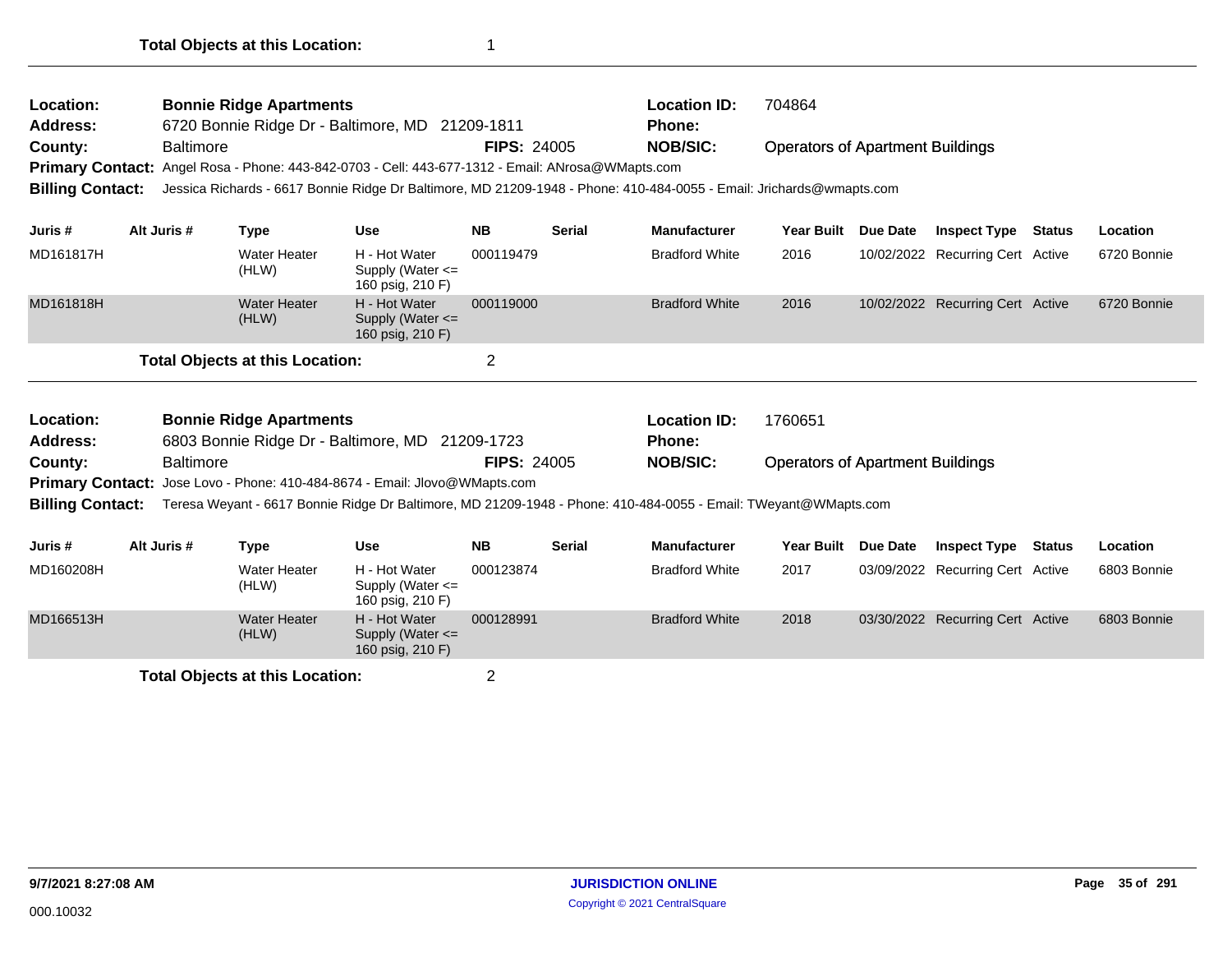**Total Objects at this Location:** 1

---

**Location:** Bonnie Ridge Apartments
**Location ID:** 704864
**Address:** 6720 Bonnie Ridge Dr - Baltimore, MD 21209-1811
**Phone:**
**County:** Baltimore
**FIPS:** 24005
**NOB/SIC:** Operators of Apartment Buildings
**Primary Contact:** Angel Rosa - Phone: 443-842-0703 - Cell: 443-677-1312 - Email: ANrosa@WMapts.com
**Billing Contact:** Jessica Richards - 6617 Bonnie Ridge Dr Baltimore, MD 21209-1948 - Phone: 410-484-0055 - Email: Jrichards@wmapts.com

| Juris # | Alt Juris # | Type | Use | NB | Serial | Manufacturer | Year Built | Due Date | Inspect Type | Status | Location |
|---|---|---|---|---|---|---|---|---|---|---|---|
| MD161817H | | Water Heater (HLW) | H - Hot Water Supply (Water <= 160 psig, 210 F) | 000119479 | | Bradford White | 2016 | 10/02/2022 | Recurring Cert | Active | 6720 Bonnie |
| MD161818H | | Water Heater (HLW) | H - Hot Water Supply (Water <= 160 psig, 210 F) | 000119000 | | Bradford White | 2016 | 10/02/2022 | Recurring Cert | Active | 6720 Bonnie |

**Total Objects at this Location:** 2

---

**Location:** Bonnie Ridge Apartments
**Location ID:** 1760651
**Address:** 6803 Bonnie Ridge Dr - Baltimore, MD 21209-1723
**Phone:**
**County:** Baltimore
**FIPS:** 24005
**NOB/SIC:** Operators of Apartment Buildings
**Primary Contact:** Jose Lovo - Phone: 410-484-8674 - Email: Jlovo@WMapts.com
**Billing Contact:** Teresa Weyant - 6617 Bonnie Ridge Dr Baltimore, MD 21209-1948 - Phone: 410-484-0055 - Email: TWeyant@WMapts.com

| Juris # | Alt Juris # | Type | Use | NB | Serial | Manufacturer | Year Built | Due Date | Inspect Type | Status | Location |
|---|---|---|---|---|---|---|---|---|---|---|---|
| MD160208H | | Water Heater (HLW) | H - Hot Water Supply (Water <= 160 psig, 210 F) | 000123874 | | Bradford White | 2017 | 03/09/2022 | Recurring Cert | Active | 6803 Bonnie |
| MD166513H | | Water Heater (HLW) | H - Hot Water Supply (Water <= 160 psig, 210 F) | 000128991 | | Bradford White | 2018 | 03/30/2022 | Recurring Cert | Active | 6803 Bonnie |

**Total Objects at this Location:** 2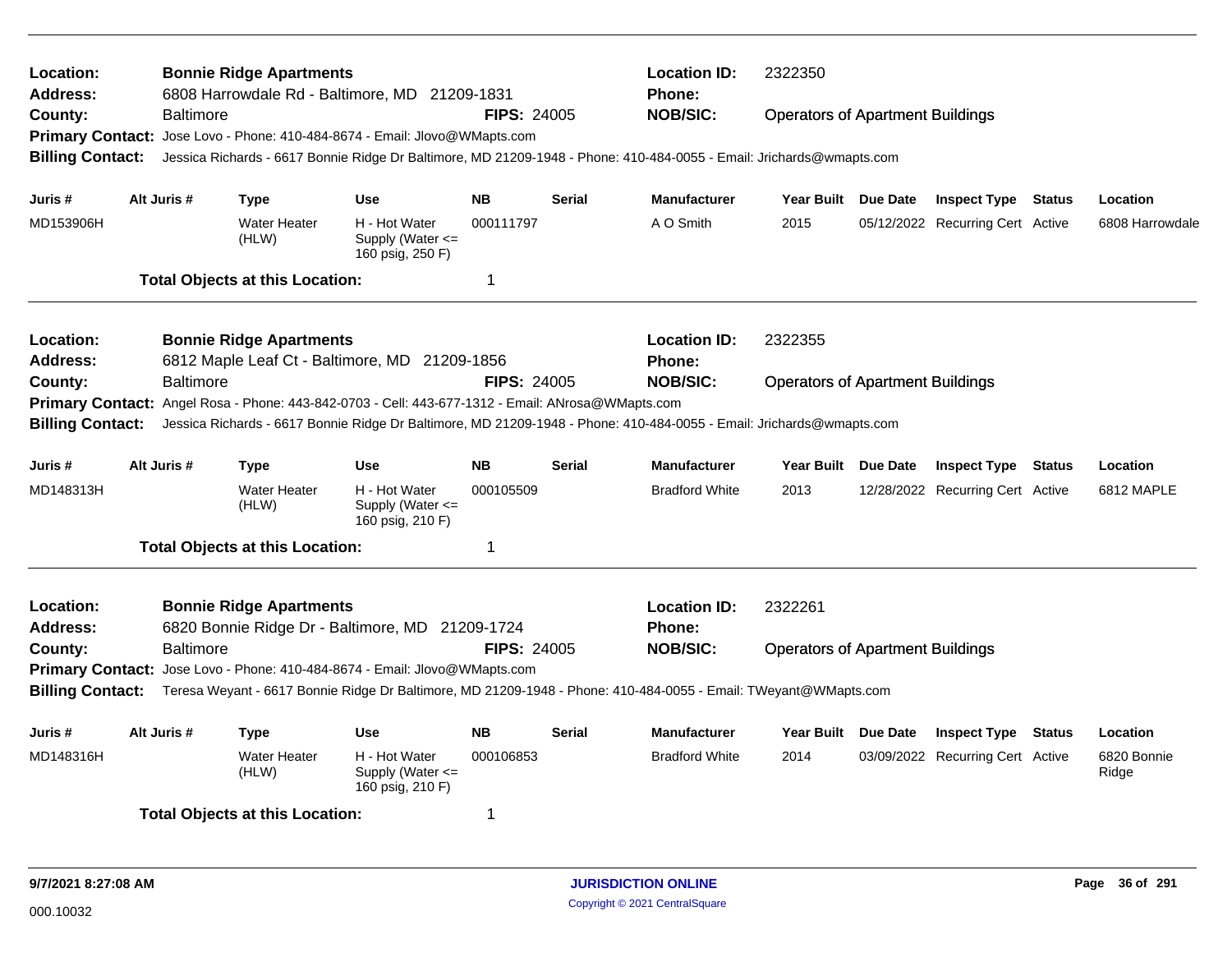**Location:** Bonnie Ridge Apartments **Location ID:** 2322350
**Address:** 6808 Harrowdale Rd - Baltimore, MD 21209-1831 **Phone:**
**County:** Baltimore **FIPS:** 24005 **NOB/SIC:** Operators of Apartment Buildings
**Primary Contact:** Jose Lovo - Phone: 410-484-8674 - Email: Jlovo@WMapts.com
**Billing Contact:** Jessica Richards - 6617 Bonnie Ridge Dr Baltimore, MD 21209-1948 - Phone: 410-484-0055 - Email: Jrichards@wmapts.com

| Juris # | Alt Juris # | Type | Use | NB | Serial | Manufacturer | Year Built | Due Date | Inspect Type | Status | Location |
|---|---|---|---|---|---|---|---|---|---|---|---|
| MD153906H | | Water Heater (HLW) | H - Hot Water Supply (Water <= 160 psig, 250 F) | 000111797 | | A O Smith | 2015 | 05/12/2022 | Recurring Cert | Active | 6808 Harrowdale |

**Total Objects at this Location:** 1

---

**Location:** Bonnie Ridge Apartments **Location ID:** 2322355
**Address:** 6812 Maple Leaf Ct - Baltimore, MD 21209-1856 **Phone:**
**County:** Baltimore **FIPS:** 24005 **NOB/SIC:** Operators of Apartment Buildings
**Primary Contact:** Angel Rosa - Phone: 443-842-0703 - Cell: 443-677-1312 - Email: ANrosa@WMapts.com
**Billing Contact:** Jessica Richards - 6617 Bonnie Ridge Dr Baltimore, MD 21209-1948 - Phone: 410-484-0055 - Email: Jrichards@wmapts.com

| Juris # | Alt Juris # | Type | Use | NB | Serial | Manufacturer | Year Built | Due Date | Inspect Type | Status | Location |
|---|---|---|---|---|---|---|---|---|---|---|---|
| MD148313H | | Water Heater (HLW) | H - Hot Water Supply (Water <= 160 psig, 210 F) | 000105509 | | Bradford White | 2013 | 12/28/2022 | Recurring Cert | Active | 6812 MAPLE |

**Total Objects at this Location:** 1

---

**Location:** Bonnie Ridge Apartments **Location ID:** 2322261
**Address:** 6820 Bonnie Ridge Dr - Baltimore, MD 21209-1724 **Phone:**
**County:** Baltimore **FIPS:** 24005 **NOB/SIC:** Operators of Apartment Buildings
**Primary Contact:** Jose Lovo - Phone: 410-484-8674 - Email: Jlovo@WMapts.com
**Billing Contact:** Teresa Weyant - 6617 Bonnie Ridge Dr Baltimore, MD 21209-1948 - Phone: 410-484-0055 - Email: TWeyant@WMapts.com

| Juris # | Alt Juris # | Type | Use | NB | Serial | Manufacturer | Year Built | Due Date | Inspect Type | Status | Location |
|---|---|---|---|---|---|---|---|---|---|---|---|
| MD148316H | | Water Heater (HLW) | H - Hot Water Supply (Water <= 160 psig, 210 F) | 000106853 | | Bradford White | 2014 | 03/09/2022 | Recurring Cert | Active | 6820 Bonnie Ridge |

**Total Objects at this Location:** 1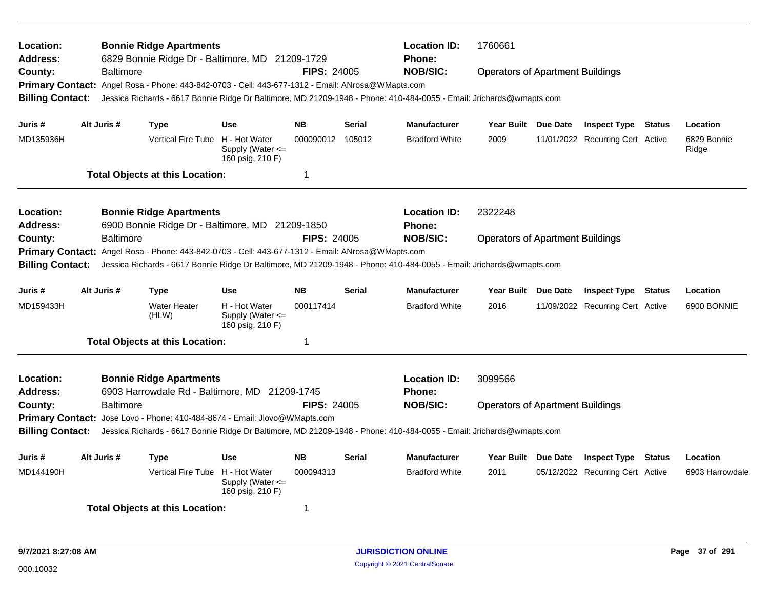**Location:** Bonnie Ridge Apartments
**Location ID:** 1760661
**Address:** 6829 Bonnie Ridge Dr - Baltimore, MD 21209-1729
**Phone:**
**County:** Baltimore
**FIPS:** 24005
**NOB/SIC:** Operators of Apartment Buildings
**Primary Contact:** Angel Rosa - Phone: 443-842-0703 - Cell: 443-677-1312 - Email: ANrosa@WMapts.com
**Billing Contact:** Jessica Richards - 6617 Bonnie Ridge Dr Baltimore, MD 21209-1948 - Phone: 410-484-0055 - Email: Jrichards@wmapts.com

| Juris # | Alt Juris # | Type | Use | NB | Serial | Manufacturer | Year Built | Due Date | Inspect Type | Status | Location |
|---|---|---|---|---|---|---|---|---|---|---|---|
| MD135936H | | Vertical Fire Tube | H - Hot Water Supply (Water <= 160 psig, 210 F) | 000090012 | 105012 | Bradford White | 2009 | 11/01/2022 | Recurring Cert | Active | 6829 Bonnie Ridge |

**Total Objects at this Location:** 1

---

**Location:** Bonnie Ridge Apartments
**Location ID:** 2322248
**Address:** 6900 Bonnie Ridge Dr - Baltimore, MD 21209-1850
**Phone:**
**County:** Baltimore
**FIPS:** 24005
**NOB/SIC:** Operators of Apartment Buildings
**Primary Contact:** Angel Rosa - Phone: 443-842-0703 - Cell: 443-677-1312 - Email: ANrosa@WMapts.com
**Billing Contact:** Jessica Richards - 6617 Bonnie Ridge Dr Baltimore, MD 21209-1948 - Phone: 410-484-0055 - Email: Jrichards@wmapts.com

| Juris # | Alt Juris # | Type | Use | NB | Serial | Manufacturer | Year Built | Due Date | Inspect Type | Status | Location |
|---|---|---|---|---|---|---|---|---|---|---|---|
| MD159433H | | Water Heater (HLW) | H - Hot Water Supply (Water <= 160 psig, 210 F) | 000117414 | | Bradford White | 2016 | 11/09/2022 | Recurring Cert | Active | 6900 BONNIE |

**Total Objects at this Location:** 1

---

**Location:** Bonnie Ridge Apartments
**Location ID:** 3099566
**Address:** 6903 Harrowdale Rd - Baltimore, MD 21209-1745
**Phone:**
**County:** Baltimore
**FIPS:** 24005
**NOB/SIC:** Operators of Apartment Buildings
**Primary Contact:** Jose Lovo - Phone: 410-484-8674 - Email: Jlovo@WMapts.com
**Billing Contact:** Jessica Richards - 6617 Bonnie Ridge Dr Baltimore, MD 21209-1948 - Phone: 410-484-0055 - Email: Jrichards@wmapts.com

| Juris # | Alt Juris # | Type | Use | NB | Serial | Manufacturer | Year Built | Due Date | Inspect Type | Status | Location |
|---|---|---|---|---|---|---|---|---|---|---|---|
| MD144190H | | Vertical Fire Tube | H - Hot Water Supply (Water <= 160 psig, 210 F) | 000094313 | | Bradford White | 2011 | 05/12/2022 | Recurring Cert | Active | 6903 Harrowdale |

**Total Objects at this Location:** 1

9/7/2021 8:27:08 AM
000.10032
JURISDICTION ONLINE
Copyright © 2021 CentralSquare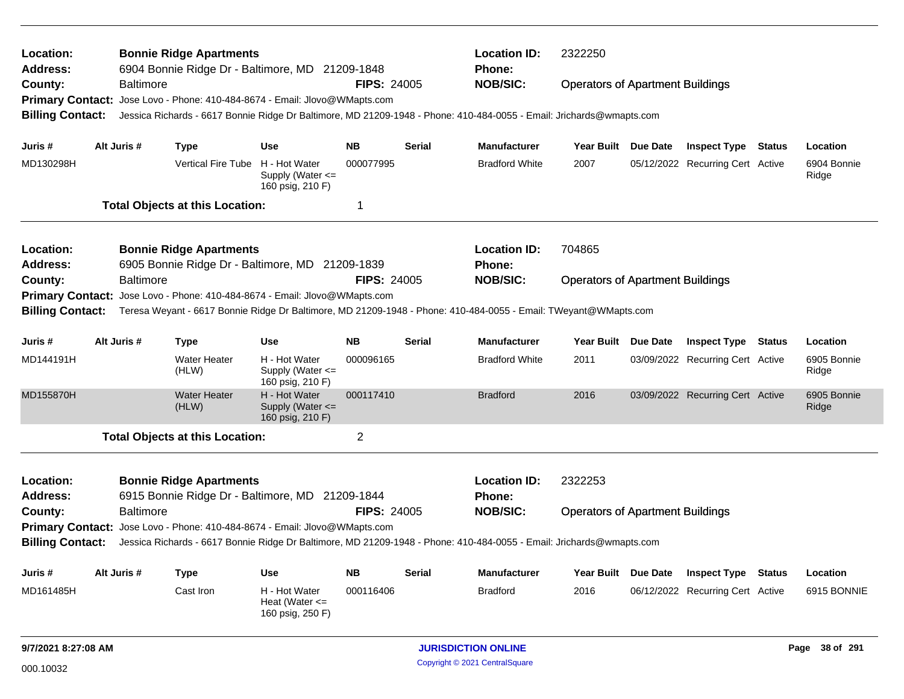**Location:** Bonnie Ridge Apartments
**Address:** 6904 Bonnie Ridge Dr - Baltimore, MD 21209-1848
**County:** Baltimore **FIPS:** 24005
**Location ID:** 2322250
**Phone:**
**NOB/SIC:** Operators of Apartment Buildings
**Primary Contact:** Jose Lovo - Phone: 410-484-8674 - Email: Jlovo@WMapts.com
**Billing Contact:** Jessica Richards - 6617 Bonnie Ridge Dr Baltimore, MD 21209-1948 - Phone: 410-484-0055 - Email: Jrichards@wmapts.com

| Juris # | Alt Juris # | Type | Use | NB | Serial | Manufacturer | Year Built | Due Date | Inspect Type | Status | Location |
|---|---|---|---|---|---|---|---|---|---|---|---|
| MD130298H | | Vertical Fire Tube | H - Hot Water Supply (Water <= 160 psig, 210 F) | 000077995 | | Bradford White | 2007 | 05/12/2022 | Recurring Cert | Active | 6904 Bonnie Ridge |

**Total Objects at this Location:** 1

---

**Location:** Bonnie Ridge Apartments
**Address:** 6905 Bonnie Ridge Dr - Baltimore, MD 21209-1839
**County:** Baltimore **FIPS:** 24005
**Location ID:** 704865
**Phone:**
**NOB/SIC:** Operators of Apartment Buildings
**Primary Contact:** Jose Lovo - Phone: 410-484-8674 - Email: Jlovo@WMapts.com
**Billing Contact:** Teresa Weyant - 6617 Bonnie Ridge Dr Baltimore, MD 21209-1948 - Phone: 410-484-0055 - Email: TWeyant@WMapts.com

| Juris # | Alt Juris # | Type | Use | NB | Serial | Manufacturer | Year Built | Due Date | Inspect Type | Status | Location |
|---|---|---|---|---|---|---|---|---|---|---|---|
| MD144191H | | Water Heater (HLW) | H - Hot Water Supply (Water <= 160 psig, 210 F) | 000096165 | | Bradford White | 2011 | 03/09/2022 | Recurring Cert | Active | 6905 Bonnie Ridge |
| MD155870H | | Water Heater (HLW) | H - Hot Water Supply (Water <= 160 psig, 210 F) | 000117410 | | Bradford | 2016 | 03/09/2022 | Recurring Cert | Active | 6905 Bonnie Ridge |

**Total Objects at this Location:** 2

---

**Location:** Bonnie Ridge Apartments
**Address:** 6915 Bonnie Ridge Dr - Baltimore, MD 21209-1844
**County:** Baltimore **FIPS:** 24005
**Location ID:** 2322253
**Phone:**
**NOB/SIC:** Operators of Apartment Buildings
**Primary Contact:** Jose Lovo - Phone: 410-484-8674 - Email: Jlovo@WMapts.com
**Billing Contact:** Jessica Richards - 6617 Bonnie Ridge Dr Baltimore, MD 21209-1948 - Phone: 410-484-0055 - Email: Jrichards@wmapts.com

| Juris # | Alt Juris # | Type | Use | NB | Serial | Manufacturer | Year Built | Due Date | Inspect Type | Status | Location |
|---|---|---|---|---|---|---|---|---|---|---|---|
| MD161485H | | Cast Iron | H - Hot Water Heat (Water <= 160 psig, 250 F) | 000116406 | | Bradford | 2016 | 06/12/2022 | Recurring Cert | Active | 6915 BONNIE |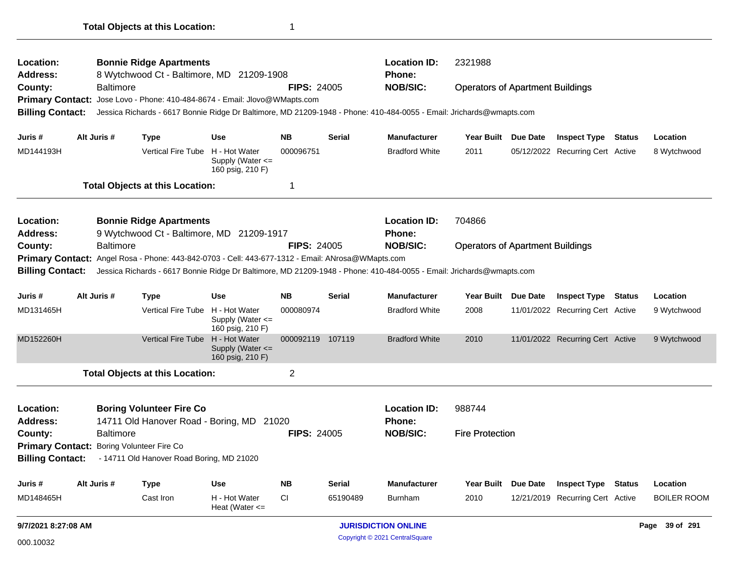**Total Objects at this Location:** 1

---

| | | | |
|---|---|---|---|
| **Location:** | **Bonnie Ridge Apartments** | **Location ID:** | 2321988 |
| **Address:** | 8 Wytchwood Ct - Baltimore, MD 21209-1908 | **Phone:** | |
| **County:** | Baltimore **FIPS:** 24005 | **NOB/SIC:** | Operators of Apartment Buildings |

**Primary Contact:** Jose Lovo - Phone: 410-484-8674 - Email: Jlovo@WMapts.com

**Billing Contact:** Jessica Richards - 6617 Bonnie Ridge Dr Baltimore, MD 21209-1948 - Phone: 410-484-0055 - Email: Jrichards@wmapts.com

| Juris # | Alt Juris # | Type | Use | NB | Serial | Manufacturer | Year Built | Due Date | Inspect Type | Status | Location |
|---|---|---|---|---|---|---|---|---|---|---|---|
| MD144193H | | Vertical Fire Tube | H - Hot Water Supply (Water <= 160 psig, 210 F) | 000096751 | | Bradford White | 2011 | 05/12/2022 | Recurring Cert | Active | 8 Wytchwood |

**Total Objects at this Location:** 1

---

| | | | |
|---|---|---|---|
| **Location:** | **Bonnie Ridge Apartments** | **Location ID:** | 704866 |
| **Address:** | 9 Wytchwood Ct - Baltimore, MD 21209-1917 | **Phone:** | |
| **County:** | Baltimore **FIPS:** 24005 | **NOB/SIC:** | Operators of Apartment Buildings |

**Primary Contact:** Angel Rosa - Phone: 443-842-0703 - Cell: 443-677-1312 - Email: ANrosa@WMapts.com

**Billing Contact:** Jessica Richards - 6617 Bonnie Ridge Dr Baltimore, MD 21209-1948 - Phone: 410-484-0055 - Email: Jrichards@wmapts.com

| Juris # | Alt Juris # | Type | Use | NB | Serial | Manufacturer | Year Built | Due Date | Inspect Type | Status | Location |
|---|---|---|---|---|---|---|---|---|---|---|---|
| MD131465H | | Vertical Fire Tube | H - Hot Water Supply (Water <= 160 psig, 210 F) | 000080974 | | Bradford White | 2008 | 11/01/2022 | Recurring Cert | Active | 9 Wytchwood |
| MD152260H | | Vertical Fire Tube | H - Hot Water Supply (Water <= 160 psig, 210 F) | 000092119 | 107119 | Bradford White | 2010 | 11/01/2022 | Recurring Cert | Active | 9 Wytchwood |

**Total Objects at this Location:** 2

---

| | | | |
|---|---|---|---|
| **Location:** | **Boring Volunteer Fire Co** | **Location ID:** | 988744 |
| **Address:** | 14711 Old Hanover Road - Boring, MD 21020 | **Phone:** | |
| **County:** | Baltimore **FIPS:** 24005 | **NOB/SIC:** | Fire Protection |

**Primary Contact:** Boring Volunteer Fire Co

**Billing Contact:** - 14711 Old Hanover Road Boring, MD 21020

| Juris # | Alt Juris # | Type | Use | NB | Serial | Manufacturer | Year Built | Due Date | Inspect Type | Status | Location |
|---|---|---|---|---|---|---|---|---|---|---|---|
| MD148465H | | Cast Iron | H - Hot Water Heat (Water <= | CI | 65190489 | Burnham | 2010 | 12/21/2019 | Recurring Cert | Active | BOILER ROOM |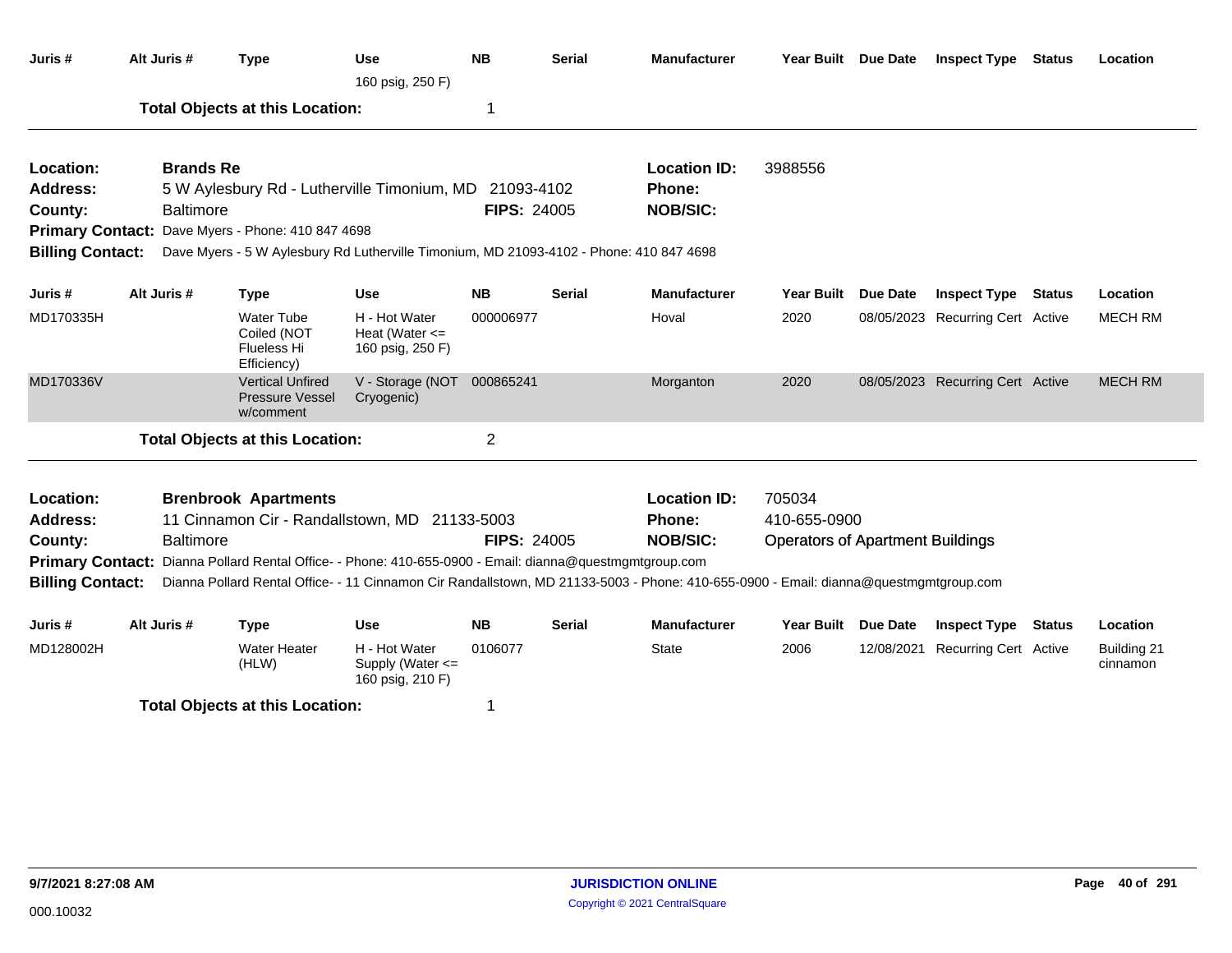| Juris # | Alt Juris # | Type | Use | NB | Serial | Manufacturer | Year Built | Due Date | Inspect Type | Status | Location |
|---|---|---|---|---|---|---|---|---|---|---|---|
| | | | 160 psig, 250 F) | | | | | | | | |

**Total Objects at this Location:** 1

---

**Location:** **Brands Re**
**Location ID:** 3988556
**Address:** 5 W Aylesbury Rd - Lutherville Timonium, MD 21093-4102
**Phone:**
**County:** Baltimore
**FIPS:** 24005
**NOB/SIC:**
**Primary Contact:** Dave Myers - Phone: 410 847 4698
**Billing Contact:** Dave Myers - 5 W Aylesbury Rd Lutherville Timonium, MD 21093-4102 - Phone: 410 847 4698

| Juris # | Alt Juris # | Type | Use | NB | Serial | Manufacturer | Year Built | Due Date | Inspect Type | Status | Location |
|---|---|---|---|---|---|---|---|---|---|---|---|
| MD170335H | | Water Tube Coiled (NOT Flueless Hi Efficiency) | H - Hot Water Heat (Water <= 160 psig, 250 F) | 000006977 | | Hoval | 2020 | 08/05/2023 | Recurring Cert | Active | MECH RM |
| MD170336V | | Vertical Unfired Pressure Vessel w/comment | V - Storage (NOT Cryogenic) | 000865241 | | Morganton | 2020 | 08/05/2023 | Recurring Cert | Active | MECH RM |

**Total Objects at this Location:** 2

---

**Location:** **Brenbrook Apartments**
**Location ID:** 705034
**Address:** 11 Cinnamon Cir - Randallstown, MD 21133-5003
**Phone:** 410-655-0900
**County:** Baltimore
**FIPS:** 24005
**NOB/SIC:** Operators of Apartment Buildings
**Primary Contact:** Dianna Pollard Rental Office- - Phone: 410-655-0900 - Email: dianna@questmgmtgroup.com
**Billing Contact:** Dianna Pollard Rental Office- - 11 Cinnamon Cir Randallstown, MD 21133-5003 - Phone: 410-655-0900 - Email: dianna@questmgmtgroup.com

| Juris # | Alt Juris # | Type | Use | NB | Serial | Manufacturer | Year Built | Due Date | Inspect Type | Status | Location |
|---|---|---|---|---|---|---|---|---|---|---|---|
| MD128002H | | Water Heater (HLW) | H - Hot Water Supply (Water <= 160 psig, 210 F) | 0106077 | | State | 2006 | 12/08/2021 | Recurring Cert | Active | Building 21 cinnamon |

**Total Objects at this Location:** 1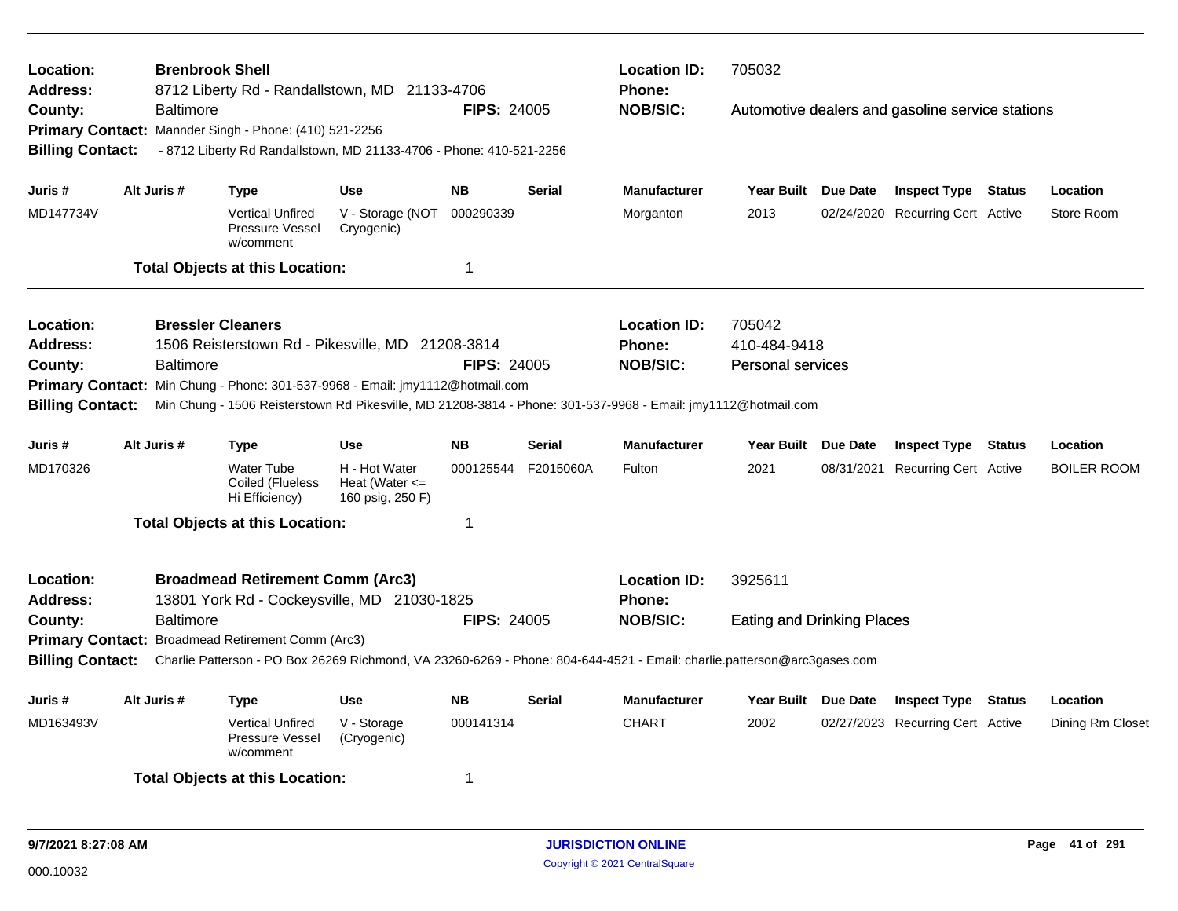**Location:** Brenbrook Shell
**Address:** 8712 Liberty Rd - Randallstown, MD 21133-4706
**County:** Baltimore **FIPS:** 24005
**Location ID:** 705032
**Phone:**
**NOB/SIC:** Automotive dealers and gasoline service stations
**Primary Contact:** Mannder Singh - Phone: (410) 521-2256
**Billing Contact:** - 8712 Liberty Rd Randallstown, MD 21133-4706 - Phone: 410-521-2256

| Juris # | Alt Juris # | Type | Use | NB | Serial | Manufacturer | Year Built | Due Date | Inspect Type | Status | Location |
|---|---|---|---|---|---|---|---|---|---|---|---|
| MD147734V | | Vertical Unfired Pressure Vessel w/comment | V - Storage (NOT Cryogenic) | 000290339 | | Morganton | 2013 | 02/24/2020 | Recurring Cert | Active | Store Room |

**Total Objects at this Location:** 1

---

**Location:** Bressler Cleaners
**Address:** 1506 Reisterstown Rd - Pikesville, MD 21208-3814
**County:** Baltimore **FIPS:** 24005
**Location ID:** 705042
**Phone:** 410-484-9418
**NOB/SIC:** Personal services
**Primary Contact:** Min Chung - Phone: 301-537-9968 - Email: jmy1112@hotmail.com
**Billing Contact:** Min Chung - 1506 Reisterstown Rd Pikesville, MD 21208-3814 - Phone: 301-537-9968 - Email: jmy1112@hotmail.com

| Juris # | Alt Juris # | Type | Use | NB | Serial | Manufacturer | Year Built | Due Date | Inspect Type | Status | Location |
|---|---|---|---|---|---|---|---|---|---|---|---|
| MD170326 | | Water Tube Coiled (Flueless Hi Efficiency) | H - Hot Water Heat (Water <= 160 psig, 250 F) | 000125544 | F2015060A | Fulton | 2021 | 08/31/2021 | Recurring Cert | Active | BOILER ROOM |

**Total Objects at this Location:** 1

---

**Location:** Broadmead Retirement Comm (Arc3)
**Address:** 13801 York Rd - Cockeysville, MD 21030-1825
**County:** Baltimore **FIPS:** 24005
**Location ID:** 3925611
**Phone:**
**NOB/SIC:** Eating and Drinking Places
**Primary Contact:** Broadmead Retirement Comm (Arc3)
**Billing Contact:** Charlie Patterson - PO Box 26269 Richmond, VA 23260-6269 - Phone: 804-644-4521 - Email: charlie.patterson@arc3gases.com

| Juris # | Alt Juris # | Type | Use | NB | Serial | Manufacturer | Year Built | Due Date | Inspect Type | Status | Location |
|---|---|---|---|---|---|---|---|---|---|---|---|
| MD163493V | | Vertical Unfired Pressure Vessel w/comment | V - Storage (Cryogenic) | 000141314 | | CHART | 2002 | 02/27/2023 | Recurring Cert | Active | Dining Rm Closet |

**Total Objects at this Location:** 1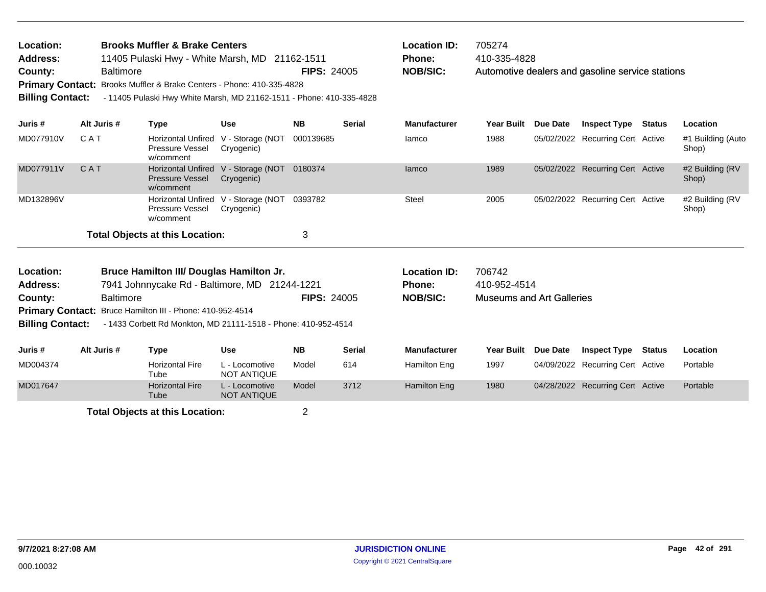**Location:** Brooks Muffler & Brake Centers
**Address:** 11405 Pulaski Hwy - White Marsh, MD 21162-1511
**County:** Baltimore **FIPS:** 24005
**Primary Contact:** Brooks Muffler & Brake Centers - Phone: 410-335-4828
**Billing Contact:** - 11405 Pulaski Hwy White Marsh, MD 21162-1511 - Phone: 410-335-4828

**Location ID:** 705274
**Phone:** 410-335-4828
**NOB/SIC:** Automotive dealers and gasoline service stations

| Juris # | Alt Juris # | Type | Use | NB | Serial | Manufacturer | Year Built | Due Date | Inspect Type | Status | Location |
|---|---|---|---|---|---|---|---|---|---|---|---|
| MD077910V | C A T | Horizontal Unfired Pressure Vessel w/comment | V - Storage (NOT Cryogenic) | 000139685 | | Iamco | 1988 | 05/02/2022 | Recurring Cert | Active | #1 Building (Auto Shop) |
| MD077911V | C A T | Horizontal Unfired Pressure Vessel w/comment | V - Storage (NOT Cryogenic) | 0180374 | | Iamco | 1989 | 05/02/2022 | Recurring Cert | Active | #2 Building (RV Shop) |
| MD132896V | | Horizontal Unfired Pressure Vessel w/comment | V - Storage (NOT Cryogenic) | 0393782 | | Steel | 2005 | 05/02/2022 | Recurring Cert | Active | #2 Building (RV Shop) |

**Total Objects at this Location:** 3

**Location:** Bruce Hamilton III/ Douglas Hamilton Jr.
**Address:** 7941 Johnnycake Rd - Baltimore, MD 21244-1221
**County:** Baltimore **FIPS:** 24005
**Primary Contact:** Bruce Hamilton III - Phone: 410-952-4514
**Billing Contact:** - 1433 Corbett Rd Monkton, MD 21111-1518 - Phone: 410-952-4514

**Location ID:** 706742
**Phone:** 410-952-4514
**NOB/SIC:** Museums and Art Galleries

| Juris # | Alt Juris # | Type | Use | NB | Serial | Manufacturer | Year Built | Due Date | Inspect Type | Status | Location |
|---|---|---|---|---|---|---|---|---|---|---|---|
| MD004374 | | Horizontal Fire Tube | L - Locomotive NOT ANTIQUE | Model | 614 | Hamilton Eng | 1997 | 04/09/2022 | Recurring Cert | Active | Portable |
| MD017647 | | Horizontal Fire Tube | L - Locomotive NOT ANTIQUE | Model | 3712 | Hamilton Eng | 1980 | 04/28/2022 | Recurring Cert | Active | Portable |

**Total Objects at this Location:** 2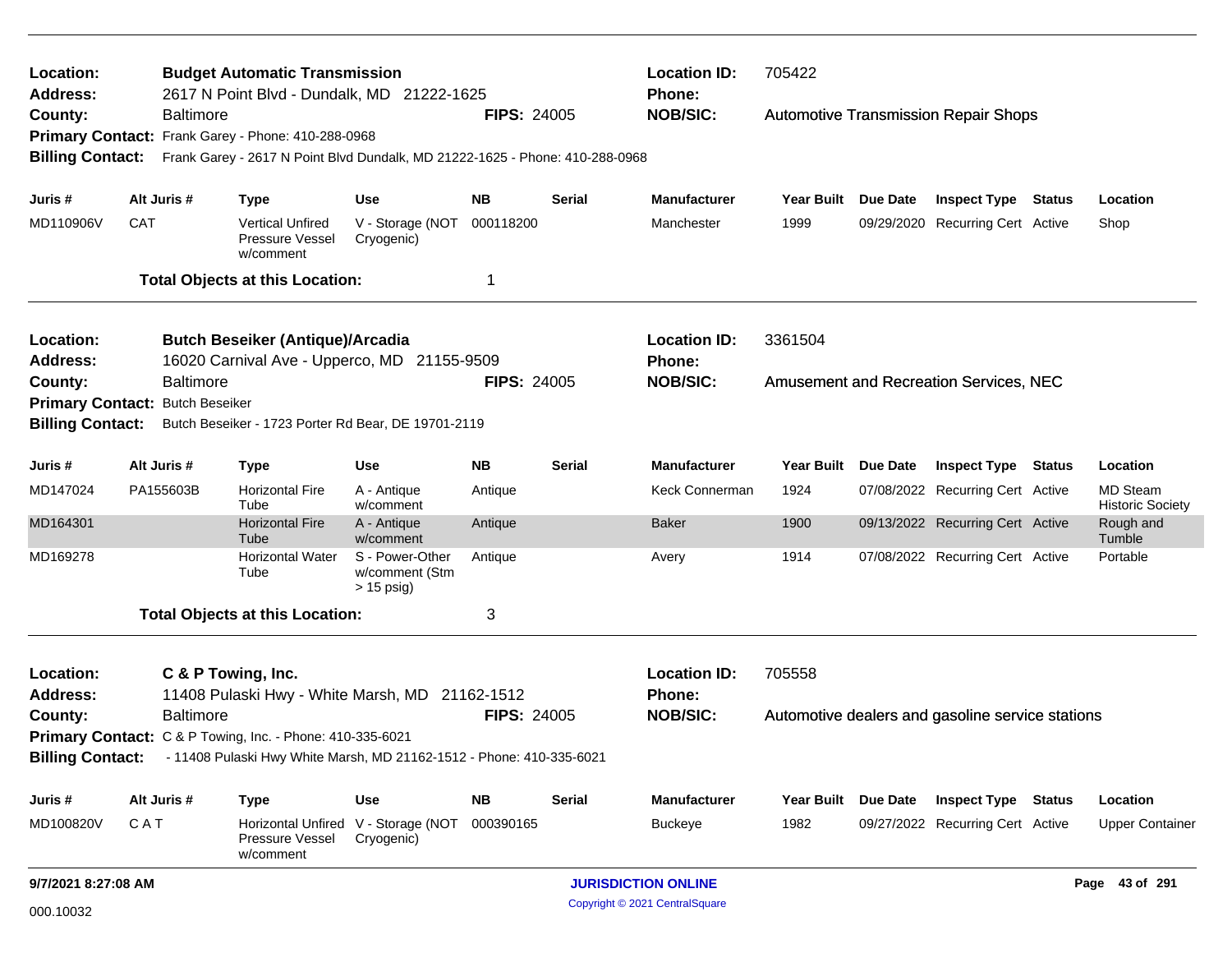**Location:** Budget Automatic Transmission
**Address:** 2617 N Point Blvd - Dundalk, MD 21222-1625
**County:** Baltimore
**FIPS:** 24005
**Location ID:** 705422
**Phone:**
**NOB/SIC:** Automotive Transmission Repair Shops
**Primary Contact:** Frank Garey - Phone: 410-288-0968
**Billing Contact:** Frank Garey - 2617 N Point Blvd Dundalk, MD 21222-1625 - Phone: 410-288-0968

| Juris # | Alt Juris # | Type | Use | NB | Serial | Manufacturer | Year Built | Due Date | Inspect Type | Status | Location |
|---|---|---|---|---|---|---|---|---|---|---|---|
| MD110906V | CAT | Vertical Unfired Pressure Vessel w/comment | V - Storage (NOT Cryogenic) | 000118200 | | Manchester | 1999 | 09/29/2020 | Recurring Cert | Active | Shop |

**Total Objects at this Location:** 1

---

**Location:** Butch Beseiker (Antique)/Arcadia
**Address:** 16020 Carnival Ave - Upperco, MD 21155-9509
**County:** Baltimore
**FIPS:** 24005
**Location ID:** 3361504
**Phone:**
**NOB/SIC:** Amusement and Recreation Services, NEC
**Primary Contact:** Butch Beseiker
**Billing Contact:** Butch Beseiker - 1723 Porter Rd Bear, DE 19701-2119

| Juris # | Alt Juris # | Type | Use | NB | Serial | Manufacturer | Year Built | Due Date | Inspect Type | Status | Location |
|---|---|---|---|---|---|---|---|---|---|---|---|
| MD147024 | PA155603B | Horizontal Fire Tube | A - Antique w/comment | Antique | | Keck Connerman | 1924 | 07/08/2022 | Recurring Cert | Active | MD Steam Historic Society |
| MD164301 | | Horizontal Fire Tube | A - Antique w/comment | Antique | | Baker | 1900 | 09/13/2022 | Recurring Cert | Active | Rough and Tumble |
| MD169278 | | Horizontal Water Tube | S - Power-Other w/comment (Stm > 15 psig) | Antique | | Avery | 1914 | 07/08/2022 | Recurring Cert | Active | Portable |

**Total Objects at this Location:** 3

---

**Location:** C & P Towing, Inc.
**Address:** 11408 Pulaski Hwy - White Marsh, MD 21162-1512
**County:** Baltimore
**FIPS:** 24005
**Location ID:** 705558
**Phone:**
**NOB/SIC:** Automotive dealers and gasoline service stations
**Primary Contact:** C & P Towing, Inc. - Phone: 410-335-6021
**Billing Contact:** - 11408 Pulaski Hwy White Marsh, MD 21162-1512 - Phone: 410-335-6021

| Juris # | Alt Juris # | Type | Use | NB | Serial | Manufacturer | Year Built | Due Date | Inspect Type | Status | Location |
|---|---|---|---|---|---|---|---|---|---|---|---|
| MD100820V | C A T | Horizontal Unfired Pressure Vessel w/comment | V - Storage (NOT Cryogenic) | 000390165 | | Buckeye | 1982 | 09/27/2022 | Recurring Cert | Active | Upper Container |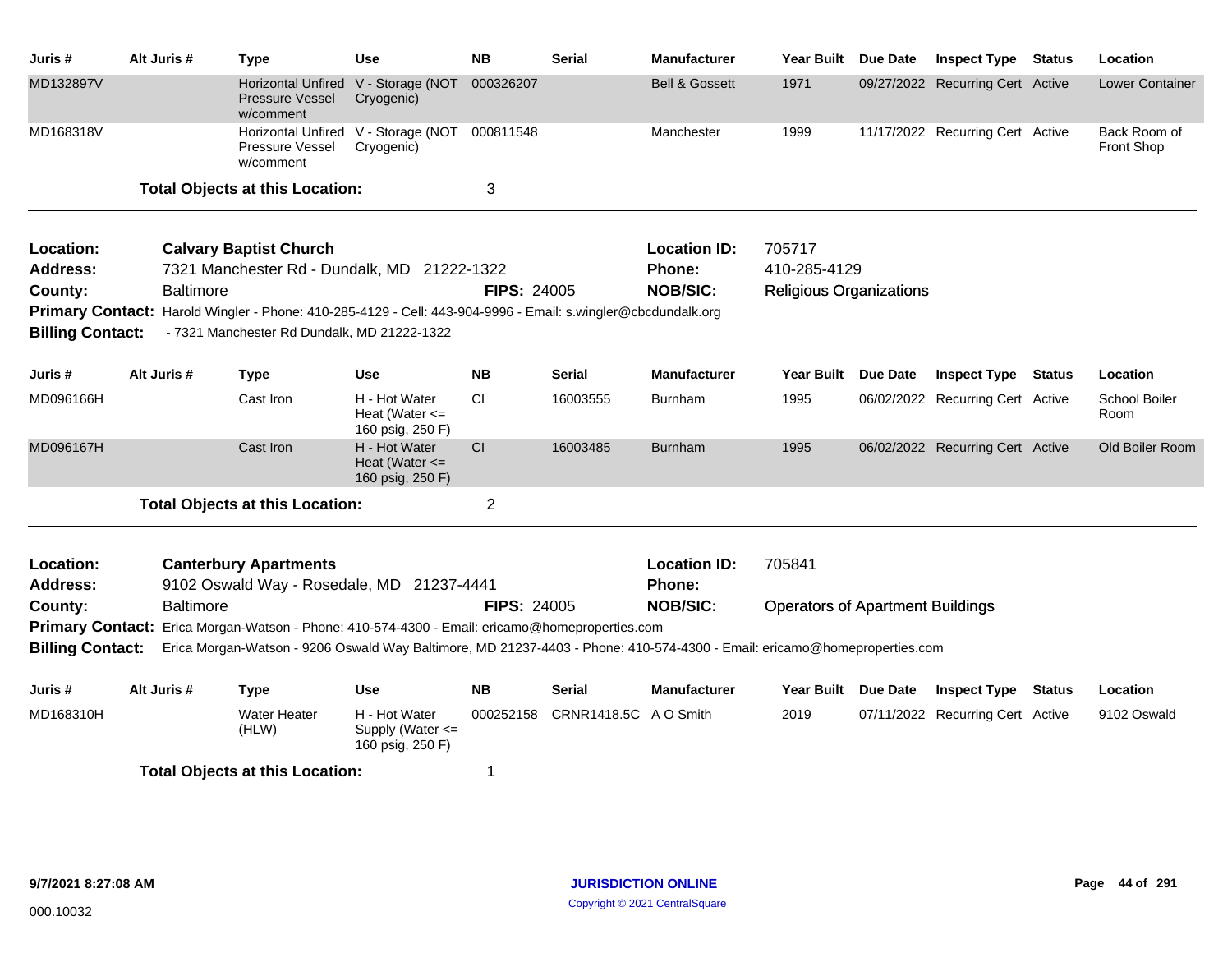| Juris # | Alt Juris # | Type | Use | NB | Serial | Manufacturer | Year Built | Due Date | Inspect Type | Status | Location |
|---|---|---|---|---|---|---|---|---|---|---|---|
| MD132897V | | Horizontal Unfired Pressure Vessel w/comment | V - Storage (NOT Cryogenic) | 000326207 | | Bell & Gossett | 1971 | 09/27/2022 | Recurring Cert | Active | Lower Container |
| MD168318V | | Horizontal Unfired Pressure Vessel w/comment | V - Storage (NOT Cryogenic) | 000811548 | | Manchester | 1999 | 11/17/2022 | Recurring Cert | Active | Back Room of Front Shop |

**Total Objects at this Location:** 3

---

**Location:** **Calvary Baptist Church** **Location ID:** 705717
**Address:** 7321 Manchester Rd - Dundalk, MD 21222-1322 **Phone:** 410-285-4129
**County:** Baltimore **FIPS:** 24005 **NOB/SIC:** Religious Organizations
**Primary Contact:** Harold Wingler - Phone: 410-285-4129 - Cell: 443-904-9996 - Email: s.wingler@cbcdundalk.org
**Billing Contact:** - 7321 Manchester Rd Dundalk, MD 21222-1322

| Juris # | Alt Juris # | Type | Use | NB | Serial | Manufacturer | Year Built | Due Date | Inspect Type | Status | Location |
|---|---|---|---|---|---|---|---|---|---|---|---|
| MD096166H | | Cast Iron | H - Hot Water Heat (Water <= 160 psig, 250 F) | CI | 16003555 | Burnham | 1995 | 06/02/2022 | Recurring Cert | Active | School Boiler Room |
| MD096167H | | Cast Iron | H - Hot Water Heat (Water <= 160 psig, 250 F) | CI | 16003485 | Burnham | 1995 | 06/02/2022 | Recurring Cert | Active | Old Boiler Room |

**Total Objects at this Location:** 2

---

**Location:** **Canterbury Apartments** **Location ID:** 705841
**Address:** 9102 Oswald Way - Rosedale, MD 21237-4441 **Phone:**
**County:** Baltimore **FIPS:** 24005 **NOB/SIC:** Operators of Apartment Buildings
**Primary Contact:** Erica Morgan-Watson - Phone: 410-574-4300 - Email: ericamo@homeproperties.com
**Billing Contact:** Erica Morgan-Watson - 9206 Oswald Way Baltimore, MD 21237-4403 - Phone: 410-574-4300 - Email: ericamo@homeproperties.com

| Juris # | Alt Juris # | Type | Use | NB | Serial | Manufacturer | Year Built | Due Date | Inspect Type | Status | Location |
|---|---|---|---|---|---|---|---|---|---|---|---|
| MD168310H | | Water Heater (HLW) | H - Hot Water Supply (Water <= 160 psig, 250 F) | 000252158 | CRNR1418.5C | A O Smith | 2019 | 07/11/2022 | Recurring Cert | Active | 9102 Oswald |

**Total Objects at this Location:** 1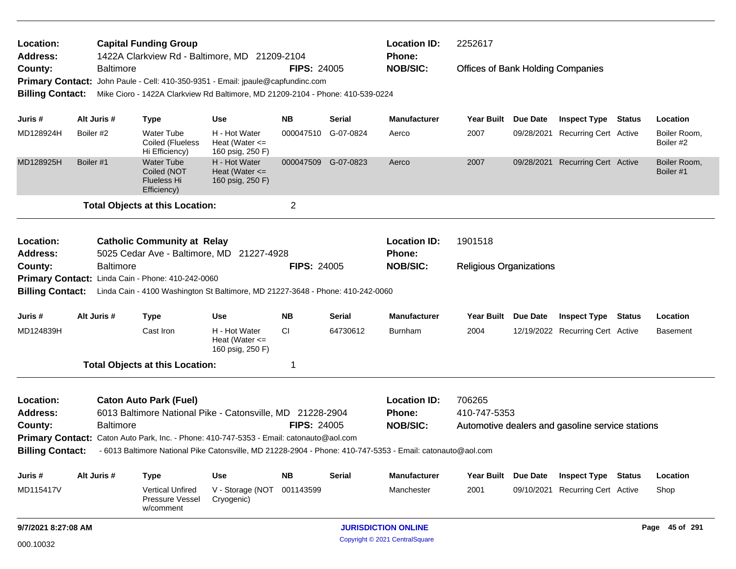**Location:** Capital Funding Group
**Address:** 1422A Clarkview Rd - Baltimore, MD 21209-2104
**County:** Baltimore **FIPS:** 24005
**Location ID:** 2252617
**Phone:**
**NOB/SIC:** Offices of Bank Holding Companies
**Primary Contact:** John Paule - Cell: 410-350-9351 - Email: jpaule@capfundinc.com
**Billing Contact:** Mike Cioro - 1422A Clarkview Rd Baltimore, MD 21209-2104 - Phone: 410-539-0224

| Juris # | Alt Juris # | Type | Use | NB | Serial | Manufacturer | Year Built | Due Date | Inspect Type | Status | Location |
|---|---|---|---|---|---|---|---|---|---|---|---|
| MD128924H | Boiler #2 | Water Tube Coiled (Flueless Hi Efficiency) | H - Hot Water Heat (Water <= 160 psig, 250 F) | 000047510 | G-07-0824 | Aerco | 2007 | 09/28/2021 | Recurring Cert | Active | Boiler Room, Boiler #2 |
| MD128925H | Boiler #1 | Water Tube Coiled (NOT Flueless Hi Efficiency) | H - Hot Water Heat (Water <= 160 psig, 250 F) | 000047509 | G-07-0823 | Aerco | 2007 | 09/28/2021 | Recurring Cert | Active | Boiler Room, Boiler #1 |

**Total Objects at this Location:** 2

---

**Location:** Catholic Community at Relay
**Address:** 5025 Cedar Ave - Baltimore, MD 21227-4928
**County:** Baltimore **FIPS:** 24005
**Location ID:** 1901518
**Phone:**
**NOB/SIC:** Religious Organizations
**Primary Contact:** Linda Cain - Phone: 410-242-0060
**Billing Contact:** Linda Cain - 4100 Washington St Baltimore, MD 21227-3648 - Phone: 410-242-0060

| Juris # | Alt Juris # | Type | Use | NB | Serial | Manufacturer | Year Built | Due Date | Inspect Type | Status | Location |
|---|---|---|---|---|---|---|---|---|---|---|---|
| MD124839H | | Cast Iron | H - Hot Water Heat (Water <= 160 psig, 250 F) | CI | 64730612 | Burnham | 2004 | 12/19/2022 | Recurring Cert | Active | Basement |

**Total Objects at this Location:** 1

---

**Location:** Caton Auto Park (Fuel)
**Address:** 6013 Baltimore National Pike - Catonsville, MD 21228-2904
**County:** Baltimore **FIPS:** 24005
**Location ID:** 706265
**Phone:** 410-747-5353
**NOB/SIC:** Automotive dealers and gasoline service stations
**Primary Contact:** Caton Auto Park, Inc. - Phone: 410-747-5353 - Email: catonauto@aol.com
**Billing Contact:** - 6013 Baltimore National Pike Catonsville, MD 21228-2904 - Phone: 410-747-5353 - Email: catonauto@aol.com

| Juris # | Alt Juris # | Type | Use | NB | Serial | Manufacturer | Year Built | Due Date | Inspect Type | Status | Location |
|---|---|---|---|---|---|---|---|---|---|---|---|
| MD115417V | | Vertical Unfired Pressure Vessel w/comment | V - Storage (NOT Cryogenic) | 001143599 | | Manchester | 2001 | 09/10/2021 | Recurring Cert | Active | Shop |

9/7/2021 8:27:08 AM

000.10032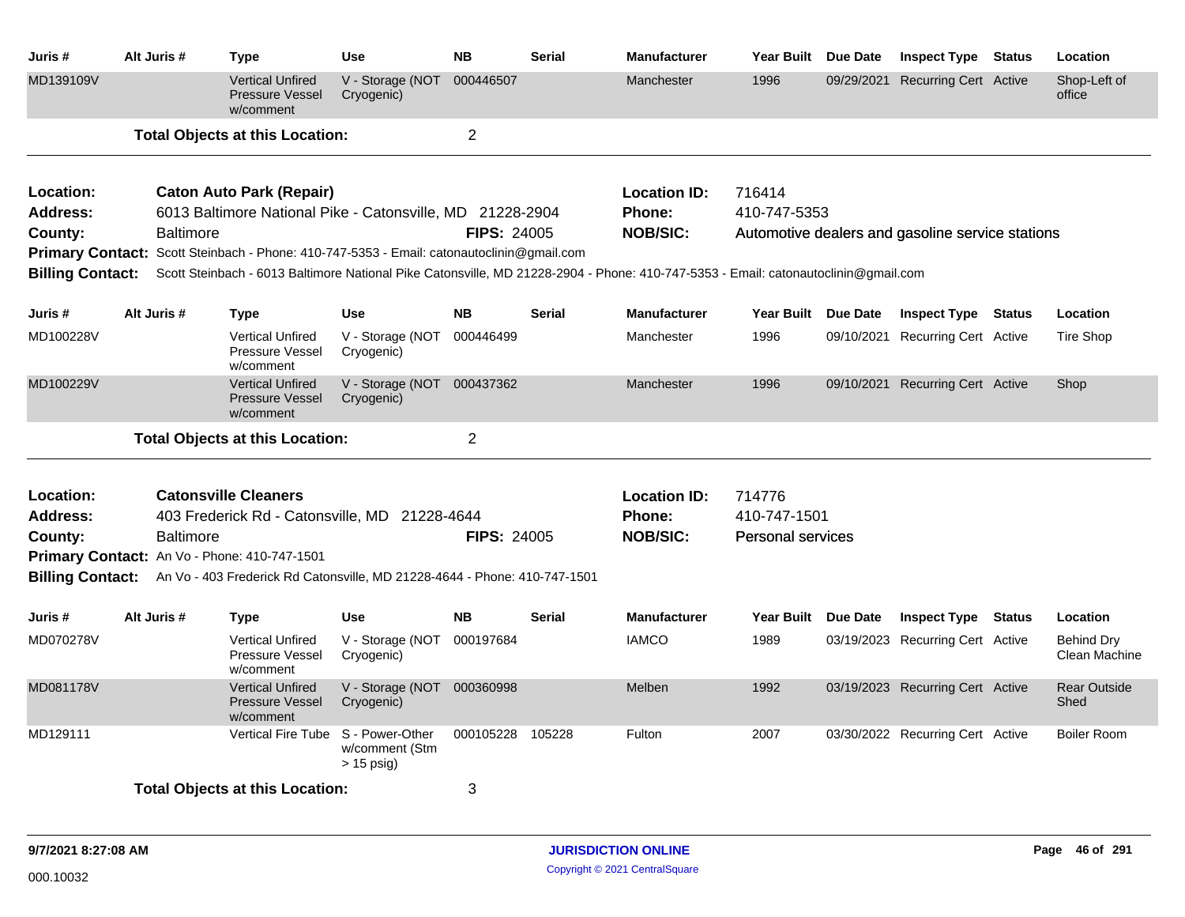| Juris # | Alt Juris # | Type | Use | NB | Serial | Manufacturer | Year Built | Due Date | Inspect Type | Status | Location |
|---|---|---|---|---|---|---|---|---|---|---|---|
| MD139109V | | Vertical Unfired Pressure Vessel w/comment | V - Storage (NOT Cryogenic) | 000446507 | | Manchester | 1996 | 09/29/2021 | Recurring Cert | Active | Shop-Left of office |

**Total Objects at this Location:** 2

---

**Location:** Caton Auto Park (Repair)
**Address:** 6013 Baltimore National Pike - Catonsville, MD 21228-2904
**County:** Baltimore
**FIPS:** 24005
**Location ID:** 716414
**Phone:** 410-747-5353
**NOB/SIC:** Automotive dealers and gasoline service stations
**Primary Contact:** Scott Steinbach - Phone: 410-747-5353 - Email: catonautoclinin@gmail.com
**Billing Contact:** Scott Steinbach - 6013 Baltimore National Pike Catonsville, MD 21228-2904 - Phone: 410-747-5353 - Email: catonautoclinin@gmail.com

| Juris # | Alt Juris # | Type | Use | NB | Serial | Manufacturer | Year Built | Due Date | Inspect Type | Status | Location |
|---|---|---|---|---|---|---|---|---|---|---|---|
| MD100228V | | Vertical Unfired Pressure Vessel w/comment | V - Storage (NOT Cryogenic) | 000446499 | | Manchester | 1996 | 09/10/2021 | Recurring Cert | Active | Tire Shop |
| MD100229V | | Vertical Unfired Pressure Vessel w/comment | V - Storage (NOT Cryogenic) | 000437362 | | Manchester | 1996 | 09/10/2021 | Recurring Cert | Active | Shop |

**Total Objects at this Location:** 2

---

**Location:** Catonsville Cleaners
**Address:** 403 Frederick Rd - Catonsville, MD 21228-4644
**County:** Baltimore
**FIPS:** 24005
**Location ID:** 714776
**Phone:** 410-747-1501
**NOB/SIC:** Personal services
**Primary Contact:** An Vo - Phone: 410-747-1501
**Billing Contact:** An Vo - 403 Frederick Rd Catonsville, MD 21228-4644 - Phone: 410-747-1501

| Juris # | Alt Juris # | Type | Use | NB | Serial | Manufacturer | Year Built | Due Date | Inspect Type | Status | Location |
|---|---|---|---|---|---|---|---|---|---|---|---|
| MD070278V | | Vertical Unfired Pressure Vessel w/comment | V - Storage (NOT Cryogenic) | 000197684 | | IAMCO | 1989 | 03/19/2023 | Recurring Cert | Active | Behind Dry Clean Machine |
| MD081178V | | Vertical Unfired Pressure Vessel w/comment | V - Storage (NOT Cryogenic) | 000360998 | | Melben | 1992 | 03/19/2023 | Recurring Cert | Active | Rear Outside Shed |
| MD129111 | | Vertical Fire Tube | S - Power-Other w/comment (Stm > 15 psig) | 000105228 | 105228 | Fulton | 2007 | 03/30/2022 | Recurring Cert | Active | Boiler Room |

**Total Objects at this Location:** 3

9/7/2021 8:27:08 AM
000.10032
JURISDICTION ONLINE
Copyright © 2021 CentralSquare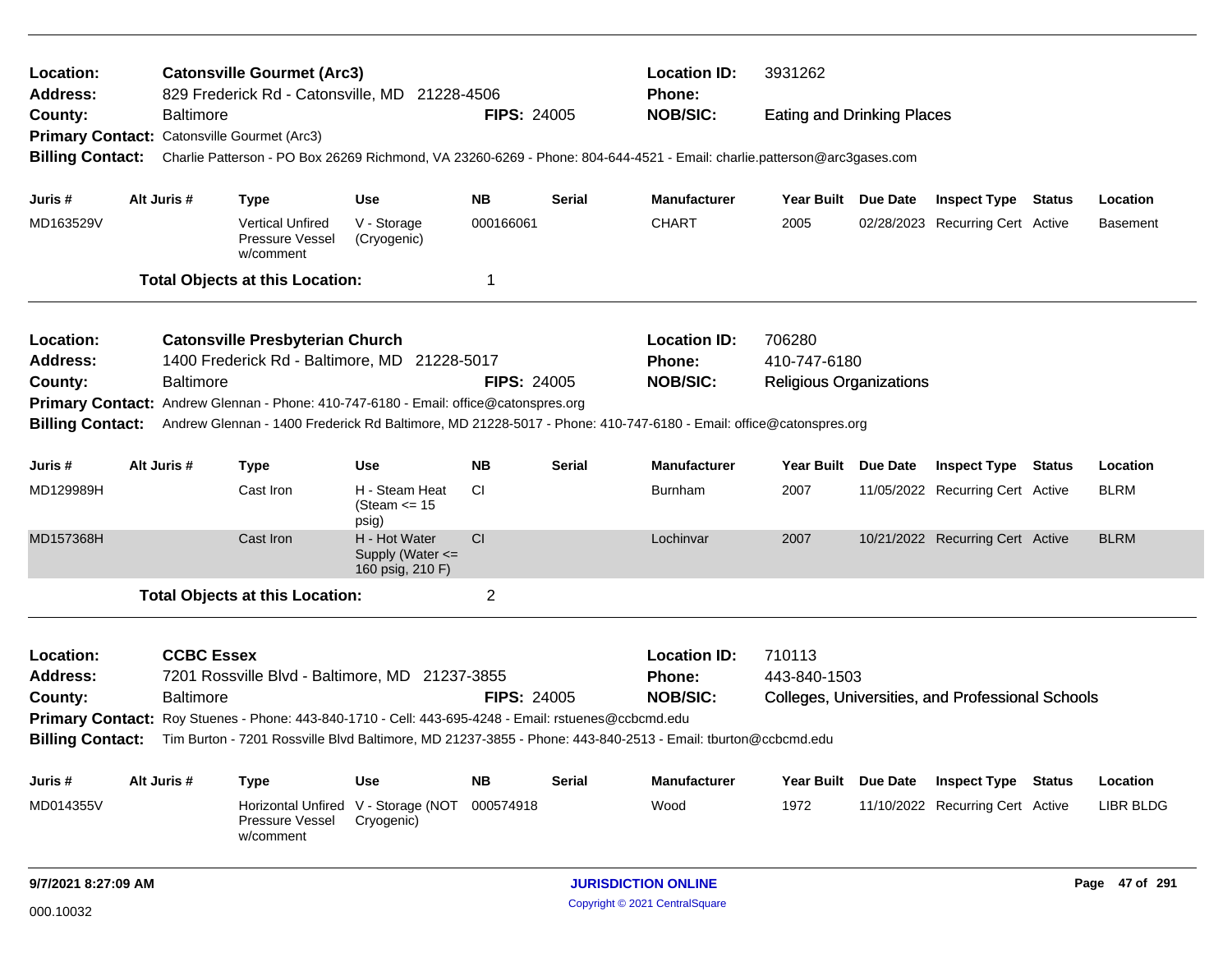**Location:** Catonsville Gourmet (Arc3)
**Address:** 829 Frederick Rd - Catonsville, MD 21228-4506
**County:** Baltimore **FIPS:** 24005
**Location ID:** 3931262
**Phone:**
**NOB/SIC:** Eating and Drinking Places
**Primary Contact:** Catonsville Gourmet (Arc3)
**Billing Contact:** Charlie Patterson - PO Box 26269 Richmond, VA 23260-6269 - Phone: 804-644-4521 - Email: charlie.patterson@arc3gases.com

| Juris # | Alt Juris # | Type | Use | NB | Serial | Manufacturer | Year Built | Due Date | Inspect Type | Status | Location |
|---|---|---|---|---|---|---|---|---|---|---|---|
| MD163529V | | Vertical Unfired Pressure Vessel w/comment | V - Storage (Cryogenic) | 000166061 | | CHART | 2005 | 02/28/2023 | Recurring Cert | Active | Basement |

**Total Objects at this Location:** 1

**Location:** Catonsville Presbyterian Church
**Address:** 1400 Frederick Rd - Baltimore, MD 21228-5017
**County:** Baltimore **FIPS:** 24005
**Location ID:** 706280
**Phone:** 410-747-6180
**NOB/SIC:** Religious Organizations
**Primary Contact:** Andrew Glennan - Phone: 410-747-6180 - Email: office@catonspres.org
**Billing Contact:** Andrew Glennan - 1400 Frederick Rd Baltimore, MD 21228-5017 - Phone: 410-747-6180 - Email: office@catonspres.org

| Juris # | Alt Juris # | Type | Use | NB | Serial | Manufacturer | Year Built | Due Date | Inspect Type | Status | Location |
|---|---|---|---|---|---|---|---|---|---|---|---|
| MD129989H | | Cast Iron | H - Steam Heat (Steam <= 15 psig) | CI | | Burnham | 2007 | 11/05/2022 | Recurring Cert | Active | BLRM |
| MD157368H | | Cast Iron | H - Hot Water Supply (Water <= 160 psig, 210 F) | CI | | Lochinvar | 2007 | 10/21/2022 | Recurring Cert | Active | BLRM |

**Total Objects at this Location:** 2

**Location:** CCBC Essex
**Address:** 7201 Rossville Blvd - Baltimore, MD 21237-3855
**County:** Baltimore **FIPS:** 24005
**Location ID:** 710113
**Phone:** 443-840-1503
**NOB/SIC:** Colleges, Universities, and Professional Schools
**Primary Contact:** Roy Stuenes - Phone: 443-840-1710 - Cell: 443-695-4248 - Email: rstuenes@ccbcmd.edu
**Billing Contact:** Tim Burton - 7201 Rossville Blvd Baltimore, MD 21237-3855 - Phone: 443-840-2513 - Email: tburton@ccbcmd.edu

| Juris # | Alt Juris # | Type | Use | NB | Serial | Manufacturer | Year Built | Due Date | Inspect Type | Status | Location |
|---|---|---|---|---|---|---|---|---|---|---|---|
| MD014355V | | Horizontal Unfired Pressure Vessel w/comment | V - Storage (NOT Cryogenic) | 000574918 | | Wood | 1972 | 11/10/2022 | Recurring Cert | Active | LIBR BLDG |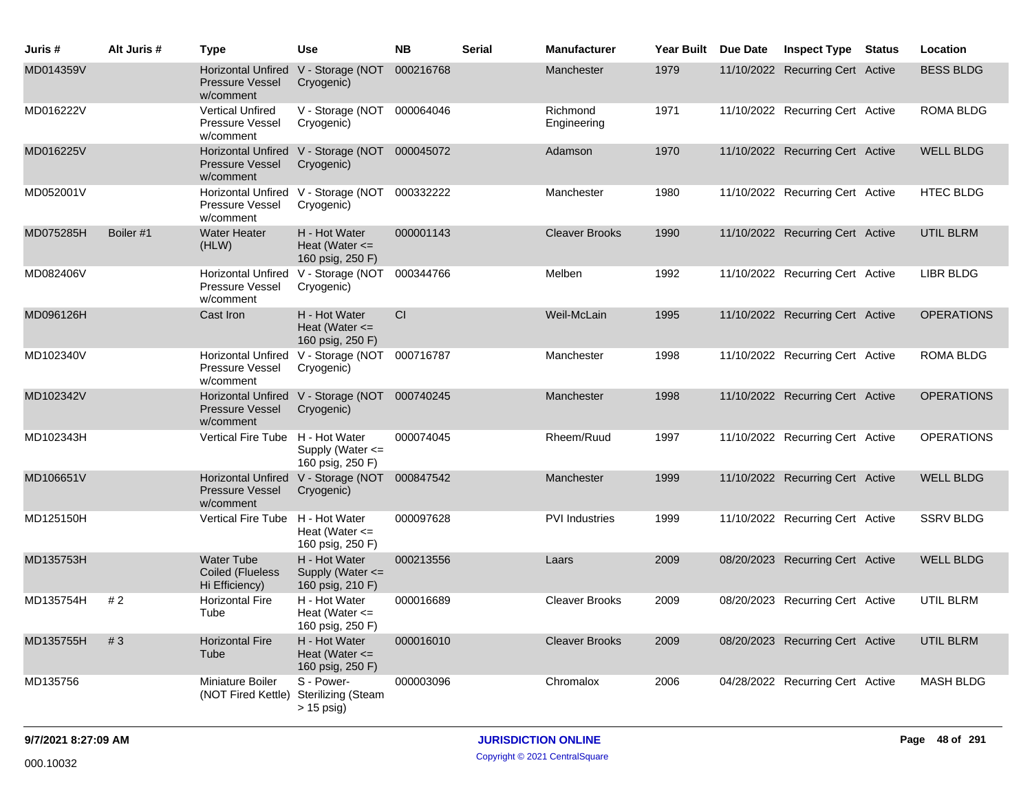| Juris # | Alt Juris # | Type | Use | NB | Serial | Manufacturer | Year Built | Due Date | Inspect Type | Status | Location |
|---|---|---|---|---|---|---|---|---|---|---|---|
| MD014359V | | Horizontal Unfired Pressure Vessel w/comment | V - Storage (NOT Cryogenic) | 000216768 | | Manchester | 1979 | 11/10/2022 | Recurring Cert | Active | BESS BLDG |
| MD016222V | | Vertical Unfired Pressure Vessel w/comment | V - Storage (NOT Cryogenic) | 000064046 | | Richmond Engineering | 1971 | 11/10/2022 | Recurring Cert | Active | ROMA BLDG |
| MD016225V | | Horizontal Unfired Pressure Vessel w/comment | V - Storage (NOT Cryogenic) | 000045072 | | Adamson | 1970 | 11/10/2022 | Recurring Cert | Active | WELL BLDG |
| MD052001V | | Horizontal Unfired Pressure Vessel w/comment | V - Storage (NOT Cryogenic) | 000332222 | | Manchester | 1980 | 11/10/2022 | Recurring Cert | Active | HTEC BLDG |
| MD075285H | Boiler #1 | Water Heater (HLW) | H - Hot Water Heat (Water <= 160 psig, 250 F) | 000001143 | | Cleaver Brooks | 1990 | 11/10/2022 | Recurring Cert | Active | UTIL BLRM |
| MD082406V | | Horizontal Unfired Pressure Vessel w/comment | V - Storage (NOT Cryogenic) | 000344766 | | Melben | 1992 | 11/10/2022 | Recurring Cert | Active | LIBR BLDG |
| MD096126H | | Cast Iron | H - Hot Water Heat (Water <= 160 psig, 250 F) | CI | | Weil-McLain | 1995 | 11/10/2022 | Recurring Cert | Active | OPERATIONS |
| MD102340V | | Horizontal Unfired Pressure Vessel w/comment | V - Storage (NOT Cryogenic) | 000716787 | | Manchester | 1998 | 11/10/2022 | Recurring Cert | Active | ROMA BLDG |
| MD102342V | | Horizontal Unfired Pressure Vessel w/comment | V - Storage (NOT Cryogenic) | 000740245 | | Manchester | 1998 | 11/10/2022 | Recurring Cert | Active | OPERATIONS |
| MD102343H | | Vertical Fire Tube | H - Hot Water Supply (Water <= 160 psig, 250 F) | 000074045 | | Rheem/Ruud | 1997 | 11/10/2022 | Recurring Cert | Active | OPERATIONS |
| MD106651V | | Horizontal Unfired Pressure Vessel w/comment | V - Storage (NOT Cryogenic) | 000847542 | | Manchester | 1999 | 11/10/2022 | Recurring Cert | Active | WELL BLDG |
| MD125150H | | Vertical Fire Tube | H - Hot Water Heat (Water <= 160 psig, 250 F) | 000097628 | | PVI Industries | 1999 | 11/10/2022 | Recurring Cert | Active | SSRV BLDG |
| MD135753H | | Water Tube Coiled (Flueless Hi Efficiency) | H - Hot Water Supply (Water <= 160 psig, 210 F) | 000213556 | | Laars | 2009 | 08/20/2023 | Recurring Cert | Active | WELL BLDG |
| MD135754H | # 2 | Horizontal Fire Tube | H - Hot Water Heat (Water <= 160 psig, 250 F) | 000016689 | | Cleaver Brooks | 2009 | 08/20/2023 | Recurring Cert | Active | UTIL BLRM |
| MD135755H | # 3 | Horizontal Fire Tube | H - Hot Water Heat (Water <= 160 psig, 250 F) | 000016010 | | Cleaver Brooks | 2009 | 08/20/2023 | Recurring Cert | Active | UTIL BLRM |
| MD135756 | | Miniature Boiler (NOT Fired Kettle) | S - Power-Sterilizing (Steam > 15 psig) | 000003096 | | Chromalox | 2006 | 04/28/2022 | Recurring Cert | Active | MASH BLDG |

9/7/2021 8:27:09 AM

JURISDICTION ONLINE

Copyright © 2021 CentralSquare

000.10032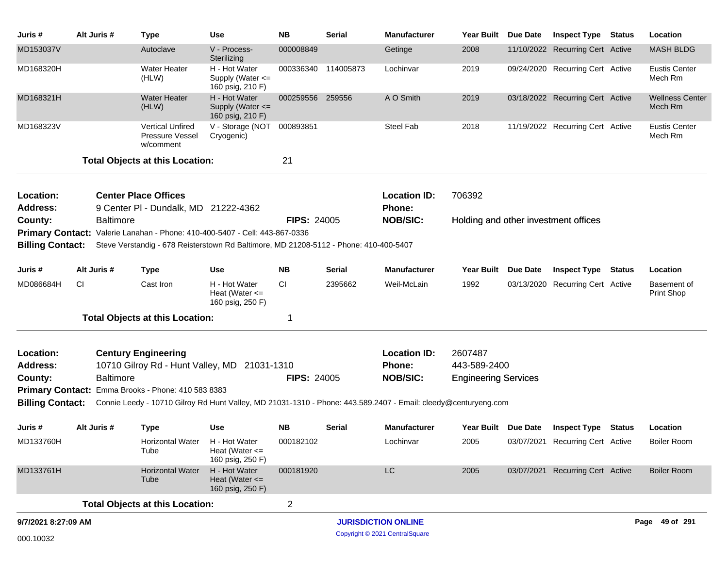| Juris # | Alt Juris # | Type | Use | NB | Serial | Manufacturer | Year Built | Due Date | Inspect Type | Status | Location |
|---|---|---|---|---|---|---|---|---|---|---|---|
| MD153037V | | Autoclave | V - Process-Sterilizing | 000008849 | | Getinge | 2008 | 11/10/2022 | Recurring Cert | Active | MASH BLDG |
| MD168320H | | Water Heater (HLW) | H - Hot Water Supply (Water <= 160 psig, 210 F) | 000336340 | 114005873 | Lochinvar | 2019 | 09/24/2020 | Recurring Cert | Active | Eustis Center Mech Rm |
| MD168321H | | Water Heater (HLW) | H - Hot Water Supply (Water <= 160 psig, 210 F) | 000259556 | 259556 | A O Smith | 2019 | 03/18/2022 | Recurring Cert | Active | Wellness Center Mech Rm |
| MD168323V | | Vertical Unfired Pressure Vessel w/comment | V - Storage (NOT Cryogenic) | 000893851 | | Steel Fab | 2018 | 11/19/2022 | Recurring Cert | Active | Eustis Center Mech Rm |

**Total Objects at this Location:** 21

---

**Location:** Center Place Offices
**Location ID:** 706392
**Address:** 9 Center Pl - Dundalk, MD 21222-4362
**Phone:**
**County:** Baltimore
**FIPS:** 24005
**NOB/SIC:** Holding and other investment offices
**Primary Contact:** Valerie Lanahan - Phone: 410-400-5407 - Cell: 443-867-0336
**Billing Contact:** Steve Verstandig - 678 Reisterstown Rd Baltimore, MD 21208-5112 - Phone: 410-400-5407

| Juris # | Alt Juris # | Type | Use | NB | Serial | Manufacturer | Year Built | Due Date | Inspect Type | Status | Location |
|---|---|---|---|---|---|---|---|---|---|---|---|
| MD086684H | CI | Cast Iron | H - Hot Water Heat (Water <= 160 psig, 250 F) | CI | 2395662 | Weil-McLain | 1992 | 03/13/2020 | Recurring Cert | Active | Basement of Print Shop |

**Total Objects at this Location:** 1

---

**Location:** Century Engineering
**Location ID:** 2607487
**Address:** 10710 Gilroy Rd - Hunt Valley, MD 21031-1310
**Phone:** 443-589-2400
**County:** Baltimore
**FIPS:** 24005
**NOB/SIC:** Engineering Services
**Primary Contact:** Emma Brooks - Phone: 410 583 8383
**Billing Contact:** Connie Leedy - 10710 Gilroy Rd Hunt Valley, MD 21031-1310 - Phone: 443.589.2407 - Email: cleedy@centuryeng.com

| Juris # | Alt Juris # | Type | Use | NB | Serial | Manufacturer | Year Built | Due Date | Inspect Type | Status | Location |
|---|---|---|---|---|---|---|---|---|---|---|---|
| MD133760H | | Horizontal Water Tube | H - Hot Water Heat (Water <= 160 psig, 250 F) | 000182102 | | Lochinvar | 2005 | 03/07/2021 | Recurring Cert | Active | Boiler Room |
| MD133761H | | Horizontal Water Tube | H - Hot Water Heat (Water <= 160 psig, 250 F) | 000181920 | | LC | 2005 | 03/07/2021 | Recurring Cert | Active | Boiler Room |

**Total Objects at this Location:** 2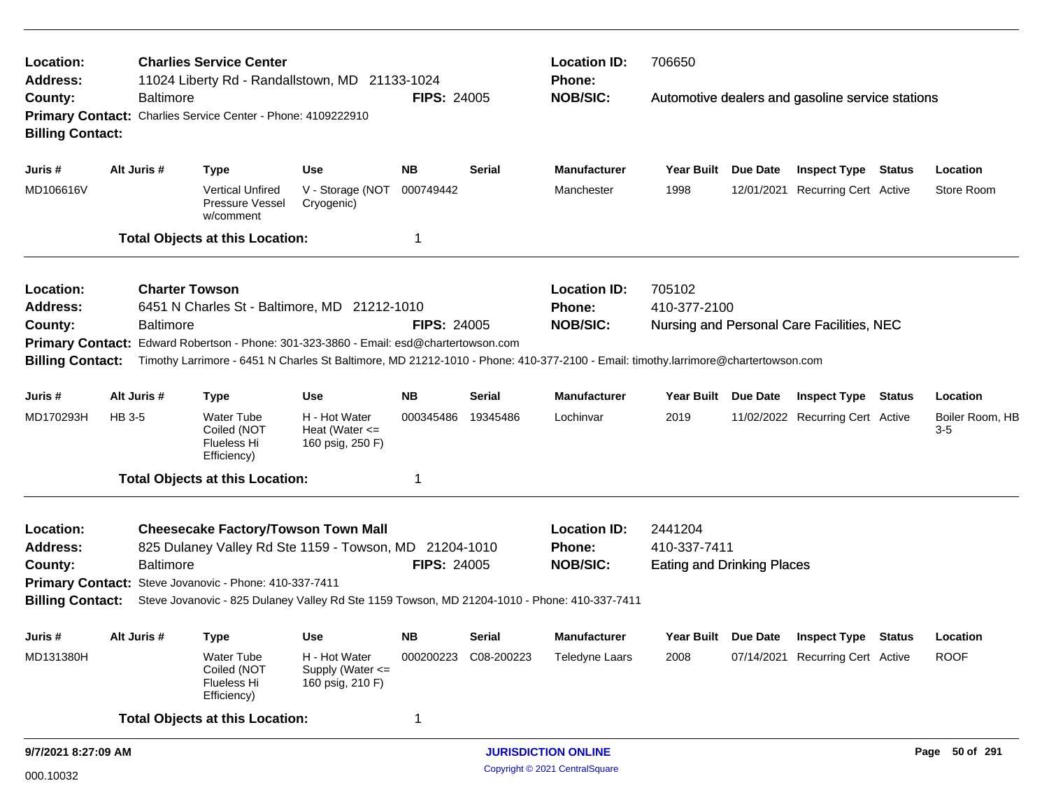**Location:** Charlies Service Center
**Address:** 11024 Liberty Rd - Randallstown, MD 21133-1024
**County:** Baltimore **FIPS:** 24005
**Location ID:** 706650
**Phone:**
**NOB/SIC:** Automotive dealers and gasoline service stations
**Primary Contact:** Charlies Service Center - Phone: 4109222910
**Billing Contact:**

| Juris # | Alt Juris # | Type | Use | NB | Serial | Manufacturer | Year Built | Due Date | Inspect Type | Status | Location |
|---|---|---|---|---|---|---|---|---|---|---|---|
| MD106616V | | Vertical Unfired Pressure Vessel w/comment | V - Storage (NOT Cryogenic) | 000749442 | | Manchester | 1998 | 12/01/2021 | Recurring Cert | Active | Store Room |

**Total Objects at this Location:** 1

---

**Location:** Charter Towson
**Address:** 6451 N Charles St - Baltimore, MD 21212-1010
**County:** Baltimore **FIPS:** 24005
**Location ID:** 705102
**Phone:** 410-377-2100
**NOB/SIC:** Nursing and Personal Care Facilities, NEC
**Primary Contact:** Edward Robertson - Phone: 301-323-3860 - Email: esd@chartertowson.com
**Billing Contact:** Timothy Larrimore - 6451 N Charles St Baltimore, MD 21212-1010 - Phone: 410-377-2100 - Email: timothy.larrimore@chartertowson.com

| Juris # | Alt Juris # | Type | Use | NB | Serial | Manufacturer | Year Built | Due Date | Inspect Type | Status | Location |
|---|---|---|---|---|---|---|---|---|---|---|---|
| MD170293H | HB 3-5 | Water Tube Coiled (NOT Flueless Hi Efficiency) | H - Hot Water Heat (Water <= 160 psig, 250 F) | 000345486 | 19345486 | Lochinvar | 2019 | 11/02/2022 | Recurring Cert | Active | Boiler Room, HB 3-5 |

**Total Objects at this Location:** 1

---

**Location:** Cheesecake Factory/Towson Town Mall
**Address:** 825 Dulaney Valley Rd Ste 1159 - Towson, MD 21204-1010
**County:** Baltimore **FIPS:** 24005
**Location ID:** 2441204
**Phone:** 410-337-7411
**NOB/SIC:** Eating and Drinking Places
**Primary Contact:** Steve Jovanovic - Phone: 410-337-7411
**Billing Contact:** Steve Jovanovic - 825 Dulaney Valley Rd Ste 1159 Towson, MD 21204-1010 - Phone: 410-337-7411

| Juris # | Alt Juris # | Type | Use | NB | Serial | Manufacturer | Year Built | Due Date | Inspect Type | Status | Location |
|---|---|---|---|---|---|---|---|---|---|---|---|
| MD131380H | | Water Tube Coiled (NOT Flueless Hi Efficiency) | H - Hot Water Supply (Water <= 160 psig, 210 F) | 000200223 | C08-200223 | Teledyne Laars | 2008 | 07/14/2021 | Recurring Cert | Active | ROOF |

**Total Objects at this Location:** 1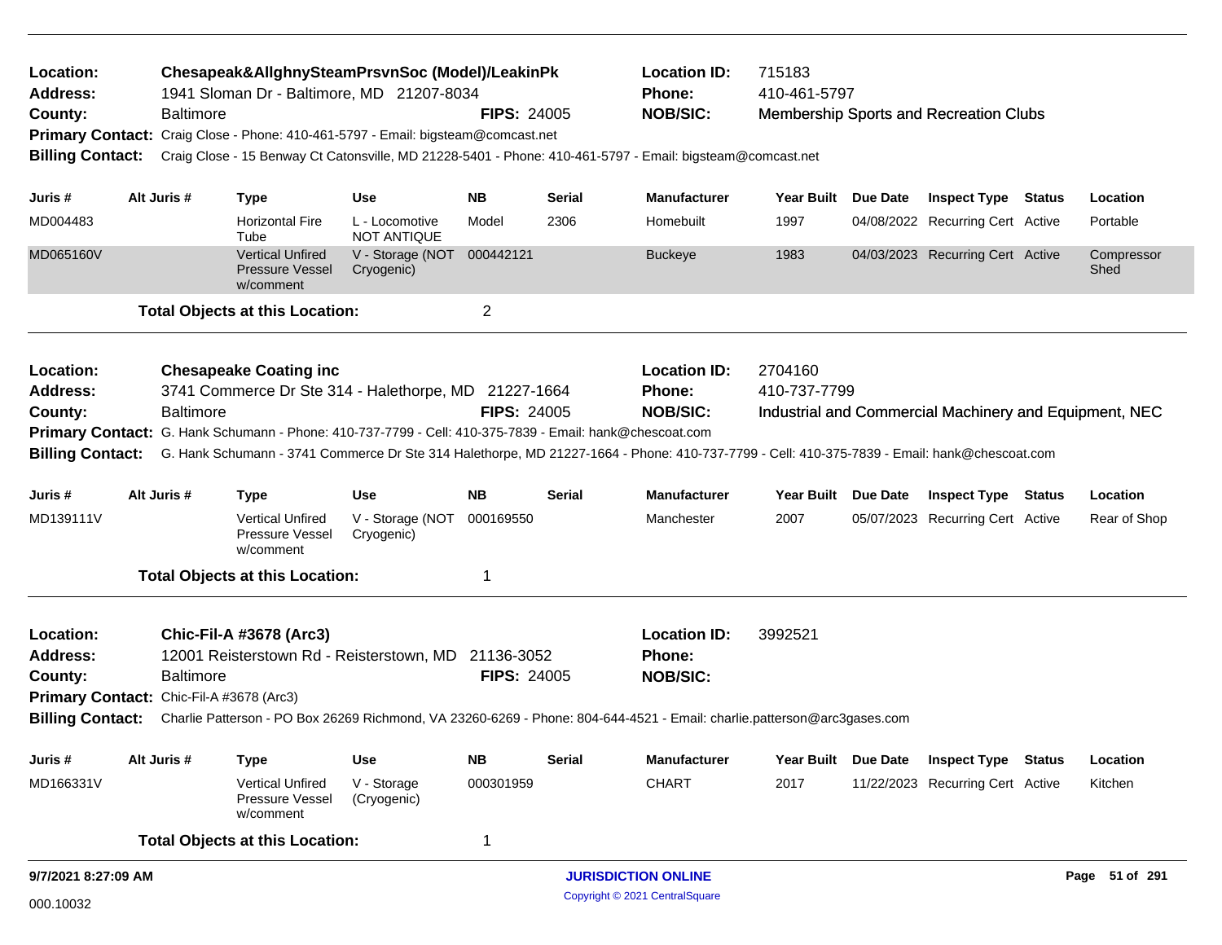**Location:** Chesapeak&AllghnySteamPrsvnSoc (Model)/LeakinPk
**Address:** 1941 Sloman Dr - Baltimore, MD 21207-8034
**County:** Baltimore **FIPS:** 24005
**Location ID:** 715183
**Phone:** 410-461-5797
**NOB/SIC:** Membership Sports and Recreation Clubs
**Primary Contact:** Craig Close - Phone: 410-461-5797 - Email: bigsteam@comcast.net
**Billing Contact:** Craig Close - 15 Benway Ct Catonsville, MD 21228-5401 - Phone: 410-461-5797 - Email: bigsteam@comcast.net

| Juris # | Alt Juris # | Type | Use | NB | Serial | Manufacturer | Year Built | Due Date | Inspect Type | Status | Location |
|---|---|---|---|---|---|---|---|---|---|---|---|
| MD004483 | | Horizontal Fire Tube | L - Locomotive NOT ANTIQUE | Model | 2306 | Homebuilt | 1997 | 04/08/2022 | Recurring Cert | Active | Portable |
| MD065160V | | Vertical Unfired Pressure Vessel w/comment | V - Storage (NOT Cryogenic) | 000442121 | | Buckeye | 1983 | 04/03/2023 | Recurring Cert | Active | Compressor Shed |

**Total Objects at this Location:** 2

---

**Location:** Chesapeake Coating inc
**Address:** 3741 Commerce Dr Ste 314 - Halethorpe, MD 21227-1664
**County:** Baltimore **FIPS:** 24005
**Location ID:** 2704160
**Phone:** 410-737-7799
**NOB/SIC:** Industrial and Commercial Machinery and Equipment, NEC
**Primary Contact:** G. Hank Schumann - Phone: 410-737-7799 - Cell: 410-375-7839 - Email: hank@chescoat.com
**Billing Contact:** G. Hank Schumann - 3741 Commerce Dr Ste 314 Halethorpe, MD 21227-1664 - Phone: 410-737-7799 - Cell: 410-375-7839 - Email: hank@chescoat.com

| Juris # | Alt Juris # | Type | Use | NB | Serial | Manufacturer | Year Built | Due Date | Inspect Type | Status | Location |
|---|---|---|---|---|---|---|---|---|---|---|---|
| MD139111V | | Vertical Unfired Pressure Vessel w/comment | V - Storage (NOT Cryogenic) | 000169550 | | Manchester | 2007 | 05/07/2023 | Recurring Cert | Active | Rear of Shop |

**Total Objects at this Location:** 1

---

**Location:** Chic-Fil-A #3678 (Arc3)
**Address:** 12001 Reisterstown Rd - Reisterstown, MD 21136-3052
**County:** Baltimore **FIPS:** 24005
**Location ID:** 3992521
**Phone:**
**NOB/SIC:**
**Primary Contact:** Chic-Fil-A #3678 (Arc3)
**Billing Contact:** Charlie Patterson - PO Box 26269 Richmond, VA 23260-6269 - Phone: 804-644-4521 - Email: charlie.patterson@arc3gases.com

| Juris # | Alt Juris # | Type | Use | NB | Serial | Manufacturer | Year Built | Due Date | Inspect Type | Status | Location |
|---|---|---|---|---|---|---|---|---|---|---|---|
| MD166331V | | Vertical Unfired Pressure Vessel w/comment | V - Storage (Cryogenic) | 000301959 | | CHART | 2017 | 11/22/2023 | Recurring Cert | Active | Kitchen |

**Total Objects at this Location:** 1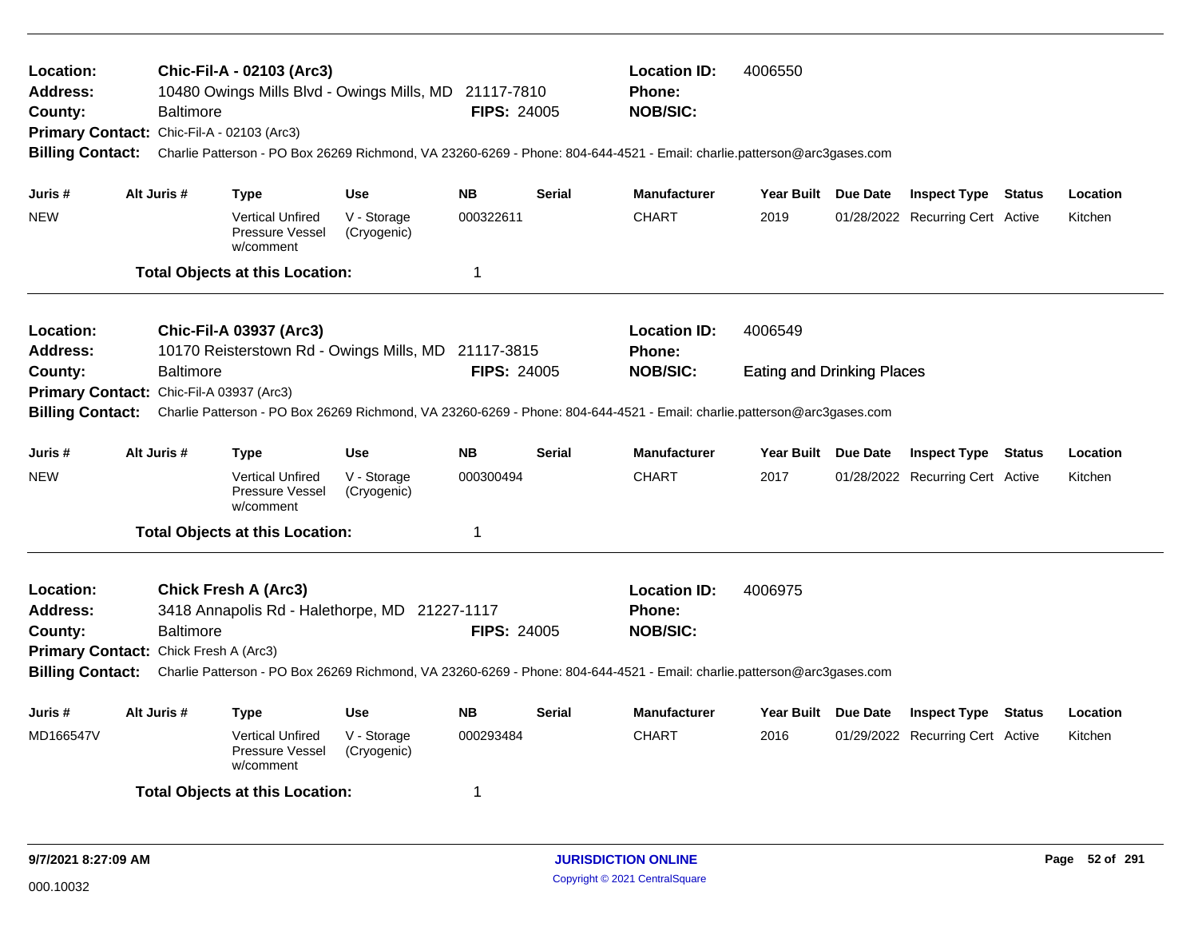**Location:** **Chic-Fil-A - 02103 (Arc3)**
**Location ID:** 4006550
**Address:** 10480 Owings Mills Blvd - Owings Mills, MD 21117-7810
**Phone:**
**County:** Baltimore
**FIPS:** 24005
**NOB/SIC:**
**Primary Contact:** Chic-Fil-A - 02103 (Arc3)
**Billing Contact:** Charlie Patterson - PO Box 26269 Richmond, VA 23260-6269 - Phone: 804-644-4521 - Email: charlie.patterson@arc3gases.com

| Juris # | Alt Juris # | Type | Use | NB | Serial | Manufacturer | Year Built | Due Date | Inspect Type | Status | Location |
|---|---|---|---|---|---|---|---|---|---|---|---|
| NEW | | Vertical Unfired Pressure Vessel w/comment | V - Storage (Cryogenic) | 000322611 | | CHART | 2019 | 01/28/2022 | Recurring Cert | Active | Kitchen |

**Total Objects at this Location:** 1

---

**Location:** **Chic-Fil-A 03937 (Arc3)**
**Location ID:** 4006549
**Address:** 10170 Reisterstown Rd - Owings Mills, MD 21117-3815
**Phone:**
**County:** Baltimore
**FIPS:** 24005
**NOB/SIC:** Eating and Drinking Places
**Primary Contact:** Chic-Fil-A 03937 (Arc3)
**Billing Contact:** Charlie Patterson - PO Box 26269 Richmond, VA 23260-6269 - Phone: 804-644-4521 - Email: charlie.patterson@arc3gases.com

| Juris # | Alt Juris # | Type | Use | NB | Serial | Manufacturer | Year Built | Due Date | Inspect Type | Status | Location |
|---|---|---|---|---|---|---|---|---|---|---|---|
| NEW | | Vertical Unfired Pressure Vessel w/comment | V - Storage (Cryogenic) | 000300494 | | CHART | 2017 | 01/28/2022 | Recurring Cert | Active | Kitchen |

**Total Objects at this Location:** 1

---

**Location:** **Chick Fresh A (Arc3)**
**Location ID:** 4006975
**Address:** 3418 Annapolis Rd - Halethorpe, MD 21227-1117
**Phone:**
**County:** Baltimore
**FIPS:** 24005
**NOB/SIC:**
**Primary Contact:** Chick Fresh A (Arc3)
**Billing Contact:** Charlie Patterson - PO Box 26269 Richmond, VA 23260-6269 - Phone: 804-644-4521 - Email: charlie.patterson@arc3gases.com

| Juris # | Alt Juris # | Type | Use | NB | Serial | Manufacturer | Year Built | Due Date | Inspect Type | Status | Location |
|---|---|---|---|---|---|---|---|---|---|---|---|
| MD166547V | | Vertical Unfired Pressure Vessel w/comment | V - Storage (Cryogenic) | 000293484 | | CHART | 2016 | 01/29/2022 | Recurring Cert | Active | Kitchen |

**Total Objects at this Location:** 1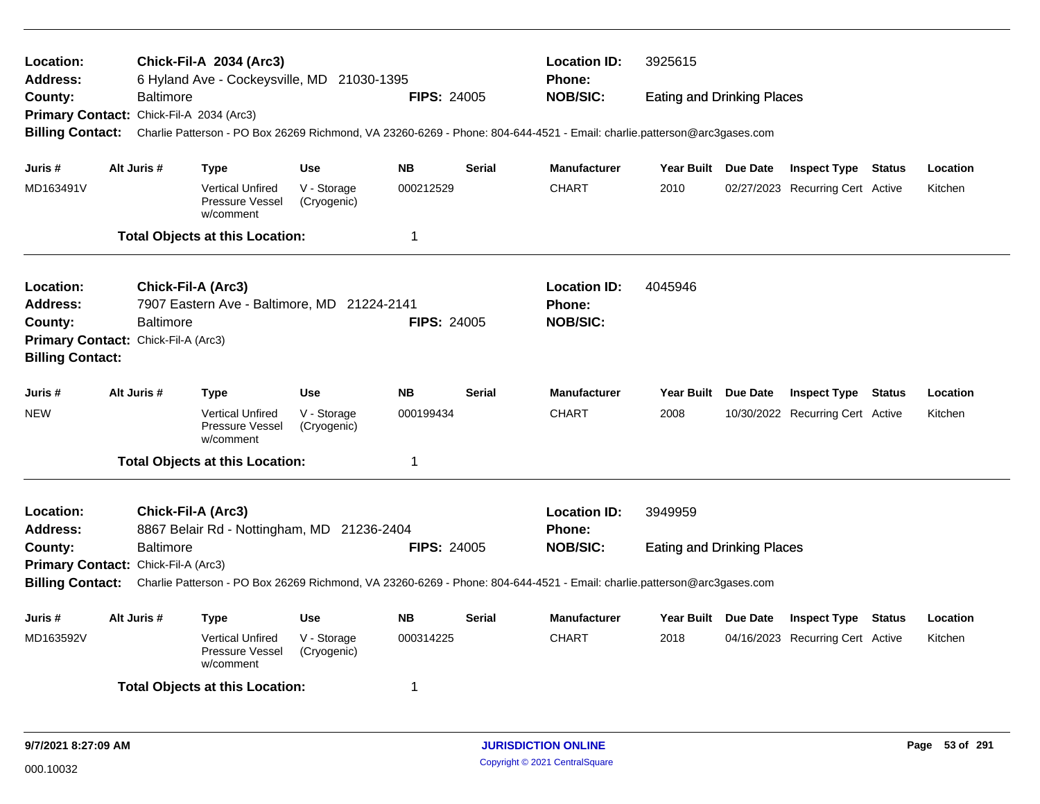**Location:** Chick-Fil-A 2034 (Arc3)
**Address:** 6 Hyland Ave - Cockeysville, MD 21030-1395
**County:** Baltimore **FIPS:** 24005
**Location ID:** 3925615
**Phone:**
**NOB/SIC:** Eating and Drinking Places
**Primary Contact:** Chick-Fil-A 2034 (Arc3)
**Billing Contact:** Charlie Patterson - PO Box 26269 Richmond, VA 23260-6269 - Phone: 804-644-4521 - Email: charlie.patterson@arc3gases.com

| Juris # | Alt Juris # | Type | Use | NB | Serial | Manufacturer | Year Built | Due Date | Inspect Type | Status | Location |
|---|---|---|---|---|---|---|---|---|---|---|---|
| MD163491V | | Vertical Unfired Pressure Vessel w/comment | V - Storage (Cryogenic) | 000212529 | | CHART | 2010 | 02/27/2023 | Recurring Cert | Active | Kitchen |

**Total Objects at this Location:** 1

---

**Location:** Chick-Fil-A (Arc3)
**Address:** 7907 Eastern Ave - Baltimore, MD 21224-2141
**County:** Baltimore **FIPS:** 24005
**Location ID:** 4045946
**Phone:**
**NOB/SIC:**
**Primary Contact:** Chick-Fil-A (Arc3)
**Billing Contact:**

| Juris # | Alt Juris # | Type | Use | NB | Serial | Manufacturer | Year Built | Due Date | Inspect Type | Status | Location |
|---|---|---|---|---|---|---|---|---|---|---|---|
| NEW | | Vertical Unfired Pressure Vessel w/comment | V - Storage (Cryogenic) | 000199434 | | CHART | 2008 | 10/30/2022 | Recurring Cert | Active | Kitchen |

**Total Objects at this Location:** 1

---

**Location:** Chick-Fil-A (Arc3)
**Address:** 8867 Belair Rd - Nottingham, MD 21236-2404
**County:** Baltimore **FIPS:** 24005
**Location ID:** 3949959
**Phone:**
**NOB/SIC:** Eating and Drinking Places
**Primary Contact:** Chick-Fil-A (Arc3)
**Billing Contact:** Charlie Patterson - PO Box 26269 Richmond, VA 23260-6269 - Phone: 804-644-4521 - Email: charlie.patterson@arc3gases.com

| Juris # | Alt Juris # | Type | Use | NB | Serial | Manufacturer | Year Built | Due Date | Inspect Type | Status | Location |
|---|---|---|---|---|---|---|---|---|---|---|---|
| MD163592V | | Vertical Unfired Pressure Vessel w/comment | V - Storage (Cryogenic) | 000314225 | | CHART | 2018 | 04/16/2023 | Recurring Cert | Active | Kitchen |

**Total Objects at this Location:** 1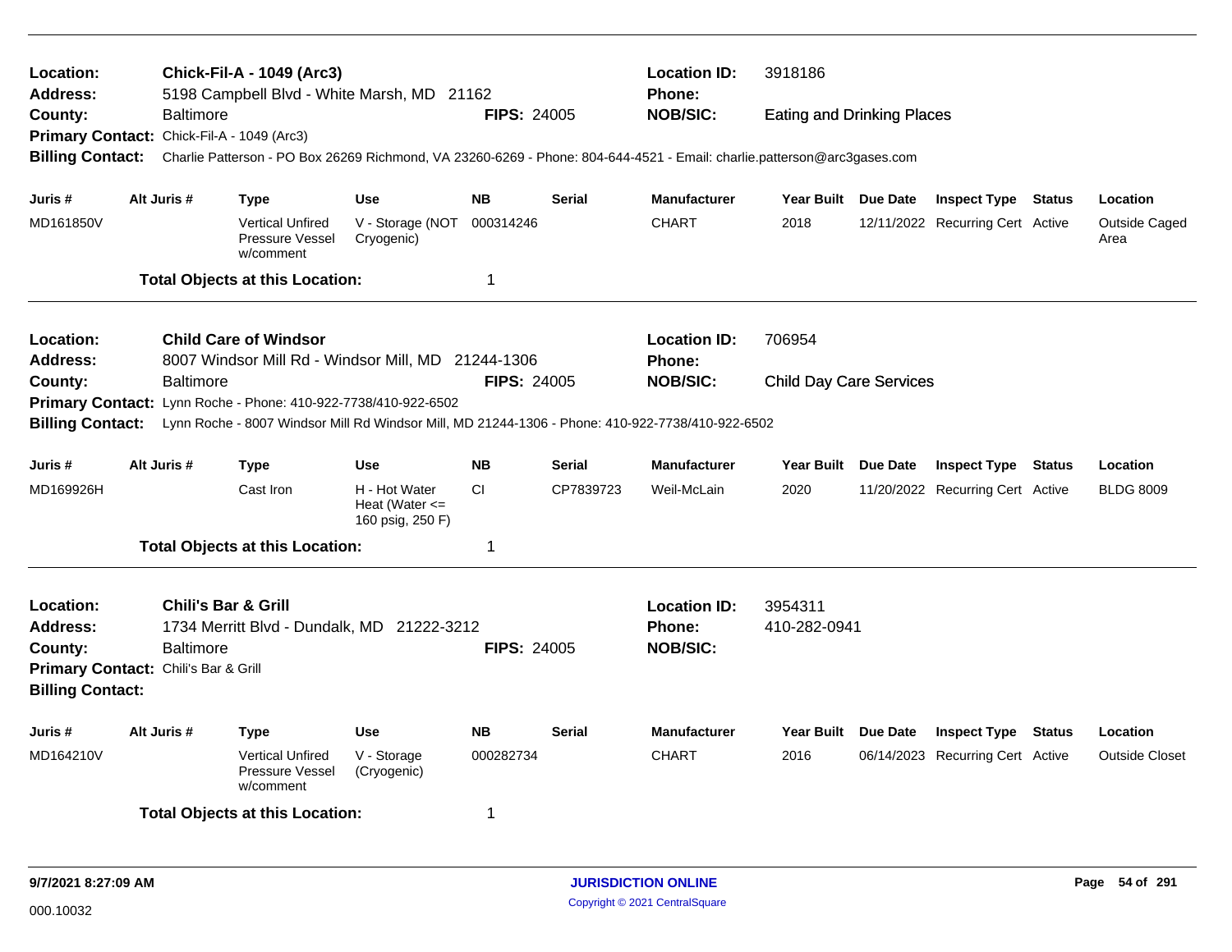**Location:** Chick-Fil-A - 1049 (Arc3)
**Address:** 5198 Campbell Blvd - White Marsh, MD 21162
**County:** Baltimore
**FIPS:** 24005
**Location ID:** 3918186
**Phone:**
**NOB/SIC:** Eating and Drinking Places
**Primary Contact:** Chick-Fil-A - 1049 (Arc3)
**Billing Contact:** Charlie Patterson - PO Box 26269 Richmond, VA 23260-6269 - Phone: 804-644-4521 - Email: charlie.patterson@arc3gases.com

| Juris # | Alt Juris # | Type | Use | NB | Serial | Manufacturer | Year Built | Due Date | Inspect Type | Status | Location |
|---|---|---|---|---|---|---|---|---|---|---|---|
| MD161850V | | Vertical Unfired Pressure Vessel w/comment | V - Storage (NOT Cryogenic) | 000314246 | | CHART | 2018 | 12/11/2022 | Recurring Cert | Active | Outside Caged Area |

**Total Objects at this Location:** 1

---

**Location:** Child Care of Windsor
**Address:** 8007 Windsor Mill Rd - Windsor Mill, MD 21244-1306
**County:** Baltimore
**FIPS:** 24005
**Location ID:** 706954
**Phone:**
**NOB/SIC:** Child Day Care Services
**Primary Contact:** Lynn Roche - Phone: 410-922-7738/410-922-6502
**Billing Contact:** Lynn Roche - 8007 Windsor Mill Rd Windsor Mill, MD 21244-1306 - Phone: 410-922-7738/410-922-6502

| Juris # | Alt Juris # | Type | Use | NB | Serial | Manufacturer | Year Built | Due Date | Inspect Type | Status | Location |
|---|---|---|---|---|---|---|---|---|---|---|---|
| MD169926H | | Cast Iron | H - Hot Water Heat (Water <= 160 psig, 250 F) | CI | CP7839723 | Weil-McLain | 2020 | 11/20/2022 | Recurring Cert | Active | BLDG 8009 |

**Total Objects at this Location:** 1

---

**Location:** Chili's Bar & Grill
**Address:** 1734 Merritt Blvd - Dundalk, MD 21222-3212
**County:** Baltimore
**FIPS:** 24005
**Location ID:** 3954311
**Phone:** 410-282-0941
**NOB/SIC:**
**Primary Contact:** Chili's Bar & Grill
**Billing Contact:**

| Juris # | Alt Juris # | Type | Use | NB | Serial | Manufacturer | Year Built | Due Date | Inspect Type | Status | Location |
|---|---|---|---|---|---|---|---|---|---|---|---|
| MD164210V | | Vertical Unfired Pressure Vessel w/comment | V - Storage (Cryogenic) | 000282734 | | CHART | 2016 | 06/14/2023 | Recurring Cert | Active | Outside Closet |

**Total Objects at this Location:** 1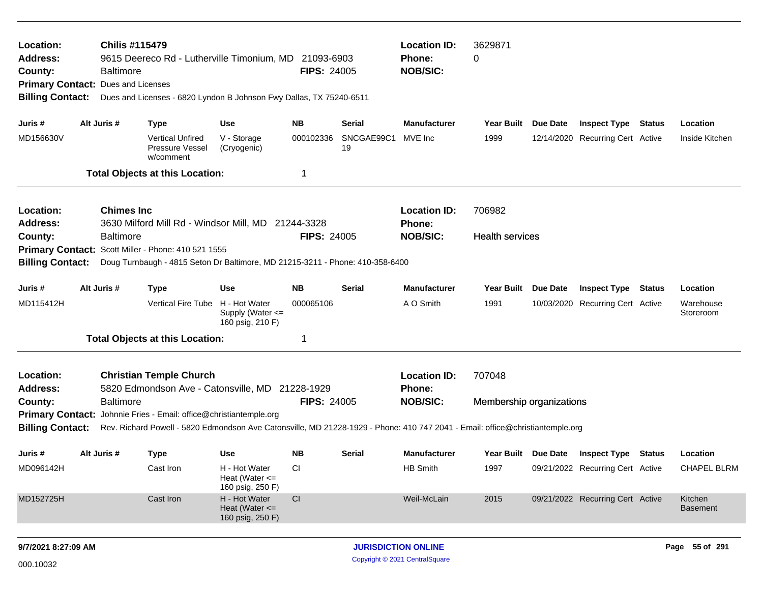**Location:** Chilis #115479 **Location ID:** 3629871
**Address:** 9615 Deereco Rd - Lutherville Timonium, MD 21093-6903 **Phone:** 0
**County:** Baltimore **FIPS:** 24005 **NOB/SIC:**
**Primary Contact:** Dues and Licenses
**Billing Contact:** Dues and Licenses - 6820 Lyndon B Johnson Fwy Dallas, TX 75240-6511

| Juris # | Alt Juris # | Type | Use | NB | Serial | Manufacturer | Year Built | Due Date | Inspect Type | Status | Location |
|---|---|---|---|---|---|---|---|---|---|---|---|
| MD156630V | | Vertical Unfired Pressure Vessel w/comment | V - Storage (Cryogenic) | 000102336 | SNCGAE99C119 | MVE Inc | 1999 | 12/14/2020 | Recurring Cert | Active | Inside Kitchen |

**Total Objects at this Location:** 1

---

**Location:** Chimes Inc **Location ID:** 706982
**Address:** 3630 Milford Mill Rd - Windsor Mill, MD 21244-3328 **Phone:**
**County:** Baltimore **FIPS:** 24005 **NOB/SIC:** Health services
**Primary Contact:** Scott Miller - Phone: 410 521 1555
**Billing Contact:** Doug Turnbaugh - 4815 Seton Dr Baltimore, MD 21215-3211 - Phone: 410-358-6400

| Juris # | Alt Juris # | Type | Use | NB | Serial | Manufacturer | Year Built | Due Date | Inspect Type | Status | Location |
|---|---|---|---|---|---|---|---|---|---|---|---|
| MD115412H | | Vertical Fire Tube | H - Hot Water Supply (Water <= 160 psig, 210 F) | 000065106 | | A O Smith | 1991 | 10/03/2020 | Recurring Cert | Active | Warehouse Storeroom |

**Total Objects at this Location:** 1

---

**Location:** Christian Temple Church **Location ID:** 707048
**Address:** 5820 Edmondson Ave - Catonsville, MD 21228-1929 **Phone:**
**County:** Baltimore **FIPS:** 24005 **NOB/SIC:** Membership organizations
**Primary Contact:** Johnnie Fries - Email: office@christiantemple.org
**Billing Contact:** Rev. Richard Powell - 5820 Edmondson Ave Catonsville, MD 21228-1929 - Phone: 410 747 2041 - Email: office@christiantemple.org

| Juris # | Alt Juris # | Type | Use | NB | Serial | Manufacturer | Year Built | Due Date | Inspect Type | Status | Location |
|---|---|---|---|---|---|---|---|---|---|---|---|
| MD096142H | | Cast Iron | H - Hot Water Heat (Water <= 160 psig, 250 F) | CI | | HB Smith | 1997 | 09/21/2022 | Recurring Cert | Active | CHAPEL BLRM |
| MD152725H | | Cast Iron | H - Hot Water Heat (Water <= 160 psig, 250 F) | CI | | Weil-McLain | 2015 | 09/21/2022 | Recurring Cert | Active | Kitchen Basement |

9/7/2021 8:27:09 AM
000.10032
JURISDICTION ONLINE
Copyright © 2021 CentralSquare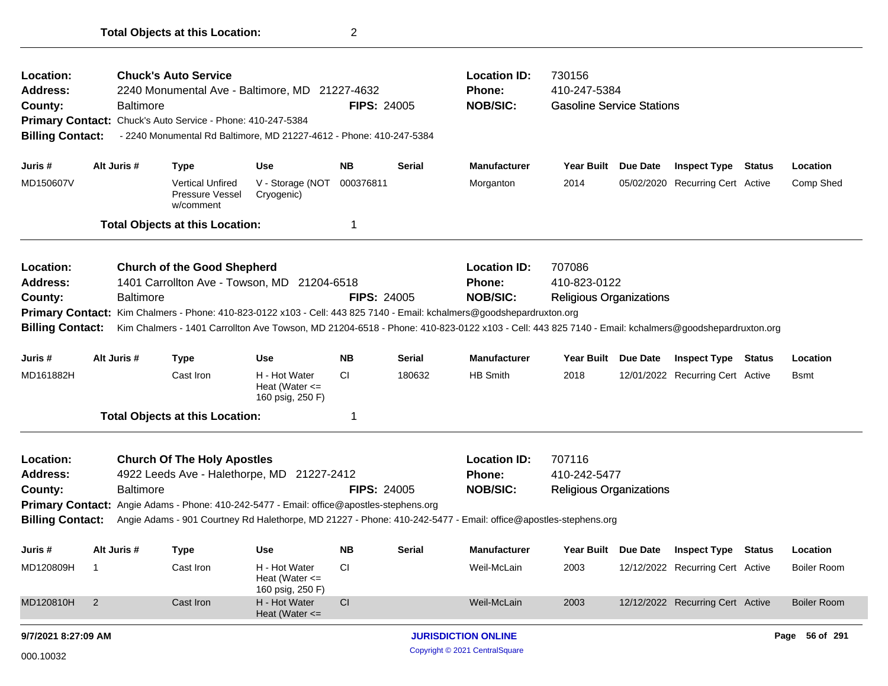**Total Objects at this Location:** 2

---

| | | | |
|---|---|---|---|
| **Location:** | **Chuck's Auto Service** | **Location ID:** | 730156 |
| **Address:** | 2240 Monumental Ave - Baltimore, MD 21227-4632 | **Phone:** | 410-247-5384 |
| **County:** | Baltimore **FIPS:** 24005 | **NOB/SIC:** | Gasoline Service Stations |

**Primary Contact:** Chuck's Auto Service - Phone: 410-247-5384

**Billing Contact:** - 2240 Monumental Rd Baltimore, MD 21227-4612 - Phone: 410-247-5384

| Juris # | Alt Juris # | Type | Use | NB | Serial | Manufacturer | Year Built | Due Date | Inspect Type | Status | Location |
|---|---|---|---|---|---|---|---|---|---|---|---|
| MD150607V | | Vertical Unfired Pressure Vessel w/comment | V - Storage (NOT Cryogenic) | 000376811 | | Morganton | 2014 | 05/02/2020 | Recurring Cert | Active | Comp Shed |

**Total Objects at this Location:** 1

---

| | | | |
|---|---|---|---|
| **Location:** | **Church of the Good Shepherd** | **Location ID:** | 707086 |
| **Address:** | 1401 Carrollton Ave - Towson, MD 21204-6518 | **Phone:** | 410-823-0122 |
| **County:** | Baltimore **FIPS:** 24005 | **NOB/SIC:** | Religious Organizations |

**Primary Contact:** Kim Chalmers - Phone: 410-823-0122 x103 - Cell: 443 825 7140 - Email: kchalmers@goodshepardruxton.org

**Billing Contact:** Kim Chalmers - 1401 Carrollton Ave Towson, MD 21204-6518 - Phone: 410-823-0122 x103 - Cell: 443 825 7140 - Email: kchalmers@goodshepardruxton.org

| Juris # | Alt Juris # | Type | Use | NB | Serial | Manufacturer | Year Built | Due Date | Inspect Type | Status | Location |
|---|---|---|---|---|---|---|---|---|---|---|---|
| MD161882H | | Cast Iron | H - Hot Water Heat (Water <= 160 psig, 250 F) | CI | 180632 | HB Smith | 2018 | 12/01/2022 | Recurring Cert | Active | Bsmt |

**Total Objects at this Location:** 1

---

| | | | |
|---|---|---|---|
| **Location:** | **Church Of The Holy Apostles** | **Location ID:** | 707116 |
| **Address:** | 4922 Leeds Ave - Halethorpe, MD 21227-2412 | **Phone:** | 410-242-5477 |
| **County:** | Baltimore **FIPS:** 24005 | **NOB/SIC:** | Religious Organizations |

**Primary Contact:** Angie Adams - Phone: 410-242-5477 - Email: office@apostles-stephens.org

**Billing Contact:** Angie Adams - 901 Courtney Rd Halethorpe, MD 21227 - Phone: 410-242-5477 - Email: office@apostles-stephens.org

| Juris # | Alt Juris # | Type | Use | NB | Serial | Manufacturer | Year Built | Due Date | Inspect Type | Status | Location |
|---|---|---|---|---|---|---|---|---|---|---|---|
| MD120809H | 1 | Cast Iron | H - Hot Water Heat (Water <= 160 psig, 250 F) | CI | | Weil-McLain | 2003 | 12/12/2022 | Recurring Cert | Active | Boiler Room |
| MD120810H | 2 | Cast Iron | H - Hot Water Heat (Water <= | CI | | Weil-McLain | 2003 | 12/12/2022 | Recurring Cert | Active | Boiler Room |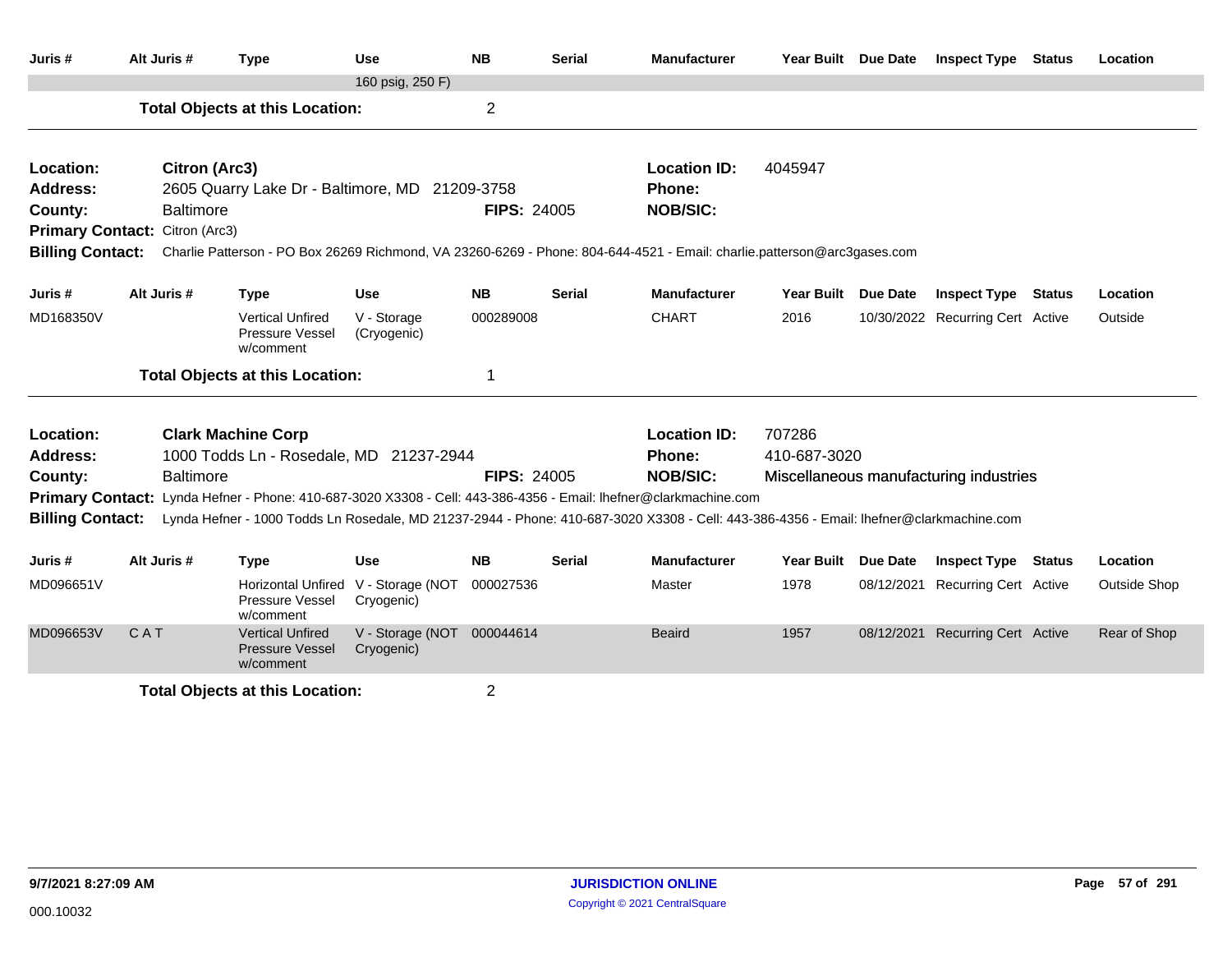| Juris # | Alt Juris # | Type | Use | NB | Serial | Manufacturer | Year Built | Due Date | Inspect Type | Status | Location |
|---|---|---|---|---|---|---|---|---|---|---|---|
| | | | 160 psig, 250 F) | | | | | | | | |

**Total Objects at this Location:** 2

---

**Location:** Citron (Arc3)
**Location ID:** 4045947
**Address:** 2605 Quarry Lake Dr - Baltimore, MD 21209-3758
**Phone:**
**County:** Baltimore
**FIPS:** 24005
**NOB/SIC:**
**Primary Contact:** Citron (Arc3)
**Billing Contact:** Charlie Patterson - PO Box 26269 Richmond, VA 23260-6269 - Phone: 804-644-4521 - Email: charlie.patterson@arc3gases.com

| Juris # | Alt Juris # | Type | Use | NB | Serial | Manufacturer | Year Built | Due Date | Inspect Type | Status | Location |
|---|---|---|---|---|---|---|---|---|---|---|---|
| MD168350V | | Vertical Unfired Pressure Vessel w/comment | V - Storage (Cryogenic) | 000289008 | | CHART | 2016 | 10/30/2022 | Recurring Cert | Active | Outside |

**Total Objects at this Location:** 1

---

**Location:** Clark Machine Corp
**Location ID:** 707286
**Address:** 1000 Todds Ln - Rosedale, MD 21237-2944
**Phone:** 410-687-3020
**County:** Baltimore
**FIPS:** 24005
**NOB/SIC:** Miscellaneous manufacturing industries
**Primary Contact:** Lynda Hefner - Phone: 410-687-3020 X3308 - Cell: 443-386-4356 - Email: lhefner@clarkmachine.com
**Billing Contact:** Lynda Hefner - 1000 Todds Ln Rosedale, MD 21237-2944 - Phone: 410-687-3020 X3308 - Cell: 443-386-4356 - Email: lhefner@clarkmachine.com

| Juris # | Alt Juris # | Type | Use | NB | Serial | Manufacturer | Year Built | Due Date | Inspect Type | Status | Location |
|---|---|---|---|---|---|---|---|---|---|---|---|
| MD096651V | | Horizontal Unfired Pressure Vessel w/comment | V - Storage (NOT Cryogenic) | 000027536 | | Master | 1978 | 08/12/2021 | Recurring Cert | Active | Outside Shop |
| MD096653V | C A T | Vertical Unfired Pressure Vessel w/comment | V - Storage (NOT Cryogenic) | 000044614 | | Beaird | 1957 | 08/12/2021 | Recurring Cert | Active | Rear of Shop |

**Total Objects at this Location:** 2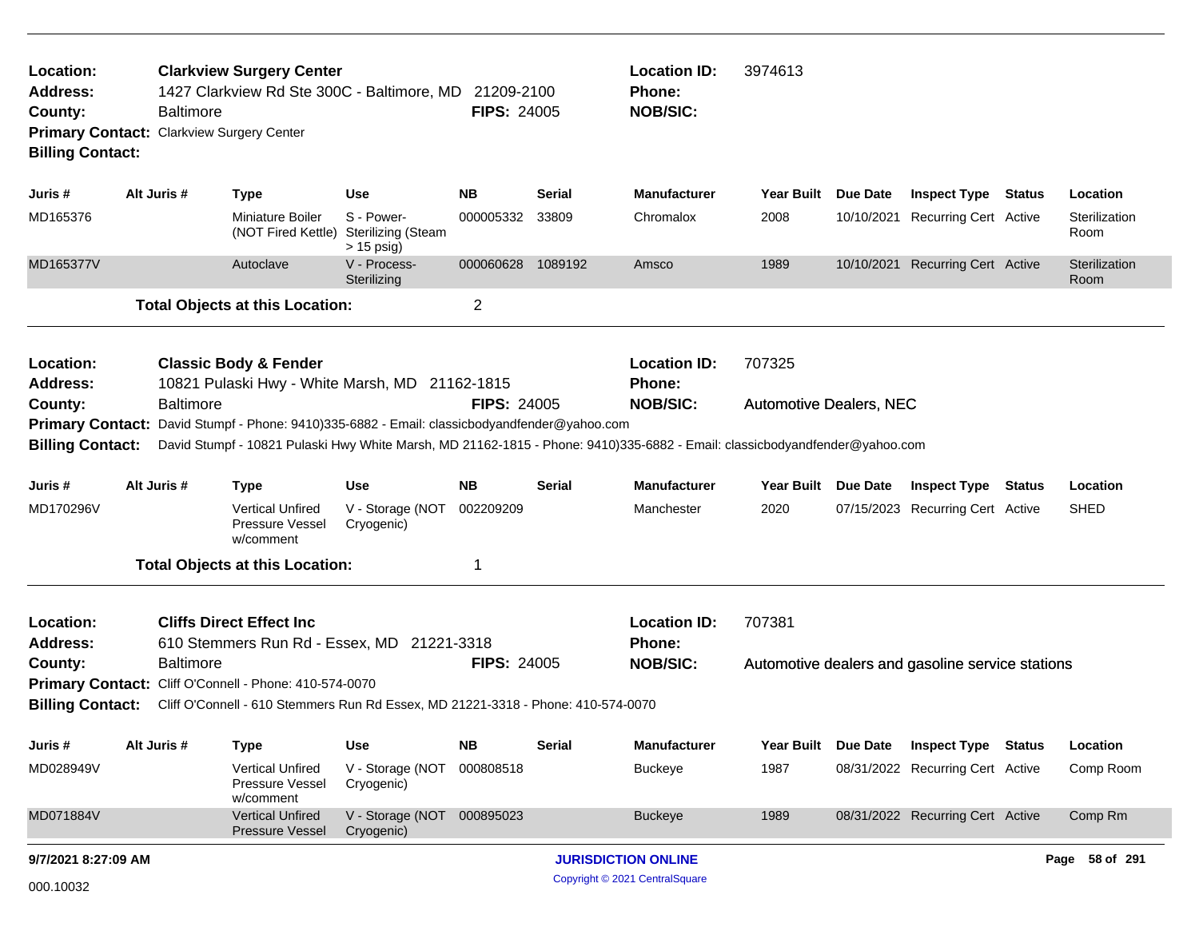**Location:** Clarkview Surgery Center
**Address:** 1427 Clarkview Rd Ste 300C - Baltimore, MD 21209-2100
**County:** Baltimore
**FIPS:** 24005
**Location ID:** 3974613
**Phone:**
**NOB/SIC:**
**Primary Contact:** Clarkview Surgery Center
**Billing Contact:**

| Juris # | Alt Juris # | Type | Use | NB | Serial | Manufacturer | Year Built | Due Date | Inspect Type | Status | Location |
|---|---|---|---|---|---|---|---|---|---|---|---|
| MD165376 | | Miniature Boiler (NOT Fired Kettle) | S - Power-Sterilizing (Steam > 15 psig) | 000005332 | 33809 | Chromalox | 2008 | 10/10/2021 | Recurring Cert | Active | Sterilization Room |
| MD165377V | | Autoclave | V - Process-Sterilizing | 000060628 | 1089192 | Amsco | 1989 | 10/10/2021 | Recurring Cert | Active | Sterilization Room |

**Total Objects at this Location:** 2

---

**Location:** Classic Body & Fender
**Address:** 10821 Pulaski Hwy - White Marsh, MD 21162-1815
**County:** Baltimore
**FIPS:** 24005
**Location ID:** 707325
**Phone:**
**NOB/SIC:** Automotive Dealers, NEC
**Primary Contact:** David Stumpf - Phone: 9410)335-6882 - Email: classicbodyandfender@yahoo.com
**Billing Contact:** David Stumpf - 10821 Pulaski Hwy White Marsh, MD 21162-1815 - Phone: 9410)335-6882 - Email: classicbodyandfender@yahoo.com

| Juris # | Alt Juris # | Type | Use | NB | Serial | Manufacturer | Year Built | Due Date | Inspect Type | Status | Location |
|---|---|---|---|---|---|---|---|---|---|---|---|
| MD170296V | | Vertical Unfired Pressure Vessel w/comment | V - Storage (NOT Cryogenic) | 002209209 | | Manchester | 2020 | 07/15/2023 | Recurring Cert | Active | SHED |

**Total Objects at this Location:** 1

---

**Location:** Cliffs Direct Effect Inc
**Address:** 610 Stemmers Run Rd - Essex, MD 21221-3318
**County:** Baltimore
**FIPS:** 24005
**Location ID:** 707381
**Phone:**
**NOB/SIC:** Automotive dealers and gasoline service stations
**Primary Contact:** Cliff O'Connell - Phone: 410-574-0070
**Billing Contact:** Cliff O'Connell - 610 Stemmers Run Rd Essex, MD 21221-3318 - Phone: 410-574-0070

| Juris # | Alt Juris # | Type | Use | NB | Serial | Manufacturer | Year Built | Due Date | Inspect Type | Status | Location |
|---|---|---|---|---|---|---|---|---|---|---|---|
| MD028949V | | Vertical Unfired Pressure Vessel w/comment | V - Storage (NOT Cryogenic) | 000808518 | | Buckeye | 1987 | 08/31/2022 | Recurring Cert | Active | Comp Room |
| MD071884V | | Vertical Unfired Pressure Vessel | V - Storage (NOT Cryogenic) | 000895023 | | Buckeye | 1989 | 08/31/2022 | Recurring Cert | Active | Comp Rm |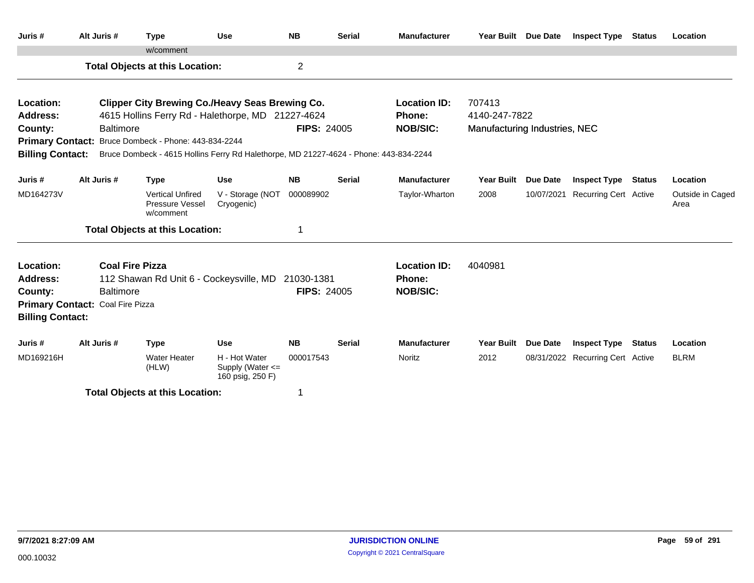| Juris # | Alt Juris # | Type | Use | NB | Serial | Manufacturer | Year Built | Due Date | Inspect Type | Status | Location |
|---|---|---|---|---|---|---|---|---|---|---|---|
| | | w/comment | | | | | | | | | |

**Total Objects at this Location:** 2

---

**Location:** Clipper City Brewing Co./Heavy Seas Brewing Co.
**Location ID:** 707413
**Address:** 4615 Hollins Ferry Rd - Halethorpe, MD 21227-4624
**Phone:** 4140-247-7822
**County:** Baltimore
**FIPS:** 24005
**NOB/SIC:** Manufacturing Industries, NEC
**Primary Contact:** Bruce Dombeck - Phone: 443-834-2244
**Billing Contact:** Bruce Dombeck - 4615 Hollins Ferry Rd Halethorpe, MD 21227-4624 - Phone: 443-834-2244

| Juris # | Alt Juris # | Type | Use | NB | Serial | Manufacturer | Year Built | Due Date | Inspect Type | Status | Location |
|---|---|---|---|---|---|---|---|---|---|---|---|
| MD164273V | | Vertical Unfired Pressure Vessel w/comment | V - Storage (NOT Cryogenic) | 000089902 | | Taylor-Wharton | 2008 | 10/07/2021 | Recurring Cert | Active | Outside in Caged Area |

**Total Objects at this Location:** 1

---

**Location:** Coal Fire Pizza
**Location ID:** 4040981
**Address:** 112 Shawan Rd Unit 6 - Cockeysville, MD 21030-1381
**Phone:**
**County:** Baltimore
**FIPS:** 24005
**NOB/SIC:**
**Primary Contact:** Coal Fire Pizza
**Billing Contact:**

| Juris # | Alt Juris # | Type | Use | NB | Serial | Manufacturer | Year Built | Due Date | Inspect Type | Status | Location |
|---|---|---|---|---|---|---|---|---|---|---|---|
| MD169216H | | Water Heater (HLW) | H - Hot Water Supply (Water <= 160 psig, 250 F) | 000017543 | | Noritz | 2012 | 08/31/2022 | Recurring Cert | Active | BLRM |

**Total Objects at this Location:** 1

9/7/2021 8:27:09 AM

000.10032

JURISDICTION ONLINE

Copyright © 2021 CentralSquare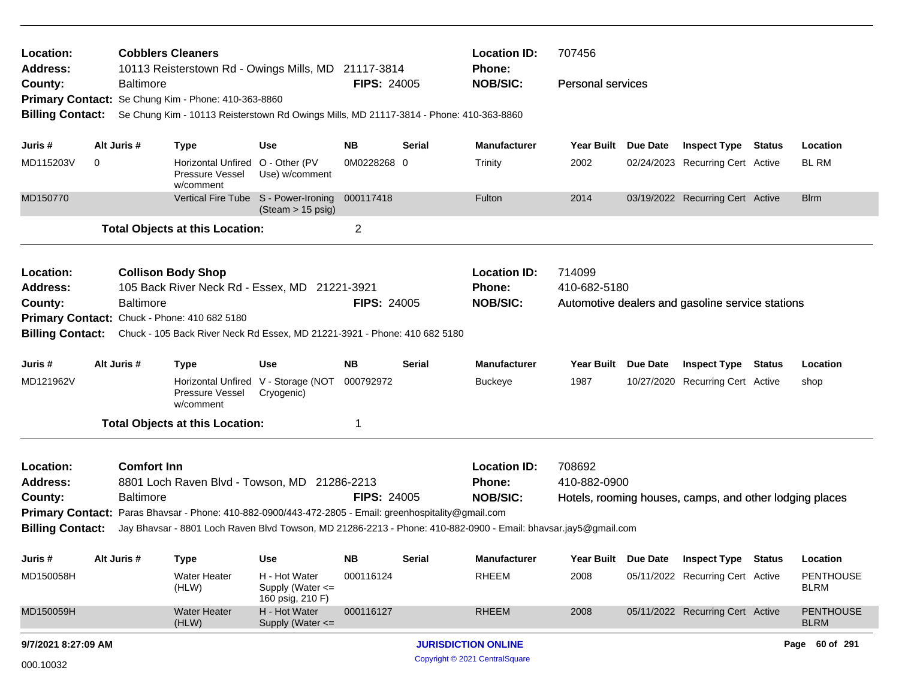**Location:** Cobblers Cleaners | **Location ID:** 707456
**Address:** 10113 Reisterstown Rd - Owings Mills, MD 21117-3814 | **Phone:**
**County:** Baltimore | **FIPS:** 24005 | **NOB/SIC:** Personal services
**Primary Contact:** Se Chung Kim - Phone: 410-363-8860
**Billing Contact:** Se Chung Kim - 10113 Reisterstown Rd Owings Mills, MD 21117-3814 - Phone: 410-363-8860

| Juris # | Alt Juris # | Type | Use | NB | Serial | Manufacturer | Year Built | Due Date | Inspect Type | Status | Location |
|---|---|---|---|---|---|---|---|---|---|---|---|
| MD115203V | 0 | Horizontal Unfired Pressure Vessel w/comment | O - Other (PV Use) w/comment | 0M0228268 | 0 | Trinity | 2002 | 02/24/2023 | Recurring Cert | Active | BL RM |
| MD150770 | | Vertical Fire Tube | S - Power-Ironing (Steam > 15 psig) | 000117418 | | Fulton | 2014 | 03/19/2022 | Recurring Cert | Active | Blrm |

**Total Objects at this Location:** 2

---

**Location:** Collison Body Shop | **Location ID:** 714099
**Address:** 105 Back River Neck Rd - Essex, MD 21221-3921 | **Phone:** 410-682-5180
**County:** Baltimore | **FIPS:** 24005 | **NOB/SIC:** Automotive dealers and gasoline service stations
**Primary Contact:** Chuck - Phone: 410 682 5180
**Billing Contact:** Chuck - 105 Back River Neck Rd Essex, MD 21221-3921 - Phone: 410 682 5180

| Juris # | Alt Juris # | Type | Use | NB | Serial | Manufacturer | Year Built | Due Date | Inspect Type | Status | Location |
|---|---|---|---|---|---|---|---|---|---|---|---|
| MD121962V | | Horizontal Unfired Pressure Vessel w/comment | V - Storage (NOT Cryogenic) | 000792972 | | Buckeye | 1987 | 10/27/2020 | Recurring Cert | Active | shop |

**Total Objects at this Location:** 1

---

**Location:** Comfort Inn | **Location ID:** 708692
**Address:** 8801 Loch Raven Blvd - Towson, MD 21286-2213 | **Phone:** 410-882-0900
**County:** Baltimore | **FIPS:** 24005 | **NOB/SIC:** Hotels, rooming houses, camps, and other lodging places
**Primary Contact:** Paras Bhavsar - Phone: 410-882-0900/443-472-2805 - Email: greenhospitality@gmail.com
**Billing Contact:** Jay Bhavsar - 8801 Loch Raven Blvd Towson, MD 21286-2213 - Phone: 410-882-0900 - Email: bhavsar.jay5@gmail.com

| Juris # | Alt Juris # | Type | Use | NB | Serial | Manufacturer | Year Built | Due Date | Inspect Type | Status | Location |
|---|---|---|---|---|---|---|---|---|---|---|---|
| MD150058H | | Water Heater (HLW) | H - Hot Water Supply (Water <= 160 psig, 210 F) | 000116124 | | RHEEM | 2008 | 05/11/2022 | Recurring Cert | Active | PENTHOUSE BLRM |
| MD150059H | | Water Heater (HLW) | H - Hot Water Supply (Water <= | 000116127 | | RHEEM | 2008 | 05/11/2022 | Recurring Cert | Active | PENTHOUSE BLRM |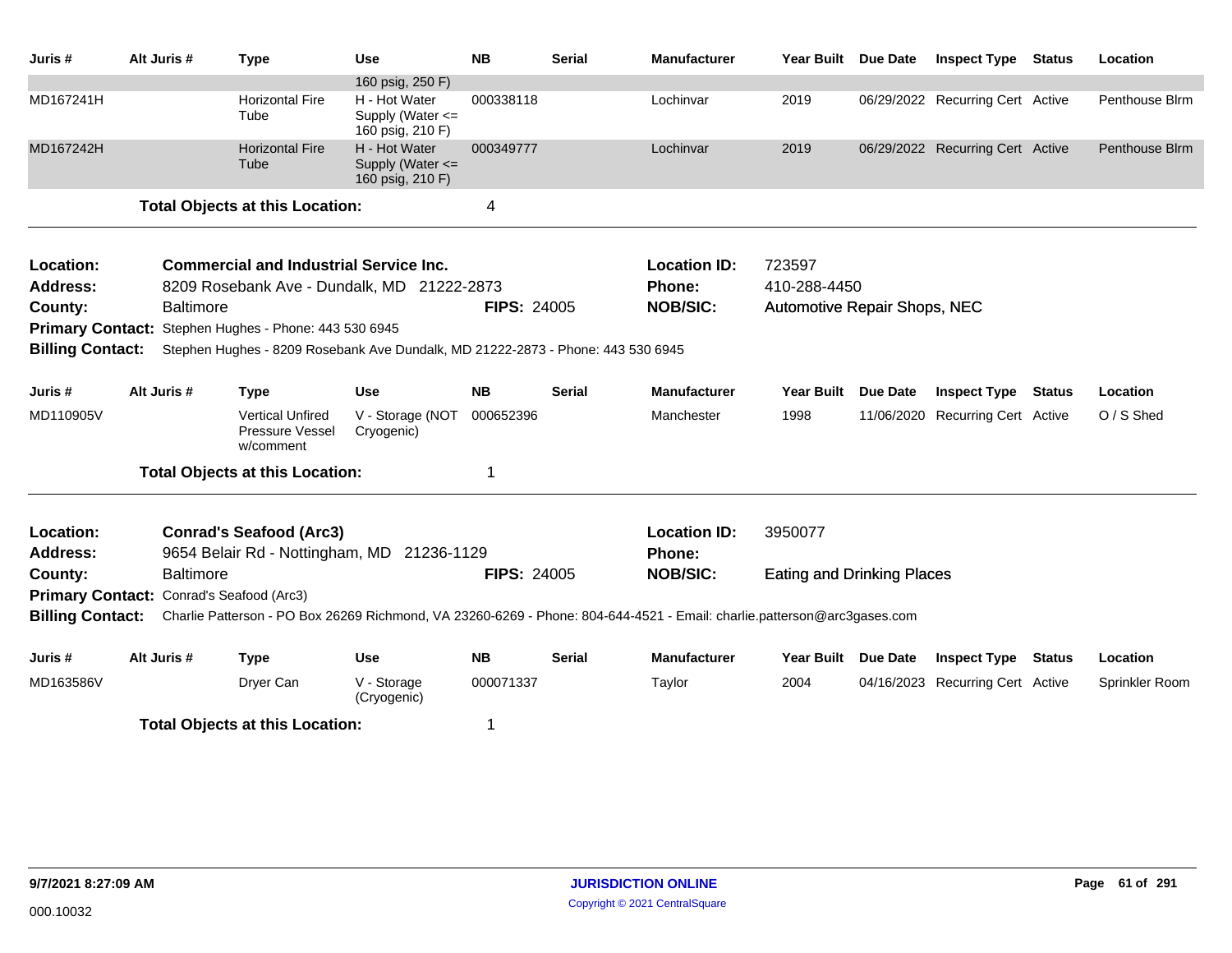| Juris # | Alt Juris # | Type | Use | NB | Serial | Manufacturer | Year Built | Due Date | Inspect Type | Status | Location |
|---|---|---|---|---|---|---|---|---|---|---|---|
| | | | 160 psig, 250 F) | | | | | | | | |
| MD167241H | | Horizontal Fire Tube | H - Hot Water Supply (Water <= 160 psig, 210 F) | 000338118 | | Lochinvar | 2019 | 06/29/2022 | Recurring Cert | Active | Penthouse Blrm |
| MD167242H | | Horizontal Fire Tube | H - Hot Water Supply (Water <= 160 psig, 210 F) | 000349777 | | Lochinvar | 2019 | 06/29/2022 | Recurring Cert | Active | Penthouse Blrm |

**Total Objects at this Location:** 4

---

**Location:** Commercial and Industrial Service Inc.
**Location ID:** 723597
**Address:** 8209 Rosebank Ave - Dundalk, MD 21222-2873
**Phone:** 410-288-4450
**County:** Baltimore
**FIPS:** 24005
**NOB/SIC:** Automotive Repair Shops, NEC
**Primary Contact:** Stephen Hughes - Phone: 443 530 6945
**Billing Contact:** Stephen Hughes - 8209 Rosebank Ave Dundalk, MD 21222-2873 - Phone: 443 530 6945

| Juris # | Alt Juris # | Type | Use | NB | Serial | Manufacturer | Year Built | Due Date | Inspect Type | Status | Location |
|---|---|---|---|---|---|---|---|---|---|---|---|
| MD110905V | | Vertical Unfired Pressure Vessel w/comment | V - Storage (NOT Cryogenic) | 000652396 | | Manchester | 1998 | 11/06/2020 | Recurring Cert | Active | O / S Shed |

**Total Objects at this Location:** 1

---

**Location:** Conrad's Seafood (Arc3)
**Location ID:** 3950077
**Address:** 9654 Belair Rd - Nottingham, MD 21236-1129
**Phone:**
**County:** Baltimore
**FIPS:** 24005
**NOB/SIC:** Eating and Drinking Places
**Primary Contact:** Conrad's Seafood (Arc3)
**Billing Contact:** Charlie Patterson - PO Box 26269 Richmond, VA 23260-6269 - Phone: 804-644-4521 - Email: charlie.patterson@arc3gases.com

| Juris # | Alt Juris # | Type | Use | NB | Serial | Manufacturer | Year Built | Due Date | Inspect Type | Status | Location |
|---|---|---|---|---|---|---|---|---|---|---|---|
| MD163586V | | Dryer Can | V - Storage (Cryogenic) | 000071337 | | Taylor | 2004 | 04/16/2023 | Recurring Cert | Active | Sprinkler Room |

**Total Objects at this Location:** 1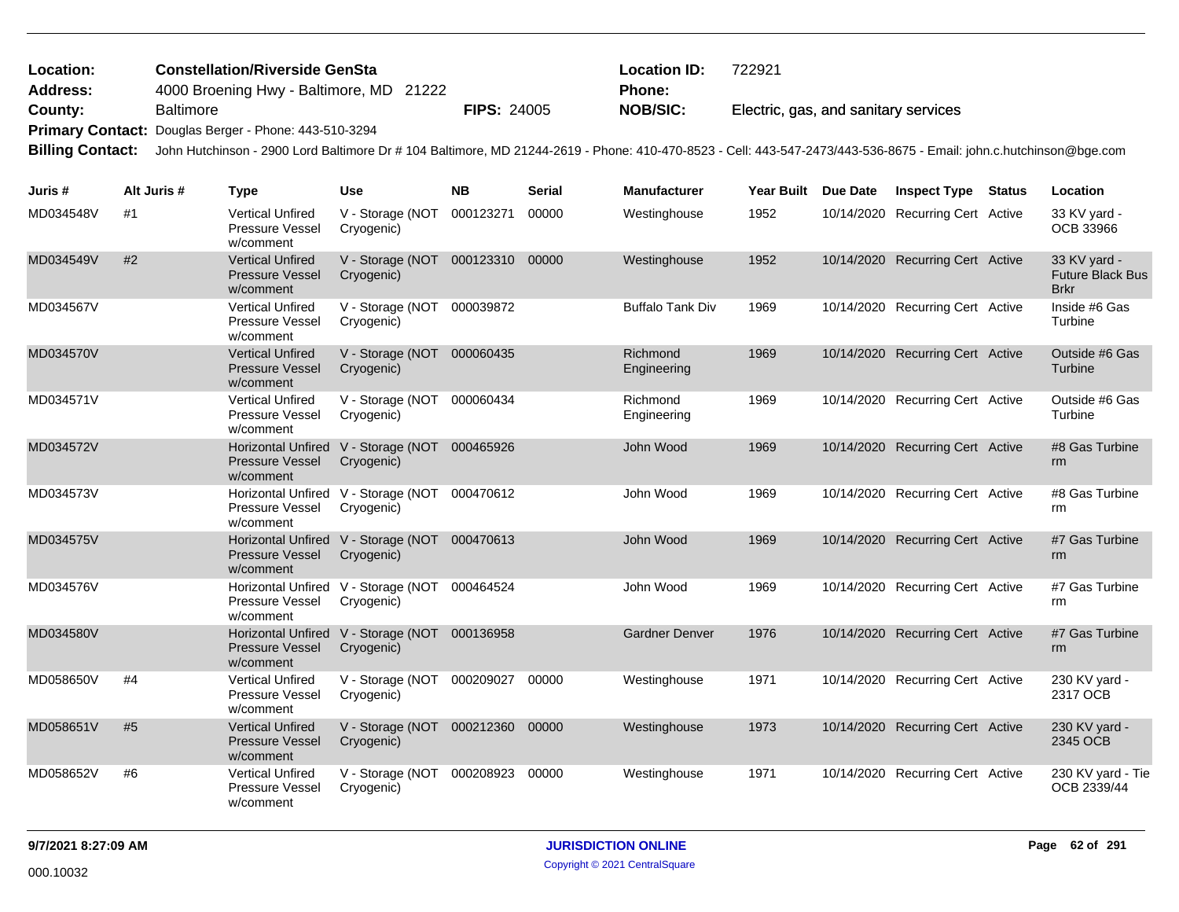**Location:** **Constellation/Riverside GenSta** **Location ID:** 722921
**Address:** 4000 Broening Hwy - Baltimore, MD 21222 **Phone:**
**County:** Baltimore **FIPS:** 24005 **NOB/SIC:** Electric, gas, and sanitary services
**Primary Contact:** Douglas Berger - Phone: 443-510-3294
**Billing Contact:** John Hutchinson - 2900 Lord Baltimore Dr # 104 Baltimore, MD 21244-2619 - Phone: 410-470-8523 - Cell: 443-547-2473/443-536-8675 - Email: john.c.hutchinson@bge.com

| Juris # | Alt Juris # | Type | Use | NB | Serial | Manufacturer | Year Built | Due Date | Inspect Type | Status | Location |
|---|---|---|---|---|---|---|---|---|---|---|---|
| MD034548V | #1 | Vertical Unfired Pressure Vessel w/comment | V - Storage (NOT Cryogenic) | 000123271 | 00000 | Westinghouse | 1952 | 10/14/2020 | Recurring Cert | Active | 33 KV yard - OCB 33966 |
| MD034549V | #2 | Vertical Unfired Pressure Vessel w/comment | V - Storage (NOT Cryogenic) | 000123310 | 00000 | Westinghouse | 1952 | 10/14/2020 | Recurring Cert | Active | 33 KV yard - Future Black Bus Brkr |
| MD034567V | | Vertical Unfired Pressure Vessel w/comment | V - Storage (NOT Cryogenic) | 000039872 | | Buffalo Tank Div | 1969 | 10/14/2020 | Recurring Cert | Active | Inside #6 Gas Turbine |
| MD034570V | | Vertical Unfired Pressure Vessel w/comment | V - Storage (NOT Cryogenic) | 000060435 | | Richmond Engineering | 1969 | 10/14/2020 | Recurring Cert | Active | Outside #6 Gas Turbine |
| MD034571V | | Vertical Unfired Pressure Vessel w/comment | V - Storage (NOT Cryogenic) | 000060434 | | Richmond Engineering | 1969 | 10/14/2020 | Recurring Cert | Active | Outside #6 Gas Turbine |
| MD034572V | | Horizontal Unfired Pressure Vessel w/comment | V - Storage (NOT Cryogenic) | 000465926 | | John Wood | 1969 | 10/14/2020 | Recurring Cert | Active | #8 Gas Turbine rm |
| MD034573V | | Horizontal Unfired Pressure Vessel w/comment | V - Storage (NOT Cryogenic) | 000470612 | | John Wood | 1969 | 10/14/2020 | Recurring Cert | Active | #8 Gas Turbine rm |
| MD034575V | | Horizontal Unfired Pressure Vessel w/comment | V - Storage (NOT Cryogenic) | 000470613 | | John Wood | 1969 | 10/14/2020 | Recurring Cert | Active | #7 Gas Turbine rm |
| MD034576V | | Horizontal Unfired Pressure Vessel w/comment | V - Storage (NOT Cryogenic) | 000464524 | | John Wood | 1969 | 10/14/2020 | Recurring Cert | Active | #7 Gas Turbine rm |
| MD034580V | | Horizontal Unfired Pressure Vessel w/comment | V - Storage (NOT Cryogenic) | 000136958 | | Gardner Denver | 1976 | 10/14/2020 | Recurring Cert | Active | #7 Gas Turbine rm |
| MD058650V | #4 | Vertical Unfired Pressure Vessel w/comment | V - Storage (NOT Cryogenic) | 000209027 | 00000 | Westinghouse | 1971 | 10/14/2020 | Recurring Cert | Active | 230 KV yard - 2317 OCB |
| MD058651V | #5 | Vertical Unfired Pressure Vessel w/comment | V - Storage (NOT Cryogenic) | 000212360 | 00000 | Westinghouse | 1973 | 10/14/2020 | Recurring Cert | Active | 230 KV yard - 2345 OCB |
| MD058652V | #6 | Vertical Unfired Pressure Vessel w/comment | V - Storage (NOT Cryogenic) | 000208923 | 00000 | Westinghouse | 1971 | 10/14/2020 | Recurring Cert | Active | 230 KV yard - Tie OCB 2339/44 |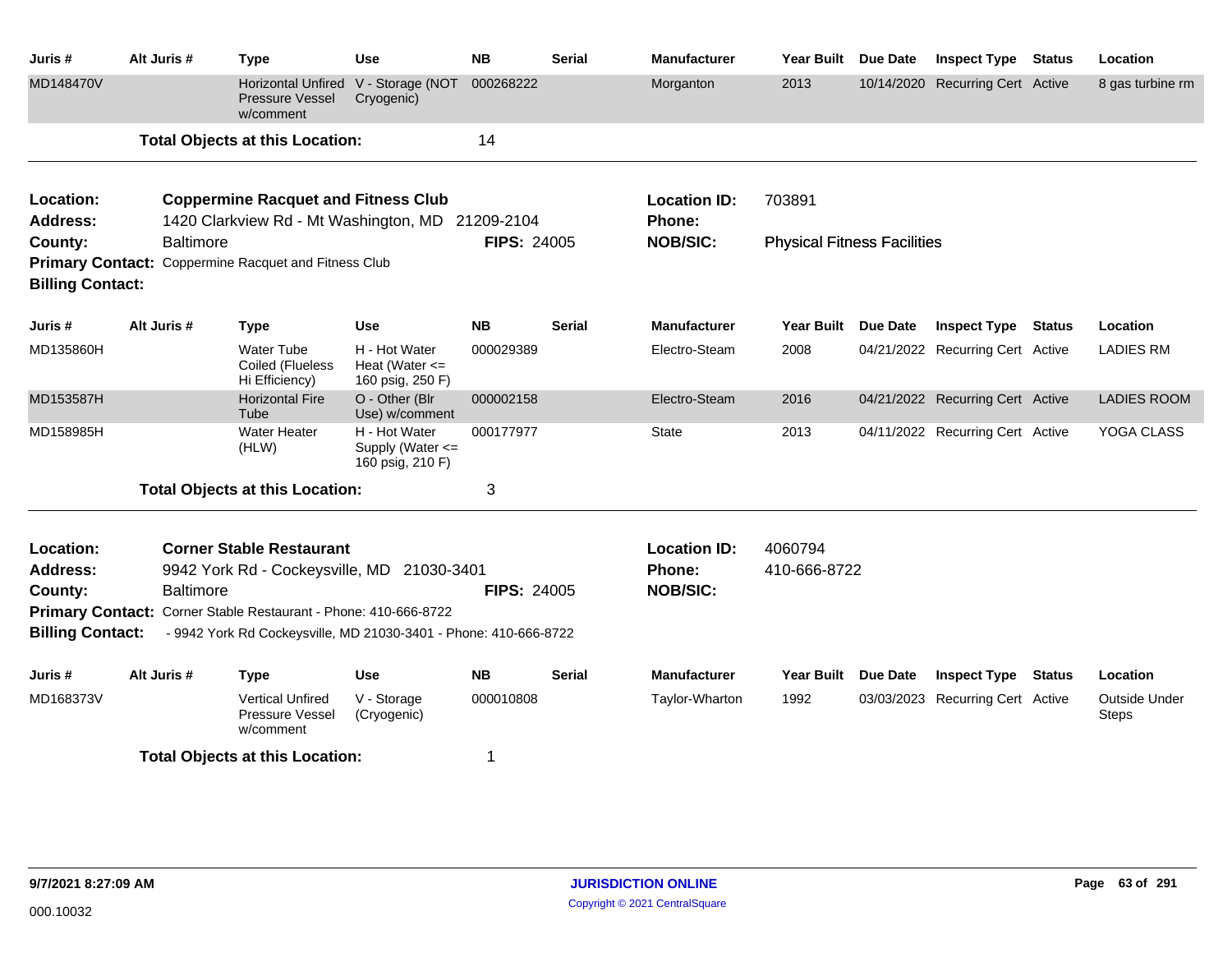| Juris # | Alt Juris # | Type | Use | NB | Serial | Manufacturer | Year Built | Due Date | Inspect Type | Status | Location |
|---|---|---|---|---|---|---|---|---|---|---|---|
| MD148470V | | Horizontal Unfired Pressure Vessel w/comment | V - Storage (NOT Cryogenic) | 000268222 | | Morganton | 2013 | 10/14/2020 | Recurring Cert | Active | 8 gas turbine rm |

**Total Objects at this Location:** 14

---

**Location:** **Coppermine Racquet and Fitness Club**
**Location ID:** 703891
**Address:** 1420 Clarkview Rd - Mt Washington, MD 21209-2104
**Phone:**
**County:** Baltimore
**FIPS:** 24005
**NOB/SIC:** Physical Fitness Facilities
**Primary Contact:** Coppermine Racquet and Fitness Club
**Billing Contact:**

| Juris # | Alt Juris # | Type | Use | NB | Serial | Manufacturer | Year Built | Due Date | Inspect Type | Status | Location |
|---|---|---|---|---|---|---|---|---|---|---|---|
| MD135860H | | Water Tube Coiled (Flueless Hi Efficiency) | H - Hot Water Heat (Water <= 160 psig, 250 F) | 000029389 | | Electro-Steam | 2008 | 04/21/2022 | Recurring Cert | Active | LADIES RM |
| MD153587H | | Horizontal Fire Tube | O - Other (Blr Use) w/comment | 000002158 | | Electro-Steam | 2016 | 04/21/2022 | Recurring Cert | Active | LADIES ROOM |
| MD158985H | | Water Heater (HLW) | H - Hot Water Supply (Water <= 160 psig, 210 F) | 000177977 | | State | 2013 | 04/11/2022 | Recurring Cert | Active | YOGA CLASS |

**Total Objects at this Location:** 3

---

**Location:** **Corner Stable Restaurant**
**Location ID:** 4060794
**Address:** 9942 York Rd - Cockeysville, MD 21030-3401
**Phone:** 410-666-8722
**County:** Baltimore
**FIPS:** 24005
**NOB/SIC:**
**Primary Contact:** Corner Stable Restaurant - Phone: 410-666-8722
**Billing Contact:** - 9942 York Rd Cockeysville, MD 21030-3401 - Phone: 410-666-8722

| Juris # | Alt Juris # | Type | Use | NB | Serial | Manufacturer | Year Built | Due Date | Inspect Type | Status | Location |
|---|---|---|---|---|---|---|---|---|---|---|---|
| MD168373V | | Vertical Unfired Pressure Vessel w/comment | V - Storage (Cryogenic) | 000010808 | | Taylor-Wharton | 1992 | 03/03/2023 | Recurring Cert | Active | Outside Under Steps |

**Total Objects at this Location:** 1

9/7/2021 8:27:09 AM

000.10032

JURISDICTION ONLINE
Copyright © 2021 CentralSquare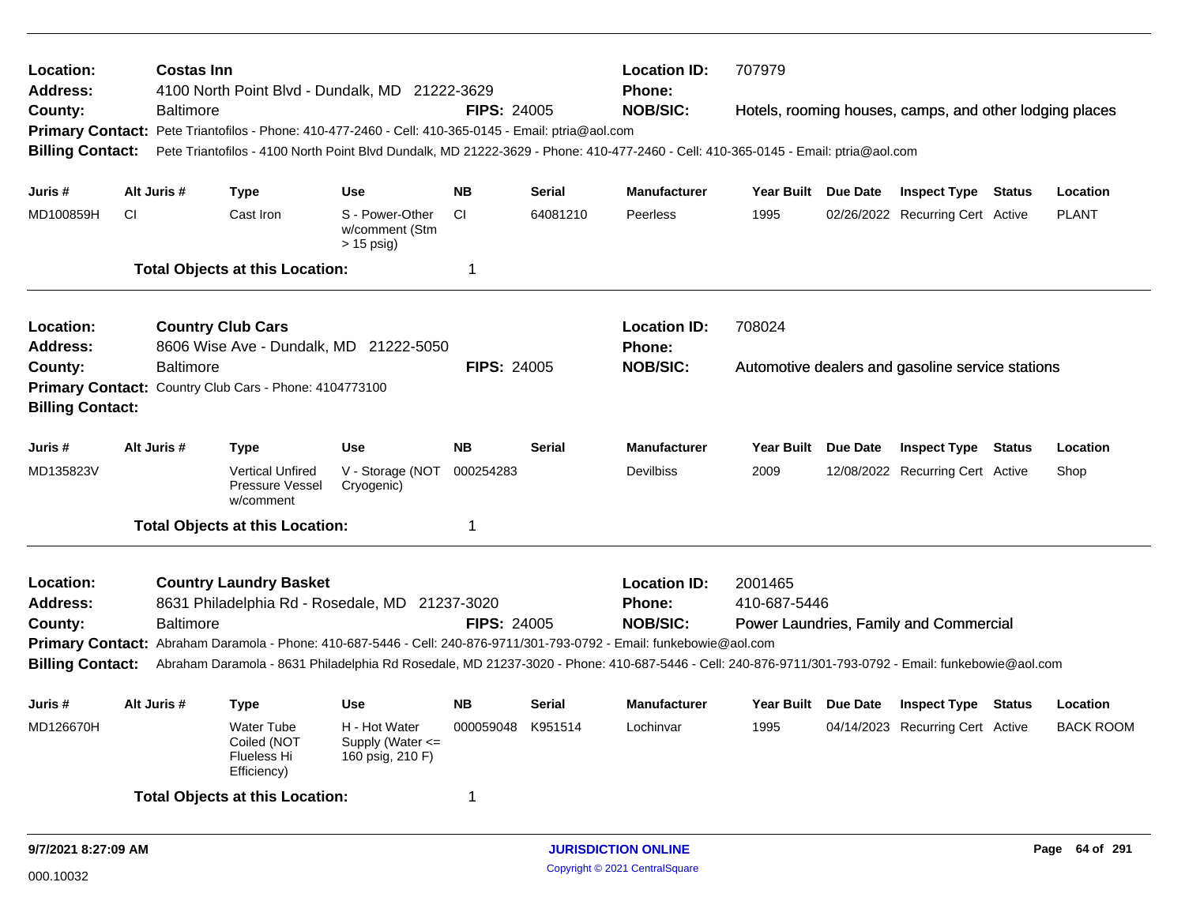**Location:** **Costas Inn** **Location ID:** 707979
**Address:** 4100 North Point Blvd - Dundalk, MD 21222-3629 **Phone:**
**County:** Baltimore **FIPS:** 24005 **NOB/SIC:** Hotels, rooming houses, camps, and other lodging places
**Primary Contact:** Pete Triantofilos - Phone: 410-477-2460 - Cell: 410-365-0145 - Email: ptria@aol.com
**Billing Contact:** Pete Triantofilos - 4100 North Point Blvd Dundalk, MD 21222-3629 - Phone: 410-477-2460 - Cell: 410-365-0145 - Email: ptria@aol.com

| Juris # | Alt Juris # | Type | Use | NB | Serial | Manufacturer | Year Built | Due Date | Inspect Type | Status | Location |
|---|---|---|---|---|---|---|---|---|---|---|---|
| MD100859H | CI | Cast Iron | S - Power-Other w/comment (Stm > 15 psig) | CI | 64081210 | Peerless | 1995 | 02/26/2022 | Recurring Cert | Active | PLANT |

**Total Objects at this Location:** 1

---

**Location:** **Country Club Cars** **Location ID:** 708024
**Address:** 8606 Wise Ave - Dundalk, MD 21222-5050 **Phone:**
**County:** Baltimore **FIPS:** 24005 **NOB/SIC:** Automotive dealers and gasoline service stations
**Primary Contact:** Country Club Cars - Phone: 4104773100
**Billing Contact:**

| Juris # | Alt Juris # | Type | Use | NB | Serial | Manufacturer | Year Built | Due Date | Inspect Type | Status | Location |
|---|---|---|---|---|---|---|---|---|---|---|---|
| MD135823V | | Vertical Unfired Pressure Vessel w/comment | V - Storage (NOT Cryogenic) | 000254283 | | Devilbiss | 2009 | 12/08/2022 | Recurring Cert | Active | Shop |

**Total Objects at this Location:** 1

---

**Location:** **Country Laundry Basket** **Location ID:** 2001465
**Address:** 8631 Philadelphia Rd - Rosedale, MD 21237-3020 **Phone:** 410-687-5446
**County:** Baltimore **FIPS:** 24005 **NOB/SIC:** Power Laundries, Family and Commercial
**Primary Contact:** Abraham Daramola - Phone: 410-687-5446 - Cell: 240-876-9711/301-793-0792 - Email: funkebowie@aol.com
**Billing Contact:** Abraham Daramola - 8631 Philadelphia Rd Rosedale, MD 21237-3020 - Phone: 410-687-5446 - Cell: 240-876-9711/301-793-0792 - Email: funkebowie@aol.com

| Juris # | Alt Juris # | Type | Use | NB | Serial | Manufacturer | Year Built | Due Date | Inspect Type | Status | Location |
|---|---|---|---|---|---|---|---|---|---|---|---|
| MD126670H | | Water Tube Coiled (NOT Flueless Hi Efficiency) | H - Hot Water Supply (Water <= 160 psig, 210 F) | 000059048 | K951514 | Lochinvar | 1995 | 04/14/2023 | Recurring Cert | Active | BACK ROOM |

**Total Objects at this Location:** 1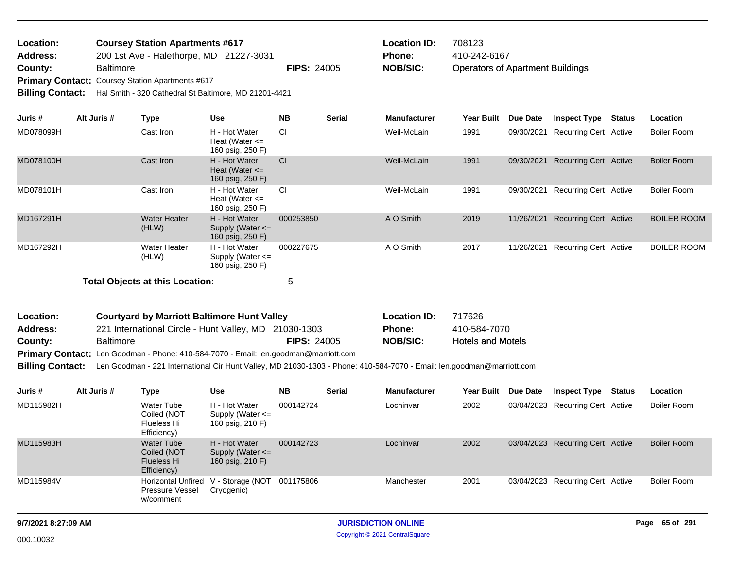**Location:** Coursey Station Apartments #617
**Address:** 200 1st Ave - Halethorpe, MD 21227-3031
**County:** Baltimore **FIPS:** 24005
**Primary Contact:** Coursey Station Apartments #617
**Billing Contact:** Hal Smith - 320 Cathedral St Baltimore, MD 21201-4421

**Location ID:** 708123
**Phone:** 410-242-6167
**NOB/SIC:** Operators of Apartment Buildings

| Juris # | Alt Juris # | Type | Use | NB | Serial | Manufacturer | Year Built | Due Date | Inspect Type | Status | Location |
|---|---|---|---|---|---|---|---|---|---|---|---|
| MD078099H | | Cast Iron | H - Hot Water Heat (Water <= 160 psig, 250 F) | CI | | Weil-McLain | 1991 | 09/30/2021 | Recurring Cert | Active | Boiler Room |
| MD078100H | | Cast Iron | H - Hot Water Heat (Water <= 160 psig, 250 F) | CI | | Weil-McLain | 1991 | 09/30/2021 | Recurring Cert | Active | Boiler Room |
| MD078101H | | Cast Iron | H - Hot Water Heat (Water <= 160 psig, 250 F) | CI | | Weil-McLain | 1991 | 09/30/2021 | Recurring Cert | Active | Boiler Room |
| MD167291H | | Water Heater (HLW) | H - Hot Water Supply (Water <= 160 psig, 250 F) | 000253850 | | A O Smith | 2019 | 11/26/2021 | Recurring Cert | Active | BOILER ROOM |
| MD167292H | | Water Heater (HLW) | H - Hot Water Supply (Water <= 160 psig, 250 F) | 000227675 | | A O Smith | 2017 | 11/26/2021 | Recurring Cert | Active | BOILER ROOM |

**Total Objects at this Location:** 5

---

**Location:** Courtyard by Marriott Baltimore Hunt Valley
**Address:** 221 International Circle - Hunt Valley, MD 21030-1303
**County:** Baltimore **FIPS:** 24005
**Primary Contact:** Len Goodman - Phone: 410-584-7070 - Email: len.goodman@marriott.com
**Billing Contact:** Len Goodman - 221 International Cir Hunt Valley, MD 21030-1303 - Phone: 410-584-7070 - Email: len.goodman@marriott.com

**Location ID:** 717626
**Phone:** 410-584-7070
**NOB/SIC:** Hotels and Motels

| Juris # | Alt Juris # | Type | Use | NB | Serial | Manufacturer | Year Built | Due Date | Inspect Type | Status | Location |
|---|---|---|---|---|---|---|---|---|---|---|---|
| MD115982H | | Water Tube Coiled (NOT Flueless Hi Efficiency) | H - Hot Water Supply (Water <= 160 psig, 210 F) | 000142724 | | Lochinvar | 2002 | 03/04/2023 | Recurring Cert | Active | Boiler Room |
| MD115983H | | Water Tube Coiled (NOT Flueless Hi Efficiency) | H - Hot Water Supply (Water <= 160 psig, 210 F) | 000142723 | | Lochinvar | 2002 | 03/04/2023 | Recurring Cert | Active | Boiler Room |
| MD115984V | | Horizontal Unfired Pressure Vessel w/comment | V - Storage (NOT Cryogenic) | 001175806 | | Manchester | 2001 | 03/04/2023 | Recurring Cert | Active | Boiler Room |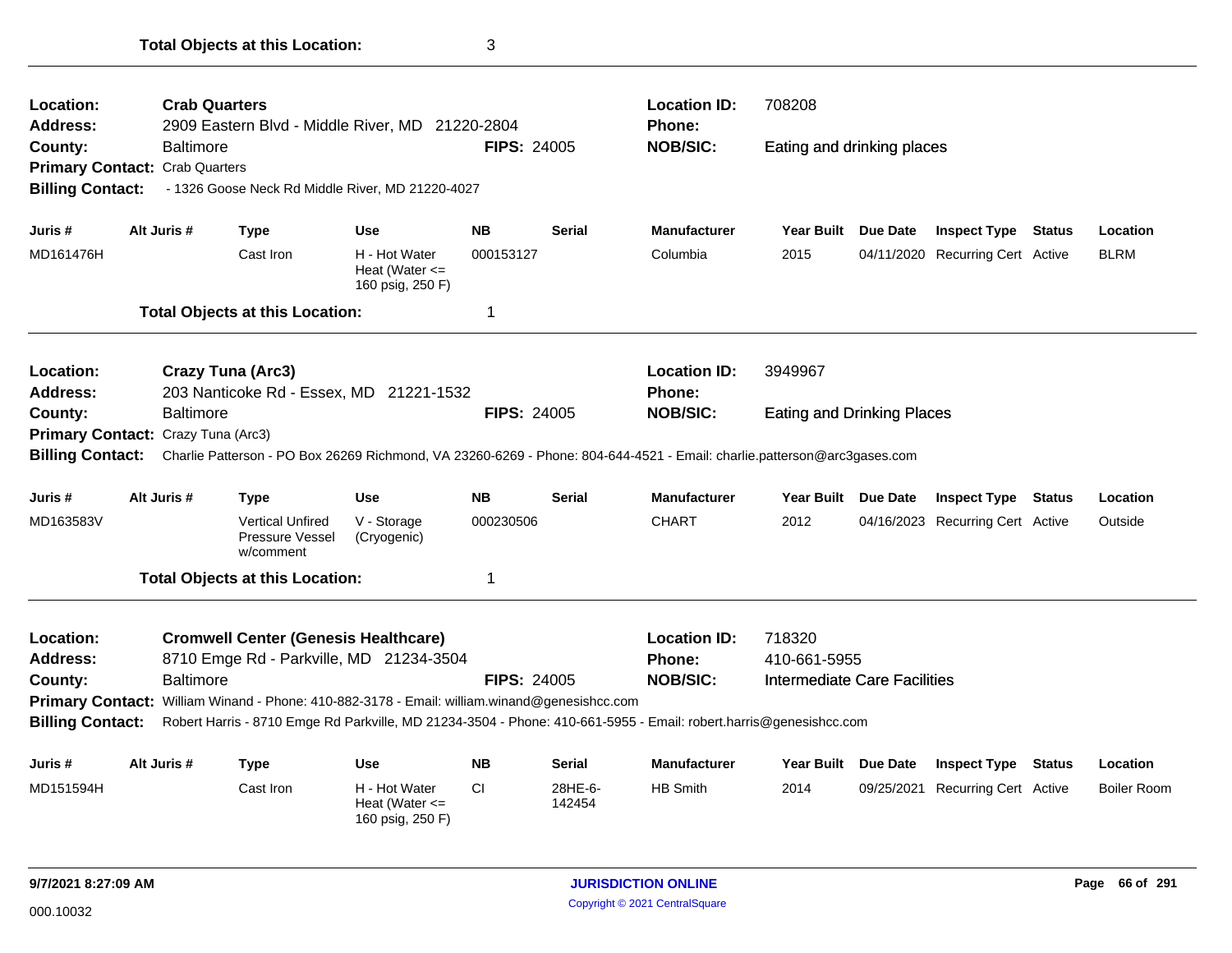**Total Objects at this Location:** 3

---

**Location:** Crab Quarters
**Address:** 2909 Eastern Blvd - Middle River, MD 21220-2804
**County:** Baltimore
**FIPS:** 24005
**Location ID:** 708208
**Phone:**
**NOB/SIC:** Eating and drinking places
**Primary Contact:** Crab Quarters
**Billing Contact:** - 1326 Goose Neck Rd Middle River, MD 21220-4027

| Juris # | Alt Juris # | Type | Use | NB | Serial | Manufacturer | Year Built | Due Date | Inspect Type | Status | Location |
|---|---|---|---|---|---|---|---|---|---|---|---|
| MD161476H | | Cast Iron | H - Hot Water Heat (Water <= 160 psig, 250 F) | 000153127 | | Columbia | 2015 | 04/11/2020 | Recurring Cert | Active | BLRM |

**Total Objects at this Location:** 1

---

**Location:** Crazy Tuna (Arc3)
**Address:** 203 Nanticoke Rd - Essex, MD 21221-1532
**County:** Baltimore
**FIPS:** 24005
**Location ID:** 3949967
**Phone:**
**NOB/SIC:** Eating and Drinking Places
**Primary Contact:** Crazy Tuna (Arc3)
**Billing Contact:** Charlie Patterson - PO Box 26269 Richmond, VA 23260-6269 - Phone: 804-644-4521 - Email: charlie.patterson@arc3gases.com

| Juris # | Alt Juris # | Type | Use | NB | Serial | Manufacturer | Year Built | Due Date | Inspect Type | Status | Location |
|---|---|---|---|---|---|---|---|---|---|---|---|
| MD163583V | | Vertical Unfired Pressure Vessel w/comment | V - Storage (Cryogenic) | 000230506 | | CHART | 2012 | 04/16/2023 | Recurring Cert | Active | Outside |

**Total Objects at this Location:** 1

---

**Location:** Cromwell Center (Genesis Healthcare)
**Address:** 8710 Emge Rd - Parkville, MD 21234-3504
**County:** Baltimore
**FIPS:** 24005
**Location ID:** 718320
**Phone:** 410-661-5955
**NOB/SIC:** Intermediate Care Facilities
**Primary Contact:** William Winand - Phone: 410-882-3178 - Email: william.winand@genesishcc.com
**Billing Contact:** Robert Harris - 8710 Emge Rd Parkville, MD 21234-3504 - Phone: 410-661-5955 - Email: robert.harris@genesishcc.com

| Juris # | Alt Juris # | Type | Use | NB | Serial | Manufacturer | Year Built | Due Date | Inspect Type | Status | Location |
|---|---|---|---|---|---|---|---|---|---|---|---|
| MD151594H | | Cast Iron | H - Hot Water Heat (Water <= 160 psig, 250 F) | CI | 28HE-6-142454 | HB Smith | 2014 | 09/25/2021 | Recurring Cert | Active | Boiler Room |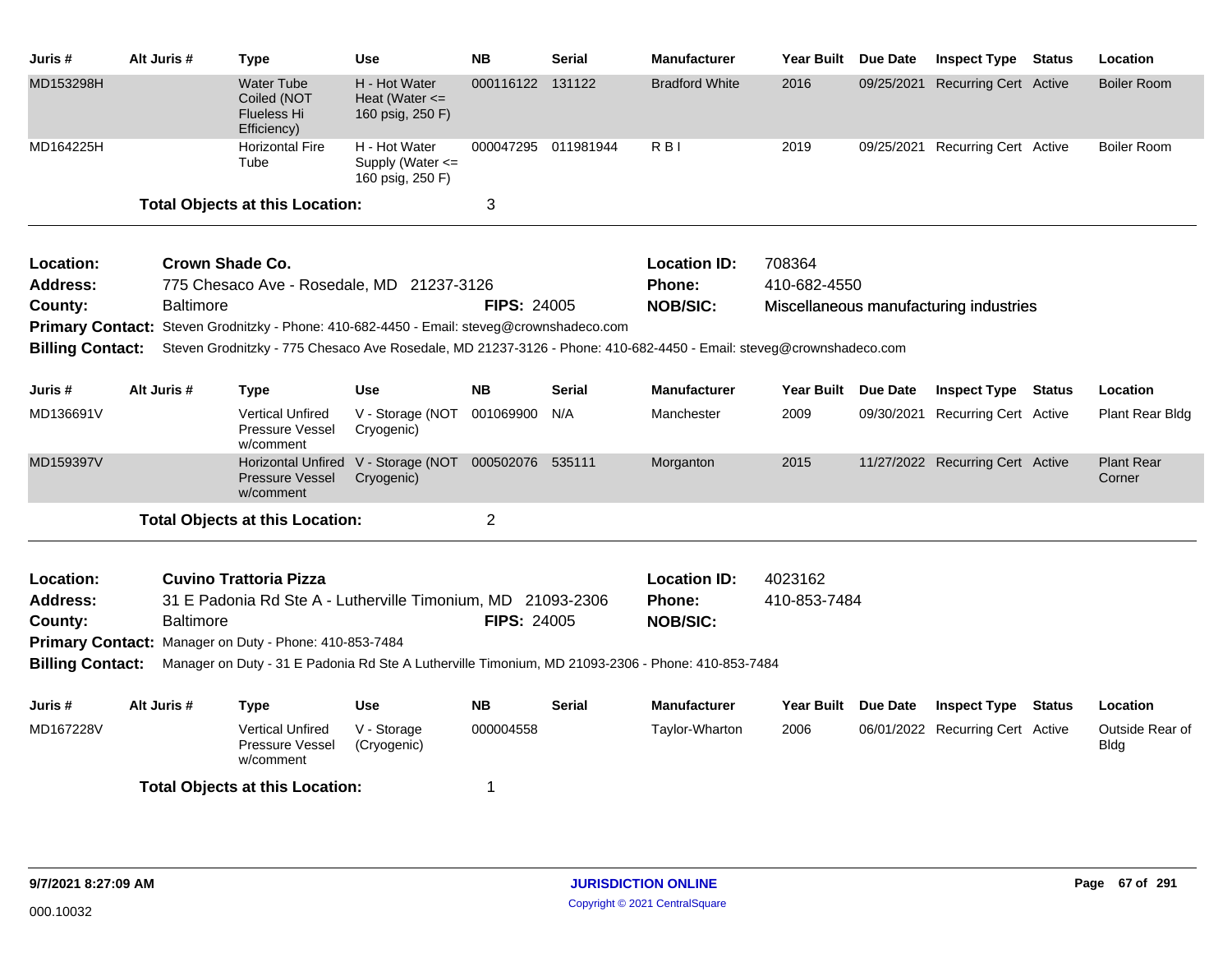| Juris # | Alt Juris # | Type | Use | NB | Serial | Manufacturer | Year Built | Due Date | Inspect Type | Status | Location |
|---|---|---|---|---|---|---|---|---|---|---|---|
| MD153298H | | Water Tube Coiled (NOT Flueless Hi Efficiency) | H - Hot Water Heat (Water <= 160 psig, 250 F) | 000116122 | 131122 | Bradford White | 2016 | 09/25/2021 | Recurring Cert | Active | Boiler Room |
| MD164225H | | Horizontal Fire Tube | H - Hot Water Supply (Water <= 160 psig, 250 F) | 000047295 | 011981944 | R B I | 2019 | 09/25/2021 | Recurring Cert | Active | Boiler Room |

**Total Objects at this Location:** 3

---

**Location:** Crown Shade Co.
**Location ID:** 708364
**Address:** 775 Chesaco Ave - Rosedale, MD 21237-3126
**Phone:** 410-682-4550
**County:** Baltimore
**FIPS:** 24005
**NOB/SIC:** Miscellaneous manufacturing industries
**Primary Contact:** Steven Grodnitzky - Phone: 410-682-4450 - Email: steveg@crownshadeco.com
**Billing Contact:** Steven Grodnitzky - 775 Chesaco Ave Rosedale, MD 21237-3126 - Phone: 410-682-4450 - Email: steveg@crownshadeco.com

| Juris # | Alt Juris # | Type | Use | NB | Serial | Manufacturer | Year Built | Due Date | Inspect Type | Status | Location |
|---|---|---|---|---|---|---|---|---|---|---|---|
| MD136691V | | Vertical Unfired Pressure Vessel w/comment | V - Storage (NOT Cryogenic) | 001069900 | N/A | Manchester | 2009 | 09/30/2021 | Recurring Cert | Active | Plant Rear Bldg |
| MD159397V | | Horizontal Unfired Pressure Vessel w/comment | V - Storage (NOT Cryogenic) | 000502076 | 535111 | Morganton | 2015 | 11/27/2022 | Recurring Cert | Active | Plant Rear Corner |

**Total Objects at this Location:** 2

---

**Location:** Cuvino Trattoria Pizza
**Location ID:** 4023162
**Address:** 31 E Padonia Rd Ste A - Lutherville Timonium, MD 21093-2306
**Phone:** 410-853-7484
**County:** Baltimore
**FIPS:** 24005
**NOB/SIC:**
**Primary Contact:** Manager on Duty - Phone: 410-853-7484
**Billing Contact:** Manager on Duty - 31 E Padonia Rd Ste A Lutherville Timonium, MD 21093-2306 - Phone: 410-853-7484

| Juris # | Alt Juris # | Type | Use | NB | Serial | Manufacturer | Year Built | Due Date | Inspect Type | Status | Location |
|---|---|---|---|---|---|---|---|---|---|---|---|
| MD167228V | | Vertical Unfired Pressure Vessel w/comment | V - Storage (Cryogenic) | 000004558 | | Taylor-Wharton | 2006 | 06/01/2022 | Recurring Cert | Active | Outside Rear of Bldg |

**Total Objects at this Location:** 1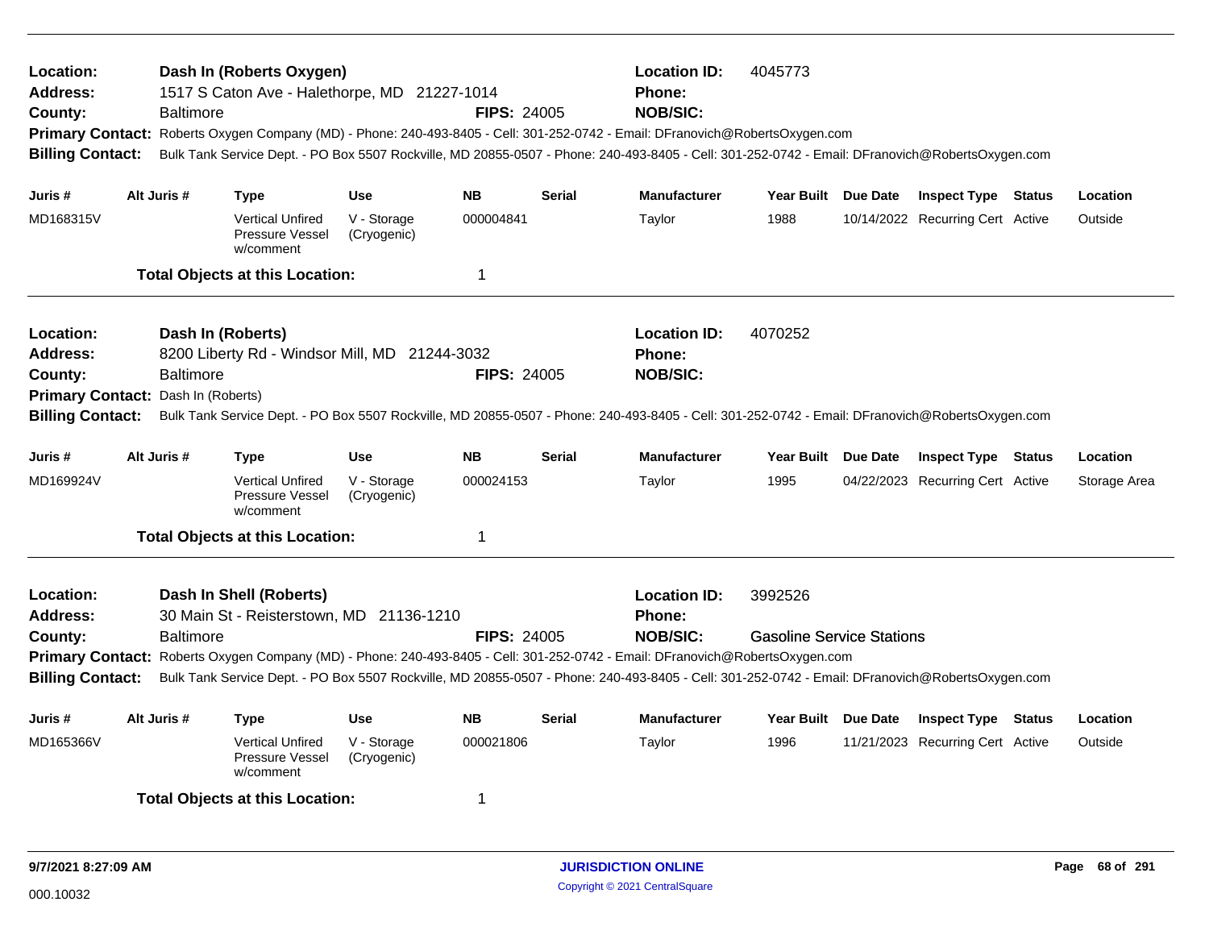**Location:** Dash In (Roberts Oxygen) **Location ID:** 4045773
**Address:** 1517 S Caton Ave - Halethorpe, MD 21227-1014 **Phone:**
**County:** Baltimore **FIPS:** 24005 **NOB/SIC:**
**Primary Contact:** Roberts Oxygen Company (MD) - Phone: 240-493-8405 - Cell: 301-252-0742 - Email: DFranovich@RobertsOxygen.com
**Billing Contact:** Bulk Tank Service Dept. - PO Box 5507 Rockville, MD 20855-0507 - Phone: 240-493-8405 - Cell: 301-252-0742 - Email: DFranovich@RobertsOxygen.com

| Juris # | Alt Juris # | Type | Use | NB | Serial | Manufacturer | Year Built | Due Date | Inspect Type | Status | Location |
|---|---|---|---|---|---|---|---|---|---|---|---|
| MD168315V | | Vertical Unfired Pressure Vessel w/comment | V - Storage (Cryogenic) | 000004841 | | Taylor | 1988 | 10/14/2022 | Recurring Cert | Active | Outside |

**Total Objects at this Location:** 1

---

**Location:** Dash In (Roberts) **Location ID:** 4070252
**Address:** 8200 Liberty Rd - Windsor Mill, MD 21244-3032 **Phone:**
**County:** Baltimore **FIPS:** 24005 **NOB/SIC:**
**Primary Contact:** Dash In (Roberts)
**Billing Contact:** Bulk Tank Service Dept. - PO Box 5507 Rockville, MD 20855-0507 - Phone: 240-493-8405 - Cell: 301-252-0742 - Email: DFranovich@RobertsOxygen.com

| Juris # | Alt Juris # | Type | Use | NB | Serial | Manufacturer | Year Built | Due Date | Inspect Type | Status | Location |
|---|---|---|---|---|---|---|---|---|---|---|---|
| MD169924V | | Vertical Unfired Pressure Vessel w/comment | V - Storage (Cryogenic) | 000024153 | | Taylor | 1995 | 04/22/2023 | Recurring Cert | Active | Storage Area |

**Total Objects at this Location:** 1

---

**Location:** Dash In Shell (Roberts) **Location ID:** 3992526
**Address:** 30 Main St - Reisterstown, MD 21136-1210 **Phone:**
**County:** Baltimore **FIPS:** 24005 **NOB/SIC:** Gasoline Service Stations
**Primary Contact:** Roberts Oxygen Company (MD) - Phone: 240-493-8405 - Cell: 301-252-0742 - Email: DFranovich@RobertsOxygen.com
**Billing Contact:** Bulk Tank Service Dept. - PO Box 5507 Rockville, MD 20855-0507 - Phone: 240-493-8405 - Cell: 301-252-0742 - Email: DFranovich@RobertsOxygen.com

| Juris # | Alt Juris # | Type | Use | NB | Serial | Manufacturer | Year Built | Due Date | Inspect Type | Status | Location |
|---|---|---|---|---|---|---|---|---|---|---|---|
| MD165366V | | Vertical Unfired Pressure Vessel w/comment | V - Storage (Cryogenic) | 000021806 | | Taylor | 1996 | 11/21/2023 | Recurring Cert | Active | Outside |

**Total Objects at this Location:** 1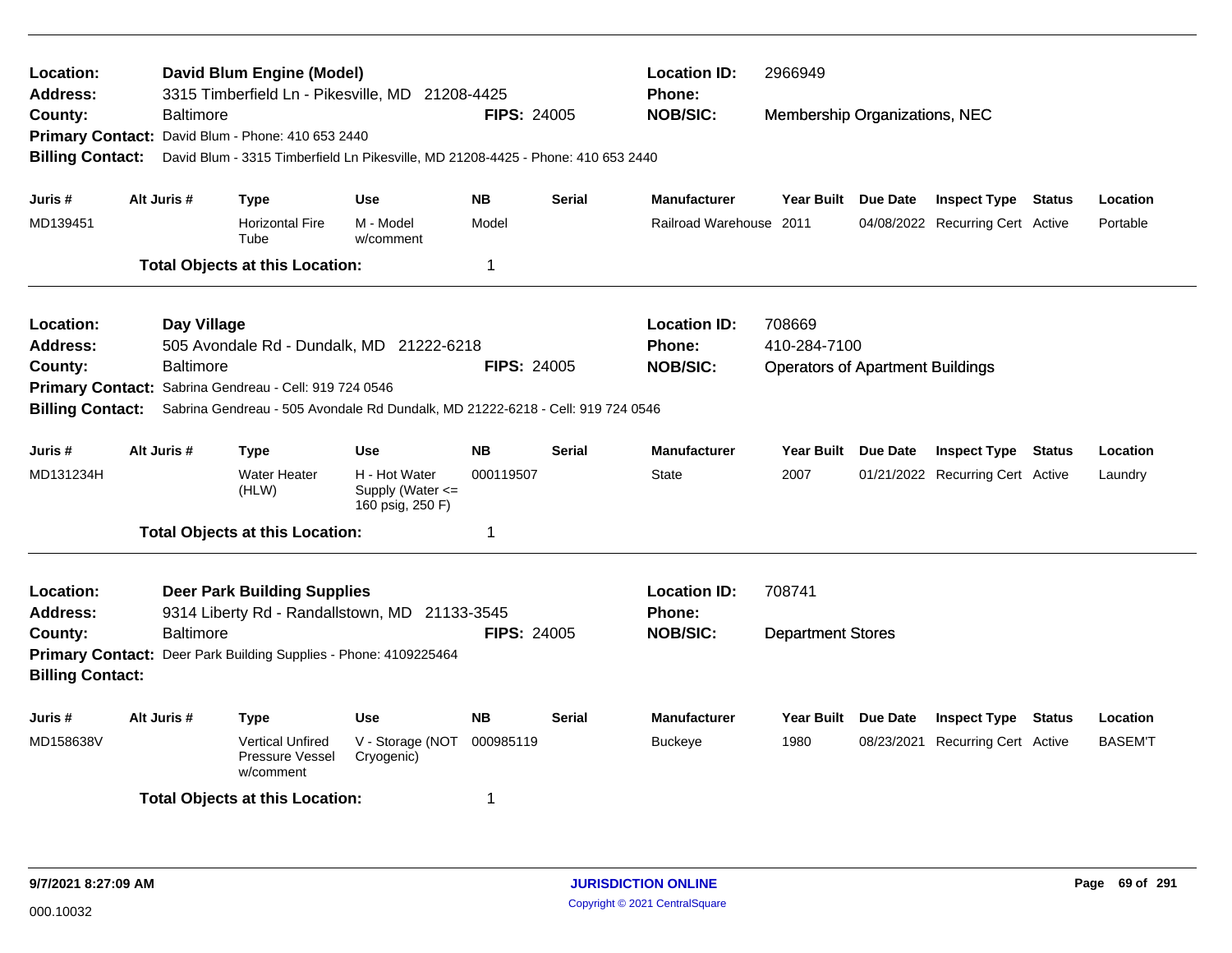**Location:** David Blum Engine (Model)
**Address:** 3315 Timberfield Ln - Pikesville, MD 21208-4425
**County:** Baltimore **FIPS:** 24005
**Primary Contact:** David Blum - Phone: 410 653 2440
**Billing Contact:** David Blum - 3315 Timberfield Ln Pikesville, MD 21208-4425 - Phone: 410 653 2440

**Location ID:** 2966949
**Phone:**
**NOB/SIC:** Membership Organizations, NEC

| Juris # | Alt Juris # | Type | Use | NB | Serial | Manufacturer | Year Built | Due Date | Inspect Type | Status | Location |
|---|---|---|---|---|---|---|---|---|---|---|---|
| MD139451 | | Horizontal Fire Tube | M - Model w/comment | Model | | Railroad Warehouse | 2011 | 04/08/2022 | Recurring Cert | Active | Portable |

**Total Objects at this Location:** 1

---

**Location:** Day Village
**Address:** 505 Avondale Rd - Dundalk, MD 21222-6218
**County:** Baltimore **FIPS:** 24005
**Primary Contact:** Sabrina Gendreau - Cell: 919 724 0546
**Billing Contact:** Sabrina Gendreau - 505 Avondale Rd Dundalk, MD 21222-6218 - Cell: 919 724 0546

**Location ID:** 708669
**Phone:** 410-284-7100
**NOB/SIC:** Operators of Apartment Buildings

| Juris # | Alt Juris # | Type | Use | NB | Serial | Manufacturer | Year Built | Due Date | Inspect Type | Status | Location |
|---|---|---|---|---|---|---|---|---|---|---|---|
| MD131234H | | Water Heater (HLW) | H - Hot Water Supply (Water <= 160 psig, 250 F) | 000119507 | | State | 2007 | 01/21/2022 | Recurring Cert | Active | Laundry |

**Total Objects at this Location:** 1

---

**Location:** Deer Park Building Supplies
**Address:** 9314 Liberty Rd - Randallstown, MD 21133-3545
**County:** Baltimore **FIPS:** 24005
**Primary Contact:** Deer Park Building Supplies - Phone: 4109225464
**Billing Contact:**

**Location ID:** 708741
**Phone:**
**NOB/SIC:** Department Stores

| Juris # | Alt Juris # | Type | Use | NB | Serial | Manufacturer | Year Built | Due Date | Inspect Type | Status | Location |
|---|---|---|---|---|---|---|---|---|---|---|---|
| MD158638V | | Vertical Unfired Pressure Vessel w/comment | V - Storage (NOT Cryogenic) | 000985119 | | Buckeye | 1980 | 08/23/2021 | Recurring Cert | Active | BASEM'T |

**Total Objects at this Location:** 1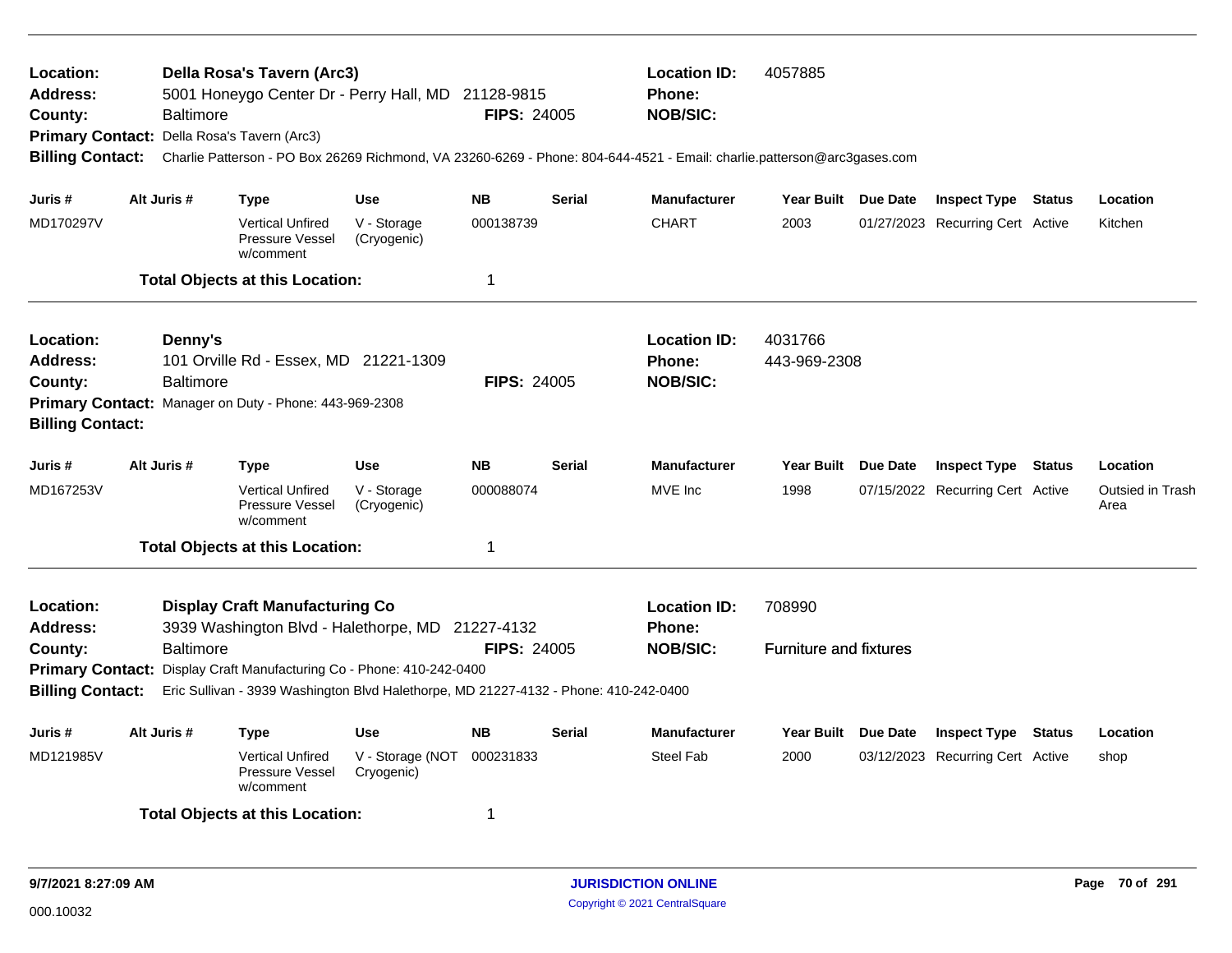**Location:** **Della Rosa's Tavern (Arc3)**
**Location ID:** 4057885
**Address:** 5001 Honeygo Center Dr - Perry Hall, MD 21128-9815
**Phone:**
**County:** Baltimore
**FIPS:** 24005
**NOB/SIC:**
**Primary Contact:** Della Rosa's Tavern (Arc3)
**Billing Contact:** Charlie Patterson - PO Box 26269 Richmond, VA 23260-6269 - Phone: 804-644-4521 - Email: charlie.patterson@arc3gases.com

| Juris # | Alt Juris # | Type | Use | NB | Serial | Manufacturer | Year Built | Due Date | Inspect Type | Status | Location |
|---|---|---|---|---|---|---|---|---|---|---|---|
| MD170297V | | Vertical Unfired Pressure Vessel w/comment | V - Storage (Cryogenic) | 000138739 | | CHART | 2003 | 01/27/2023 | Recurring Cert | Active | Kitchen |

**Total Objects at this Location:** 1

---

**Location:** **Denny's**
**Location ID:** 4031766
**Address:** 101 Orville Rd - Essex, MD 21221-1309
**Phone:** 443-969-2308
**County:** Baltimore
**FIPS:** 24005
**NOB/SIC:**
**Primary Contact:** Manager on Duty - Phone: 443-969-2308
**Billing Contact:**

| Juris # | Alt Juris # | Type | Use | NB | Serial | Manufacturer | Year Built | Due Date | Inspect Type | Status | Location |
|---|---|---|---|---|---|---|---|---|---|---|---|
| MD167253V | | Vertical Unfired Pressure Vessel w/comment | V - Storage (Cryogenic) | 000088074 | | MVE Inc | 1998 | 07/15/2022 | Recurring Cert | Active | Outsied in Trash Area |

**Total Objects at this Location:** 1

---

**Location:** **Display Craft Manufacturing Co**
**Location ID:** 708990
**Address:** 3939 Washington Blvd - Halethorpe, MD 21227-4132
**Phone:**
**County:** Baltimore
**FIPS:** 24005
**NOB/SIC:** Furniture and fixtures
**Primary Contact:** Display Craft Manufacturing Co - Phone: 410-242-0400
**Billing Contact:** Eric Sullivan - 3939 Washington Blvd Halethorpe, MD 21227-4132 - Phone: 410-242-0400

| Juris # | Alt Juris # | Type | Use | NB | Serial | Manufacturer | Year Built | Due Date | Inspect Type | Status | Location |
|---|---|---|---|---|---|---|---|---|---|---|---|
| MD121985V | | Vertical Unfired Pressure Vessel w/comment | V - Storage (NOT Cryogenic) | 000231833 | | Steel Fab | 2000 | 03/12/2023 | Recurring Cert | Active | shop |

**Total Objects at this Location:** 1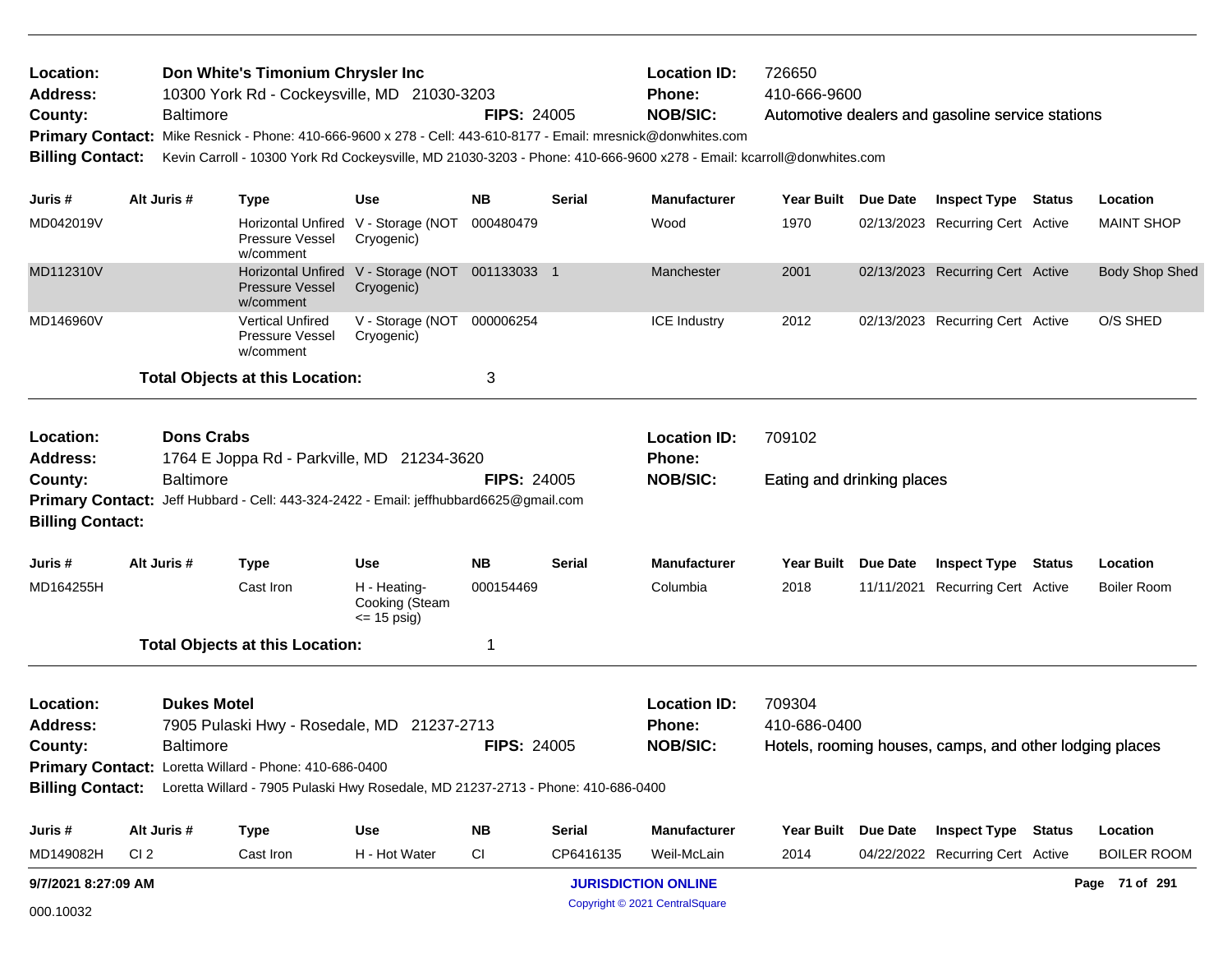**Location:** Don White's Timonium Chrysler Inc
**Address:** 10300 York Rd - Cockeysville, MD 21030-3203
**County:** Baltimore
**FIPS:** 24005
**Location ID:** 726650
**Phone:** 410-666-9600
**NOB/SIC:** Automotive dealers and gasoline service stations
**Primary Contact:** Mike Resnick - Phone: 410-666-9600 x 278 - Cell: 443-610-8177 - Email: mresnick@donwhites.com
**Billing Contact:** Kevin Carroll - 10300 York Rd Cockeysville, MD 21030-3203 - Phone: 410-666-9600 x278 - Email: kcarroll@donwhites.com

| Juris # | Alt Juris # | Type | Use | NB | Serial | Manufacturer | Year Built | Due Date | Inspect Type | Status | Location |
|---|---|---|---|---|---|---|---|---|---|---|---|
| MD042019V | | Horizontal Unfired Pressure Vessel w/comment | V - Storage (NOT Cryogenic) | 000480479 | | Wood | 1970 | 02/13/2023 | Recurring Cert | Active | MAINT SHOP |
| MD112310V | | Horizontal Unfired Pressure Vessel w/comment | V - Storage (NOT Cryogenic) | 001133033 | 1 | Manchester | 2001 | 02/13/2023 | Recurring Cert | Active | Body Shop Shed |
| MD146960V | | Vertical Unfired Pressure Vessel w/comment | V - Storage (NOT Cryogenic) | 000006254 | | ICE Industry | 2012 | 02/13/2023 | Recurring Cert | Active | O/S SHED |

**Total Objects at this Location:** 3

---

**Location:** Dons Crabs
**Address:** 1764 E Joppa Rd - Parkville, MD 21234-3620
**County:** Baltimore
**FIPS:** 24005
**Location ID:** 709102
**Phone:**
**NOB/SIC:** Eating and drinking places
**Primary Contact:** Jeff Hubbard - Cell: 443-324-2422 - Email: jeffhubbard6625@gmail.com
**Billing Contact:**

| Juris # | Alt Juris # | Type | Use | NB | Serial | Manufacturer | Year Built | Due Date | Inspect Type | Status | Location |
|---|---|---|---|---|---|---|---|---|---|---|---|
| MD164255H | | Cast Iron | H - Heating-Cooking (Steam <= 15 psig) | 000154469 | | Columbia | 2018 | 11/11/2021 | Recurring Cert | Active | Boiler Room |

**Total Objects at this Location:** 1

---

**Location:** Dukes Motel
**Address:** 7905 Pulaski Hwy - Rosedale, MD 21237-2713
**County:** Baltimore
**FIPS:** 24005
**Location ID:** 709304
**Phone:** 410-686-0400
**NOB/SIC:** Hotels, rooming houses, camps, and other lodging places
**Primary Contact:** Loretta Willard - Phone: 410-686-0400
**Billing Contact:** Loretta Willard - 7905 Pulaski Hwy Rosedale, MD 21237-2713 - Phone: 410-686-0400

| Juris # | Alt Juris # | Type | Use | NB | Serial | Manufacturer | Year Built | Due Date | Inspect Type | Status | Location |
|---|---|---|---|---|---|---|---|---|---|---|---|
| MD149082H | CI 2 | Cast Iron | H - Hot Water | CI | CP6416135 | Weil-McLain | 2014 | 04/22/2022 | Recurring Cert | Active | BOILER ROOM |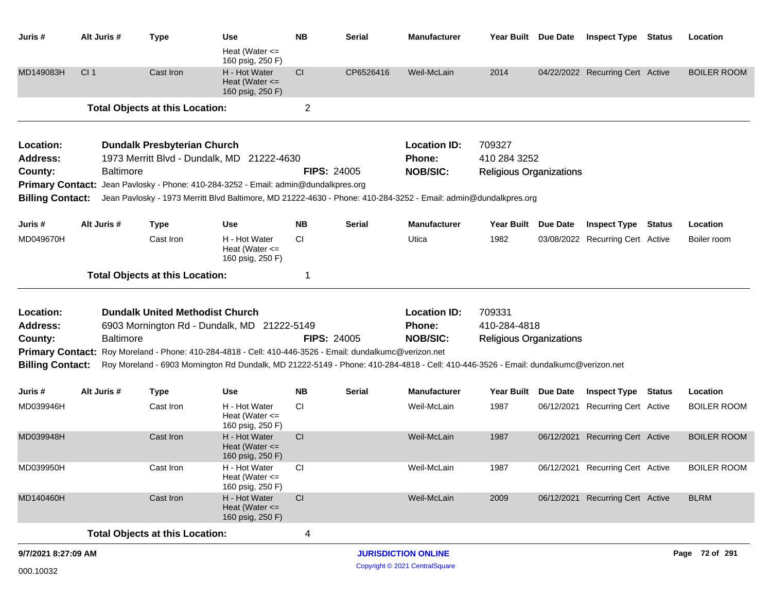| Juris # | Alt Juris # | Type | Use | NB | Serial | Manufacturer | Year Built | Due Date | Inspect Type | Status | Location |
|---|---|---|---|---|---|---|---|---|---|---|---|
| | | | Heat (Water <= 160 psig, 250 F) | | | | | | | | |
| MD149083H | CI 1 | Cast Iron | H - Hot Water Heat (Water <= 160 psig, 250 F) | CI | CP6526416 | Weil-McLain | 2014 | 04/22/2022 | Recurring Cert | Active | BOILER ROOM |

**Total Objects at this Location:** 2

---

**Location:** Dundalk Presbyterian Church
**Location ID:** 709327
**Address:** 1973 Merritt Blvd - Dundalk, MD 21222-4630
**Phone:** 410 284 3252
**County:** Baltimore
**FIPS:** 24005
**NOB/SIC:** Religious Organizations
**Primary Contact:** Jean Pavlosky - Phone: 410-284-3252 - Email: admin@dundalkpres.org
**Billing Contact:** Jean Pavlosky - 1973 Merritt Blvd Baltimore, MD 21222-4630 - Phone: 410-284-3252 - Email: admin@dundalkpres.org

| Juris # | Alt Juris # | Type | Use | NB | Serial | Manufacturer | Year Built | Due Date | Inspect Type | Status | Location |
|---|---|---|---|---|---|---|---|---|---|---|---|
| MD049670H | | Cast Iron | H - Hot Water Heat (Water <= 160 psig, 250 F) | CI | | Utica | 1982 | 03/08/2022 | Recurring Cert | Active | Boiler room |

**Total Objects at this Location:** 1

---

**Location:** Dundalk United Methodist Church
**Location ID:** 709331
**Address:** 6903 Mornington Rd - Dundalk, MD 21222-5149
**Phone:** 410-284-4818
**County:** Baltimore
**FIPS:** 24005
**NOB/SIC:** Religious Organizations
**Primary Contact:** Roy Moreland - Phone: 410-284-4818 - Cell: 410-446-3526 - Email: dundalkumc@verizon.net
**Billing Contact:** Roy Moreland - 6903 Mornington Rd Dundalk, MD 21222-5149 - Phone: 410-284-4818 - Cell: 410-446-3526 - Email: dundalkumc@verizon.net

| Juris # | Alt Juris # | Type | Use | NB | Serial | Manufacturer | Year Built | Due Date | Inspect Type | Status | Location |
|---|---|---|---|---|---|---|---|---|---|---|---|
| MD039946H | | Cast Iron | H - Hot Water Heat (Water <= 160 psig, 250 F) | CI | | Weil-McLain | 1987 | 06/12/2021 | Recurring Cert | Active | BOILER ROOM |
| MD039948H | | Cast Iron | H - Hot Water Heat (Water <= 160 psig, 250 F) | CI | | Weil-McLain | 1987 | 06/12/2021 | Recurring Cert | Active | BOILER ROOM |
| MD039950H | | Cast Iron | H - Hot Water Heat (Water <= 160 psig, 250 F) | CI | | Weil-McLain | 1987 | 06/12/2021 | Recurring Cert | Active | BOILER ROOM |
| MD140460H | | Cast Iron | H - Hot Water Heat (Water <= 160 psig, 250 F) | CI | | Weil-McLain | 2009 | 06/12/2021 | Recurring Cert | Active | BLRM |

**Total Objects at this Location:** 4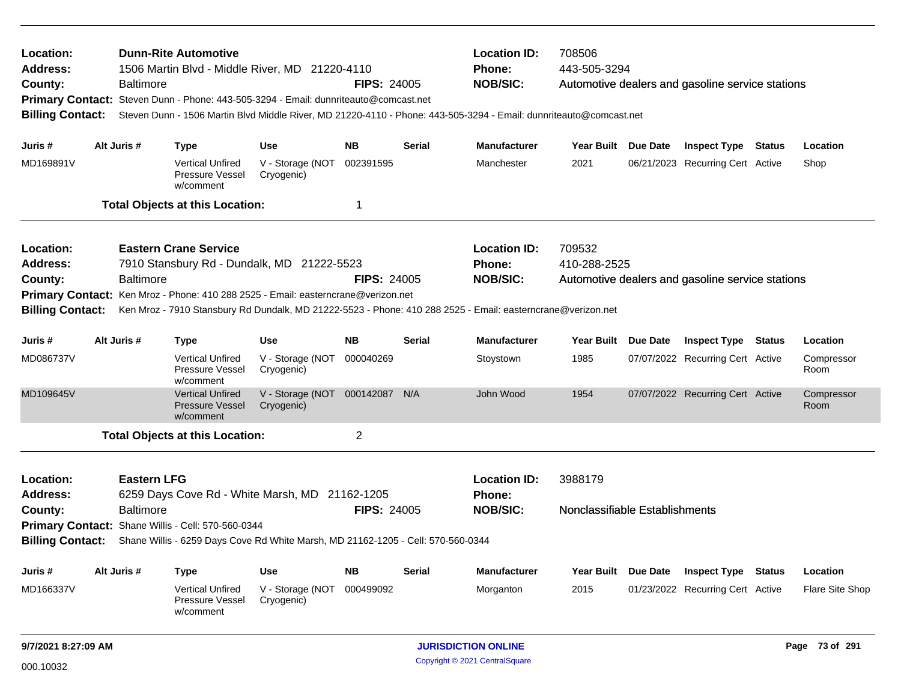**Location:** **Dunn-Rite Automotive** | **Location ID:** 708506
**Address:** 1506 Martin Blvd - Middle River, MD 21220-4110 | **Phone:** 443-505-3294
**County:** Baltimore | **FIPS:** 24005 | **NOB/SIC:** Automotive dealers and gasoline service stations
**Primary Contact:** Steven Dunn - Phone: 443-505-3294 - Email: dunnriteauto@comcast.net
**Billing Contact:** Steven Dunn - 1506 Martin Blvd Middle River, MD 21220-4110 - Phone: 443-505-3294 - Email: dunnriteauto@comcast.net

| Juris # | Alt Juris # | Type | Use | NB | Serial | Manufacturer | Year Built | Due Date | Inspect Type | Status | Location |
|---|---|---|---|---|---|---|---|---|---|---|---|
| MD169891V | | Vertical Unfired Pressure Vessel w/comment | V - Storage (NOT Cryogenic) | 002391595 | | Manchester | 2021 | 06/21/2023 | Recurring Cert | Active | Shop |

**Total Objects at this Location:** 1

---

**Location:** **Eastern Crane Service** | **Location ID:** 709532
**Address:** 7910 Stansbury Rd - Dundalk, MD 21222-5523 | **Phone:** 410-288-2525
**County:** Baltimore | **FIPS:** 24005 | **NOB/SIC:** Automotive dealers and gasoline service stations
**Primary Contact:** Ken Mroz - Phone: 410 288 2525 - Email: easterncrane@verizon.net
**Billing Contact:** Ken Mroz - 7910 Stansbury Rd Dundalk, MD 21222-5523 - Phone: 410 288 2525 - Email: easterncrane@verizon.net

| Juris # | Alt Juris # | Type | Use | NB | Serial | Manufacturer | Year Built | Due Date | Inspect Type | Status | Location |
|---|---|---|---|---|---|---|---|---|---|---|---|
| MD086737V | | Vertical Unfired Pressure Vessel w/comment | V - Storage (NOT Cryogenic) | 000040269 | | Stoystown | 1985 | 07/07/2022 | Recurring Cert | Active | Compressor Room |
| MD109645V | | Vertical Unfired Pressure Vessel w/comment | V - Storage (NOT Cryogenic) | 000142087 | N/A | John Wood | 1954 | 07/07/2022 | Recurring Cert | Active | Compressor Room |

**Total Objects at this Location:** 2

---

**Location:** **Eastern LFG** | **Location ID:** 3988179
**Address:** 6259 Days Cove Rd - White Marsh, MD 21162-1205 | **Phone:**
**County:** Baltimore | **FIPS:** 24005 | **NOB/SIC:** Nonclassifiable Establishments
**Primary Contact:** Shane Willis - Cell: 570-560-0344
**Billing Contact:** Shane Willis - 6259 Days Cove Rd White Marsh, MD 21162-1205 - Cell: 570-560-0344

| Juris # | Alt Juris # | Type | Use | NB | Serial | Manufacturer | Year Built | Due Date | Inspect Type | Status | Location |
|---|---|---|---|---|---|---|---|---|---|---|---|
| MD166337V | | Vertical Unfired Pressure Vessel w/comment | V - Storage (NOT Cryogenic) | 000499092 | | Morganton | 2015 | 01/23/2022 | Recurring Cert | Active | Flare Site Shop |

9/7/2021 8:27:09 AM — JURISDICTION ONLINE — Copyright © 2021 CentralSquare

000.10032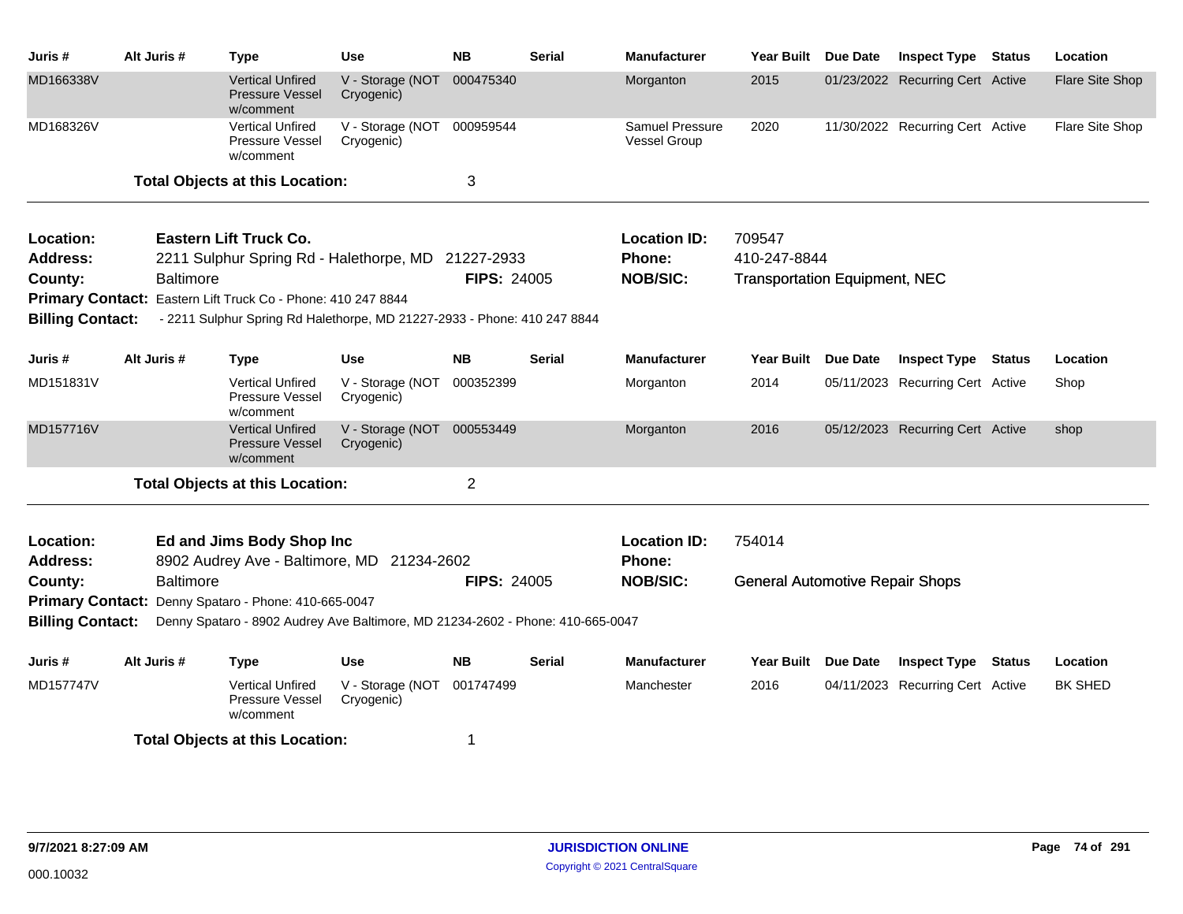| Juris # | Alt Juris # | Type | Use | NB | Serial | Manufacturer | Year Built | Due Date | Inspect Type | Status | Location |
|---|---|---|---|---|---|---|---|---|---|---|---|
| MD166338V | | Vertical Unfired Pressure Vessel w/comment | V - Storage (NOT Cryogenic) | 000475340 | | Morganton | 2015 | 01/23/2022 | Recurring Cert | Active | Flare Site Shop |
| MD168326V | | Vertical Unfired Pressure Vessel w/comment | V - Storage (NOT Cryogenic) | 000959544 | | Samuel Pressure Vessel Group | 2020 | 11/30/2022 | Recurring Cert | Active | Flare Site Shop |

**Total Objects at this Location:** 3

---

**Location:** Eastern Lift Truck Co.
**Address:** 2211 Sulphur Spring Rd - Halethorpe, MD 21227-2933
**County:** Baltimore
**FIPS:** 24005
**Location ID:** 709547
**Phone:** 410-247-8844
**NOB/SIC:** Transportation Equipment, NEC
**Primary Contact:** Eastern Lift Truck Co - Phone: 410 247 8844
**Billing Contact:** - 2211 Sulphur Spring Rd Halethorpe, MD 21227-2933 - Phone: 410 247 8844

| Juris # | Alt Juris # | Type | Use | NB | Serial | Manufacturer | Year Built | Due Date | Inspect Type | Status | Location |
|---|---|---|---|---|---|---|---|---|---|---|---|
| MD151831V | | Vertical Unfired Pressure Vessel w/comment | V - Storage (NOT Cryogenic) | 000352399 | | Morganton | 2014 | 05/11/2023 | Recurring Cert | Active | Shop |
| MD157716V | | Vertical Unfired Pressure Vessel w/comment | V - Storage (NOT Cryogenic) | 000553449 | | Morganton | 2016 | 05/12/2023 | Recurring Cert | Active | shop |

**Total Objects at this Location:** 2

---

**Location:** Ed and Jims Body Shop Inc
**Address:** 8902 Audrey Ave - Baltimore, MD 21234-2602
**County:** Baltimore
**FIPS:** 24005
**Location ID:** 754014
**Phone:**
**NOB/SIC:** General Automotive Repair Shops
**Primary Contact:** Denny Spataro - Phone: 410-665-0047
**Billing Contact:** Denny Spataro - 8902 Audrey Ave Baltimore, MD 21234-2602 - Phone: 410-665-0047

| Juris # | Alt Juris # | Type | Use | NB | Serial | Manufacturer | Year Built | Due Date | Inspect Type | Status | Location |
|---|---|---|---|---|---|---|---|---|---|---|---|
| MD157747V | | Vertical Unfired Pressure Vessel w/comment | V - Storage (NOT Cryogenic) | 001747499 | | Manchester | 2016 | 04/11/2023 | Recurring Cert | Active | BK SHED |

**Total Objects at this Location:** 1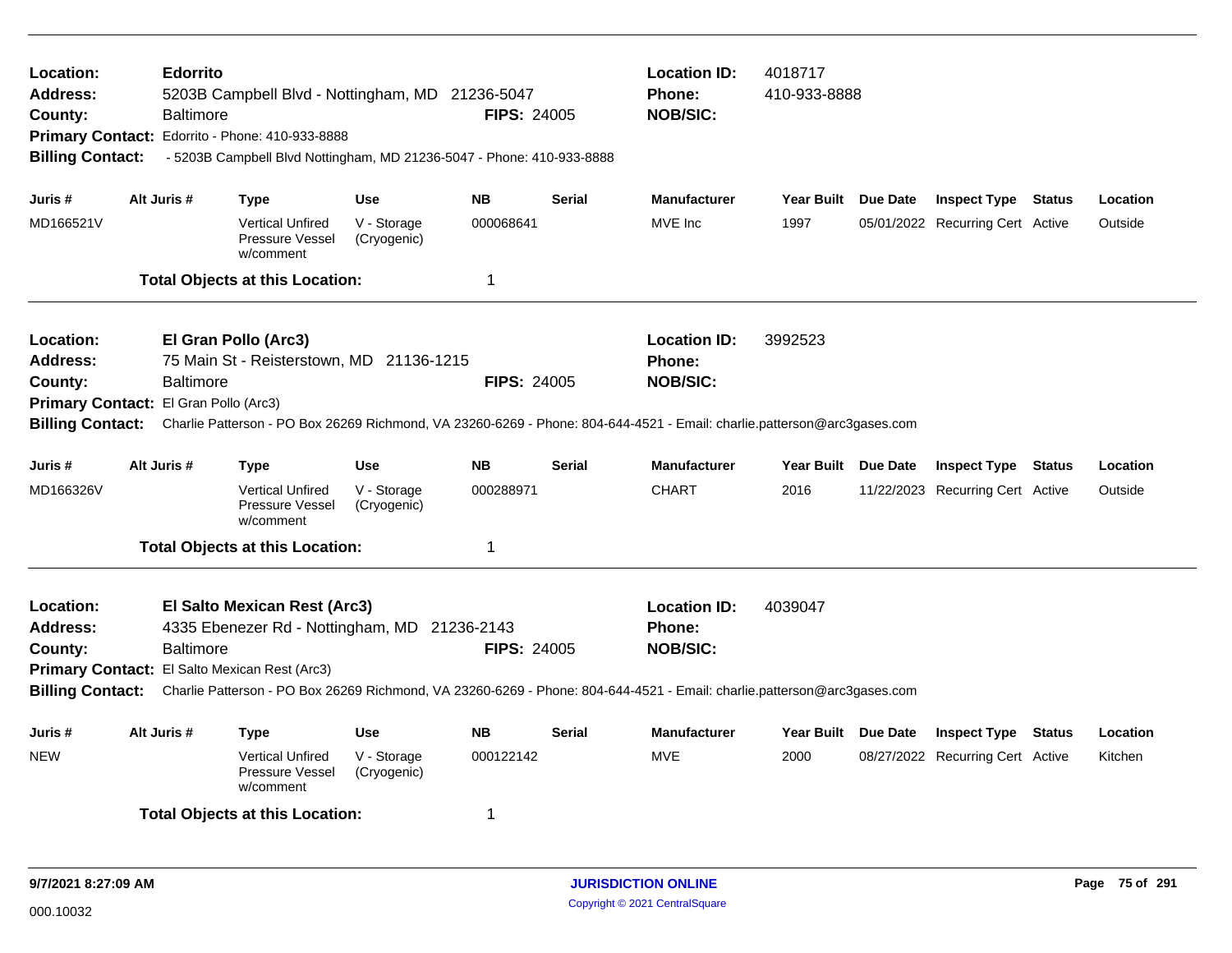**Location:** Edorrito
**Address:** 5203B Campbell Blvd - Nottingham, MD 21236-5047
**County:** Baltimore
**FIPS:** 24005
**Location ID:** 4018717
**Phone:** 410-933-8888
**NOB/SIC:**
**Primary Contact:** Edorrito - Phone: 410-933-8888
**Billing Contact:** - 5203B Campbell Blvd Nottingham, MD 21236-5047 - Phone: 410-933-8888

| Juris # | Alt Juris # | Type | Use | NB | Serial | Manufacturer | Year Built | Due Date | Inspect Type | Status | Location |
|---|---|---|---|---|---|---|---|---|---|---|---|
| MD166521V | | Vertical Unfired Pressure Vessel w/comment | V - Storage (Cryogenic) | 000068641 | | MVE Inc | 1997 | 05/01/2022 | Recurring Cert | Active | Outside |

**Total Objects at this Location:** 1

---

**Location:** El Gran Pollo (Arc3)
**Address:** 75 Main St - Reisterstown, MD 21136-1215
**County:** Baltimore
**FIPS:** 24005
**Location ID:** 3992523
**Phone:**
**NOB/SIC:**
**Primary Contact:** El Gran Pollo (Arc3)
**Billing Contact:** Charlie Patterson - PO Box 26269 Richmond, VA 23260-6269 - Phone: 804-644-4521 - Email: charlie.patterson@arc3gases.com

| Juris # | Alt Juris # | Type | Use | NB | Serial | Manufacturer | Year Built | Due Date | Inspect Type | Status | Location |
|---|---|---|---|---|---|---|---|---|---|---|---|
| MD166326V | | Vertical Unfired Pressure Vessel w/comment | V - Storage (Cryogenic) | 000288971 | | CHART | 2016 | 11/22/2023 | Recurring Cert | Active | Outside |

**Total Objects at this Location:** 1

---

**Location:** El Salto Mexican Rest (Arc3)
**Address:** 4335 Ebenezer Rd - Nottingham, MD 21236-2143
**County:** Baltimore
**FIPS:** 24005
**Location ID:** 4039047
**Phone:**
**NOB/SIC:**
**Primary Contact:** El Salto Mexican Rest (Arc3)
**Billing Contact:** Charlie Patterson - PO Box 26269 Richmond, VA 23260-6269 - Phone: 804-644-4521 - Email: charlie.patterson@arc3gases.com

| Juris # | Alt Juris # | Type | Use | NB | Serial | Manufacturer | Year Built | Due Date | Inspect Type | Status | Location |
|---|---|---|---|---|---|---|---|---|---|---|---|
| NEW | | Vertical Unfired Pressure Vessel w/comment | V - Storage (Cryogenic) | 000122142 | | MVE | 2000 | 08/27/2022 | Recurring Cert | Active | Kitchen |

**Total Objects at this Location:** 1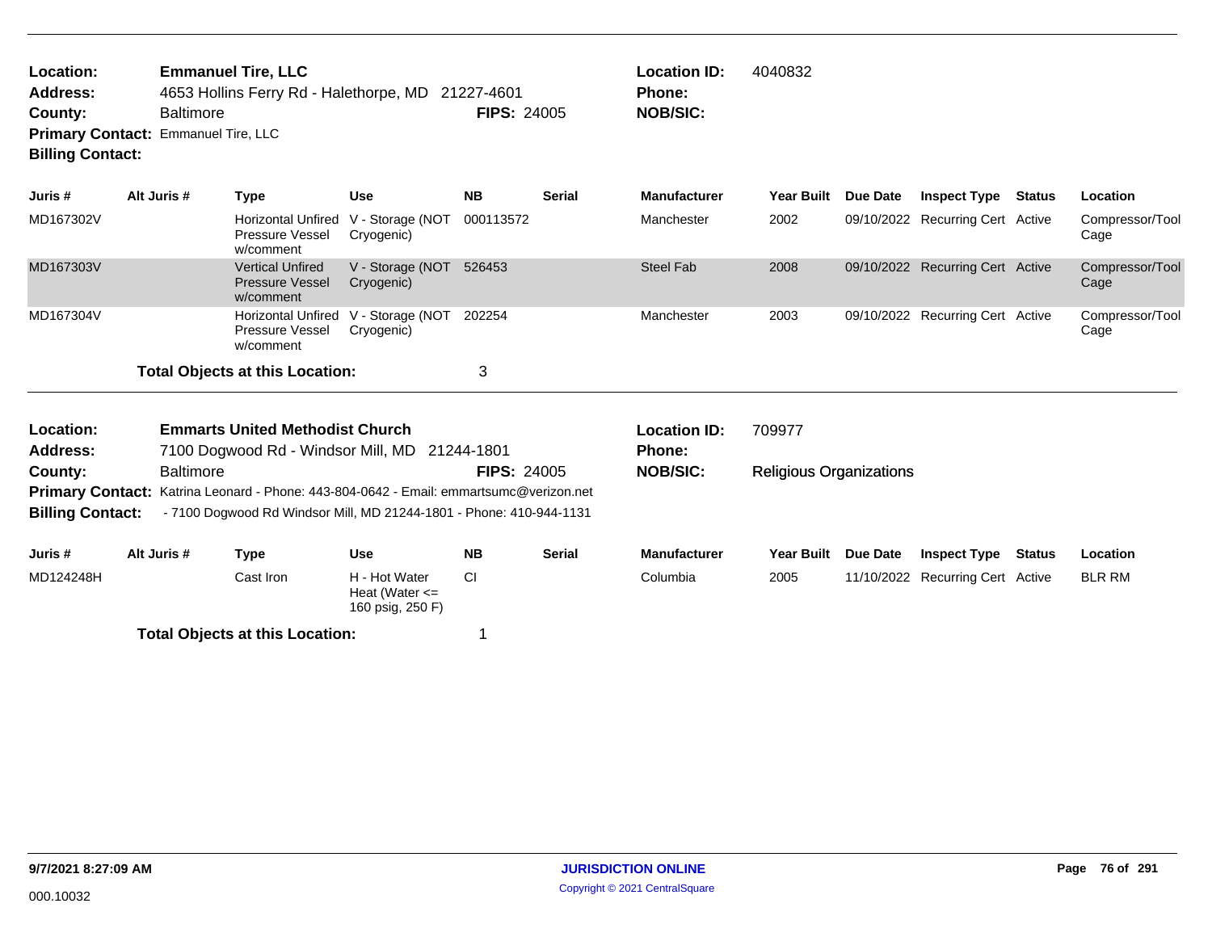**Location:** Emmanuel Tire, LLC
**Address:** 4653 Hollins Ferry Rd - Halethorpe, MD 21227-4601
**County:** Baltimore **FIPS:** 24005
**Primary Contact:** Emmanuel Tire, LLC
**Billing Contact:**

**Location ID:** 4040832
**Phone:**
**NOB/SIC:**

| Juris # | Alt Juris # | Type | Use | NB | Serial | Manufacturer | Year Built | Due Date | Inspect Type | Status | Location |
|---|---|---|---|---|---|---|---|---|---|---|---|
| MD167302V | | Horizontal Unfired Pressure Vessel w/comment | V - Storage (NOT Cryogenic) | 000113572 | | Manchester | 2002 | 09/10/2022 | Recurring Cert | Active | Compressor/Tool Cage |
| MD167303V | | Vertical Unfired Pressure Vessel w/comment | V - Storage (NOT Cryogenic) | 526453 | | Steel Fab | 2008 | 09/10/2022 | Recurring Cert | Active | Compressor/Tool Cage |
| MD167304V | | Horizontal Unfired Pressure Vessel w/comment | V - Storage (NOT Cryogenic) | 202254 | | Manchester | 2003 | 09/10/2022 | Recurring Cert | Active | Compressor/Tool Cage |

**Total Objects at this Location:** 3

**Location:** Emmarts United Methodist Church
**Address:** 7100 Dogwood Rd - Windsor Mill, MD 21244-1801
**County:** Baltimore **FIPS:** 24005
**Primary Contact:** Katrina Leonard - Phone: 443-804-0642 - Email: emmartsumc@verizon.net
**Billing Contact:** - 7100 Dogwood Rd Windsor Mill, MD 21244-1801 - Phone: 410-944-1131

**Location ID:** 709977
**Phone:**
**NOB/SIC:** Religious Organizations

| Juris # | Alt Juris # | Type | Use | NB | Serial | Manufacturer | Year Built | Due Date | Inspect Type | Status | Location |
|---|---|---|---|---|---|---|---|---|---|---|---|
| MD124248H | | Cast Iron | H - Hot Water Heat (Water <= 160 psig, 250 F) | CI | | Columbia | 2005 | 11/10/2022 | Recurring Cert | Active | BLR RM |

**Total Objects at this Location:** 1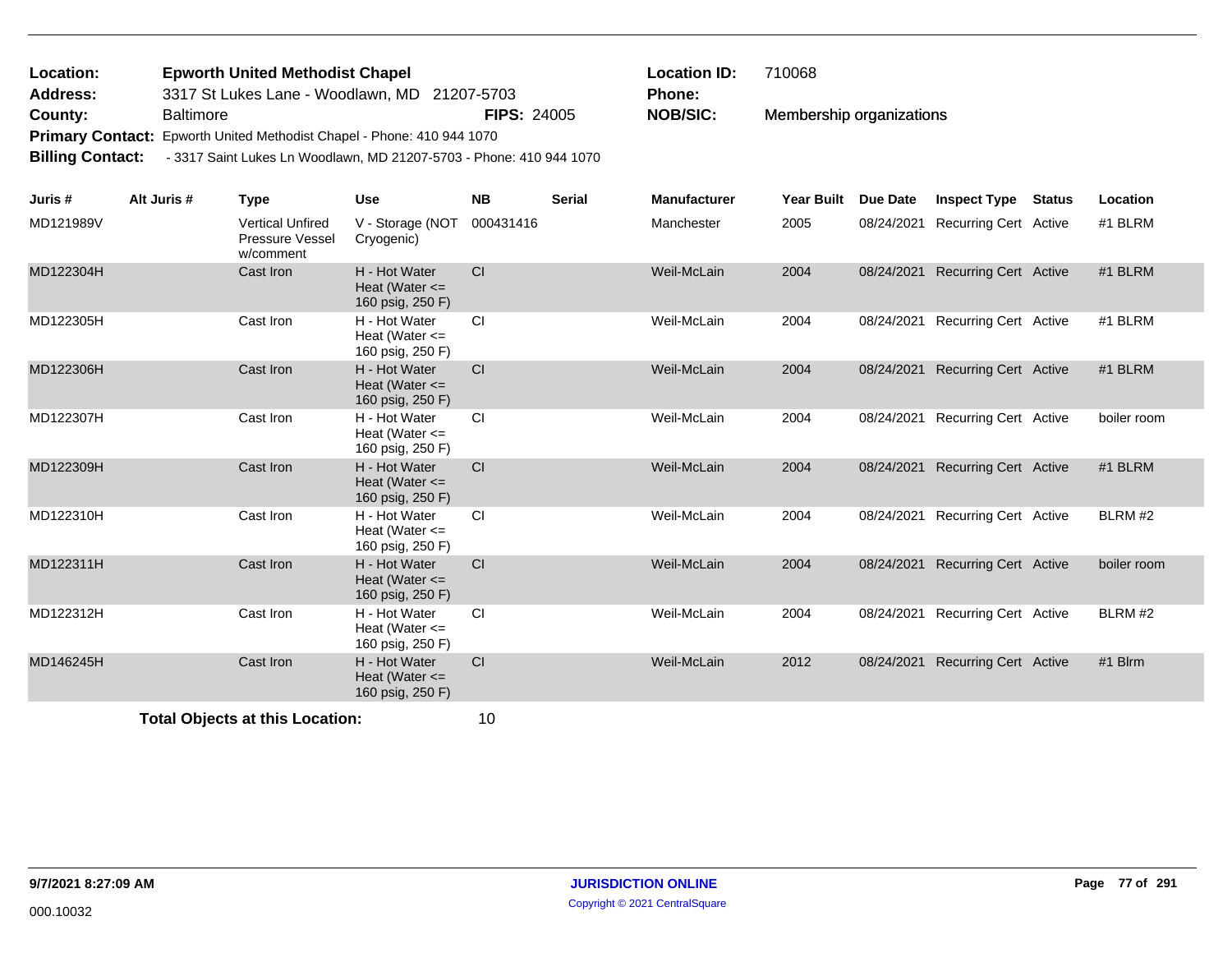**Location:** Epworth United Methodist Chapel
**Address:** 3317 St Lukes Lane - Woodlawn, MD 21207-5703
**County:** Baltimore **FIPS:** 24005
**Primary Contact:** Epworth United Methodist Chapel - Phone: 410 944 1070
**Billing Contact:** - 3317 Saint Lukes Ln Woodlawn, MD 21207-5703 - Phone: 410 944 1070

**Location ID:** 710068
**Phone:**
**NOB/SIC:** Membership organizations

| Juris # | Alt Juris # | Type | Use | NB | Serial | Manufacturer | Year Built | Due Date | Inspect Type | Status | Location |
|---|---|---|---|---|---|---|---|---|---|---|---|
| MD121989V | | Vertical Unfired Pressure Vessel w/comment | V - Storage (NOT Cryogenic) | 000431416 | | Manchester | 2005 | 08/24/2021 | Recurring Cert | Active | #1 BLRM |
| MD122304H | | Cast Iron | H - Hot Water Heat (Water <= 160 psig, 250 F) | CI | | Weil-McLain | 2004 | 08/24/2021 | Recurring Cert | Active | #1 BLRM |
| MD122305H | | Cast Iron | H - Hot Water Heat (Water <= 160 psig, 250 F) | CI | | Weil-McLain | 2004 | 08/24/2021 | Recurring Cert | Active | #1 BLRM |
| MD122306H | | Cast Iron | H - Hot Water Heat (Water <= 160 psig, 250 F) | CI | | Weil-McLain | 2004 | 08/24/2021 | Recurring Cert | Active | #1 BLRM |
| MD122307H | | Cast Iron | H - Hot Water Heat (Water <= 160 psig, 250 F) | CI | | Weil-McLain | 2004 | 08/24/2021 | Recurring Cert | Active | boiler room |
| MD122309H | | Cast Iron | H - Hot Water Heat (Water <= 160 psig, 250 F) | CI | | Weil-McLain | 2004 | 08/24/2021 | Recurring Cert | Active | #1 BLRM |
| MD122310H | | Cast Iron | H - Hot Water Heat (Water <= 160 psig, 250 F) | CI | | Weil-McLain | 2004 | 08/24/2021 | Recurring Cert | Active | BLRM #2 |
| MD122311H | | Cast Iron | H - Hot Water Heat (Water <= 160 psig, 250 F) | CI | | Weil-McLain | 2004 | 08/24/2021 | Recurring Cert | Active | boiler room |
| MD122312H | | Cast Iron | H - Hot Water Heat (Water <= 160 psig, 250 F) | CI | | Weil-McLain | 2004 | 08/24/2021 | Recurring Cert | Active | BLRM #2 |
| MD146245H | | Cast Iron | H - Hot Water Heat (Water <= 160 psig, 250 F) | CI | | Weil-McLain | 2012 | 08/24/2021 | Recurring Cert | Active | #1 Blrm |

**Total Objects at this Location:** 10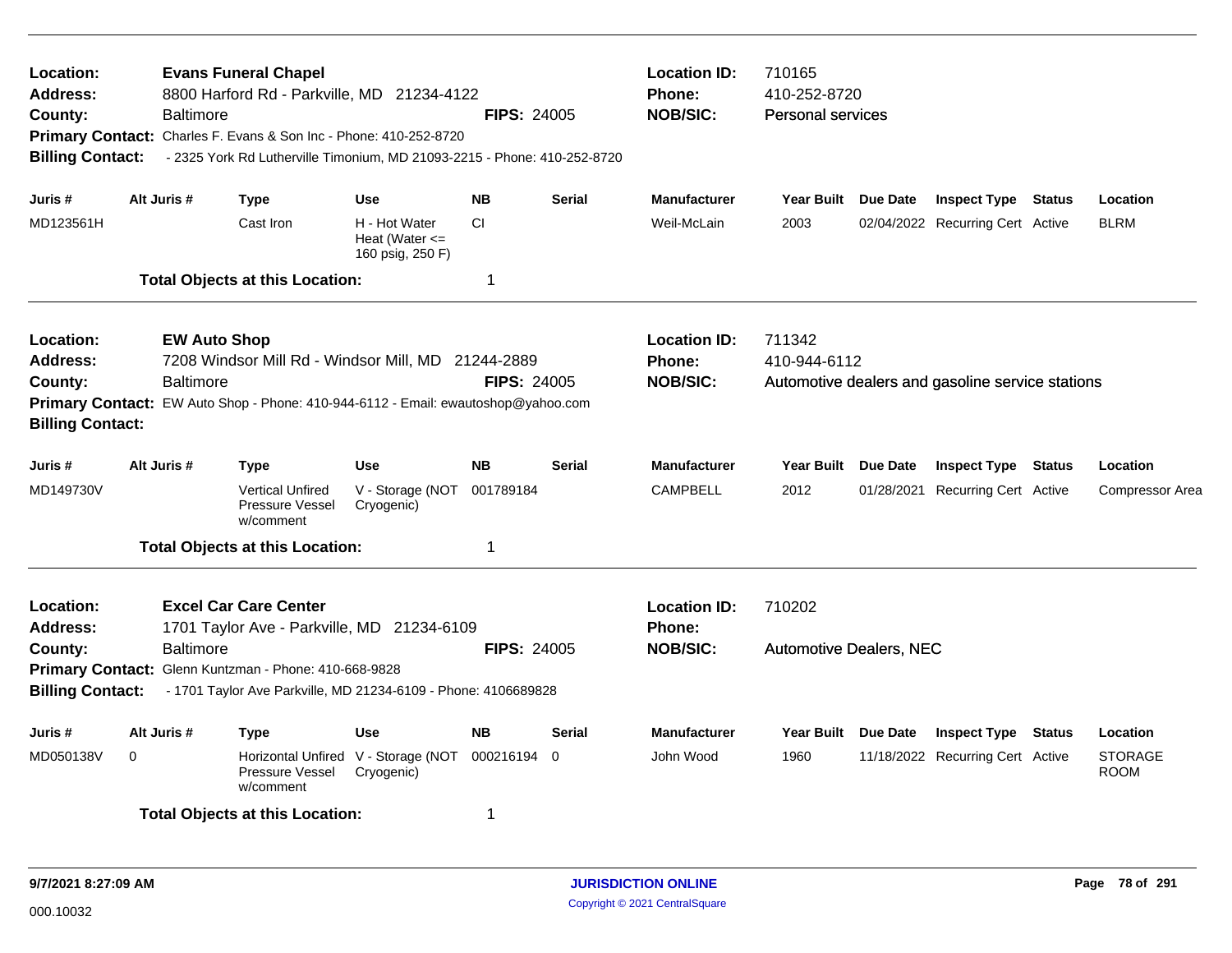**Location:** Evans Funeral Chapel  **Location ID:** 710165
**Address:** 8800 Harford Rd - Parkville, MD 21234-4122  **Phone:** 410-252-8720
**County:** Baltimore  **FIPS:** 24005  **NOB/SIC:** Personal services
**Primary Contact:** Charles F. Evans & Son Inc - Phone: 410-252-8720
**Billing Contact:** - 2325 York Rd Lutherville Timonium, MD 21093-2215 - Phone: 410-252-8720

| Juris # | Alt Juris # | Type | Use | NB | Serial | Manufacturer | Year Built | Due Date | Inspect Type | Status | Location |
|---|---|---|---|---|---|---|---|---|---|---|---|
| MD123561H | | Cast Iron | H - Hot Water Heat (Water <= 160 psig, 250 F) | CI | | Weil-McLain | 2003 | 02/04/2022 | Recurring Cert | Active | BLRM |

**Total Objects at this Location:** 1

---

**Location:** EW Auto Shop  **Location ID:** 711342
**Address:** 7208 Windsor Mill Rd - Windsor Mill, MD 21244-2889  **Phone:** 410-944-6112
**County:** Baltimore  **FIPS:** 24005  **NOB/SIC:** Automotive dealers and gasoline service stations
**Primary Contact:** EW Auto Shop - Phone: 410-944-6112 - Email: ewautoshop@yahoo.com
**Billing Contact:**

| Juris # | Alt Juris # | Type | Use | NB | Serial | Manufacturer | Year Built | Due Date | Inspect Type | Status | Location |
|---|---|---|---|---|---|---|---|---|---|---|---|
| MD149730V | | Vertical Unfired Pressure Vessel w/comment | V - Storage (NOT Cryogenic) | 001789184 | | CAMPBELL | 2012 | 01/28/2021 | Recurring Cert | Active | Compressor Area |

**Total Objects at this Location:** 1

---

**Location:** Excel Car Care Center  **Location ID:** 710202
**Address:** 1701 Taylor Ave - Parkville, MD 21234-6109  **Phone:**
**County:** Baltimore  **FIPS:** 24005  **NOB/SIC:** Automotive Dealers, NEC
**Primary Contact:** Glenn Kuntzman - Phone: 410-668-9828
**Billing Contact:** - 1701 Taylor Ave Parkville, MD 21234-6109 - Phone: 4106689828

| Juris # | Alt Juris # | Type | Use | NB | Serial | Manufacturer | Year Built | Due Date | Inspect Type | Status | Location |
|---|---|---|---|---|---|---|---|---|---|---|---|
| MD050138V | 0 | Horizontal Unfired Pressure Vessel w/comment | V - Storage (NOT Cryogenic) | 000216194 | 0 | John Wood | 1960 | 11/18/2022 | Recurring Cert | Active | STORAGE ROOM |

**Total Objects at this Location:** 1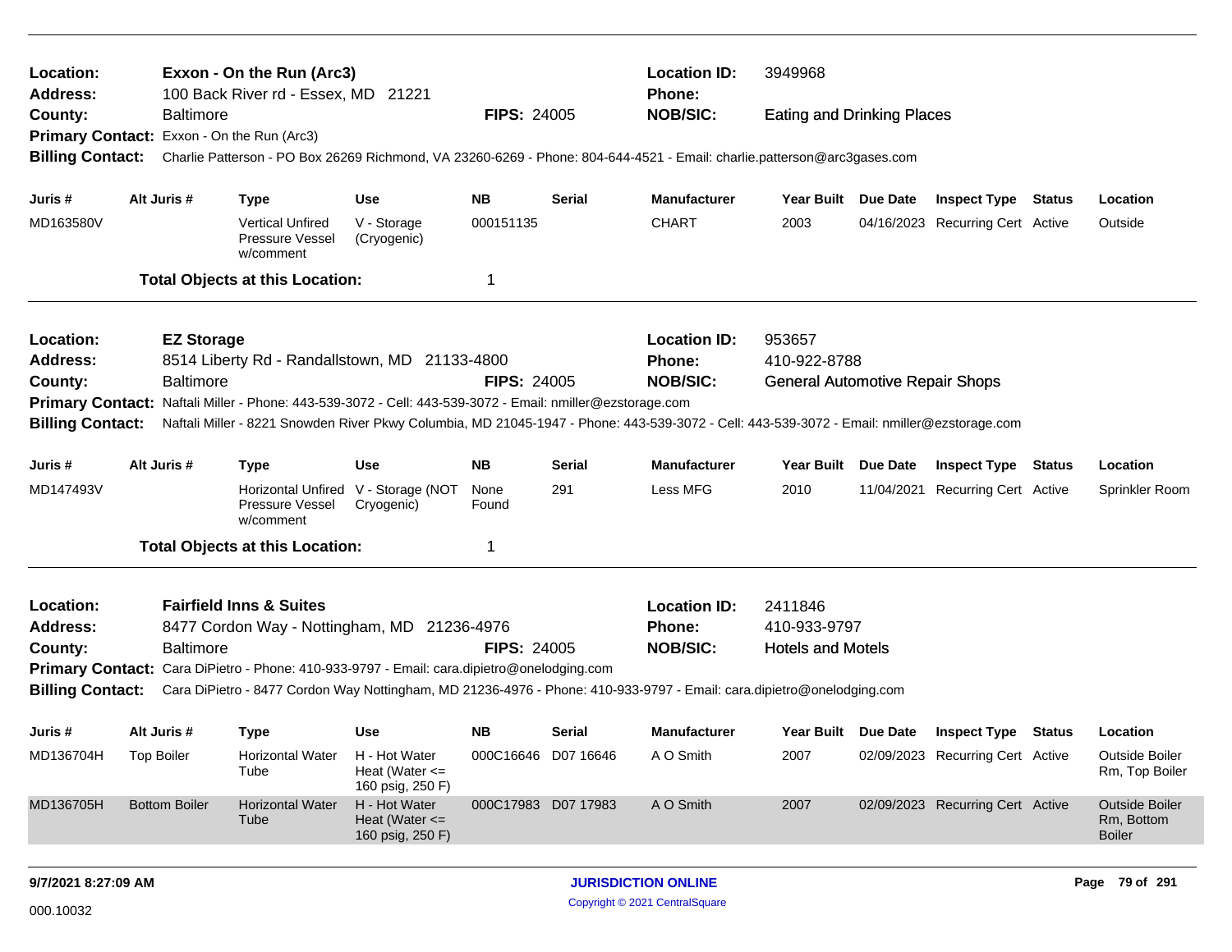**Location:** Exxon - On the Run (Arc3)
**Address:** 100 Back River rd - Essex, MD 21221
**County:** Baltimore
**FIPS:** 24005
**Location ID:** 3949968
**Phone:**
**NOB/SIC:** Eating and Drinking Places
**Primary Contact:** Exxon - On the Run (Arc3)
**Billing Contact:** Charlie Patterson - PO Box 26269 Richmond, VA 23260-6269 - Phone: 804-644-4521 - Email: charlie.patterson@arc3gases.com

| Juris # | Alt Juris # | Type | Use | NB | Serial | Manufacturer | Year Built | Due Date | Inspect Type | Status | Location |
|---|---|---|---|---|---|---|---|---|---|---|---|
| MD163580V | | Vertical Unfired Pressure Vessel w/comment | V - Storage (Cryogenic) | 000151135 | | CHART | 2003 | 04/16/2023 | Recurring Cert | Active | Outside |

**Total Objects at this Location:** 1

---

**Location:** EZ Storage
**Address:** 8514 Liberty Rd - Randallstown, MD 21133-4800
**County:** Baltimore
**FIPS:** 24005
**Location ID:** 953657
**Phone:** 410-922-8788
**NOB/SIC:** General Automotive Repair Shops
**Primary Contact:** Naftali Miller - Phone: 443-539-3072 - Cell: 443-539-3072 - Email: nmiller@ezstorage.com
**Billing Contact:** Naftali Miller - 8221 Snowden River Pkwy Columbia, MD 21045-1947 - Phone: 443-539-3072 - Cell: 443-539-3072 - Email: nmiller@ezstorage.com

| Juris # | Alt Juris # | Type | Use | NB | Serial | Manufacturer | Year Built | Due Date | Inspect Type | Status | Location |
|---|---|---|---|---|---|---|---|---|---|---|---|
| MD147493V | | Horizontal Unfired Pressure Vessel w/comment | V - Storage (NOT Cryogenic) | None Found | 291 | Less MFG | 2010 | 11/04/2021 | Recurring Cert | Active | Sprinkler Room |

**Total Objects at this Location:** 1

---

**Location:** Fairfield Inns & Suites
**Address:** 8477 Cordon Way - Nottingham, MD 21236-4976
**County:** Baltimore
**FIPS:** 24005
**Location ID:** 2411846
**Phone:** 410-933-9797
**NOB/SIC:** Hotels and Motels
**Primary Contact:** Cara DiPietro - Phone: 410-933-9797 - Email: cara.dipietro@onelodging.com
**Billing Contact:** Cara DiPietro - 8477 Cordon Way Nottingham, MD 21236-4976 - Phone: 410-933-9797 - Email: cara.dipietro@onelodging.com

| Juris # | Alt Juris # | Type | Use | NB | Serial | Manufacturer | Year Built | Due Date | Inspect Type | Status | Location |
|---|---|---|---|---|---|---|---|---|---|---|---|
| MD136704H | Top Boiler | Horizontal Water Tube | H - Hot Water Heat (Water <= 160 psig, 250 F) | 000C16646 | D07 16646 | A O Smith | 2007 | 02/09/2023 | Recurring Cert | Active | Outside Boiler Rm, Top Boiler |
| MD136705H | Bottom Boiler | Horizontal Water Tube | H - Hot Water Heat (Water <= 160 psig, 250 F) | 000C17983 | D07 17983 | A O Smith | 2007 | 02/09/2023 | Recurring Cert | Active | Outside Boiler Rm, Bottom Boiler |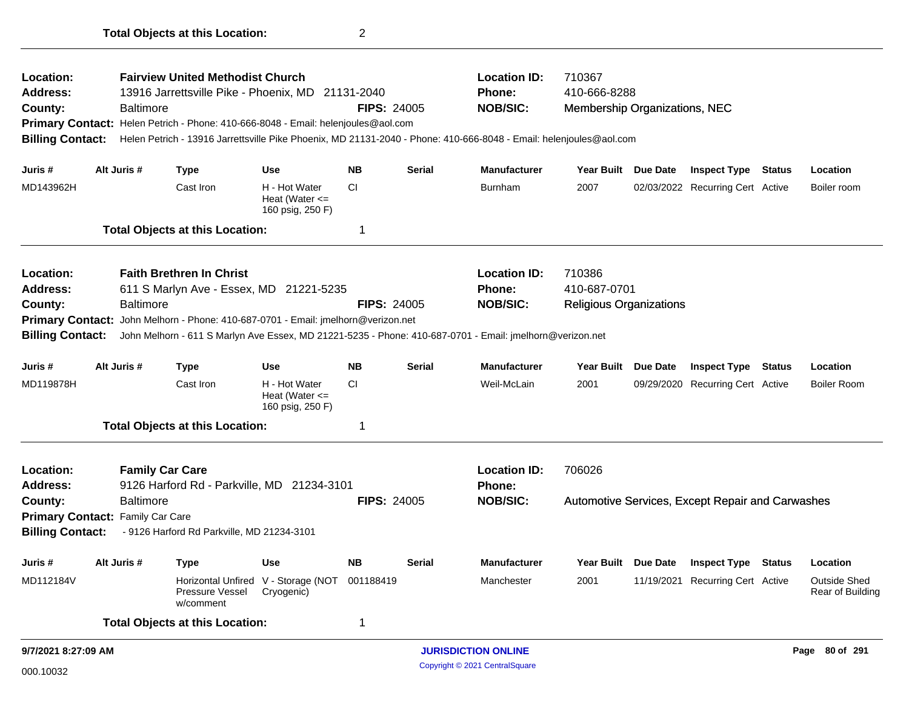**Total Objects at this Location:** 2

---

| | | | |
|---|---|---|---|
| **Location:** | **Fairview United Methodist Church** | **Location ID:** | 710367 |
| **Address:** | 13916 Jarrettsville Pike - Phoenix, MD 21131-2040 | **Phone:** | 410-666-8288 |
| **County:** | Baltimore — **FIPS:** 24005 | **NOB/SIC:** | Membership Organizations, NEC |

**Primary Contact:** Helen Petrich - Phone: 410-666-8048 - Email: helenjoules@aol.com

**Billing Contact:** Helen Petrich - 13916 Jarrettsville Pike Phoenix, MD 21131-2040 - Phone: 410-666-8048 - Email: helenjoules@aol.com

| Juris # | Alt Juris # | Type | Use | NB | Serial | Manufacturer | Year Built | Due Date | Inspect Type | Status | Location |
|---|---|---|---|---|---|---|---|---|---|---|---|
| MD143962H | | Cast Iron | H - Hot Water Heat (Water <= 160 psig, 250 F) | CI | | Burnham | 2007 | 02/03/2022 | Recurring Cert | Active | Boiler room |

**Total Objects at this Location:** 1

---

| | | | |
|---|---|---|---|
| **Location:** | **Faith Brethren In Christ** | **Location ID:** | 710386 |
| **Address:** | 611 S Marlyn Ave - Essex, MD 21221-5235 | **Phone:** | 410-687-0701 |
| **County:** | Baltimore — **FIPS:** 24005 | **NOB/SIC:** | Religious Organizations |

**Primary Contact:** John Melhorn - Phone: 410-687-0701 - Email: jmelhorn@verizon.net

**Billing Contact:** John Melhorn - 611 S Marlyn Ave Essex, MD 21221-5235 - Phone: 410-687-0701 - Email: jmelhorn@verizon.net

| Juris # | Alt Juris # | Type | Use | NB | Serial | Manufacturer | Year Built | Due Date | Inspect Type | Status | Location |
|---|---|---|---|---|---|---|---|---|---|---|---|
| MD119878H | | Cast Iron | H - Hot Water Heat (Water <= 160 psig, 250 F) | CI | | Weil-McLain | 2001 | 09/29/2020 | Recurring Cert | Active | Boiler Room |

**Total Objects at this Location:** 1

---

| | | | |
|---|---|---|---|
| **Location:** | **Family Car Care** | **Location ID:** | 706026 |
| **Address:** | 9126 Harford Rd - Parkville, MD 21234-3101 | **Phone:** | |
| **County:** | Baltimore — **FIPS:** 24005 | **NOB/SIC:** | Automotive Services, Except Repair and Carwashes |

**Primary Contact:** Family Car Care

**Billing Contact:** - 9126 Harford Rd Parkville, MD 21234-3101

| Juris # | Alt Juris # | Type | Use | NB | Serial | Manufacturer | Year Built | Due Date | Inspect Type | Status | Location |
|---|---|---|---|---|---|---|---|---|---|---|---|
| MD112184V | | Horizontal Unfired Pressure Vessel w/comment | V - Storage (NOT Cryogenic) | 001188419 | | Manchester | 2001 | 11/19/2021 | Recurring Cert | Active | Outside Shed Rear of Building |

**Total Objects at this Location:** 1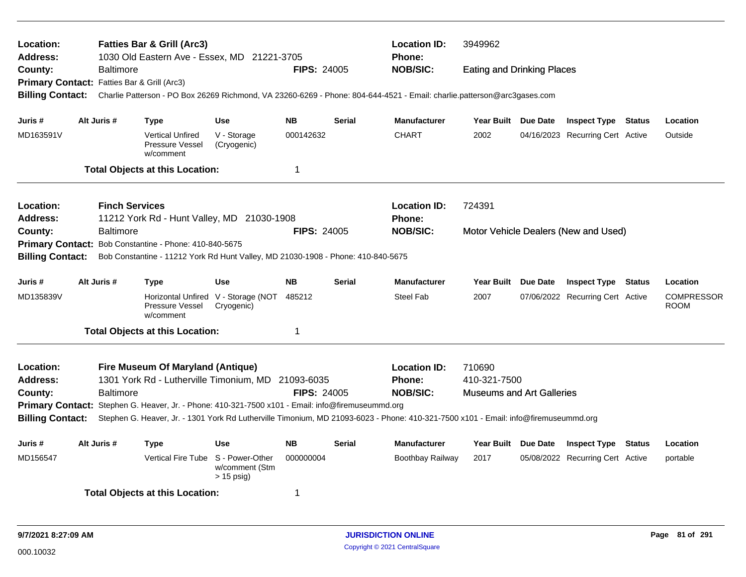**Location:** Fatties Bar & Grill (Arc3)
**Address:** 1030 Old Eastern Ave - Essex, MD 21221-3705
**County:** Baltimore
**FIPS:** 24005
**Location ID:** 3949962
**Phone:**
**NOB/SIC:** Eating and Drinking Places
**Primary Contact:** Fatties Bar & Grill (Arc3)
**Billing Contact:** Charlie Patterson - PO Box 26269 Richmond, VA 23260-6269 - Phone: 804-644-4521 - Email: charlie.patterson@arc3gases.com

| Juris # | Alt Juris # | Type | Use | NB | Serial | Manufacturer | Year Built | Due Date | Inspect Type | Status | Location |
|---|---|---|---|---|---|---|---|---|---|---|---|
| MD163591V | | Vertical Unfired Pressure Vessel w/comment | V - Storage (Cryogenic) | 000142632 | | CHART | 2002 | 04/16/2023 | Recurring Cert | Active | Outside |

**Total Objects at this Location:** 1

---

**Location:** Finch Services
**Address:** 11212 York Rd - Hunt Valley, MD 21030-1908
**County:** Baltimore
**FIPS:** 24005
**Location ID:** 724391
**Phone:**
**NOB/SIC:** Motor Vehicle Dealers (New and Used)
**Primary Contact:** Bob Constantine - Phone: 410-840-5675
**Billing Contact:** Bob Constantine - 11212 York Rd Hunt Valley, MD 21030-1908 - Phone: 410-840-5675

| Juris # | Alt Juris # | Type | Use | NB | Serial | Manufacturer | Year Built | Due Date | Inspect Type | Status | Location |
|---|---|---|---|---|---|---|---|---|---|---|---|
| MD135839V | | Horizontal Unfired Pressure Vessel w/comment | V - Storage (NOT Cryogenic) | 485212 | | Steel Fab | 2007 | 07/06/2022 | Recurring Cert | Active | COMPRESSOR ROOM |

**Total Objects at this Location:** 1

---

**Location:** Fire Museum Of Maryland (Antique)
**Address:** 1301 York Rd - Lutherville Timonium, MD 21093-6035
**County:** Baltimore
**FIPS:** 24005
**Location ID:** 710690
**Phone:** 410-321-7500
**NOB/SIC:** Museums and Art Galleries
**Primary Contact:** Stephen G. Heaver, Jr. - Phone: 410-321-7500 x101 - Email: info@firemuseummd.org
**Billing Contact:** Stephen G. Heaver, Jr. - 1301 York Rd Lutherville Timonium, MD 21093-6023 - Phone: 410-321-7500 x101 - Email: info@firemuseummd.org

| Juris # | Alt Juris # | Type | Use | NB | Serial | Manufacturer | Year Built | Due Date | Inspect Type | Status | Location |
|---|---|---|---|---|---|---|---|---|---|---|---|
| MD156547 | | Vertical Fire Tube | S - Power-Other w/comment (Stm > 15 psig) | 000000004 | | Boothbay Railway | 2017 | 05/08/2022 | Recurring Cert | Active | portable |

**Total Objects at this Location:** 1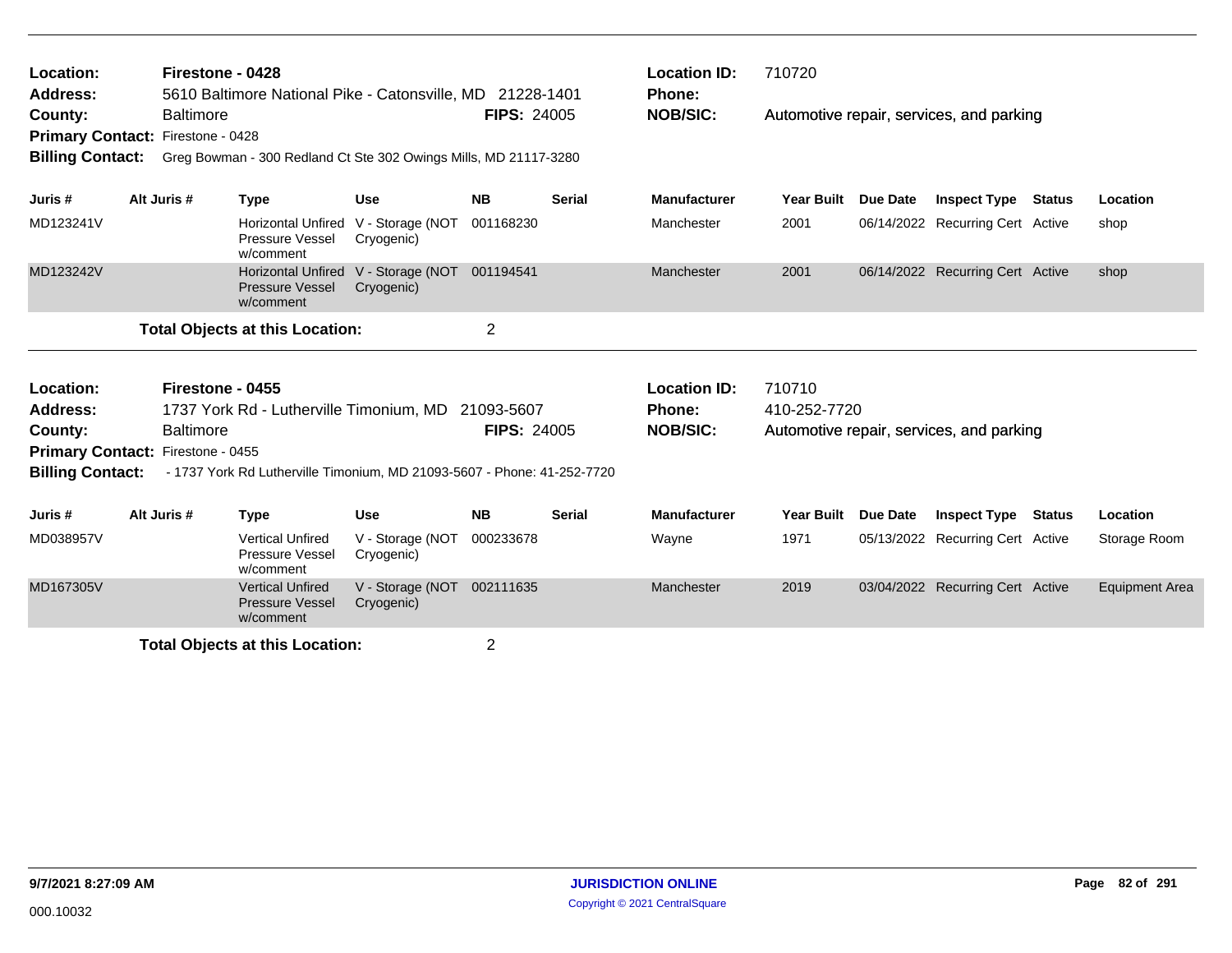**Location:** Firestone - 0428
**Address:** 5610 Baltimore National Pike - Catonsville, MD 21228-1401
**County:** Baltimore **FIPS:** 24005
**Primary Contact:** Firestone - 0428
**Billing Contact:** Greg Bowman - 300 Redland Ct Ste 302 Owings Mills, MD 21117-3280

**Location ID:** 710720
**Phone:**
**NOB/SIC:** Automotive repair, services, and parking

| Juris # | Alt Juris # | Type | Use | NB | Serial | Manufacturer | Year Built | Due Date | Inspect Type | Status | Location |
|---|---|---|---|---|---|---|---|---|---|---|---|
| MD123241V | | Horizontal Unfired Pressure Vessel w/comment | V - Storage (NOT Cryogenic) | 001168230 | | Manchester | 2001 | 06/14/2022 | Recurring Cert | Active | shop |
| MD123242V | | Horizontal Unfired Pressure Vessel w/comment | V - Storage (NOT Cryogenic) | 001194541 | | Manchester | 2001 | 06/14/2022 | Recurring Cert | Active | shop |

**Total Objects at this Location:** 2

---

**Location:** Firestone - 0455
**Address:** 1737 York Rd - Lutherville Timonium, MD 21093-5607
**County:** Baltimore **FIPS:** 24005
**Primary Contact:** Firestone - 0455
**Billing Contact:** - 1737 York Rd Lutherville Timonium, MD 21093-5607 - Phone: 41-252-7720

**Location ID:** 710710
**Phone:** 410-252-7720
**NOB/SIC:** Automotive repair, services, and parking

| Juris # | Alt Juris # | Type | Use | NB | Serial | Manufacturer | Year Built | Due Date | Inspect Type | Status | Location |
|---|---|---|---|---|---|---|---|---|---|---|---|
| MD038957V | | Vertical Unfired Pressure Vessel w/comment | V - Storage (NOT Cryogenic) | 000233678 | | Wayne | 1971 | 05/13/2022 | Recurring Cert | Active | Storage Room |
| MD167305V | | Vertical Unfired Pressure Vessel w/comment | V - Storage (NOT Cryogenic) | 002111635 | | Manchester | 2019 | 03/04/2022 | Recurring Cert | Active | Equipment Area |

**Total Objects at this Location:** 2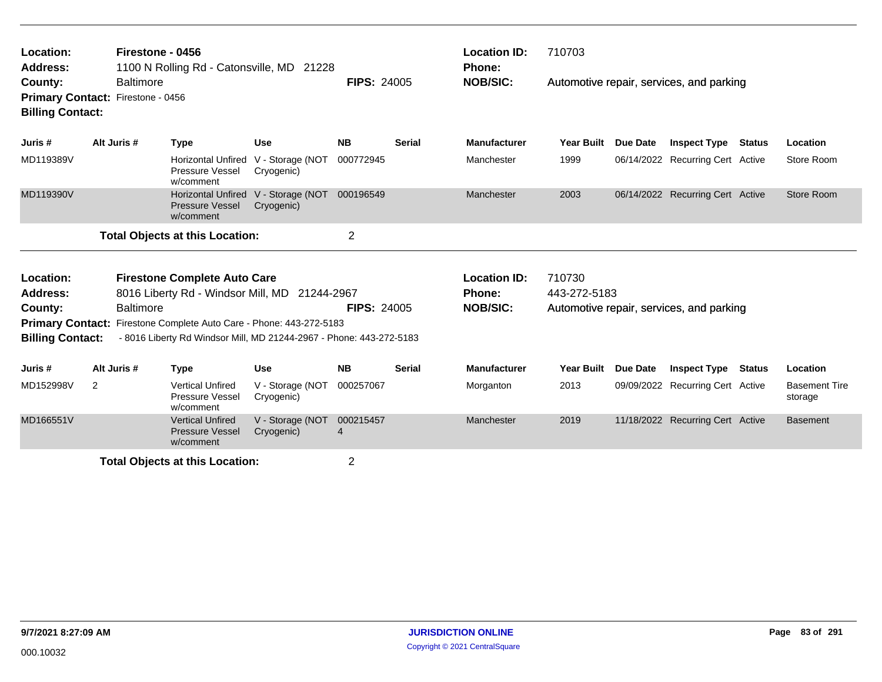**Location:** Firestone - 0456
**Address:** 1100 N Rolling Rd - Catonsville, MD 21228
**County:** Baltimore
**FIPS:** 24005
**Primary Contact:** Firestone - 0456
**Billing Contact:**

**Location ID:** 710703
**Phone:**
**NOB/SIC:** Automotive repair, services, and parking

| Juris # | Alt Juris # | Type | Use | NB | Serial | Manufacturer | Year Built | Due Date | Inspect Type | Status | Location |
|---|---|---|---|---|---|---|---|---|---|---|---|
| MD119389V | | Horizontal Unfired Pressure Vessel w/comment | V - Storage (NOT Cryogenic) | 000772945 | | Manchester | 1999 | 06/14/2022 | Recurring Cert | Active | Store Room |
| MD119390V | | Horizontal Unfired Pressure Vessel w/comment | V - Storage (NOT Cryogenic) | 000196549 | | Manchester | 2003 | 06/14/2022 | Recurring Cert | Active | Store Room |

**Total Objects at this Location:** 2

---

**Location:** Firestone Complete Auto Care
**Address:** 8016 Liberty Rd - Windsor Mill, MD 21244-2967
**County:** Baltimore
**FIPS:** 24005
**Primary Contact:** Firestone Complete Auto Care - Phone: 443-272-5183
**Billing Contact:** - 8016 Liberty Rd Windsor Mill, MD 21244-2967 - Phone: 443-272-5183

**Location ID:** 710730
**Phone:** 443-272-5183
**NOB/SIC:** Automotive repair, services, and parking

| Juris # | Alt Juris # | Type | Use | NB | Serial | Manufacturer | Year Built | Due Date | Inspect Type | Status | Location |
|---|---|---|---|---|---|---|---|---|---|---|---|
| MD152998V | 2 | Vertical Unfired Pressure Vessel w/comment | V - Storage (NOT Cryogenic) | 000257067 | | Morganton | 2013 | 09/09/2022 | Recurring Cert | Active | Basement Tire storage |
| MD166551V | | Vertical Unfired Pressure Vessel w/comment | V - Storage (NOT Cryogenic) | 0002154574 | | Manchester | 2019 | 11/18/2022 | Recurring Cert | Active | Basement |

**Total Objects at this Location:** 2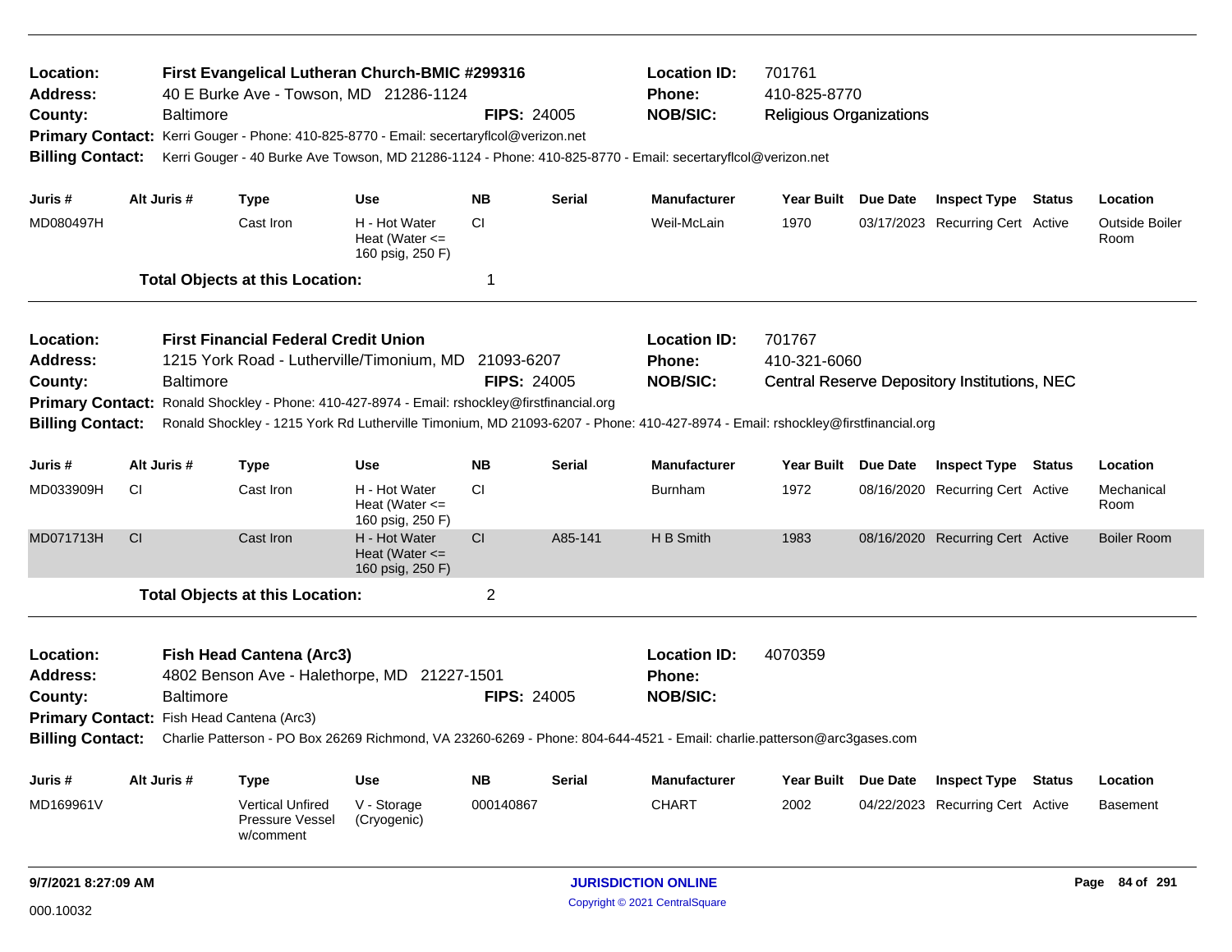**Location:** First Evangelical Lutheran Church-BMIC #299316
**Address:** 40 E Burke Ave - Towson, MD 21286-1124
**County:** Baltimore **FIPS:** 24005
**Location ID:** 701761
**Phone:** 410-825-8770
**NOB/SIC:** Religious Organizations
**Primary Contact:** Kerri Gouger - Phone: 410-825-8770 - Email: secertaryflcol@verizon.net
**Billing Contact:** Kerri Gouger - 40 Burke Ave Towson, MD 21286-1124 - Phone: 410-825-8770 - Email: secertaryflcol@verizon.net

| Juris # | Alt Juris # | Type | Use | NB | Serial | Manufacturer | Year Built | Due Date | Inspect Type | Status | Location |
|---|---|---|---|---|---|---|---|---|---|---|---|
| MD080497H | | Cast Iron | H - Hot Water Heat (Water <= 160 psig, 250 F) | CI | | Weil-McLain | 1970 | 03/17/2023 | Recurring Cert | Active | Outside Boiler Room |

**Total Objects at this Location:** 1

---

**Location:** First Financial Federal Credit Union
**Address:** 1215 York Road - Lutherville/Timonium, MD 21093-6207
**County:** Baltimore **FIPS:** 24005
**Location ID:** 701767
**Phone:** 410-321-6060
**NOB/SIC:** Central Reserve Depository Institutions, NEC
**Primary Contact:** Ronald Shockley - Phone: 410-427-8974 - Email: rshockley@firstfinancial.org
**Billing Contact:** Ronald Shockley - 1215 York Rd Lutherville Timonium, MD 21093-6207 - Phone: 410-427-8974 - Email: rshockley@firstfinancial.org

| Juris # | Alt Juris # | Type | Use | NB | Serial | Manufacturer | Year Built | Due Date | Inspect Type | Status | Location |
|---|---|---|---|---|---|---|---|---|---|---|---|
| MD033909H | CI | Cast Iron | H - Hot Water Heat (Water <= 160 psig, 250 F) | CI | | Burnham | 1972 | 08/16/2020 | Recurring Cert | Active | Mechanical Room |
| MD071713H | CI | Cast Iron | H - Hot Water Heat (Water <= 160 psig, 250 F) | CI | A85-141 | H B Smith | 1983 | 08/16/2020 | Recurring Cert | Active | Boiler Room |

**Total Objects at this Location:** 2

---

**Location:** Fish Head Cantena (Arc3)
**Address:** 4802 Benson Ave - Halethorpe, MD 21227-1501
**County:** Baltimore **FIPS:** 24005
**Location ID:** 4070359
**Phone:**
**NOB/SIC:**
**Primary Contact:** Fish Head Cantena (Arc3)
**Billing Contact:** Charlie Patterson - PO Box 26269 Richmond, VA 23260-6269 - Phone: 804-644-4521 - Email: charlie.patterson@arc3gases.com

| Juris # | Alt Juris # | Type | Use | NB | Serial | Manufacturer | Year Built | Due Date | Inspect Type | Status | Location |
|---|---|---|---|---|---|---|---|---|---|---|---|
| MD169961V | | Vertical Unfired Pressure Vessel w/comment | V - Storage (Cryogenic) | 000140867 | | CHART | 2002 | 04/22/2023 | Recurring Cert | Active | Basement |

9/7/2021 8:27:09 AM

000.10032

JURISDICTION ONLINE
Copyright © 2021 CentralSquare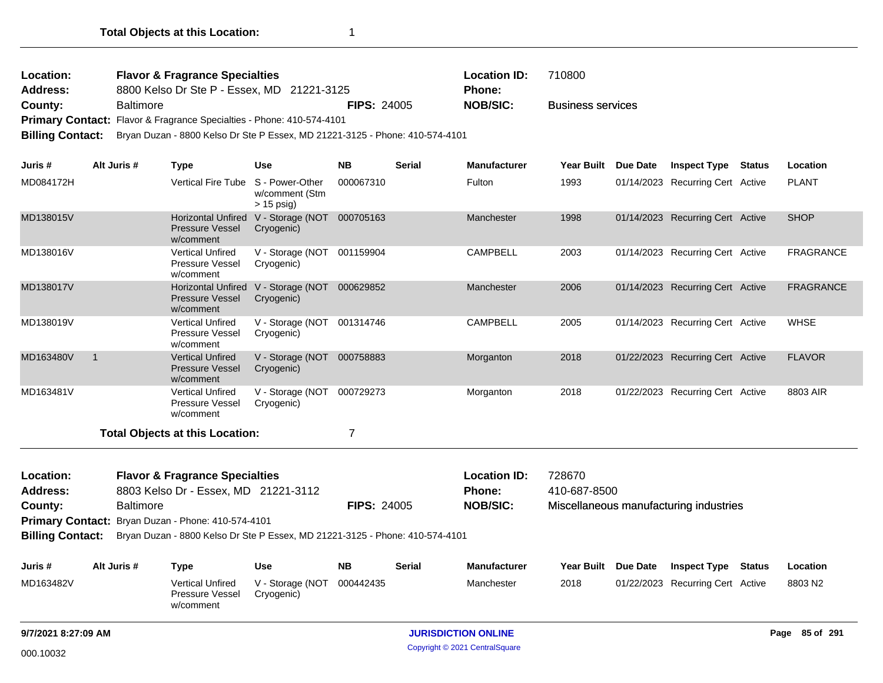**Total Objects at this Location:** 1

---

| | | | |
|---|---|---|---|
| **Location:** | **Flavor & Fragrance Specialties** | **Location ID:** | 710800 |
| **Address:** | 8800 Kelso Dr Ste P - Essex, MD 21221-3125 | **Phone:** | |
| **County:** | Baltimore **FIPS:** 24005 | **NOB/SIC:** | Business services |

**Primary Contact:** Flavor & Fragrance Specialties - Phone: 410-574-4101

**Billing Contact:** Bryan Duzan - 8800 Kelso Dr Ste P Essex, MD 21221-3125 - Phone: 410-574-4101

| Juris # | Alt Juris # | Type | Use | NB | Serial | Manufacturer | Year Built | Due Date | Inspect Type | Status | Location |
|---|---|---|---|---|---|---|---|---|---|---|---|
| MD084172H | | Vertical Fire Tube | S - Power-Other w/comment (Stm > 15 psig) | 000067310 | | Fulton | 1993 | 01/14/2023 | Recurring Cert | Active | PLANT |
| MD138015V | | Horizontal Unfired Pressure Vessel w/comment | V - Storage (NOT Cryogenic) | 000705163 | | Manchester | 1998 | 01/14/2023 | Recurring Cert | Active | SHOP |
| MD138016V | | Vertical Unfired Pressure Vessel w/comment | V - Storage (NOT Cryogenic) | 001159904 | | CAMPBELL | 2003 | 01/14/2023 | Recurring Cert | Active | FRAGRANCE |
| MD138017V | | Horizontal Unfired Pressure Vessel w/comment | V - Storage (NOT Cryogenic) | 000629852 | | Manchester | 2006 | 01/14/2023 | Recurring Cert | Active | FRAGRANCE |
| MD138019V | | Vertical Unfired Pressure Vessel w/comment | V - Storage (NOT Cryogenic) | 001314746 | | CAMPBELL | 2005 | 01/14/2023 | Recurring Cert | Active | WHSE |
| MD163480V | 1 | Vertical Unfired Pressure Vessel w/comment | V - Storage (NOT Cryogenic) | 000758883 | | Morganton | 2018 | 01/22/2023 | Recurring Cert | Active | FLAVOR |
| MD163481V | | Vertical Unfired Pressure Vessel w/comment | V - Storage (NOT Cryogenic) | 000729273 | | Morganton | 2018 | 01/22/2023 | Recurring Cert | Active | 8803 AIR |

**Total Objects at this Location:** 7

---

| | | | |
|---|---|---|---|
| **Location:** | **Flavor & Fragrance Specialties** | **Location ID:** | 728670 |
| **Address:** | 8803 Kelso Dr - Essex, MD 21221-3112 | **Phone:** | 410-687-8500 |
| **County:** | Baltimore **FIPS:** 24005 | **NOB/SIC:** | Miscellaneous manufacturing industries |

**Primary Contact:** Bryan Duzan - Phone: 410-574-4101

**Billing Contact:** Bryan Duzan - 8800 Kelso Dr Ste P Essex, MD 21221-3125 - Phone: 410-574-4101

| Juris # | Alt Juris # | Type | Use | NB | Serial | Manufacturer | Year Built | Due Date | Inspect Type | Status | Location |
|---|---|---|---|---|---|---|---|---|---|---|---|
| MD163482V | | Vertical Unfired Pressure Vessel w/comment | V - Storage (NOT Cryogenic) | 000442435 | | Manchester | 2018 | 01/22/2023 | Recurring Cert | Active | 8803 N2 |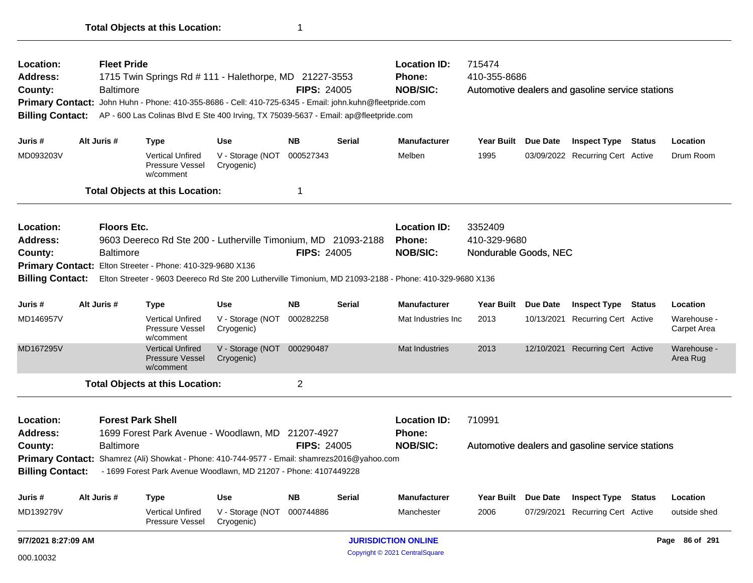**Total Objects at this Location:** 1

---

**Location:** Fleet Pride
**Address:** 1715 Twin Springs Rd # 111 - Halethorpe, MD 21227-3553
**County:** Baltimore
**FIPS:** 24005
**Location ID:** 715474
**Phone:** 410-355-8686
**NOB/SIC:** Automotive dealers and gasoline service stations
**Primary Contact:** John Huhn - Phone: 410-355-8686 - Cell: 410-725-6345 - Email: john.kuhn@fleetpride.com
**Billing Contact:** AP - 600 Las Colinas Blvd E Ste 400 Irving, TX 75039-5637 - Email: ap@fleetpride.com

| Juris # | Alt Juris # | Type | Use | NB | Serial | Manufacturer | Year Built | Due Date | Inspect Type | Status | Location |
|---|---|---|---|---|---|---|---|---|---|---|---|
| MD093203V | | Vertical Unfired Pressure Vessel w/comment | V - Storage (NOT Cryogenic) | 000527343 | | Melben | 1995 | 03/09/2022 | Recurring Cert | Active | Drum Room |

**Total Objects at this Location:** 1

---

**Location:** Floors Etc.
**Address:** 9603 Deereco Rd Ste 200 - Lutherville Timonium, MD 21093-2188
**County:** Baltimore
**FIPS:** 24005
**Location ID:** 3352409
**Phone:** 410-329-9680
**NOB/SIC:** Nondurable Goods, NEC
**Primary Contact:** Elton Streeter - Phone: 410-329-9680 X136
**Billing Contact:** Elton Streeter - 9603 Deereco Rd Ste 200 Lutherville Timonium, MD 21093-2188 - Phone: 410-329-9680 X136

| Juris # | Alt Juris # | Type | Use | NB | Serial | Manufacturer | Year Built | Due Date | Inspect Type | Status | Location |
|---|---|---|---|---|---|---|---|---|---|---|---|
| MD146957V | | Vertical Unfired Pressure Vessel w/comment | V - Storage (NOT Cryogenic) | 000282258 | | Mat Industries Inc | 2013 | 10/13/2021 | Recurring Cert | Active | Warehouse - Carpet Area |
| MD167295V | | Vertical Unfired Pressure Vessel w/comment | V - Storage (NOT Cryogenic) | 000290487 | | Mat Industries | 2013 | 12/10/2021 | Recurring Cert | Active | Warehouse - Area Rug |

**Total Objects at this Location:** 2

---

**Location:** Forest Park Shell
**Address:** 1699 Forest Park Avenue - Woodlawn, MD 21207-4927
**County:** Baltimore
**FIPS:** 24005
**Location ID:** 710991
**Phone:**
**NOB/SIC:** Automotive dealers and gasoline service stations
**Primary Contact:** Shamrez (Ali) Showkat - Phone: 410-744-9577 - Email: shamrezs2016@yahoo.com
**Billing Contact:** - 1699 Forest Park Avenue Woodlawn, MD 21207 - Phone: 4107449228

| Juris # | Alt Juris # | Type | Use | NB | Serial | Manufacturer | Year Built | Due Date | Inspect Type | Status | Location |
|---|---|---|---|---|---|---|---|---|---|---|---|
| MD139279V | | Vertical Unfired Pressure Vessel | V - Storage (NOT Cryogenic) | 000744886 | | Manchester | 2006 | 07/29/2021 | Recurring Cert | Active | outside shed |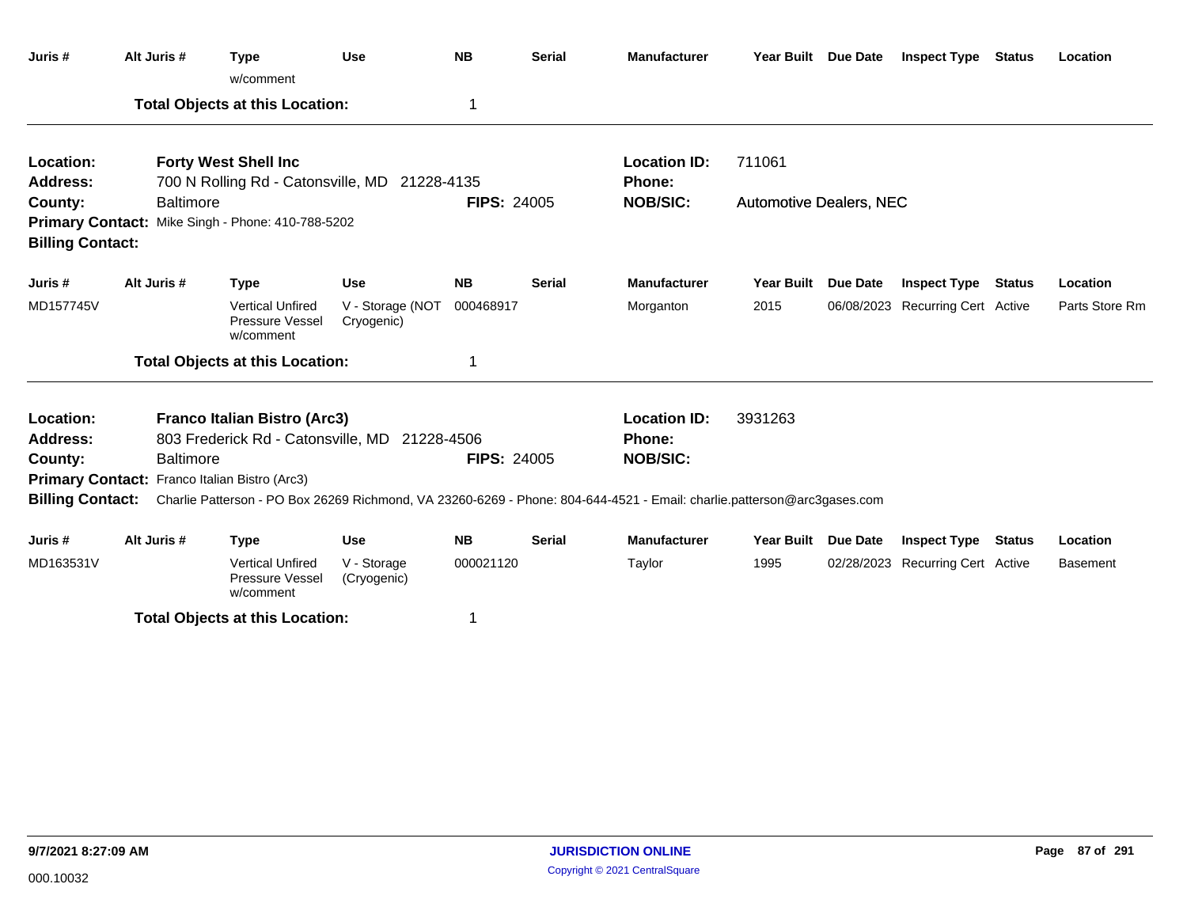| Juris # | Alt Juris # | Type w/comment | Use | NB | Serial | Manufacturer | Year Built | Due Date | Inspect Type | Status | Location |
|---|---|---|---|---|---|---|---|---|---|---|---|

**Total Objects at this Location:** 1

---

**Location:** Forty West Shell Inc
**Address:** 700 N Rolling Rd - Catonsville, MD 21228-4135
**County:** Baltimore
**FIPS:** 24005
**Location ID:** 711061
**Phone:**
**NOB/SIC:** Automotive Dealers, NEC
**Primary Contact:** Mike Singh - Phone: 410-788-5202
**Billing Contact:**

| Juris # | Alt Juris # | Type | Use | NB | Serial | Manufacturer | Year Built | Due Date | Inspect Type | Status | Location |
|---|---|---|---|---|---|---|---|---|---|---|---|
| MD157745V | | Vertical Unfired Pressure Vessel w/comment | V - Storage (NOT Cryogenic) | 000468917 | | Morganton | 2015 | 06/08/2023 | Recurring Cert | Active | Parts Store Rm |

**Total Objects at this Location:** 1

---

**Location:** Franco Italian Bistro (Arc3)
**Address:** 803 Frederick Rd - Catonsville, MD 21228-4506
**County:** Baltimore
**FIPS:** 24005
**Location ID:** 3931263
**Phone:**
**NOB/SIC:**
**Primary Contact:** Franco Italian Bistro (Arc3)
**Billing Contact:** Charlie Patterson - PO Box 26269 Richmond, VA 23260-6269 - Phone: 804-644-4521 - Email: charlie.patterson@arc3gases.com

| Juris # | Alt Juris # | Type | Use | NB | Serial | Manufacturer | Year Built | Due Date | Inspect Type | Status | Location |
|---|---|---|---|---|---|---|---|---|---|---|---|
| MD163531V | | Vertical Unfired Pressure Vessel w/comment | V - Storage (Cryogenic) | 000021120 | | Taylor | 1995 | 02/28/2023 | Recurring Cert | Active | Basement |

**Total Objects at this Location:** 1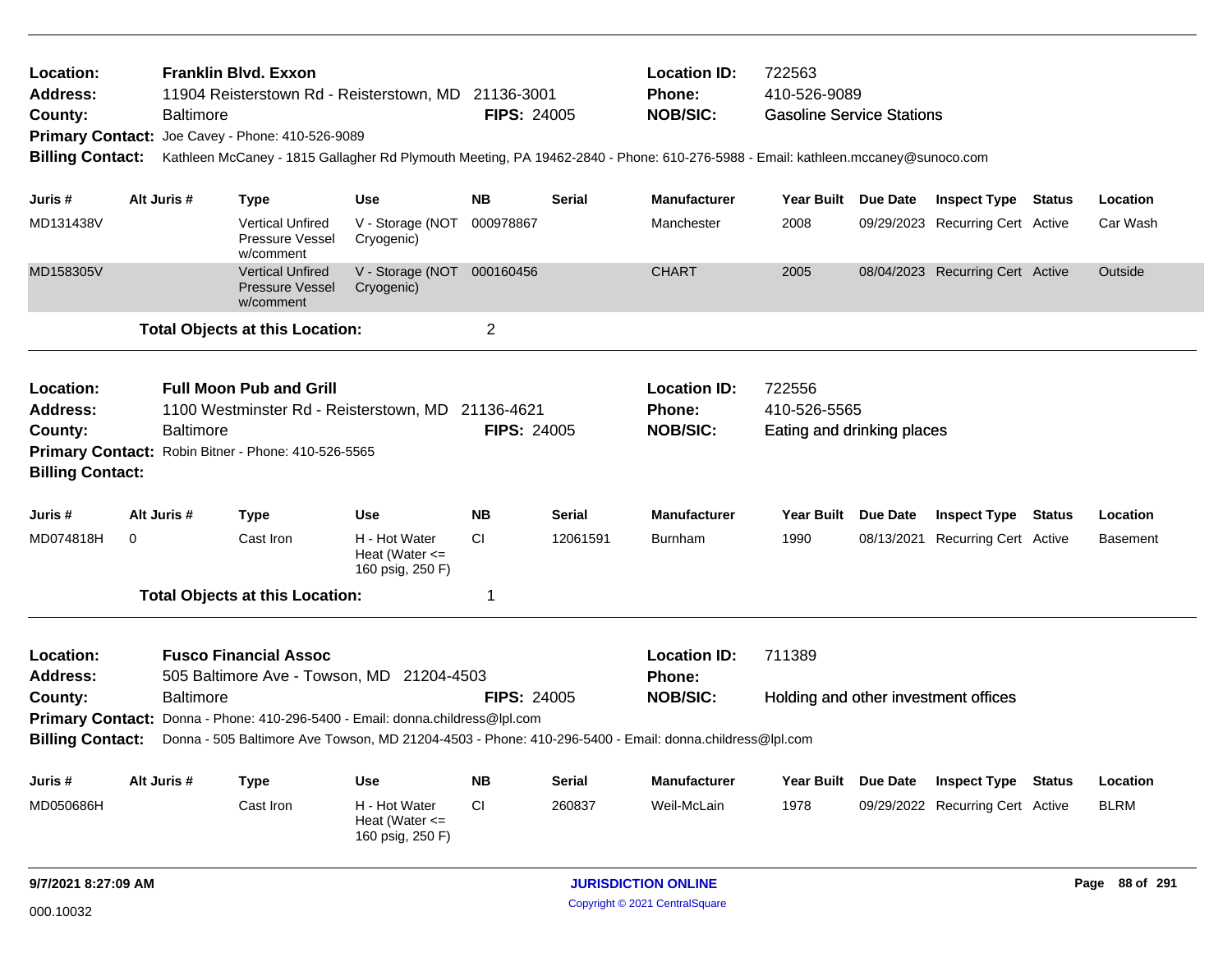**Location:** **Franklin Blvd. Exxon**
**Address:** 11904 Reisterstown Rd - Reisterstown, MD 21136-3001
**County:** Baltimore **FIPS:** 24005
**Location ID:** 722563
**Phone:** 410-526-9089
**NOB/SIC:** Gasoline Service Stations
**Primary Contact:** Joe Cavey - Phone: 410-526-9089
**Billing Contact:** Kathleen McCaney - 1815 Gallagher Rd Plymouth Meeting, PA 19462-2840 - Phone: 610-276-5988 - Email: kathleen.mccaney@sunoco.com

| Juris # | Alt Juris # | Type | Use | NB | Serial | Manufacturer | Year Built | Due Date | Inspect Type | Status | Location |
|---|---|---|---|---|---|---|---|---|---|---|---|
| MD131438V | | Vertical Unfired Pressure Vessel w/comment | V - Storage (NOT Cryogenic) | 000978867 | | Manchester | 2008 | 09/29/2023 | Recurring Cert | Active | Car Wash |
| MD158305V | | Vertical Unfired Pressure Vessel w/comment | V - Storage (NOT Cryogenic) | 000160456 | | CHART | 2005 | 08/04/2023 | Recurring Cert | Active | Outside |

**Total Objects at this Location:** 2

---

**Location:** **Full Moon Pub and Grill**
**Address:** 1100 Westminster Rd - Reisterstown, MD 21136-4621
**County:** Baltimore **FIPS:** 24005
**Location ID:** 722556
**Phone:** 410-526-5565
**NOB/SIC:** Eating and drinking places
**Primary Contact:** Robin Bitner - Phone: 410-526-5565
**Billing Contact:**

| Juris # | Alt Juris # | Type | Use | NB | Serial | Manufacturer | Year Built | Due Date | Inspect Type | Status | Location |
|---|---|---|---|---|---|---|---|---|---|---|---|
| MD074818H | 0 | Cast Iron | H - Hot Water Heat (Water <= 160 psig, 250 F) | CI | 12061591 | Burnham | 1990 | 08/13/2021 | Recurring Cert | Active | Basement |

**Total Objects at this Location:** 1

---

**Location:** **Fusco Financial Assoc**
**Address:** 505 Baltimore Ave - Towson, MD 21204-4503
**County:** Baltimore **FIPS:** 24005
**Location ID:** 711389
**Phone:**
**NOB/SIC:** Holding and other investment offices
**Primary Contact:** Donna - Phone: 410-296-5400 - Email: donna.childress@lpl.com
**Billing Contact:** Donna - 505 Baltimore Ave Towson, MD 21204-4503 - Phone: 410-296-5400 - Email: donna.childress@lpl.com

| Juris # | Alt Juris # | Type | Use | NB | Serial | Manufacturer | Year Built | Due Date | Inspect Type | Status | Location |
|---|---|---|---|---|---|---|---|---|---|---|---|
| MD050686H | | Cast Iron | H - Hot Water Heat (Water <= 160 psig, 250 F) | CI | 260837 | Weil-McLain | 1978 | 09/29/2022 | Recurring Cert | Active | BLRM |

9/7/2021 8:27:09 AM
000.10032
JURISDICTION ONLINE
Copyright © 2021 CentralSquare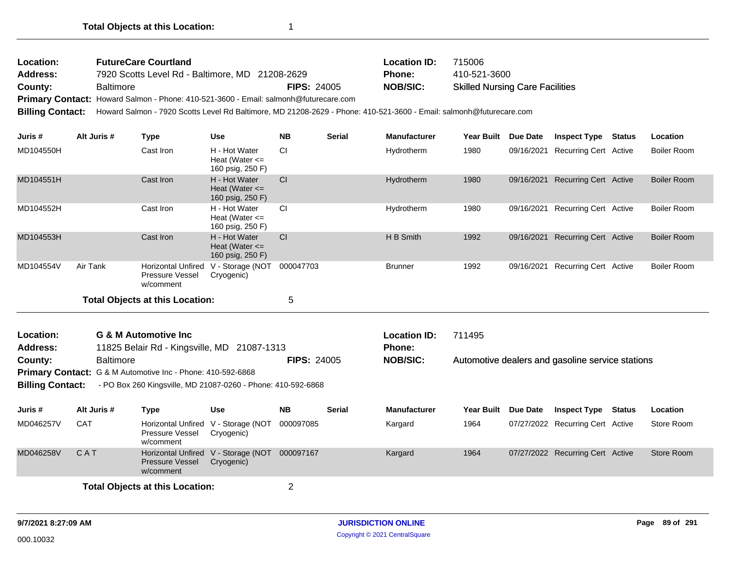**Total Objects at this Location:** 1

---

| | | | |
|---|---|---|---|
| **Location:** | **FutureCare Courtland** | **Location ID:** | 715006 |
| **Address:** | 7920 Scotts Level Rd - Baltimore, MD 21208-2629 | **Phone:** | 410-521-3600 |
| **County:** | Baltimore **FIPS:** 24005 | **NOB/SIC:** | Skilled Nursing Care Facilities |

**Primary Contact:** Howard Salmon - Phone: 410-521-3600 - Email: salmonh@futurecare.com

**Billing Contact:** Howard Salmon - 7920 Scotts Level Rd Baltimore, MD 21208-2629 - Phone: 410-521-3600 - Email: salmonh@futurecare.com

| Juris # | Alt Juris # | Type | Use | NB | Serial | Manufacturer | Year Built | Due Date | Inspect Type | Status | Location |
|---|---|---|---|---|---|---|---|---|---|---|---|
| MD104550H | | Cast Iron | H - Hot Water Heat (Water <= 160 psig, 250 F) | CI | | Hydrotherm | 1980 | 09/16/2021 | Recurring Cert | Active | Boiler Room |
| MD104551H | | Cast Iron | H - Hot Water Heat (Water <= 160 psig, 250 F) | CI | | Hydrotherm | 1980 | 09/16/2021 | Recurring Cert | Active | Boiler Room |
| MD104552H | | Cast Iron | H - Hot Water Heat (Water <= 160 psig, 250 F) | CI | | Hydrotherm | 1980 | 09/16/2021 | Recurring Cert | Active | Boiler Room |
| MD104553H | | Cast Iron | H - Hot Water Heat (Water <= 160 psig, 250 F) | CI | | H B Smith | 1992 | 09/16/2021 | Recurring Cert | Active | Boiler Room |
| MD104554V | Air Tank | Horizontal Unfired Pressure Vessel w/comment | V - Storage (NOT Cryogenic) | 000047703 | | Brunner | 1992 | 09/16/2021 | Recurring Cert | Active | Boiler Room |

**Total Objects at this Location:** 5

---

| | | | |
|---|---|---|---|
| **Location:** | **G & M Automotive Inc** | **Location ID:** | 711495 |
| **Address:** | 11825 Belair Rd - Kingsville, MD 21087-1313 | **Phone:** | |
| **County:** | Baltimore **FIPS:** 24005 | **NOB/SIC:** | Automotive dealers and gasoline service stations |

**Primary Contact:** G & M Automotive Inc - Phone: 410-592-6868

**Billing Contact:** - PO Box 260 Kingsville, MD 21087-0260 - Phone: 410-592-6868

| Juris # | Alt Juris # | Type | Use | NB | Serial | Manufacturer | Year Built | Due Date | Inspect Type | Status | Location |
|---|---|---|---|---|---|---|---|---|---|---|---|
| MD046257V | CAT | Horizontal Unfired Pressure Vessel w/comment | V - Storage (NOT Cryogenic) | 000097085 | | Kargard | 1964 | 07/27/2022 | Recurring Cert | Active | Store Room |
| MD046258V | C A T | Horizontal Unfired Pressure Vessel w/comment | V - Storage (NOT Cryogenic) | 000097167 | | Kargard | 1964 | 07/27/2022 | Recurring Cert | Active | Store Room |

**Total Objects at this Location:** 2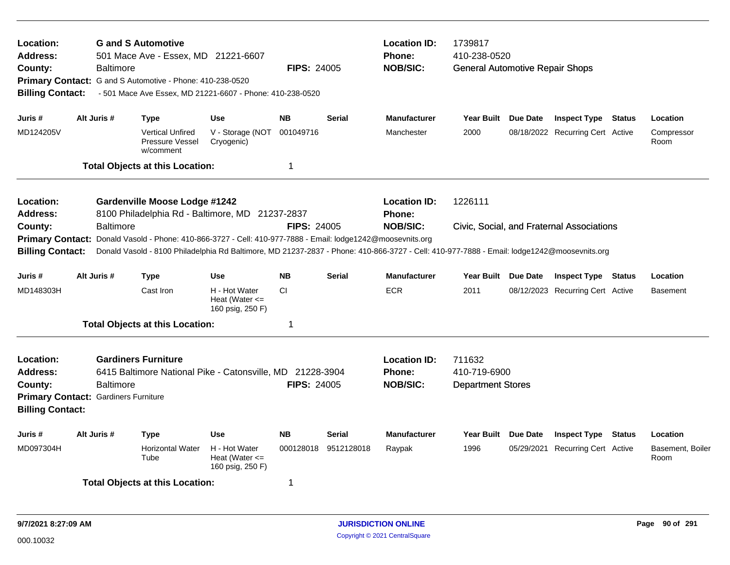**Location:** G and S Automotive
**Address:** 501 Mace Ave - Essex, MD 21221-6607
**County:** Baltimore **FIPS:** 24005
**Location ID:** 1739817
**Phone:** 410-238-0520
**NOB/SIC:** General Automotive Repair Shops
**Primary Contact:** G and S Automotive - Phone: 410-238-0520
**Billing Contact:** - 501 Mace Ave Essex, MD 21221-6607 - Phone: 410-238-0520

| Juris # | Alt Juris # | Type | Use | NB | Serial | Manufacturer | Year Built | Due Date | Inspect Type | Status | Location |
|---|---|---|---|---|---|---|---|---|---|---|---|
| MD124205V | | Vertical Unfired Pressure Vessel w/comment | V - Storage (NOT Cryogenic) | 001049716 | | Manchester | 2000 | 08/18/2022 | Recurring Cert | Active | Compressor Room |

**Total Objects at this Location:** 1

---

**Location:** Gardenville Moose Lodge #1242
**Address:** 8100 Philadelphia Rd - Baltimore, MD 21237-2837
**County:** Baltimore **FIPS:** 24005
**Location ID:** 1226111
**Phone:**
**NOB/SIC:** Civic, Social, and Fraternal Associations
**Primary Contact:** Donald Vasold - Phone: 410-866-3727 - Cell: 410-977-7888 - Email: lodge1242@moosevnits.org
**Billing Contact:** Donald Vasold - 8100 Philadelphia Rd Baltimore, MD 21237-2837 - Phone: 410-866-3727 - Cell: 410-977-7888 - Email: lodge1242@moosevnits.org

| Juris # | Alt Juris # | Type | Use | NB | Serial | Manufacturer | Year Built | Due Date | Inspect Type | Status | Location |
|---|---|---|---|---|---|---|---|---|---|---|---|
| MD148303H | | Cast Iron | H - Hot Water Heat (Water <= 160 psig, 250 F) | CI | | ECR | 2011 | 08/12/2023 | Recurring Cert | Active | Basement |

**Total Objects at this Location:** 1

---

**Location:** Gardiners Furniture
**Address:** 6415 Baltimore National Pike - Catonsville, MD 21228-3904
**County:** Baltimore **FIPS:** 24005
**Location ID:** 711632
**Phone:** 410-719-6900
**NOB/SIC:** Department Stores
**Primary Contact:** Gardiners Furniture
**Billing Contact:**

| Juris # | Alt Juris # | Type | Use | NB | Serial | Manufacturer | Year Built | Due Date | Inspect Type | Status | Location |
|---|---|---|---|---|---|---|---|---|---|---|---|
| MD097304H | | Horizontal Water Tube | H - Hot Water Heat (Water <= 160 psig, 250 F) | 000128018 | 9512128018 | Raypak | 1996 | 05/29/2021 | Recurring Cert | Active | Basement, Boiler Room |

**Total Objects at this Location:** 1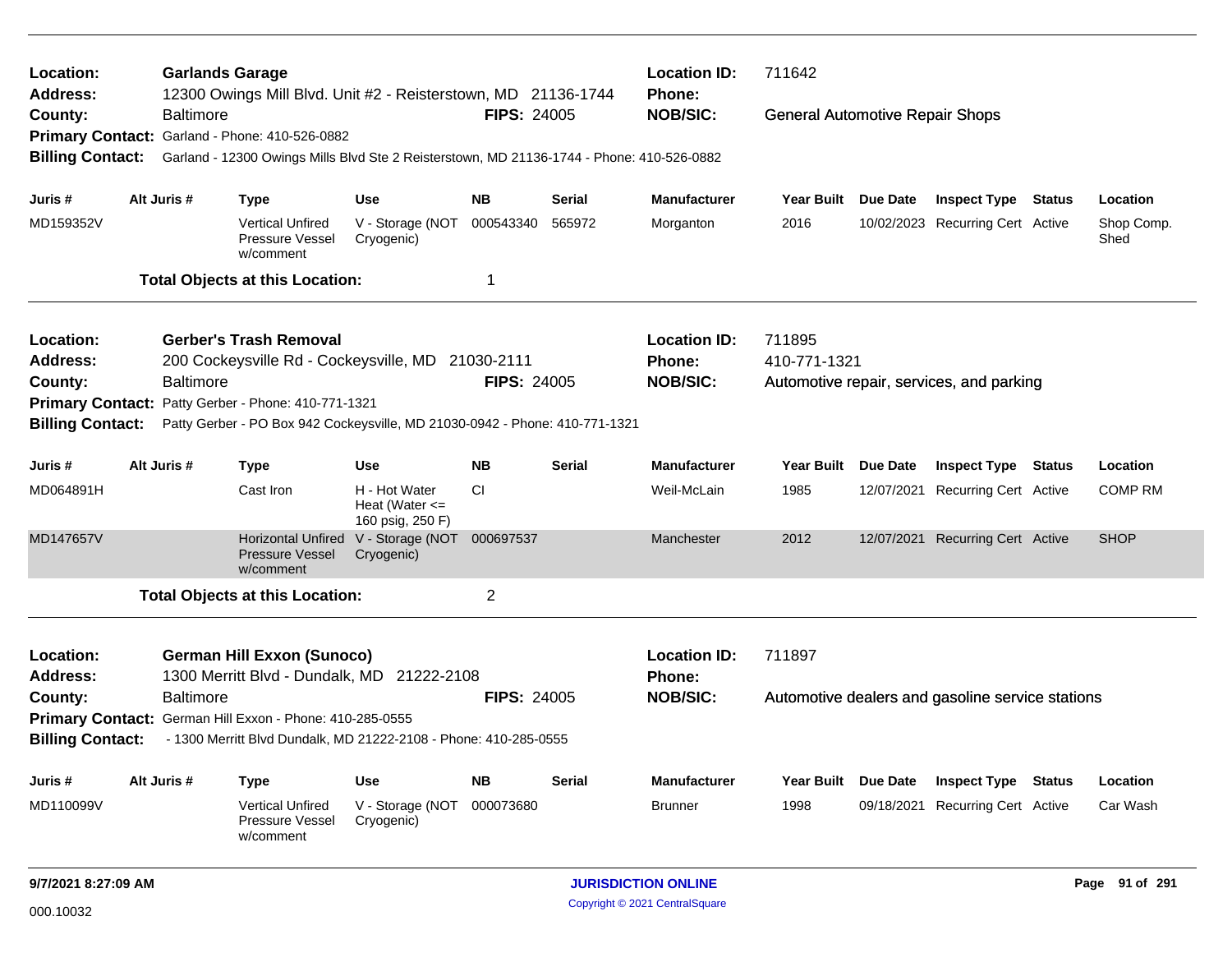**Location:** Garlands Garage **Location ID:** 711642
**Address:** 12300 Owings Mill Blvd. Unit #2 - Reisterstown, MD 21136-1744 **Phone:**
**County:** Baltimore **FIPS:** 24005 **NOB/SIC:** General Automotive Repair Shops
**Primary Contact:** Garland - Phone: 410-526-0882
**Billing Contact:** Garland - 12300 Owings Mills Blvd Ste 2 Reisterstown, MD 21136-1744 - Phone: 410-526-0882

| Juris # | Alt Juris # | Type | Use | NB | Serial | Manufacturer | Year Built | Due Date | Inspect Type | Status | Location |
|---|---|---|---|---|---|---|---|---|---|---|---|
| MD159352V | | Vertical Unfired Pressure Vessel w/comment | V - Storage (NOT Cryogenic) | 000543340 | 565972 | Morganton | 2016 | 10/02/2023 | Recurring Cert | Active | Shop Comp. Shed |

**Total Objects at this Location:** 1

**Location:** Gerber's Trash Removal **Location ID:** 711895
**Address:** 200 Cockeysville Rd - Cockeysville, MD 21030-2111 **Phone:** 410-771-1321
**County:** Baltimore **FIPS:** 24005 **NOB/SIC:** Automotive repair, services, and parking
**Primary Contact:** Patty Gerber - Phone: 410-771-1321
**Billing Contact:** Patty Gerber - PO Box 942 Cockeysville, MD 21030-0942 - Phone: 410-771-1321

| Juris # | Alt Juris # | Type | Use | NB | Serial | Manufacturer | Year Built | Due Date | Inspect Type | Status | Location |
|---|---|---|---|---|---|---|---|---|---|---|---|
| MD064891H | | Cast Iron | H - Hot Water Heat (Water <= 160 psig, 250 F) | CI | | Weil-McLain | 1985 | 12/07/2021 | Recurring Cert | Active | COMP RM |
| MD147657V | | Horizontal Unfired Pressure Vessel w/comment | V - Storage (NOT Cryogenic) | 000697537 | | Manchester | 2012 | 12/07/2021 | Recurring Cert | Active | SHOP |

**Total Objects at this Location:** 2

**Location:** German Hill Exxon (Sunoco) **Location ID:** 711897
**Address:** 1300 Merritt Blvd - Dundalk, MD 21222-2108 **Phone:**
**County:** Baltimore **FIPS:** 24005 **NOB/SIC:** Automotive dealers and gasoline service stations
**Primary Contact:** German Hill Exxon - Phone: 410-285-0555
**Billing Contact:** - 1300 Merritt Blvd Dundalk, MD 21222-2108 - Phone: 410-285-0555

| Juris # | Alt Juris # | Type | Use | NB | Serial | Manufacturer | Year Built | Due Date | Inspect Type | Status | Location |
|---|---|---|---|---|---|---|---|---|---|---|---|
| MD110099V | | Vertical Unfired Pressure Vessel w/comment | V - Storage (NOT Cryogenic) | 000073680 | | Brunner | 1998 | 09/18/2021 | Recurring Cert | Active | Car Wash |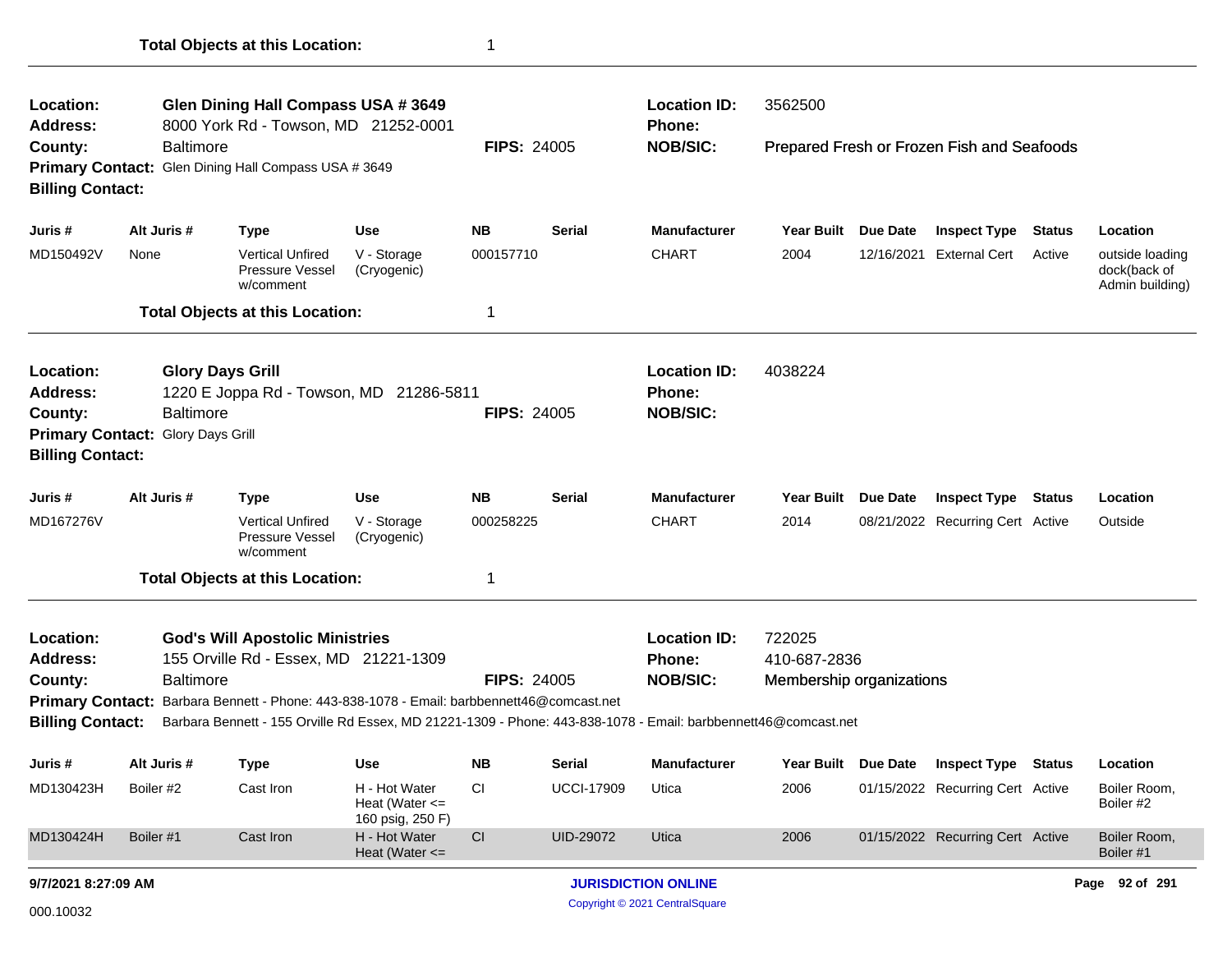**Total Objects at this Location:** 1

---

**Location:** Glen Dining Hall Compass USA # 3649
**Address:** 8000 York Rd - Towson, MD 21252-0001
**County:** Baltimore
**FIPS:** 24005
**Location ID:** 3562500
**Phone:**
**NOB/SIC:** Prepared Fresh or Frozen Fish and Seafoods
**Primary Contact:** Glen Dining Hall Compass USA # 3649
**Billing Contact:**

| Juris # | Alt Juris # | Type | Use | NB | Serial | Manufacturer | Year Built | Due Date | Inspect Type | Status | Location |
|---|---|---|---|---|---|---|---|---|---|---|---|
| MD150492V | None | Vertical Unfired Pressure Vessel w/comment | V - Storage (Cryogenic) | 000157710 | | CHART | 2004 | 12/16/2021 | External Cert | Active | outside loading dock(back of Admin building) |

**Total Objects at this Location:** 1

---

**Location:** Glory Days Grill
**Address:** 1220 E Joppa Rd - Towson, MD 21286-5811
**County:** Baltimore
**FIPS:** 24005
**Location ID:** 4038224
**Phone:**
**NOB/SIC:**
**Primary Contact:** Glory Days Grill
**Billing Contact:**

| Juris # | Alt Juris # | Type | Use | NB | Serial | Manufacturer | Year Built | Due Date | Inspect Type | Status | Location |
|---|---|---|---|---|---|---|---|---|---|---|---|
| MD167276V | | Vertical Unfired Pressure Vessel w/comment | V - Storage (Cryogenic) | 000258225 | | CHART | 2014 | 08/21/2022 | Recurring Cert | Active | Outside |

**Total Objects at this Location:** 1

---

**Location:** God's Will Apostolic Ministries
**Address:** 155 Orville Rd - Essex, MD 21221-1309
**County:** Baltimore
**FIPS:** 24005
**Location ID:** 722025
**Phone:** 410-687-2836
**NOB/SIC:** Membership organizations
**Primary Contact:** Barbara Bennett - Phone: 443-838-1078 - Email: barbbennett46@comcast.net
**Billing Contact:** Barbara Bennett - 155 Orville Rd Essex, MD 21221-1309 - Phone: 443-838-1078 - Email: barbbennett46@comcast.net

| Juris # | Alt Juris # | Type | Use | NB | Serial | Manufacturer | Year Built | Due Date | Inspect Type | Status | Location |
|---|---|---|---|---|---|---|---|---|---|---|---|
| MD130423H | Boiler #2 | Cast Iron | H - Hot Water Heat (Water <= 160 psig, 250 F) | CI | UCCI-17909 | Utica | 2006 | 01/15/2022 | Recurring Cert | Active | Boiler Room, Boiler #2 |
| MD130424H | Boiler #1 | Cast Iron | H - Hot Water Heat (Water <= | CI | UID-29072 | Utica | 2006 | 01/15/2022 | Recurring Cert | Active | Boiler Room, Boiler #1 |

9/7/2021 8:27:09 AM

000.10032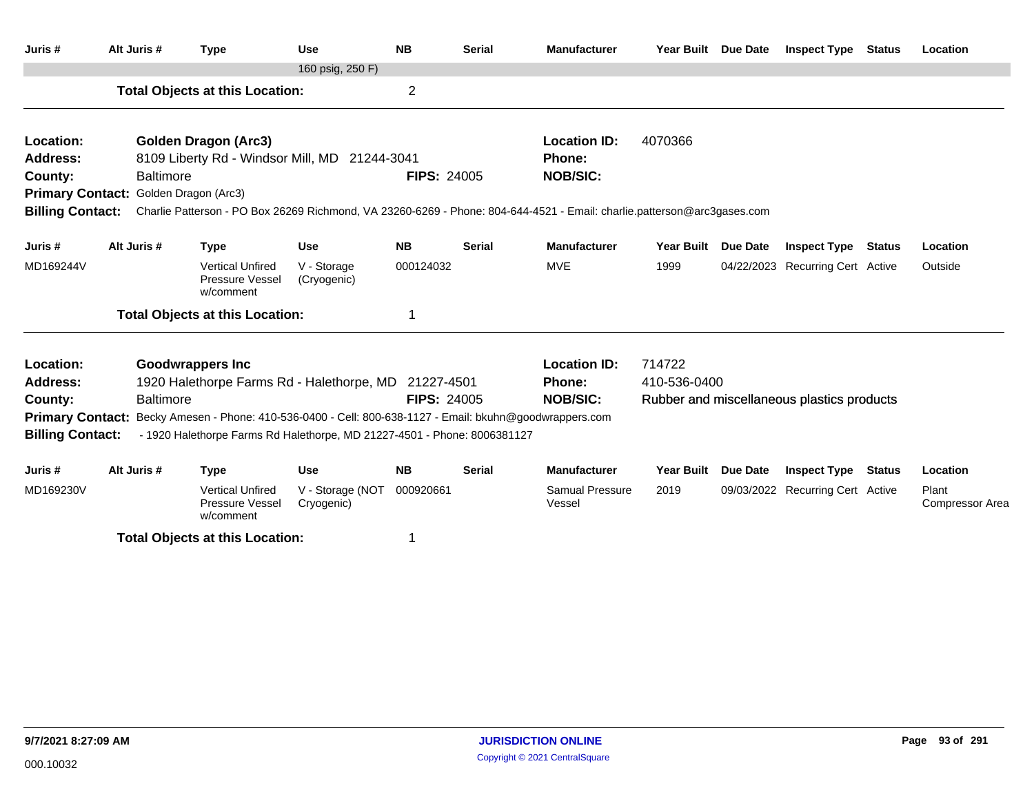| Juris # | Alt Juris # | Type | Use | NB | Serial | Manufacturer | Year Built | Due Date | Inspect Type | Status | Location |
|---|---|---|---|---|---|---|---|---|---|---|---|
| | | | 160 psig, 250 F) | | | | | | | | |

**Total Objects at this Location:** 2

---

**Location:** Golden Dragon (Arc3)
**Address:** 8109 Liberty Rd - Windsor Mill, MD 21244-3041
**County:** Baltimore
**FIPS:** 24005
**Location ID:** 4070366
**Phone:**
**NOB/SIC:**
**Primary Contact:** Golden Dragon (Arc3)
**Billing Contact:** Charlie Patterson - PO Box 26269 Richmond, VA 23260-6269 - Phone: 804-644-4521 - Email: charlie.patterson@arc3gases.com

| Juris # | Alt Juris # | Type | Use | NB | Serial | Manufacturer | Year Built | Due Date | Inspect Type | Status | Location |
|---|---|---|---|---|---|---|---|---|---|---|---|
| MD169244V | | Vertical Unfired Pressure Vessel w/comment | V - Storage (Cryogenic) | 000124032 | | MVE | 1999 | 04/22/2023 | Recurring Cert | Active | Outside |

**Total Objects at this Location:** 1

---

**Location:** Goodwrappers Inc
**Address:** 1920 Halethorpe Farms Rd - Halethorpe, MD 21227-4501
**County:** Baltimore
**FIPS:** 24005
**Location ID:** 714722
**Phone:** 410-536-0400
**NOB/SIC:** Rubber and miscellaneous plastics products
**Primary Contact:** Becky Amesen - Phone: 410-536-0400 - Cell: 800-638-1127 - Email: bkuhn@goodwrappers.com
**Billing Contact:** - 1920 Halethorpe Farms Rd Halethorpe, MD 21227-4501 - Phone: 8006381127

| Juris # | Alt Juris # | Type | Use | NB | Serial | Manufacturer | Year Built | Due Date | Inspect Type | Status | Location |
|---|---|---|---|---|---|---|---|---|---|---|---|
| MD169230V | | Vertical Unfired Pressure Vessel w/comment | V - Storage (NOT Cryogenic) | 000920661 | | Samual Pressure Vessel | 2019 | 09/03/2022 | Recurring Cert | Active | Plant Compressor Area |

**Total Objects at this Location:** 1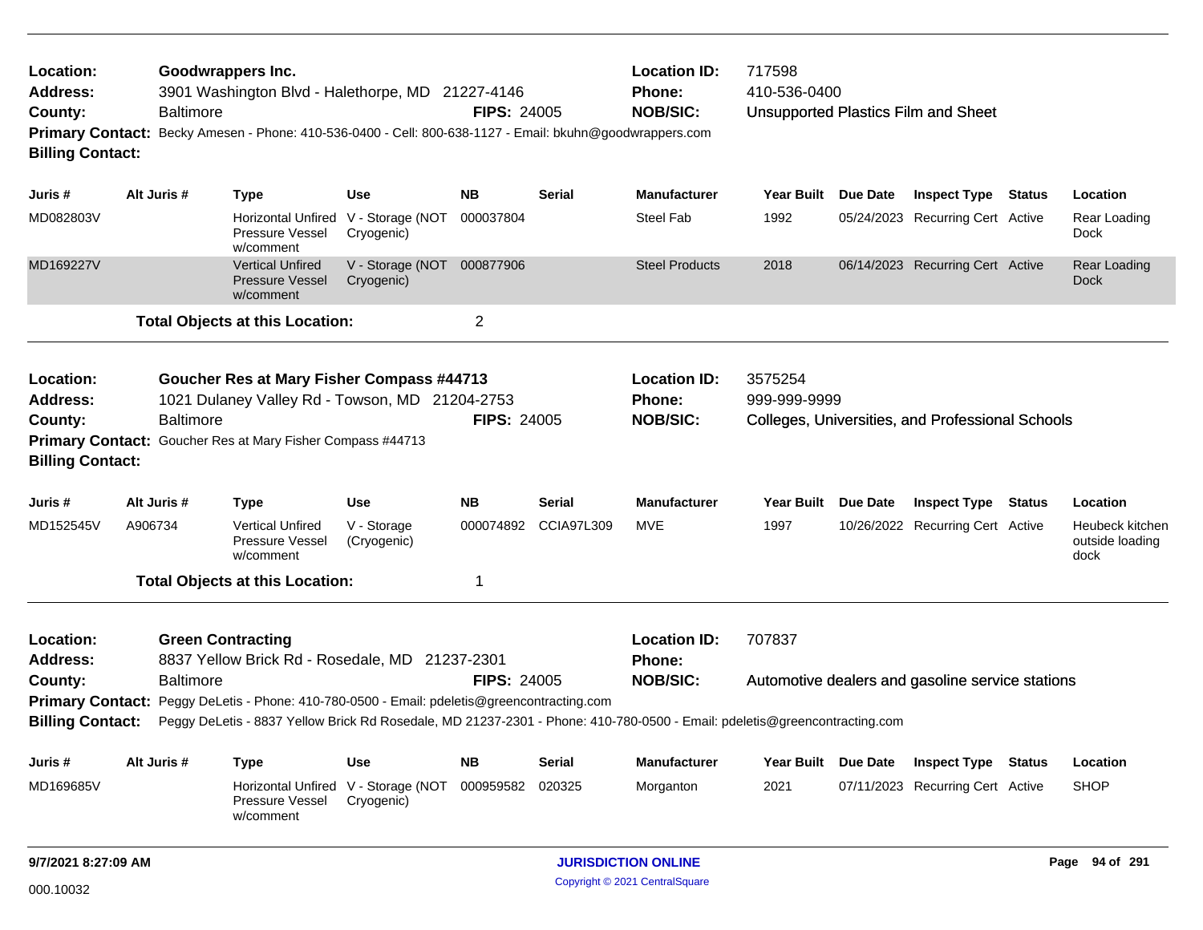**Location:** Goodwrappers Inc. **Location ID:** 717598
**Address:** 3901 Washington Blvd - Halethorpe, MD 21227-4146 **Phone:** 410-536-0400
**County:** Baltimore **FIPS:** 24005 **NOB/SIC:** Unsupported Plastics Film and Sheet
**Primary Contact:** Becky Amesen - Phone: 410-536-0400 - Cell: 800-638-1127 - Email: bkuhn@goodwrappers.com
**Billing Contact:**

| Juris # | Alt Juris # | Type | Use | NB | Serial | Manufacturer | Year Built | Due Date | Inspect Type | Status | Location |
|---|---|---|---|---|---|---|---|---|---|---|---|
| MD082803V | | Horizontal Unfired Pressure Vessel w/comment | V - Storage (NOT Cryogenic) | 000037804 | | Steel Fab | 1992 | 05/24/2023 | Recurring Cert | Active | Rear Loading Dock |
| MD169227V | | Vertical Unfired Pressure Vessel w/comment | V - Storage (NOT Cryogenic) | 000877906 | | Steel Products | 2018 | 06/14/2023 | Recurring Cert | Active | Rear Loading Dock |

**Total Objects at this Location:** 2

**Location:** Goucher Res at Mary Fisher Compass #44713 **Location ID:** 3575254
**Address:** 1021 Dulaney Valley Rd - Towson, MD 21204-2753 **Phone:** 999-999-9999
**County:** Baltimore **FIPS:** 24005 **NOB/SIC:** Colleges, Universities, and Professional Schools
**Primary Contact:** Goucher Res at Mary Fisher Compass #44713
**Billing Contact:**

| Juris # | Alt Juris # | Type | Use | NB | Serial | Manufacturer | Year Built | Due Date | Inspect Type | Status | Location |
|---|---|---|---|---|---|---|---|---|---|---|---|
| MD152545V | A906734 | Vertical Unfired Pressure Vessel w/comment | V - Storage (Cryogenic) | 000074892 | CCIA97L309 | MVE | 1997 | 10/26/2022 | Recurring Cert | Active | Heubeck kitchen outside loading dock |

**Total Objects at this Location:** 1

**Location:** Green Contracting **Location ID:** 707837
**Address:** 8837 Yellow Brick Rd - Rosedale, MD 21237-2301 **Phone:**
**County:** Baltimore **FIPS:** 24005 **NOB/SIC:** Automotive dealers and gasoline service stations
**Primary Contact:** Peggy DeLetis - Phone: 410-780-0500 - Email: pdeletis@greencontracting.com
**Billing Contact:** Peggy DeLetis - 8837 Yellow Brick Rd Rosedale, MD 21237-2301 - Phone: 410-780-0500 - Email: pdeletis@greencontracting.com

| Juris # | Alt Juris # | Type | Use | NB | Serial | Manufacturer | Year Built | Due Date | Inspect Type | Status | Location |
|---|---|---|---|---|---|---|---|---|---|---|---|
| MD169685V | | Horizontal Unfired Pressure Vessel w/comment | V - Storage (NOT Cryogenic) | 000959582 | 020325 | Morganton | 2021 | 07/11/2023 | Recurring Cert | Active | SHOP |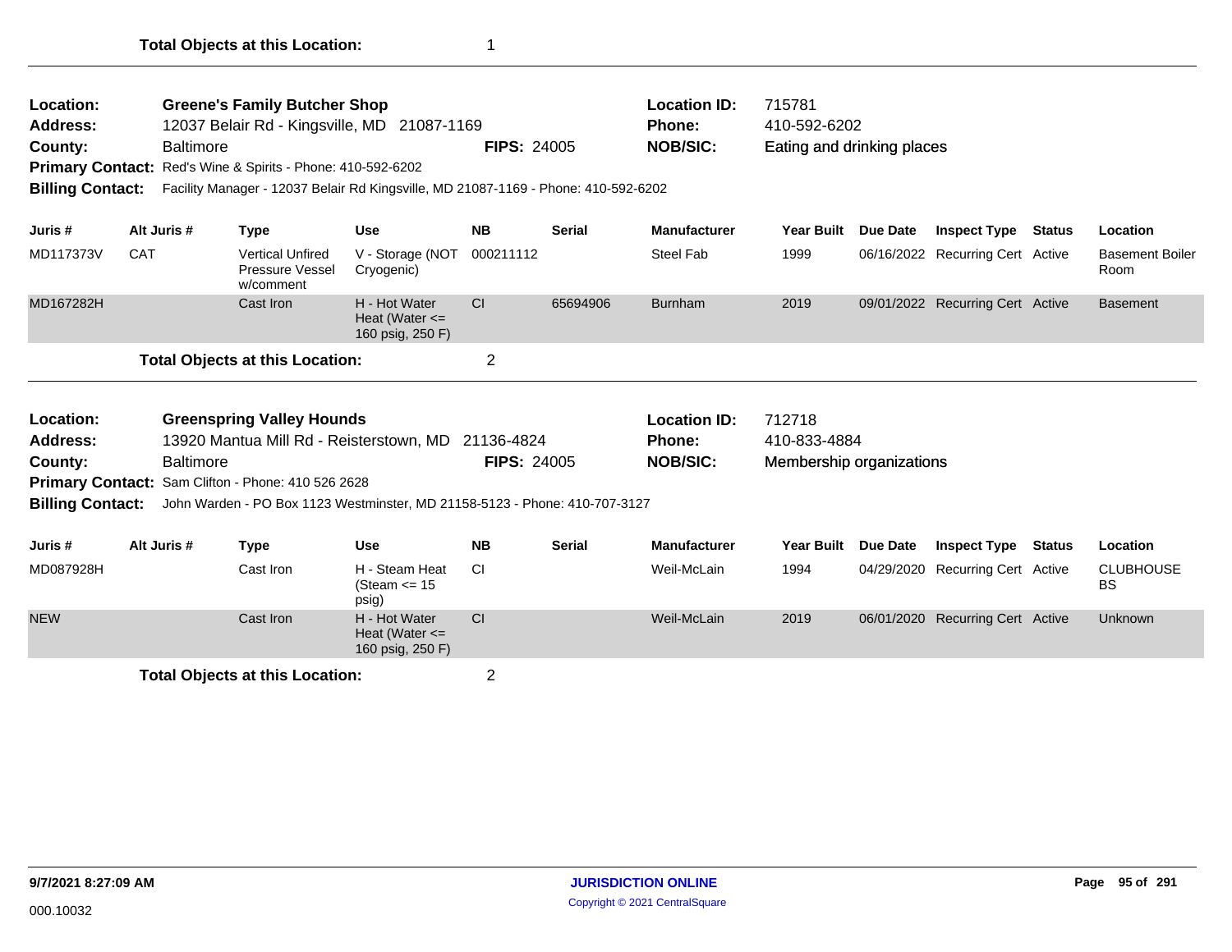**Total Objects at this Location:** 1

---

**Location:** Greene's Family Butcher Shop
**Address:** 12037 Belair Rd - Kingsville, MD 21087-1169
**County:** Baltimore **FIPS:** 24005
**Primary Contact:** Red's Wine & Spirits - Phone: 410-592-6202
**Billing Contact:** Facility Manager - 12037 Belair Rd Kingsville, MD 21087-1169 - Phone: 410-592-6202
**Location ID:** 715781
**Phone:** 410-592-6202
**NOB/SIC:** Eating and drinking places

| Juris # | Alt Juris # | Type | Use | NB | Serial | Manufacturer | Year Built | Due Date | Inspect Type | Status | Location |
|---|---|---|---|---|---|---|---|---|---|---|---|
| MD117373V | CAT | Vertical Unfired Pressure Vessel w/comment | V - Storage (NOT Cryogenic) | 000211112 | | Steel Fab | 1999 | 06/16/2022 | Recurring Cert | Active | Basement Boiler Room |
| MD167282H | | Cast Iron | H - Hot Water Heat (Water <= 160 psig, 250 F) | CI | 65694906 | Burnham | 2019 | 09/01/2022 | Recurring Cert | Active | Basement |

**Total Objects at this Location:** 2

---

**Location:** Greenspring Valley Hounds
**Address:** 13920 Mantua Mill Rd - Reisterstown, MD 21136-4824
**County:** Baltimore **FIPS:** 24005
**Primary Contact:** Sam Clifton - Phone: 410 526 2628
**Billing Contact:** John Warden - PO Box 1123 Westminster, MD 21158-5123 - Phone: 410-707-3127
**Location ID:** 712718
**Phone:** 410-833-4884
**NOB/SIC:** Membership organizations

| Juris # | Alt Juris # | Type | Use | NB | Serial | Manufacturer | Year Built | Due Date | Inspect Type | Status | Location |
|---|---|---|---|---|---|---|---|---|---|---|---|
| MD087928H | | Cast Iron | H - Steam Heat (Steam <= 15 psig) | CI | | Weil-McLain | 1994 | 04/29/2020 | Recurring Cert | Active | CLUBHOUSE BS |
| NEW | | Cast Iron | H - Hot Water Heat (Water <= 160 psig, 250 F) | CI | | Weil-McLain | 2019 | 06/01/2020 | Recurring Cert | Active | Unknown |

**Total Objects at this Location:** 2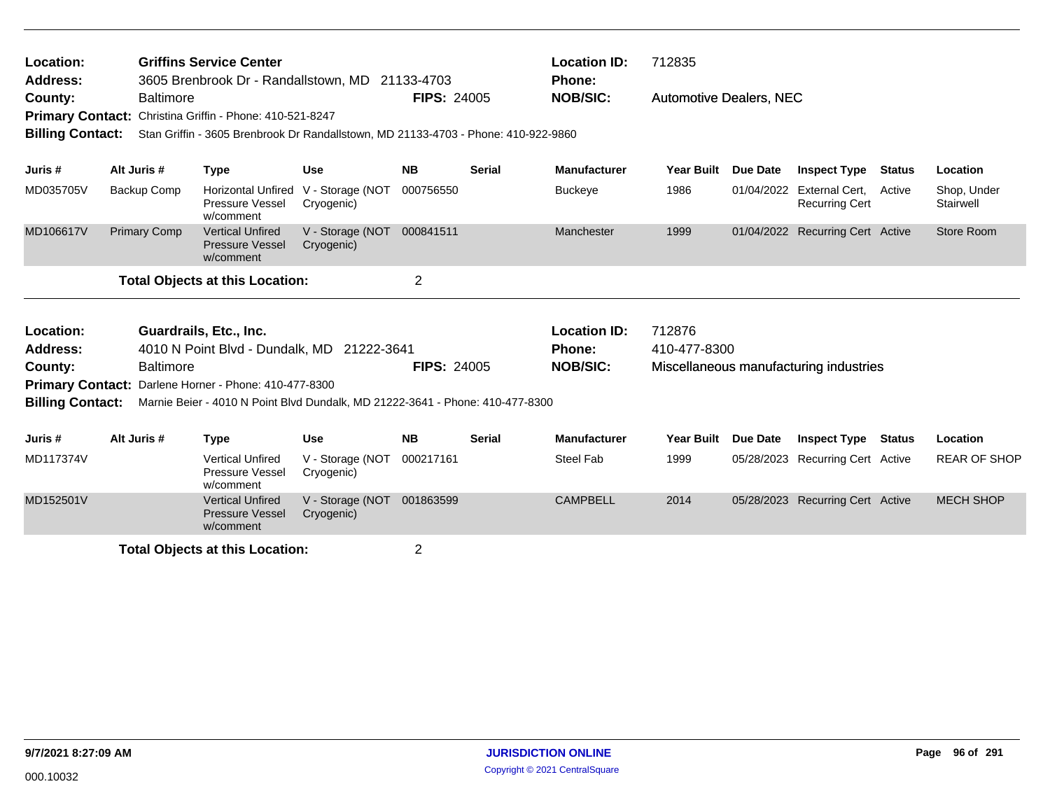**Location:** Griffins Service Center
**Address:** 3605 Brenbrook Dr - Randallstown, MD 21133-4703
**County:** Baltimore
**FIPS:** 24005
**Location ID:** 712835
**Phone:**
**NOB/SIC:** Automotive Dealers, NEC
**Primary Contact:** Christina Griffin - Phone: 410-521-8247
**Billing Contact:** Stan Griffin - 3605 Brenbrook Dr Randallstown, MD 21133-4703 - Phone: 410-922-9860

| Juris # | Alt Juris # | Type | Use | NB | Serial | Manufacturer | Year Built | Due Date | Inspect Type | Status | Location |
|---|---|---|---|---|---|---|---|---|---|---|---|
| MD035705V | Backup Comp | Horizontal Unfired Pressure Vessel w/comment | V - Storage (NOT Cryogenic) | 000756550 | | Buckeye | 1986 | 01/04/2022 | External Cert, Recurring Cert | Active | Shop, Under Stairwell |
| MD106617V | Primary Comp | Vertical Unfired Pressure Vessel w/comment | V - Storage (NOT Cryogenic) | 000841511 | | Manchester | 1999 | 01/04/2022 | Recurring Cert | Active | Store Room |

**Total Objects at this Location:** 2

**Location:** Guardrails, Etc., Inc.
**Address:** 4010 N Point Blvd - Dundalk, MD 21222-3641
**County:** Baltimore
**FIPS:** 24005
**Location ID:** 712876
**Phone:** 410-477-8300
**NOB/SIC:** Miscellaneous manufacturing industries
**Primary Contact:** Darlene Horner - Phone: 410-477-8300
**Billing Contact:** Marnie Beier - 4010 N Point Blvd Dundalk, MD 21222-3641 - Phone: 410-477-8300

| Juris # | Alt Juris # | Type | Use | NB | Serial | Manufacturer | Year Built | Due Date | Inspect Type | Status | Location |
|---|---|---|---|---|---|---|---|---|---|---|---|
| MD117374V | | Vertical Unfired Pressure Vessel w/comment | V - Storage (NOT Cryogenic) | 000217161 | | Steel Fab | 1999 | 05/28/2023 | Recurring Cert | Active | REAR OF SHOP |
| MD152501V | | Vertical Unfired Pressure Vessel w/comment | V - Storage (NOT Cryogenic) | 001863599 | | CAMPBELL | 2014 | 05/28/2023 | Recurring Cert | Active | MECH SHOP |

**Total Objects at this Location:** 2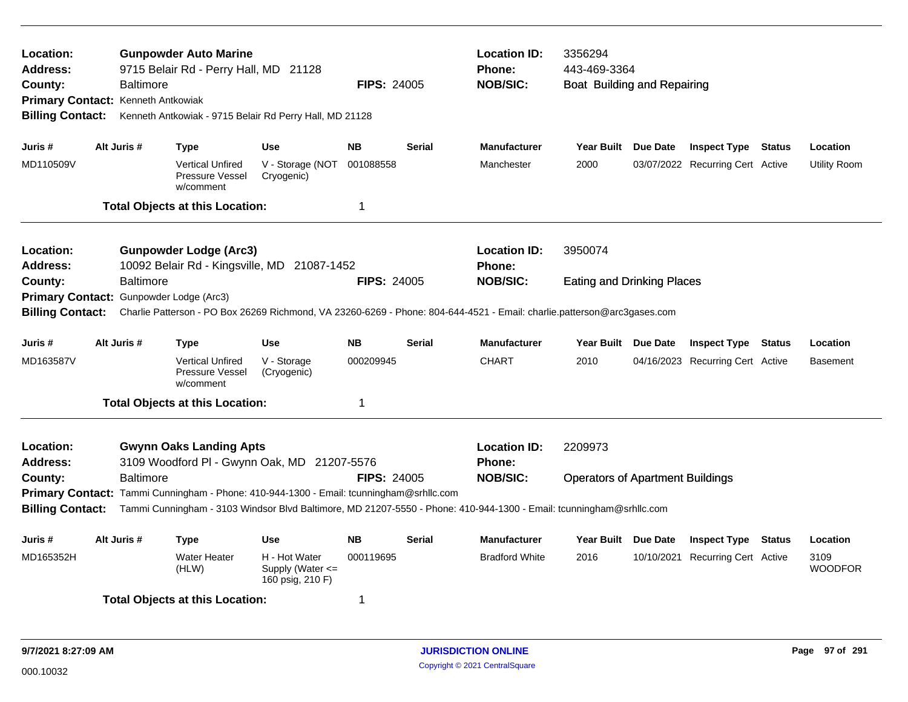**Location:** Gunpowder Auto Marine
**Address:** 9715 Belair Rd - Perry Hall, MD 21128
**County:** Baltimore **FIPS:** 24005
**Location ID:** 3356294
**Phone:** 443-469-3364
**NOB/SIC:** Boat Building and Repairing
**Primary Contact:** Kenneth Antkowiak
**Billing Contact:** Kenneth Antkowiak - 9715 Belair Rd Perry Hall, MD 21128

| Juris # | Alt Juris # | Type | Use | NB | Serial | Manufacturer | Year Built | Due Date | Inspect Type | Status | Location |
|---|---|---|---|---|---|---|---|---|---|---|---|
| MD110509V | | Vertical Unfired Pressure Vessel w/comment | V - Storage (NOT Cryogenic) | 001088558 | | Manchester | 2000 | 03/07/2022 | Recurring Cert | Active | Utility Room |

**Total Objects at this Location:** 1

---

**Location:** Gunpowder Lodge (Arc3)
**Address:** 10092 Belair Rd - Kingsville, MD 21087-1452
**County:** Baltimore **FIPS:** 24005
**Location ID:** 3950074
**Phone:**
**NOB/SIC:** Eating and Drinking Places
**Primary Contact:** Gunpowder Lodge (Arc3)
**Billing Contact:** Charlie Patterson - PO Box 26269 Richmond, VA 23260-6269 - Phone: 804-644-4521 - Email: charlie.patterson@arc3gases.com

| Juris # | Alt Juris # | Type | Use | NB | Serial | Manufacturer | Year Built | Due Date | Inspect Type | Status | Location |
|---|---|---|---|---|---|---|---|---|---|---|---|
| MD163587V | | Vertical Unfired Pressure Vessel w/comment | V - Storage (Cryogenic) | 000209945 | | CHART | 2010 | 04/16/2023 | Recurring Cert | Active | Basement |

**Total Objects at this Location:** 1

---

**Location:** Gwynn Oaks Landing Apts
**Address:** 3109 Woodford Pl - Gwynn Oak, MD 21207-5576
**County:** Baltimore **FIPS:** 24005
**Location ID:** 2209973
**Phone:**
**NOB/SIC:** Operators of Apartment Buildings
**Primary Contact:** Tammi Cunningham - Phone: 410-944-1300 - Email: tcunningham@srhllc.com
**Billing Contact:** Tammi Cunningham - 3103 Windsor Blvd Baltimore, MD 21207-5550 - Phone: 410-944-1300 - Email: tcunningham@srhllc.com

| Juris # | Alt Juris # | Type | Use | NB | Serial | Manufacturer | Year Built | Due Date | Inspect Type | Status | Location |
|---|---|---|---|---|---|---|---|---|---|---|---|
| MD165352H | | Water Heater (HLW) | H - Hot Water Supply (Water <= 160 psig, 210 F) | 000119695 | | Bradford White | 2016 | 10/10/2021 | Recurring Cert | Active | 3109 WOODFOR |

**Total Objects at this Location:** 1

9/7/2021 8:27:09 AM
000.10032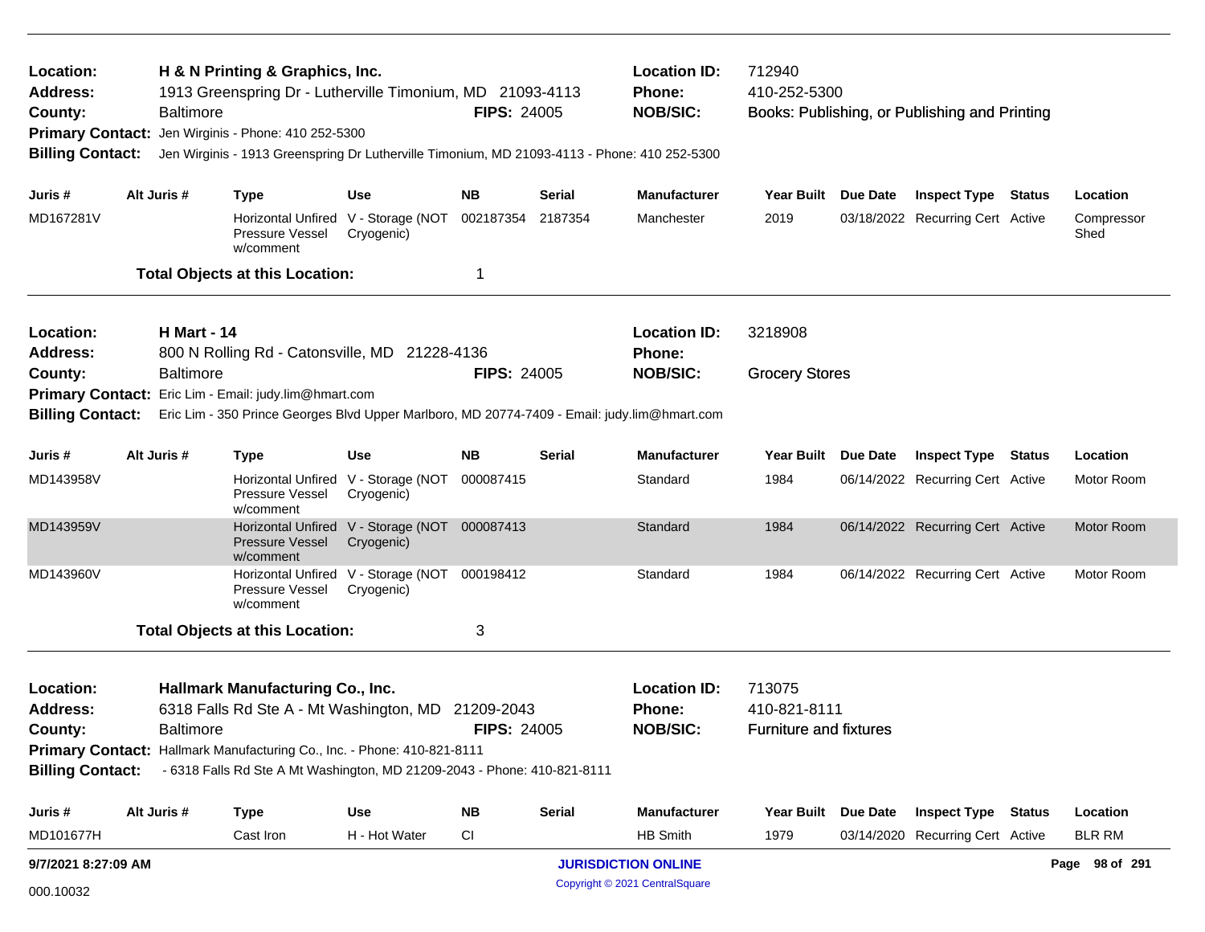**Location:** H & N Printing & Graphics, Inc. **Location ID:** 712940
**Address:** 1913 Greenspring Dr - Lutherville Timonium, MD 21093-4113 **Phone:** 410-252-5300
**County:** Baltimore **FIPS:** 24005 **NOB/SIC:** Books: Publishing, or Publishing and Printing
**Primary Contact:** Jen Wirginis - Phone: 410 252-5300
**Billing Contact:** Jen Wirginis - 1913 Greenspring Dr Lutherville Timonium, MD 21093-4113 - Phone: 410 252-5300

| Juris # | Alt Juris # | Type | Use | NB | Serial | Manufacturer | Year Built | Due Date | Inspect Type | Status | Location |
|---|---|---|---|---|---|---|---|---|---|---|---|
| MD167281V | | Horizontal Unfired Pressure Vessel w/comment | V - Storage (NOT Cryogenic) | 002187354 | 2187354 | Manchester | 2019 | 03/18/2022 | Recurring Cert | Active | Compressor Shed |

**Total Objects at this Location:** 1

**Location:** H Mart - 14 **Location ID:** 3218908
**Address:** 800 N Rolling Rd - Catonsville, MD 21228-4136 **Phone:**
**County:** Baltimore **FIPS:** 24005 **NOB/SIC:** Grocery Stores
**Primary Contact:** Eric Lim - Email: judy.lim@hmart.com
**Billing Contact:** Eric Lim - 350 Prince Georges Blvd Upper Marlboro, MD 20774-7409 - Email: judy.lim@hmart.com

| Juris # | Alt Juris # | Type | Use | NB | Serial | Manufacturer | Year Built | Due Date | Inspect Type | Status | Location |
|---|---|---|---|---|---|---|---|---|---|---|---|
| MD143958V | | Horizontal Unfired Pressure Vessel w/comment | V - Storage (NOT Cryogenic) | 000087415 | | Standard | 1984 | 06/14/2022 | Recurring Cert | Active | Motor Room |
| MD143959V | | Horizontal Unfired Pressure Vessel w/comment | V - Storage (NOT Cryogenic) | 000087413 | | Standard | 1984 | 06/14/2022 | Recurring Cert | Active | Motor Room |
| MD143960V | | Horizontal Unfired Pressure Vessel w/comment | V - Storage (NOT Cryogenic) | 000198412 | | Standard | 1984 | 06/14/2022 | Recurring Cert | Active | Motor Room |

**Total Objects at this Location:** 3

**Location:** Hallmark Manufacturing Co., Inc. **Location ID:** 713075
**Address:** 6318 Falls Rd Ste A - Mt Washington, MD 21209-2043 **Phone:** 410-821-8111
**County:** Baltimore **FIPS:** 24005 **NOB/SIC:** Furniture and fixtures
**Primary Contact:** Hallmark Manufacturing Co., Inc. - Phone: 410-821-8111
**Billing Contact:** - 6318 Falls Rd Ste A Mt Washington, MD 21209-2043 - Phone: 410-821-8111

| Juris # | Alt Juris # | Type | Use | NB | Serial | Manufacturer | Year Built | Due Date | Inspect Type | Status | Location |
|---|---|---|---|---|---|---|---|---|---|---|---|
| MD101677H | | Cast Iron | H - Hot Water | CI | | HB Smith | 1979 | 03/14/2020 | Recurring Cert | Active | BLR RM |

9/7/2021 8:27:09 AM
000.10032
JURISDICTION ONLINE
Copyright © 2021 CentralSquare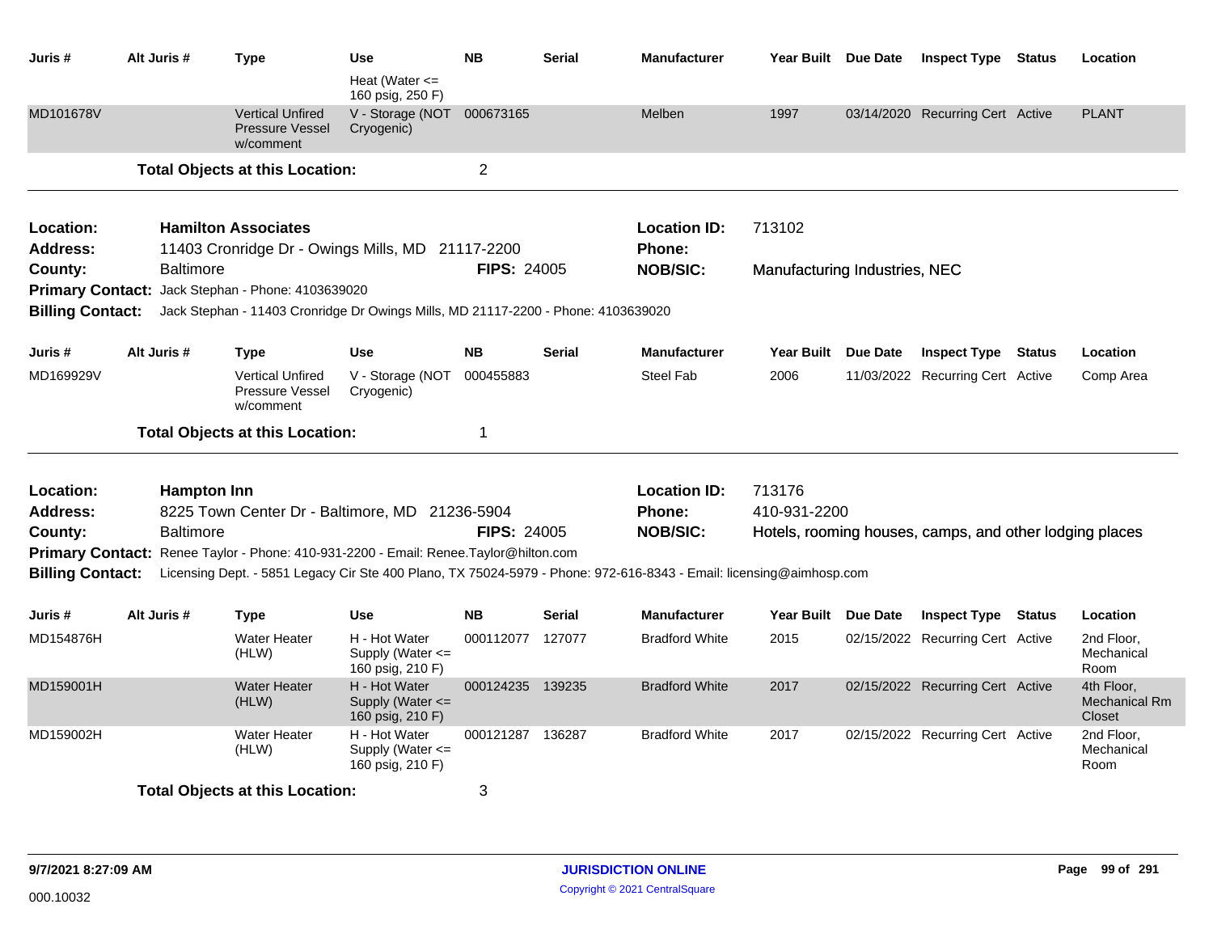| Juris # | Alt Juris # | Type | Use | NB | Serial | Manufacturer | Year Built | Due Date | Inspect Type | Status | Location |
|---|---|---|---|---|---|---|---|---|---|---|---|
| | | | Heat (Water <= 160 psig, 250 F) | | | | | | | | |
| MD101678V | | Vertical Unfired Pressure Vessel w/comment | V - Storage (NOT Cryogenic) | 000673165 | | Melben | 1997 | 03/14/2020 | Recurring Cert | Active | PLANT |

**Total Objects at this Location:** 2

---

**Location:** Hamilton Associates
**Location ID:** 713102
**Address:** 11403 Cronridge Dr - Owings Mills, MD 21117-2200
**Phone:**
**County:** Baltimore
**FIPS:** 24005
**NOB/SIC:** Manufacturing Industries, NEC
**Primary Contact:** Jack Stephan - Phone: 4103639020
**Billing Contact:** Jack Stephan - 11403 Cronridge Dr Owings Mills, MD 21117-2200 - Phone: 4103639020

| Juris # | Alt Juris # | Type | Use | NB | Serial | Manufacturer | Year Built | Due Date | Inspect Type | Status | Location |
|---|---|---|---|---|---|---|---|---|---|---|---|
| MD169929V | | Vertical Unfired Pressure Vessel w/comment | V - Storage (NOT Cryogenic) | 000455883 | | Steel Fab | 2006 | 11/03/2022 | Recurring Cert | Active | Comp Area |

**Total Objects at this Location:** 1

---

**Location:** Hampton Inn
**Location ID:** 713176
**Address:** 8225 Town Center Dr - Baltimore, MD 21236-5904
**Phone:** 410-931-2200
**County:** Baltimore
**FIPS:** 24005
**NOB/SIC:** Hotels, rooming houses, camps, and other lodging places
**Primary Contact:** Renee Taylor - Phone: 410-931-2200 - Email: Renee.Taylor@hilton.com
**Billing Contact:** Licensing Dept. - 5851 Legacy Cir Ste 400 Plano, TX 75024-5979 - Phone: 972-616-8343 - Email: licensing@aimhosp.com

| Juris # | Alt Juris # | Type | Use | NB | Serial | Manufacturer | Year Built | Due Date | Inspect Type | Status | Location |
|---|---|---|---|---|---|---|---|---|---|---|---|
| MD154876H | | Water Heater (HLW) | H - Hot Water Supply (Water <= 160 psig, 210 F) | 000112077 | 127077 | Bradford White | 2015 | 02/15/2022 | Recurring Cert | Active | 2nd Floor, Mechanical Room |
| MD159001H | | Water Heater (HLW) | H - Hot Water Supply (Water <= 160 psig, 210 F) | 000124235 | 139235 | Bradford White | 2017 | 02/15/2022 | Recurring Cert | Active | 4th Floor, Mechanical Rm Closet |
| MD159002H | | Water Heater (HLW) | H - Hot Water Supply (Water <= 160 psig, 210 F) | 000121287 | 136287 | Bradford White | 2017 | 02/15/2022 | Recurring Cert | Active | 2nd Floor, Mechanical Room |

**Total Objects at this Location:** 3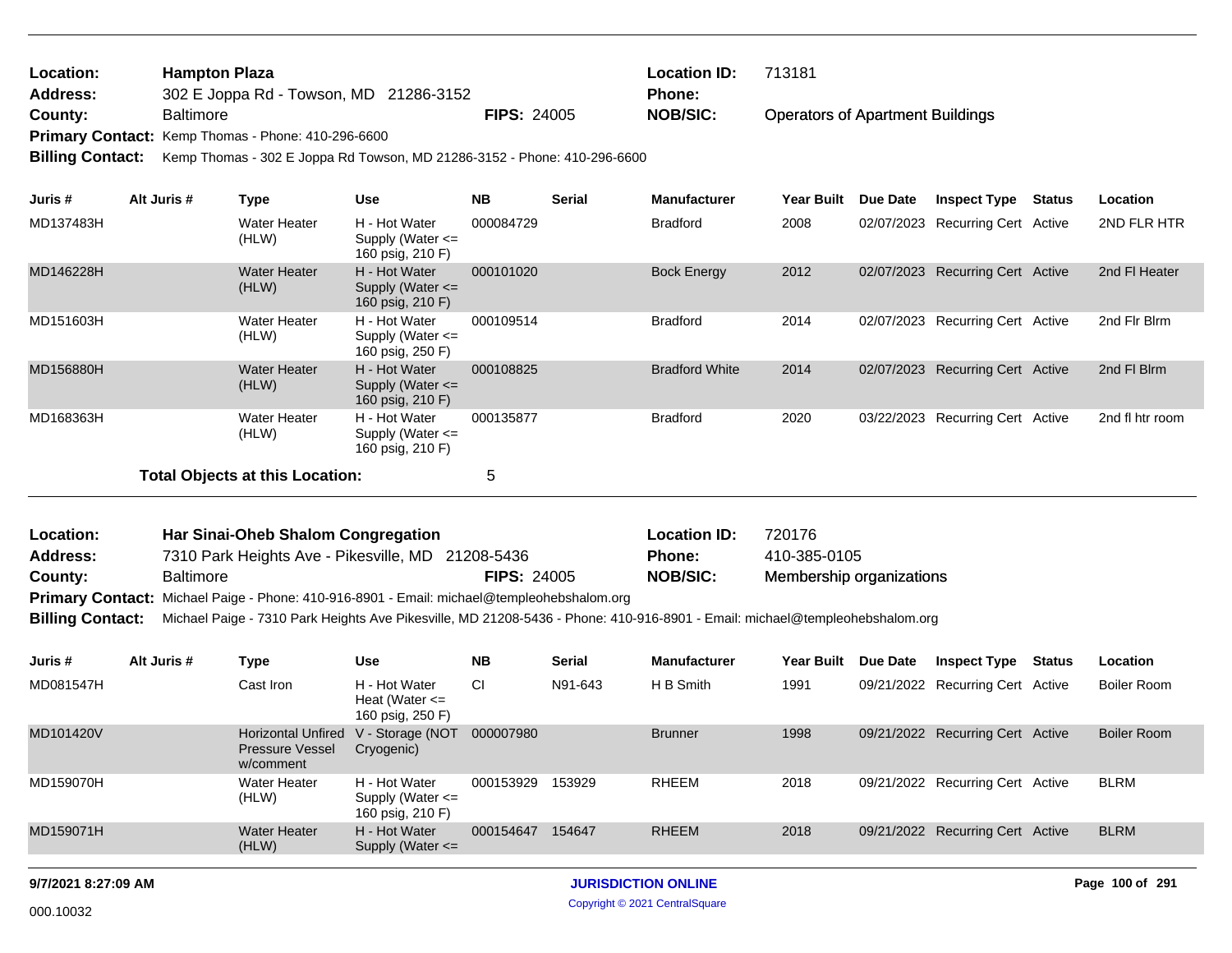| | | | | | |
|---|---|---|---|---|---|
| **Location:** | **Hampton Plaza** | | **Location ID:** | 713181 |
| **Address:** | 302 E Joppa Rd - Towson, MD 21286-3152 | | **Phone:** | |
| **County:** | Baltimore | **FIPS:** 24005 | **NOB/SIC:** | Operators of Apartment Buildings |
| **Primary Contact:** | Kemp Thomas - Phone: 410-296-6600 | | | |
| **Billing Contact:** | Kemp Thomas - 302 E Joppa Rd Towson, MD 21286-3152 - Phone: 410-296-6600 | | | |

| Juris # | Alt Juris # | Type | Use | NB | Serial | Manufacturer | Year Built | Due Date | Inspect Type | Status | Location |
|---|---|---|---|---|---|---|---|---|---|---|---|
| MD137483H | | Water Heater (HLW) | H - Hot Water Supply (Water <= 160 psig, 210 F) | 000084729 | | Bradford | 2008 | 02/07/2023 | Recurring Cert | Active | 2ND FLR HTR |
| MD146228H | | Water Heater (HLW) | H - Hot Water Supply (Water <= 160 psig, 210 F) | 000101020 | | Bock Energy | 2012 | 02/07/2023 | Recurring Cert | Active | 2nd Fl Heater |
| MD151603H | | Water Heater (HLW) | H - Hot Water Supply (Water <= 160 psig, 250 F) | 000109514 | | Bradford | 2014 | 02/07/2023 | Recurring Cert | Active | 2nd Flr Blrm |
| MD156880H | | Water Heater (HLW) | H - Hot Water Supply (Water <= 160 psig, 210 F) | 000108825 | | Bradford White | 2014 | 02/07/2023 | Recurring Cert | Active | 2nd Fl Blrm |
| MD168363H | | Water Heater (HLW) | H - Hot Water Supply (Water <= 160 psig, 210 F) | 000135877 | | Bradford | 2020 | 03/22/2023 | Recurring Cert | Active | 2nd fl htr room |

**Total Objects at this Location:** 5

| | | | | | |
|---|---|---|---|---|---|
| **Location:** | **Har Sinai-Oheb Shalom Congregation** | | **Location ID:** | 720176 |
| **Address:** | 7310 Park Heights Ave - Pikesville, MD 21208-5436 | | **Phone:** | 410-385-0105 |
| **County:** | Baltimore | **FIPS:** 24005 | **NOB/SIC:** | Membership organizations |
| **Primary Contact:** | Michael Paige - Phone: 410-916-8901 - Email: michael@templeohebshalom.org | | | |
| **Billing Contact:** | Michael Paige - 7310 Park Heights Ave Pikesville, MD 21208-5436 - Phone: 410-916-8901 - Email: michael@templeohebshalom.org | | | |

| Juris # | Alt Juris # | Type | Use | NB | Serial | Manufacturer | Year Built | Due Date | Inspect Type | Status | Location |
|---|---|---|---|---|---|---|---|---|---|---|---|
| MD081547H | | Cast Iron | H - Hot Water Heat (Water <= 160 psig, 250 F) | CI | N91-643 | H B Smith | 1991 | 09/21/2022 | Recurring Cert | Active | Boiler Room |
| MD101420V | | Horizontal Unfired Pressure Vessel w/comment | V - Storage (NOT Cryogenic) | 000007980 | | Brunner | 1998 | 09/21/2022 | Recurring Cert | Active | Boiler Room |
| MD159070H | | Water Heater (HLW) | H - Hot Water Supply (Water <= 160 psig, 210 F) | 000153929 | 153929 | RHEEM | 2018 | 09/21/2022 | Recurring Cert | Active | BLRM |
| MD159071H | | Water Heater (HLW) | H - Hot Water Supply (Water <= | 000154647 | 154647 | RHEEM | 2018 | 09/21/2022 | Recurring Cert | Active | BLRM |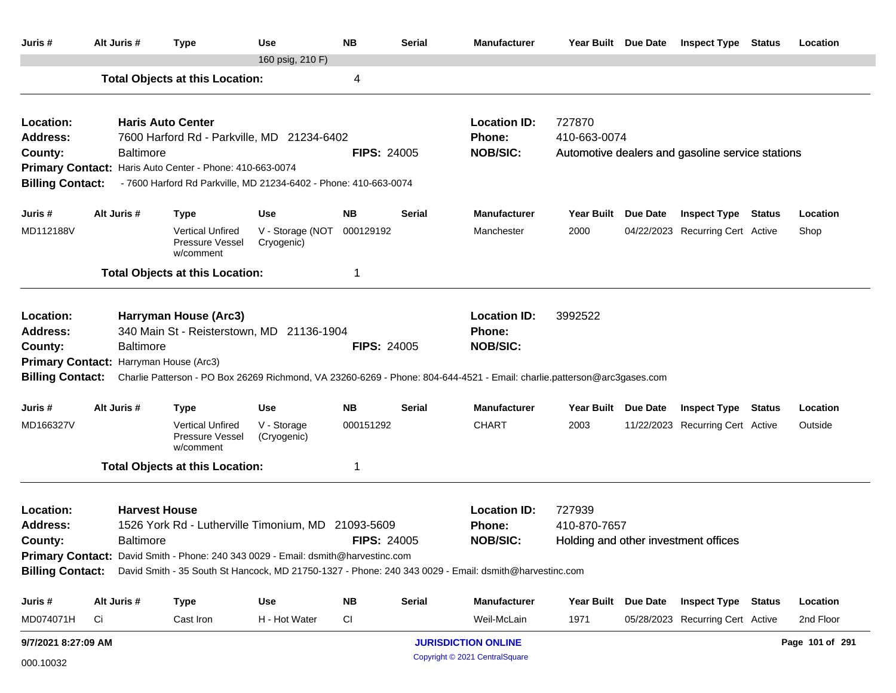| Juris # | Alt Juris # | Type | Use | NB | Serial | Manufacturer | Year Built | Due Date | Inspect Type | Status | Location |
|---|---|---|---|---|---|---|---|---|---|---|---|
| | | | 160 psig, 210 F) | | | | | | | | |

**Total Objects at this Location:** 4

---

**Location:** Haris Auto Center
**Address:** 7600 Harford Rd - Parkville, MD 21234-6402
**County:** Baltimore
**FIPS:** 24005
**Location ID:** 727870
**Phone:** 410-663-0074
**NOB/SIC:** Automotive dealers and gasoline service stations
**Primary Contact:** Haris Auto Center - Phone: 410-663-0074
**Billing Contact:** - 7600 Harford Rd Parkville, MD 21234-6402 - Phone: 410-663-0074

| Juris # | Alt Juris # | Type | Use | NB | Serial | Manufacturer | Year Built | Due Date | Inspect Type | Status | Location |
|---|---|---|---|---|---|---|---|---|---|---|---|
| MD112188V | | Vertical Unfired Pressure Vessel w/comment | V - Storage (NOT Cryogenic) | 000129192 | | Manchester | 2000 | 04/22/2023 | Recurring Cert | Active | Shop |

**Total Objects at this Location:** 1

---

**Location:** Harryman House (Arc3)
**Address:** 340 Main St - Reisterstown, MD 21136-1904
**County:** Baltimore
**FIPS:** 24005
**Location ID:** 3992522
**Phone:**
**NOB/SIC:**
**Primary Contact:** Harryman House (Arc3)
**Billing Contact:** Charlie Patterson - PO Box 26269 Richmond, VA 23260-6269 - Phone: 804-644-4521 - Email: charlie.patterson@arc3gases.com

| Juris # | Alt Juris # | Type | Use | NB | Serial | Manufacturer | Year Built | Due Date | Inspect Type | Status | Location |
|---|---|---|---|---|---|---|---|---|---|---|---|
| MD166327V | | Vertical Unfired Pressure Vessel w/comment | V - Storage (Cryogenic) | 000151292 | | CHART | 2003 | 11/22/2023 | Recurring Cert | Active | Outside |

**Total Objects at this Location:** 1

---

**Location:** Harvest House
**Address:** 1526 York Rd - Lutherville Timonium, MD 21093-5609
**County:** Baltimore
**FIPS:** 24005
**Location ID:** 727939
**Phone:** 410-870-7657
**NOB/SIC:** Holding and other investment offices
**Primary Contact:** David Smith - Phone: 240 343 0029 - Email: dsmith@harvestinc.com
**Billing Contact:** David Smith - 35 South St Hancock, MD 21750-1327 - Phone: 240 343 0029 - Email: dsmith@harvestinc.com

| Juris # | Alt Juris # | Type | Use | NB | Serial | Manufacturer | Year Built | Due Date | Inspect Type | Status | Location |
|---|---|---|---|---|---|---|---|---|---|---|---|
| MD074071H | Ci | Cast Iron | H - Hot Water | CI | | Weil-McLain | 1971 | 05/28/2023 | Recurring Cert | Active | 2nd Floor |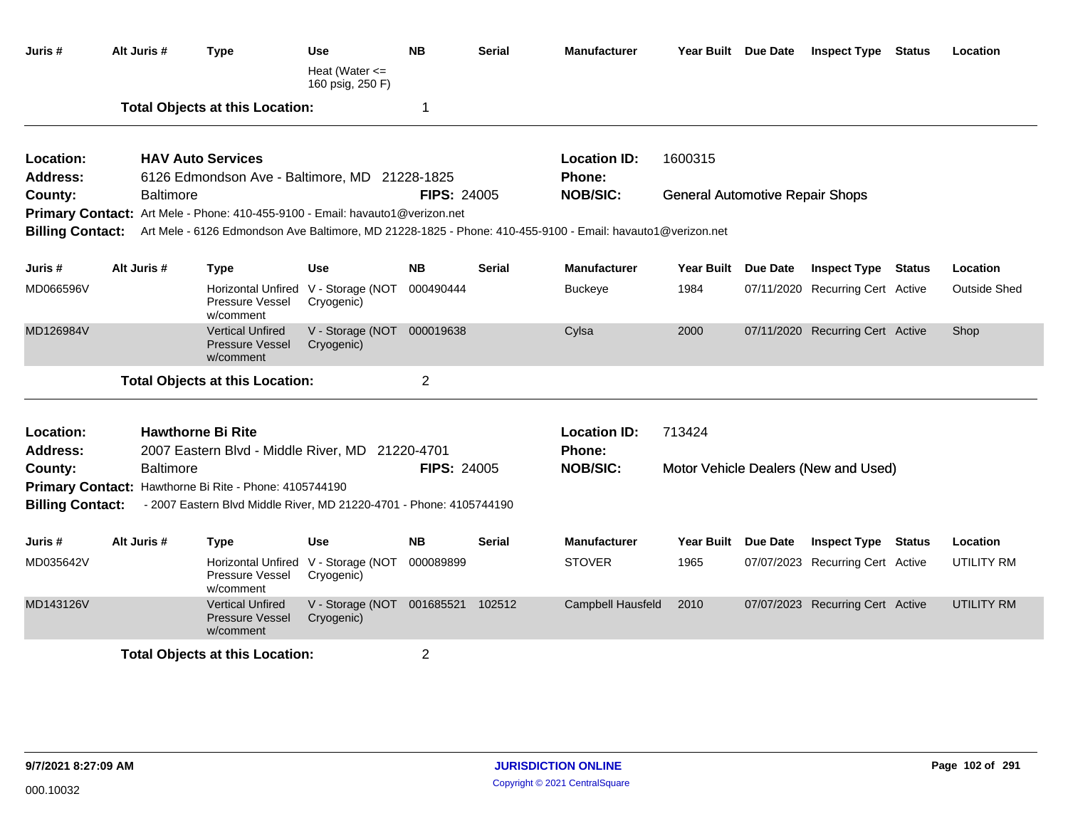| Juris # | Alt Juris # | Type | Use | NB | Serial | Manufacturer | Year Built | Due Date | Inspect Type | Status | Location |
|---|---|---|---|---|---|---|---|---|---|---|---|
| | | | Heat (Water <= 160 psig, 250 F) | | | | | | | | |

**Total Objects at this Location:** 1

---

**Location:** **HAV Auto Services** | **Location ID:** 1600315
**Address:** 6126 Edmondson Ave - Baltimore, MD 21228-1825 | **Phone:**
**County:** Baltimore | **FIPS:** 24005 | **NOB/SIC:** General Automotive Repair Shops
**Primary Contact:** Art Mele - Phone: 410-455-9100 - Email: havauto1@verizon.net
**Billing Contact:** Art Mele - 6126 Edmondson Ave Baltimore, MD 21228-1825 - Phone: 410-455-9100 - Email: havauto1@verizon.net

| Juris # | Alt Juris # | Type | Use | NB | Serial | Manufacturer | Year Built | Due Date | Inspect Type | Status | Location |
|---|---|---|---|---|---|---|---|---|---|---|---|
| MD066596V | | Horizontal Unfired Pressure Vessel w/comment | V - Storage (NOT Cryogenic) | 000490444 | | Buckeye | 1984 | 07/11/2020 | Recurring Cert | Active | Outside Shed |
| MD126984V | | Vertical Unfired Pressure Vessel w/comment | V - Storage (NOT Cryogenic) | 000019638 | | Cylsa | 2000 | 07/11/2020 | Recurring Cert | Active | Shop |

**Total Objects at this Location:** 2

---

**Location:** **Hawthorne Bi Rite** | **Location ID:** 713424
**Address:** 2007 Eastern Blvd - Middle River, MD 21220-4701 | **Phone:**
**County:** Baltimore | **FIPS:** 24005 | **NOB/SIC:** Motor Vehicle Dealers (New and Used)
**Primary Contact:** Hawthorne Bi Rite - Phone: 4105744190
**Billing Contact:** - 2007 Eastern Blvd Middle River, MD 21220-4701 - Phone: 4105744190

| Juris # | Alt Juris # | Type | Use | NB | Serial | Manufacturer | Year Built | Due Date | Inspect Type | Status | Location |
|---|---|---|---|---|---|---|---|---|---|---|---|
| MD035642V | | Horizontal Unfired Pressure Vessel w/comment | V - Storage (NOT Cryogenic) | 000089899 | | STOVER | 1965 | 07/07/2023 | Recurring Cert | Active | UTILITY RM |
| MD143126V | | Vertical Unfired Pressure Vessel w/comment | V - Storage (NOT Cryogenic) | 001685521 | 102512 | Campbell Hausfeld | 2010 | 07/07/2023 | Recurring Cert | Active | UTILITY RM |

**Total Objects at this Location:** 2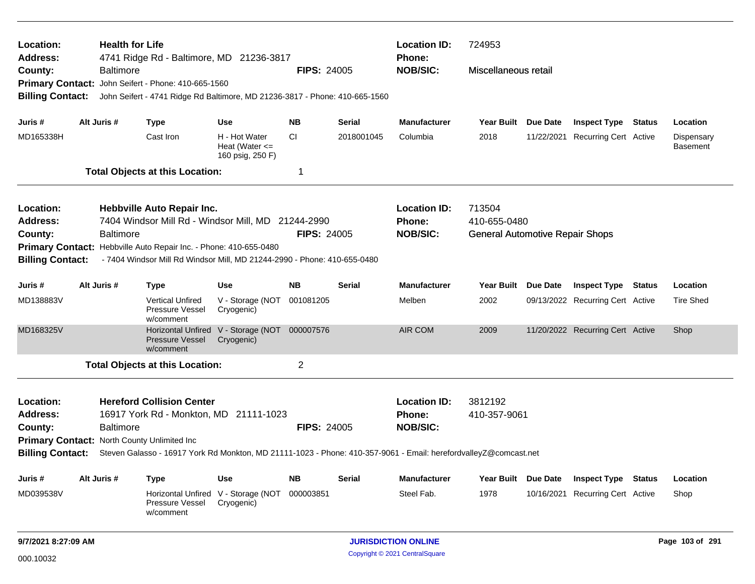**Location:** Health for Life  
**Address:** 4741 Ridge Rd - Baltimore, MD 21236-3817  
**County:** Baltimore  
**FIPS:** 24005  
**Location ID:** 724953  
**Phone:**  
**NOB/SIC:** Miscellaneous retail  
**Primary Contact:** John Seifert - Phone: 410-665-1560  
**Billing Contact:** John Seifert - 4741 Ridge Rd Baltimore, MD 21236-3817 - Phone: 410-665-1560

| Juris # | Alt Juris # | Type | Use | NB | Serial | Manufacturer | Year Built | Due Date | Inspect Type | Status | Location |
|---|---|---|---|---|---|---|---|---|---|---|---|
| MD165338H | | Cast Iron | H - Hot Water Heat (Water <= 160 psig, 250 F) | CI | 2018001045 | Columbia | 2018 | 11/22/2021 | Recurring Cert | Active | Dispensary Basement |

**Total Objects at this Location:** 1

---

**Location:** Hebbville Auto Repair Inc.  
**Address:** 7404 Windsor Mill Rd - Windsor Mill, MD 21244-2990  
**County:** Baltimore  
**FIPS:** 24005  
**Location ID:** 713504  
**Phone:** 410-655-0480  
**NOB/SIC:** General Automotive Repair Shops  
**Primary Contact:** Hebbville Auto Repair Inc. - Phone: 410-655-0480  
**Billing Contact:** - 7404 Windsor Mill Rd Windsor Mill, MD 21244-2990 - Phone: 410-655-0480

| Juris # | Alt Juris # | Type | Use | NB | Serial | Manufacturer | Year Built | Due Date | Inspect Type | Status | Location |
|---|---|---|---|---|---|---|---|---|---|---|---|
| MD138883V | | Vertical Unfired Pressure Vessel w/comment | V - Storage (NOT Cryogenic) | 001081205 | | Melben | 2002 | 09/13/2022 | Recurring Cert | Active | Tire Shed |
| MD168325V | | Horizontal Unfired Pressure Vessel w/comment | V - Storage (NOT Cryogenic) | 000007576 | | AIR COM | 2009 | 11/20/2022 | Recurring Cert | Active | Shop |

**Total Objects at this Location:** 2

---

**Location:** Hereford Collision Center  
**Address:** 16917 York Rd - Monkton, MD 21111-1023  
**County:** Baltimore  
**FIPS:** 24005  
**Location ID:** 3812192  
**Phone:** 410-357-9061  
**NOB/SIC:**  
**Primary Contact:** North County Unlimited Inc  
**Billing Contact:** Steven Galasso - 16917 York Rd Monkton, MD 21111-1023 - Phone: 410-357-9061 - Email: herefordvalleyZ@comcast.net

| Juris # | Alt Juris # | Type | Use | NB | Serial | Manufacturer | Year Built | Due Date | Inspect Type | Status | Location |
|---|---|---|---|---|---|---|---|---|---|---|---|
| MD039538V | | Horizontal Unfired Pressure Vessel w/comment | V - Storage (NOT Cryogenic) | 000003851 | | Steel Fab. | 1978 | 10/16/2021 | Recurring Cert | Active | Shop |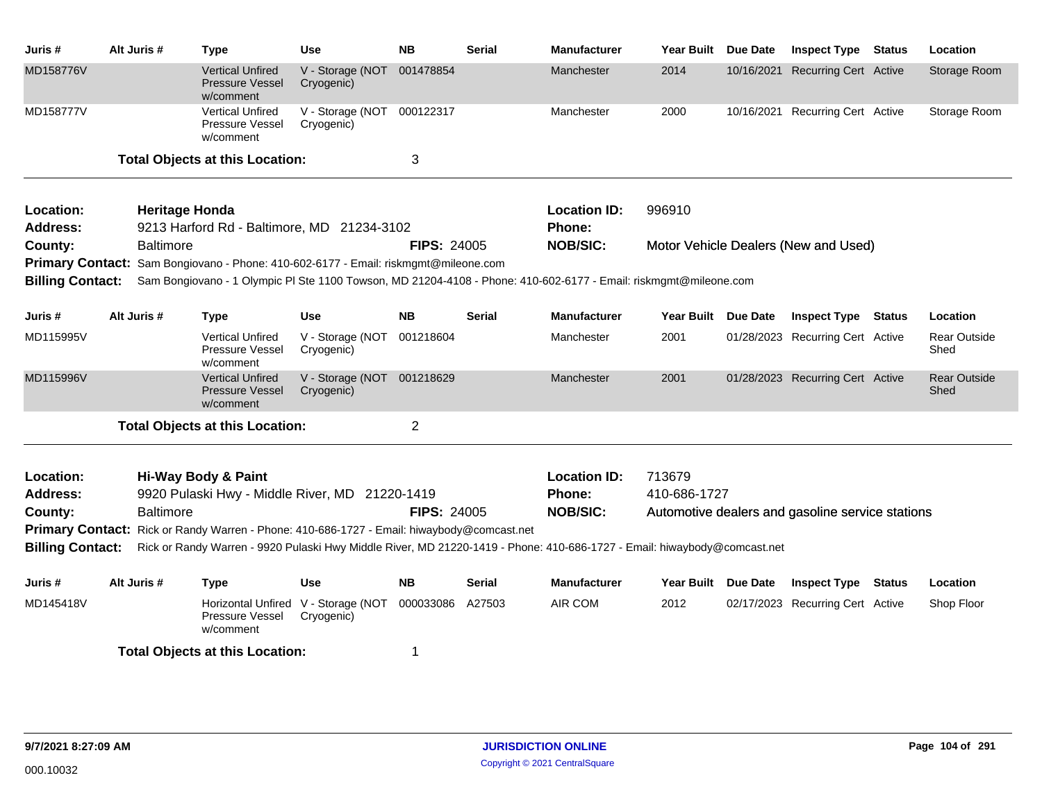| Juris # | Alt Juris # | Type | Use | NB | Serial | Manufacturer | Year Built | Due Date | Inspect Type | Status | Location |
|---|---|---|---|---|---|---|---|---|---|---|---|
| MD158776V | | Vertical Unfired Pressure Vessel w/comment | V - Storage (NOT Cryogenic) | 001478854 | | Manchester | 2014 | 10/16/2021 | Recurring Cert | Active | Storage Room |
| MD158777V | | Vertical Unfired Pressure Vessel w/comment | V - Storage (NOT Cryogenic) | 000122317 | | Manchester | 2000 | 10/16/2021 | Recurring Cert | Active | Storage Room |

**Total Objects at this Location:** 3

---

**Location:** **Heritage Honda** **Location ID:** 996910
**Address:** 9213 Harford Rd - Baltimore, MD 21234-3102 **Phone:**
**County:** Baltimore **FIPS:** 24005 **NOB/SIC:** Motor Vehicle Dealers (New and Used)
**Primary Contact:** Sam Bongiovano - Phone: 410-602-6177 - Email: riskmgmt@mileone.com
**Billing Contact:** Sam Bongiovano - 1 Olympic Pl Ste 1100 Towson, MD 21204-4108 - Phone: 410-602-6177 - Email: riskmgmt@mileone.com

| Juris # | Alt Juris # | Type | Use | NB | Serial | Manufacturer | Year Built | Due Date | Inspect Type | Status | Location |
|---|---|---|---|---|---|---|---|---|---|---|---|
| MD115995V | | Vertical Unfired Pressure Vessel w/comment | V - Storage (NOT Cryogenic) | 001218604 | | Manchester | 2001 | 01/28/2023 | Recurring Cert | Active | Rear Outside Shed |
| MD115996V | | Vertical Unfired Pressure Vessel w/comment | V - Storage (NOT Cryogenic) | 001218629 | | Manchester | 2001 | 01/28/2023 | Recurring Cert | Active | Rear Outside Shed |

**Total Objects at this Location:** 2

---

**Location:** **Hi-Way Body & Paint** **Location ID:** 713679
**Address:** 9920 Pulaski Hwy - Middle River, MD 21220-1419 **Phone:** 410-686-1727
**County:** Baltimore **FIPS:** 24005 **NOB/SIC:** Automotive dealers and gasoline service stations
**Primary Contact:** Rick or Randy Warren - Phone: 410-686-1727 - Email: hiwaybody@comcast.net
**Billing Contact:** Rick or Randy Warren - 9920 Pulaski Hwy Middle River, MD 21220-1419 - Phone: 410-686-1727 - Email: hiwaybody@comcast.net

| Juris # | Alt Juris # | Type | Use | NB | Serial | Manufacturer | Year Built | Due Date | Inspect Type | Status | Location |
|---|---|---|---|---|---|---|---|---|---|---|---|
| MD145418V | | Horizontal Unfired Pressure Vessel w/comment | V - Storage (NOT Cryogenic) | 000033086 | A27503 | AIR COM | 2012 | 02/17/2023 | Recurring Cert | Active | Shop Floor |

**Total Objects at this Location:** 1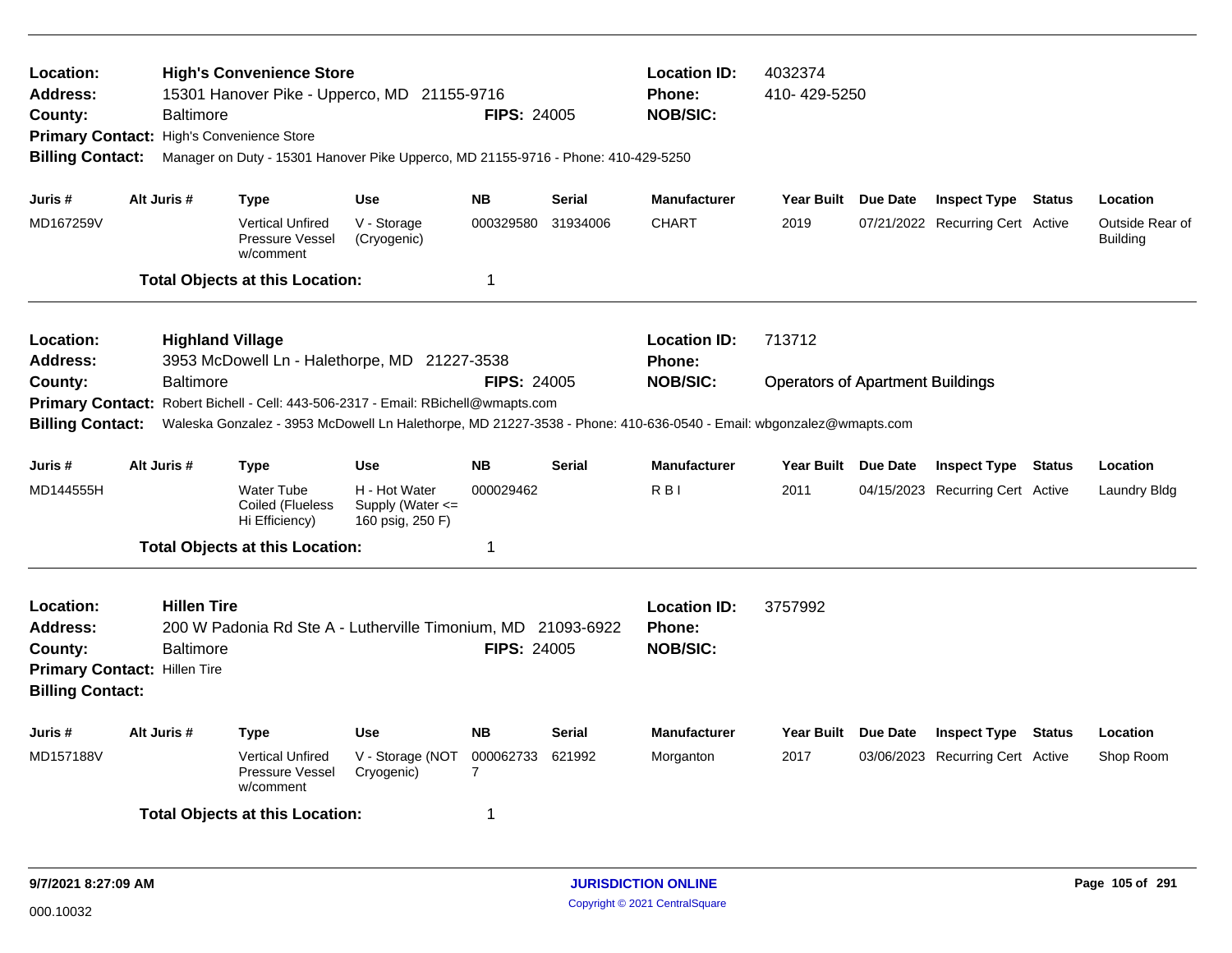**Location:** **High's Convenience Store**
**Address:** 15301 Hanover Pike - Upperco, MD 21155-9716
**County:** Baltimore
**FIPS:** 24005
**Location ID:** 4032374
**Phone:** 410- 429-5250
**NOB/SIC:**
**Primary Contact:** High's Convenience Store
**Billing Contact:** Manager on Duty - 15301 Hanover Pike Upperco, MD 21155-9716 - Phone: 410-429-5250

| Juris # | Alt Juris # | Type | Use | NB | Serial | Manufacturer | Year Built | Due Date | Inspect Type | Status | Location |
|---|---|---|---|---|---|---|---|---|---|---|---|
| MD167259V | | Vertical Unfired Pressure Vessel w/comment | V - Storage (Cryogenic) | 000329580 | 31934006 | CHART | 2019 | 07/21/2022 | Recurring Cert | Active | Outside Rear of Building |

**Total Objects at this Location:** 1

---

**Location:** **Highland Village**
**Address:** 3953 McDowell Ln - Halethorpe, MD 21227-3538
**County:** Baltimore
**FIPS:** 24005
**Location ID:** 713712
**Phone:**
**NOB/SIC:** Operators of Apartment Buildings
**Primary Contact:** Robert Bichell - Cell: 443-506-2317 - Email: RBichell@wmapts.com
**Billing Contact:** Waleska Gonzalez - 3953 McDowell Ln Halethorpe, MD 21227-3538 - Phone: 410-636-0540 - Email: wbgonzalez@wmapts.com

| Juris # | Alt Juris # | Type | Use | NB | Serial | Manufacturer | Year Built | Due Date | Inspect Type | Status | Location |
|---|---|---|---|---|---|---|---|---|---|---|---|
| MD144555H | | Water Tube Coiled (Flueless Hi Efficiency) | H - Hot Water Supply (Water <= 160 psig, 250 F) | 000029462 | | R B I | 2011 | 04/15/2023 | Recurring Cert | Active | Laundry Bldg |

**Total Objects at this Location:** 1

---

**Location:** **Hillen Tire**
**Address:** 200 W Padonia Rd Ste A - Lutherville Timonium, MD 21093-6922
**County:** Baltimore
**FIPS:** 24005
**Location ID:** 3757992
**Phone:**
**NOB/SIC:**
**Primary Contact:** Hillen Tire
**Billing Contact:**

| Juris # | Alt Juris # | Type | Use | NB | Serial | Manufacturer | Year Built | Due Date | Inspect Type | Status | Location |
|---|---|---|---|---|---|---|---|---|---|---|---|
| MD157188V | | Vertical Unfired Pressure Vessel w/comment | V - Storage (NOT Cryogenic) | 0000627337 | 621992 | Morganton | 2017 | 03/06/2023 | Recurring Cert | Active | Shop Room |

**Total Objects at this Location:** 1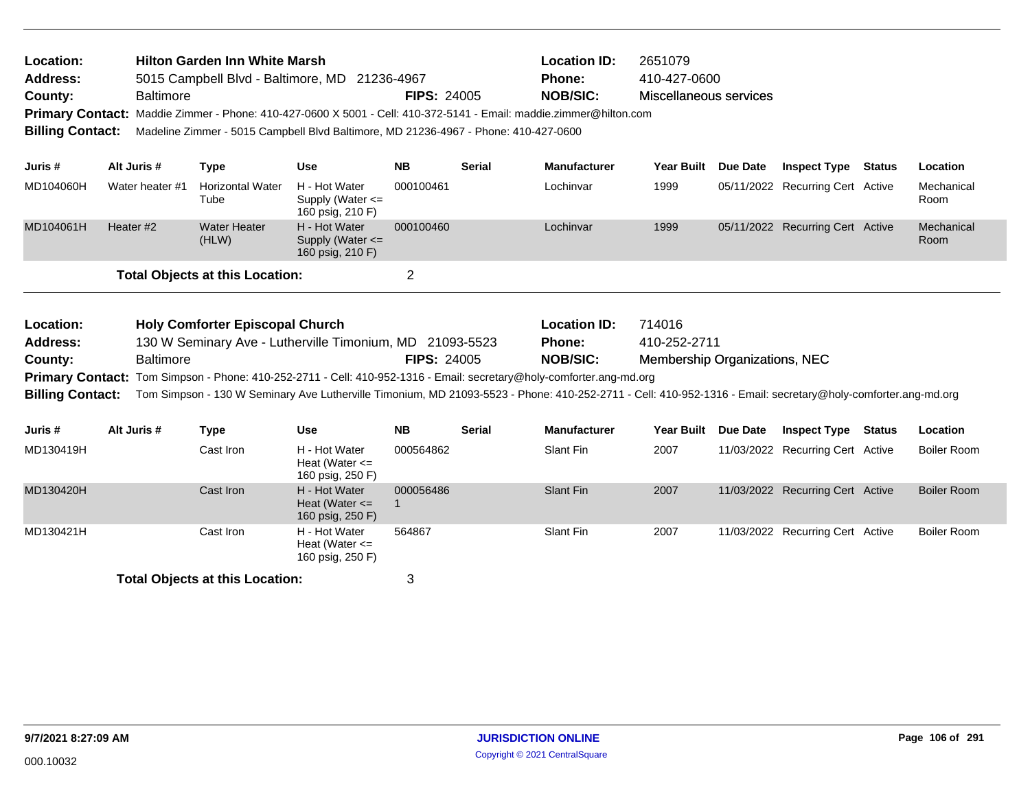**Location:** Hilton Garden Inn White Marsh
**Location ID:** 2651079
**Address:** 5015 Campbell Blvd - Baltimore, MD 21236-4967
**Phone:** 410-427-0600
**County:** Baltimore
**FIPS:** 24005
**NOB/SIC:** Miscellaneous services
**Primary Contact:** Maddie Zimmer - Phone: 410-427-0600 X 5001 - Cell: 410-372-5141 - Email: maddie.zimmer@hilton.com
**Billing Contact:** Madeline Zimmer - 5015 Campbell Blvd Baltimore, MD 21236-4967 - Phone: 410-427-0600

| Juris # | Alt Juris # | Type | Use | NB | Serial | Manufacturer | Year Built | Due Date | Inspect Type | Status | Location |
|---|---|---|---|---|---|---|---|---|---|---|---|
| MD104060H | Water heater #1 | Horizontal Water Tube | H - Hot Water Supply (Water <= 160 psig, 210 F) | 000100461 | | Lochinvar | 1999 | 05/11/2022 | Recurring Cert | Active | Mechanical Room |
| MD104061H | Heater #2 | Water Heater (HLW) | H - Hot Water Supply (Water <= 160 psig, 210 F) | 000100460 | | Lochinvar | 1999 | 05/11/2022 | Recurring Cert | Active | Mechanical Room |

**Total Objects at this Location:** 2

**Location:** Holy Comforter Episcopal Church
**Location ID:** 714016
**Address:** 130 W Seminary Ave - Lutherville Timonium, MD 21093-5523
**Phone:** 410-252-2711
**County:** Baltimore
**FIPS:** 24005
**NOB/SIC:** Membership Organizations, NEC
**Primary Contact:** Tom Simpson - Phone: 410-252-2711 - Cell: 410-952-1316 - Email: secretary@holy-comforter.ang-md.org
**Billing Contact:** Tom Simpson - 130 W Seminary Ave Lutherville Timonium, MD 21093-5523 - Phone: 410-252-2711 - Cell: 410-952-1316 - Email: secretary@holy-comforter.ang-md.org

| Juris # | Alt Juris # | Type | Use | NB | Serial | Manufacturer | Year Built | Due Date | Inspect Type | Status | Location |
|---|---|---|---|---|---|---|---|---|---|---|---|
| MD130419H | | Cast Iron | H - Hot Water Heat (Water <= 160 psig, 250 F) | 000564862 | | Slant Fin | 2007 | 11/03/2022 | Recurring Cert | Active | Boiler Room |
| MD130420H | | Cast Iron | H - Hot Water Heat (Water <= 160 psig, 250 F) | 0000564861 | | Slant Fin | 2007 | 11/03/2022 | Recurring Cert | Active | Boiler Room |
| MD130421H | | Cast Iron | H - Hot Water Heat (Water <= 160 psig, 250 F) | 564867 | | Slant Fin | 2007 | 11/03/2022 | Recurring Cert | Active | Boiler Room |

**Total Objects at this Location:** 3

9/7/2021 8:27:09 AM
000.10032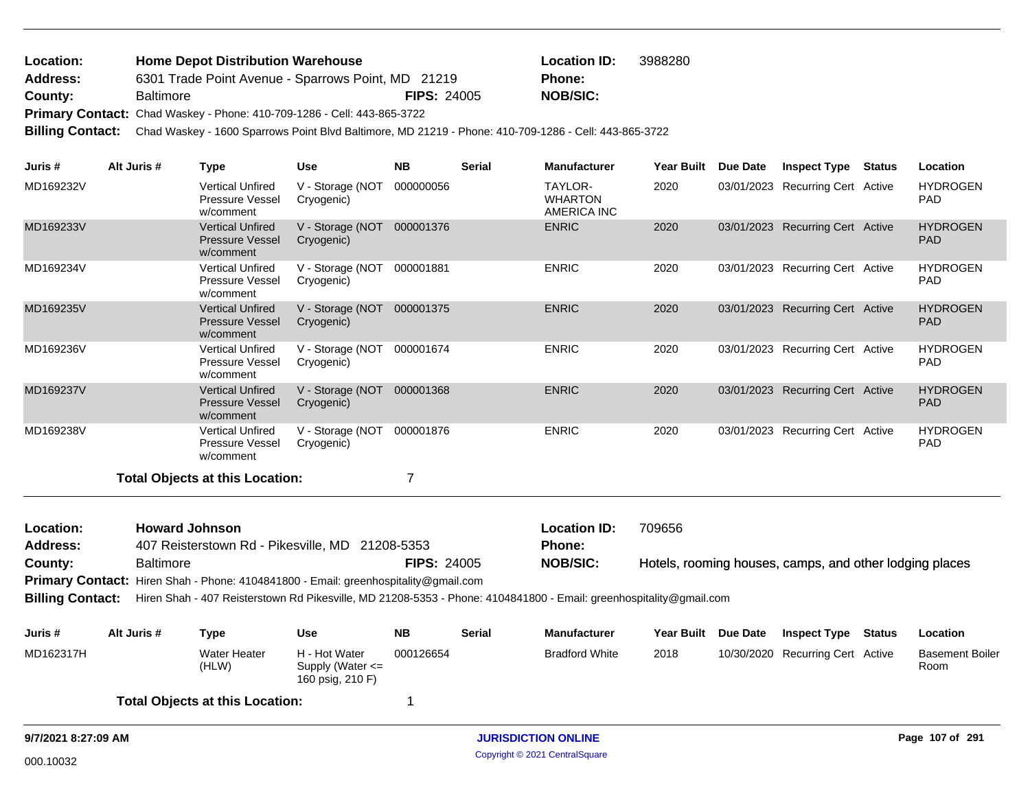**Location:** Home Depot Distribution Warehouse
**Address:** 6301 Trade Point Avenue - Sparrows Point, MD 21219
**County:** Baltimore **FIPS:** 24005
**Location ID:** 3988280
**Phone:**
**NOB/SIC:**
**Primary Contact:** Chad Waskey - Phone: 410-709-1286 - Cell: 443-865-3722
**Billing Contact:** Chad Waskey - 1600 Sparrows Point Blvd Baltimore, MD 21219 - Phone: 410-709-1286 - Cell: 443-865-3722

| Juris # | Alt Juris # | Type | Use | NB | Serial | Manufacturer | Year Built | Due Date | Inspect Type | Status | Location |
|---|---|---|---|---|---|---|---|---|---|---|---|
| MD169232V | | Vertical Unfired Pressure Vessel w/comment | V - Storage (NOT Cryogenic) | 000000056 | | TAYLOR-WHARTON AMERICA INC | 2020 | 03/01/2023 | Recurring Cert | Active | HYDROGEN PAD |
| MD169233V | | Vertical Unfired Pressure Vessel w/comment | V - Storage (NOT Cryogenic) | 000001376 | | ENRIC | 2020 | 03/01/2023 | Recurring Cert | Active | HYDROGEN PAD |
| MD169234V | | Vertical Unfired Pressure Vessel w/comment | V - Storage (NOT Cryogenic) | 000001881 | | ENRIC | 2020 | 03/01/2023 | Recurring Cert | Active | HYDROGEN PAD |
| MD169235V | | Vertical Unfired Pressure Vessel w/comment | V - Storage (NOT Cryogenic) | 000001375 | | ENRIC | 2020 | 03/01/2023 | Recurring Cert | Active | HYDROGEN PAD |
| MD169236V | | Vertical Unfired Pressure Vessel w/comment | V - Storage (NOT Cryogenic) | 000001674 | | ENRIC | 2020 | 03/01/2023 | Recurring Cert | Active | HYDROGEN PAD |
| MD169237V | | Vertical Unfired Pressure Vessel w/comment | V - Storage (NOT Cryogenic) | 000001368 | | ENRIC | 2020 | 03/01/2023 | Recurring Cert | Active | HYDROGEN PAD |
| MD169238V | | Vertical Unfired Pressure Vessel w/comment | V - Storage (NOT Cryogenic) | 000001876 | | ENRIC | 2020 | 03/01/2023 | Recurring Cert | Active | HYDROGEN PAD |

**Total Objects at this Location:** 7

**Location:** Howard Johnson
**Address:** 407 Reisterstown Rd - Pikesville, MD 21208-5353
**County:** Baltimore **FIPS:** 24005
**Location ID:** 709656
**Phone:**
**NOB/SIC:** Hotels, rooming houses, camps, and other lodging places
**Primary Contact:** Hiren Shah - Phone: 4104841800 - Email: greenhospitality@gmail.com
**Billing Contact:** Hiren Shah - 407 Reisterstown Rd Pikesville, MD 21208-5353 - Phone: 4104841800 - Email: greenhospitality@gmail.com

| Juris # | Alt Juris # | Type | Use | NB | Serial | Manufacturer | Year Built | Due Date | Inspect Type | Status | Location |
|---|---|---|---|---|---|---|---|---|---|---|---|
| MD162317H | | Water Heater (HLW) | H - Hot Water Supply (Water <= 160 psig, 210 F) | 000126654 | | Bradford White | 2018 | 10/30/2020 | Recurring Cert | Active | Basement Boiler Room |

**Total Objects at this Location:** 1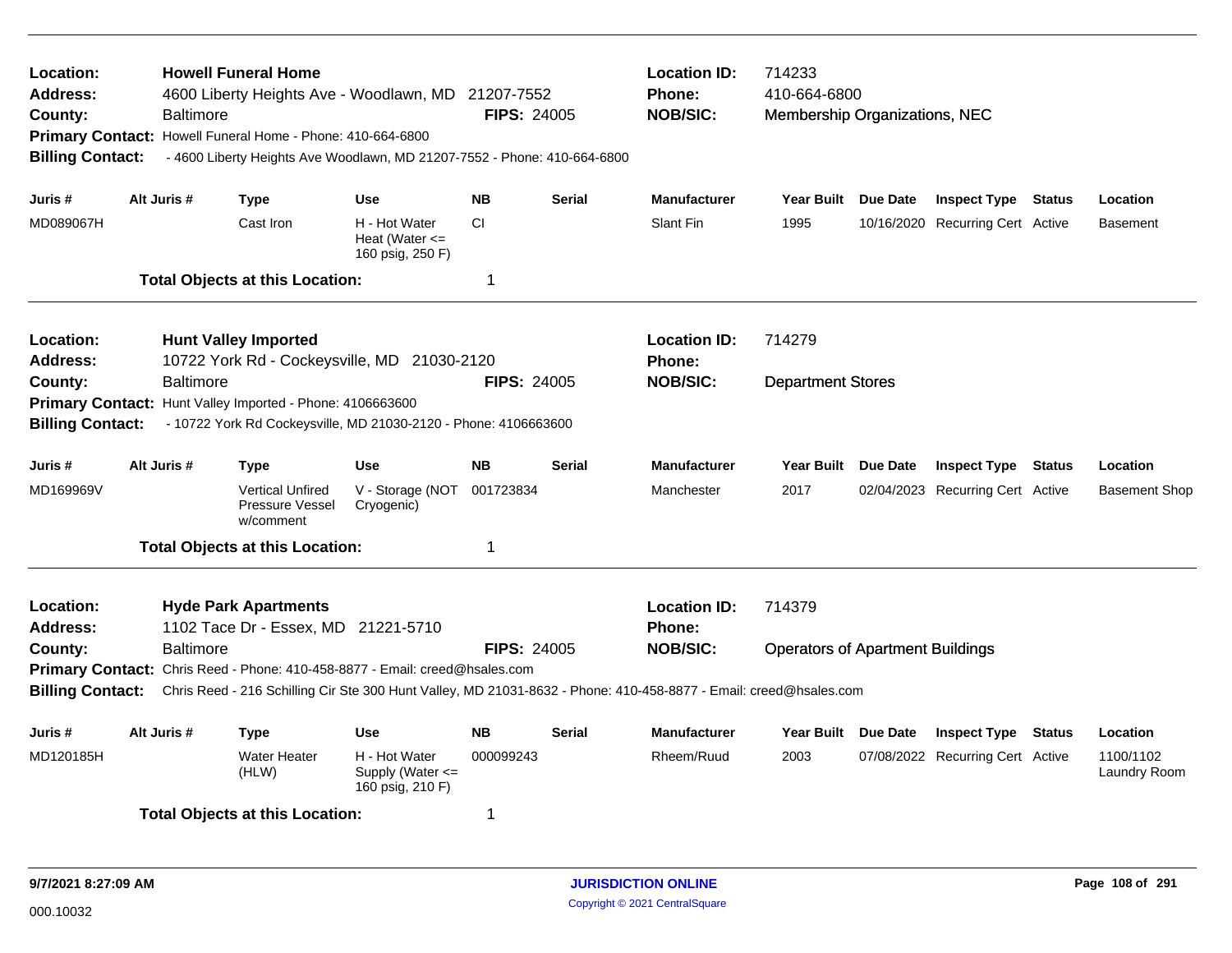**Location:** Howell Funeral Home
**Address:** 4600 Liberty Heights Ave - Woodlawn, MD 21207-7552
**County:** Baltimore **FIPS:** 24005
**Primary Contact:** Howell Funeral Home - Phone: 410-664-6800
**Billing Contact:** - 4600 Liberty Heights Ave Woodlawn, MD 21207-7552 - Phone: 410-664-6800

**Location ID:** 714233
**Phone:** 410-664-6800
**NOB/SIC:** Membership Organizations, NEC

| Juris # | Alt Juris # | Type | Use | NB | Serial | Manufacturer | Year Built | Due Date | Inspect Type | Status | Location |
|---|---|---|---|---|---|---|---|---|---|---|---|
| MD089067H | | Cast Iron | H - Hot Water Heat (Water <= 160 psig, 250 F) | CI | | Slant Fin | 1995 | 10/16/2020 | Recurring Cert | Active | Basement |

**Total Objects at this Location:** 1

---

**Location:** Hunt Valley Imported
**Address:** 10722 York Rd - Cockeysville, MD 21030-2120
**County:** Baltimore **FIPS:** 24005
**Primary Contact:** Hunt Valley Imported - Phone: 4106663600
**Billing Contact:** - 10722 York Rd Cockeysville, MD 21030-2120 - Phone: 4106663600

**Location ID:** 714279
**Phone:**
**NOB/SIC:** Department Stores

| Juris # | Alt Juris # | Type | Use | NB | Serial | Manufacturer | Year Built | Due Date | Inspect Type | Status | Location |
|---|---|---|---|---|---|---|---|---|---|---|---|
| MD169969V | | Vertical Unfired Pressure Vessel w/comment | V - Storage (NOT Cryogenic) | 001723834 | | Manchester | 2017 | 02/04/2023 | Recurring Cert | Active | Basement Shop |

**Total Objects at this Location:** 1

---

**Location:** Hyde Park Apartments
**Address:** 1102 Tace Dr - Essex, MD 21221-5710
**County:** Baltimore **FIPS:** 24005
**Primary Contact:** Chris Reed - Phone: 410-458-8877 - Email: creed@hsales.com
**Billing Contact:** Chris Reed - 216 Schilling Cir Ste 300 Hunt Valley, MD 21031-8632 - Phone: 410-458-8877 - Email: creed@hsales.com

**Location ID:** 714379
**Phone:**
**NOB/SIC:** Operators of Apartment Buildings

| Juris # | Alt Juris # | Type | Use | NB | Serial | Manufacturer | Year Built | Due Date | Inspect Type | Status | Location |
|---|---|---|---|---|---|---|---|---|---|---|---|
| MD120185H | | Water Heater (HLW) | H - Hot Water Supply (Water <= 160 psig, 210 F) | 000099243 | | Rheem/Ruud | 2003 | 07/08/2022 | Recurring Cert | Active | 1100/1102 Laundry Room |

**Total Objects at this Location:** 1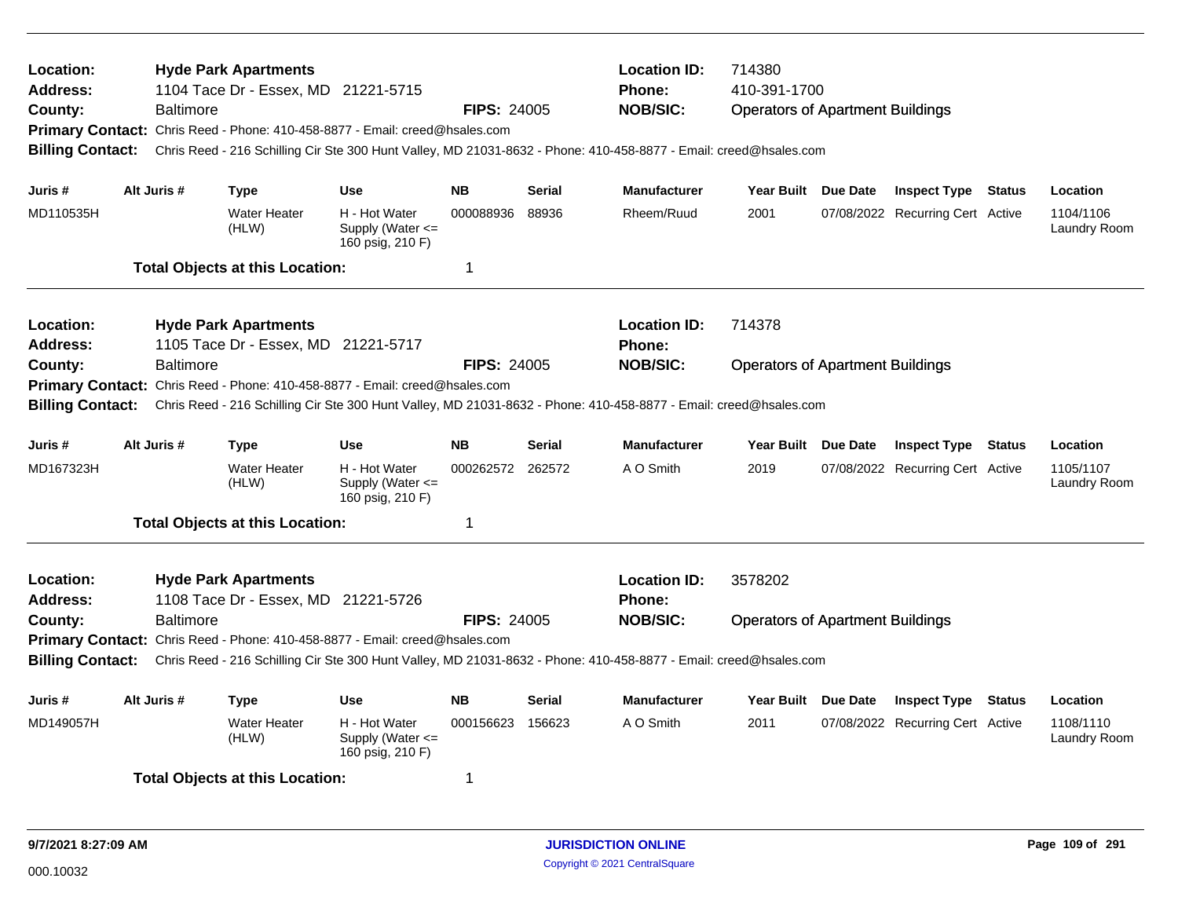**Location:** Hyde Park Apartments
**Address:** 1104 Tace Dr - Essex, MD 21221-5715
**County:** Baltimore
**FIPS:** 24005
**Location ID:** 714380
**Phone:** 410-391-1700
**NOB/SIC:** Operators of Apartment Buildings
**Primary Contact:** Chris Reed - Phone: 410-458-8877 - Email: creed@hsales.com
**Billing Contact:** Chris Reed - 216 Schilling Cir Ste 300 Hunt Valley, MD 21031-8632 - Phone: 410-458-8877 - Email: creed@hsales.com

| Juris # | Alt Juris # | Type | Use | NB | Serial | Manufacturer | Year Built | Due Date | Inspect Type | Status | Location |
|---|---|---|---|---|---|---|---|---|---|---|---|
| MD110535H | | Water Heater (HLW) | H - Hot Water Supply (Water <= 160 psig, 210 F) | 000088936 | 88936 | Rheem/Ruud | 2001 | 07/08/2022 | Recurring Cert | Active | 1104/1106 Laundry Room |

**Total Objects at this Location:** 1

---

**Location:** Hyde Park Apartments
**Address:** 1105 Tace Dr - Essex, MD 21221-5717
**County:** Baltimore
**FIPS:** 24005
**Location ID:** 714378
**Phone:**
**NOB/SIC:** Operators of Apartment Buildings
**Primary Contact:** Chris Reed - Phone: 410-458-8877 - Email: creed@hsales.com
**Billing Contact:** Chris Reed - 216 Schilling Cir Ste 300 Hunt Valley, MD 21031-8632 - Phone: 410-458-8877 - Email: creed@hsales.com

| Juris # | Alt Juris # | Type | Use | NB | Serial | Manufacturer | Year Built | Due Date | Inspect Type | Status | Location |
|---|---|---|---|---|---|---|---|---|---|---|---|
| MD167323H | | Water Heater (HLW) | H - Hot Water Supply (Water <= 160 psig, 210 F) | 000262572 | 262572 | A O Smith | 2019 | 07/08/2022 | Recurring Cert | Active | 1105/1107 Laundry Room |

**Total Objects at this Location:** 1

---

**Location:** Hyde Park Apartments
**Address:** 1108 Tace Dr - Essex, MD 21221-5726
**County:** Baltimore
**FIPS:** 24005
**Location ID:** 3578202
**Phone:**
**NOB/SIC:** Operators of Apartment Buildings
**Primary Contact:** Chris Reed - Phone: 410-458-8877 - Email: creed@hsales.com
**Billing Contact:** Chris Reed - 216 Schilling Cir Ste 300 Hunt Valley, MD 21031-8632 - Phone: 410-458-8877 - Email: creed@hsales.com

| Juris # | Alt Juris # | Type | Use | NB | Serial | Manufacturer | Year Built | Due Date | Inspect Type | Status | Location |
|---|---|---|---|---|---|---|---|---|---|---|---|
| MD149057H | | Water Heater (HLW) | H - Hot Water Supply (Water <= 160 psig, 210 F) | 000156623 | 156623 | A O Smith | 2011 | 07/08/2022 | Recurring Cert | Active | 1108/1110 Laundry Room |

**Total Objects at this Location:** 1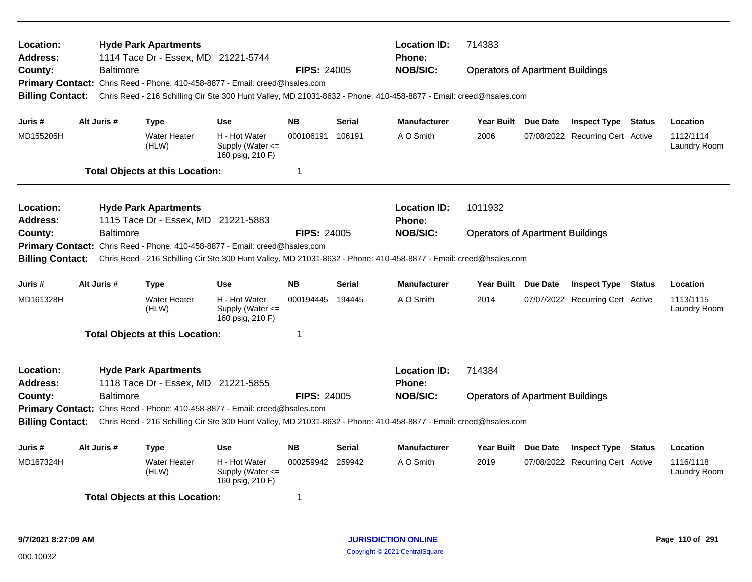**Location:** Hyde Park Apartments
**Address:** 1114 Tace Dr - Essex, MD 21221-5744
**County:** Baltimore
**FIPS:** 24005
**Location ID:** 714383
**Phone:**
**NOB/SIC:** Operators of Apartment Buildings
**Primary Contact:** Chris Reed - Phone: 410-458-8877 - Email: creed@hsales.com
**Billing Contact:** Chris Reed - 216 Schilling Cir Ste 300 Hunt Valley, MD 21031-8632 - Phone: 410-458-8877 - Email: creed@hsales.com

| Juris # | Alt Juris # | Type | Use | NB | Serial | Manufacturer | Year Built | Due Date | Inspect Type | Status | Location |
|---|---|---|---|---|---|---|---|---|---|---|---|
| MD155205H | | Water Heater (HLW) | H - Hot Water Supply (Water <= 160 psig, 210 F) | 000106191 | 106191 | A O Smith | 2006 | 07/08/2022 | Recurring Cert | Active | 1112/1114 Laundry Room |

**Total Objects at this Location:** 1

---

**Location:** Hyde Park Apartments
**Address:** 1115 Tace Dr - Essex, MD 21221-5883
**County:** Baltimore
**FIPS:** 24005
**Location ID:** 1011932
**Phone:**
**NOB/SIC:** Operators of Apartment Buildings
**Primary Contact:** Chris Reed - Phone: 410-458-8877 - Email: creed@hsales.com
**Billing Contact:** Chris Reed - 216 Schilling Cir Ste 300 Hunt Valley, MD 21031-8632 - Phone: 410-458-8877 - Email: creed@hsales.com

| Juris # | Alt Juris # | Type | Use | NB | Serial | Manufacturer | Year Built | Due Date | Inspect Type | Status | Location |
|---|---|---|---|---|---|---|---|---|---|---|---|
| MD161328H | | Water Heater (HLW) | H - Hot Water Supply (Water <= 160 psig, 210 F) | 000194445 | 194445 | A O Smith | 2014 | 07/07/2022 | Recurring Cert | Active | 1113/1115 Laundry Room |

**Total Objects at this Location:** 1

---

**Location:** Hyde Park Apartments
**Address:** 1118 Tace Dr - Essex, MD 21221-5855
**County:** Baltimore
**FIPS:** 24005
**Location ID:** 714384
**Phone:**
**NOB/SIC:** Operators of Apartment Buildings
**Primary Contact:** Chris Reed - Phone: 410-458-8877 - Email: creed@hsales.com
**Billing Contact:** Chris Reed - 216 Schilling Cir Ste 300 Hunt Valley, MD 21031-8632 - Phone: 410-458-8877 - Email: creed@hsales.com

| Juris # | Alt Juris # | Type | Use | NB | Serial | Manufacturer | Year Built | Due Date | Inspect Type | Status | Location |
|---|---|---|---|---|---|---|---|---|---|---|---|
| MD167324H | | Water Heater (HLW) | H - Hot Water Supply (Water <= 160 psig, 210 F) | 000259942 | 259942 | A O Smith | 2019 | 07/08/2022 | Recurring Cert | Active | 1116/1118 Laundry Room |

**Total Objects at this Location:** 1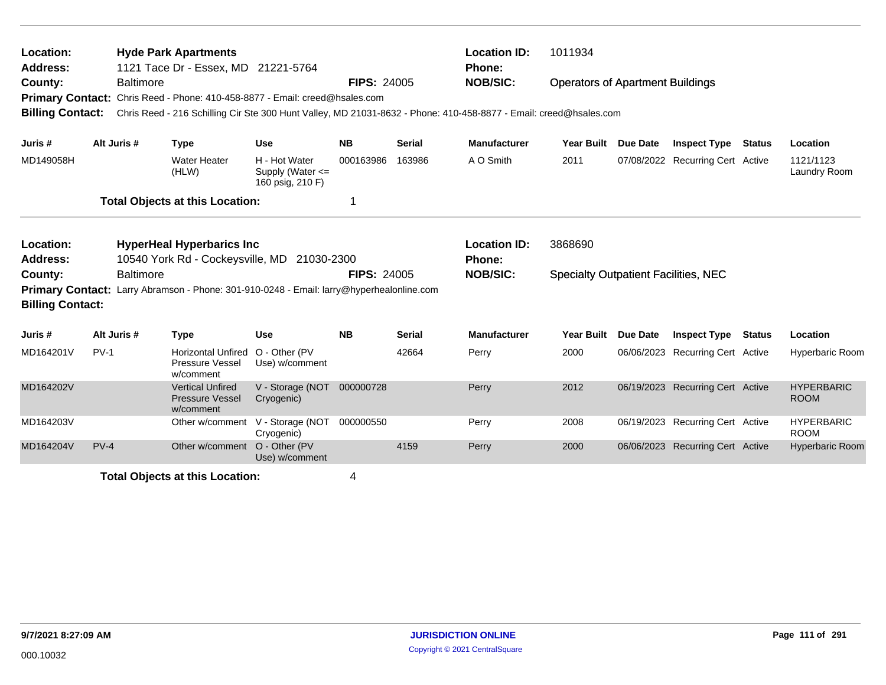**Location:** **Hyde Park Apartments** **Location ID:** 1011934
**Address:** 1121 Tace Dr - Essex, MD 21221-5764 **Phone:**
**County:** Baltimore **FIPS:** 24005 **NOB/SIC:** Operators of Apartment Buildings
**Primary Contact:** Chris Reed - Phone: 410-458-8877 - Email: creed@hsales.com
**Billing Contact:** Chris Reed - 216 Schilling Cir Ste 300 Hunt Valley, MD 21031-8632 - Phone: 410-458-8877 - Email: creed@hsales.com

| Juris # | Alt Juris # | Type | Use | NB | Serial | Manufacturer | Year Built | Due Date | Inspect Type | Status | Location |
|---|---|---|---|---|---|---|---|---|---|---|---|
| MD149058H | | Water Heater (HLW) | H - Hot Water Supply (Water <= 160 psig, 210 F) | 000163986 | 163986 | A O Smith | 2011 | 07/08/2022 | Recurring Cert | Active | 1121/1123 Laundry Room |

**Total Objects at this Location:** 1

**Location:** **HyperHeal Hyperbarics Inc** **Location ID:** 3868690
**Address:** 10540 York Rd - Cockeysville, MD 21030-2300 **Phone:**
**County:** Baltimore **FIPS:** 24005 **NOB/SIC:** Specialty Outpatient Facilities, NEC
**Primary Contact:** Larry Abramson - Phone: 301-910-0248 - Email: larry@hyperhealonline.com
**Billing Contact:**

| Juris # | Alt Juris # | Type | Use | NB | Serial | Manufacturer | Year Built | Due Date | Inspect Type | Status | Location |
|---|---|---|---|---|---|---|---|---|---|---|---|
| MD164201V | PV-1 | Horizontal Unfired Pressure Vessel w/comment | O - Other (PV Use) w/comment | | 42664 | Perry | 2000 | 06/06/2023 | Recurring Cert | Active | Hyperbaric Room |
| MD164202V | | Vertical Unfired Pressure Vessel w/comment | V - Storage (NOT Cryogenic) | 000000728 | | Perry | 2012 | 06/19/2023 | Recurring Cert | Active | HYPERBARIC ROOM |
| MD164203V | | Other w/comment | V - Storage (NOT Cryogenic) | 000000550 | | Perry | 2008 | 06/19/2023 | Recurring Cert | Active | HYPERBARIC ROOM |
| MD164204V | PV-4 | Other w/comment | O - Other (PV Use) w/comment | | 4159 | Perry | 2000 | 06/06/2023 | Recurring Cert | Active | Hyperbaric Room |

**Total Objects at this Location:** 4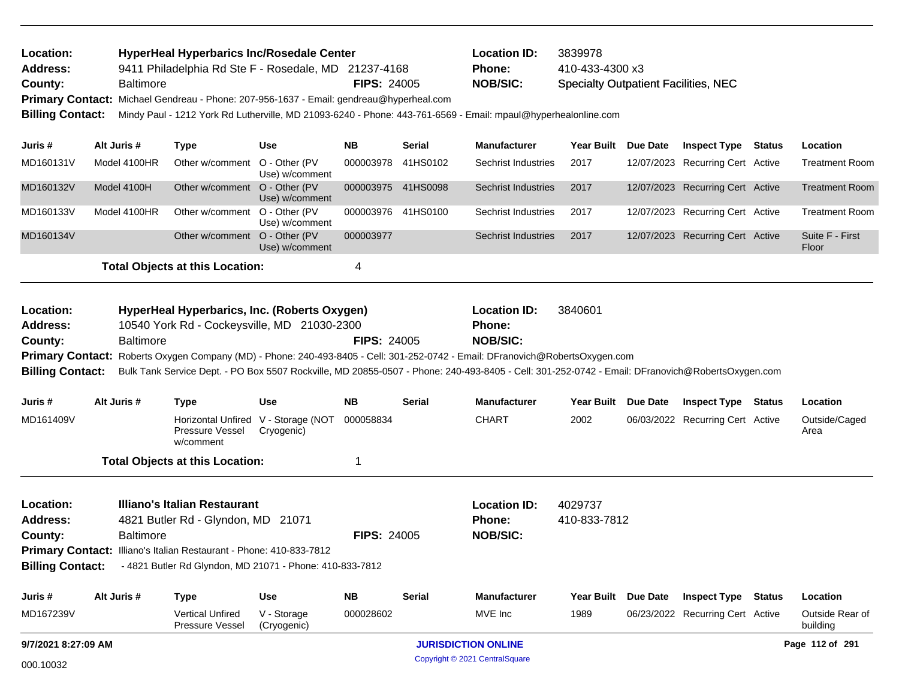**Location:** HyperHeal Hyperbarics Inc/Rosedale Center
**Address:** 9411 Philadelphia Rd Ste F - Rosedale, MD 21237-4168
**County:** Baltimore **FIPS:** 24005
**Location ID:** 3839978
**Phone:** 410-433-4300 x3
**NOB/SIC:** Specialty Outpatient Facilities, NEC
**Primary Contact:** Michael Gendreau - Phone: 207-956-1637 - Email: gendreau@hyperheal.com
**Billing Contact:** Mindy Paul - 1212 York Rd Lutherville, MD 21093-6240 - Phone: 443-761-6569 - Email: mpaul@hyperhealonline.com

| Juris # | Alt Juris # | Type | Use | NB | Serial | Manufacturer | Year Built | Due Date | Inspect Type | Status | Location |
|---|---|---|---|---|---|---|---|---|---|---|---|
| MD160131V | Model 4100HR | Other w/comment | O - Other (PV Use) w/comment | 000003978 | 41HS0102 | Sechrist Industries | 2017 | 12/07/2023 | Recurring Cert | Active | Treatment Room |
| MD160132V | Model 4100H | Other w/comment | O - Other (PV Use) w/comment | 000003975 | 41HS0098 | Sechrist Industries | 2017 | 12/07/2023 | Recurring Cert | Active | Treatment Room |
| MD160133V | Model 4100HR | Other w/comment | O - Other (PV Use) w/comment | 000003976 | 41HS0100 | Sechrist Industries | 2017 | 12/07/2023 | Recurring Cert | Active | Treatment Room |
| MD160134V | | Other w/comment | O - Other (PV Use) w/comment | 000003977 | | Sechrist Industries | 2017 | 12/07/2023 | Recurring Cert | Active | Suite F - First Floor |

**Total Objects at this Location:** 4

---

**Location:** HyperHeal Hyperbarics, Inc. (Roberts Oxygen)
**Address:** 10540 York Rd - Cockeysville, MD 21030-2300
**County:** Baltimore **FIPS:** 24005
**Location ID:** 3840601
**Phone:**
**NOB/SIC:**
**Primary Contact:** Roberts Oxygen Company (MD) - Phone: 240-493-8405 - Cell: 301-252-0742 - Email: DFranovich@RobertsOxygen.com
**Billing Contact:** Bulk Tank Service Dept. - PO Box 5507 Rockville, MD 20855-0507 - Phone: 240-493-8405 - Cell: 301-252-0742 - Email: DFranovich@RobertsOxygen.com

| Juris # | Alt Juris # | Type | Use | NB | Serial | Manufacturer | Year Built | Due Date | Inspect Type | Status | Location |
|---|---|---|---|---|---|---|---|---|---|---|---|
| MD161409V | | Horizontal Unfired Pressure Vessel w/comment | V - Storage (NOT Cryogenic) | 000058834 | | CHART | 2002 | 06/03/2022 | Recurring Cert | Active | Outside/Caged Area |

**Total Objects at this Location:** 1

---

**Location:** Illiano's Italian Restaurant
**Address:** 4821 Butler Rd - Glyndon, MD 21071
**County:** Baltimore **FIPS:** 24005
**Location ID:** 4029737
**Phone:** 410-833-7812
**NOB/SIC:**
**Primary Contact:** Illiano's Italian Restaurant - Phone: 410-833-7812
**Billing Contact:** - 4821 Butler Rd Glyndon, MD 21071 - Phone: 410-833-7812

| Juris # | Alt Juris # | Type | Use | NB | Serial | Manufacturer | Year Built | Due Date | Inspect Type | Status | Location |
|---|---|---|---|---|---|---|---|---|---|---|---|
| MD167239V | | Vertical Unfired Pressure Vessel | V - Storage (Cryogenic) | 000028602 | | MVE Inc | 1989 | 06/23/2022 | Recurring Cert | Active | Outside Rear of building |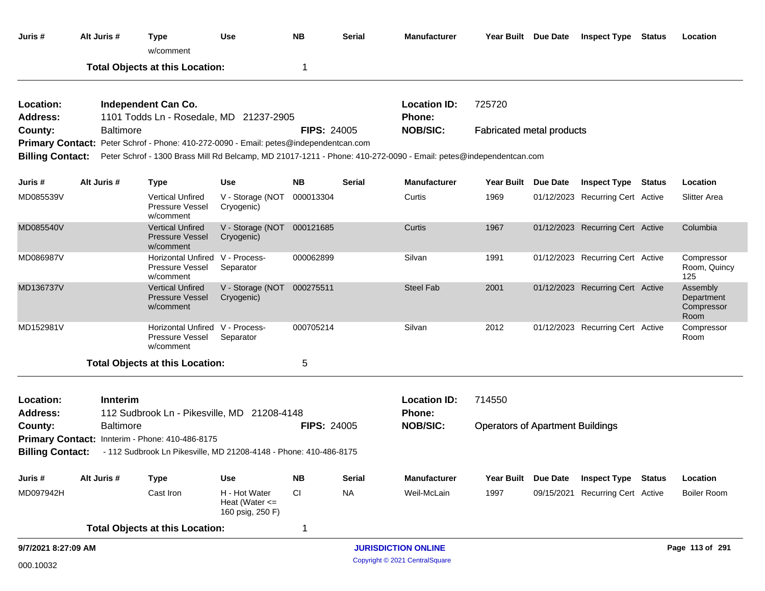| Juris # | Alt Juris # | Type | Use | NB | Serial | Manufacturer | Year Built | Due Date | Inspect Type | Status | Location |
|---|---|---|---|---|---|---|---|---|---|---|---|
| | | w/comment | | | | | | | | | |

**Total Objects at this Location:** 1

---

**Location:** Independent Can Co.
**Location ID:** 725720
**Address:** 1101 Todds Ln - Rosedale, MD 21237-2905
**Phone:**
**County:** Baltimore
**FIPS:** 24005
**NOB/SIC:** Fabricated metal products
**Primary Contact:** Peter Schrof - Phone: 410-272-0090 - Email: petes@independentcan.com
**Billing Contact:** Peter Schrof - 1300 Brass Mill Rd Belcamp, MD 21017-1211 - Phone: 410-272-0090 - Email: petes@independentcan.com

| Juris # | Alt Juris # | Type | Use | NB | Serial | Manufacturer | Year Built | Due Date | Inspect Type | Status | Location |
|---|---|---|---|---|---|---|---|---|---|---|---|
| MD085539V | | Vertical Unfired Pressure Vessel w/comment | V - Storage (NOT Cryogenic) | 000013304 | | Curtis | 1969 | 01/12/2023 | Recurring Cert | Active | Slitter Area |
| MD085540V | | Vertical Unfired Pressure Vessel w/comment | V - Storage (NOT Cryogenic) | 000121685 | | Curtis | 1967 | 01/12/2023 | Recurring Cert | Active | Columbia |
| MD086987V | | Horizontal Unfired Pressure Vessel w/comment | V - Process-Separator | 000062899 | | Silvan | 1991 | 01/12/2023 | Recurring Cert | Active | Compressor Room, Quincy 125 |
| MD136737V | | Vertical Unfired Pressure Vessel w/comment | V - Storage (NOT Cryogenic) | 000275511 | | Steel Fab | 2001 | 01/12/2023 | Recurring Cert | Active | Assembly Department Compressor Room |
| MD152981V | | Horizontal Unfired Pressure Vessel w/comment | V - Process-Separator | 000705214 | | Silvan | 2012 | 01/12/2023 | Recurring Cert | Active | Compressor Room |

**Total Objects at this Location:** 5

---

**Location:** Innterim
**Location ID:** 714550
**Address:** 112 Sudbrook Ln - Pikesville, MD 21208-4148
**Phone:**
**County:** Baltimore
**FIPS:** 24005
**NOB/SIC:** Operators of Apartment Buildings
**Primary Contact:** Innterim - Phone: 410-486-8175
**Billing Contact:** - 112 Sudbrook Ln Pikesville, MD 21208-4148 - Phone: 410-486-8175

| Juris # | Alt Juris # | Type | Use | NB | Serial | Manufacturer | Year Built | Due Date | Inspect Type | Status | Location |
|---|---|---|---|---|---|---|---|---|---|---|---|
| MD097942H | | Cast Iron | H - Hot Water Heat (Water <= 160 psig, 250 F) | CI | NA | Weil-McLain | 1997 | 09/15/2021 | Recurring Cert | Active | Boiler Room |

**Total Objects at this Location:** 1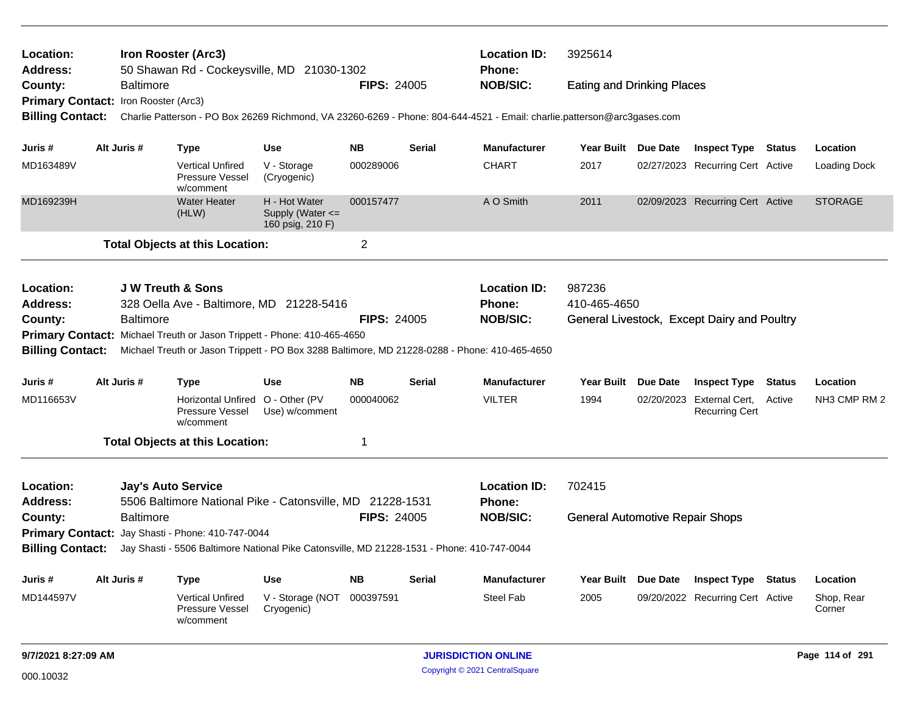| | | | |
|---|---|---|---|
| **Location:** | **Iron Rooster (Arc3)** | **Location ID:** | 3925614 |
| **Address:** | 50 Shawan Rd - Cockeysville, MD 21030-1302 | **Phone:** | |
| **County:** | Baltimore **FIPS:** 24005 | **NOB/SIC:** | Eating and Drinking Places |
| **Primary Contact:** | Iron Rooster (Arc3) | | |
| **Billing Contact:** | Charlie Patterson - PO Box 26269 Richmond, VA 23260-6269 - Phone: 804-644-4521 - Email: charlie.patterson@arc3gases.com | | |

| Juris # | Alt Juris # | Type | Use | NB | Serial | Manufacturer | Year Built | Due Date | Inspect Type | Status | Location |
|---|---|---|---|---|---|---|---|---|---|---|---|
| MD163489V | | Vertical Unfired Pressure Vessel w/comment | V - Storage (Cryogenic) | 000289006 | | CHART | 2017 | 02/27/2023 | Recurring Cert | Active | Loading Dock |
| MD169239H | | Water Heater (HLW) | H - Hot Water Supply (Water <= 160 psig, 210 F) | 000157477 | | A O Smith | 2011 | 02/09/2023 | Recurring Cert | Active | STORAGE |

**Total Objects at this Location:** 2

| | | | |
|---|---|---|---|
| **Location:** | **J W Treuth & Sons** | **Location ID:** | 987236 |
| **Address:** | 328 Oella Ave - Baltimore, MD 21228-5416 | **Phone:** | 410-465-4650 |
| **County:** | Baltimore **FIPS:** 24005 | **NOB/SIC:** | General Livestock, Except Dairy and Poultry |
| **Primary Contact:** | Michael Treuth or Jason Trippett - Phone: 410-465-4650 | | |
| **Billing Contact:** | Michael Treuth or Jason Trippett - PO Box 3288 Baltimore, MD 21228-0288 - Phone: 410-465-4650 | | |

| Juris # | Alt Juris # | Type | Use | NB | Serial | Manufacturer | Year Built | Due Date | Inspect Type | Status | Location |
|---|---|---|---|---|---|---|---|---|---|---|---|
| MD116653V | | Horizontal Unfired Pressure Vessel w/comment | O - Other (PV Use) w/comment | 000040062 | | VILTER | 1994 | 02/20/2023 | External Cert, Recurring Cert | Active | NH3 CMP RM 2 |

**Total Objects at this Location:** 1

| | | | |
|---|---|---|---|
| **Location:** | **Jay's Auto Service** | **Location ID:** | 702415 |
| **Address:** | 5506 Baltimore National Pike - Catonsville, MD 21228-1531 | **Phone:** | |
| **County:** | Baltimore **FIPS:** 24005 | **NOB/SIC:** | General Automotive Repair Shops |
| **Primary Contact:** | Jay Shasti - Phone: 410-747-0044 | | |
| **Billing Contact:** | Jay Shasti - 5506 Baltimore National Pike Catonsville, MD 21228-1531 - Phone: 410-747-0044 | | |

| Juris # | Alt Juris # | Type | Use | NB | Serial | Manufacturer | Year Built | Due Date | Inspect Type | Status | Location |
|---|---|---|---|---|---|---|---|---|---|---|---|
| MD144597V | | Vertical Unfired Pressure Vessel w/comment | V - Storage (NOT Cryogenic) | 000397591 | | Steel Fab | 2005 | 09/20/2022 | Recurring Cert | Active | Shop, Rear Corner |

9/7/2021 8:27:09 AM

000.10032

JURISDICTION ONLINE

Copyright © 2021 CentralSquare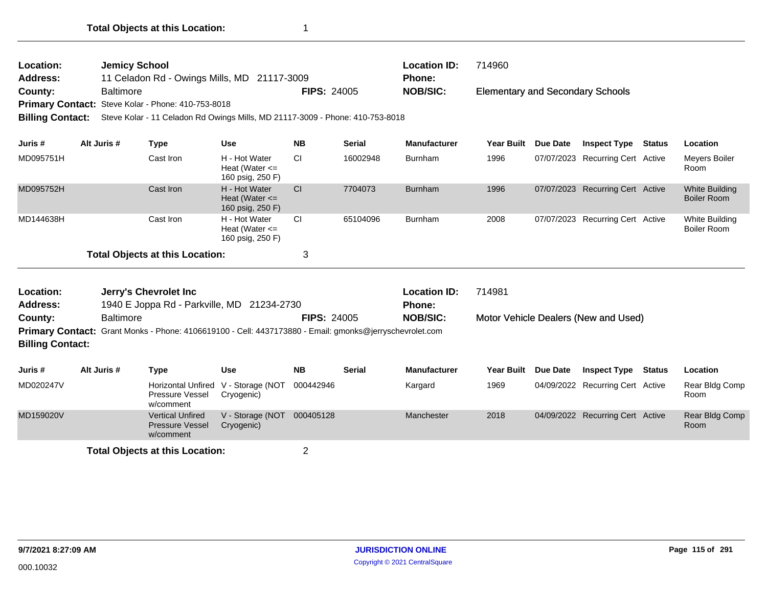**Total Objects at this Location:** 1

---

| | | | |
|---|---|---|---|
| **Location:** | **Jemicy School** | **Location ID:** | 714960 |
| **Address:** | 11 Celadon Rd - Owings Mills, MD 21117-3009 | **Phone:** | |
| **County:** | Baltimore **FIPS:** 24005 | **NOB/SIC:** | Elementary and Secondary Schools |
| **Primary Contact:** | Steve Kolar - Phone: 410-753-8018 | | |
| **Billing Contact:** | Steve Kolar - 11 Celadon Rd Owings Mills, MD 21117-3009 - Phone: 410-753-8018 | | |

| Juris # | Alt Juris # | Type | Use | NB | Serial | Manufacturer | Year Built | Due Date | Inspect Type | Status | Location |
|---|---|---|---|---|---|---|---|---|---|---|---|
| MD095751H | | Cast Iron | H - Hot Water Heat (Water <= 160 psig, 250 F) | CI | 16002948 | Burnham | 1996 | 07/07/2023 | Recurring Cert | Active | Meyers Boiler Room |
| MD095752H | | Cast Iron | H - Hot Water Heat (Water <= 160 psig, 250 F) | CI | 7704073 | Burnham | 1996 | 07/07/2023 | Recurring Cert | Active | White Building Boiler Room |
| MD144638H | | Cast Iron | H - Hot Water Heat (Water <= 160 psig, 250 F) | CI | 65104096 | Burnham | 2008 | 07/07/2023 | Recurring Cert | Active | White Building Boiler Room |

**Total Objects at this Location:** 3

---

| | | | |
|---|---|---|---|
| **Location:** | **Jerry's Chevrolet Inc** | **Location ID:** | 714981 |
| **Address:** | 1940 E Joppa Rd - Parkville, MD 21234-2730 | **Phone:** | |
| **County:** | Baltimore **FIPS:** 24005 | **NOB/SIC:** | Motor Vehicle Dealers (New and Used) |
| **Primary Contact:** | Grant Monks - Phone: 4106619100 - Cell: 4437173880 - Email: gmonks@jerryschevrolet.com | | |
| **Billing Contact:** | | | |

| Juris # | Alt Juris # | Type | Use | NB | Serial | Manufacturer | Year Built | Due Date | Inspect Type | Status | Location |
|---|---|---|---|---|---|---|---|---|---|---|---|
| MD020247V | | Horizontal Unfired Pressure Vessel w/comment | V - Storage (NOT Cryogenic) | 000442946 | | Kargard | 1969 | 04/09/2022 | Recurring Cert | Active | Rear Bldg Comp Room |
| MD159020V | | Vertical Unfired Pressure Vessel w/comment | V - Storage (NOT Cryogenic) | 000405128 | | Manchester | 2018 | 04/09/2022 | Recurring Cert | Active | Rear Bldg Comp Room |

**Total Objects at this Location:** 2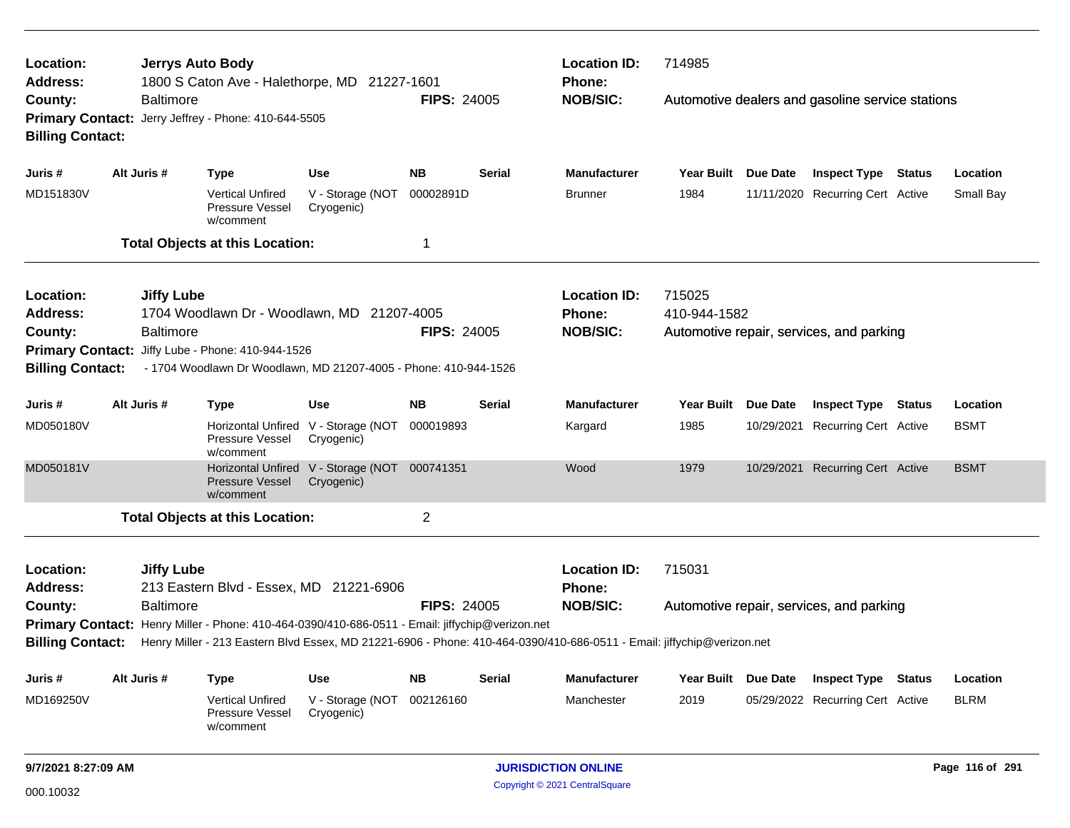**Location:** Jerrys Auto Body
**Address:** 1800 S Caton Ave - Halethorpe, MD 21227-1601
**County:** Baltimore **FIPS:** 24005
**Primary Contact:** Jerry Jeffrey - Phone: 410-644-5505
**Billing Contact:**

**Location ID:** 714985
**Phone:**
**NOB/SIC:** Automotive dealers and gasoline service stations

| Juris # | Alt Juris # | Type | Use | NB | Serial | Manufacturer | Year Built | Due Date | Inspect Type | Status | Location |
|---|---|---|---|---|---|---|---|---|---|---|---|
| MD151830V | | Vertical Unfired Pressure Vessel w/comment | V - Storage (NOT Cryogenic) | 00002891D | | Brunner | 1984 | 11/11/2020 | Recurring Cert | Active | Small Bay |

**Total Objects at this Location:** 1

---

**Location:** Jiffy Lube
**Address:** 1704 Woodlawn Dr - Woodlawn, MD 21207-4005
**County:** Baltimore **FIPS:** 24005
**Primary Contact:** Jiffy Lube - Phone: 410-944-1526
**Billing Contact:** - 1704 Woodlawn Dr Woodlawn, MD 21207-4005 - Phone: 410-944-1526

**Location ID:** 715025
**Phone:** 410-944-1582
**NOB/SIC:** Automotive repair, services, and parking

| Juris # | Alt Juris # | Type | Use | NB | Serial | Manufacturer | Year Built | Due Date | Inspect Type | Status | Location |
|---|---|---|---|---|---|---|---|---|---|---|---|
| MD050180V | | Horizontal Unfired Pressure Vessel w/comment | V - Storage (NOT Cryogenic) | 000019893 | | Kargard | 1985 | 10/29/2021 | Recurring Cert | Active | BSMT |
| MD050181V | | Horizontal Unfired Pressure Vessel w/comment | V - Storage (NOT Cryogenic) | 000741351 | | Wood | 1979 | 10/29/2021 | Recurring Cert | Active | BSMT |

**Total Objects at this Location:** 2

---

**Location:** Jiffy Lube
**Address:** 213 Eastern Blvd - Essex, MD 21221-6906
**County:** Baltimore **FIPS:** 24005
**Primary Contact:** Henry Miller - Phone: 410-464-0390/410-686-0511 - Email: jiffychip@verizon.net
**Billing Contact:** Henry Miller - 213 Eastern Blvd Essex, MD 21221-6906 - Phone: 410-464-0390/410-686-0511 - Email: jiffychip@verizon.net

**Location ID:** 715031
**Phone:**
**NOB/SIC:** Automotive repair, services, and parking

| Juris # | Alt Juris # | Type | Use | NB | Serial | Manufacturer | Year Built | Due Date | Inspect Type | Status | Location |
|---|---|---|---|---|---|---|---|---|---|---|---|
| MD169250V | | Vertical Unfired Pressure Vessel w/comment | V - Storage (NOT Cryogenic) | 002126160 | | Manchester | 2019 | 05/29/2022 | Recurring Cert | Active | BLRM |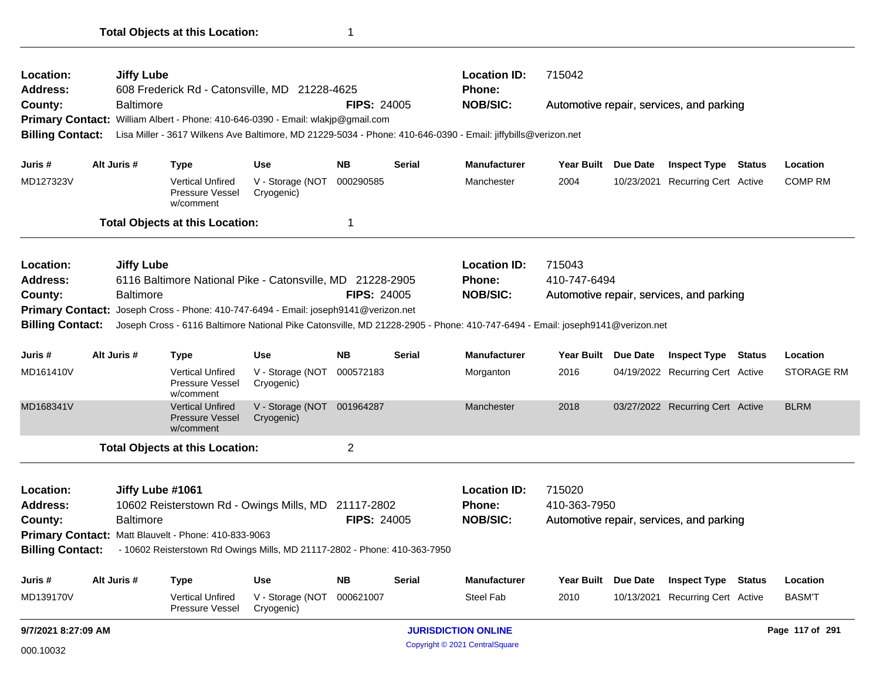**Total Objects at this Location:** 1

---

**Location:** Jiffy Lube
**Address:** 608 Frederick Rd - Catonsville, MD 21228-4625
**County:** Baltimore **FIPS:** 24005
**Location ID:** 715042
**Phone:**
**NOB/SIC:** Automotive repair, services, and parking
**Primary Contact:** William Albert - Phone: 410-646-0390 - Email: wlakjp@gmail.com
**Billing Contact:** Lisa Miller - 3617 Wilkens Ave Baltimore, MD 21229-5034 - Phone: 410-646-0390 - Email: jiffybills@verizon.net

| Juris # | Alt Juris # | Type | Use | NB | Serial | Manufacturer | Year Built | Due Date | Inspect Type | Status | Location |
|---|---|---|---|---|---|---|---|---|---|---|---|
| MD127323V | | Vertical Unfired Pressure Vessel w/comment | V - Storage (NOT Cryogenic) | 000290585 | | Manchester | 2004 | 10/23/2021 | Recurring Cert | Active | COMP RM |

**Total Objects at this Location:** 1

---

**Location:** Jiffy Lube
**Address:** 6116 Baltimore National Pike - Catonsville, MD 21228-2905
**County:** Baltimore **FIPS:** 24005
**Location ID:** 715043
**Phone:** 410-747-6494
**NOB/SIC:** Automotive repair, services, and parking
**Primary Contact:** Joseph Cross - Phone: 410-747-6494 - Email: joseph9141@verizon.net
**Billing Contact:** Joseph Cross - 6116 Baltimore National Pike Catonsville, MD 21228-2905 - Phone: 410-747-6494 - Email: joseph9141@verizon.net

| Juris # | Alt Juris # | Type | Use | NB | Serial | Manufacturer | Year Built | Due Date | Inspect Type | Status | Location |
|---|---|---|---|---|---|---|---|---|---|---|---|
| MD161410V | | Vertical Unfired Pressure Vessel w/comment | V - Storage (NOT Cryogenic) | 000572183 | | Morganton | 2016 | 04/19/2022 | Recurring Cert | Active | STORAGE RM |
| MD168341V | | Vertical Unfired Pressure Vessel w/comment | V - Storage (NOT Cryogenic) | 001964287 | | Manchester | 2018 | 03/27/2022 | Recurring Cert | Active | BLRM |

**Total Objects at this Location:** 2

---

**Location:** Jiffy Lube #1061
**Address:** 10602 Reisterstown Rd - Owings Mills, MD 21117-2802
**County:** Baltimore **FIPS:** 24005
**Location ID:** 715020
**Phone:** 410-363-7950
**NOB/SIC:** Automotive repair, services, and parking
**Primary Contact:** Matt Blauvelt - Phone: 410-833-9063
**Billing Contact:** - 10602 Reisterstown Rd Owings Mills, MD 21117-2802 - Phone: 410-363-7950

| Juris # | Alt Juris # | Type | Use | NB | Serial | Manufacturer | Year Built | Due Date | Inspect Type | Status | Location |
|---|---|---|---|---|---|---|---|---|---|---|---|
| MD139170V | | Vertical Unfired Pressure Vessel | V - Storage (NOT Cryogenic) | 000621007 | | Steel Fab | 2010 | 10/13/2021 | Recurring Cert | Active | BASM'T |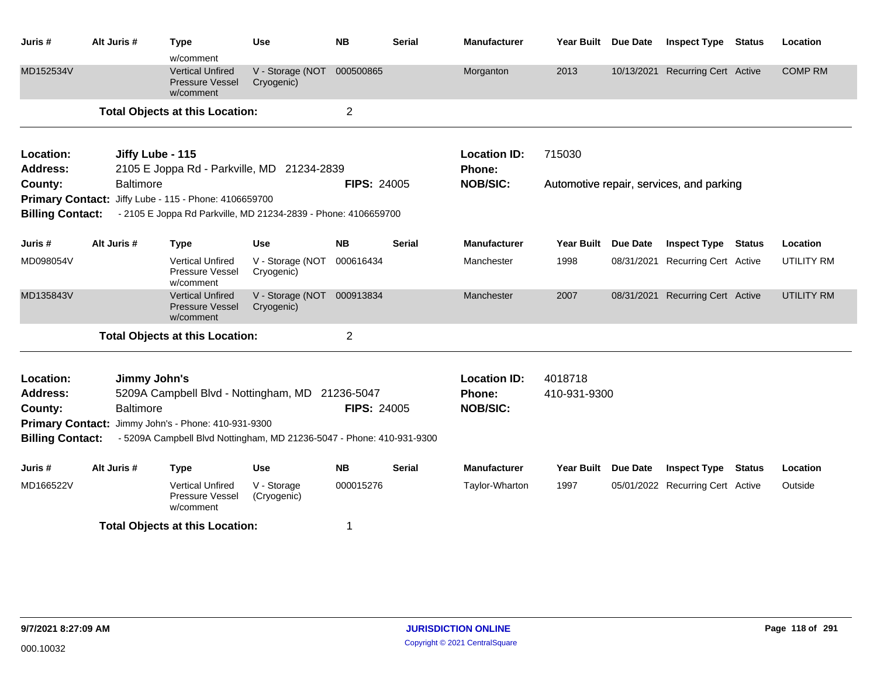| Juris # | Alt Juris # | Type | Use | NB | Serial | Manufacturer | Year Built | Due Date | Inspect Type | Status | Location |
|---|---|---|---|---|---|---|---|---|---|---|---|
| | | w/comment | | | | | | | | | |
| MD152534V | | Vertical Unfired Pressure Vessel w/comment | V - Storage (NOT Cryogenic) | 000500865 | | Morganton | 2013 | 10/13/2021 | Recurring Cert | Active | COMP RM |

**Total Objects at this Location:** 2

---

**Location:** Jiffy Lube - 115
**Address:** 2105 E Joppa Rd - Parkville, MD 21234-2839
**County:** Baltimore
**FIPS:** 24005
**Location ID:** 715030
**Phone:**
**NOB/SIC:** Automotive repair, services, and parking
**Primary Contact:** Jiffy Lube - 115 - Phone: 4106659700
**Billing Contact:** - 2105 E Joppa Rd Parkville, MD 21234-2839 - Phone: 4106659700

| Juris # | Alt Juris # | Type | Use | NB | Serial | Manufacturer | Year Built | Due Date | Inspect Type | Status | Location |
|---|---|---|---|---|---|---|---|---|---|---|---|
| MD098054V | | Vertical Unfired Pressure Vessel w/comment | V - Storage (NOT Cryogenic) | 000616434 | | Manchester | 1998 | 08/31/2021 | Recurring Cert | Active | UTILITY RM |
| MD135843V | | Vertical Unfired Pressure Vessel w/comment | V - Storage (NOT Cryogenic) | 000913834 | | Manchester | 2007 | 08/31/2021 | Recurring Cert | Active | UTILITY RM |

**Total Objects at this Location:** 2

---

**Location:** Jimmy John's
**Address:** 5209A Campbell Blvd - Nottingham, MD 21236-5047
**County:** Baltimore
**FIPS:** 24005
**Location ID:** 4018718
**Phone:** 410-931-9300
**NOB/SIC:**
**Primary Contact:** Jimmy John's - Phone: 410-931-9300
**Billing Contact:** - 5209A Campbell Blvd Nottingham, MD 21236-5047 - Phone: 410-931-9300

| Juris # | Alt Juris # | Type | Use | NB | Serial | Manufacturer | Year Built | Due Date | Inspect Type | Status | Location |
|---|---|---|---|---|---|---|---|---|---|---|---|
| MD166522V | | Vertical Unfired Pressure Vessel w/comment | V - Storage (Cryogenic) | 000015276 | | Taylor-Wharton | 1997 | 05/01/2022 | Recurring Cert | Active | Outside |

**Total Objects at this Location:** 1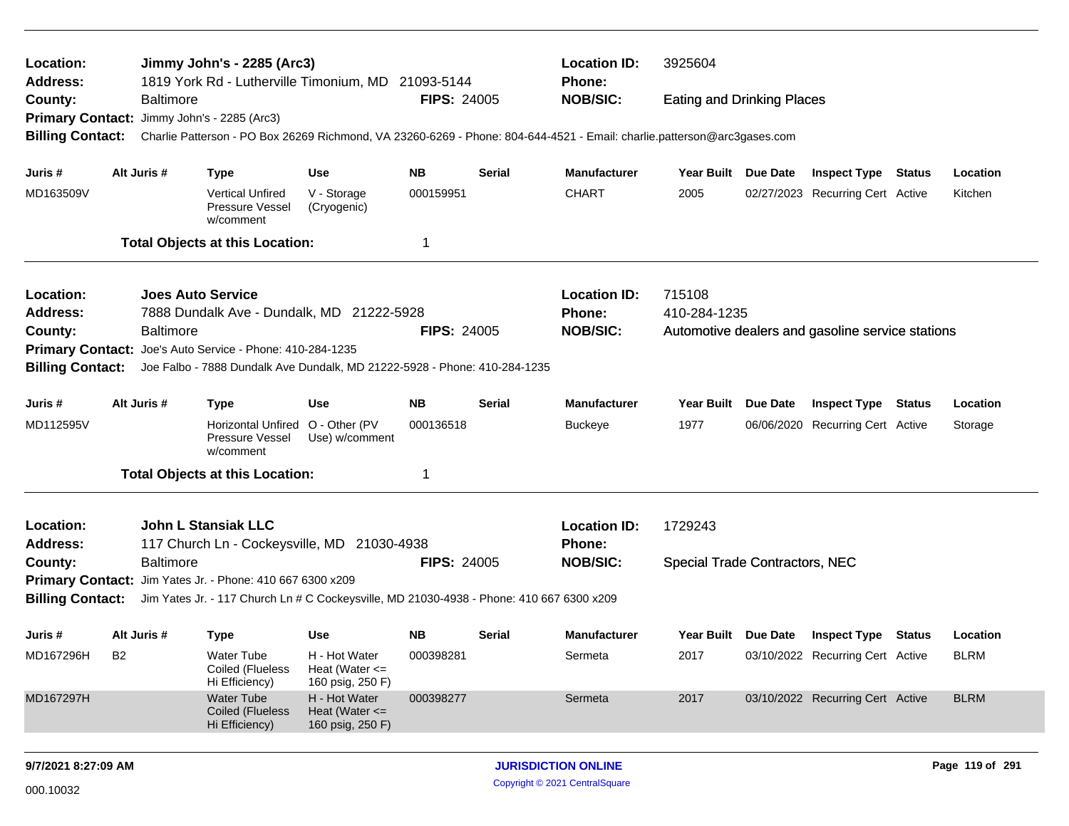**Location:** Jimmy John's - 2285 (Arc3)
**Address:** 1819 York Rd - Lutherville Timonium, MD 21093-5144
**County:** Baltimore
**FIPS:** 24005
**Location ID:** 3925604
**Phone:**
**NOB/SIC:** Eating and Drinking Places
**Primary Contact:** Jimmy John's - 2285 (Arc3)
**Billing Contact:** Charlie Patterson - PO Box 26269 Richmond, VA 23260-6269 - Phone: 804-644-4521 - Email: charlie.patterson@arc3gases.com

| Juris # | Alt Juris # | Type | Use | NB | Serial | Manufacturer | Year Built | Due Date | Inspect Type | Status | Location |
|---|---|---|---|---|---|---|---|---|---|---|---|
| MD163509V | | Vertical Unfired Pressure Vessel w/comment | V - Storage (Cryogenic) | 000159951 | | CHART | 2005 | 02/27/2023 | Recurring Cert | Active | Kitchen |

**Total Objects at this Location:** 1

---

**Location:** Joes Auto Service
**Address:** 7888 Dundalk Ave - Dundalk, MD 21222-5928
**County:** Baltimore
**FIPS:** 24005
**Location ID:** 715108
**Phone:** 410-284-1235
**NOB/SIC:** Automotive dealers and gasoline service stations
**Primary Contact:** Joe's Auto Service - Phone: 410-284-1235
**Billing Contact:** Joe Falbo - 7888 Dundalk Ave Dundalk, MD 21222-5928 - Phone: 410-284-1235

| Juris # | Alt Juris # | Type | Use | NB | Serial | Manufacturer | Year Built | Due Date | Inspect Type | Status | Location |
|---|---|---|---|---|---|---|---|---|---|---|---|
| MD112595V | | Horizontal Unfired Pressure Vessel w/comment | O - Other (PV Use) w/comment | 000136518 | | Buckeye | 1977 | 06/06/2020 | Recurring Cert | Active | Storage |

**Total Objects at this Location:** 1

---

**Location:** John L Stansiak LLC
**Address:** 117 Church Ln - Cockeysville, MD 21030-4938
**County:** Baltimore
**FIPS:** 24005
**Location ID:** 1729243
**Phone:**
**NOB/SIC:** Special Trade Contractors, NEC
**Primary Contact:** Jim Yates Jr. - Phone: 410 667 6300 x209
**Billing Contact:** Jim Yates Jr. - 117 Church Ln # C Cockeysville, MD 21030-4938 - Phone: 410 667 6300 x209

| Juris # | Alt Juris # | Type | Use | NB | Serial | Manufacturer | Year Built | Due Date | Inspect Type | Status | Location |
|---|---|---|---|---|---|---|---|---|---|---|---|
| MD167296H | B2 | Water Tube Coiled (Flueless Hi Efficiency) | H - Hot Water Heat (Water <= 160 psig, 250 F) | 000398281 | | Sermeta | 2017 | 03/10/2022 | Recurring Cert | Active | BLRM |
| MD167297H | | Water Tube Coiled (Flueless Hi Efficiency) | H - Hot Water Heat (Water <= 160 psig, 250 F) | 000398277 | | Sermeta | 2017 | 03/10/2022 | Recurring Cert | Active | BLRM |

9/7/2021 8:27:09 AM
000.10032
JURISDICTION ONLINE
Copyright © 2021 CentralSquare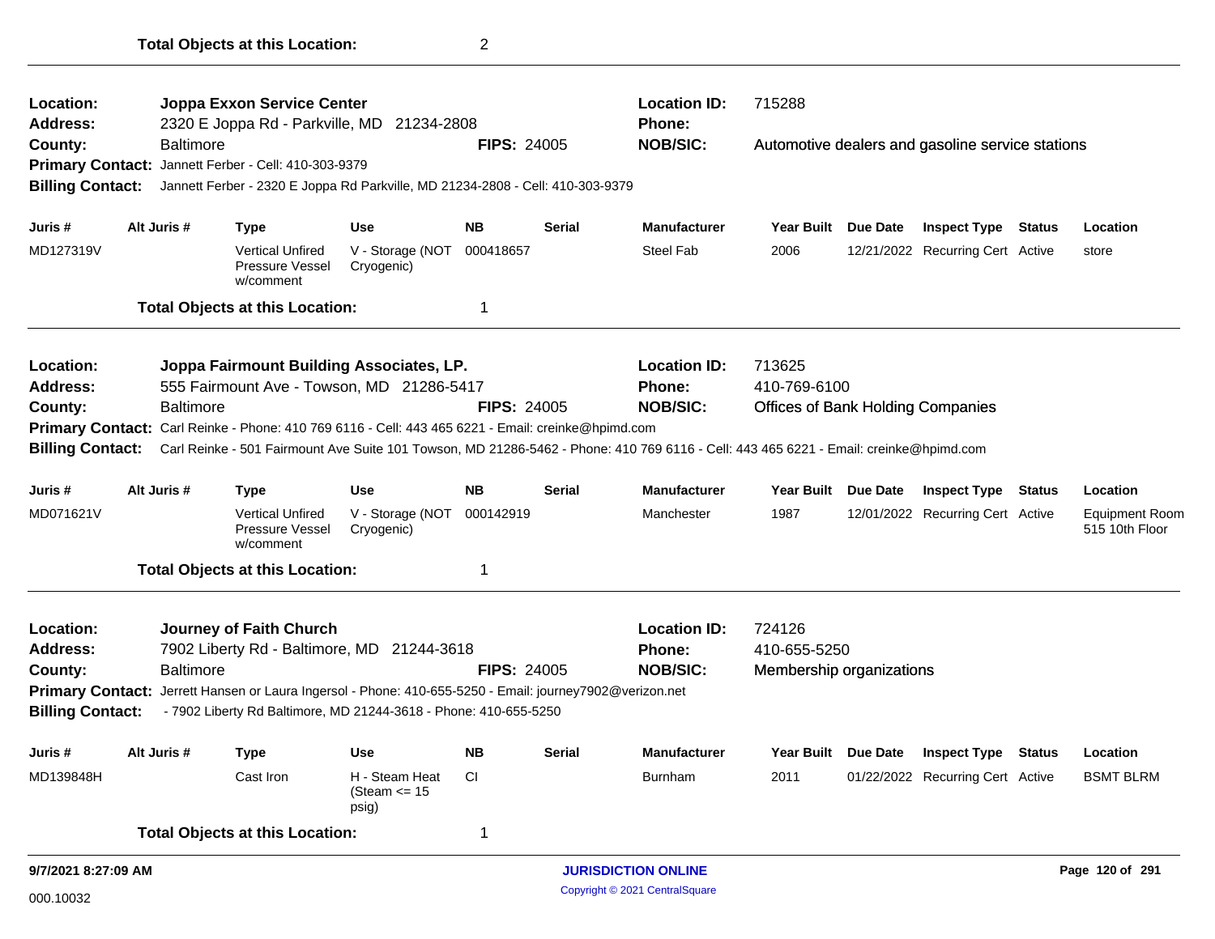**Total Objects at this Location:** 2

---

**Location:** Joppa Exxon Service Center
**Location ID:** 715288
**Address:** 2320 E Joppa Rd - Parkville, MD 21234-2808
**Phone:**
**County:** Baltimore
**FIPS:** 24005
**NOB/SIC:** Automotive dealers and gasoline service stations
**Primary Contact:** Jannett Ferber - Cell: 410-303-9379
**Billing Contact:** Jannett Ferber - 2320 E Joppa Rd Parkville, MD 21234-2808 - Cell: 410-303-9379

| Juris # | Alt Juris # | Type | Use | NB | Serial | Manufacturer | Year Built | Due Date | Inspect Type | Status | Location |
|---|---|---|---|---|---|---|---|---|---|---|---|
| MD127319V | | Vertical Unfired Pressure Vessel w/comment | V - Storage (NOT Cryogenic) | 000418657 | | Steel Fab | 2006 | 12/21/2022 | Recurring Cert | Active | store |

**Total Objects at this Location:** 1

---

**Location:** Joppa Fairmount Building Associates, LP.
**Location ID:** 713625
**Address:** 555 Fairmount Ave - Towson, MD 21286-5417
**Phone:** 410-769-6100
**County:** Baltimore
**FIPS:** 24005
**NOB/SIC:** Offices of Bank Holding Companies
**Primary Contact:** Carl Reinke - Phone: 410 769 6116 - Cell: 443 465 6221 - Email: creinke@hpimd.com
**Billing Contact:** Carl Reinke - 501 Fairmount Ave Suite 101 Towson, MD 21286-5462 - Phone: 410 769 6116 - Cell: 443 465 6221 - Email: creinke@hpimd.com

| Juris # | Alt Juris # | Type | Use | NB | Serial | Manufacturer | Year Built | Due Date | Inspect Type | Status | Location |
|---|---|---|---|---|---|---|---|---|---|---|---|
| MD071621V | | Vertical Unfired Pressure Vessel w/comment | V - Storage (NOT Cryogenic) | 000142919 | | Manchester | 1987 | 12/01/2022 | Recurring Cert | Active | Equipment Room 515 10th Floor |

**Total Objects at this Location:** 1

---

**Location:** Journey of Faith Church
**Location ID:** 724126
**Address:** 7902 Liberty Rd - Baltimore, MD 21244-3618
**Phone:** 410-655-5250
**County:** Baltimore
**FIPS:** 24005
**NOB/SIC:** Membership organizations
**Primary Contact:** Jerrett Hansen or Laura Ingersol - Phone: 410-655-5250 - Email: journey7902@verizon.net
**Billing Contact:** - 7902 Liberty Rd Baltimore, MD 21244-3618 - Phone: 410-655-5250

| Juris # | Alt Juris # | Type | Use | NB | Serial | Manufacturer | Year Built | Due Date | Inspect Type | Status | Location |
|---|---|---|---|---|---|---|---|---|---|---|---|
| MD139848H | | Cast Iron | H - Steam Heat (Steam <= 15 psig) | CI | | Burnham | 2011 | 01/22/2022 | Recurring Cert | Active | BSMT BLRM |

**Total Objects at this Location:** 1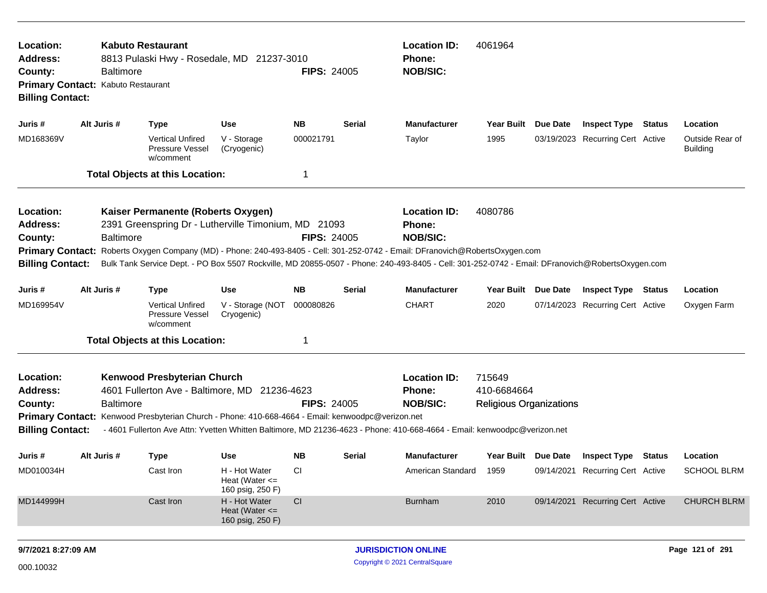**Location:** Kabuto Restaurant
**Address:** 8813 Pulaski Hwy - Rosedale, MD 21237-3010
**County:** Baltimore **FIPS:** 24005
**Primary Contact:** Kabuto Restaurant
**Billing Contact:**

**Location ID:** 4061964
**Phone:**
**NOB/SIC:**

| Juris # | Alt Juris # | Type | Use | NB | Serial | Manufacturer | Year Built | Due Date | Inspect Type | Status | Location |
|---|---|---|---|---|---|---|---|---|---|---|---|
| MD168369V | | Vertical Unfired Pressure Vessel w/comment | V - Storage (Cryogenic) | 000021791 | | Taylor | 1995 | 03/19/2023 | Recurring Cert | Active | Outside Rear of Building |

**Total Objects at this Location:** 1

---

**Location:** Kaiser Permanente (Roberts Oxygen)
**Address:** 2391 Greenspring Dr - Lutherville Timonium, MD 21093
**County:** Baltimore **FIPS:** 24005
**Primary Contact:** Roberts Oxygen Company (MD) - Phone: 240-493-8405 - Cell: 301-252-0742 - Email: DFranovich@RobertsOxygen.com
**Billing Contact:** Bulk Tank Service Dept. - PO Box 5507 Rockville, MD 20855-0507 - Phone: 240-493-8405 - Cell: 301-252-0742 - Email: DFranovich@RobertsOxygen.com

**Location ID:** 4080786
**Phone:**
**NOB/SIC:**

| Juris # | Alt Juris # | Type | Use | NB | Serial | Manufacturer | Year Built | Due Date | Inspect Type | Status | Location |
|---|---|---|---|---|---|---|---|---|---|---|---|
| MD169954V | | Vertical Unfired Pressure Vessel w/comment | V - Storage (NOT Cryogenic) | 000080826 | | CHART | 2020 | 07/14/2023 | Recurring Cert | Active | Oxygen Farm |

**Total Objects at this Location:** 1

---

**Location:** Kenwood Presbyterian Church
**Address:** 4601 Fullerton Ave - Baltimore, MD 21236-4623
**County:** Baltimore **FIPS:** 24005
**Primary Contact:** Kenwood Presbyterian Church - Phone: 410-668-4664 - Email: kenwoodpc@verizon.net
**Billing Contact:** - 4601 Fullerton Ave Attn: Yvetten Whitten Baltimore, MD 21236-4623 - Phone: 410-668-4664 - Email: kenwoodpc@verizon.net

**Location ID:** 715649
**Phone:** 410-6684664
**NOB/SIC:** Religious Organizations

| Juris # | Alt Juris # | Type | Use | NB | Serial | Manufacturer | Year Built | Due Date | Inspect Type | Status | Location |
|---|---|---|---|---|---|---|---|---|---|---|---|
| MD010034H | | Cast Iron | H - Hot Water Heat (Water <= 160 psig, 250 F) | CI | | American Standard | 1959 | 09/14/2021 | Recurring Cert | Active | SCHOOL BLRM |
| MD144999H | | Cast Iron | H - Hot Water Heat (Water <= 160 psig, 250 F) | CI | | Burnham | 2010 | 09/14/2021 | Recurring Cert | Active | CHURCH BLRM |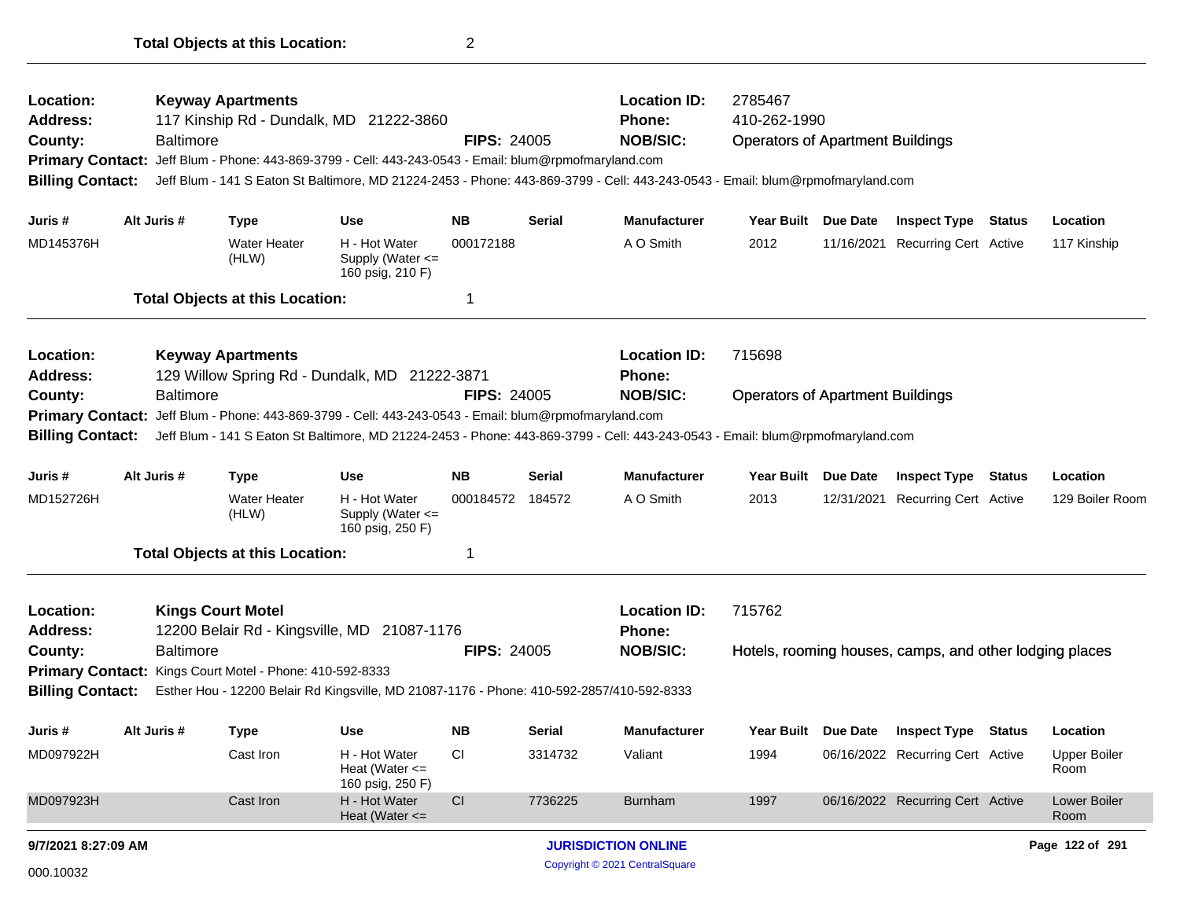**Total Objects at this Location:** 2

---

**Location:** Keyway Apartments
**Location ID:** 2785467
**Address:** 117 Kinship Rd - Dundalk, MD 21222-3860
**Phone:** 410-262-1990
**County:** Baltimore
**FIPS:** 24005
**NOB/SIC:** Operators of Apartment Buildings
**Primary Contact:** Jeff Blum - Phone: 443-869-3799 - Cell: 443-243-0543 - Email: blum@rpmofmaryland.com
**Billing Contact:** Jeff Blum - 141 S Eaton St Baltimore, MD 21224-2453 - Phone: 443-869-3799 - Cell: 443-243-0543 - Email: blum@rpmofmaryland.com

| Juris # | Alt Juris # | Type | Use | NB | Serial | Manufacturer | Year Built | Due Date | Inspect Type | Status | Location |
|---|---|---|---|---|---|---|---|---|---|---|---|
| MD145376H | | Water Heater (HLW) | H - Hot Water Supply (Water <= 160 psig, 210 F) | 000172188 | | A O Smith | 2012 | 11/16/2021 | Recurring Cert | Active | 117 Kinship |

**Total Objects at this Location:** 1

---

**Location:** Keyway Apartments
**Location ID:** 715698
**Address:** 129 Willow Spring Rd - Dundalk, MD 21222-3871
**Phone:**
**County:** Baltimore
**FIPS:** 24005
**NOB/SIC:** Operators of Apartment Buildings
**Primary Contact:** Jeff Blum - Phone: 443-869-3799 - Cell: 443-243-0543 - Email: blum@rpmofmaryland.com
**Billing Contact:** Jeff Blum - 141 S Eaton St Baltimore, MD 21224-2453 - Phone: 443-869-3799 - Cell: 443-243-0543 - Email: blum@rpmofmaryland.com

| Juris # | Alt Juris # | Type | Use | NB | Serial | Manufacturer | Year Built | Due Date | Inspect Type | Status | Location |
|---|---|---|---|---|---|---|---|---|---|---|---|
| MD152726H | | Water Heater (HLW) | H - Hot Water Supply (Water <= 160 psig, 250 F) | 000184572 | 184572 | A O Smith | 2013 | 12/31/2021 | Recurring Cert | Active | 129 Boiler Room |

**Total Objects at this Location:** 1

---

**Location:** Kings Court Motel
**Location ID:** 715762
**Address:** 12200 Belair Rd - Kingsville, MD 21087-1176
**Phone:**
**County:** Baltimore
**FIPS:** 24005
**NOB/SIC:** Hotels, rooming houses, camps, and other lodging places
**Primary Contact:** Kings Court Motel - Phone: 410-592-8333
**Billing Contact:** Esther Hou - 12200 Belair Rd Kingsville, MD 21087-1176 - Phone: 410-592-2857/410-592-8333

| Juris # | Alt Juris # | Type | Use | NB | Serial | Manufacturer | Year Built | Due Date | Inspect Type | Status | Location |
|---|---|---|---|---|---|---|---|---|---|---|---|
| MD097922H | | Cast Iron | H - Hot Water Heat (Water <= 160 psig, 250 F) | CI | 3314732 | Valiant | 1994 | 06/16/2022 | Recurring Cert | Active | Upper Boiler Room |
| MD097923H | | Cast Iron | H - Hot Water Heat (Water <= | CI | 7736225 | Burnham | 1997 | 06/16/2022 | Recurring Cert | Active | Lower Boiler Room |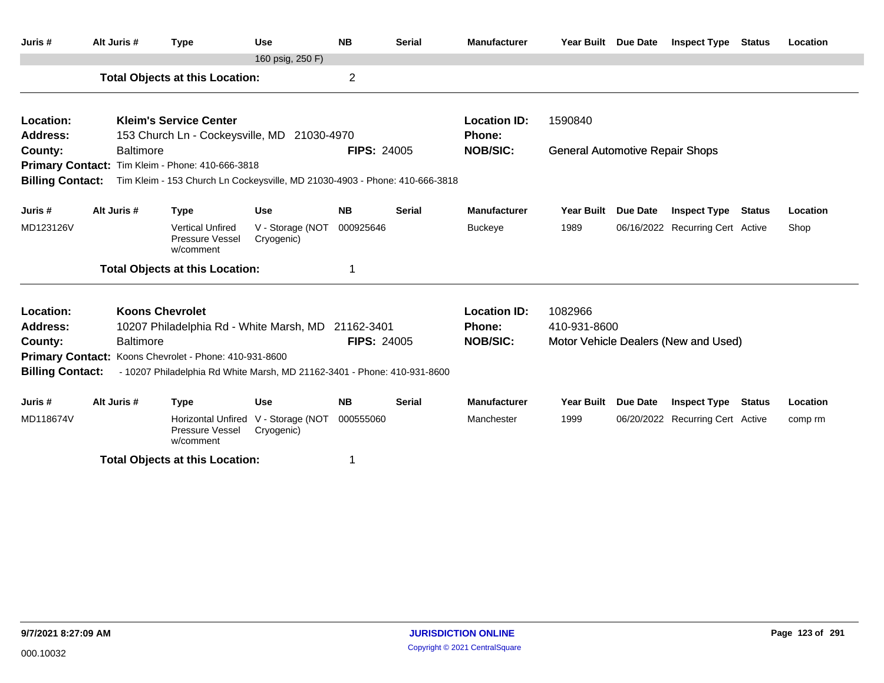| Juris # | Alt Juris # | Type | Use | NB | Serial | Manufacturer | Year Built | Due Date | Inspect Type | Status | Location |
|---|---|---|---|---|---|---|---|---|---|---|---|
| | | | 160 psig, 250 F) | | | | | | | | |

**Total Objects at this Location:** 2

---

| | | | |
|---|---|---|---|
| **Location:** | **Kleim's Service Center** | **Location ID:** | 1590840 |
| **Address:** | 153 Church Ln - Cockeysville, MD 21030-4970 | **Phone:** | |
| **County:** | Baltimore **FIPS:** 24005 | **NOB/SIC:** | General Automotive Repair Shops |

**Primary Contact:** Tim Kleim - Phone: 410-666-3818

**Billing Contact:** Tim Kleim - 153 Church Ln Cockeysville, MD 21030-4903 - Phone: 410-666-3818

| Juris # | Alt Juris # | Type | Use | NB | Serial | Manufacturer | Year Built | Due Date | Inspect Type | Status | Location |
|---|---|---|---|---|---|---|---|---|---|---|---|
| MD123126V | | Vertical Unfired Pressure Vessel w/comment | V - Storage (NOT Cryogenic) | 000925646 | | Buckeye | 1989 | 06/16/2022 | Recurring Cert | Active | Shop |

**Total Objects at this Location:** 1

---

| | | | |
|---|---|---|---|
| **Location:** | **Koons Chevrolet** | **Location ID:** | 1082966 |
| **Address:** | 10207 Philadelphia Rd - White Marsh, MD 21162-3401 | **Phone:** | 410-931-8600 |
| **County:** | Baltimore **FIPS:** 24005 | **NOB/SIC:** | Motor Vehicle Dealers (New and Used) |

**Primary Contact:** Koons Chevrolet - Phone: 410-931-8600

**Billing Contact:** - 10207 Philadelphia Rd White Marsh, MD 21162-3401 - Phone: 410-931-8600

| Juris # | Alt Juris # | Type | Use | NB | Serial | Manufacturer | Year Built | Due Date | Inspect Type | Status | Location |
|---|---|---|---|---|---|---|---|---|---|---|---|
| MD118674V | | Horizontal Unfired Pressure Vessel w/comment | V - Storage (NOT Cryogenic) | 000555060 | | Manchester | 1999 | 06/20/2022 | Recurring Cert | Active | comp rm |

**Total Objects at this Location:** 1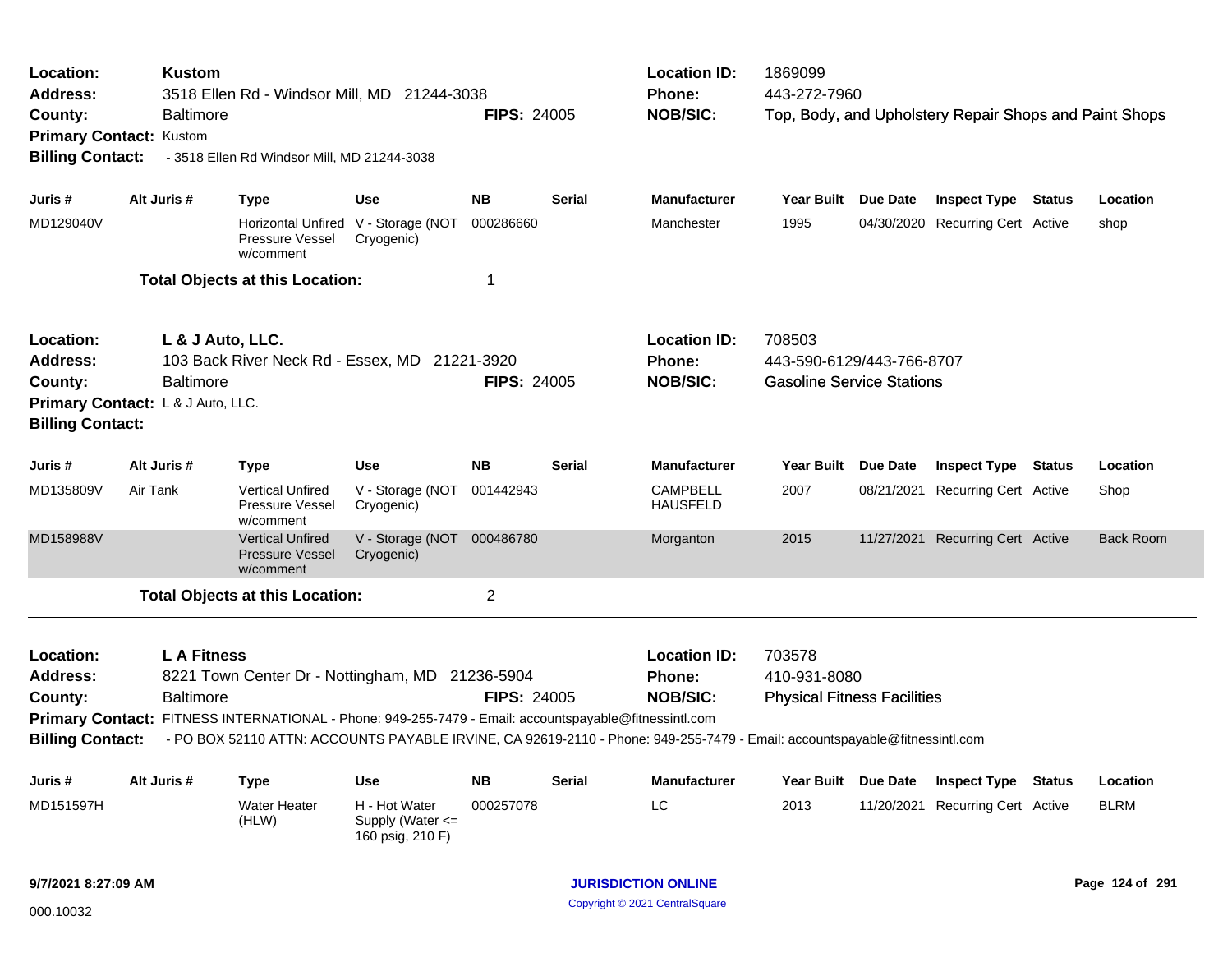**Location:** Kustom
**Address:** 3518 Ellen Rd - Windsor Mill, MD 21244-3038
**County:** Baltimore **FIPS:** 24005
**Primary Contact:** Kustom
**Billing Contact:** - 3518 Ellen Rd Windsor Mill, MD 21244-3038

**Location ID:** 1869099
**Phone:** 443-272-7960
**NOB/SIC:** Top, Body, and Upholstery Repair Shops and Paint Shops

| Juris # | Alt Juris # | Type | Use | NB | Serial | Manufacturer | Year Built | Due Date | Inspect Type | Status | Location |
|---|---|---|---|---|---|---|---|---|---|---|---|
| MD129040V | | Horizontal Unfired Pressure Vessel w/comment | V - Storage (NOT Cryogenic) | 000286660 | | Manchester | 1995 | 04/30/2020 | Recurring Cert | Active | shop |

**Total Objects at this Location:** 1

---

**Location:** L & J Auto, LLC.
**Address:** 103 Back River Neck Rd - Essex, MD 21221-3920
**County:** Baltimore **FIPS:** 24005
**Primary Contact:** L & J Auto, LLC.
**Billing Contact:**

**Location ID:** 708503
**Phone:** 443-590-6129/443-766-8707
**NOB/SIC:** Gasoline Service Stations

| Juris # | Alt Juris # | Type | Use | NB | Serial | Manufacturer | Year Built | Due Date | Inspect Type | Status | Location |
|---|---|---|---|---|---|---|---|---|---|---|---|
| MD135809V | Air Tank | Vertical Unfired Pressure Vessel w/comment | V - Storage (NOT Cryogenic) | 001442943 | | CAMPBELL HAUSFELD | 2007 | 08/21/2021 | Recurring Cert | Active | Shop |
| MD158988V | | Vertical Unfired Pressure Vessel w/comment | V - Storage (NOT Cryogenic) | 000486780 | | Morganton | 2015 | 11/27/2021 | Recurring Cert | Active | Back Room |

**Total Objects at this Location:** 2

---

**Location:** L A Fitness
**Address:** 8221 Town Center Dr - Nottingham, MD 21236-5904
**County:** Baltimore **FIPS:** 24005
**Primary Contact:** FITNESS INTERNATIONAL - Phone: 949-255-7479 - Email: accountspayable@fitnessintl.com
**Billing Contact:** - PO BOX 52110 ATTN: ACCOUNTS PAYABLE IRVINE, CA 92619-2110 - Phone: 949-255-7479 - Email: accountspayable@fitnessintl.com

**Location ID:** 703578
**Phone:** 410-931-8080
**NOB/SIC:** Physical Fitness Facilities

| Juris # | Alt Juris # | Type | Use | NB | Serial | Manufacturer | Year Built | Due Date | Inspect Type | Status | Location |
|---|---|---|---|---|---|---|---|---|---|---|---|
| MD151597H | | Water Heater (HLW) | H - Hot Water Supply (Water <= 160 psig, 210 F) | 000257078 | | LC | 2013 | 11/20/2021 | Recurring Cert | Active | BLRM |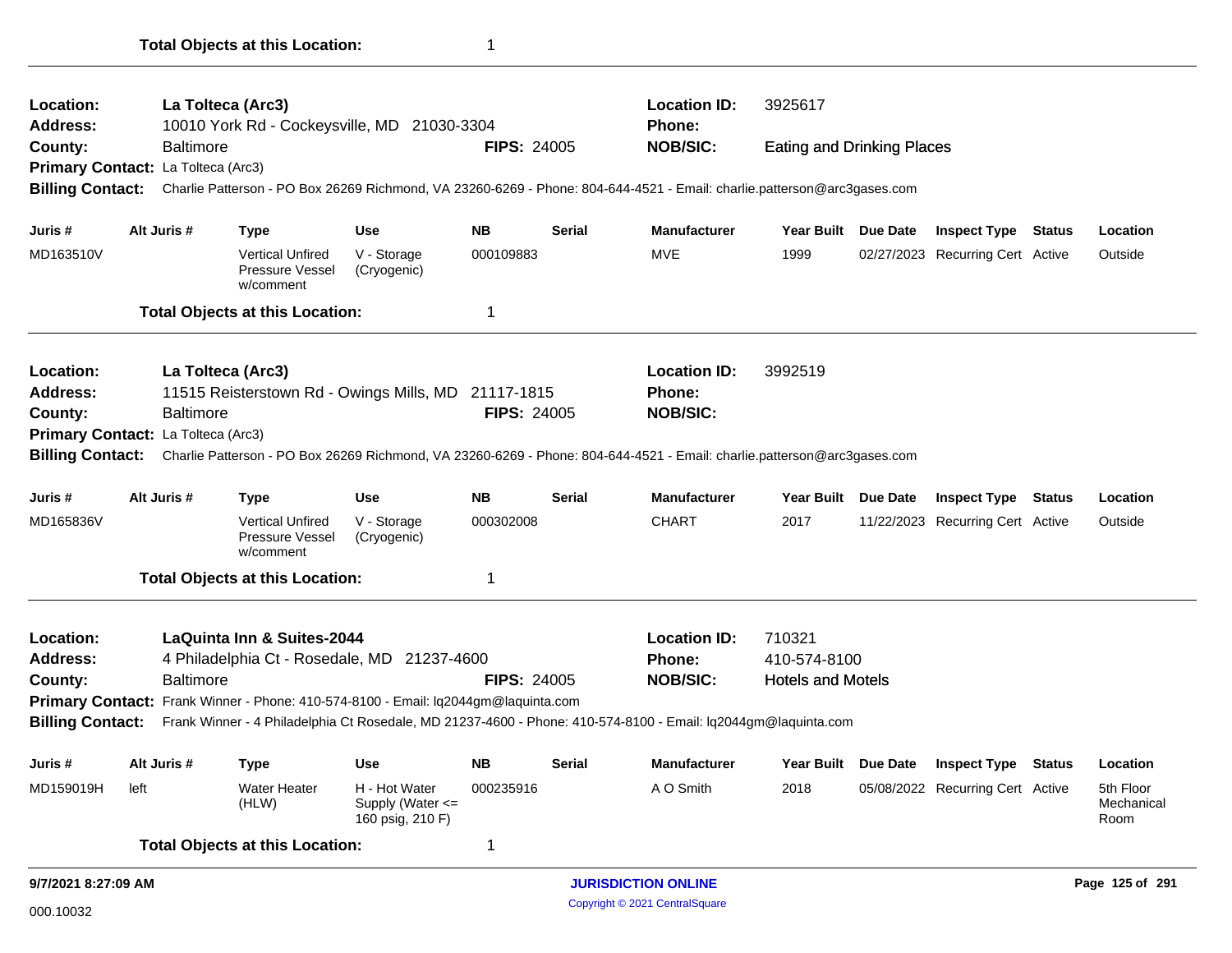**Total Objects at this Location:** 1

---

**Location:** La Tolteca (Arc3)
**Location ID:** 3925617
**Address:** 10010 York Rd - Cockeysville, MD 21030-3304
**Phone:**
**County:** Baltimore
**FIPS:** 24005
**NOB/SIC:** Eating and Drinking Places
**Primary Contact:** La Tolteca (Arc3)
**Billing Contact:** Charlie Patterson - PO Box 26269 Richmond, VA 23260-6269 - Phone: 804-644-4521 - Email: charlie.patterson@arc3gases.com

| Juris # | Alt Juris # | Type | Use | NB | Serial | Manufacturer | Year Built | Due Date | Inspect Type | Status | Location |
|---|---|---|---|---|---|---|---|---|---|---|---|
| MD163510V | | Vertical Unfired Pressure Vessel w/comment | V - Storage (Cryogenic) | 000109883 | | MVE | 1999 | 02/27/2023 | Recurring Cert | Active | Outside |

**Total Objects at this Location:** 1

---

**Location:** La Tolteca (Arc3)
**Location ID:** 3992519
**Address:** 11515 Reisterstown Rd - Owings Mills, MD 21117-1815
**Phone:**
**County:** Baltimore
**FIPS:** 24005
**NOB/SIC:**
**Primary Contact:** La Tolteca (Arc3)
**Billing Contact:** Charlie Patterson - PO Box 26269 Richmond, VA 23260-6269 - Phone: 804-644-4521 - Email: charlie.patterson@arc3gases.com

| Juris # | Alt Juris # | Type | Use | NB | Serial | Manufacturer | Year Built | Due Date | Inspect Type | Status | Location |
|---|---|---|---|---|---|---|---|---|---|---|---|
| MD165836V | | Vertical Unfired Pressure Vessel w/comment | V - Storage (Cryogenic) | 000302008 | | CHART | 2017 | 11/22/2023 | Recurring Cert | Active | Outside |

**Total Objects at this Location:** 1

---

**Location:** LaQuinta Inn & Suites-2044
**Location ID:** 710321
**Address:** 4 Philadelphia Ct - Rosedale, MD 21237-4600
**Phone:** 410-574-8100
**County:** Baltimore
**FIPS:** 24005
**NOB/SIC:** Hotels and Motels
**Primary Contact:** Frank Winner - Phone: 410-574-8100 - Email: lq2044gm@laquinta.com
**Billing Contact:** Frank Winner - 4 Philadelphia Ct Rosedale, MD 21237-4600 - Phone: 410-574-8100 - Email: lq2044gm@laquinta.com

| Juris # | Alt Juris # | Type | Use | NB | Serial | Manufacturer | Year Built | Due Date | Inspect Type | Status | Location |
|---|---|---|---|---|---|---|---|---|---|---|---|
| MD159019H | left | Water Heater (HLW) | H - Hot Water Supply (Water <= 160 psig, 210 F) | 000235916 | | A O Smith | 2018 | 05/08/2022 | Recurring Cert | Active | 5th Floor Mechanical Room |

**Total Objects at this Location:** 1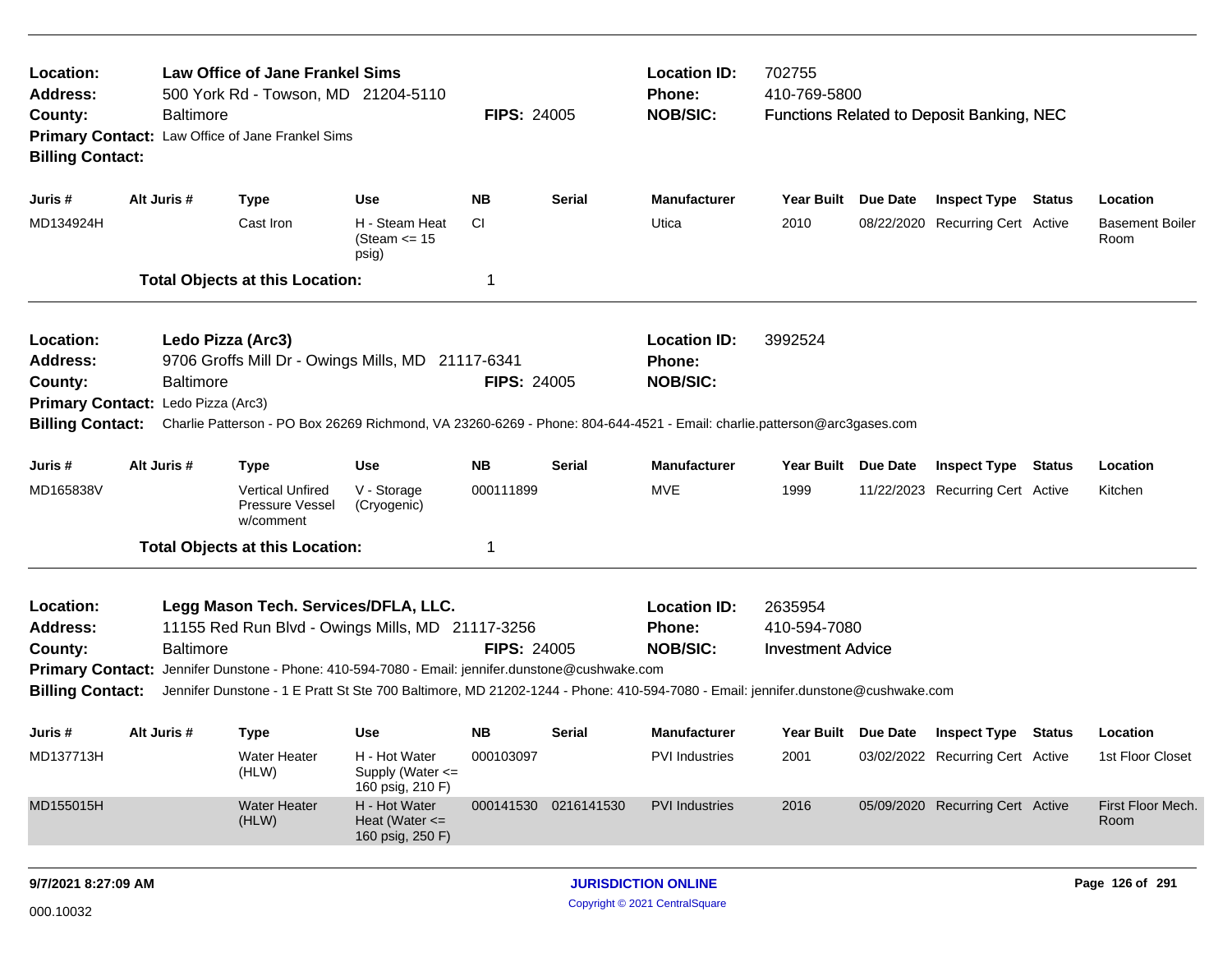**Location:** Law Office of Jane Frankel Sims
**Address:** 500 York Rd - Towson, MD 21204-5110
**County:** Baltimore
**FIPS:** 24005
**Primary Contact:** Law Office of Jane Frankel Sims
**Billing Contact:**
**Location ID:** 702755
**Phone:** 410-769-5800
**NOB/SIC:** Functions Related to Deposit Banking, NEC

| Juris # | Alt Juris # | Type | Use | NB | Serial | Manufacturer | Year Built | Due Date | Inspect Type | Status | Location |
|---|---|---|---|---|---|---|---|---|---|---|---|
| MD134924H | | Cast Iron | H - Steam Heat (Steam <= 15 psig) | CI | | Utica | 2010 | 08/22/2020 | Recurring Cert | Active | Basement Boiler Room |

**Total Objects at this Location:** 1

---

**Location:** Ledo Pizza (Arc3)
**Address:** 9706 Groffs Mill Dr - Owings Mills, MD 21117-6341
**County:** Baltimore
**FIPS:** 24005
**Primary Contact:** Ledo Pizza (Arc3)
**Billing Contact:** Charlie Patterson - PO Box 26269 Richmond, VA 23260-6269 - Phone: 804-644-4521 - Email: charlie.patterson@arc3gases.com
**Location ID:** 3992524
**Phone:**
**NOB/SIC:**

| Juris # | Alt Juris # | Type | Use | NB | Serial | Manufacturer | Year Built | Due Date | Inspect Type | Status | Location |
|---|---|---|---|---|---|---|---|---|---|---|---|
| MD165838V | | Vertical Unfired Pressure Vessel w/comment | V - Storage (Cryogenic) | 000111899 | | MVE | 1999 | 11/22/2023 | Recurring Cert | Active | Kitchen |

**Total Objects at this Location:** 1

---

**Location:** Legg Mason Tech. Services/DFLA, LLC.
**Address:** 11155 Red Run Blvd - Owings Mills, MD 21117-3256
**County:** Baltimore
**FIPS:** 24005
**Primary Contact:** Jennifer Dunstone - Phone: 410-594-7080 - Email: jennifer.dunstone@cushwake.com
**Billing Contact:** Jennifer Dunstone - 1 E Pratt St Ste 700 Baltimore, MD 21202-1244 - Phone: 410-594-7080 - Email: jennifer.dunstone@cushwake.com
**Location ID:** 2635954
**Phone:** 410-594-7080
**NOB/SIC:** Investment Advice

| Juris # | Alt Juris # | Type | Use | NB | Serial | Manufacturer | Year Built | Due Date | Inspect Type | Status | Location |
|---|---|---|---|---|---|---|---|---|---|---|---|
| MD137713H | | Water Heater (HLW) | H - Hot Water Supply (Water <= 160 psig, 210 F) | 000103097 | | PVI Industries | 2001 | 03/02/2022 | Recurring Cert | Active | 1st Floor Closet |
| MD155015H | | Water Heater (HLW) | H - Hot Water Heat (Water <= 160 psig, 250 F) | 000141530 | 0216141530 | PVI Industries | 2016 | 05/09/2020 | Recurring Cert | Active | First Floor Mech. Room |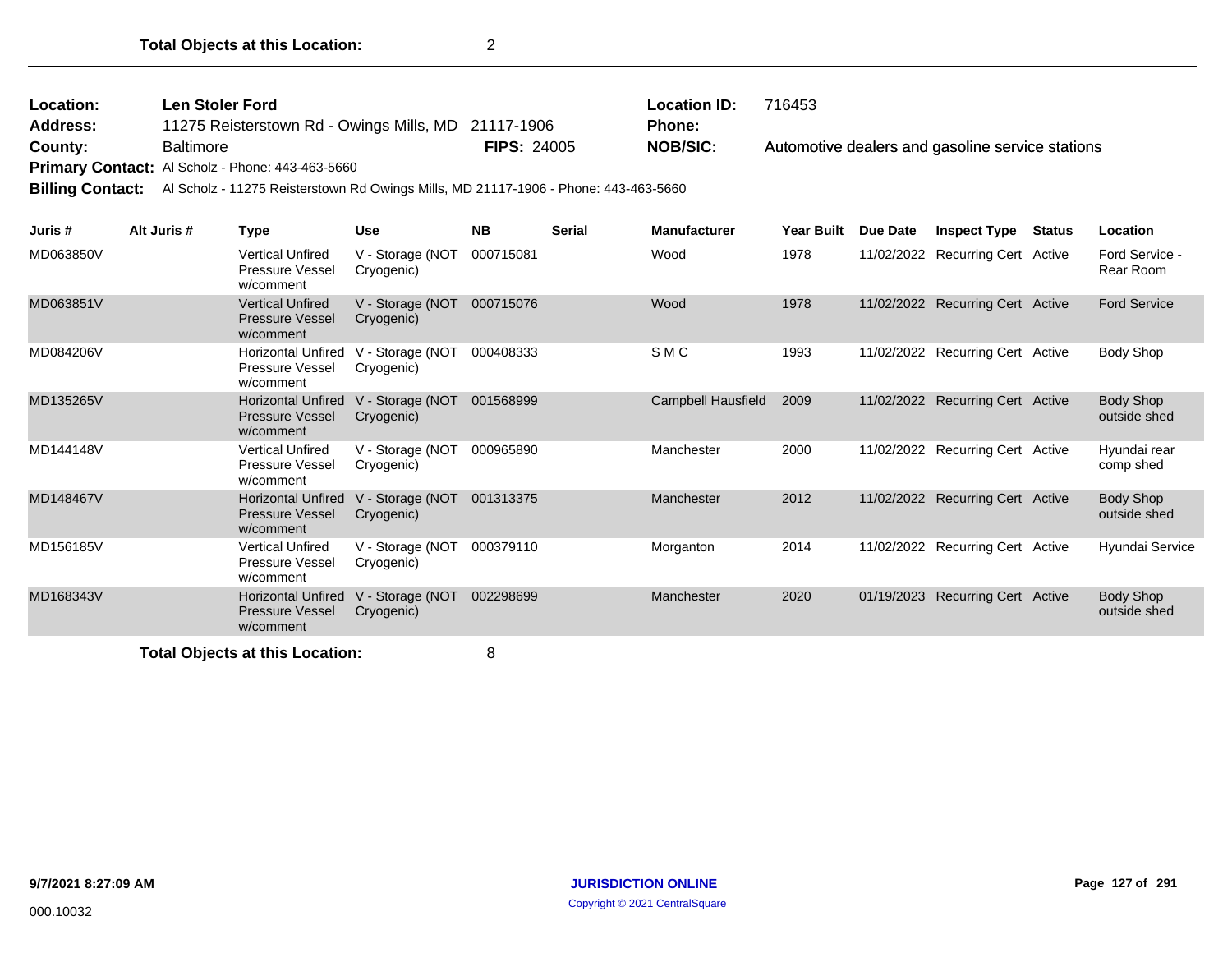**Total Objects at this Location:** 2

---

**Location:** Len Stoler Ford
**Address:** 11275 Reisterstown Rd - Owings Mills, MD 21117-1906
**County:** Baltimore
**FIPS:** 24005
**Location ID:** 716453
**Phone:**
**NOB/SIC:** Automotive dealers and gasoline service stations
**Primary Contact:** Al Scholz - Phone: 443-463-5660
**Billing Contact:** Al Scholz - 11275 Reisterstown Rd Owings Mills, MD 21117-1906 - Phone: 443-463-5660

| Juris # | Alt Juris # | Type | Use | NB | Serial | Manufacturer | Year Built | Due Date | Inspect Type | Status | Location |
|---|---|---|---|---|---|---|---|---|---|---|---|
| MD063850V | | Vertical Unfired Pressure Vessel w/comment | V - Storage (NOT Cryogenic) | 000715081 | | Wood | 1978 | 11/02/2022 | Recurring Cert | Active | Ford Service - Rear Room |
| MD063851V | | Vertical Unfired Pressure Vessel w/comment | V - Storage (NOT Cryogenic) | 000715076 | | Wood | 1978 | 11/02/2022 | Recurring Cert | Active | Ford Service |
| MD084206V | | Horizontal Unfired Pressure Vessel w/comment | V - Storage (NOT Cryogenic) | 000408333 | | S M C | 1993 | 11/02/2022 | Recurring Cert | Active | Body Shop |
| MD135265V | | Horizontal Unfired Pressure Vessel w/comment | V - Storage (NOT Cryogenic) | 001568999 | | Campbell Hausfield | 2009 | 11/02/2022 | Recurring Cert | Active | Body Shop outside shed |
| MD144148V | | Vertical Unfired Pressure Vessel w/comment | V - Storage (NOT Cryogenic) | 000965890 | | Manchester | 2000 | 11/02/2022 | Recurring Cert | Active | Hyundai rear comp shed |
| MD148467V | | Horizontal Unfired Pressure Vessel w/comment | V - Storage (NOT Cryogenic) | 001313375 | | Manchester | 2012 | 11/02/2022 | Recurring Cert | Active | Body Shop outside shed |
| MD156185V | | Vertical Unfired Pressure Vessel w/comment | V - Storage (NOT Cryogenic) | 000379110 | | Morganton | 2014 | 11/02/2022 | Recurring Cert | Active | Hyundai Service |
| MD168343V | | Horizontal Unfired Pressure Vessel w/comment | V - Storage (NOT Cryogenic) | 002298699 | | Manchester | 2020 | 01/19/2023 | Recurring Cert | Active | Body Shop outside shed |

**Total Objects at this Location:** 8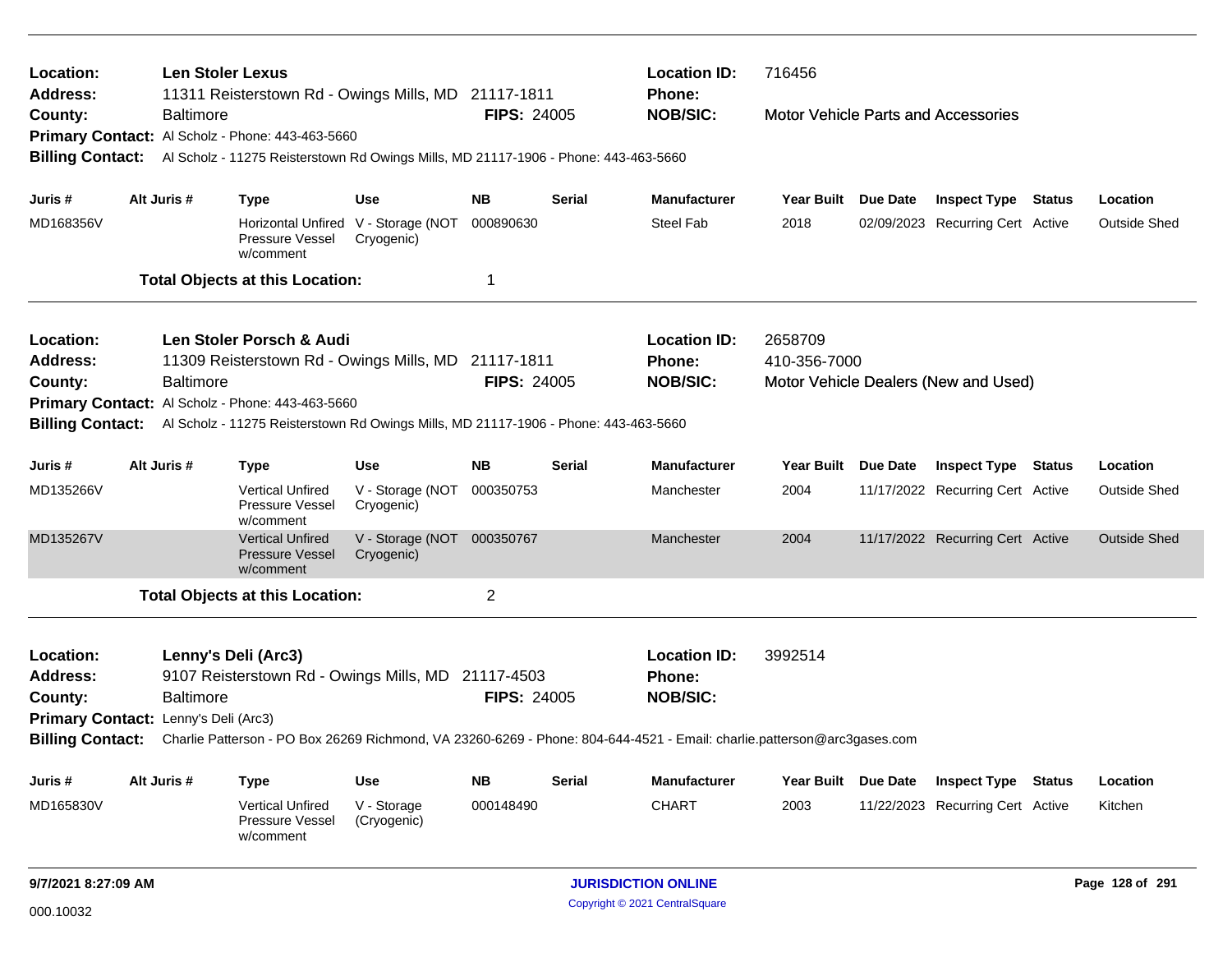**Location:** Len Stoler Lexus
**Address:** 11311 Reisterstown Rd - Owings Mills, MD 21117-1811
**County:** Baltimore **FIPS:** 24005
**Location ID:** 716456
**Phone:**
**NOB/SIC:** Motor Vehicle Parts and Accessories
**Primary Contact:** Al Scholz - Phone: 443-463-5660
**Billing Contact:** Al Scholz - 11275 Reisterstown Rd Owings Mills, MD 21117-1906 - Phone: 443-463-5660

| Juris # | Alt Juris # | Type | Use | NB | Serial | Manufacturer | Year Built | Due Date | Inspect Type | Status | Location |
|---|---|---|---|---|---|---|---|---|---|---|---|
| MD168356V | | Horizontal Unfired Pressure Vessel w/comment | V - Storage (NOT Cryogenic) | 000890630 | | Steel Fab | 2018 | 02/09/2023 | Recurring Cert | Active | Outside Shed |

**Total Objects at this Location:** 1

**Location:** Len Stoler Porsch & Audi
**Address:** 11309 Reisterstown Rd - Owings Mills, MD 21117-1811
**County:** Baltimore **FIPS:** 24005
**Location ID:** 2658709
**Phone:** 410-356-7000
**NOB/SIC:** Motor Vehicle Dealers (New and Used)
**Primary Contact:** Al Scholz - Phone: 443-463-5660
**Billing Contact:** Al Scholz - 11275 Reisterstown Rd Owings Mills, MD 21117-1906 - Phone: 443-463-5660

| Juris # | Alt Juris # | Type | Use | NB | Serial | Manufacturer | Year Built | Due Date | Inspect Type | Status | Location |
|---|---|---|---|---|---|---|---|---|---|---|---|
| MD135266V | | Vertical Unfired Pressure Vessel w/comment | V - Storage (NOT Cryogenic) | 000350753 | | Manchester | 2004 | 11/17/2022 | Recurring Cert | Active | Outside Shed |
| MD135267V | | Vertical Unfired Pressure Vessel w/comment | V - Storage (NOT Cryogenic) | 000350767 | | Manchester | 2004 | 11/17/2022 | Recurring Cert | Active | Outside Shed |

**Total Objects at this Location:** 2

**Location:** Lenny's Deli (Arc3)
**Address:** 9107 Reisterstown Rd - Owings Mills, MD 21117-4503
**County:** Baltimore **FIPS:** 24005
**Location ID:** 3992514
**Phone:**
**NOB/SIC:**
**Primary Contact:** Lenny's Deli (Arc3)
**Billing Contact:** Charlie Patterson - PO Box 26269 Richmond, VA 23260-6269 - Phone: 804-644-4521 - Email: charlie.patterson@arc3gases.com

| Juris # | Alt Juris # | Type | Use | NB | Serial | Manufacturer | Year Built | Due Date | Inspect Type | Status | Location |
|---|---|---|---|---|---|---|---|---|---|---|---|
| MD165830V | | Vertical Unfired Pressure Vessel w/comment | V - Storage (Cryogenic) | 000148490 | | CHART | 2003 | 11/22/2023 | Recurring Cert | Active | Kitchen |

9/7/2021 8:27:09 AM
000.10032
JURISDICTION ONLINE
Copyright © 2021 CentralSquare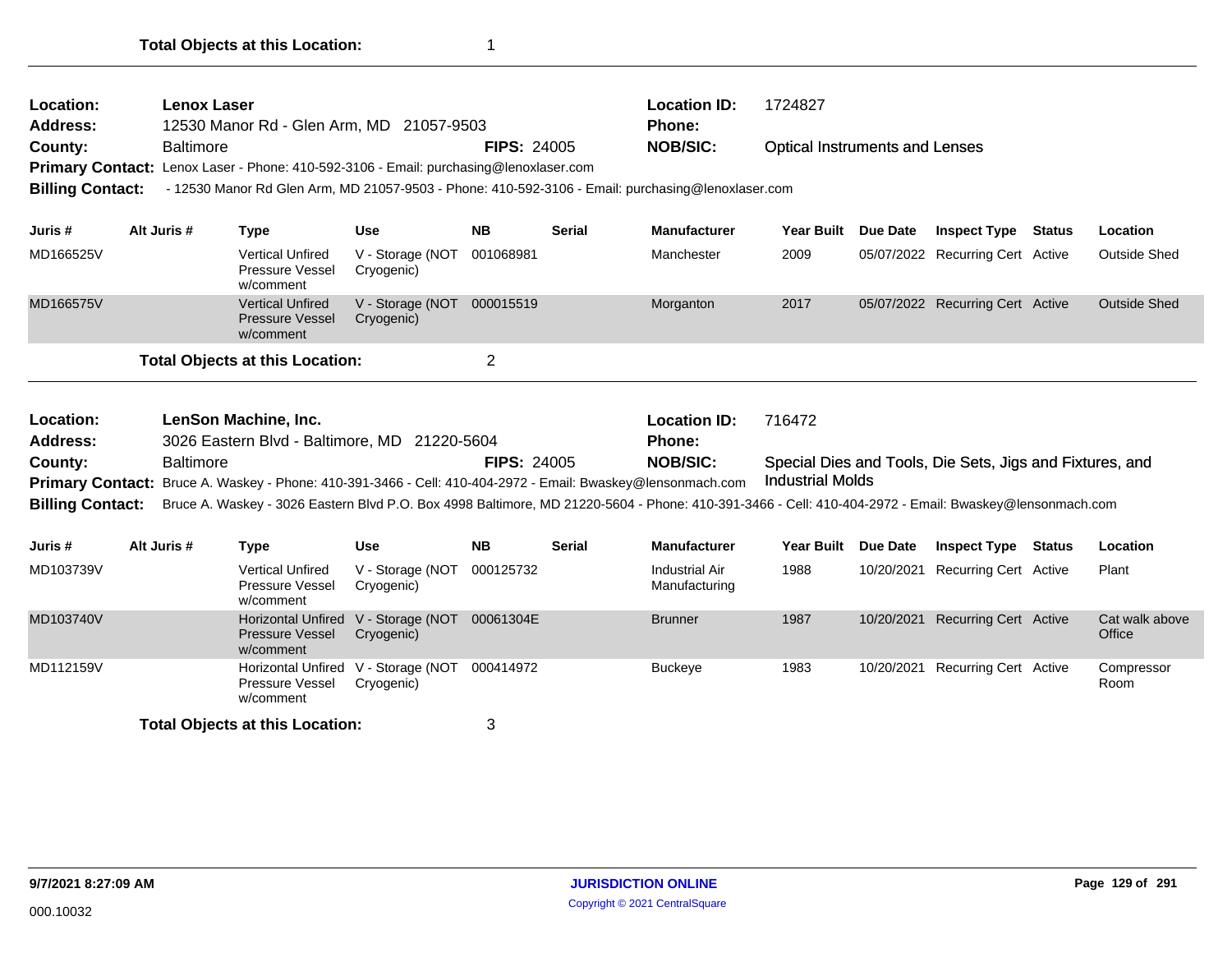**Total Objects at this Location:** 1

---

| | | | |
|---|---|---|---|
| **Location:** | **Lenox Laser** | **Location ID:** | 1724827 |
| **Address:** | 12530 Manor Rd - Glen Arm, MD 21057-9503 | **Phone:** | |
| **County:** | Baltimore **FIPS:** 24005 | **NOB/SIC:** | Optical Instruments and Lenses |

**Primary Contact:** Lenox Laser - Phone: 410-592-3106 - Email: purchasing@lenoxlaser.com

**Billing Contact:** - 12530 Manor Rd Glen Arm, MD 21057-9503 - Phone: 410-592-3106 - Email: purchasing@lenoxlaser.com

| Juris # | Alt Juris # | Type | Use | NB | Serial | Manufacturer | Year Built | Due Date | Inspect Type | Status | Location |
|---|---|---|---|---|---|---|---|---|---|---|---|
| MD166525V | | Vertical Unfired Pressure Vessel w/comment | V - Storage (NOT Cryogenic) | 001068981 | | Manchester | 2009 | 05/07/2022 | Recurring Cert | Active | Outside Shed |
| MD166575V | | Vertical Unfired Pressure Vessel w/comment | V - Storage (NOT Cryogenic) | 000015519 | | Morganton | 2017 | 05/07/2022 | Recurring Cert | Active | Outside Shed |

**Total Objects at this Location:** 2

---

| | | | |
|---|---|---|---|
| **Location:** | **LenSon Machine, Inc.** | **Location ID:** | 716472 |
| **Address:** | 3026 Eastern Blvd - Baltimore, MD 21220-5604 | **Phone:** | |
| **County:** | Baltimore **FIPS:** 24005 | **NOB/SIC:** | Special Dies and Tools, Die Sets, Jigs and Fixtures, and Industrial Molds |

**Primary Contact:** Bruce A. Waskey - Phone: 410-391-3466 - Cell: 410-404-2972 - Email: Bwaskey@lensonmach.com

**Billing Contact:** Bruce A. Waskey - 3026 Eastern Blvd P.O. Box 4998 Baltimore, MD 21220-5604 - Phone: 410-391-3466 - Cell: 410-404-2972 - Email: Bwaskey@lensonmach.com

| Juris # | Alt Juris # | Type | Use | NB | Serial | Manufacturer | Year Built | Due Date | Inspect Type | Status | Location |
|---|---|---|---|---|---|---|---|---|---|---|---|
| MD103739V | | Vertical Unfired Pressure Vessel w/comment | V - Storage (NOT Cryogenic) | 000125732 | | Industrial Air Manufacturing | 1988 | 10/20/2021 | Recurring Cert | Active | Plant |
| MD103740V | | Horizontal Unfired Pressure Vessel w/comment | V - Storage (NOT Cryogenic) | 00061304E | | Brunner | 1987 | 10/20/2021 | Recurring Cert | Active | Cat walk above Office |
| MD112159V | | Horizontal Unfired Pressure Vessel w/comment | V - Storage (NOT Cryogenic) | 000414972 | | Buckeye | 1983 | 10/20/2021 | Recurring Cert | Active | Compressor Room |

**Total Objects at this Location:** 3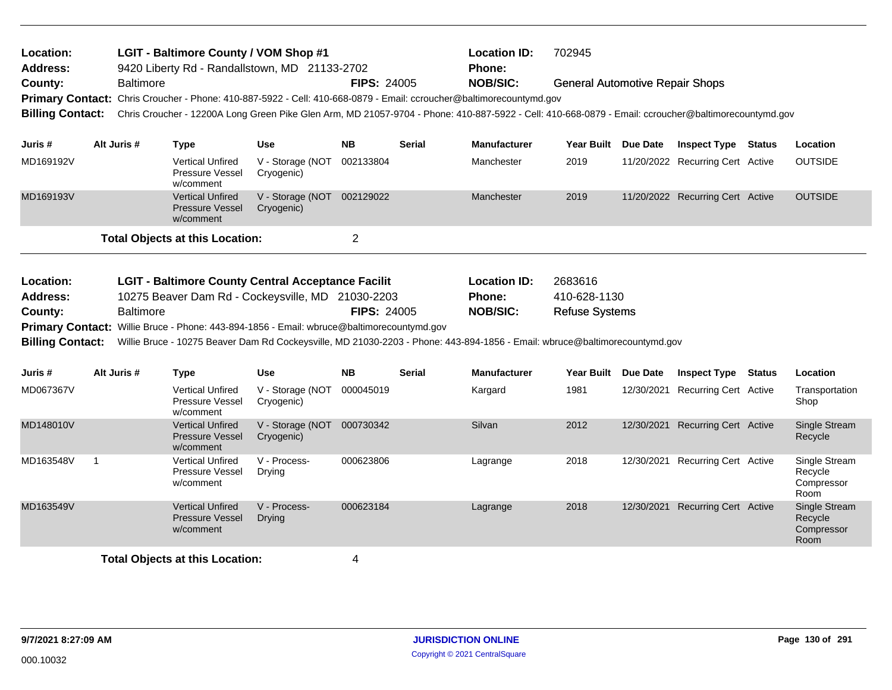**Location:** LGIT - Baltimore County / VOM Shop #1 **Location ID:** 702945
**Address:** 9420 Liberty Rd - Randallstown, MD 21133-2702 **Phone:**
**County:** Baltimore **FIPS:** 24005 **NOB/SIC:** General Automotive Repair Shops
**Primary Contact:** Chris Croucher - Phone: 410-887-5922 - Cell: 410-668-0879 - Email: ccroucher@baltimorecountymd.gov
**Billing Contact:** Chris Croucher - 12200A Long Green Pike Glen Arm, MD 21057-9704 - Phone: 410-887-5922 - Cell: 410-668-0879 - Email: ccroucher@baltimorecountymd.gov

| Juris # | Alt Juris # | Type | Use | NB | Serial | Manufacturer | Year Built | Due Date | Inspect Type | Status | Location |
|---|---|---|---|---|---|---|---|---|---|---|---|
| MD169192V | | Vertical Unfired Pressure Vessel w/comment | V - Storage (NOT Cryogenic) | 002133804 | | Manchester | 2019 | 11/20/2022 | Recurring Cert | Active | OUTSIDE |
| MD169193V | | Vertical Unfired Pressure Vessel w/comment | V - Storage (NOT Cryogenic) | 002129022 | | Manchester | 2019 | 11/20/2022 | Recurring Cert | Active | OUTSIDE |

**Total Objects at this Location:** 2

**Location:** LGIT - Baltimore County Central Acceptance Facilit **Location ID:** 2683616
**Address:** 10275 Beaver Dam Rd - Cockeysville, MD 21030-2203 **Phone:** 410-628-1130
**County:** Baltimore **FIPS:** 24005 **NOB/SIC:** Refuse Systems
**Primary Contact:** Willie Bruce - Phone: 443-894-1856 - Email: wbruce@baltimorecountymd.gov
**Billing Contact:** Willie Bruce - 10275 Beaver Dam Rd Cockeysville, MD 21030-2203 - Phone: 443-894-1856 - Email: wbruce@baltimorecountymd.gov

| Juris # | Alt Juris # | Type | Use | NB | Serial | Manufacturer | Year Built | Due Date | Inspect Type | Status | Location |
|---|---|---|---|---|---|---|---|---|---|---|---|
| MD067367V | | Vertical Unfired Pressure Vessel w/comment | V - Storage (NOT Cryogenic) | 000045019 | | Kargard | 1981 | 12/30/2021 | Recurring Cert | Active | Transportation Shop |
| MD148010V | | Vertical Unfired Pressure Vessel w/comment | V - Storage (NOT Cryogenic) | 000730342 | | Silvan | 2012 | 12/30/2021 | Recurring Cert | Active | Single Stream Recycle |
| MD163548V | 1 | Vertical Unfired Pressure Vessel w/comment | V - Process-Drying | 000623806 | | Lagrange | 2018 | 12/30/2021 | Recurring Cert | Active | Single Stream Recycle Compressor Room |
| MD163549V | | Vertical Unfired Pressure Vessel w/comment | V - Process-Drying | 000623184 | | Lagrange | 2018 | 12/30/2021 | Recurring Cert | Active | Single Stream Recycle Compressor Room |

**Total Objects at this Location:** 4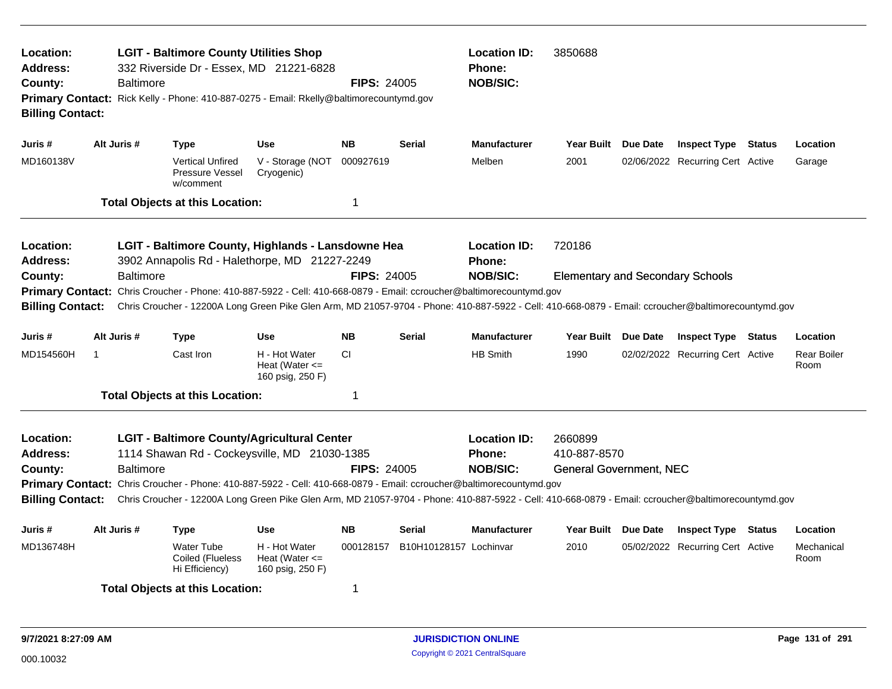**Location:** LGIT - Baltimore County Utilities Shop
**Location ID:** 3850688
**Address:** 332 Riverside Dr - Essex, MD 21221-6828
**Phone:**
**County:** Baltimore
**FIPS:** 24005
**NOB/SIC:**
**Primary Contact:** Rick Kelly - Phone: 410-887-0275 - Email: Rkelly@baltimorecountymd.gov
**Billing Contact:**

| Juris # | Alt Juris # | Type | Use | NB | Serial | Manufacturer | Year Built | Due Date | Inspect Type | Status | Location |
|---|---|---|---|---|---|---|---|---|---|---|---|
| MD160138V | | Vertical Unfired Pressure Vessel w/comment | V - Storage (NOT Cryogenic) | 000927619 | | Melben | 2001 | 02/06/2022 | Recurring Cert | Active | Garage |

**Total Objects at this Location:** 1

---

**Location:** LGIT - Baltimore County, Highlands - Lansdowne Hea
**Location ID:** 720186
**Address:** 3902 Annapolis Rd - Halethorpe, MD 21227-2249
**Phone:**
**County:** Baltimore
**FIPS:** 24005
**NOB/SIC:** Elementary and Secondary Schools
**Primary Contact:** Chris Croucher - Phone: 410-887-5922 - Cell: 410-668-0879 - Email: ccroucher@baltimorecountymd.gov
**Billing Contact:** Chris Croucher - 12200A Long Green Pike Glen Arm, MD 21057-9704 - Phone: 410-887-5922 - Cell: 410-668-0879 - Email: ccroucher@baltimorecountymd.gov

| Juris # | Alt Juris # | Type | Use | NB | Serial | Manufacturer | Year Built | Due Date | Inspect Type | Status | Location |
|---|---|---|---|---|---|---|---|---|---|---|---|
| MD154560H | 1 | Cast Iron | H - Hot Water Heat (Water <= 160 psig, 250 F) | CI | | HB Smith | 1990 | 02/02/2022 | Recurring Cert | Active | Rear Boiler Room |

**Total Objects at this Location:** 1

---

**Location:** LGIT - Baltimore County/Agricultural Center
**Location ID:** 2660899
**Address:** 1114 Shawan Rd - Cockeysville, MD 21030-1385
**Phone:** 410-887-8570
**County:** Baltimore
**FIPS:** 24005
**NOB/SIC:** General Government, NEC
**Primary Contact:** Chris Croucher - Phone: 410-887-5922 - Cell: 410-668-0879 - Email: ccroucher@baltimorecountymd.gov
**Billing Contact:** Chris Croucher - 12200A Long Green Pike Glen Arm, MD 21057-9704 - Phone: 410-887-5922 - Cell: 410-668-0879 - Email: ccroucher@baltimorecountymd.gov

| Juris # | Alt Juris # | Type | Use | NB | Serial | Manufacturer | Year Built | Due Date | Inspect Type | Status | Location |
|---|---|---|---|---|---|---|---|---|---|---|---|
| MD136748H | | Water Tube Coiled (Flueless Hi Efficiency) | H - Hot Water Heat (Water <= 160 psig, 250 F) | 000128157 | B10H10128157 | Lochinvar | 2010 | 05/02/2022 | Recurring Cert | Active | Mechanical Room |

**Total Objects at this Location:** 1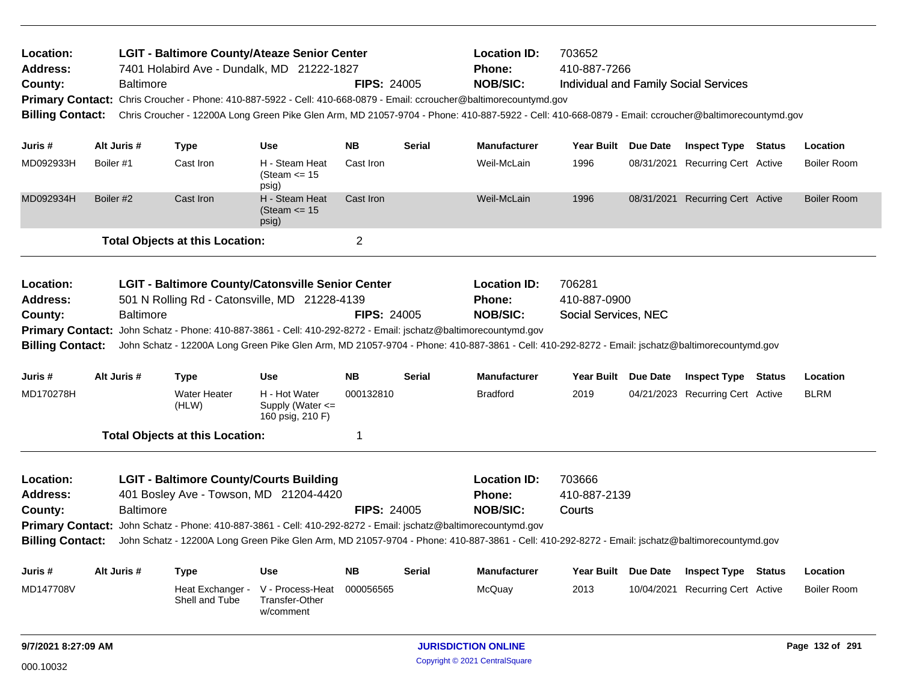**Location:** LGIT - Baltimore County/Ateaze Senior Center
**Address:** 7401 Holabird Ave - Dundalk, MD 21222-1827
**County:** Baltimore
**FIPS:** 24005
**Location ID:** 703652
**Phone:** 410-887-7266
**NOB/SIC:** Individual and Family Social Services
**Primary Contact:** Chris Croucher - Phone: 410-887-5922 - Cell: 410-668-0879 - Email: ccroucher@baltimorecountymd.gov
**Billing Contact:** Chris Croucher - 12200A Long Green Pike Glen Arm, MD 21057-9704 - Phone: 410-887-5922 - Cell: 410-668-0879 - Email: ccroucher@baltimorecountymd.gov

| Juris # | Alt Juris # | Type | Use | NB | Serial | Manufacturer | Year Built | Due Date | Inspect Type | Status | Location |
|---|---|---|---|---|---|---|---|---|---|---|---|
| MD092933H | Boiler #1 | Cast Iron | H - Steam Heat (Steam <= 15 psig) | Cast Iron | | Weil-McLain | 1996 | 08/31/2021 | Recurring Cert | Active | Boiler Room |
| MD092934H | Boiler #2 | Cast Iron | H - Steam Heat (Steam <= 15 psig) | Cast Iron | | Weil-McLain | 1996 | 08/31/2021 | Recurring Cert | Active | Boiler Room |

**Total Objects at this Location:** 2

**Location:** LGIT - Baltimore County/Catonsville Senior Center
**Address:** 501 N Rolling Rd - Catonsville, MD 21228-4139
**County:** Baltimore
**FIPS:** 24005
**Location ID:** 706281
**Phone:** 410-887-0900
**NOB/SIC:** Social Services, NEC
**Primary Contact:** John Schatz - Phone: 410-887-3861 - Cell: 410-292-8272 - Email: jschatz@baltimorecountymd.gov
**Billing Contact:** John Schatz - 12200A Long Green Pike Glen Arm, MD 21057-9704 - Phone: 410-887-3861 - Cell: 410-292-8272 - Email: jschatz@baltimorecountymd.gov

| Juris # | Alt Juris # | Type | Use | NB | Serial | Manufacturer | Year Built | Due Date | Inspect Type | Status | Location |
|---|---|---|---|---|---|---|---|---|---|---|---|
| MD170278H | | Water Heater (HLW) | H - Hot Water Supply (Water <= 160 psig, 210 F) | 000132810 | | Bradford | 2019 | 04/21/2023 | Recurring Cert | Active | BLRM |

**Total Objects at this Location:** 1

**Location:** LGIT - Baltimore County/Courts Building
**Address:** 401 Bosley Ave - Towson, MD 21204-4420
**County:** Baltimore
**FIPS:** 24005
**Location ID:** 703666
**Phone:** 410-887-2139
**NOB/SIC:** Courts
**Primary Contact:** John Schatz - Phone: 410-887-3861 - Cell: 410-292-8272 - Email: jschatz@baltimorecountymd.gov
**Billing Contact:** John Schatz - 12200A Long Green Pike Glen Arm, MD 21057-9704 - Phone: 410-887-3861 - Cell: 410-292-8272 - Email: jschatz@baltimorecountymd.gov

| Juris # | Alt Juris # | Type | Use | NB | Serial | Manufacturer | Year Built | Due Date | Inspect Type | Status | Location |
|---|---|---|---|---|---|---|---|---|---|---|---|
| MD147708V | | Heat Exchanger - Shell and Tube | V - Process-Heat Transfer-Other w/comment | 000056565 | | McQuay | 2013 | 10/04/2021 | Recurring Cert | Active | Boiler Room |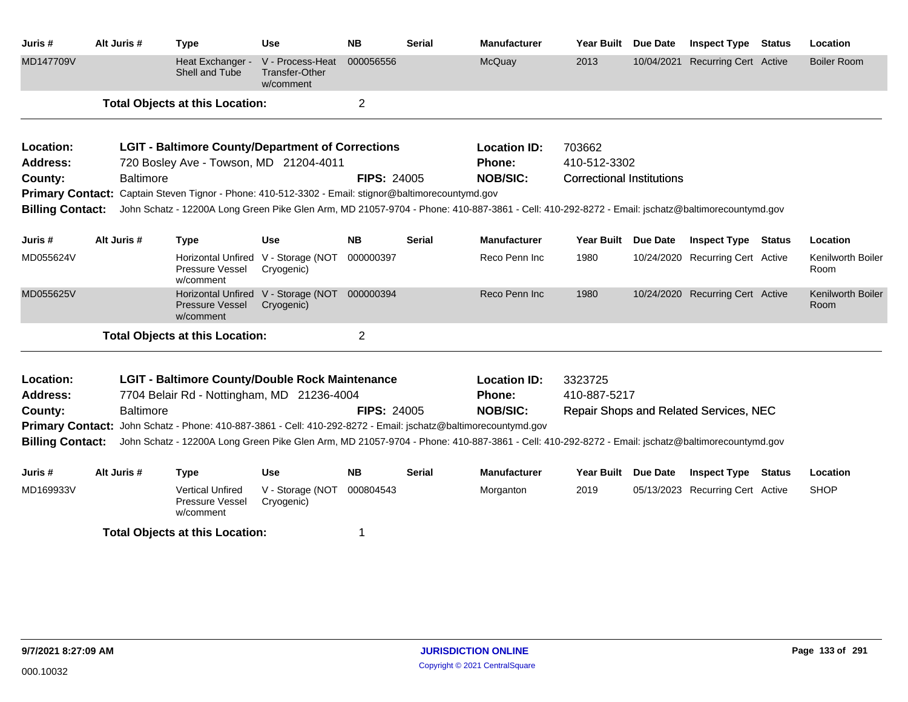| Juris # | Alt Juris # | Type | Use | NB | Serial | Manufacturer | Year Built | Due Date | Inspect Type | Status | Location |
|---|---|---|---|---|---|---|---|---|---|---|---|
| MD147709V | | Heat Exchanger - Shell and Tube | V - Process-Heat Transfer-Other w/comment | 000056556 | | McQuay | 2013 | 10/04/2021 | Recurring Cert | Active | Boiler Room |

**Total Objects at this Location:** 2

---

**Location:** LGIT - Baltimore County/Department of Corrections
**Location ID:** 703662
**Address:** 720 Bosley Ave - Towson, MD 21204-4011
**Phone:** 410-512-3302
**County:** Baltimore
**FIPS:** 24005
**NOB/SIC:** Correctional Institutions
**Primary Contact:** Captain Steven Tignor - Phone: 410-512-3302 - Email: stignor@baltimorecountymd.gov
**Billing Contact:** John Schatz - 12200A Long Green Pike Glen Arm, MD 21057-9704 - Phone: 410-887-3861 - Cell: 410-292-8272 - Email: jschatz@baltimorecountymd.gov

| Juris # | Alt Juris # | Type | Use | NB | Serial | Manufacturer | Year Built | Due Date | Inspect Type | Status | Location |
|---|---|---|---|---|---|---|---|---|---|---|---|
| MD055624V | | Horizontal Unfired Pressure Vessel w/comment | V - Storage (NOT Cryogenic) | 000000397 | | Reco Penn Inc | 1980 | 10/24/2020 | Recurring Cert | Active | Kenilworth Boiler Room |
| MD055625V | | Horizontal Unfired Pressure Vessel w/comment | V - Storage (NOT Cryogenic) | 000000394 | | Reco Penn Inc | 1980 | 10/24/2020 | Recurring Cert | Active | Kenilworth Boiler Room |

**Total Objects at this Location:** 2

---

**Location:** LGIT - Baltimore County/Double Rock Maintenance
**Location ID:** 3323725
**Address:** 7704 Belair Rd - Nottingham, MD 21236-4004
**Phone:** 410-887-5217
**County:** Baltimore
**FIPS:** 24005
**NOB/SIC:** Repair Shops and Related Services, NEC
**Primary Contact:** John Schatz - Phone: 410-887-3861 - Cell: 410-292-8272 - Email: jschatz@baltimorecountymd.gov
**Billing Contact:** John Schatz - 12200A Long Green Pike Glen Arm, MD 21057-9704 - Phone: 410-887-3861 - Cell: 410-292-8272 - Email: jschatz@baltimorecountymd.gov

| Juris # | Alt Juris # | Type | Use | NB | Serial | Manufacturer | Year Built | Due Date | Inspect Type | Status | Location |
|---|---|---|---|---|---|---|---|---|---|---|---|
| MD169933V | | Vertical Unfired Pressure Vessel w/comment | V - Storage (NOT Cryogenic) | 000804543 | | Morganton | 2019 | 05/13/2023 | Recurring Cert | Active | SHOP |

**Total Objects at this Location:** 1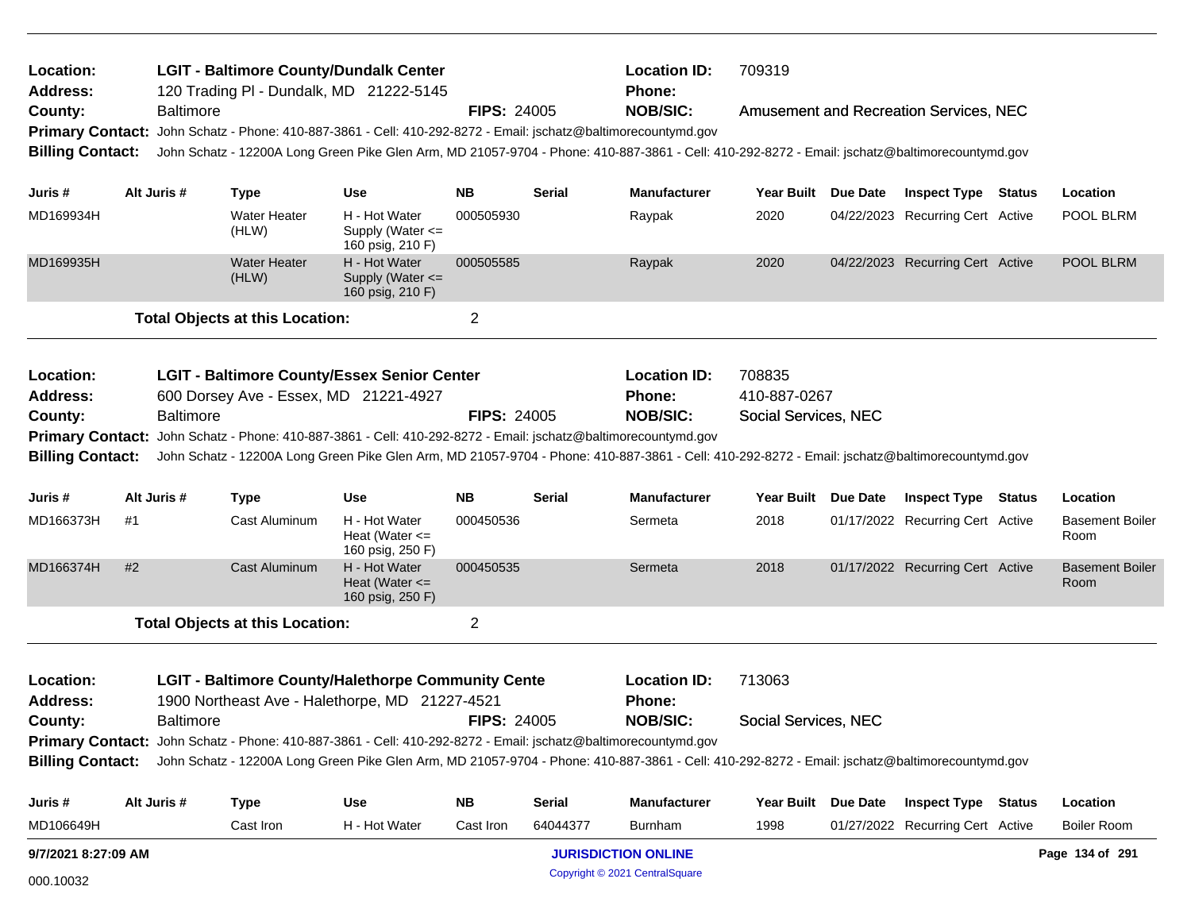**Location:** LGIT - Baltimore County/Dundalk Center
**Location ID:** 709319
**Address:** 120 Trading Pl - Dundalk, MD 21222-5145
**Phone:**
**County:** Baltimore
**FIPS:** 24005
**NOB/SIC:** Amusement and Recreation Services, NEC
**Primary Contact:** John Schatz - Phone: 410-887-3861 - Cell: 410-292-8272 - Email: jschatz@baltimorecountymd.gov
**Billing Contact:** John Schatz - 12200A Long Green Pike Glen Arm, MD 21057-9704 - Phone: 410-887-3861 - Cell: 410-292-8272 - Email: jschatz@baltimorecountymd.gov

| Juris # | Alt Juris # | Type | Use | NB | Serial | Manufacturer | Year Built | Due Date | Inspect Type | Status | Location |
|---|---|---|---|---|---|---|---|---|---|---|---|
| MD169934H | | Water Heater (HLW) | H - Hot Water Supply (Water <= 160 psig, 210 F) | 000505930 | | Raypak | 2020 | 04/22/2023 | Recurring Cert | Active | POOL BLRM |
| MD169935H | | Water Heater (HLW) | H - Hot Water Supply (Water <= 160 psig, 210 F) | 000505585 | | Raypak | 2020 | 04/22/2023 | Recurring Cert | Active | POOL BLRM |

**Total Objects at this Location:** 2

---

**Location:** LGIT - Baltimore County/Essex Senior Center
**Location ID:** 708835
**Address:** 600 Dorsey Ave - Essex, MD 21221-4927
**Phone:** 410-887-0267
**County:** Baltimore
**FIPS:** 24005
**NOB/SIC:** Social Services, NEC
**Primary Contact:** John Schatz - Phone: 410-887-3861 - Cell: 410-292-8272 - Email: jschatz@baltimorecountymd.gov
**Billing Contact:** John Schatz - 12200A Long Green Pike Glen Arm, MD 21057-9704 - Phone: 410-887-3861 - Cell: 410-292-8272 - Email: jschatz@baltimorecountymd.gov

| Juris # | Alt Juris # | Type | Use | NB | Serial | Manufacturer | Year Built | Due Date | Inspect Type | Status | Location |
|---|---|---|---|---|---|---|---|---|---|---|---|
| MD166373H | #1 | Cast Aluminum | H - Hot Water Heat (Water <= 160 psig, 250 F) | 000450536 | | Sermeta | 2018 | 01/17/2022 | Recurring Cert | Active | Basement Boiler Room |
| MD166374H | #2 | Cast Aluminum | H - Hot Water Heat (Water <= 160 psig, 250 F) | 000450535 | | Sermeta | 2018 | 01/17/2022 | Recurring Cert | Active | Basement Boiler Room |

**Total Objects at this Location:** 2

---

**Location:** LGIT - Baltimore County/Halethorpe Community Cente
**Location ID:** 713063
**Address:** 1900 Northeast Ave - Halethorpe, MD 21227-4521
**Phone:**
**County:** Baltimore
**FIPS:** 24005
**NOB/SIC:** Social Services, NEC
**Primary Contact:** John Schatz - Phone: 410-887-3861 - Cell: 410-292-8272 - Email: jschatz@baltimorecountymd.gov
**Billing Contact:** John Schatz - 12200A Long Green Pike Glen Arm, MD 21057-9704 - Phone: 410-887-3861 - Cell: 410-292-8272 - Email: jschatz@baltimorecountymd.gov

| Juris # | Alt Juris # | Type | Use | NB | Serial | Manufacturer | Year Built | Due Date | Inspect Type | Status | Location |
|---|---|---|---|---|---|---|---|---|---|---|---|
| MD106649H | | Cast Iron | H - Hot Water | Cast Iron | 64044377 | Burnham | 1998 | 01/27/2022 | Recurring Cert | Active | Boiler Room |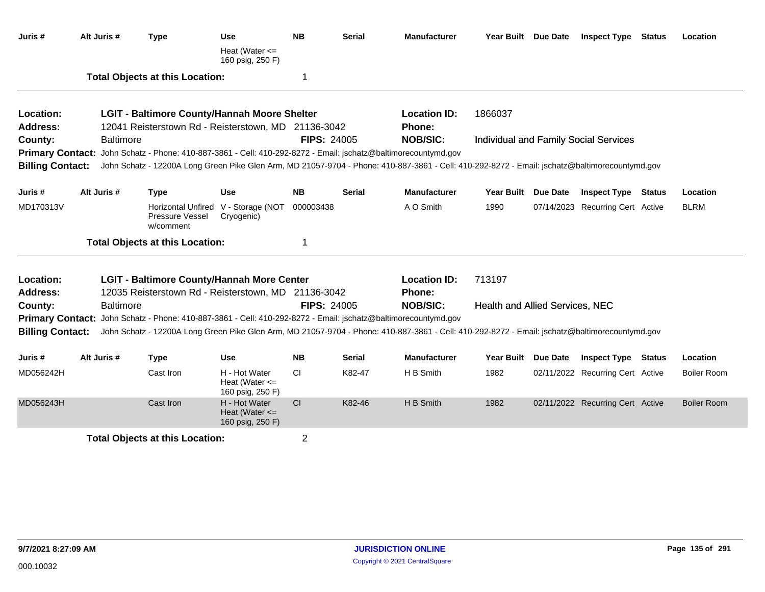| Juris # | Alt Juris # | Type | Use | NB | Serial | Manufacturer | Year Built | Due Date | Inspect Type | Status | Location |
|---|---|---|---|---|---|---|---|---|---|---|---|
| | | | Heat (Water <= 160 psig, 250 F) | | | | | | | | |

**Total Objects at this Location:** 1

---

**Location:** LGIT - Baltimore County/Hannah Moore Shelter  **Location ID:** 1866037
**Address:** 12041 Reisterstown Rd - Reisterstown, MD 21136-3042  **Phone:**
**County:** Baltimore  **FIPS:** 24005  **NOB/SIC:** Individual and Family Social Services
**Primary Contact:** John Schatz - Phone: 410-887-3861 - Cell: 410-292-8272 - Email: jschatz@baltimorecountymd.gov
**Billing Contact:** John Schatz - 12200A Long Green Pike Glen Arm, MD 21057-9704 - Phone: 410-887-3861 - Cell: 410-292-8272 - Email: jschatz@baltimorecountymd.gov

| Juris # | Alt Juris # | Type | Use | NB | Serial | Manufacturer | Year Built | Due Date | Inspect Type | Status | Location |
|---|---|---|---|---|---|---|---|---|---|---|---|
| MD170313V | | Horizontal Unfired Pressure Vessel w/comment | V - Storage (NOT Cryogenic) | 000003438 | | A O Smith | 1990 | 07/14/2023 | Recurring Cert | Active | BLRM |

**Total Objects at this Location:** 1

---

**Location:** LGIT - Baltimore County/Hannah More Center  **Location ID:** 713197
**Address:** 12035 Reisterstown Rd - Reisterstown, MD 21136-3042  **Phone:**
**County:** Baltimore  **FIPS:** 24005  **NOB/SIC:** Health and Allied Services, NEC
**Primary Contact:** John Schatz - Phone: 410-887-3861 - Cell: 410-292-8272 - Email: jschatz@baltimorecountymd.gov
**Billing Contact:** John Schatz - 12200A Long Green Pike Glen Arm, MD 21057-9704 - Phone: 410-887-3861 - Cell: 410-292-8272 - Email: jschatz@baltimorecountymd.gov

| Juris # | Alt Juris # | Type | Use | NB | Serial | Manufacturer | Year Built | Due Date | Inspect Type | Status | Location |
|---|---|---|---|---|---|---|---|---|---|---|---|
| MD056242H | | Cast Iron | H - Hot Water Heat (Water <= 160 psig, 250 F) | CI | K82-47 | H B Smith | 1982 | 02/11/2022 | Recurring Cert | Active | Boiler Room |
| MD056243H | | Cast Iron | H - Hot Water Heat (Water <= 160 psig, 250 F) | CI | K82-46 | H B Smith | 1982 | 02/11/2022 | Recurring Cert | Active | Boiler Room |

**Total Objects at this Location:** 2

9/7/2021 8:27:09 AM
000.10032
JURISDICTION ONLINE
Copyright © 2021 CentralSquare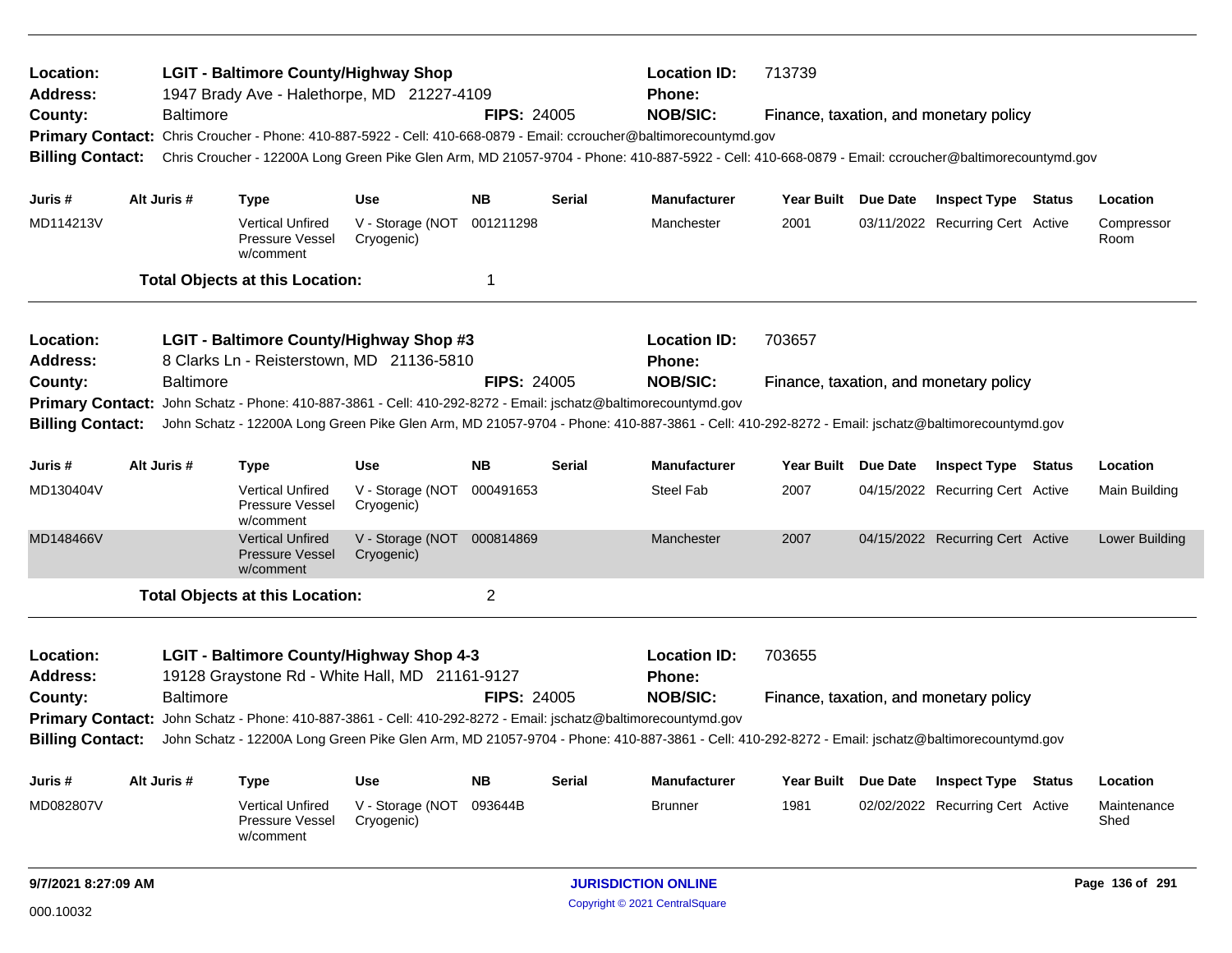| | | | |
|---|---|---|---|
| **Location:** | **LGIT - Baltimore County/Highway Shop** | **Location ID:** | 713739 |
| **Address:** | 1947 Brady Ave - Halethorpe, MD 21227-4109 | **Phone:** | |
| **County:** | Baltimore **FIPS:** 24005 | **NOB/SIC:** | Finance, taxation, and monetary policy |

**Primary Contact:** Chris Croucher - Phone: 410-887-5922 - Cell: 410-668-0879 - Email: ccroucher@baltimorecountymd.gov

**Billing Contact:** Chris Croucher - 12200A Long Green Pike Glen Arm, MD 21057-9704 - Phone: 410-887-5922 - Cell: 410-668-0879 - Email: ccroucher@baltimorecountymd.gov

| Juris # | Alt Juris # | Type | Use | NB | Serial | Manufacturer | Year Built | Due Date | Inspect Type | Status | Location |
|---|---|---|---|---|---|---|---|---|---|---|---|
| MD114213V | | Vertical Unfired Pressure Vessel w/comment | V - Storage (NOT Cryogenic) | 001211298 | | Manchester | 2001 | 03/11/2022 | Recurring Cert | Active | Compressor Room |

**Total Objects at this Location:** 1

| | | | |
|---|---|---|---|
| **Location:** | **LGIT - Baltimore County/Highway Shop #3** | **Location ID:** | 703657 |
| **Address:** | 8 Clarks Ln - Reisterstown, MD 21136-5810 | **Phone:** | |
| **County:** | Baltimore **FIPS:** 24005 | **NOB/SIC:** | Finance, taxation, and monetary policy |

**Primary Contact:** John Schatz - Phone: 410-887-3861 - Cell: 410-292-8272 - Email: jschatz@baltimorecountymd.gov

**Billing Contact:** John Schatz - 12200A Long Green Pike Glen Arm, MD 21057-9704 - Phone: 410-887-3861 - Cell: 410-292-8272 - Email: jschatz@baltimorecountymd.gov

| Juris # | Alt Juris # | Type | Use | NB | Serial | Manufacturer | Year Built | Due Date | Inspect Type | Status | Location |
|---|---|---|---|---|---|---|---|---|---|---|---|
| MD130404V | | Vertical Unfired Pressure Vessel w/comment | V - Storage (NOT Cryogenic) | 000491653 | | Steel Fab | 2007 | 04/15/2022 | Recurring Cert | Active | Main Building |
| MD148466V | | Vertical Unfired Pressure Vessel w/comment | V - Storage (NOT Cryogenic) | 000814869 | | Manchester | 2007 | 04/15/2022 | Recurring Cert | Active | Lower Building |

**Total Objects at this Location:** 2

| | | | |
|---|---|---|---|
| **Location:** | **LGIT - Baltimore County/Highway Shop 4-3** | **Location ID:** | 703655 |
| **Address:** | 19128 Graystone Rd - White Hall, MD 21161-9127 | **Phone:** | |
| **County:** | Baltimore **FIPS:** 24005 | **NOB/SIC:** | Finance, taxation, and monetary policy |

**Primary Contact:** John Schatz - Phone: 410-887-3861 - Cell: 410-292-8272 - Email: jschatz@baltimorecountymd.gov

**Billing Contact:** John Schatz - 12200A Long Green Pike Glen Arm, MD 21057-9704 - Phone: 410-887-3861 - Cell: 410-292-8272 - Email: jschatz@baltimorecountymd.gov

| Juris # | Alt Juris # | Type | Use | NB | Serial | Manufacturer | Year Built | Due Date | Inspect Type | Status | Location |
|---|---|---|---|---|---|---|---|---|---|---|---|
| MD082807V | | Vertical Unfired Pressure Vessel w/comment | V - Storage (NOT Cryogenic) | 093644B | | Brunner | 1981 | 02/02/2022 | Recurring Cert | Active | Maintenance Shed |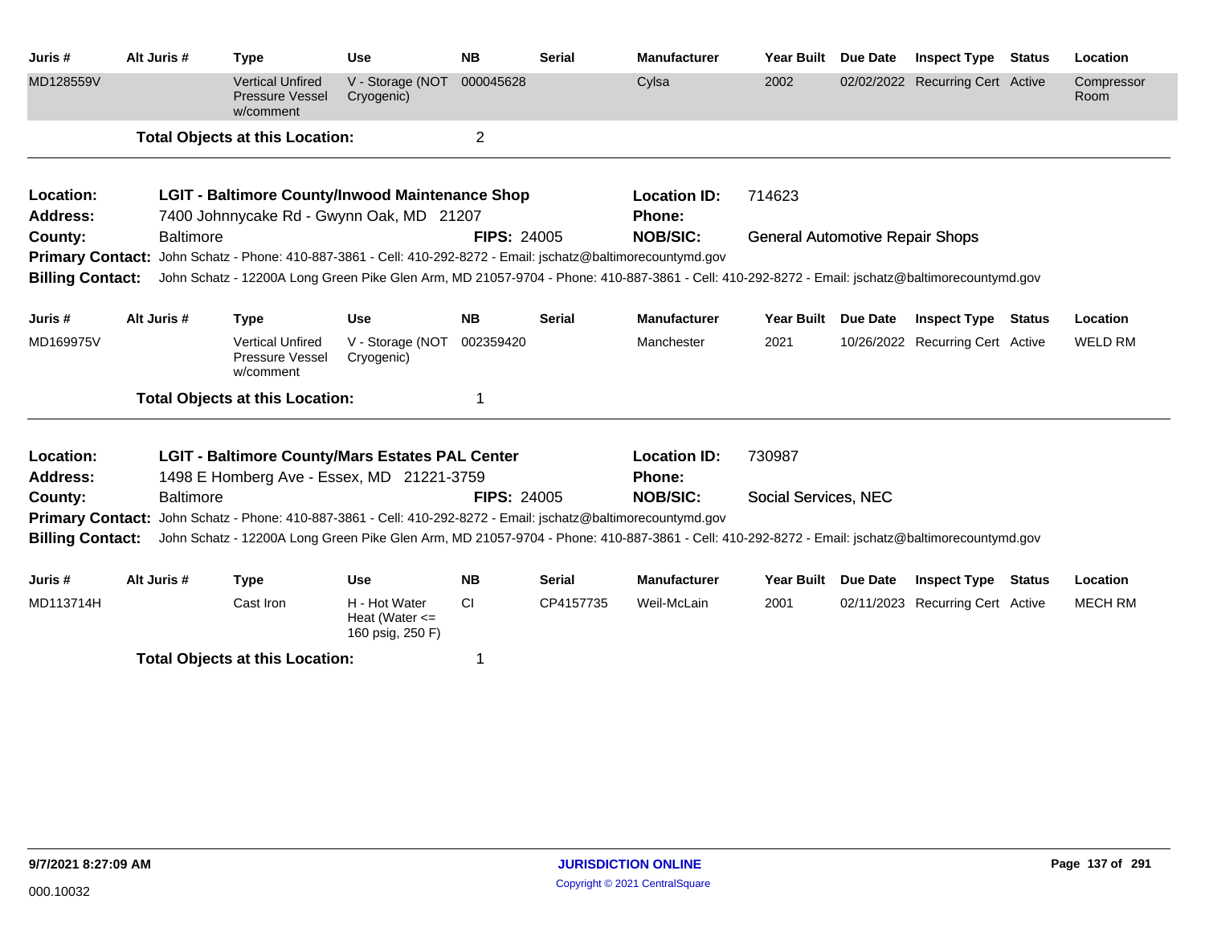| Juris # | Alt Juris # | Type | Use | NB | Serial | Manufacturer | Year Built | Due Date | Inspect Type | Status | Location |
|---|---|---|---|---|---|---|---|---|---|---|---|
| MD128559V | | Vertical Unfired Pressure Vessel w/comment | V - Storage (NOT Cryogenic) | 000045628 | | Cylsa | 2002 | 02/02/2022 | Recurring Cert | Active | Compressor Room |

**Total Objects at this Location:** 2

---

**Location:** LGIT - Baltimore County/Inwood Maintenance Shop **Location ID:** 714623
**Address:** 7400 Johnnycake Rd - Gwynn Oak, MD 21207 **Phone:**
**County:** Baltimore **FIPS:** 24005 **NOB/SIC:** General Automotive Repair Shops
**Primary Contact:** John Schatz - Phone: 410-887-3861 - Cell: 410-292-8272 - Email: jschatz@baltimorecountymd.gov
**Billing Contact:** John Schatz - 12200A Long Green Pike Glen Arm, MD 21057-9704 - Phone: 410-887-3861 - Cell: 410-292-8272 - Email: jschatz@baltimorecountymd.gov

| Juris # | Alt Juris # | Type | Use | NB | Serial | Manufacturer | Year Built | Due Date | Inspect Type | Status | Location |
|---|---|---|---|---|---|---|---|---|---|---|---|
| MD169975V | | Vertical Unfired Pressure Vessel w/comment | V - Storage (NOT Cryogenic) | 002359420 | | Manchester | 2021 | 10/26/2022 | Recurring Cert | Active | WELD RM |

**Total Objects at this Location:** 1

---

**Location:** LGIT - Baltimore County/Mars Estates PAL Center **Location ID:** 730987
**Address:** 1498 E Homberg Ave - Essex, MD 21221-3759 **Phone:**
**County:** Baltimore **FIPS:** 24005 **NOB/SIC:** Social Services, NEC
**Primary Contact:** John Schatz - Phone: 410-887-3861 - Cell: 410-292-8272 - Email: jschatz@baltimorecountymd.gov
**Billing Contact:** John Schatz - 12200A Long Green Pike Glen Arm, MD 21057-9704 - Phone: 410-887-3861 - Cell: 410-292-8272 - Email: jschatz@baltimorecountymd.gov

| Juris # | Alt Juris # | Type | Use | NB | Serial | Manufacturer | Year Built | Due Date | Inspect Type | Status | Location |
|---|---|---|---|---|---|---|---|---|---|---|---|
| MD113714H | | Cast Iron | H - Hot Water Heat (Water <= 160 psig, 250 F) | CI | CP4157735 | Weil-McLain | 2001 | 02/11/2023 | Recurring Cert | Active | MECH RM |

**Total Objects at this Location:** 1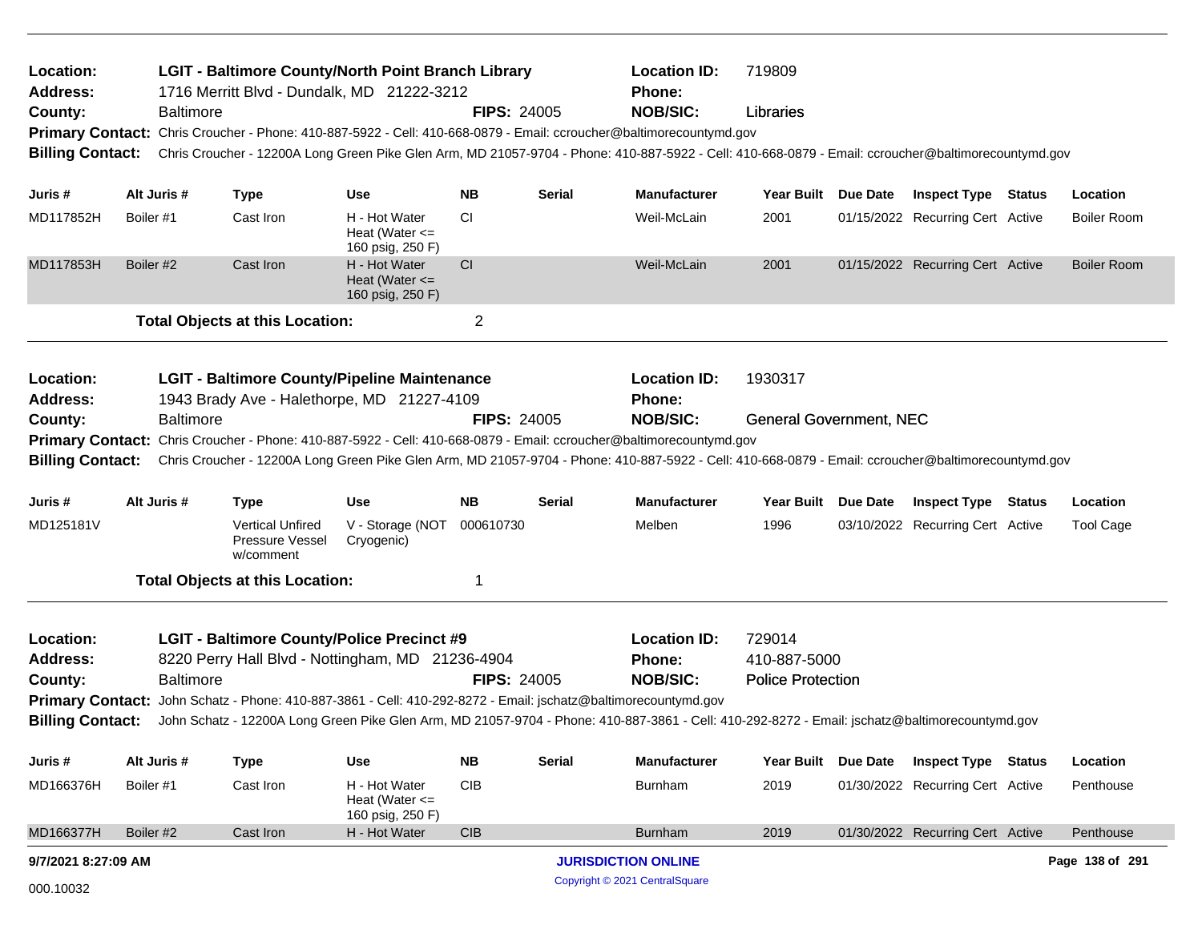**Location:** LGIT - Baltimore County/North Point Branch Library **Location ID:** 719809
**Address:** 1716 Merritt Blvd - Dundalk, MD 21222-3212 **Phone:**
**County:** Baltimore **FIPS:** 24005 **NOB/SIC:** Libraries
**Primary Contact:** Chris Croucher - Phone: 410-887-5922 - Cell: 410-668-0879 - Email: ccroucher@baltimorecountymd.gov
**Billing Contact:** Chris Croucher - 12200A Long Green Pike Glen Arm, MD 21057-9704 - Phone: 410-887-5922 - Cell: 410-668-0879 - Email: ccroucher@baltimorecountymd.gov

| Juris # | Alt Juris # | Type | Use | NB | Serial | Manufacturer | Year Built | Due Date | Inspect Type | Status | Location |
|---|---|---|---|---|---|---|---|---|---|---|---|
| MD117852H | Boiler #1 | Cast Iron | H - Hot Water Heat (Water <= 160 psig, 250 F) | CI | | Weil-McLain | 2001 | 01/15/2022 | Recurring Cert | Active | Boiler Room |
| MD117853H | Boiler #2 | Cast Iron | H - Hot Water Heat (Water <= 160 psig, 250 F) | CI | | Weil-McLain | 2001 | 01/15/2022 | Recurring Cert | Active | Boiler Room |

**Total Objects at this Location:** 2

**Location:** LGIT - Baltimore County/Pipeline Maintenance **Location ID:** 1930317
**Address:** 1943 Brady Ave - Halethorpe, MD 21227-4109 **Phone:**
**County:** Baltimore **FIPS:** 24005 **NOB/SIC:** General Government, NEC
**Primary Contact:** Chris Croucher - Phone: 410-887-5922 - Cell: 410-668-0879 - Email: ccroucher@baltimorecountymd.gov
**Billing Contact:** Chris Croucher - 12200A Long Green Pike Glen Arm, MD 21057-9704 - Phone: 410-887-5922 - Cell: 410-668-0879 - Email: ccroucher@baltimorecountymd.gov

| Juris # | Alt Juris # | Type | Use | NB | Serial | Manufacturer | Year Built | Due Date | Inspect Type | Status | Location |
|---|---|---|---|---|---|---|---|---|---|---|---|
| MD125181V | | Vertical Unfired Pressure Vessel w/comment | V - Storage (NOT Cryogenic) | 000610730 | | Melben | 1996 | 03/10/2022 | Recurring Cert | Active | Tool Cage |

**Total Objects at this Location:** 1

**Location:** LGIT - Baltimore County/Police Precinct #9 **Location ID:** 729014
**Address:** 8220 Perry Hall Blvd - Nottingham, MD 21236-4904 **Phone:** 410-887-5000
**County:** Baltimore **FIPS:** 24005 **NOB/SIC:** Police Protection
**Primary Contact:** John Schatz - Phone: 410-887-3861 - Cell: 410-292-8272 - Email: jschatz@baltimorecountymd.gov
**Billing Contact:** John Schatz - 12200A Long Green Pike Glen Arm, MD 21057-9704 - Phone: 410-887-3861 - Cell: 410-292-8272 - Email: jschatz@baltimorecountymd.gov

| Juris # | Alt Juris # | Type | Use | NB | Serial | Manufacturer | Year Built | Due Date | Inspect Type | Status | Location |
|---|---|---|---|---|---|---|---|---|---|---|---|
| MD166376H | Boiler #1 | Cast Iron | H - Hot Water Heat (Water <= 160 psig, 250 F) | CIB | | Burnham | 2019 | 01/30/2022 | Recurring Cert | Active | Penthouse |
| MD166377H | Boiler #2 | Cast Iron | H - Hot Water | CIB | | Burnham | 2019 | 01/30/2022 | Recurring Cert | Active | Penthouse |

9/7/2021 8:27:09 AM

JURISDICTION ONLINE
Copyright © 2021 CentralSquare

000.10032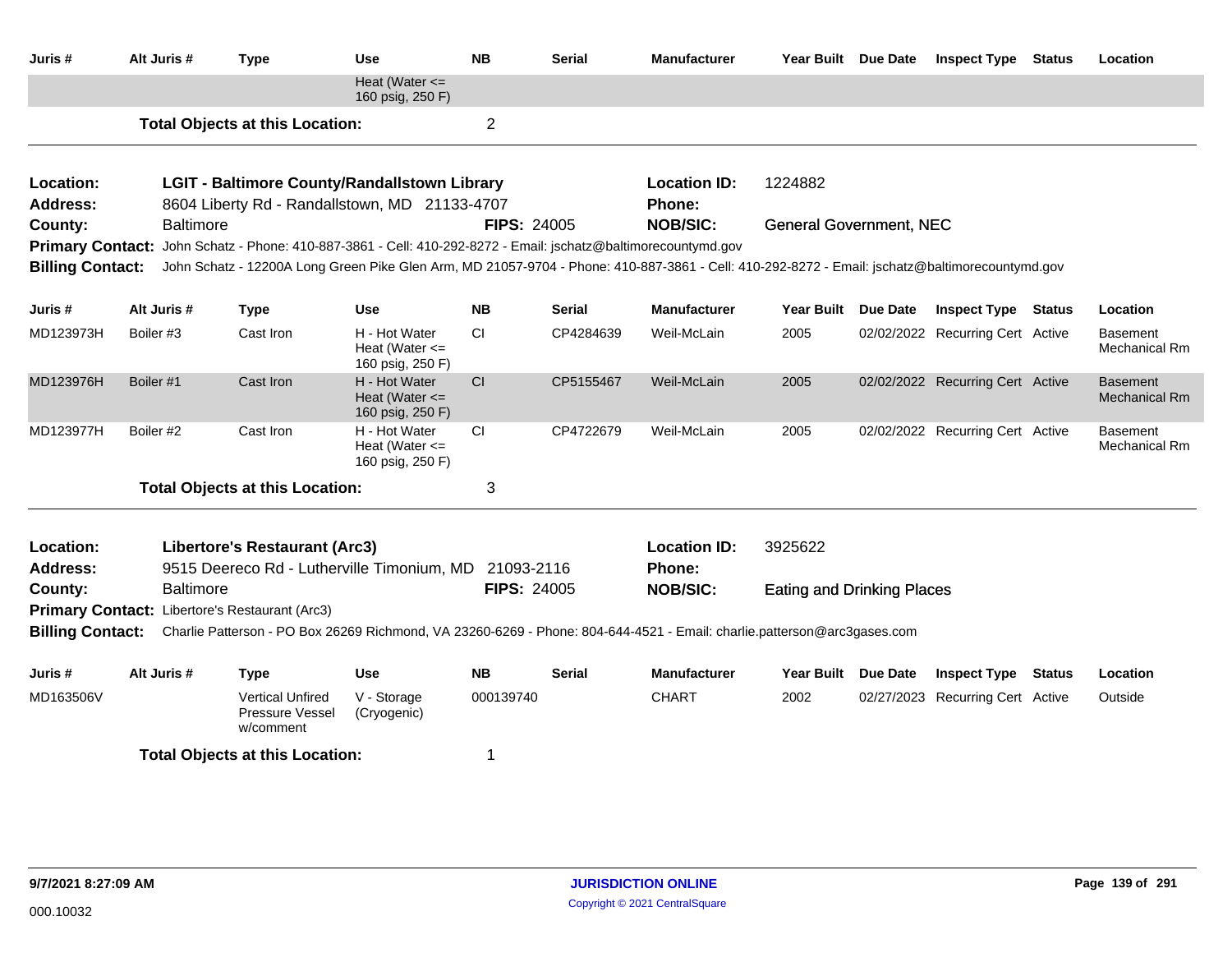| Juris # | Alt Juris # | Type | Use | NB | Serial | Manufacturer | Year Built | Due Date | Inspect Type | Status | Location |
|---|---|---|---|---|---|---|---|---|---|---|---|
| | | | Heat (Water <= 160 psig, 250 F) | | | | | | | | |

**Total Objects at this Location:** 2

---

**Location:** LGIT - Baltimore County/Randallstown Library  **Location ID:** 1224882
**Address:** 8604 Liberty Rd - Randallstown, MD 21133-4707  **Phone:**
**County:** Baltimore  **FIPS:** 24005  **NOB/SIC:** General Government, NEC
**Primary Contact:** John Schatz - Phone: 410-887-3861 - Cell: 410-292-8272 - Email: jschatz@baltimorecountymd.gov
**Billing Contact:** John Schatz - 12200A Long Green Pike Glen Arm, MD 21057-9704 - Phone: 410-887-3861 - Cell: 410-292-8272 - Email: jschatz@baltimorecountymd.gov

| Juris # | Alt Juris # | Type | Use | NB | Serial | Manufacturer | Year Built | Due Date | Inspect Type | Status | Location |
|---|---|---|---|---|---|---|---|---|---|---|---|
| MD123973H | Boiler #3 | Cast Iron | H - Hot Water Heat (Water <= 160 psig, 250 F) | CI | CP4284639 | Weil-McLain | 2005 | 02/02/2022 | Recurring Cert | Active | Basement Mechanical Rm |
| MD123976H | Boiler #1 | Cast Iron | H - Hot Water Heat (Water <= 160 psig, 250 F) | CI | CP5155467 | Weil-McLain | 2005 | 02/02/2022 | Recurring Cert | Active | Basement Mechanical Rm |
| MD123977H | Boiler #2 | Cast Iron | H - Hot Water Heat (Water <= 160 psig, 250 F) | CI | CP4722679 | Weil-McLain | 2005 | 02/02/2022 | Recurring Cert | Active | Basement Mechanical Rm |

**Total Objects at this Location:** 3

---

**Location:** Libertore's Restaurant (Arc3)  **Location ID:** 3925622
**Address:** 9515 Deereco Rd - Lutherville Timonium, MD 21093-2116  **Phone:**
**County:** Baltimore  **FIPS:** 24005  **NOB/SIC:** Eating and Drinking Places
**Primary Contact:** Libertore's Restaurant (Arc3)
**Billing Contact:** Charlie Patterson - PO Box 26269 Richmond, VA 23260-6269 - Phone: 804-644-4521 - Email: charlie.patterson@arc3gases.com

| Juris # | Alt Juris # | Type | Use | NB | Serial | Manufacturer | Year Built | Due Date | Inspect Type | Status | Location |
|---|---|---|---|---|---|---|---|---|---|---|---|
| MD163506V | | Vertical Unfired Pressure Vessel w/comment | V - Storage (Cryogenic) | 000139740 | | CHART | 2002 | 02/27/2023 | Recurring Cert | Active | Outside |

**Total Objects at this Location:** 1

9/7/2021 8:27:09 AM
000.10032
JURISDICTION ONLINE
Copyright © 2021 CentralSquare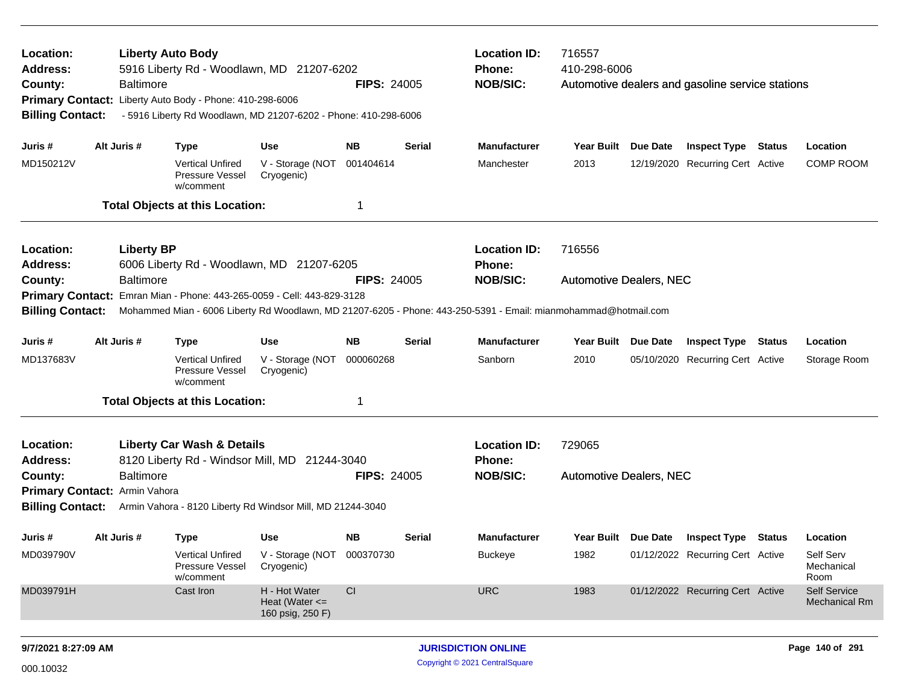**Location:** Liberty Auto Body
**Address:** 5916 Liberty Rd - Woodlawn, MD 21207-6202
**County:** Baltimore **FIPS:** 24005
**Primary Contact:** Liberty Auto Body - Phone: 410-298-6006
**Billing Contact:** - 5916 Liberty Rd Woodlawn, MD 21207-6202 - Phone: 410-298-6006
**Location ID:** 716557
**Phone:** 410-298-6006
**NOB/SIC:** Automotive dealers and gasoline service stations

| Juris # | Alt Juris # | Type | Use | NB | Serial | Manufacturer | Year Built | Due Date | Inspect Type | Status | Location |
|---|---|---|---|---|---|---|---|---|---|---|---|
| MD150212V | | Vertical Unfired Pressure Vessel w/comment | V - Storage (NOT Cryogenic) | 001404614 | | Manchester | 2013 | 12/19/2020 | Recurring Cert | Active | COMP ROOM |

**Total Objects at this Location:** 1

---

**Location:** Liberty BP
**Address:** 6006 Liberty Rd - Woodlawn, MD 21207-6205
**County:** Baltimore **FIPS:** 24005
**Primary Contact:** Emran Mian - Phone: 443-265-0059 - Cell: 443-829-3128
**Billing Contact:** Mohammed Mian - 6006 Liberty Rd Woodlawn, MD 21207-6205 - Phone: 443-250-5391 - Email: mianmohammad@hotmail.com
**Location ID:** 716556
**Phone:**
**NOB/SIC:** Automotive Dealers, NEC

| Juris # | Alt Juris # | Type | Use | NB | Serial | Manufacturer | Year Built | Due Date | Inspect Type | Status | Location |
|---|---|---|---|---|---|---|---|---|---|---|---|
| MD137683V | | Vertical Unfired Pressure Vessel w/comment | V - Storage (NOT Cryogenic) | 000060268 | | Sanborn | 2010 | 05/10/2020 | Recurring Cert | Active | Storage Room |

**Total Objects at this Location:** 1

---

**Location:** Liberty Car Wash & Details
**Address:** 8120 Liberty Rd - Windsor Mill, MD 21244-3040
**County:** Baltimore **FIPS:** 24005
**Primary Contact:** Armin Vahora
**Billing Contact:** Armin Vahora - 8120 Liberty Rd Windsor Mill, MD 21244-3040
**Location ID:** 729065
**Phone:**
**NOB/SIC:** Automotive Dealers, NEC

| Juris # | Alt Juris # | Type | Use | NB | Serial | Manufacturer | Year Built | Due Date | Inspect Type | Status | Location |
|---|---|---|---|---|---|---|---|---|---|---|---|
| MD039790V | | Vertical Unfired Pressure Vessel w/comment | V - Storage (NOT Cryogenic) | 000370730 | | Buckeye | 1982 | 01/12/2022 | Recurring Cert | Active | Self Serv Mechanical Room |
| MD039791H | | Cast Iron | H - Hot Water Heat (Water <= 160 psig, 250 F) | CI | | URC | 1983 | 01/12/2022 | Recurring Cert | Active | Self Service Mechanical Rm |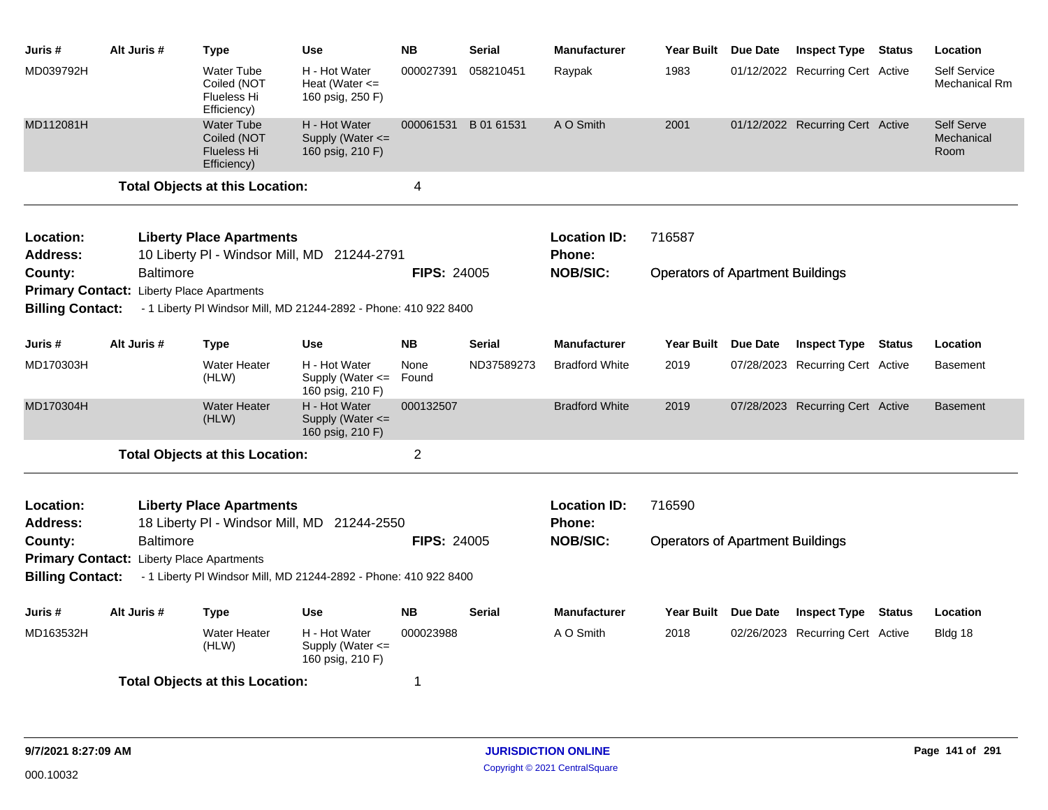| Juris # | Alt Juris # | Type | Use | NB | Serial | Manufacturer | Year Built | Due Date | Inspect Type | Status | Location |
|---|---|---|---|---|---|---|---|---|---|---|---|
| MD039792H | | Water Tube Coiled (NOT Flueless Hi Efficiency) | H - Hot Water Heat (Water <= 160 psig, 250 F) | 000027391 | 058210451 | Raypak | 1983 | 01/12/2022 | Recurring Cert | Active | Self Service Mechanical Rm |
| MD112081H | | Water Tube Coiled (NOT Flueless Hi Efficiency) | H - Hot Water Supply (Water <= 160 psig, 210 F) | 000061531 | B 01 61531 | A O Smith | 2001 | 01/12/2022 | Recurring Cert | Active | Self Serve Mechanical Room |

**Total Objects at this Location:** 4

---

**Location:** Liberty Place Apartments
**Location ID:** 716587
**Address:** 10 Liberty Pl - Windsor Mill, MD 21244-2791
**Phone:**
**County:** Baltimore
**FIPS:** 24005
**NOB/SIC:** Operators of Apartment Buildings
**Primary Contact:** Liberty Place Apartments
**Billing Contact:** - 1 Liberty Pl Windsor Mill, MD 21244-2892 - Phone: 410 922 8400

| Juris # | Alt Juris # | Type | Use | NB | Serial | Manufacturer | Year Built | Due Date | Inspect Type | Status | Location |
|---|---|---|---|---|---|---|---|---|---|---|---|
| MD170303H | | Water Heater (HLW) | H - Hot Water Supply (Water <= 160 psig, 210 F) | None Found | ND37589273 | Bradford White | 2019 | 07/28/2023 | Recurring Cert | Active | Basement |
| MD170304H | | Water Heater (HLW) | H - Hot Water Supply (Water <= 160 psig, 210 F) | 000132507 | | Bradford White | 2019 | 07/28/2023 | Recurring Cert | Active | Basement |

**Total Objects at this Location:** 2

---

**Location:** Liberty Place Apartments
**Location ID:** 716590
**Address:** 18 Liberty Pl - Windsor Mill, MD 21244-2550
**Phone:**
**County:** Baltimore
**FIPS:** 24005
**NOB/SIC:** Operators of Apartment Buildings
**Primary Contact:** Liberty Place Apartments
**Billing Contact:** - 1 Liberty Pl Windsor Mill, MD 21244-2892 - Phone: 410 922 8400

| Juris # | Alt Juris # | Type | Use | NB | Serial | Manufacturer | Year Built | Due Date | Inspect Type | Status | Location |
|---|---|---|---|---|---|---|---|---|---|---|---|
| MD163532H | | Water Heater (HLW) | H - Hot Water Supply (Water <= 160 psig, 210 F) | 000023988 | | A O Smith | 2018 | 02/26/2023 | Recurring Cert | Active | Bldg 18 |

**Total Objects at this Location:** 1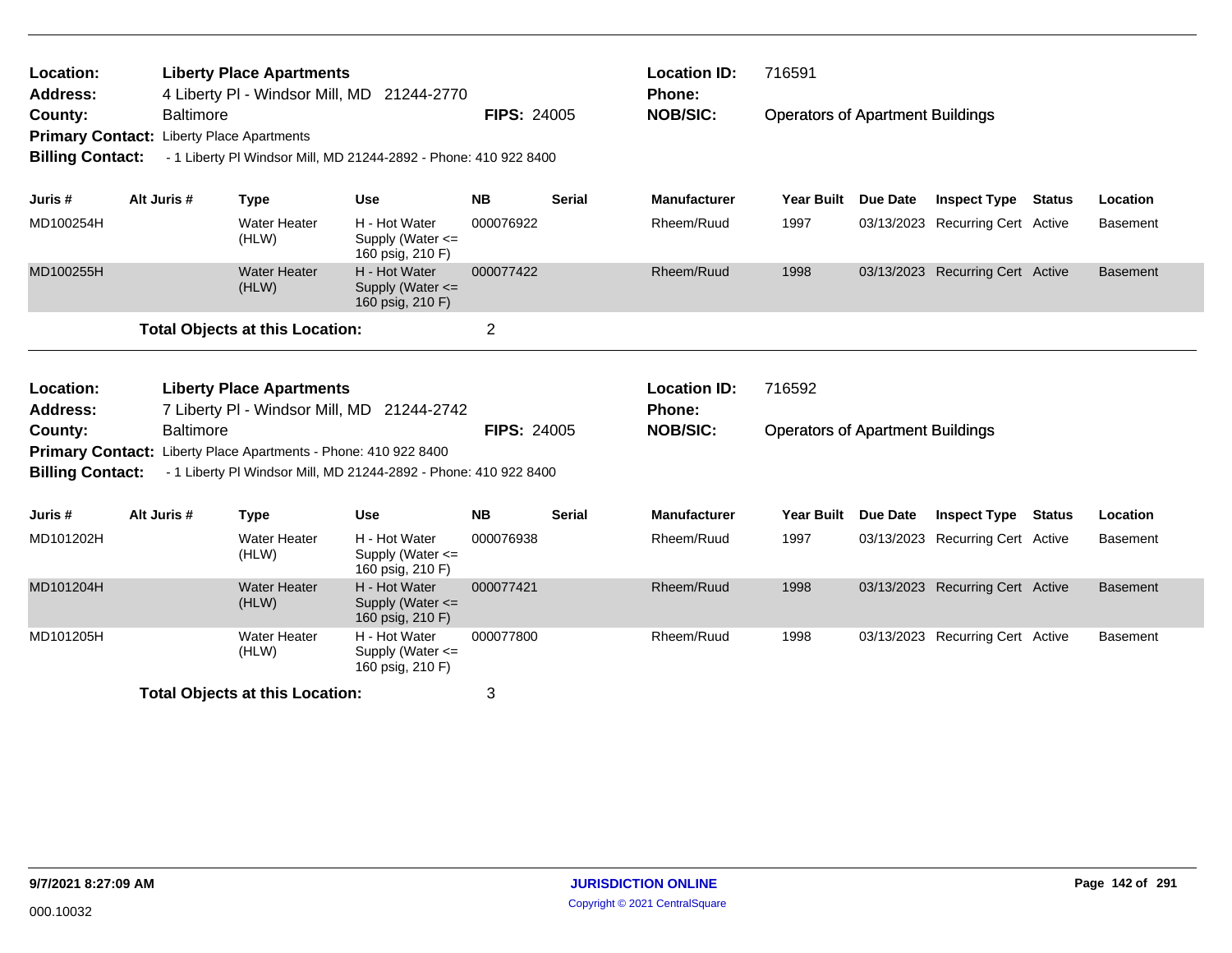| | | | |
|---|---|---|---|
| **Location:** | **Liberty Place Apartments** | **Location ID:** | 716591 |
| **Address:** | 4 Liberty Pl - Windsor Mill, MD 21244-2770 | **Phone:** | |
| **County:** | Baltimore **FIPS:** 24005 | **NOB/SIC:** | Operators of Apartment Buildings |
| **Primary Contact:** | Liberty Place Apartments | | |
| **Billing Contact:** | - 1 Liberty Pl Windsor Mill, MD 21244-2892 - Phone: 410 922 8400 | | |

| Juris # | Alt Juris # | Type | Use | NB | Serial | Manufacturer | Year Built | Due Date | Inspect Type | Status | Location |
|---|---|---|---|---|---|---|---|---|---|---|---|
| MD100254H | | Water Heater (HLW) | H - Hot Water Supply (Water <= 160 psig, 210 F) | 000076922 | | Rheem/Ruud | 1997 | 03/13/2023 | Recurring Cert | Active | Basement |
| MD100255H | | Water Heater (HLW) | H - Hot Water Supply (Water <= 160 psig, 210 F) | 000077422 | | Rheem/Ruud | 1998 | 03/13/2023 | Recurring Cert | Active | Basement |

**Total Objects at this Location:** 2

| | | | |
|---|---|---|---|
| **Location:** | **Liberty Place Apartments** | **Location ID:** | 716592 |
| **Address:** | 7 Liberty Pl - Windsor Mill, MD 21244-2742 | **Phone:** | |
| **County:** | Baltimore **FIPS:** 24005 | **NOB/SIC:** | Operators of Apartment Buildings |
| **Primary Contact:** | Liberty Place Apartments - Phone: 410 922 8400 | | |
| **Billing Contact:** | - 1 Liberty Pl Windsor Mill, MD 21244-2892 - Phone: 410 922 8400 | | |

| Juris # | Alt Juris # | Type | Use | NB | Serial | Manufacturer | Year Built | Due Date | Inspect Type | Status | Location |
|---|---|---|---|---|---|---|---|---|---|---|---|
| MD101202H | | Water Heater (HLW) | H - Hot Water Supply (Water <= 160 psig, 210 F) | 000076938 | | Rheem/Ruud | 1997 | 03/13/2023 | Recurring Cert | Active | Basement |
| MD101204H | | Water Heater (HLW) | H - Hot Water Supply (Water <= 160 psig, 210 F) | 000077421 | | Rheem/Ruud | 1998 | 03/13/2023 | Recurring Cert | Active | Basement |
| MD101205H | | Water Heater (HLW) | H - Hot Water Supply (Water <= 160 psig, 210 F) | 000077800 | | Rheem/Ruud | 1998 | 03/13/2023 | Recurring Cert | Active | Basement |

**Total Objects at this Location:** 3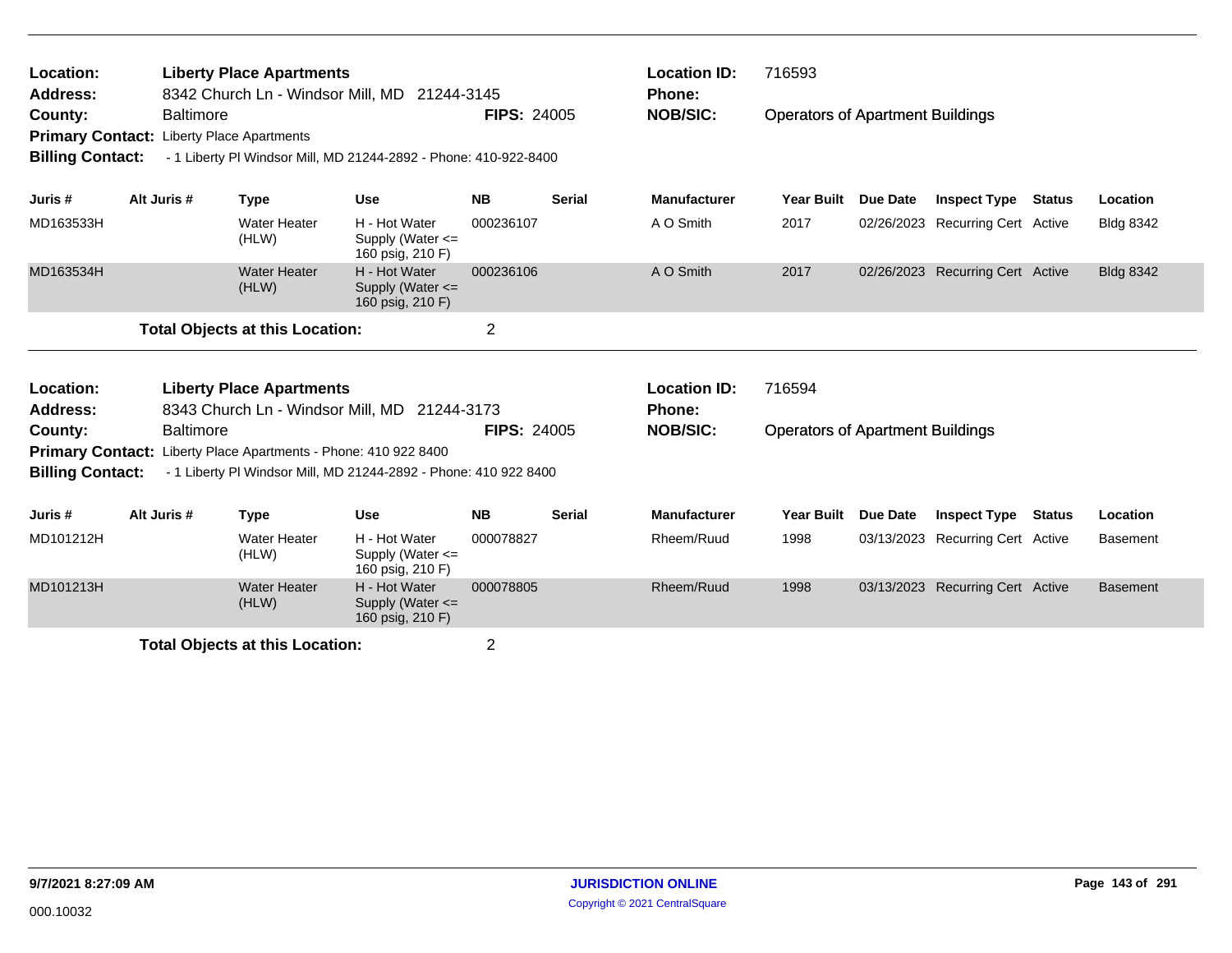**Location:** **Liberty Place Apartments**
**Address:** 8342 Church Ln - Windsor Mill, MD 21244-3145
**County:** Baltimore **FIPS:** 24005
**Primary Contact:** Liberty Place Apartments
**Billing Contact:** - 1 Liberty Pl Windsor Mill, MD 21244-2892 - Phone: 410-922-8400

**Location ID:** 716593
**Phone:**
**NOB/SIC:** Operators of Apartment Buildings

| Juris # | Alt Juris # | Type | Use | NB | Serial | Manufacturer | Year Built | Due Date | Inspect Type | Status | Location |
|---|---|---|---|---|---|---|---|---|---|---|---|
| MD163533H | | Water Heater (HLW) | H - Hot Water Supply (Water <= 160 psig, 210 F) | 000236107 | | A O Smith | 2017 | 02/26/2023 | Recurring Cert | Active | Bldg 8342 |
| MD163534H | | Water Heater (HLW) | H - Hot Water Supply (Water <= 160 psig, 210 F) | 000236106 | | A O Smith | 2017 | 02/26/2023 | Recurring Cert | Active | Bldg 8342 |

**Total Objects at this Location:** 2

**Location:** **Liberty Place Apartments**
**Address:** 8343 Church Ln - Windsor Mill, MD 21244-3173
**County:** Baltimore **FIPS:** 24005
**Primary Contact:** Liberty Place Apartments - Phone: 410 922 8400
**Billing Contact:** - 1 Liberty Pl Windsor Mill, MD 21244-2892 - Phone: 410 922 8400

**Location ID:** 716594
**Phone:**
**NOB/SIC:** Operators of Apartment Buildings

| Juris # | Alt Juris # | Type | Use | NB | Serial | Manufacturer | Year Built | Due Date | Inspect Type | Status | Location |
|---|---|---|---|---|---|---|---|---|---|---|---|
| MD101212H | | Water Heater (HLW) | H - Hot Water Supply (Water <= 160 psig, 210 F) | 000078827 | | Rheem/Ruud | 1998 | 03/13/2023 | Recurring Cert | Active | Basement |
| MD101213H | | Water Heater (HLW) | H - Hot Water Supply (Water <= 160 psig, 210 F) | 000078805 | | Rheem/Ruud | 1998 | 03/13/2023 | Recurring Cert | Active | Basement |

**Total Objects at this Location:** 2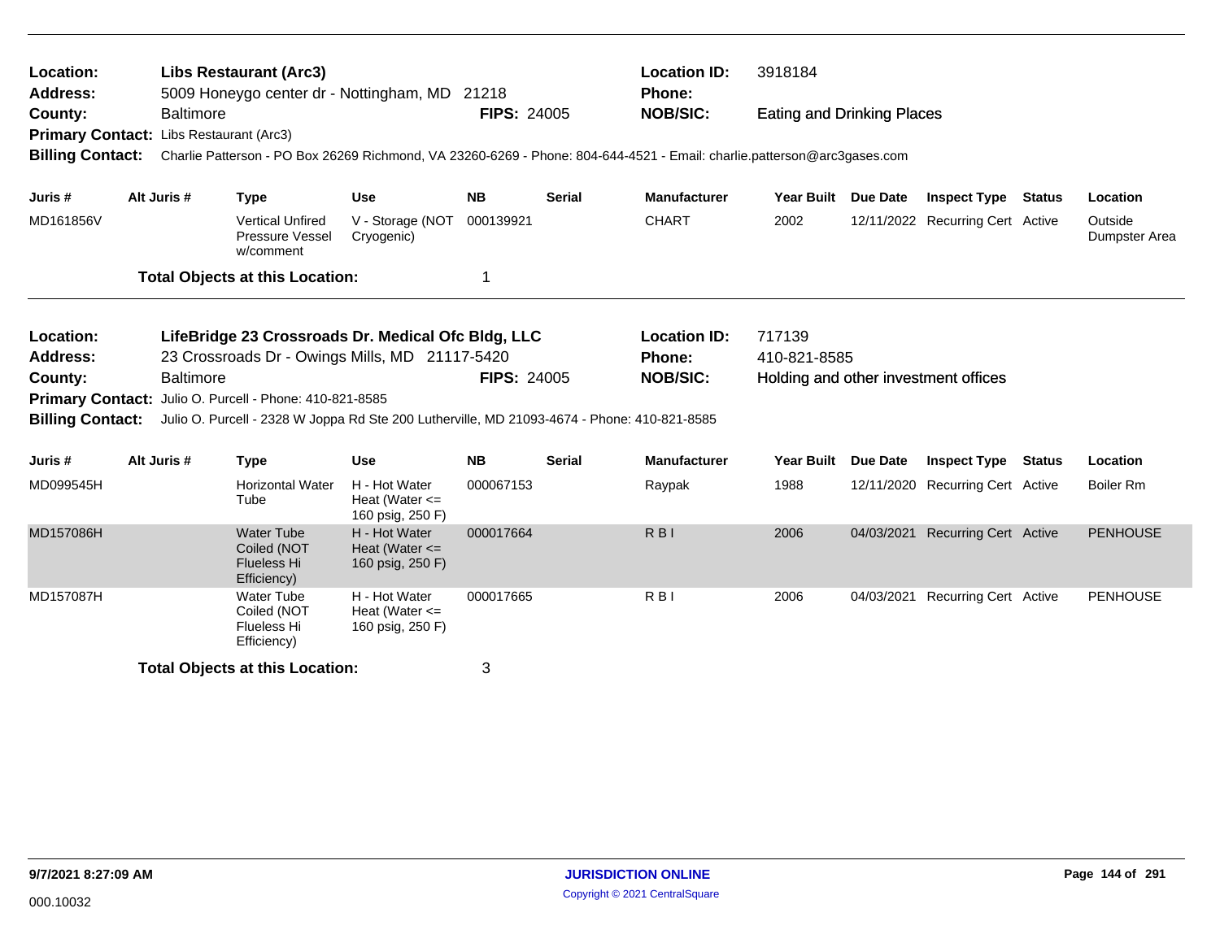**Location:** Libs Restaurant (Arc3) | **Location ID:** 3918184
**Address:** 5009 Honeygo center dr - Nottingham, MD 21218 | **Phone:**
**County:** Baltimore | **FIPS:** 24005 | **NOB/SIC:** Eating and Drinking Places
**Primary Contact:** Libs Restaurant (Arc3)
**Billing Contact:** Charlie Patterson - PO Box 26269 Richmond, VA 23260-6269 - Phone: 804-644-4521 - Email: charlie.patterson@arc3gases.com

| Juris # | Alt Juris # | Type | Use | NB | Serial | Manufacturer | Year Built | Due Date | Inspect Type | Status | Location |
|---|---|---|---|---|---|---|---|---|---|---|---|
| MD161856V | | Vertical Unfired Pressure Vessel w/comment | V - Storage (NOT Cryogenic) | 000139921 | | CHART | 2002 | 12/11/2022 | Recurring Cert | Active | Outside Dumpster Area |

**Total Objects at this Location:** 1

---

**Location:** LifeBridge 23 Crossroads Dr. Medical Ofc Bldg, LLC | **Location ID:** 717139
**Address:** 23 Crossroads Dr - Owings Mills, MD 21117-5420 | **Phone:** 410-821-8585
**County:** Baltimore | **FIPS:** 24005 | **NOB/SIC:** Holding and other investment offices
**Primary Contact:** Julio O. Purcell - Phone: 410-821-8585
**Billing Contact:** Julio O. Purcell - 2328 W Joppa Rd Ste 200 Lutherville, MD 21093-4674 - Phone: 410-821-8585

| Juris # | Alt Juris # | Type | Use | NB | Serial | Manufacturer | Year Built | Due Date | Inspect Type | Status | Location |
|---|---|---|---|---|---|---|---|---|---|---|---|
| MD099545H | | Horizontal Water Tube | H - Hot Water Heat (Water <= 160 psig, 250 F) | 000067153 | | Raypak | 1988 | 12/11/2020 | Recurring Cert | Active | Boiler Rm |
| MD157086H | | Water Tube Coiled (NOT Flueless Hi Efficiency) | H - Hot Water Heat (Water <= 160 psig, 250 F) | 000017664 | | R B I | 2006 | 04/03/2021 | Recurring Cert | Active | PENHOUSE |
| MD157087H | | Water Tube Coiled (NOT Flueless Hi Efficiency) | H - Hot Water Heat (Water <= 160 psig, 250 F) | 000017665 | | R B I | 2006 | 04/03/2021 | Recurring Cert | Active | PENHOUSE |

**Total Objects at this Location:** 3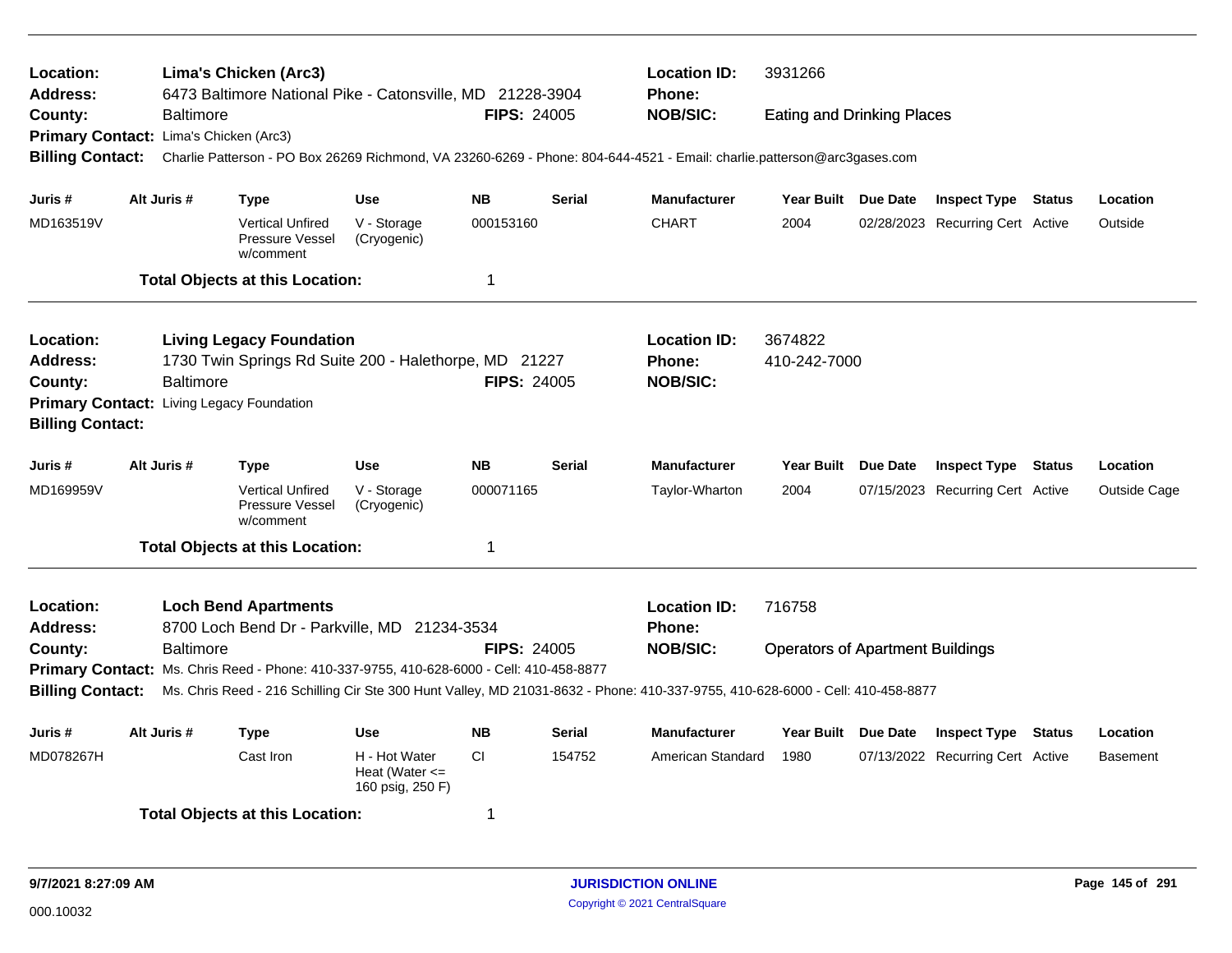**Location:** Lima's Chicken (Arc3) **Location ID:** 3931266
**Address:** 6473 Baltimore National Pike - Catonsville, MD 21228-3904 **Phone:**
**County:** Baltimore **FIPS:** 24005 **NOB/SIC:** Eating and Drinking Places
**Primary Contact:** Lima's Chicken (Arc3)
**Billing Contact:** Charlie Patterson - PO Box 26269 Richmond, VA 23260-6269 - Phone: 804-644-4521 - Email: charlie.patterson@arc3gases.com

| Juris # | Alt Juris # | Type | Use | NB | Serial | Manufacturer | Year Built | Due Date | Inspect Type | Status | Location |
|---|---|---|---|---|---|---|---|---|---|---|---|
| MD163519V | | Vertical Unfired Pressure Vessel w/comment | V - Storage (Cryogenic) | 000153160 | | CHART | 2004 | 02/28/2023 | Recurring Cert | Active | Outside |

**Total Objects at this Location:** 1

---

**Location:** Living Legacy Foundation **Location ID:** 3674822
**Address:** 1730 Twin Springs Rd Suite 200 - Halethorpe, MD 21227 **Phone:** 410-242-7000
**County:** Baltimore **FIPS:** 24005 **NOB/SIC:**
**Primary Contact:** Living Legacy Foundation
**Billing Contact:**

| Juris # | Alt Juris # | Type | Use | NB | Serial | Manufacturer | Year Built | Due Date | Inspect Type | Status | Location |
|---|---|---|---|---|---|---|---|---|---|---|---|
| MD169959V | | Vertical Unfired Pressure Vessel w/comment | V - Storage (Cryogenic) | 000071165 | | Taylor-Wharton | 2004 | 07/15/2023 | Recurring Cert | Active | Outside Cage |

**Total Objects at this Location:** 1

---

**Location:** Loch Bend Apartments **Location ID:** 716758
**Address:** 8700 Loch Bend Dr - Parkville, MD 21234-3534 **Phone:**
**County:** Baltimore **FIPS:** 24005 **NOB/SIC:** Operators of Apartment Buildings
**Primary Contact:** Ms. Chris Reed - Phone: 410-337-9755, 410-628-6000 - Cell: 410-458-8877
**Billing Contact:** Ms. Chris Reed - 216 Schilling Cir Ste 300 Hunt Valley, MD 21031-8632 - Phone: 410-337-9755, 410-628-6000 - Cell: 410-458-8877

| Juris # | Alt Juris # | Type | Use | NB | Serial | Manufacturer | Year Built | Due Date | Inspect Type | Status | Location |
|---|---|---|---|---|---|---|---|---|---|---|---|
| MD078267H | | Cast Iron | H - Hot Water Heat (Water <= 160 psig, 250 F) | CI | 154752 | American Standard | 1980 | 07/13/2022 | Recurring Cert | Active | Basement |

**Total Objects at this Location:** 1

9/7/2021 8:27:09 AM
000.10032
JURISDICTION ONLINE
Copyright © 2021 CentralSquare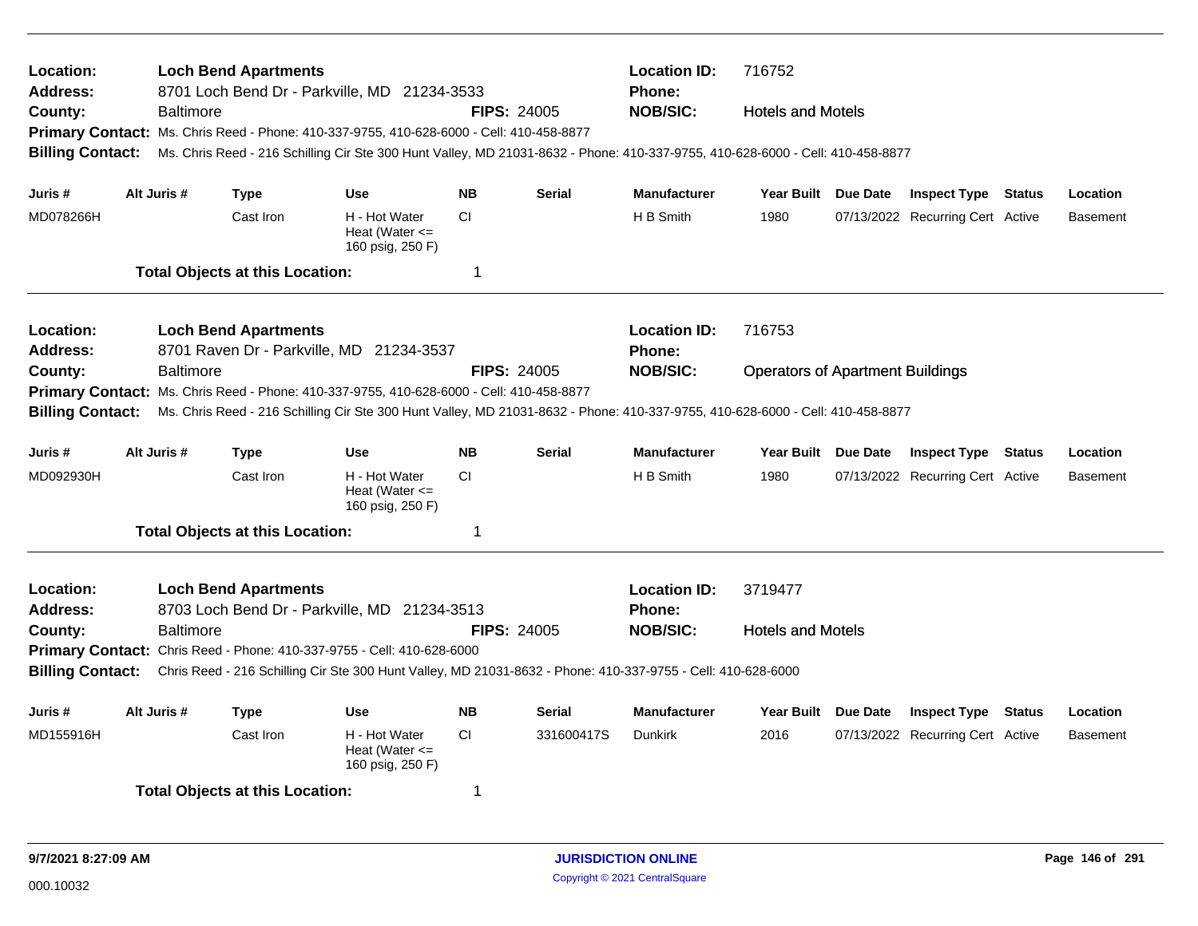**Location:** Loch Bend Apartments  **Location ID:** 716752
**Address:** 8701 Loch Bend Dr - Parkville, MD 21234-3533  **Phone:**
**County:** Baltimore  **FIPS:** 24005  **NOB/SIC:** Hotels and Motels
**Primary Contact:** Ms. Chris Reed - Phone: 410-337-9755, 410-628-6000 - Cell: 410-458-8877
**Billing Contact:** Ms. Chris Reed - 216 Schilling Cir Ste 300 Hunt Valley, MD 21031-8632 - Phone: 410-337-9755, 410-628-6000 - Cell: 410-458-8877

| Juris # | Alt Juris # | Type | Use | NB | Serial | Manufacturer | Year Built | Due Date | Inspect Type | Status | Location |
|---|---|---|---|---|---|---|---|---|---|---|---|
| MD078266H | | Cast Iron | H - Hot Water Heat (Water <= 160 psig, 250 F) | CI | | H B Smith | 1980 | 07/13/2022 | Recurring Cert | Active | Basement |

**Total Objects at this Location:** 1

---

**Location:** Loch Bend Apartments  **Location ID:** 716753
**Address:** 8701 Raven Dr - Parkville, MD 21234-3537  **Phone:**
**County:** Baltimore  **FIPS:** 24005  **NOB/SIC:** Operators of Apartment Buildings
**Primary Contact:** Ms. Chris Reed - Phone: 410-337-9755, 410-628-6000 - Cell: 410-458-8877
**Billing Contact:** Ms. Chris Reed - 216 Schilling Cir Ste 300 Hunt Valley, MD 21031-8632 - Phone: 410-337-9755, 410-628-6000 - Cell: 410-458-8877

| Juris # | Alt Juris # | Type | Use | NB | Serial | Manufacturer | Year Built | Due Date | Inspect Type | Status | Location |
|---|---|---|---|---|---|---|---|---|---|---|---|
| MD092930H | | Cast Iron | H - Hot Water Heat (Water <= 160 psig, 250 F) | CI | | H B Smith | 1980 | 07/13/2022 | Recurring Cert | Active | Basement |

**Total Objects at this Location:** 1

---

**Location:** Loch Bend Apartments  **Location ID:** 3719477
**Address:** 8703 Loch Bend Dr - Parkville, MD 21234-3513  **Phone:**
**County:** Baltimore  **FIPS:** 24005  **NOB/SIC:** Hotels and Motels
**Primary Contact:** Chris Reed - Phone: 410-337-9755 - Cell: 410-628-6000
**Billing Contact:** Chris Reed - 216 Schilling Cir Ste 300 Hunt Valley, MD 21031-8632 - Phone: 410-337-9755 - Cell: 410-628-6000

| Juris # | Alt Juris # | Type | Use | NB | Serial | Manufacturer | Year Built | Due Date | Inspect Type | Status | Location |
|---|---|---|---|---|---|---|---|---|---|---|---|
| MD155916H | | Cast Iron | H - Hot Water Heat (Water <= 160 psig, 250 F) | CI | 331600417S | Dunkirk | 2016 | 07/13/2022 | Recurring Cert | Active | Basement |

**Total Objects at this Location:** 1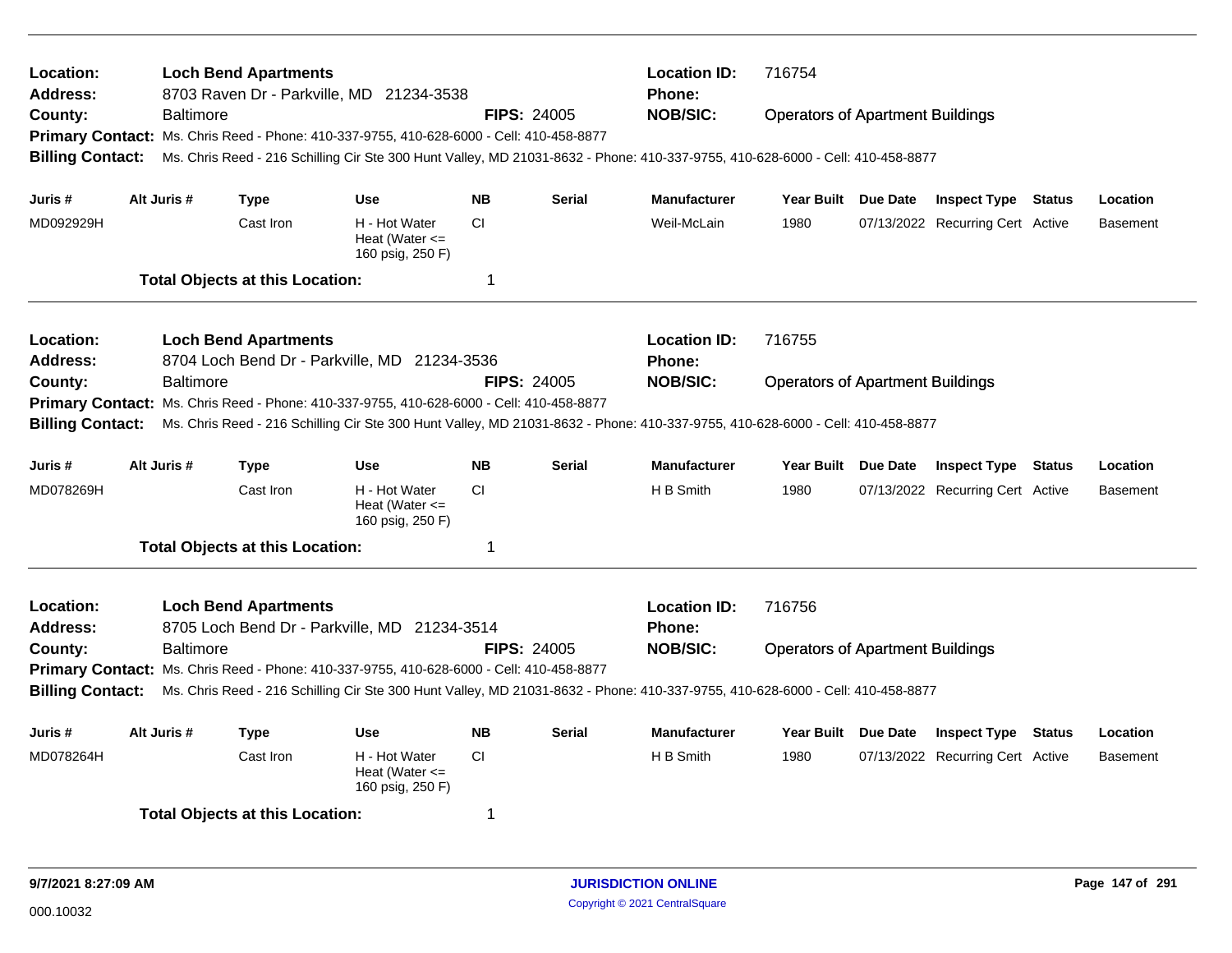**Location:** Loch Bend Apartments
**Address:** 8703 Raven Dr - Parkville, MD 21234-3538
**County:** Baltimore **FIPS:** 24005
**Location ID:** 716754
**Phone:**
**NOB/SIC:** Operators of Apartment Buildings
**Primary Contact:** Ms. Chris Reed - Phone: 410-337-9755, 410-628-6000 - Cell: 410-458-8877
**Billing Contact:** Ms. Chris Reed - 216 Schilling Cir Ste 300 Hunt Valley, MD 21031-8632 - Phone: 410-337-9755, 410-628-6000 - Cell: 410-458-8877

| Juris # | Alt Juris # | Type | Use | NB | Serial | Manufacturer | Year Built | Due Date | Inspect Type | Status | Location |
|---|---|---|---|---|---|---|---|---|---|---|---|
| MD092929H | | Cast Iron | H - Hot Water Heat (Water <= 160 psig, 250 F) | CI | | Weil-McLain | 1980 | 07/13/2022 | Recurring Cert | Active | Basement |

**Total Objects at this Location:** 1

---

**Location:** Loch Bend Apartments
**Address:** 8704 Loch Bend Dr - Parkville, MD 21234-3536
**County:** Baltimore **FIPS:** 24005
**Location ID:** 716755
**Phone:**
**NOB/SIC:** Operators of Apartment Buildings
**Primary Contact:** Ms. Chris Reed - Phone: 410-337-9755, 410-628-6000 - Cell: 410-458-8877
**Billing Contact:** Ms. Chris Reed - 216 Schilling Cir Ste 300 Hunt Valley, MD 21031-8632 - Phone: 410-337-9755, 410-628-6000 - Cell: 410-458-8877

| Juris # | Alt Juris # | Type | Use | NB | Serial | Manufacturer | Year Built | Due Date | Inspect Type | Status | Location |
|---|---|---|---|---|---|---|---|---|---|---|---|
| MD078269H | | Cast Iron | H - Hot Water Heat (Water <= 160 psig, 250 F) | CI | | H B Smith | 1980 | 07/13/2022 | Recurring Cert | Active | Basement |

**Total Objects at this Location:** 1

---

**Location:** Loch Bend Apartments
**Address:** 8705 Loch Bend Dr - Parkville, MD 21234-3514
**County:** Baltimore **FIPS:** 24005
**Location ID:** 716756
**Phone:**
**NOB/SIC:** Operators of Apartment Buildings
**Primary Contact:** Ms. Chris Reed - Phone: 410-337-9755, 410-628-6000 - Cell: 410-458-8877
**Billing Contact:** Ms. Chris Reed - 216 Schilling Cir Ste 300 Hunt Valley, MD 21031-8632 - Phone: 410-337-9755, 410-628-6000 - Cell: 410-458-8877

| Juris # | Alt Juris # | Type | Use | NB | Serial | Manufacturer | Year Built | Due Date | Inspect Type | Status | Location |
|---|---|---|---|---|---|---|---|---|---|---|---|
| MD078264H | | Cast Iron | H - Hot Water Heat (Water <= 160 psig, 250 F) | CI | | H B Smith | 1980 | 07/13/2022 | Recurring Cert | Active | Basement |

**Total Objects at this Location:** 1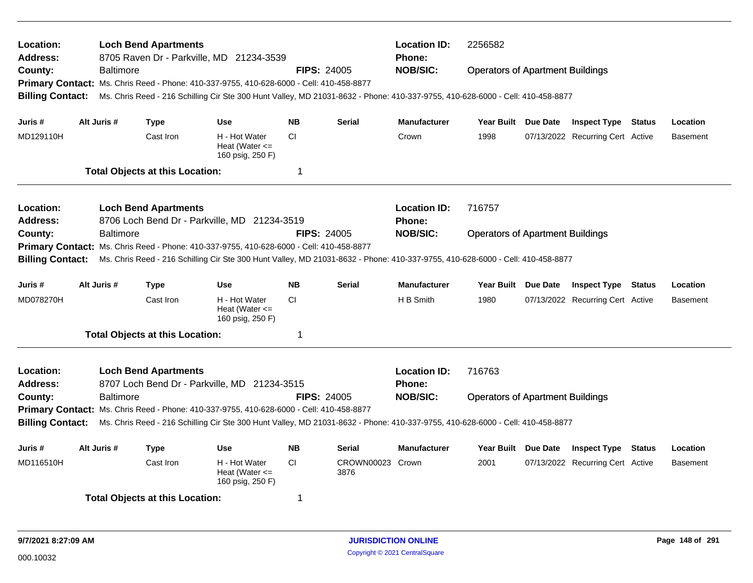**Location:** Loch Bend Apartments
**Location ID:** 2256582
**Address:** 8705 Raven Dr - Parkville, MD 21234-3539
**Phone:**
**County:** Baltimore
**FIPS:** 24005
**NOB/SIC:** Operators of Apartment Buildings
**Primary Contact:** Ms. Chris Reed - Phone: 410-337-9755, 410-628-6000 - Cell: 410-458-8877
**Billing Contact:** Ms. Chris Reed - 216 Schilling Cir Ste 300 Hunt Valley, MD 21031-8632 - Phone: 410-337-9755, 410-628-6000 - Cell: 410-458-8877

| Juris # | Alt Juris # | Type | Use | NB | Serial | Manufacturer | Year Built | Due Date | Inspect Type | Status | Location |
|---|---|---|---|---|---|---|---|---|---|---|---|
| MD129110H | | Cast Iron | H - Hot Water Heat (Water <= 160 psig, 250 F) | CI | | Crown | 1998 | 07/13/2022 | Recurring Cert | Active | Basement |

**Total Objects at this Location:** 1

---

**Location:** Loch Bend Apartments
**Location ID:** 716757
**Address:** 8706 Loch Bend Dr - Parkville, MD 21234-3519
**Phone:**
**County:** Baltimore
**FIPS:** 24005
**NOB/SIC:** Operators of Apartment Buildings
**Primary Contact:** Ms. Chris Reed - Phone: 410-337-9755, 410-628-6000 - Cell: 410-458-8877
**Billing Contact:** Ms. Chris Reed - 216 Schilling Cir Ste 300 Hunt Valley, MD 21031-8632 - Phone: 410-337-9755, 410-628-6000 - Cell: 410-458-8877

| Juris # | Alt Juris # | Type | Use | NB | Serial | Manufacturer | Year Built | Due Date | Inspect Type | Status | Location |
|---|---|---|---|---|---|---|---|---|---|---|---|
| MD078270H | | Cast Iron | H - Hot Water Heat (Water <= 160 psig, 250 F) | CI | | H B Smith | 1980 | 07/13/2022 | Recurring Cert | Active | Basement |

**Total Objects at this Location:** 1

---

**Location:** Loch Bend Apartments
**Location ID:** 716763
**Address:** 8707 Loch Bend Dr - Parkville, MD 21234-3515
**Phone:**
**County:** Baltimore
**FIPS:** 24005
**NOB/SIC:** Operators of Apartment Buildings
**Primary Contact:** Ms. Chris Reed - Phone: 410-337-9755, 410-628-6000 - Cell: 410-458-8877
**Billing Contact:** Ms. Chris Reed - 216 Schilling Cir Ste 300 Hunt Valley, MD 21031-8632 - Phone: 410-337-9755, 410-628-6000 - Cell: 410-458-8877

| Juris # | Alt Juris # | Type | Use | NB | Serial | Manufacturer | Year Built | Due Date | Inspect Type | Status | Location |
|---|---|---|---|---|---|---|---|---|---|---|---|
| MD116510H | | Cast Iron | H - Hot Water Heat (Water <= 160 psig, 250 F) | CI | CROWN000233876 | Crown | 2001 | 07/13/2022 | Recurring Cert | Active | Basement |

**Total Objects at this Location:** 1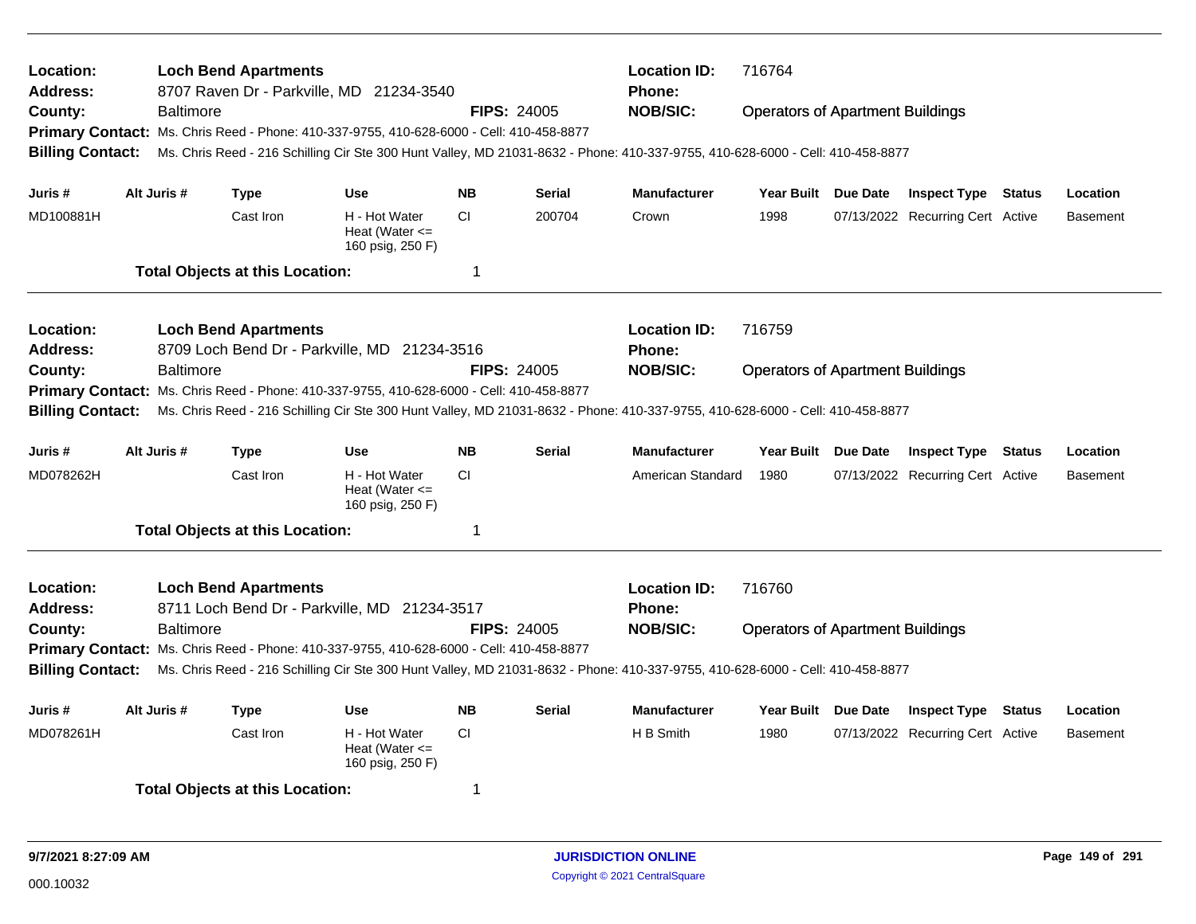**Location:** Loch Bend Apartments
**Location ID:** 716764
**Address:** 8707 Raven Dr - Parkville, MD 21234-3540
**Phone:**
**County:** Baltimore
**FIPS:** 24005
**NOB/SIC:** Operators of Apartment Buildings
**Primary Contact:** Ms. Chris Reed - Phone: 410-337-9755, 410-628-6000 - Cell: 410-458-8877
**Billing Contact:** Ms. Chris Reed - 216 Schilling Cir Ste 300 Hunt Valley, MD 21031-8632 - Phone: 410-337-9755, 410-628-6000 - Cell: 410-458-8877

| Juris # | Alt Juris # | Type | Use | NB | Serial | Manufacturer | Year Built | Due Date | Inspect Type | Status | Location |
|---|---|---|---|---|---|---|---|---|---|---|---|
| MD100881H | | Cast Iron | H - Hot Water Heat (Water <= 160 psig, 250 F) | CI | 200704 | Crown | 1998 | 07/13/2022 | Recurring Cert | Active | Basement |

**Total Objects at this Location:** 1

---

**Location:** Loch Bend Apartments
**Location ID:** 716759
**Address:** 8709 Loch Bend Dr - Parkville, MD 21234-3516
**Phone:**
**County:** Baltimore
**FIPS:** 24005
**NOB/SIC:** Operators of Apartment Buildings
**Primary Contact:** Ms. Chris Reed - Phone: 410-337-9755, 410-628-6000 - Cell: 410-458-8877
**Billing Contact:** Ms. Chris Reed - 216 Schilling Cir Ste 300 Hunt Valley, MD 21031-8632 - Phone: 410-337-9755, 410-628-6000 - Cell: 410-458-8877

| Juris # | Alt Juris # | Type | Use | NB | Serial | Manufacturer | Year Built | Due Date | Inspect Type | Status | Location |
|---|---|---|---|---|---|---|---|---|---|---|---|
| MD078262H | | Cast Iron | H - Hot Water Heat (Water <= 160 psig, 250 F) | CI | | American Standard | 1980 | 07/13/2022 | Recurring Cert | Active | Basement |

**Total Objects at this Location:** 1

---

**Location:** Loch Bend Apartments
**Location ID:** 716760
**Address:** 8711 Loch Bend Dr - Parkville, MD 21234-3517
**Phone:**
**County:** Baltimore
**FIPS:** 24005
**NOB/SIC:** Operators of Apartment Buildings
**Primary Contact:** Ms. Chris Reed - Phone: 410-337-9755, 410-628-6000 - Cell: 410-458-8877
**Billing Contact:** Ms. Chris Reed - 216 Schilling Cir Ste 300 Hunt Valley, MD 21031-8632 - Phone: 410-337-9755, 410-628-6000 - Cell: 410-458-8877

| Juris # | Alt Juris # | Type | Use | NB | Serial | Manufacturer | Year Built | Due Date | Inspect Type | Status | Location |
|---|---|---|---|---|---|---|---|---|---|---|---|
| MD078261H | | Cast Iron | H - Hot Water Heat (Water <= 160 psig, 250 F) | CI | | H B Smith | 1980 | 07/13/2022 | Recurring Cert | Active | Basement |

**Total Objects at this Location:** 1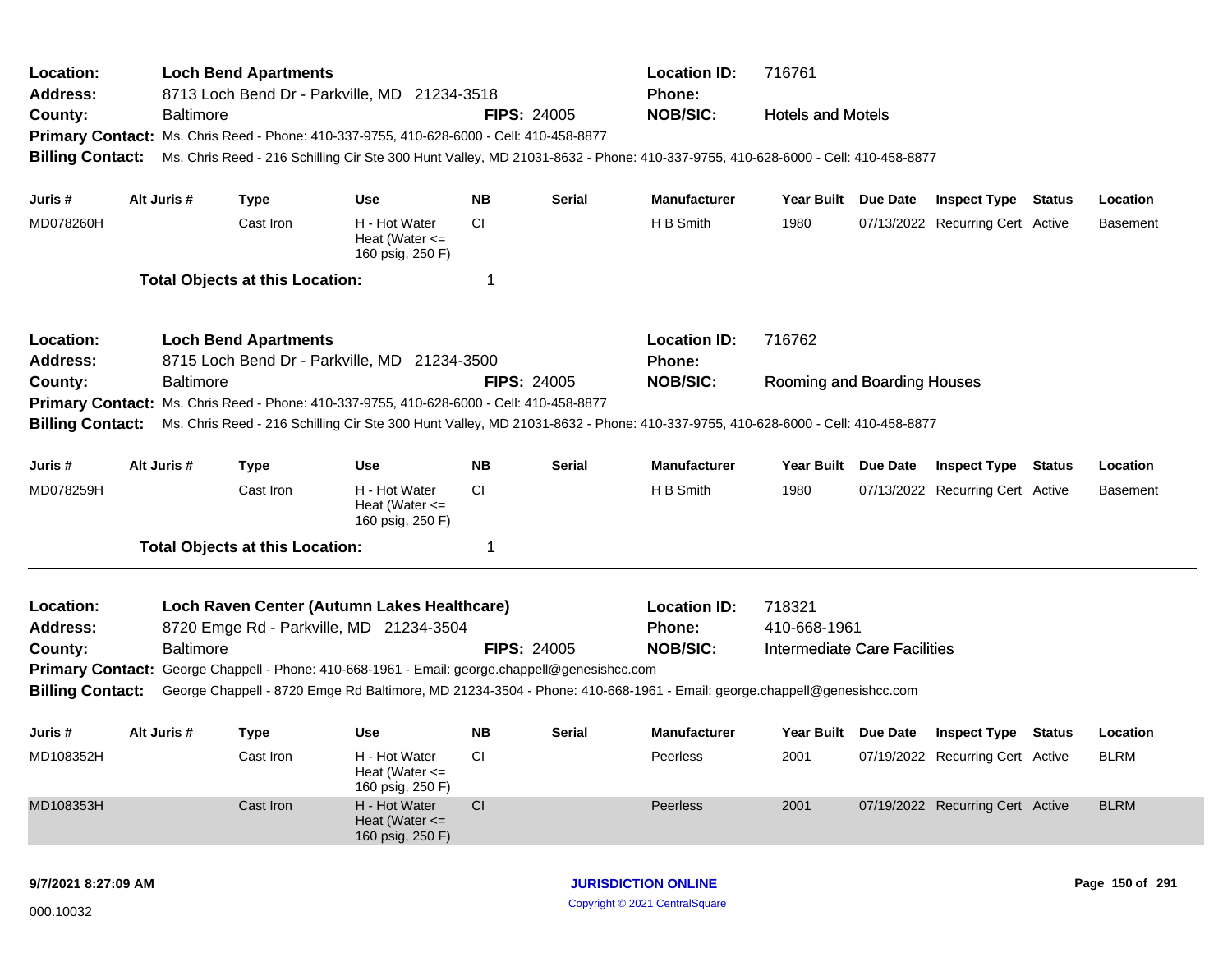**Location:** Loch Bend Apartments
**Address:** 8713 Loch Bend Dr - Parkville, MD 21234-3518
**County:** Baltimore **FIPS:** 24005
**Location ID:** 716761
**Phone:**
**NOB/SIC:** Hotels and Motels
**Primary Contact:** Ms. Chris Reed - Phone: 410-337-9755, 410-628-6000 - Cell: 410-458-8877
**Billing Contact:** Ms. Chris Reed - 216 Schilling Cir Ste 300 Hunt Valley, MD 21031-8632 - Phone: 410-337-9755, 410-628-6000 - Cell: 410-458-8877

| Juris # | Alt Juris # | Type | Use | NB | Serial | Manufacturer | Year Built | Due Date | Inspect Type | Status | Location |
|---|---|---|---|---|---|---|---|---|---|---|---|
| MD078260H | | Cast Iron | H - Hot Water Heat (Water <= 160 psig, 250 F) | CI | | H B Smith | 1980 | 07/13/2022 | Recurring Cert | Active | Basement |

**Total Objects at this Location:** 1

---

**Location:** Loch Bend Apartments
**Address:** 8715 Loch Bend Dr - Parkville, MD 21234-3500
**County:** Baltimore **FIPS:** 24005
**Location ID:** 716762
**Phone:**
**NOB/SIC:** Rooming and Boarding Houses
**Primary Contact:** Ms. Chris Reed - Phone: 410-337-9755, 410-628-6000 - Cell: 410-458-8877
**Billing Contact:** Ms. Chris Reed - 216 Schilling Cir Ste 300 Hunt Valley, MD 21031-8632 - Phone: 410-337-9755, 410-628-6000 - Cell: 410-458-8877

| Juris # | Alt Juris # | Type | Use | NB | Serial | Manufacturer | Year Built | Due Date | Inspect Type | Status | Location |
|---|---|---|---|---|---|---|---|---|---|---|---|
| MD078259H | | Cast Iron | H - Hot Water Heat (Water <= 160 psig, 250 F) | CI | | H B Smith | 1980 | 07/13/2022 | Recurring Cert | Active | Basement |

**Total Objects at this Location:** 1

---

**Location:** Loch Raven Center (Autumn Lakes Healthcare)
**Address:** 8720 Emge Rd - Parkville, MD 21234-3504
**County:** Baltimore **FIPS:** 24005
**Location ID:** 718321
**Phone:** 410-668-1961
**NOB/SIC:** Intermediate Care Facilities
**Primary Contact:** George Chappell - Phone: 410-668-1961 - Email: george.chappell@genesishcc.com
**Billing Contact:** George Chappell - 8720 Emge Rd Baltimore, MD 21234-3504 - Phone: 410-668-1961 - Email: george.chappell@genesishcc.com

| Juris # | Alt Juris # | Type | Use | NB | Serial | Manufacturer | Year Built | Due Date | Inspect Type | Status | Location |
|---|---|---|---|---|---|---|---|---|---|---|---|
| MD108352H | | Cast Iron | H - Hot Water Heat (Water <= 160 psig, 250 F) | CI | | Peerless | 2001 | 07/19/2022 | Recurring Cert | Active | BLRM |
| MD108353H | | Cast Iron | H - Hot Water Heat (Water <= 160 psig, 250 F) | CI | | Peerless | 2001 | 07/19/2022 | Recurring Cert | Active | BLRM |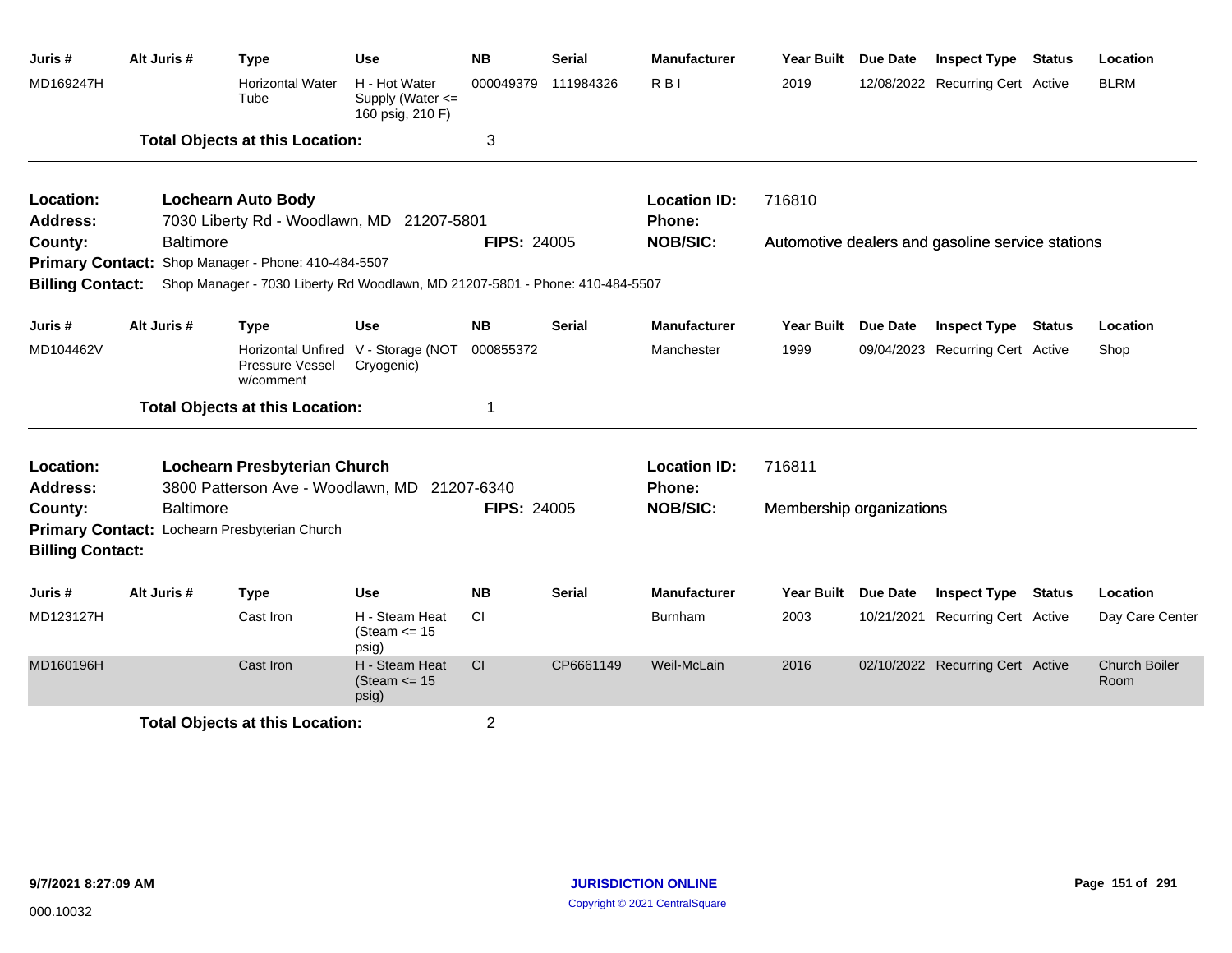| Juris # | Alt Juris # | Type | Use | NB | Serial | Manufacturer | Year Built | Due Date | Inspect Type | Status | Location |
|---|---|---|---|---|---|---|---|---|---|---|---|
| MD169247H | | Horizontal Water Tube | H - Hot Water Supply (Water <= 160 psig, 210 F) | 000049379 | 111984326 | R B I | 2019 | 12/08/2022 | Recurring Cert | Active | BLRM |

**Total Objects at this Location:** 3

---

**Location:** Lochearn Auto Body
**Location ID:** 716810
**Address:** 7030 Liberty Rd - Woodlawn, MD 21207-5801
**Phone:**
**County:** Baltimore
**FIPS:** 24005
**NOB/SIC:** Automotive dealers and gasoline service stations
**Primary Contact:** Shop Manager - Phone: 410-484-5507
**Billing Contact:** Shop Manager - 7030 Liberty Rd Woodlawn, MD 21207-5801 - Phone: 410-484-5507

| Juris # | Alt Juris # | Type | Use | NB | Serial | Manufacturer | Year Built | Due Date | Inspect Type | Status | Location |
|---|---|---|---|---|---|---|---|---|---|---|---|
| MD104462V | | Horizontal Unfired Pressure Vessel w/comment | V - Storage (NOT Cryogenic) | 000855372 | | Manchester | 1999 | 09/04/2023 | Recurring Cert | Active | Shop |

**Total Objects at this Location:** 1

---

**Location:** Lochearn Presbyterian Church
**Location ID:** 716811
**Address:** 3800 Patterson Ave - Woodlawn, MD 21207-6340
**Phone:**
**County:** Baltimore
**FIPS:** 24005
**NOB/SIC:** Membership organizations
**Primary Contact:** Lochearn Presbyterian Church
**Billing Contact:**

| Juris # | Alt Juris # | Type | Use | NB | Serial | Manufacturer | Year Built | Due Date | Inspect Type | Status | Location |
|---|---|---|---|---|---|---|---|---|---|---|---|
| MD123127H | | Cast Iron | H - Steam Heat (Steam <= 15 psig) | CI | | Burnham | 2003 | 10/21/2021 | Recurring Cert | Active | Day Care Center |
| MD160196H | | Cast Iron | H - Steam Heat (Steam <= 15 psig) | CI | CP6661149 | Weil-McLain | 2016 | 02/10/2022 | Recurring Cert | Active | Church Boiler Room |

**Total Objects at this Location:** 2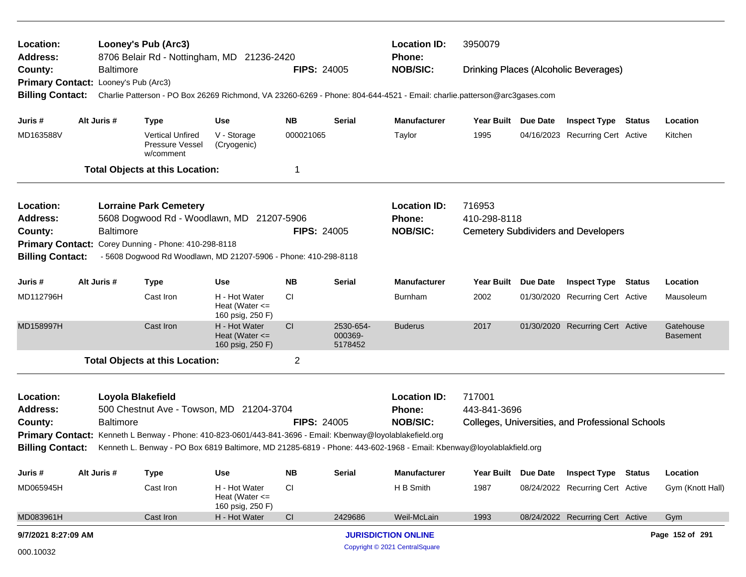**Location:** Looney's Pub (Arc3) **Location ID:** 3950079
**Address:** 8706 Belair Rd - Nottingham, MD 21236-2420 **Phone:**
**County:** Baltimore **FIPS:** 24005 **NOB/SIC:** Drinking Places (Alcoholic Beverages)
**Primary Contact:** Looney's Pub (Arc3)
**Billing Contact:** Charlie Patterson - PO Box 26269 Richmond, VA 23260-6269 - Phone: 804-644-4521 - Email: charlie.patterson@arc3gases.com

| Juris # | Alt Juris # | Type | Use | NB | Serial | Manufacturer | Year Built | Due Date | Inspect Type | Status | Location |
|---|---|---|---|---|---|---|---|---|---|---|---|
| MD163588V | | Vertical Unfired Pressure Vessel w/comment | V - Storage (Cryogenic) | 000021065 | | Taylor | 1995 | 04/16/2023 | Recurring Cert | Active | Kitchen |

**Total Objects at this Location:** 1

---

**Location:** Lorraine Park Cemetery **Location ID:** 716953
**Address:** 5608 Dogwood Rd - Woodlawn, MD 21207-5906 **Phone:** 410-298-8118
**County:** Baltimore **FIPS:** 24005 **NOB/SIC:** Cemetery Subdividers and Developers
**Primary Contact:** Corey Dunning - Phone: 410-298-8118
**Billing Contact:** - 5608 Dogwood Rd Woodlawn, MD 21207-5906 - Phone: 410-298-8118

| Juris # | Alt Juris # | Type | Use | NB | Serial | Manufacturer | Year Built | Due Date | Inspect Type | Status | Location |
|---|---|---|---|---|---|---|---|---|---|---|---|
| MD112796H | | Cast Iron | H - Hot Water Heat (Water <= 160 psig, 250 F) | CI | | Burnham | 2002 | 01/30/2020 | Recurring Cert | Active | Mausoleum |
| MD158997H | | Cast Iron | H - Hot Water Heat (Water <= 160 psig, 250 F) | CI | 2530-654-000369-5178452 | Buderus | 2017 | 01/30/2020 | Recurring Cert | Active | Gatehouse Basement |

**Total Objects at this Location:** 2

---

**Location:** Loyola Blakefield **Location ID:** 717001
**Address:** 500 Chestnut Ave - Towson, MD 21204-3704 **Phone:** 443-841-3696
**County:** Baltimore **FIPS:** 24005 **NOB/SIC:** Colleges, Universities, and Professional Schools
**Primary Contact:** Kenneth L Benway - Phone: 410-823-0601/443-841-3696 - Email: Kbenway@loyolablakefield.org
**Billing Contact:** Kenneth L. Benway - PO Box 6819 Baltimore, MD 21285-6819 - Phone: 443-602-1968 - Email: Kbenway@loyolablakfield.org

| Juris # | Alt Juris # | Type | Use | NB | Serial | Manufacturer | Year Built | Due Date | Inspect Type | Status | Location |
|---|---|---|---|---|---|---|---|---|---|---|---|
| MD065945H | | Cast Iron | H - Hot Water Heat (Water <= 160 psig, 250 F) | CI | | H B Smith | 1987 | 08/24/2022 | Recurring Cert | Active | Gym (Knott Hall) |
| MD083961H | | Cast Iron | H - Hot Water | CI | 2429686 | Weil-McLain | 1993 | 08/24/2022 | Recurring Cert | Active | Gym |

9/7/2021 8:27:09 AM

000.10032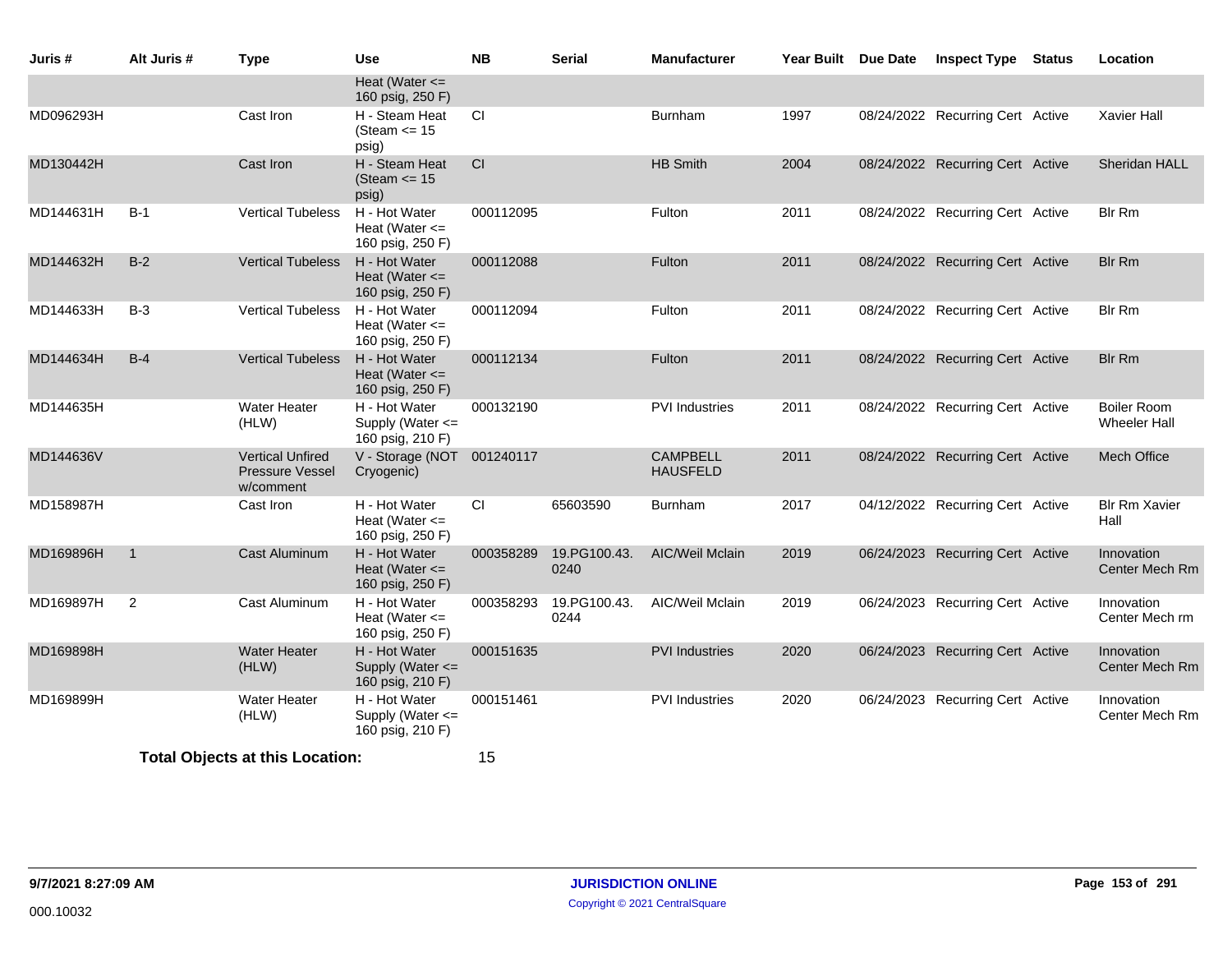| Juris # | Alt Juris # | Type | Use | NB | Serial | Manufacturer | Year Built | Due Date | Inspect Type | Status | Location |
|---|---|---|---|---|---|---|---|---|---|---|---|
| | | | Heat (Water <= 160 psig, 250 F) | | | | | | | | |
| MD096293H | | Cast Iron | H - Steam Heat (Steam <= 15 psig) | CI | | Burnham | 1997 | 08/24/2022 | Recurring Cert | Active | Xavier Hall |
| MD130442H | | Cast Iron | H - Steam Heat (Steam <= 15 psig) | CI | | HB Smith | 2004 | 08/24/2022 | Recurring Cert | Active | Sheridan HALL |
| MD144631H | B-1 | Vertical Tubeless | H - Hot Water Heat (Water <= 160 psig, 250 F) | 000112095 | | Fulton | 2011 | 08/24/2022 | Recurring Cert | Active | Blr Rm |
| MD144632H | B-2 | Vertical Tubeless | H - Hot Water Heat (Water <= 160 psig, 250 F) | 000112088 | | Fulton | 2011 | 08/24/2022 | Recurring Cert | Active | Blr Rm |
| MD144633H | B-3 | Vertical Tubeless | H - Hot Water Heat (Water <= 160 psig, 250 F) | 000112094 | | Fulton | 2011 | 08/24/2022 | Recurring Cert | Active | Blr Rm |
| MD144634H | B-4 | Vertical Tubeless | H - Hot Water Heat (Water <= 160 psig, 250 F) | 000112134 | | Fulton | 2011 | 08/24/2022 | Recurring Cert | Active | Blr Rm |
| MD144635H | | Water Heater (HLW) | H - Hot Water Supply (Water <= 160 psig, 210 F) | 000132190 | | PVI Industries | 2011 | 08/24/2022 | Recurring Cert | Active | Boiler Room Wheeler Hall |
| MD144636V | | Vertical Unfired Pressure Vessel w/comment | V - Storage (NOT Cryogenic) | 001240117 | | CAMPBELL HAUSFELD | 2011 | 08/24/2022 | Recurring Cert | Active | Mech Office |
| MD158987H | | Cast Iron | H - Hot Water Heat (Water <= 160 psig, 250 F) | CI | 65603590 | Burnham | 2017 | 04/12/2022 | Recurring Cert | Active | Blr Rm Xavier Hall |
| MD169896H | 1 | Cast Aluminum | H - Hot Water Heat (Water <= 160 psig, 250 F) | 000358289 | 19.PG100.43.0240 | AIC/Weil Mclain | 2019 | 06/24/2023 | Recurring Cert | Active | Innovation Center Mech Rm |
| MD169897H | 2 | Cast Aluminum | H - Hot Water Heat (Water <= 160 psig, 250 F) | 000358293 | 19.PG100.43.0244 | AIC/Weil Mclain | 2019 | 06/24/2023 | Recurring Cert | Active | Innovation Center Mech rm |
| MD169898H | | Water Heater (HLW) | H - Hot Water Supply (Water <= 160 psig, 210 F) | 000151635 | | PVI Industries | 2020 | 06/24/2023 | Recurring Cert | Active | Innovation Center Mech Rm |
| MD169899H | | Water Heater (HLW) | H - Hot Water Supply (Water <= 160 psig, 210 F) | 000151461 | | PVI Industries | 2020 | 06/24/2023 | Recurring Cert | Active | Innovation Center Mech Rm |

**Total Objects at this Location:** 15

9/7/2021 8:27:09 AM

000.10032

**JURISDICTION ONLINE**

Copyright © 2021 CentralSquare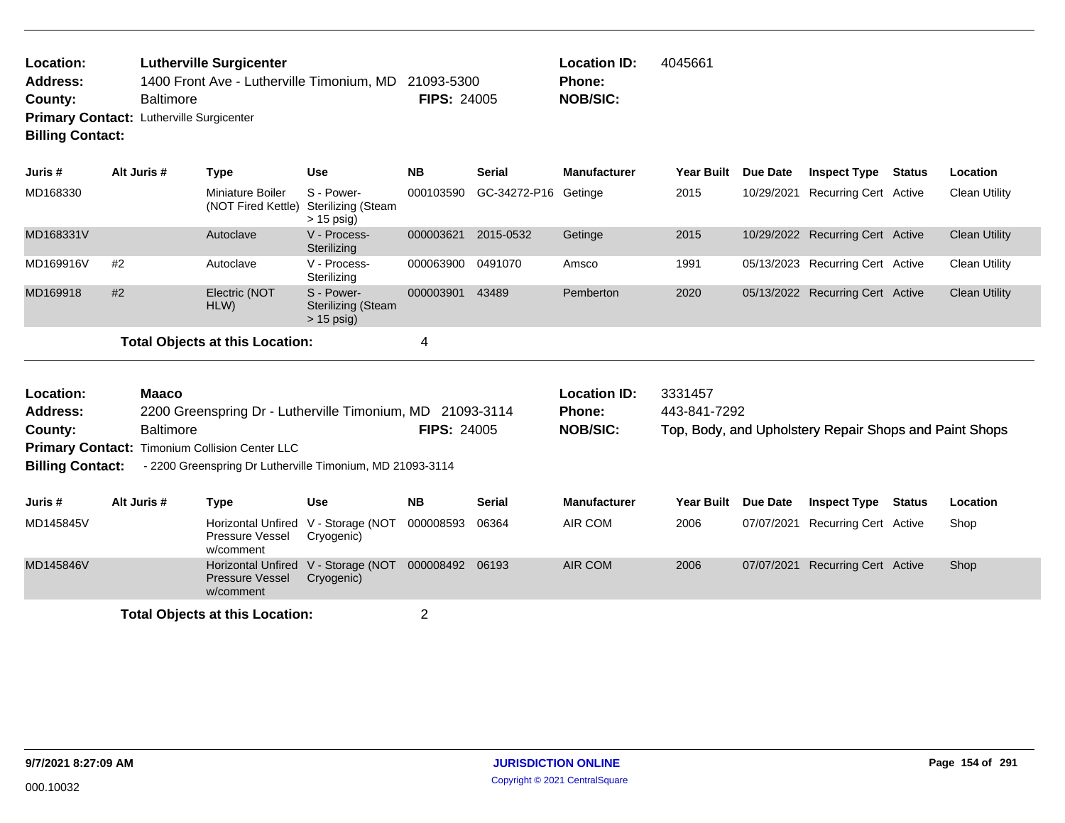**Location:** Lutherville Surgicenter
**Address:** 1400 Front Ave - Lutherville Timonium, MD 21093-5300
**County:** Baltimore **FIPS:** 24005
**Primary Contact:** Lutherville Surgicenter
**Billing Contact:**

**Location ID:** 4045661
**Phone:**
**NOB/SIC:**

| Juris # | Alt Juris # | Type | Use | NB | Serial | Manufacturer | Year Built | Due Date | Inspect Type | Status | Location |
|---|---|---|---|---|---|---|---|---|---|---|---|
| MD168330 | | Miniature Boiler (NOT Fired Kettle) | S - Power-Sterilizing (Steam > 15 psig) | 000103590 | GC-34272-P16 | Getinge | 2015 | 10/29/2021 | Recurring Cert | Active | Clean Utility |
| MD168331V | | Autoclave | V - Process-Sterilizing | 000003621 | 2015-0532 | Getinge | 2015 | 10/29/2022 | Recurring Cert | Active | Clean Utility |
| MD169916V | #2 | Autoclave | V - Process-Sterilizing | 000063900 | 0491070 | Amsco | 1991 | 05/13/2023 | Recurring Cert | Active | Clean Utility |
| MD169918 | #2 | Electric (NOT HLW) | S - Power-Sterilizing (Steam > 15 psig) | 000003901 | 43489 | Pemberton | 2020 | 05/13/2022 | Recurring Cert | Active | Clean Utility |

**Total Objects at this Location:** 4

**Location:** Maaco
**Address:** 2200 Greenspring Dr - Lutherville Timonium, MD 21093-3114
**County:** Baltimore **FIPS:** 24005
**Primary Contact:** Timonium Collision Center LLC
**Billing Contact:** - 2200 Greenspring Dr Lutherville Timonium, MD 21093-3114

**Location ID:** 3331457
**Phone:** 443-841-7292
**NOB/SIC:** Top, Body, and Upholstery Repair Shops and Paint Shops

| Juris # | Alt Juris # | Type | Use | NB | Serial | Manufacturer | Year Built | Due Date | Inspect Type | Status | Location |
|---|---|---|---|---|---|---|---|---|---|---|---|
| MD145845V | | Horizontal Unfired Pressure Vessel w/comment | V - Storage (NOT Cryogenic) | 000008593 | 06364 | AIR COM | 2006 | 07/07/2021 | Recurring Cert | Active | Shop |
| MD145846V | | Horizontal Unfired Pressure Vessel w/comment | V - Storage (NOT Cryogenic) | 000008492 | 06193 | AIR COM | 2006 | 07/07/2021 | Recurring Cert | Active | Shop |

**Total Objects at this Location:** 2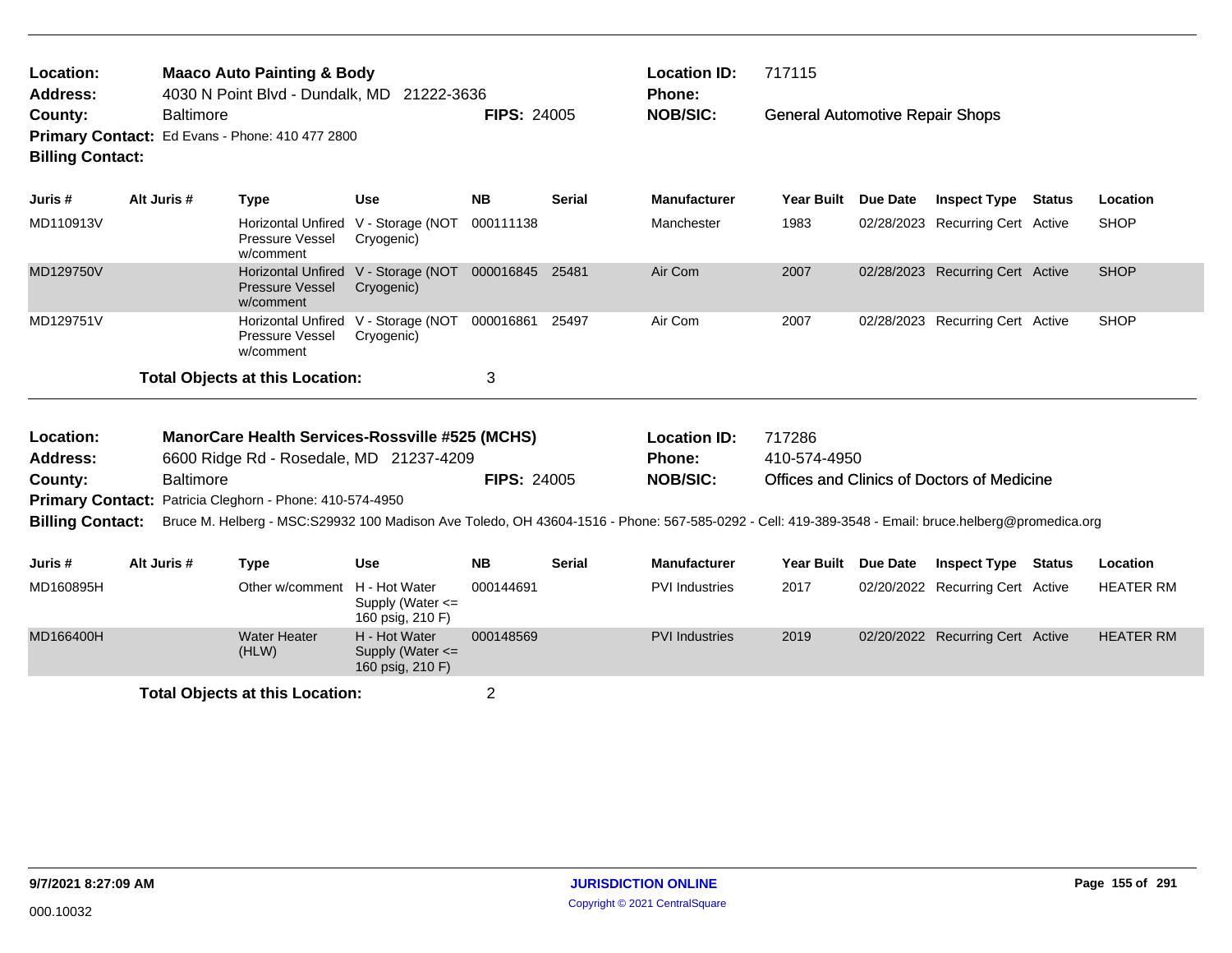**Location:** **Maaco Auto Painting & Body** | **Location ID:** 717115
**Address:** 4030 N Point Blvd - Dundalk, MD 21222-3636 | **Phone:**
**County:** Baltimore | **FIPS:** 24005 | **NOB/SIC:** General Automotive Repair Shops
**Primary Contact:** Ed Evans - Phone: 410 477 2800
**Billing Contact:**

| Juris # | Alt Juris # | Type | Use | NB | Serial | Manufacturer | Year Built | Due Date | Inspect Type | Status | Location |
|---|---|---|---|---|---|---|---|---|---|---|---|
| MD110913V | | Horizontal Unfired Pressure Vessel w/comment | V - Storage (NOT Cryogenic) | 000111138 | | Manchester | 1983 | 02/28/2023 | Recurring Cert | Active | SHOP |
| MD129750V | | Horizontal Unfired Pressure Vessel w/comment | V - Storage (NOT Cryogenic) | 000016845 | 25481 | Air Com | 2007 | 02/28/2023 | Recurring Cert | Active | SHOP |
| MD129751V | | Horizontal Unfired Pressure Vessel w/comment | V - Storage (NOT Cryogenic) | 000016861 | 25497 | Air Com | 2007 | 02/28/2023 | Recurring Cert | Active | SHOP |

**Total Objects at this Location:** 3

**Location:** **ManorCare Health Services-Rossville #525 (MCHS)** | **Location ID:** 717286
**Address:** 6600 Ridge Rd - Rosedale, MD 21237-4209 | **Phone:** 410-574-4950
**County:** Baltimore | **FIPS:** 24005 | **NOB/SIC:** Offices and Clinics of Doctors of Medicine
**Primary Contact:** Patricia Cleghorn - Phone: 410-574-4950
**Billing Contact:** Bruce M. Helberg - MSC:S29932 100 Madison Ave Toledo, OH 43604-1516 - Phone: 567-585-0292 - Cell: 419-389-3548 - Email: bruce.helberg@promedica.org

| Juris # | Alt Juris # | Type | Use | NB | Serial | Manufacturer | Year Built | Due Date | Inspect Type | Status | Location |
|---|---|---|---|---|---|---|---|---|---|---|---|
| MD160895H | | Other w/comment | H - Hot Water Supply (Water <= 160 psig, 210 F) | 000144691 | | PVI Industries | 2017 | 02/20/2022 | Recurring Cert | Active | HEATER RM |
| MD166400H | | Water Heater (HLW) | H - Hot Water Supply (Water <= 160 psig, 210 F) | 000148569 | | PVI Industries | 2019 | 02/20/2022 | Recurring Cert | Active | HEATER RM |

**Total Objects at this Location:** 2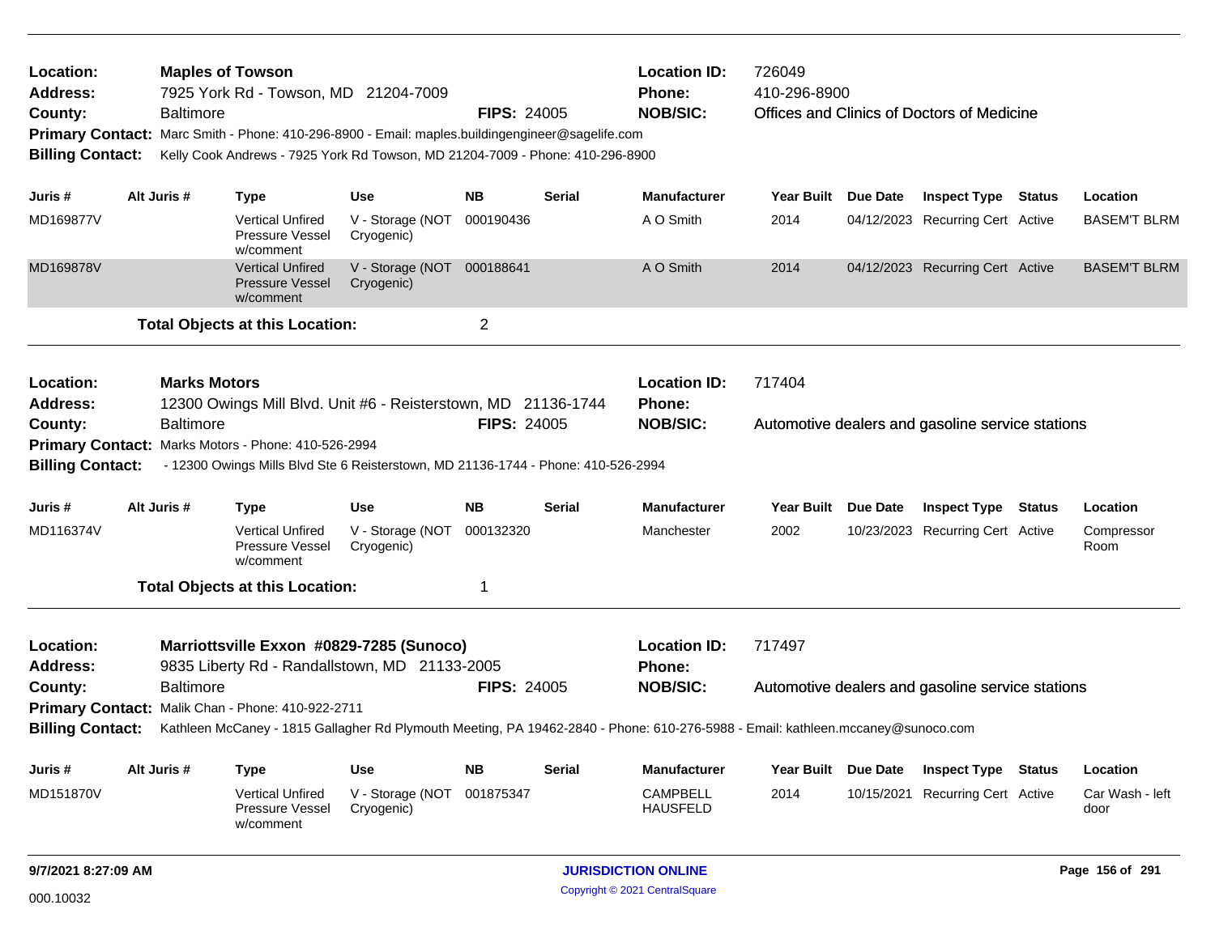**Location:** Maples of Towson
**Address:** 7925 York Rd - Towson, MD 21204-7009
**County:** Baltimore
**FIPS:** 24005
**Location ID:** 726049
**Phone:** 410-296-8900
**NOB/SIC:** Offices and Clinics of Doctors of Medicine
**Primary Contact:** Marc Smith - Phone: 410-296-8900 - Email: maples.buildingengineer@sagelife.com
**Billing Contact:** Kelly Cook Andrews - 7925 York Rd Towson, MD 21204-7009 - Phone: 410-296-8900

| Juris # | Alt Juris # | Type | Use | NB | Serial | Manufacturer | Year Built | Due Date | Inspect Type | Status | Location |
|---|---|---|---|---|---|---|---|---|---|---|---|
| MD169877V | | Vertical Unfired Pressure Vessel w/comment | V - Storage (NOT Cryogenic) | 000190436 | | A O Smith | 2014 | 04/12/2023 | Recurring Cert | Active | BASEM'T BLRM |
| MD169878V | | Vertical Unfired Pressure Vessel w/comment | V - Storage (NOT Cryogenic) | 000188641 | | A O Smith | 2014 | 04/12/2023 | Recurring Cert | Active | BASEM'T BLRM |

**Total Objects at this Location:** 2

---

**Location:** Marks Motors
**Address:** 12300 Owings Mill Blvd. Unit #6 - Reisterstown, MD 21136-1744
**County:** Baltimore
**FIPS:** 24005
**Location ID:** 717404
**Phone:**
**NOB/SIC:** Automotive dealers and gasoline service stations
**Primary Contact:** Marks Motors - Phone: 410-526-2994
**Billing Contact:** - 12300 Owings Mills Blvd Ste 6 Reisterstown, MD 21136-1744 - Phone: 410-526-2994

| Juris # | Alt Juris # | Type | Use | NB | Serial | Manufacturer | Year Built | Due Date | Inspect Type | Status | Location |
|---|---|---|---|---|---|---|---|---|---|---|---|
| MD116374V | | Vertical Unfired Pressure Vessel w/comment | V - Storage (NOT Cryogenic) | 000132320 | | Manchester | 2002 | 10/23/2023 | Recurring Cert | Active | Compressor Room |

**Total Objects at this Location:** 1

---

**Location:** Marriottsville Exxon #0829-7285 (Sunoco)
**Address:** 9835 Liberty Rd - Randallstown, MD 21133-2005
**County:** Baltimore
**FIPS:** 24005
**Location ID:** 717497
**Phone:**
**NOB/SIC:** Automotive dealers and gasoline service stations
**Primary Contact:** Malik Chan - Phone: 410-922-2711
**Billing Contact:** Kathleen McCaney - 1815 Gallagher Rd Plymouth Meeting, PA 19462-2840 - Phone: 610-276-5988 - Email: kathleen.mccaney@sunoco.com

| Juris # | Alt Juris # | Type | Use | NB | Serial | Manufacturer | Year Built | Due Date | Inspect Type | Status | Location |
|---|---|---|---|---|---|---|---|---|---|---|---|
| MD151870V | | Vertical Unfired Pressure Vessel w/comment | V - Storage (NOT Cryogenic) | 001875347 | | CAMPBELL HAUSFELD | 2014 | 10/15/2021 | Recurring Cert | Active | Car Wash - left door |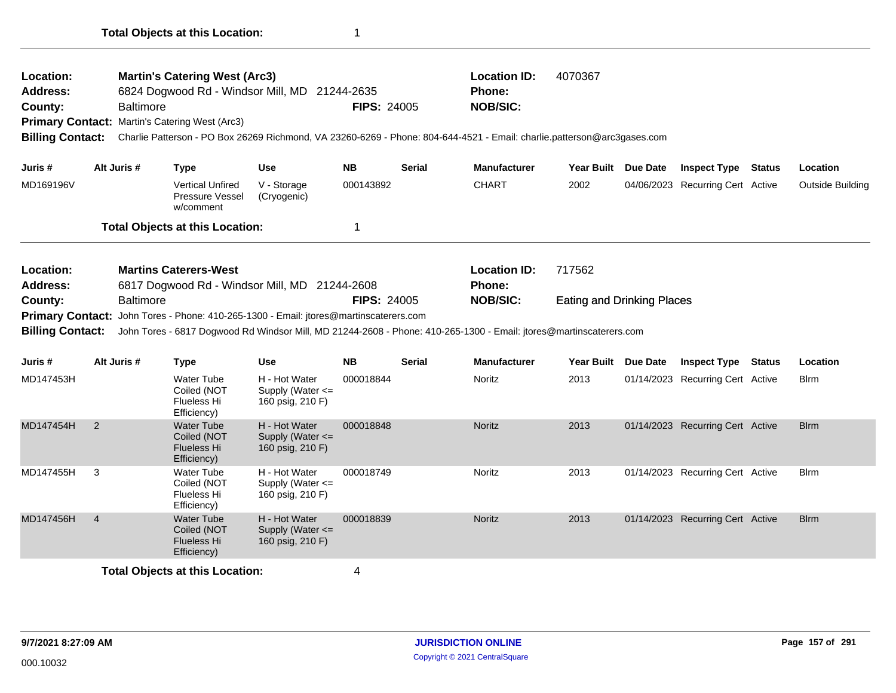**Total Objects at this Location:** 1

---

| | | | |
|---|---|---|---|
| **Location:** | **Martin's Catering West (Arc3)** | **Location ID:** | 4070367 |
| **Address:** | 6824 Dogwood Rd - Windsor Mill, MD 21244-2635 | **Phone:** | |
| **County:** | Baltimore **FIPS:** 24005 | **NOB/SIC:** | |
| **Primary Contact:** | Martin's Catering West (Arc3) | | |
| **Billing Contact:** | Charlie Patterson - PO Box 26269 Richmond, VA 23260-6269 - Phone: 804-644-4521 - Email: charlie.patterson@arc3gases.com | | |

| Juris # | Alt Juris # | Type | Use | NB | Serial | Manufacturer | Year Built | Due Date | Inspect Type | Status | Location |
|---|---|---|---|---|---|---|---|---|---|---|---|
| MD169196V | | Vertical Unfired Pressure Vessel w/comment | V - Storage (Cryogenic) | 000143892 | | CHART | 2002 | 04/06/2023 | Recurring Cert | Active | Outside Building |

**Total Objects at this Location:** 1

---

| | | | |
|---|---|---|---|
| **Location:** | **Martins Caterers-West** | **Location ID:** | 717562 |
| **Address:** | 6817 Dogwood Rd - Windsor Mill, MD 21244-2608 | **Phone:** | |
| **County:** | Baltimore **FIPS:** 24005 | **NOB/SIC:** | Eating and Drinking Places |
| **Primary Contact:** | John Tores - Phone: 410-265-1300 - Email: jtores@martinscaterers.com | | |
| **Billing Contact:** | John Tores - 6817 Dogwood Rd Windsor Mill, MD 21244-2608 - Phone: 410-265-1300 - Email: jtores@martinscaterers.com | | |

| Juris # | Alt Juris # | Type | Use | NB | Serial | Manufacturer | Year Built | Due Date | Inspect Type | Status | Location |
|---|---|---|---|---|---|---|---|---|---|---|---|
| MD147453H | | Water Tube Coiled (NOT Flueless Hi Efficiency) | H - Hot Water Supply (Water <= 160 psig, 210 F) | 000018844 | | Noritz | 2013 | 01/14/2023 | Recurring Cert | Active | Blrm |
| MD147454H | 2 | Water Tube Coiled (NOT Flueless Hi Efficiency) | H - Hot Water Supply (Water <= 160 psig, 210 F) | 000018848 | | Noritz | 2013 | 01/14/2023 | Recurring Cert | Active | Blrm |
| MD147455H | 3 | Water Tube Coiled (NOT Flueless Hi Efficiency) | H - Hot Water Supply (Water <= 160 psig, 210 F) | 000018749 | | Noritz | 2013 | 01/14/2023 | Recurring Cert | Active | Blrm |
| MD147456H | 4 | Water Tube Coiled (NOT Flueless Hi Efficiency) | H - Hot Water Supply (Water <= 160 psig, 210 F) | 000018839 | | Noritz | 2013 | 01/14/2023 | Recurring Cert | Active | Blrm |

**Total Objects at this Location:** 4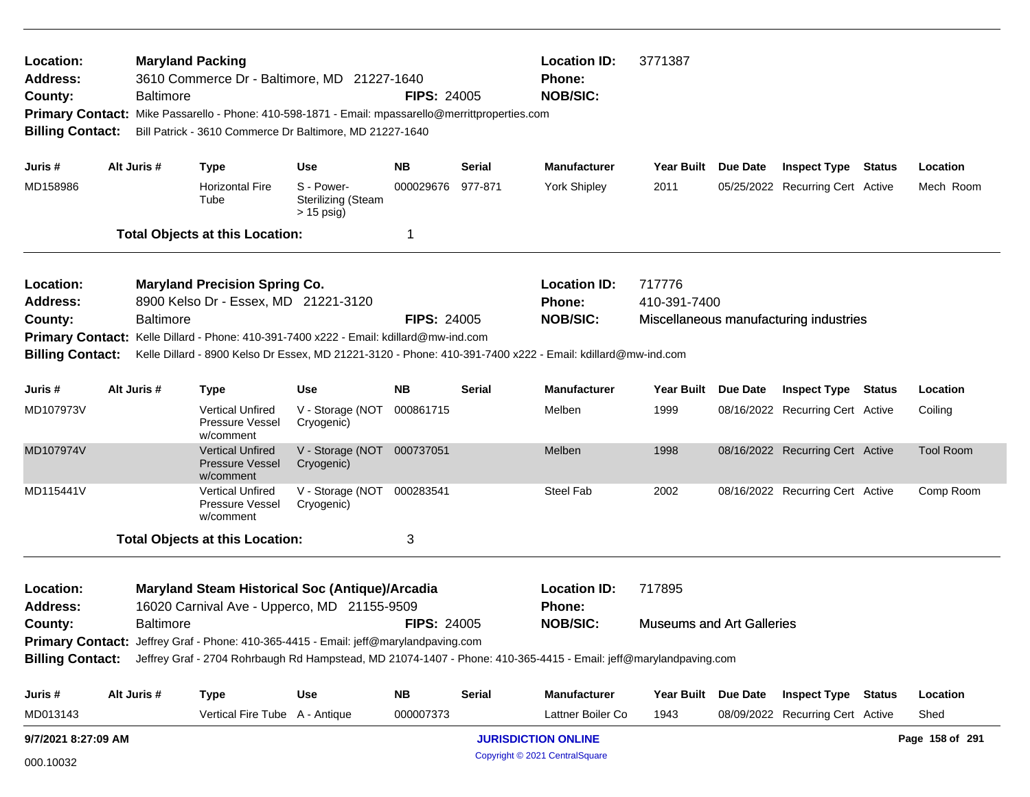**Location:** Maryland Packing
**Address:** 3610 Commerce Dr - Baltimore, MD 21227-1640
**County:** Baltimore
**FIPS:** 24005
**Location ID:** 3771387
**Phone:**
**NOB/SIC:**
**Primary Contact:** Mike Passarello - Phone: 410-598-1871 - Email: mpassarello@merrittproperties.com
**Billing Contact:** Bill Patrick - 3610 Commerce Dr Baltimore, MD 21227-1640

| Juris # | Alt Juris # | Type | Use | NB | Serial | Manufacturer | Year Built | Due Date | Inspect Type | Status | Location |
|---|---|---|---|---|---|---|---|---|---|---|---|
| MD158986 | | Horizontal Fire Tube | S - Power-Sterilizing (Steam > 15 psig) | 000029676 | 977-871 | York Shipley | 2011 | 05/25/2022 | Recurring Cert | Active | Mech Room |

**Total Objects at this Location:** 1

---

**Location:** Maryland Precision Spring Co.
**Address:** 8900 Kelso Dr - Essex, MD 21221-3120
**County:** Baltimore
**FIPS:** 24005
**Location ID:** 717776
**Phone:** 410-391-7400
**NOB/SIC:** Miscellaneous manufacturing industries
**Primary Contact:** Kelle Dillard - Phone: 410-391-7400 x222 - Email: kdillard@mw-ind.com
**Billing Contact:** Kelle Dillard - 8900 Kelso Dr Essex, MD 21221-3120 - Phone: 410-391-7400 x222 - Email: kdillard@mw-ind.com

| Juris # | Alt Juris # | Type | Use | NB | Serial | Manufacturer | Year Built | Due Date | Inspect Type | Status | Location |
|---|---|---|---|---|---|---|---|---|---|---|---|
| MD107973V | | Vertical Unfired Pressure Vessel w/comment | V - Storage (NOT Cryogenic) | 000861715 | | Melben | 1999 | 08/16/2022 | Recurring Cert | Active | Coiling |
| MD107974V | | Vertical Unfired Pressure Vessel w/comment | V - Storage (NOT Cryogenic) | 000737051 | | Melben | 1998 | 08/16/2022 | Recurring Cert | Active | Tool Room |
| MD115441V | | Vertical Unfired Pressure Vessel w/comment | V - Storage (NOT Cryogenic) | 000283541 | | Steel Fab | 2002 | 08/16/2022 | Recurring Cert | Active | Comp Room |

**Total Objects at this Location:** 3

---

**Location:** Maryland Steam Historical Soc (Antique)/Arcadia
**Address:** 16020 Carnival Ave - Upperco, MD 21155-9509
**County:** Baltimore
**FIPS:** 24005
**Location ID:** 717895
**Phone:**
**NOB/SIC:** Museums and Art Galleries
**Primary Contact:** Jeffrey Graf - Phone: 410-365-4415 - Email: jeff@marylandpaving.com
**Billing Contact:** Jeffrey Graf - 2704 Rohrbaugh Rd Hampstead, MD 21074-1407 - Phone: 410-365-4415 - Email: jeff@marylandpaving.com

| Juris # | Alt Juris # | Type | Use | NB | Serial | Manufacturer | Year Built | Due Date | Inspect Type | Status | Location |
|---|---|---|---|---|---|---|---|---|---|---|---|
| MD013143 | | Vertical Fire Tube | A - Antique | 000007373 | | Lattner Boiler Co | 1943 | 08/09/2022 | Recurring Cert | Active | Shed |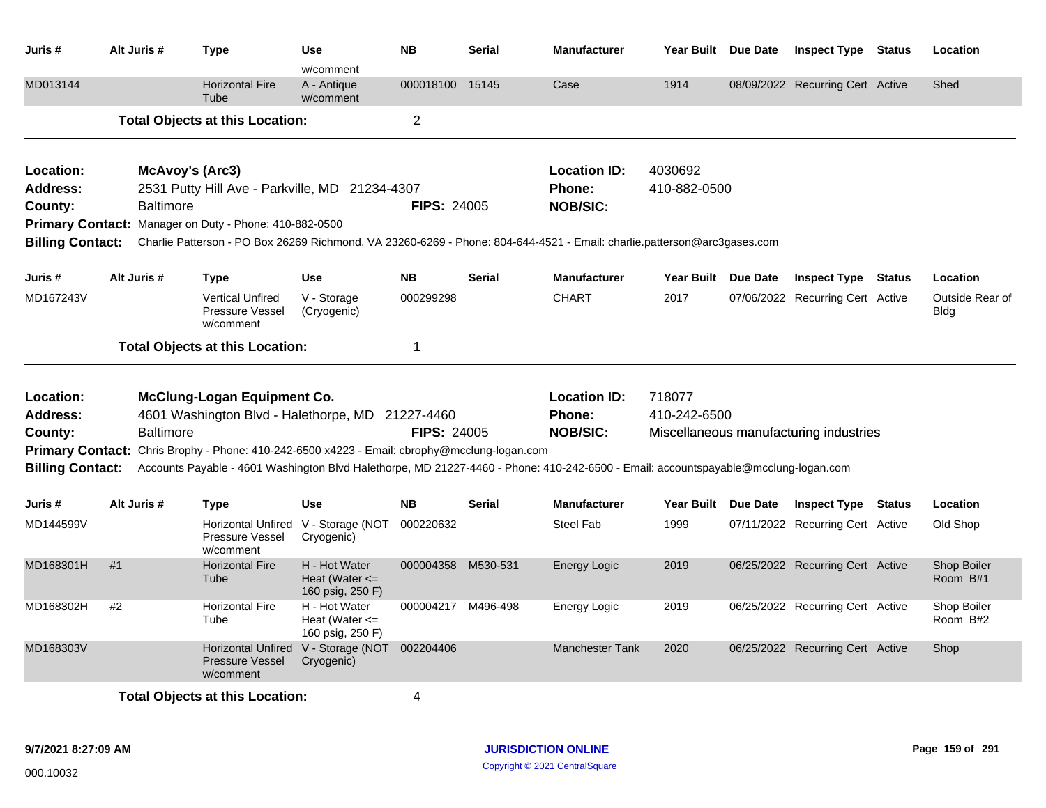| Juris # | Alt Juris # | Type | Use | NB | Serial | Manufacturer | Year Built | Due Date | Inspect Type | Status | Location |
|---|---|---|---|---|---|---|---|---|---|---|---|
| | | | w/comment | | | | | | | | |
| MD013144 | | Horizontal Fire Tube | A - Antique w/comment | 000018100 | 15145 | Case | 1914 | 08/09/2022 | Recurring Cert | Active | Shed |

**Total Objects at this Location:** 2

**Location:** McAvoy's (Arc3)
**Location ID:** 4030692
**Address:** 2531 Putty Hill Ave - Parkville, MD 21234-4307
**Phone:** 410-882-0500
**County:** Baltimore
**FIPS:** 24005
**NOB/SIC:**
**Primary Contact:** Manager on Duty - Phone: 410-882-0500
**Billing Contact:** Charlie Patterson - PO Box 26269 Richmond, VA 23260-6269 - Phone: 804-644-4521 - Email: charlie.patterson@arc3gases.com

| Juris # | Alt Juris # | Type | Use | NB | Serial | Manufacturer | Year Built | Due Date | Inspect Type | Status | Location |
|---|---|---|---|---|---|---|---|---|---|---|---|
| MD167243V | | Vertical Unfired Pressure Vessel w/comment | V - Storage (Cryogenic) | 000299298 | | CHART | 2017 | 07/06/2022 | Recurring Cert | Active | Outside Rear of Bldg |

**Total Objects at this Location:** 1

**Location:** McClung-Logan Equipment Co.
**Location ID:** 718077
**Address:** 4601 Washington Blvd - Halethorpe, MD 21227-4460
**Phone:** 410-242-6500
**County:** Baltimore
**FIPS:** 24005
**NOB/SIC:** Miscellaneous manufacturing industries
**Primary Contact:** Chris Brophy - Phone: 410-242-6500 x4223 - Email: cbrophy@mcclung-logan.com
**Billing Contact:** Accounts Payable - 4601 Washington Blvd Halethorpe, MD 21227-4460 - Phone: 410-242-6500 - Email: accountspayable@mcclung-logan.com

| Juris # | Alt Juris # | Type | Use | NB | Serial | Manufacturer | Year Built | Due Date | Inspect Type | Status | Location |
|---|---|---|---|---|---|---|---|---|---|---|---|
| MD144599V | | Horizontal Unfired Pressure Vessel w/comment | V - Storage (NOT Cryogenic) | 000220632 | | Steel Fab | 1999 | 07/11/2022 | Recurring Cert | Active | Old Shop |
| MD168301H | #1 | Horizontal Fire Tube | H - Hot Water Heat (Water <= 160 psig, 250 F) | 000004358 | M530-531 | Energy Logic | 2019 | 06/25/2022 | Recurring Cert | Active | Shop Boiler Room B#1 |
| MD168302H | #2 | Horizontal Fire Tube | H - Hot Water Heat (Water <= 160 psig, 250 F) | 000004217 | M496-498 | Energy Logic | 2019 | 06/25/2022 | Recurring Cert | Active | Shop Boiler Room B#2 |
| MD168303V | | Horizontal Unfired Pressure Vessel w/comment | V - Storage (NOT Cryogenic) | 002204406 | | Manchester Tank | 2020 | 06/25/2022 | Recurring Cert | Active | Shop |

**Total Objects at this Location:** 4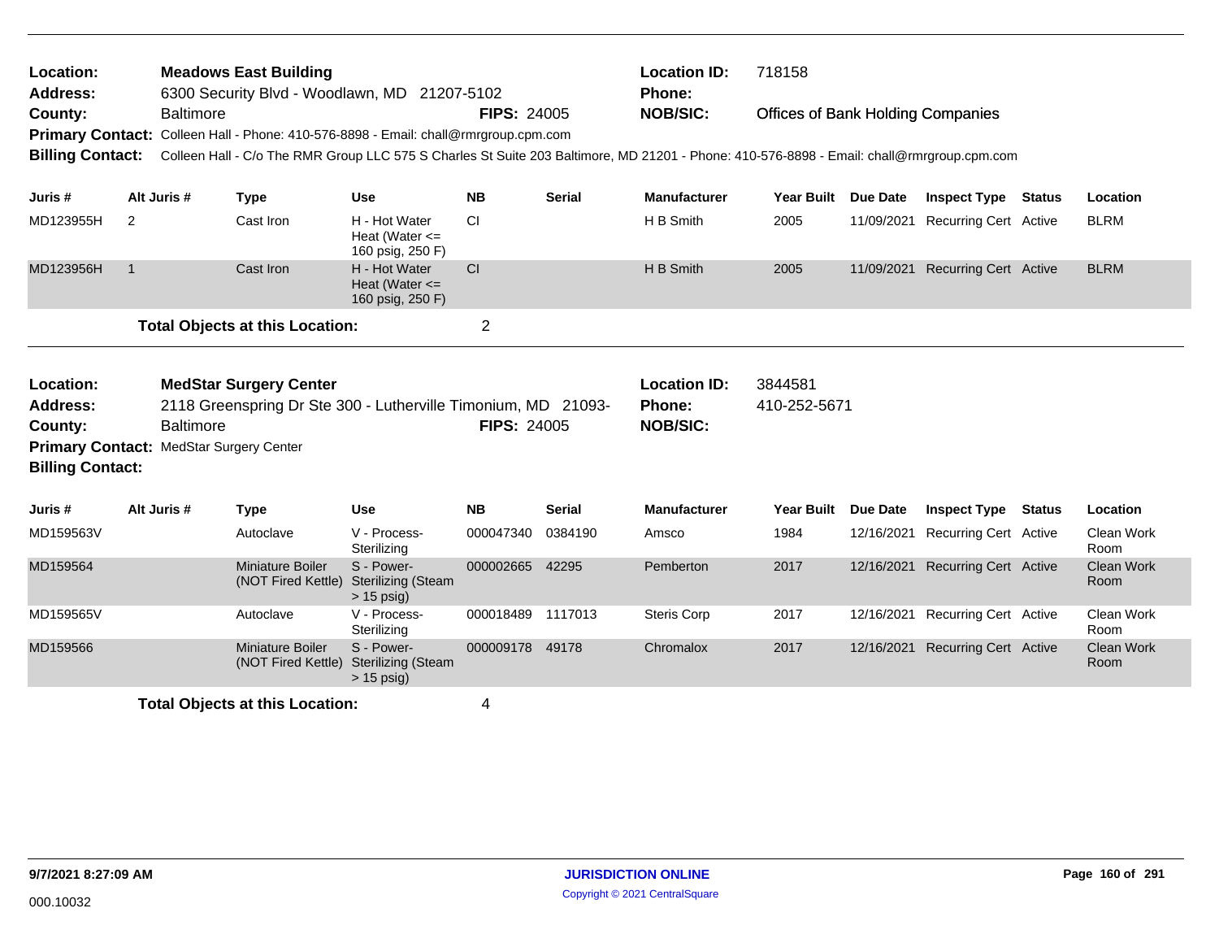**Location:** **Meadows East Building** **Location ID:** 718158
**Address:** 6300 Security Blvd - Woodlawn, MD 21207-5102 **Phone:**
**County:** Baltimore **FIPS:** 24005 **NOB/SIC:** Offices of Bank Holding Companies
**Primary Contact:** Colleen Hall - Phone: 410-576-8898 - Email: chall@rmrgroup.cpm.com
**Billing Contact:** Colleen Hall - C/o The RMR Group LLC 575 S Charles St Suite 203 Baltimore, MD 21201 - Phone: 410-576-8898 - Email: chall@rmrgroup.cpm.com

| Juris # | Alt Juris # | Type | Use | NB | Serial | Manufacturer | Year Built | Due Date | Inspect Type | Status | Location |
|---|---|---|---|---|---|---|---|---|---|---|---|
| MD123955H | 2 | Cast Iron | H - Hot Water Heat (Water <= 160 psig, 250 F) | CI | | H B Smith | 2005 | 11/09/2021 | Recurring Cert | Active | BLRM |
| MD123956H | 1 | Cast Iron | H - Hot Water Heat (Water <= 160 psig, 250 F) | CI | | H B Smith | 2005 | 11/09/2021 | Recurring Cert | Active | BLRM |

**Total Objects at this Location:** 2

**Location:** **MedStar Surgery Center** **Location ID:** 3844581
**Address:** 2118 Greenspring Dr Ste 300 - Lutherville Timonium, MD 21093- **Phone:** 410-252-5671
**County:** Baltimore **FIPS:** 24005 **NOB/SIC:**
**Primary Contact:** MedStar Surgery Center
**Billing Contact:**

| Juris # | Alt Juris # | Type | Use | NB | Serial | Manufacturer | Year Built | Due Date | Inspect Type | Status | Location |
|---|---|---|---|---|---|---|---|---|---|---|---|
| MD159563V | | Autoclave | V - Process-Sterilizing | 000047340 | 0384190 | Amsco | 1984 | 12/16/2021 | Recurring Cert | Active | Clean Work Room |
| MD159564 | | Miniature Boiler (NOT Fired Kettle) | S - Power-Sterilizing (Steam > 15 psig) | 000002665 | 42295 | Pemberton | 2017 | 12/16/2021 | Recurring Cert | Active | Clean Work Room |
| MD159565V | | Autoclave | V - Process-Sterilizing | 000018489 | 1117013 | Steris Corp | 2017 | 12/16/2021 | Recurring Cert | Active | Clean Work Room |
| MD159566 | | Miniature Boiler (NOT Fired Kettle) | S - Power-Sterilizing (Steam > 15 psig) | 000009178 | 49178 | Chromalox | 2017 | 12/16/2021 | Recurring Cert | Active | Clean Work Room |

**Total Objects at this Location:** 4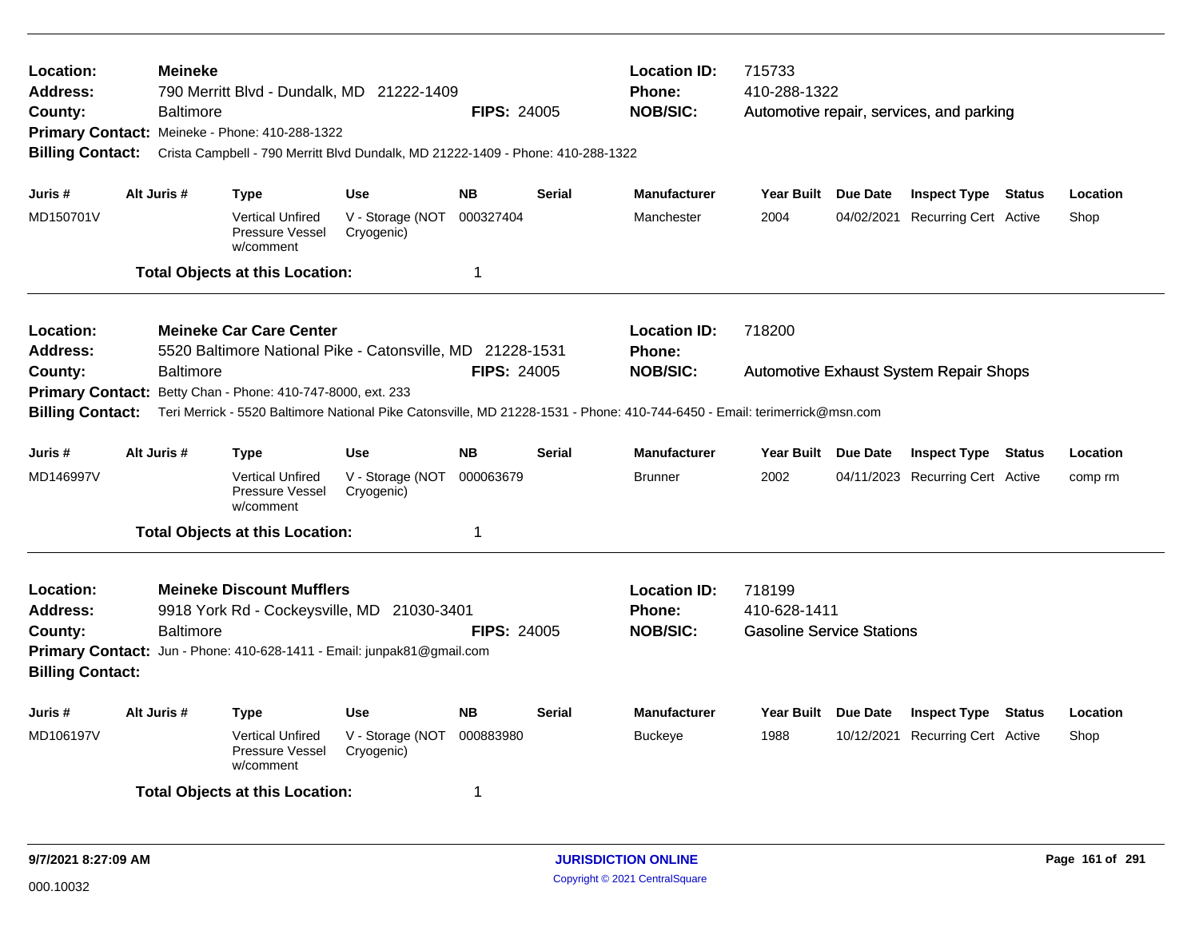**Location:** Meineke
**Address:** 790 Merritt Blvd - Dundalk, MD 21222-1409
**County:** Baltimore **FIPS:** 24005
**Primary Contact:** Meineke - Phone: 410-288-1322
**Billing Contact:** Crista Campbell - 790 Merritt Blvd Dundalk, MD 21222-1409 - Phone: 410-288-1322

**Location ID:** 715733
**Phone:** 410-288-1322
**NOB/SIC:** Automotive repair, services, and parking

| Juris # | Alt Juris # | Type | Use | NB | Serial | Manufacturer | Year Built | Due Date | Inspect Type | Status | Location |
|---|---|---|---|---|---|---|---|---|---|---|---|
| MD150701V | | Vertical Unfired Pressure Vessel w/comment | V - Storage (NOT Cryogenic) | 000327404 | | Manchester | 2004 | 04/02/2021 | Recurring Cert | Active | Shop |

**Total Objects at this Location:** 1

---

**Location:** Meineke Car Care Center
**Address:** 5520 Baltimore National Pike - Catonsville, MD 21228-1531
**County:** Baltimore **FIPS:** 24005
**Primary Contact:** Betty Chan - Phone: 410-747-8000, ext. 233
**Billing Contact:** Teri Merrick - 5520 Baltimore National Pike Catonsville, MD 21228-1531 - Phone: 410-744-6450 - Email: terimerrick@msn.com

**Location ID:** 718200
**Phone:**
**NOB/SIC:** Automotive Exhaust System Repair Shops

| Juris # | Alt Juris # | Type | Use | NB | Serial | Manufacturer | Year Built | Due Date | Inspect Type | Status | Location |
|---|---|---|---|---|---|---|---|---|---|---|---|
| MD146997V | | Vertical Unfired Pressure Vessel w/comment | V - Storage (NOT Cryogenic) | 000063679 | | Brunner | 2002 | 04/11/2023 | Recurring Cert | Active | comp rm |

**Total Objects at this Location:** 1

---

**Location:** Meineke Discount Mufflers
**Address:** 9918 York Rd - Cockeysville, MD 21030-3401
**County:** Baltimore **FIPS:** 24005
**Primary Contact:** Jun - Phone: 410-628-1411 - Email: junpak81@gmail.com
**Billing Contact:**

**Location ID:** 718199
**Phone:** 410-628-1411
**NOB/SIC:** Gasoline Service Stations

| Juris # | Alt Juris # | Type | Use | NB | Serial | Manufacturer | Year Built | Due Date | Inspect Type | Status | Location |
|---|---|---|---|---|---|---|---|---|---|---|---|
| MD106197V | | Vertical Unfired Pressure Vessel w/comment | V - Storage (NOT Cryogenic) | 000883980 | | Buckeye | 1988 | 10/12/2021 | Recurring Cert | Active | Shop |

**Total Objects at this Location:** 1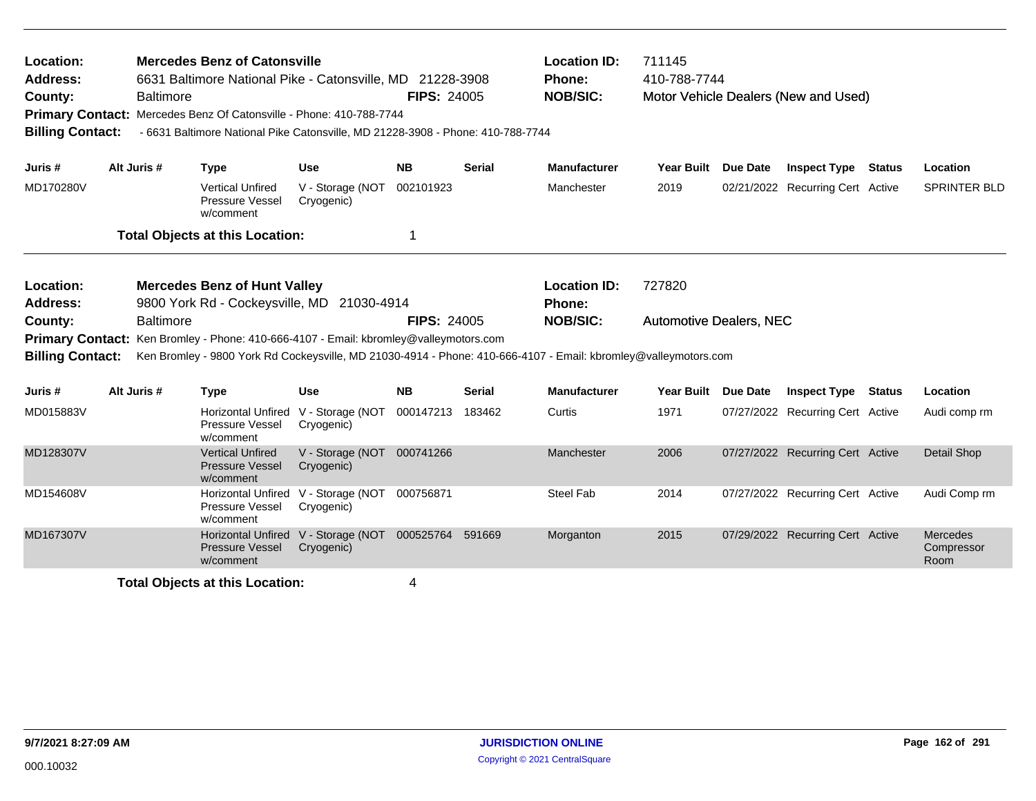**Location:** Mercedes Benz of Catonsville  
**Address:** 6631 Baltimore National Pike - Catonsville, MD 21228-3908  
**County:** Baltimore  **FIPS:** 24005  
**Location ID:** 711145  
**Phone:** 410-788-7744  
**NOB/SIC:** Motor Vehicle Dealers (New and Used)  
**Primary Contact:** Mercedes Benz Of Catonsville - Phone: 410-788-7744  
**Billing Contact:** - 6631 Baltimore National Pike Catonsville, MD 21228-3908 - Phone: 410-788-7744

| Juris # | Alt Juris # | Type | Use | NB | Serial | Manufacturer | Year Built | Due Date | Inspect Type | Status | Location |
|---|---|---|---|---|---|---|---|---|---|---|---|
| MD170280V | | Vertical Unfired Pressure Vessel w/comment | V - Storage (NOT Cryogenic) | 002101923 | | Manchester | 2019 | 02/21/2022 | Recurring Cert | Active | SPRINTER BLD |

**Total Objects at this Location:** 1

---

**Location:** Mercedes Benz of Hunt Valley  
**Address:** 9800 York Rd - Cockeysville, MD 21030-4914  
**County:** Baltimore  **FIPS:** 24005  
**Location ID:** 727820  
**Phone:**  
**NOB/SIC:** Automotive Dealers, NEC  
**Primary Contact:** Ken Bromley - Phone: 410-666-4107 - Email: kbromley@valleymotors.com  
**Billing Contact:** Ken Bromley - 9800 York Rd Cockeysville, MD 21030-4914 - Phone: 410-666-4107 - Email: kbromley@valleymotors.com

| Juris # | Alt Juris # | Type | Use | NB | Serial | Manufacturer | Year Built | Due Date | Inspect Type | Status | Location |
|---|---|---|---|---|---|---|---|---|---|---|---|
| MD015883V | | Horizontal Unfired Pressure Vessel w/comment | V - Storage (NOT Cryogenic) | 000147213 | 183462 | Curtis | 1971 | 07/27/2022 | Recurring Cert | Active | Audi comp rm |
| MD128307V | | Vertical Unfired Pressure Vessel w/comment | V - Storage (NOT Cryogenic) | 000741266 | | Manchester | 2006 | 07/27/2022 | Recurring Cert | Active | Detail Shop |
| MD154608V | | Horizontal Unfired Pressure Vessel w/comment | V - Storage (NOT Cryogenic) | 000756871 | | Steel Fab | 2014 | 07/27/2022 | Recurring Cert | Active | Audi Comp rm |
| MD167307V | | Horizontal Unfired Pressure Vessel w/comment | V - Storage (NOT Cryogenic) | 000525764 | 591669 | Morganton | 2015 | 07/29/2022 | Recurring Cert | Active | Mercedes Compressor Room |

**Total Objects at this Location:** 4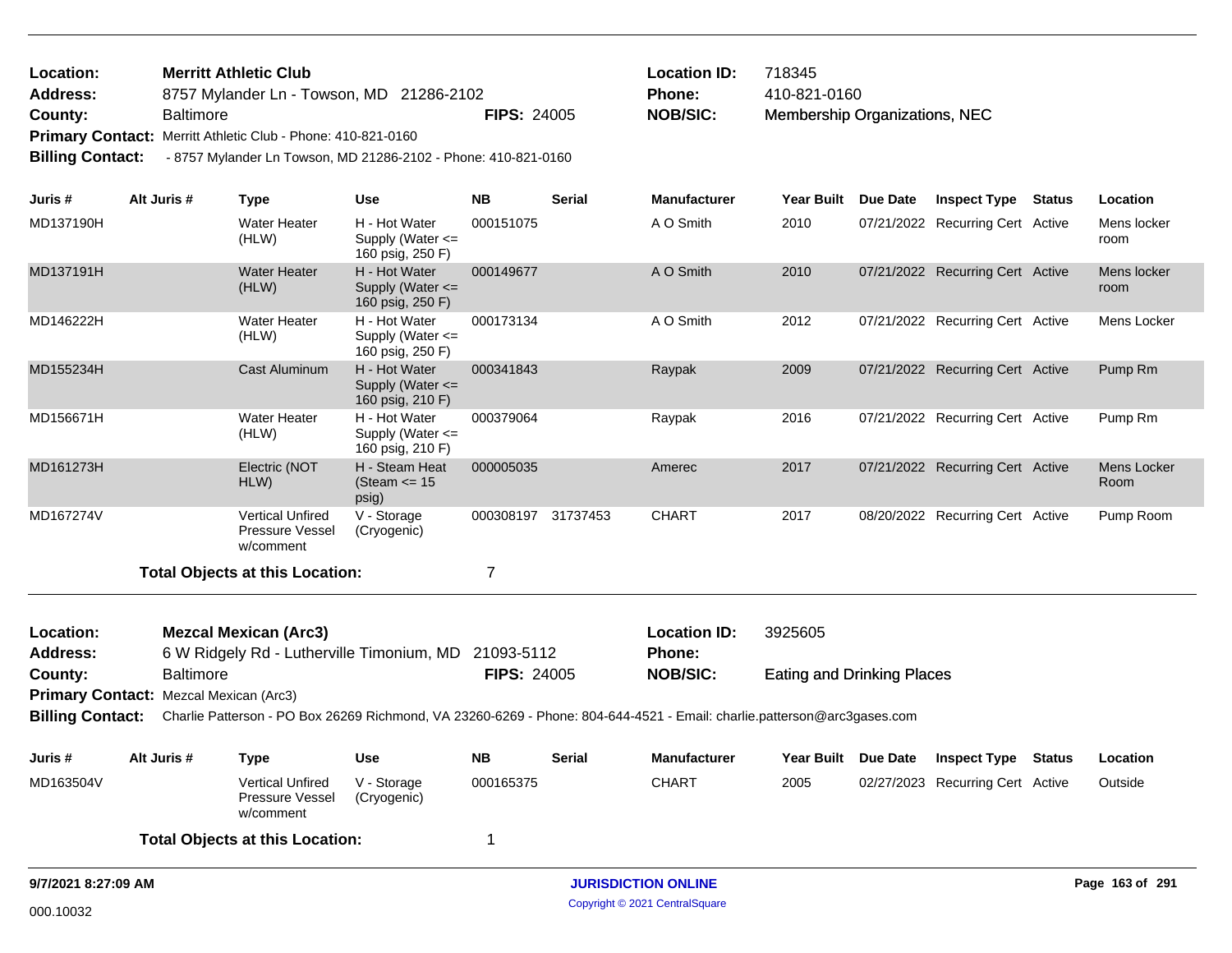**Location:** Merritt Athletic Club
**Address:** 8757 Mylander Ln - Towson, MD 21286-2102
**County:** Baltimore **FIPS:** 24005
**Primary Contact:** Merritt Athletic Club - Phone: 410-821-0160
**Billing Contact:** - 8757 Mylander Ln Towson, MD 21286-2102 - Phone: 410-821-0160

**Location ID:** 718345
**Phone:** 410-821-0160
**NOB/SIC:** Membership Organizations, NEC

| Juris # | Alt Juris # | Type | Use | NB | Serial | Manufacturer | Year Built | Due Date | Inspect Type | Status | Location |
|---|---|---|---|---|---|---|---|---|---|---|---|
| MD137190H | | Water Heater (HLW) | H - Hot Water Supply (Water <= 160 psig, 250 F) | 000151075 | | A O Smith | 2010 | 07/21/2022 | Recurring Cert | Active | Mens locker room |
| MD137191H | | Water Heater (HLW) | H - Hot Water Supply (Water <= 160 psig, 250 F) | 000149677 | | A O Smith | 2010 | 07/21/2022 | Recurring Cert | Active | Mens locker room |
| MD146222H | | Water Heater (HLW) | H - Hot Water Supply (Water <= 160 psig, 250 F) | 000173134 | | A O Smith | 2012 | 07/21/2022 | Recurring Cert | Active | Mens Locker |
| MD155234H | | Cast Aluminum | H - Hot Water Supply (Water <= 160 psig, 210 F) | 000341843 | | Raypak | 2009 | 07/21/2022 | Recurring Cert | Active | Pump Rm |
| MD156671H | | Water Heater (HLW) | H - Hot Water Supply (Water <= 160 psig, 210 F) | 000379064 | | Raypak | 2016 | 07/21/2022 | Recurring Cert | Active | Pump Rm |
| MD161273H | | Electric (NOT HLW) | H - Steam Heat (Steam <= 15 psig) | 000005035 | | Amerec | 2017 | 07/21/2022 | Recurring Cert | Active | Mens Locker Room |
| MD167274V | | Vertical Unfired Pressure Vessel w/comment | V - Storage (Cryogenic) | 000308197 | 31737453 | CHART | 2017 | 08/20/2022 | Recurring Cert | Active | Pump Room |

**Total Objects at this Location:** 7

**Location:** Mezcal Mexican (Arc3)
**Address:** 6 W Ridgely Rd - Lutherville Timonium, MD 21093-5112
**County:** Baltimore **FIPS:** 24005
**Primary Contact:** Mezcal Mexican (Arc3)
**Billing Contact:** Charlie Patterson - PO Box 26269 Richmond, VA 23260-6269 - Phone: 804-644-4521 - Email: charlie.patterson@arc3gases.com

**Location ID:** 3925605
**Phone:**
**NOB/SIC:** Eating and Drinking Places

| Juris # | Alt Juris # | Type | Use | NB | Serial | Manufacturer | Year Built | Due Date | Inspect Type | Status | Location |
|---|---|---|---|---|---|---|---|---|---|---|---|
| MD163504V | | Vertical Unfired Pressure Vessel w/comment | V - Storage (Cryogenic) | 000165375 | | CHART | 2005 | 02/27/2023 | Recurring Cert | Active | Outside |

**Total Objects at this Location:** 1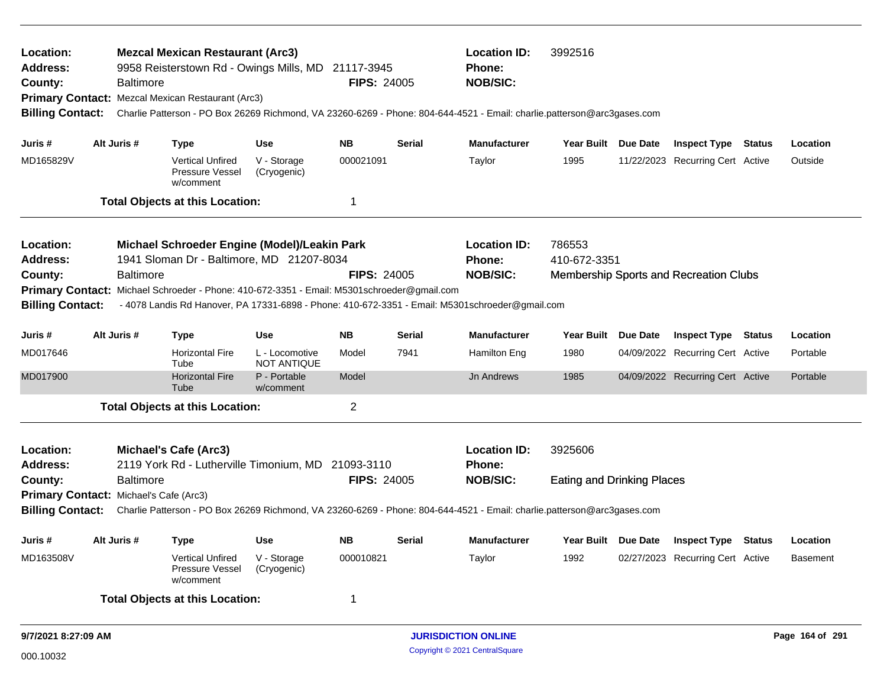**Location:** Mezcal Mexican Restaurant (Arc3)
**Address:** 9958 Reisterstown Rd - Owings Mills, MD 21117-3945
**County:** Baltimore
**FIPS:** 24005
**Location ID:** 3992516
**Phone:**
**NOB/SIC:**
**Primary Contact:** Mezcal Mexican Restaurant (Arc3)
**Billing Contact:** Charlie Patterson - PO Box 26269 Richmond, VA 23260-6269 - Phone: 804-644-4521 - Email: charlie.patterson@arc3gases.com

| Juris # | Alt Juris # | Type | Use | NB | Serial | Manufacturer | Year Built | Due Date | Inspect Type | Status | Location |
|---|---|---|---|---|---|---|---|---|---|---|---|
| MD165829V | | Vertical Unfired Pressure Vessel w/comment | V - Storage (Cryogenic) | 000021091 | | Taylor | 1995 | 11/22/2023 | Recurring Cert | Active | Outside |

**Total Objects at this Location:** 1

---

**Location:** Michael Schroeder Engine (Model)/Leakin Park
**Address:** 1941 Sloman Dr - Baltimore, MD 21207-8034
**County:** Baltimore
**FIPS:** 24005
**Location ID:** 786553
**Phone:** 410-672-3351
**NOB/SIC:** Membership Sports and Recreation Clubs
**Primary Contact:** Michael Schroeder - Phone: 410-672-3351 - Email: M5301schroeder@gmail.com
**Billing Contact:** - 4078 Landis Rd Hanover, PA 17331-6898 - Phone: 410-672-3351 - Email: M5301schroeder@gmail.com

| Juris # | Alt Juris # | Type | Use | NB | Serial | Manufacturer | Year Built | Due Date | Inspect Type | Status | Location |
|---|---|---|---|---|---|---|---|---|---|---|---|
| MD017646 | | Horizontal Fire Tube | L - Locomotive NOT ANTIQUE | Model | 7941 | Hamilton Eng | 1980 | 04/09/2022 | Recurring Cert | Active | Portable |
| MD017900 | | Horizontal Fire Tube | P - Portable w/comment | Model | | Jn Andrews | 1985 | 04/09/2022 | Recurring Cert | Active | Portable |

**Total Objects at this Location:** 2

---

**Location:** Michael's Cafe (Arc3)
**Address:** 2119 York Rd - Lutherville Timonium, MD 21093-3110
**County:** Baltimore
**FIPS:** 24005
**Location ID:** 3925606
**Phone:**
**NOB/SIC:** Eating and Drinking Places
**Primary Contact:** Michael's Cafe (Arc3)
**Billing Contact:** Charlie Patterson - PO Box 26269 Richmond, VA 23260-6269 - Phone: 804-644-4521 - Email: charlie.patterson@arc3gases.com

| Juris # | Alt Juris # | Type | Use | NB | Serial | Manufacturer | Year Built | Due Date | Inspect Type | Status | Location |
|---|---|---|---|---|---|---|---|---|---|---|---|
| MD163508V | | Vertical Unfired Pressure Vessel w/comment | V - Storage (Cryogenic) | 000010821 | | Taylor | 1992 | 02/27/2023 | Recurring Cert | Active | Basement |

**Total Objects at this Location:** 1

9/7/2021 8:27:09 AM

000.10032

JURISDICTION ONLINE

Copyright © 2021 CentralSquare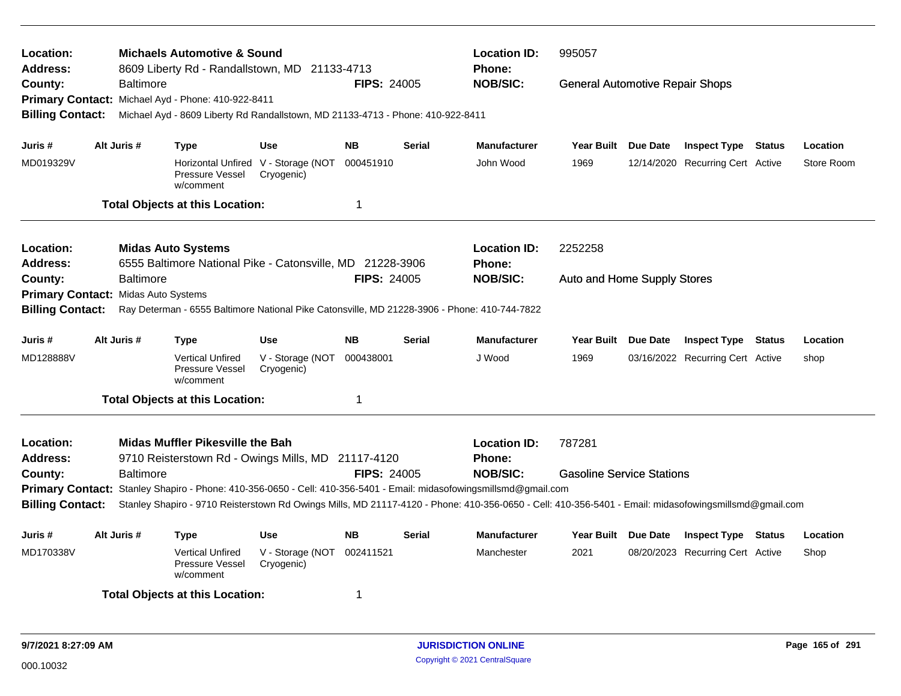**Location:** Michaels Automotive & Sound
**Location ID:** 995057
**Address:** 8609 Liberty Rd - Randallstown, MD 21133-4713
**Phone:**
**County:** Baltimore
**FIPS:** 24005
**NOB/SIC:** General Automotive Repair Shops
**Primary Contact:** Michael Ayd - Phone: 410-922-8411
**Billing Contact:** Michael Ayd - 8609 Liberty Rd Randallstown, MD 21133-4713 - Phone: 410-922-8411

| Juris # | Alt Juris # | Type | Use | NB | Serial | Manufacturer | Year Built | Due Date | Inspect Type | Status | Location |
|---|---|---|---|---|---|---|---|---|---|---|---|
| MD019329V | | Horizontal Unfired Pressure Vessel w/comment | V - Storage (NOT Cryogenic) | 000451910 | | John Wood | 1969 | 12/14/2020 | Recurring Cert | Active | Store Room |

**Total Objects at this Location:** 1

---

**Location:** Midas Auto Systems
**Location ID:** 2252258
**Address:** 6555 Baltimore National Pike - Catonsville, MD 21228-3906
**Phone:**
**County:** Baltimore
**FIPS:** 24005
**NOB/SIC:** Auto and Home Supply Stores
**Primary Contact:** Midas Auto Systems
**Billing Contact:** Ray Determan - 6555 Baltimore National Pike Catonsville, MD 21228-3906 - Phone: 410-744-7822

| Juris # | Alt Juris # | Type | Use | NB | Serial | Manufacturer | Year Built | Due Date | Inspect Type | Status | Location |
|---|---|---|---|---|---|---|---|---|---|---|---|
| MD128888V | | Vertical Unfired Pressure Vessel w/comment | V - Storage (NOT Cryogenic) | 000438001 | | J Wood | 1969 | 03/16/2022 | Recurring Cert | Active | shop |

**Total Objects at this Location:** 1

---

**Location:** Midas Muffler Pikesville the Bah
**Location ID:** 787281
**Address:** 9710 Reisterstown Rd - Owings Mills, MD 21117-4120
**Phone:**
**County:** Baltimore
**FIPS:** 24005
**NOB/SIC:** Gasoline Service Stations
**Primary Contact:** Stanley Shapiro - Phone: 410-356-0650 - Cell: 410-356-5401 - Email: midasofowingsmillsmd@gmail.com
**Billing Contact:** Stanley Shapiro - 9710 Reisterstown Rd Owings Mills, MD 21117-4120 - Phone: 410-356-0650 - Cell: 410-356-5401 - Email: midasofowingsmillsmd@gmail.com

| Juris # | Alt Juris # | Type | Use | NB | Serial | Manufacturer | Year Built | Due Date | Inspect Type | Status | Location |
|---|---|---|---|---|---|---|---|---|---|---|---|
| MD170338V | | Vertical Unfired Pressure Vessel w/comment | V - Storage (NOT Cryogenic) | 002411521 | | Manchester | 2021 | 08/20/2023 | Recurring Cert | Active | Shop |

**Total Objects at this Location:** 1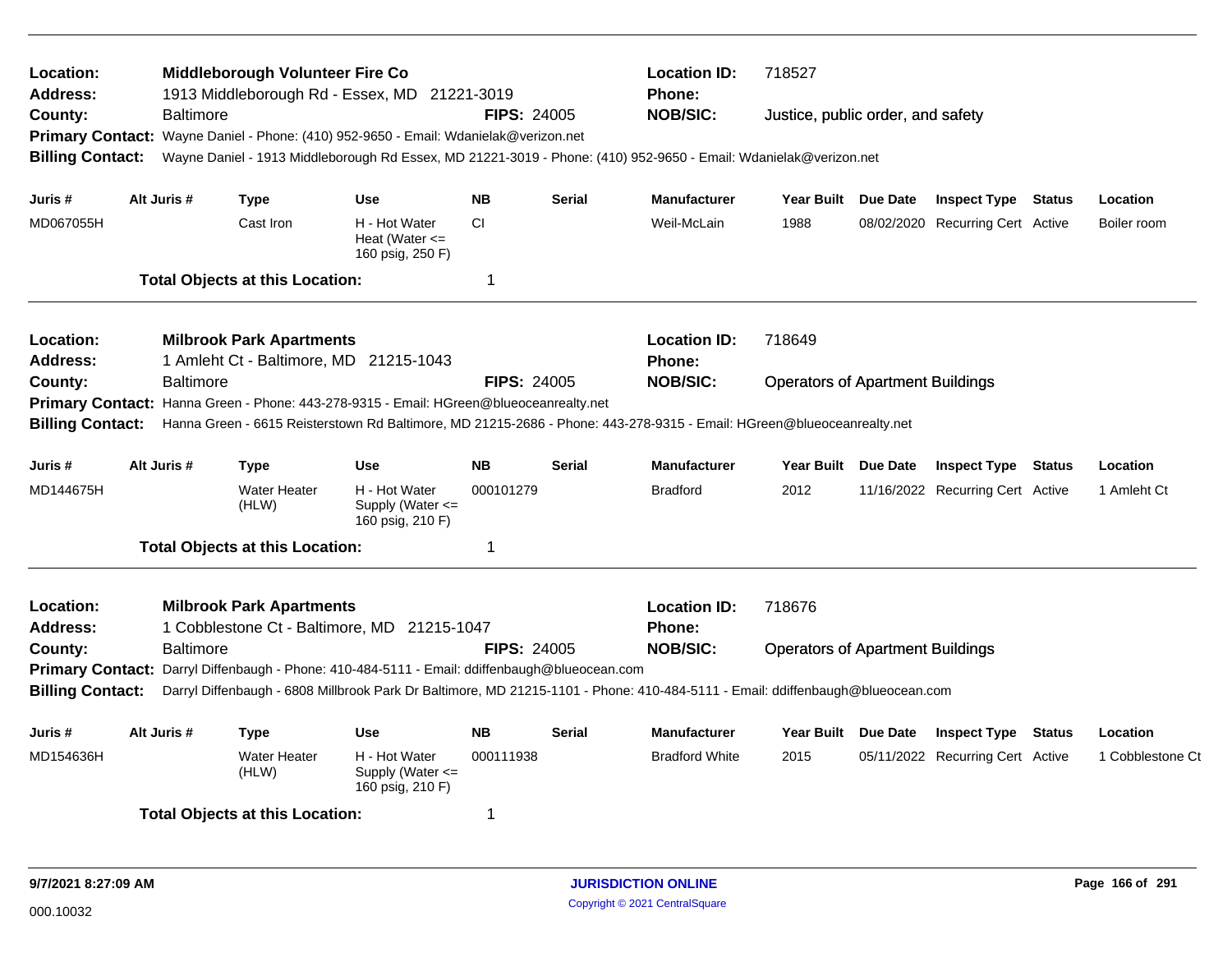**Location:** Middleborough Volunteer Fire Co
**Address:** 1913 Middleborough Rd - Essex, MD 21221-3019
**County:** Baltimore
**FIPS:** 24005
**Location ID:** 718527
**Phone:**
**NOB/SIC:** Justice, public order, and safety
**Primary Contact:** Wayne Daniel - Phone: (410) 952-9650 - Email: Wdanielak@verizon.net
**Billing Contact:** Wayne Daniel - 1913 Middleborough Rd Essex, MD 21221-3019 - Phone: (410) 952-9650 - Email: Wdanielak@verizon.net

| Juris # | Alt Juris # | Type | Use | NB | Serial | Manufacturer | Year Built | Due Date | Inspect Type | Status | Location |
|---|---|---|---|---|---|---|---|---|---|---|---|
| MD067055H | | Cast Iron | H - Hot Water Heat (Water <= 160 psig, 250 F) | CI | | Weil-McLain | 1988 | 08/02/2020 | Recurring Cert | Active | Boiler room |

**Total Objects at this Location:** 1

---

**Location:** Milbrook Park Apartments
**Address:** 1 Amleht Ct - Baltimore, MD 21215-1043
**County:** Baltimore
**FIPS:** 24005
**Location ID:** 718649
**Phone:**
**NOB/SIC:** Operators of Apartment Buildings
**Primary Contact:** Hanna Green - Phone: 443-278-9315 - Email: HGreen@blueoceanrealty.net
**Billing Contact:** Hanna Green - 6615 Reisterstown Rd Baltimore, MD 21215-2686 - Phone: 443-278-9315 - Email: HGreen@blueoceanrealty.net

| Juris # | Alt Juris # | Type | Use | NB | Serial | Manufacturer | Year Built | Due Date | Inspect Type | Status | Location |
|---|---|---|---|---|---|---|---|---|---|---|---|
| MD144675H | | Water Heater (HLW) | H - Hot Water Supply (Water <= 160 psig, 210 F) | 000101279 | | Bradford | 2012 | 11/16/2022 | Recurring Cert | Active | 1 Amleht Ct |

**Total Objects at this Location:** 1

---

**Location:** Milbrook Park Apartments
**Address:** 1 Cobblestone Ct - Baltimore, MD 21215-1047
**County:** Baltimore
**FIPS:** 24005
**Location ID:** 718676
**Phone:**
**NOB/SIC:** Operators of Apartment Buildings
**Primary Contact:** Darryl Diffenbaugh - Phone: 410-484-5111 - Email: ddiffenbaugh@blueocean.com
**Billing Contact:** Darryl Diffenbaugh - 6808 Millbrook Park Dr Baltimore, MD 21215-1101 - Phone: 410-484-5111 - Email: ddiffenbaugh@blueocean.com

| Juris # | Alt Juris # | Type | Use | NB | Serial | Manufacturer | Year Built | Due Date | Inspect Type | Status | Location |
|---|---|---|---|---|---|---|---|---|---|---|---|
| MD154636H | | Water Heater (HLW) | H - Hot Water Supply (Water <= 160 psig, 210 F) | 000111938 | | Bradford White | 2015 | 05/11/2022 | Recurring Cert | Active | 1 Cobblestone Ct |

**Total Objects at this Location:** 1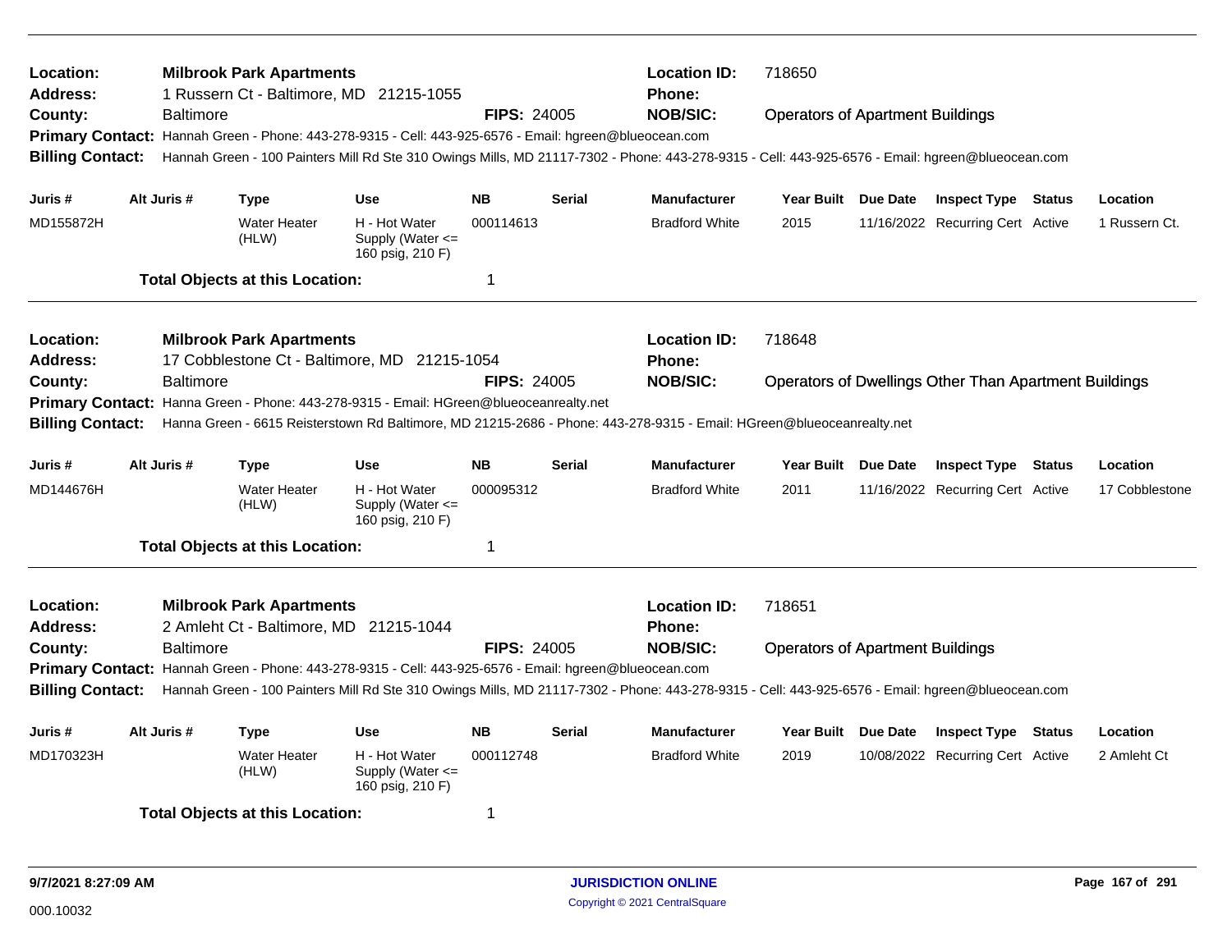**Location:** Milbrook Park Apartments
**Address:** 1 Russern Ct - Baltimore, MD 21215-1055
**County:** Baltimore
**FIPS:** 24005
**Location ID:** 718650
**Phone:**
**NOB/SIC:** Operators of Apartment Buildings
**Primary Contact:** Hannah Green - Phone: 443-278-9315 - Cell: 443-925-6576 - Email: hgreen@blueocean.com
**Billing Contact:** Hannah Green - 100 Painters Mill Rd Ste 310 Owings Mills, MD 21117-7302 - Phone: 443-278-9315 - Cell: 443-925-6576 - Email: hgreen@blueocean.com

| Juris # | Alt Juris # | Type | Use | NB | Serial | Manufacturer | Year Built | Due Date | Inspect Type | Status | Location |
|---|---|---|---|---|---|---|---|---|---|---|---|
| MD155872H | | Water Heater (HLW) | H - Hot Water Supply (Water <= 160 psig, 210 F) | 000114613 | | Bradford White | 2015 | 11/16/2022 | Recurring Cert | Active | 1 Russern Ct. |

**Total Objects at this Location:** 1

---

**Location:** Milbrook Park Apartments
**Address:** 17 Cobblestone Ct - Baltimore, MD 21215-1054
**County:** Baltimore
**FIPS:** 24005
**Location ID:** 718648
**Phone:**
**NOB/SIC:** Operators of Dwellings Other Than Apartment Buildings
**Primary Contact:** Hanna Green - Phone: 443-278-9315 - Email: HGreen@blueoceanrealty.net
**Billing Contact:** Hanna Green - 6615 Reisterstown Rd Baltimore, MD 21215-2686 - Phone: 443-278-9315 - Email: HGreen@blueoceanrealty.net

| Juris # | Alt Juris # | Type | Use | NB | Serial | Manufacturer | Year Built | Due Date | Inspect Type | Status | Location |
|---|---|---|---|---|---|---|---|---|---|---|---|
| MD144676H | | Water Heater (HLW) | H - Hot Water Supply (Water <= 160 psig, 210 F) | 000095312 | | Bradford White | 2011 | 11/16/2022 | Recurring Cert | Active | 17 Cobblestone |

**Total Objects at this Location:** 1

---

**Location:** Milbrook Park Apartments
**Address:** 2 Amleht Ct - Baltimore, MD 21215-1044
**County:** Baltimore
**FIPS:** 24005
**Location ID:** 718651
**Phone:**
**NOB/SIC:** Operators of Apartment Buildings
**Primary Contact:** Hannah Green - Phone: 443-278-9315 - Cell: 443-925-6576 - Email: hgreen@blueocean.com
**Billing Contact:** Hannah Green - 100 Painters Mill Rd Ste 310 Owings Mills, MD 21117-7302 - Phone: 443-278-9315 - Cell: 443-925-6576 - Email: hgreen@blueocean.com

| Juris # | Alt Juris # | Type | Use | NB | Serial | Manufacturer | Year Built | Due Date | Inspect Type | Status | Location |
|---|---|---|---|---|---|---|---|---|---|---|---|
| MD170323H | | Water Heater (HLW) | H - Hot Water Supply (Water <= 160 psig, 210 F) | 000112748 | | Bradford White | 2019 | 10/08/2022 | Recurring Cert | Active | 2 Amleht Ct |

**Total Objects at this Location:** 1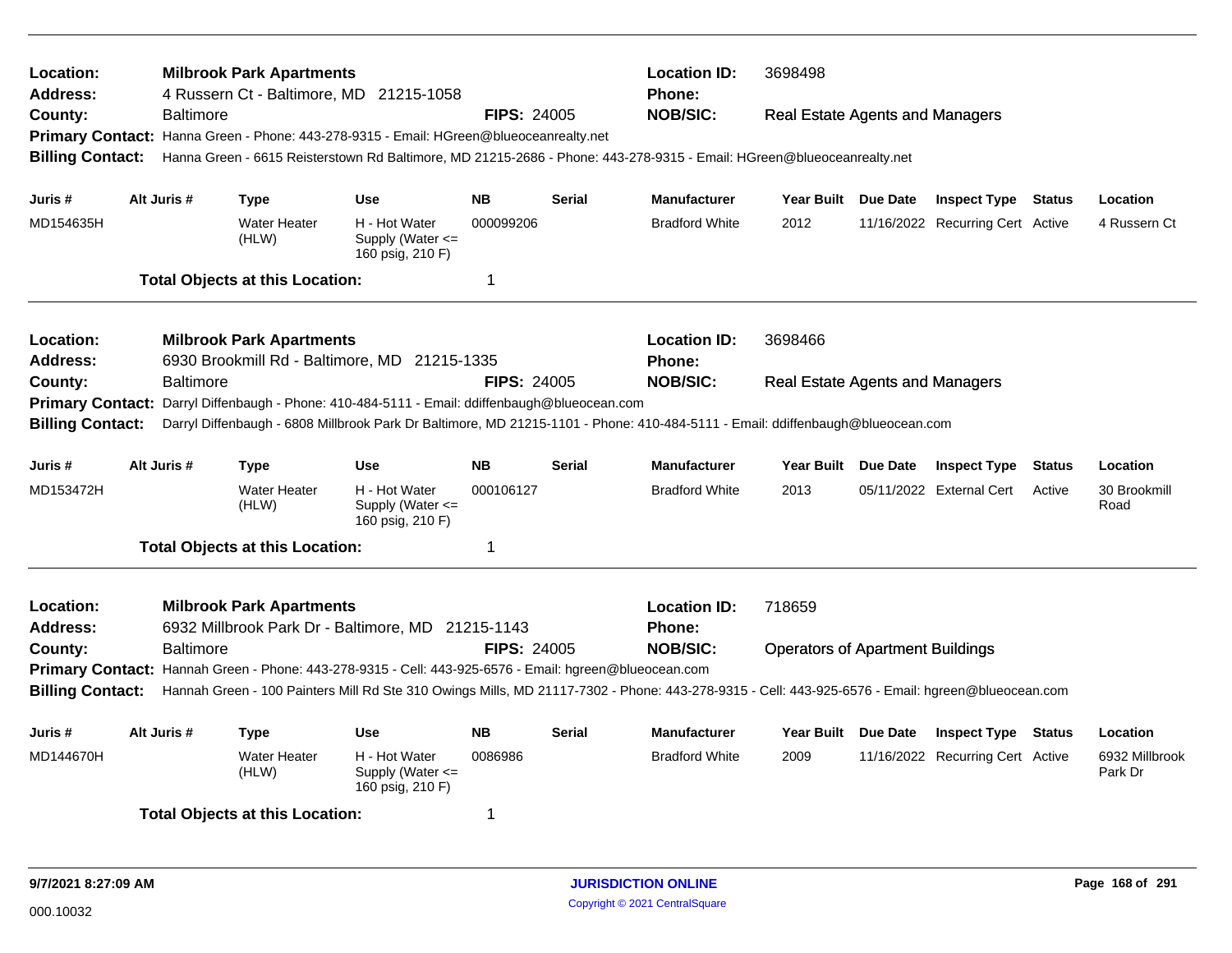**Location:** Milbrook Park Apartments
**Address:** 4 Russern Ct - Baltimore, MD 21215-1058
**County:** Baltimore
**FIPS:** 24005
**Location ID:** 3698498
**Phone:**
**NOB/SIC:** Real Estate Agents and Managers
**Primary Contact:** Hanna Green - Phone: 443-278-9315 - Email: HGreen@blueoceanrealty.net
**Billing Contact:** Hanna Green - 6615 Reisterstown Rd Baltimore, MD 21215-2686 - Phone: 443-278-9315 - Email: HGreen@blueoceanrealty.net

| Juris # | Alt Juris # | Type | Use | NB | Serial | Manufacturer | Year Built | Due Date | Inspect Type | Status | Location |
|---|---|---|---|---|---|---|---|---|---|---|---|
| MD154635H | | Water Heater (HLW) | H - Hot Water Supply (Water <= 160 psig, 210 F) | 000099206 | | Bradford White | 2012 | 11/16/2022 | Recurring Cert | Active | 4 Russern Ct |

**Total Objects at this Location:** 1

---

**Location:** Milbrook Park Apartments
**Address:** 6930 Brookmill Rd - Baltimore, MD 21215-1335
**County:** Baltimore
**FIPS:** 24005
**Location ID:** 3698466
**Phone:**
**NOB/SIC:** Real Estate Agents and Managers
**Primary Contact:** Darryl Diffenbaugh - Phone: 410-484-5111 - Email: ddiffenbaugh@blueocean.com
**Billing Contact:** Darryl Diffenbaugh - 6808 Millbrook Park Dr Baltimore, MD 21215-1101 - Phone: 410-484-5111 - Email: ddiffenbaugh@blueocean.com

| Juris # | Alt Juris # | Type | Use | NB | Serial | Manufacturer | Year Built | Due Date | Inspect Type | Status | Location |
|---|---|---|---|---|---|---|---|---|---|---|---|
| MD153472H | | Water Heater (HLW) | H - Hot Water Supply (Water <= 160 psig, 210 F) | 000106127 | | Bradford White | 2013 | 05/11/2022 | External Cert | Active | 30 Brookmill Road |

**Total Objects at this Location:** 1

---

**Location:** Milbrook Park Apartments
**Address:** 6932 Millbrook Park Dr - Baltimore, MD 21215-1143
**County:** Baltimore
**FIPS:** 24005
**Location ID:** 718659
**Phone:**
**NOB/SIC:** Operators of Apartment Buildings
**Primary Contact:** Hannah Green - Phone: 443-278-9315 - Cell: 443-925-6576 - Email: hgreen@blueocean.com
**Billing Contact:** Hannah Green - 100 Painters Mill Rd Ste 310 Owings Mills, MD 21117-7302 - Phone: 443-278-9315 - Cell: 443-925-6576 - Email: hgreen@blueocean.com

| Juris # | Alt Juris # | Type | Use | NB | Serial | Manufacturer | Year Built | Due Date | Inspect Type | Status | Location |
|---|---|---|---|---|---|---|---|---|---|---|---|
| MD144670H | | Water Heater (HLW) | H - Hot Water Supply (Water <= 160 psig, 210 F) | 0086986 | | Bradford White | 2009 | 11/16/2022 | Recurring Cert | Active | 6932 Millbrook Park Dr |

**Total Objects at this Location:** 1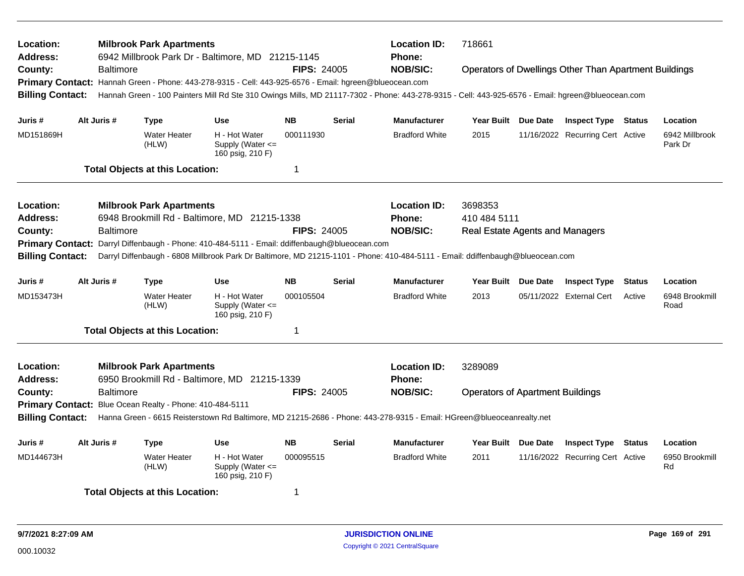**Location:** Milbrook Park Apartments
**Location ID:** 718661
**Address:** 6942 Millbrook Park Dr - Baltimore, MD 21215-1145
**Phone:**
**County:** Baltimore
**FIPS:** 24005
**NOB/SIC:** Operators of Dwellings Other Than Apartment Buildings
**Primary Contact:** Hannah Green - Phone: 443-278-9315 - Cell: 443-925-6576 - Email: hgreen@blueocean.com
**Billing Contact:** Hannah Green - 100 Painters Mill Rd Ste 310 Owings Mills, MD 21117-7302 - Phone: 443-278-9315 - Cell: 443-925-6576 - Email: hgreen@blueocean.com

| Juris # | Alt Juris # | Type | Use | NB | Serial | Manufacturer | Year Built | Due Date | Inspect Type | Status | Location |
|---|---|---|---|---|---|---|---|---|---|---|---|
| MD151869H | | Water Heater (HLW) | H - Hot Water Supply (Water <= 160 psig, 210 F) | 000111930 | | Bradford White | 2015 | 11/16/2022 | Recurring Cert | Active | 6942 Millbrook Park Dr |

**Total Objects at this Location:** 1

---

**Location:** Milbrook Park Apartments
**Location ID:** 3698353
**Address:** 6948 Brookmill Rd - Baltimore, MD 21215-1338
**Phone:** 410 484 5111
**County:** Baltimore
**FIPS:** 24005
**NOB/SIC:** Real Estate Agents and Managers
**Primary Contact:** Darryl Diffenbaugh - Phone: 410-484-5111 - Email: ddiffenbaugh@blueocean.com
**Billing Contact:** Darryl Diffenbaugh - 6808 Millbrook Park Dr Baltimore, MD 21215-1101 - Phone: 410-484-5111 - Email: ddiffenbaugh@blueocean.com

| Juris # | Alt Juris # | Type | Use | NB | Serial | Manufacturer | Year Built | Due Date | Inspect Type | Status | Location |
|---|---|---|---|---|---|---|---|---|---|---|---|
| MD153473H | | Water Heater (HLW) | H - Hot Water Supply (Water <= 160 psig, 210 F) | 000105504 | | Bradford White | 2013 | 05/11/2022 | External Cert | Active | 6948 Brookmill Road |

**Total Objects at this Location:** 1

---

**Location:** Milbrook Park Apartments
**Location ID:** 3289089
**Address:** 6950 Brookmill Rd - Baltimore, MD 21215-1339
**Phone:**
**County:** Baltimore
**FIPS:** 24005
**NOB/SIC:** Operators of Apartment Buildings
**Primary Contact:** Blue Ocean Realty - Phone: 410-484-5111
**Billing Contact:** Hanna Green - 6615 Reisterstown Rd Baltimore, MD 21215-2686 - Phone: 443-278-9315 - Email: HGreen@blueoceanrealty.net

| Juris # | Alt Juris # | Type | Use | NB | Serial | Manufacturer | Year Built | Due Date | Inspect Type | Status | Location |
|---|---|---|---|---|---|---|---|---|---|---|---|
| MD144673H | | Water Heater (HLW) | H - Hot Water Supply (Water <= 160 psig, 210 F) | 000095515 | | Bradford White | 2011 | 11/16/2022 | Recurring Cert | Active | 6950 Brookmill Rd |

**Total Objects at this Location:** 1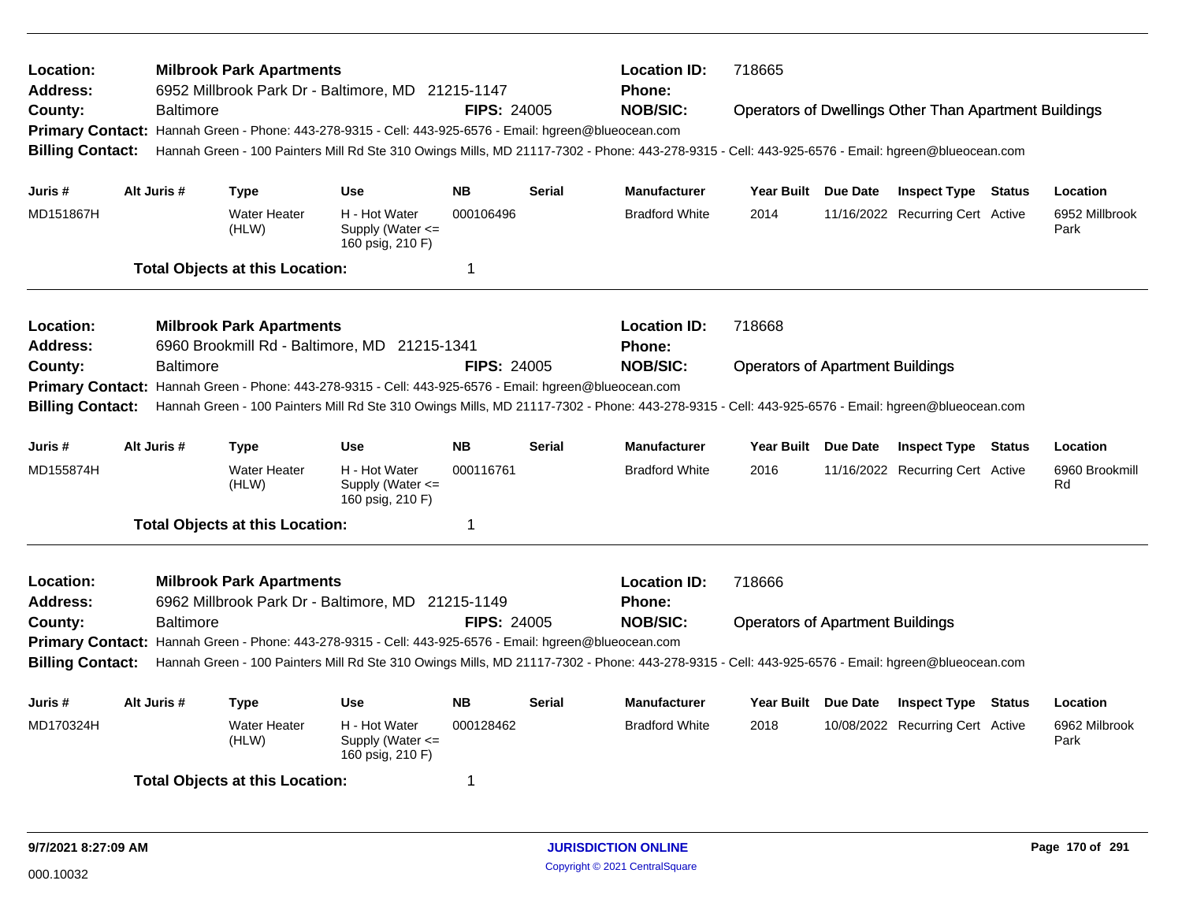**Location:** Milbrook Park Apartments
**Location ID:** 718665
**Address:** 6952 Millbrook Park Dr - Baltimore, MD 21215-1147
**Phone:**
**County:** Baltimore
**FIPS:** 24005
**NOB/SIC:** Operators of Dwellings Other Than Apartment Buildings
**Primary Contact:** Hannah Green - Phone: 443-278-9315 - Cell: 443-925-6576 - Email: hgreen@blueocean.com
**Billing Contact:** Hannah Green - 100 Painters Mill Rd Ste 310 Owings Mills, MD 21117-7302 - Phone: 443-278-9315 - Cell: 443-925-6576 - Email: hgreen@blueocean.com

| Juris # | Alt Juris # | Type | Use | NB | Serial | Manufacturer | Year Built | Due Date | Inspect Type | Status | Location |
|---|---|---|---|---|---|---|---|---|---|---|---|
| MD151867H | | Water Heater (HLW) | H - Hot Water Supply (Water <= 160 psig, 210 F) | 000106496 | | Bradford White | 2014 | 11/16/2022 | Recurring Cert | Active | 6952 Millbrook Park |

**Total Objects at this Location:** 1

---

**Location:** Milbrook Park Apartments
**Location ID:** 718668
**Address:** 6960 Brookmill Rd - Baltimore, MD 21215-1341
**Phone:**
**County:** Baltimore
**FIPS:** 24005
**NOB/SIC:** Operators of Apartment Buildings
**Primary Contact:** Hannah Green - Phone: 443-278-9315 - Cell: 443-925-6576 - Email: hgreen@blueocean.com
**Billing Contact:** Hannah Green - 100 Painters Mill Rd Ste 310 Owings Mills, MD 21117-7302 - Phone: 443-278-9315 - Cell: 443-925-6576 - Email: hgreen@blueocean.com

| Juris # | Alt Juris # | Type | Use | NB | Serial | Manufacturer | Year Built | Due Date | Inspect Type | Status | Location |
|---|---|---|---|---|---|---|---|---|---|---|---|
| MD155874H | | Water Heater (HLW) | H - Hot Water Supply (Water <= 160 psig, 210 F) | 000116761 | | Bradford White | 2016 | 11/16/2022 | Recurring Cert | Active | 6960 Brookmill Rd |

**Total Objects at this Location:** 1

---

**Location:** Milbrook Park Apartments
**Location ID:** 718666
**Address:** 6962 Millbrook Park Dr - Baltimore, MD 21215-1149
**Phone:**
**County:** Baltimore
**FIPS:** 24005
**NOB/SIC:** Operators of Apartment Buildings
**Primary Contact:** Hannah Green - Phone: 443-278-9315 - Cell: 443-925-6576 - Email: hgreen@blueocean.com
**Billing Contact:** Hannah Green - 100 Painters Mill Rd Ste 310 Owings Mills, MD 21117-7302 - Phone: 443-278-9315 - Cell: 443-925-6576 - Email: hgreen@blueocean.com

| Juris # | Alt Juris # | Type | Use | NB | Serial | Manufacturer | Year Built | Due Date | Inspect Type | Status | Location |
|---|---|---|---|---|---|---|---|---|---|---|---|
| MD170324H | | Water Heater (HLW) | H - Hot Water Supply (Water <= 160 psig, 210 F) | 000128462 | | Bradford White | 2018 | 10/08/2022 | Recurring Cert | Active | 6962 Milbrook Park |

**Total Objects at this Location:** 1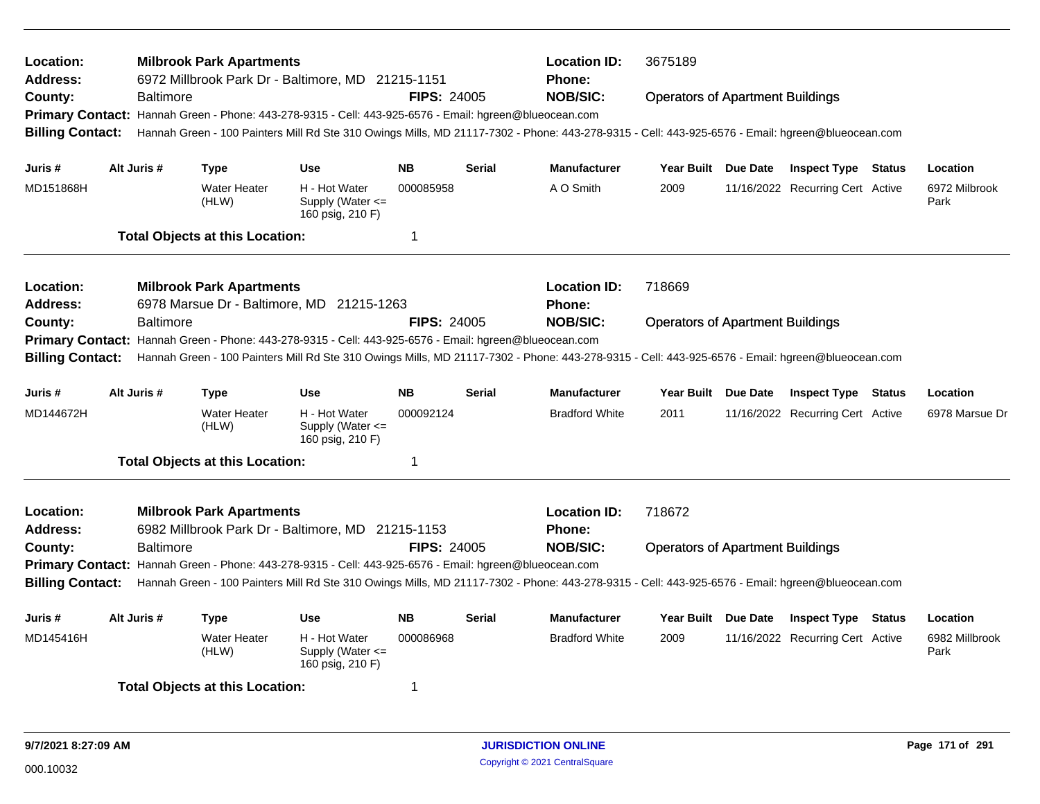**Location:** Milbrook Park Apartments | **Location ID:** 3675189
**Address:** 6972 Millbrook Park Dr - Baltimore, MD 21215-1151 | **Phone:**
**County:** Baltimore | **FIPS:** 24005 | **NOB/SIC:** Operators of Apartment Buildings
**Primary Contact:** Hannah Green - Phone: 443-278-9315 - Cell: 443-925-6576 - Email: hgreen@blueocean.com
**Billing Contact:** Hannah Green - 100 Painters Mill Rd Ste 310 Owings Mills, MD 21117-7302 - Phone: 443-278-9315 - Cell: 443-925-6576 - Email: hgreen@blueocean.com

| Juris # | Alt Juris # | Type | Use | NB | Serial | Manufacturer | Year Built | Due Date | Inspect Type | Status | Location |
|---|---|---|---|---|---|---|---|---|---|---|---|
| MD151868H | | Water Heater (HLW) | H - Hot Water Supply (Water <= 160 psig, 210 F) | 000085958 | | A O Smith | 2009 | 11/16/2022 | Recurring Cert | Active | 6972 Milbrook Park |

**Total Objects at this Location:** 1

---

**Location:** Milbrook Park Apartments | **Location ID:** 718669
**Address:** 6978 Marsue Dr - Baltimore, MD 21215-1263 | **Phone:**
**County:** Baltimore | **FIPS:** 24005 | **NOB/SIC:** Operators of Apartment Buildings
**Primary Contact:** Hannah Green - Phone: 443-278-9315 - Cell: 443-925-6576 - Email: hgreen@blueocean.com
**Billing Contact:** Hannah Green - 100 Painters Mill Rd Ste 310 Owings Mills, MD 21117-7302 - Phone: 443-278-9315 - Cell: 443-925-6576 - Email: hgreen@blueocean.com

| Juris # | Alt Juris # | Type | Use | NB | Serial | Manufacturer | Year Built | Due Date | Inspect Type | Status | Location |
|---|---|---|---|---|---|---|---|---|---|---|---|
| MD144672H | | Water Heater (HLW) | H - Hot Water Supply (Water <= 160 psig, 210 F) | 000092124 | | Bradford White | 2011 | 11/16/2022 | Recurring Cert | Active | 6978 Marsue Dr |

**Total Objects at this Location:** 1

---

**Location:** Milbrook Park Apartments | **Location ID:** 718672
**Address:** 6982 Millbrook Park Dr - Baltimore, MD 21215-1153 | **Phone:**
**County:** Baltimore | **FIPS:** 24005 | **NOB/SIC:** Operators of Apartment Buildings
**Primary Contact:** Hannah Green - Phone: 443-278-9315 - Cell: 443-925-6576 - Email: hgreen@blueocean.com
**Billing Contact:** Hannah Green - 100 Painters Mill Rd Ste 310 Owings Mills, MD 21117-7302 - Phone: 443-278-9315 - Cell: 443-925-6576 - Email: hgreen@blueocean.com

| Juris # | Alt Juris # | Type | Use | NB | Serial | Manufacturer | Year Built | Due Date | Inspect Type | Status | Location |
|---|---|---|---|---|---|---|---|---|---|---|---|
| MD145416H | | Water Heater (HLW) | H - Hot Water Supply (Water <= 160 psig, 210 F) | 000086968 | | Bradford White | 2009 | 11/16/2022 | Recurring Cert | Active | 6982 Millbrook Park |

**Total Objects at this Location:** 1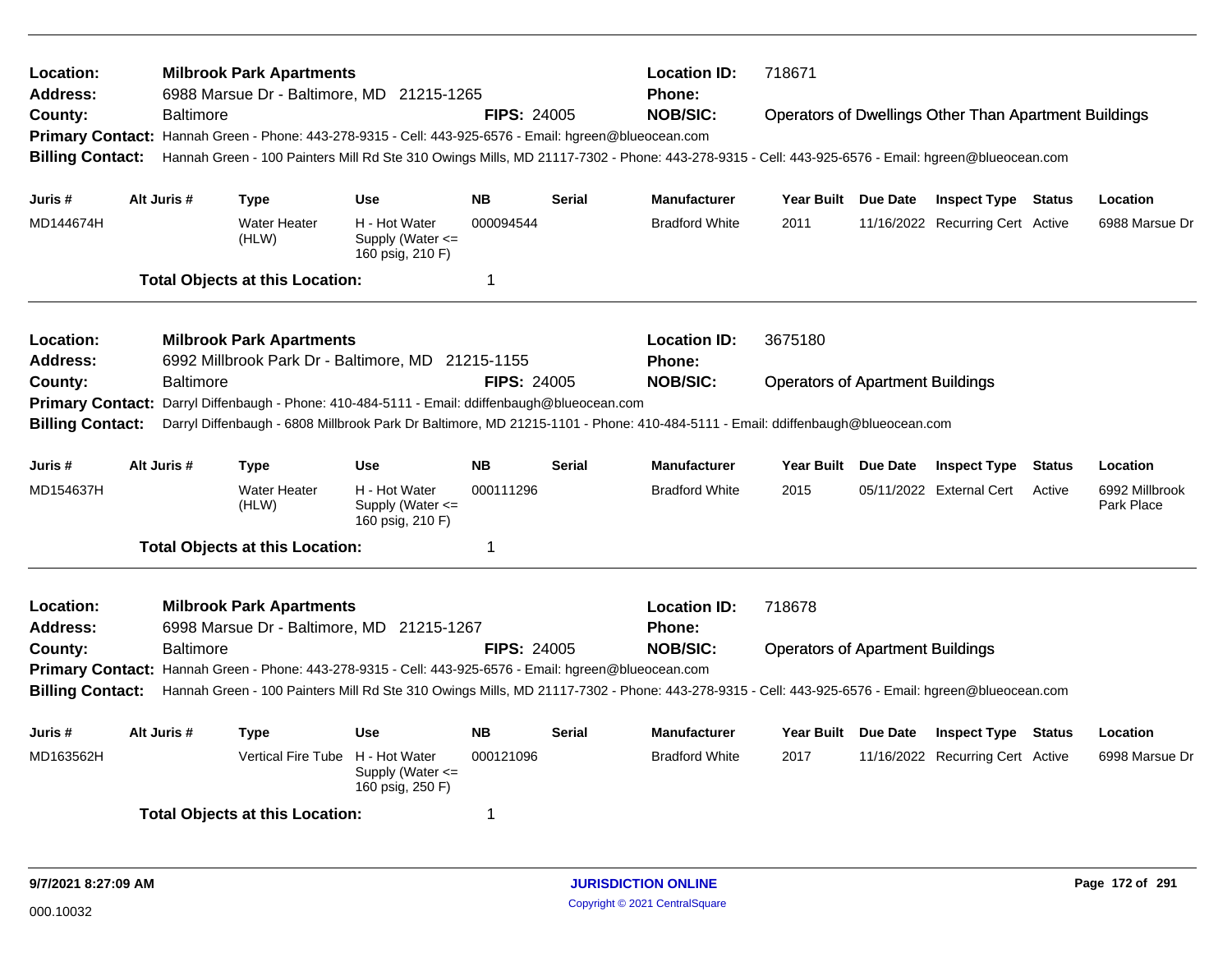**Location:** Milbrook Park Apartments  **Location ID:** 718671
**Address:** 6988 Marsue Dr - Baltimore, MD 21215-1265  **Phone:**
**County:** Baltimore  **FIPS:** 24005  **NOB/SIC:** Operators of Dwellings Other Than Apartment Buildings
**Primary Contact:** Hannah Green - Phone: 443-278-9315 - Cell: 443-925-6576 - Email: hgreen@blueocean.com
**Billing Contact:** Hannah Green - 100 Painters Mill Rd Ste 310 Owings Mills, MD 21117-7302 - Phone: 443-278-9315 - Cell: 443-925-6576 - Email: hgreen@blueocean.com

| Juris # | Alt Juris # | Type | Use | NB | Serial | Manufacturer | Year Built | Due Date | Inspect Type | Status | Location |
|---|---|---|---|---|---|---|---|---|---|---|---|
| MD144674H | | Water Heater (HLW) | H - Hot Water Supply (Water <= 160 psig, 210 F) | 000094544 | | Bradford White | 2011 | 11/16/2022 | Recurring Cert | Active | 6988 Marsue Dr |

**Total Objects at this Location:** 1

---

**Location:** Milbrook Park Apartments  **Location ID:** 3675180
**Address:** 6992 Millbrook Park Dr - Baltimore, MD 21215-1155  **Phone:**
**County:** Baltimore  **FIPS:** 24005  **NOB/SIC:** Operators of Apartment Buildings
**Primary Contact:** Darryl Diffenbaugh - Phone: 410-484-5111 - Email: ddiffenbaugh@blueocean.com
**Billing Contact:** Darryl Diffenbaugh - 6808 Millbrook Park Dr Baltimore, MD 21215-1101 - Phone: 410-484-5111 - Email: ddiffenbaugh@blueocean.com

| Juris # | Alt Juris # | Type | Use | NB | Serial | Manufacturer | Year Built | Due Date | Inspect Type | Status | Location |
|---|---|---|---|---|---|---|---|---|---|---|---|
| MD154637H | | Water Heater (HLW) | H - Hot Water Supply (Water <= 160 psig, 210 F) | 000111296 | | Bradford White | 2015 | 05/11/2022 | External Cert | Active | 6992 Millbrook Park Place |

**Total Objects at this Location:** 1

---

**Location:** Milbrook Park Apartments  **Location ID:** 718678
**Address:** 6998 Marsue Dr - Baltimore, MD 21215-1267  **Phone:**
**County:** Baltimore  **FIPS:** 24005  **NOB/SIC:** Operators of Apartment Buildings
**Primary Contact:** Hannah Green - Phone: 443-278-9315 - Cell: 443-925-6576 - Email: hgreen@blueocean.com
**Billing Contact:** Hannah Green - 100 Painters Mill Rd Ste 310 Owings Mills, MD 21117-7302 - Phone: 443-278-9315 - Cell: 443-925-6576 - Email: hgreen@blueocean.com

| Juris # | Alt Juris # | Type | Use | NB | Serial | Manufacturer | Year Built | Due Date | Inspect Type | Status | Location |
|---|---|---|---|---|---|---|---|---|---|---|---|
| MD163562H | | Vertical Fire Tube | H - Hot Water Supply (Water <= 160 psig, 250 F) | 000121096 | | Bradford White | 2017 | 11/16/2022 | Recurring Cert | Active | 6998 Marsue Dr |

**Total Objects at this Location:** 1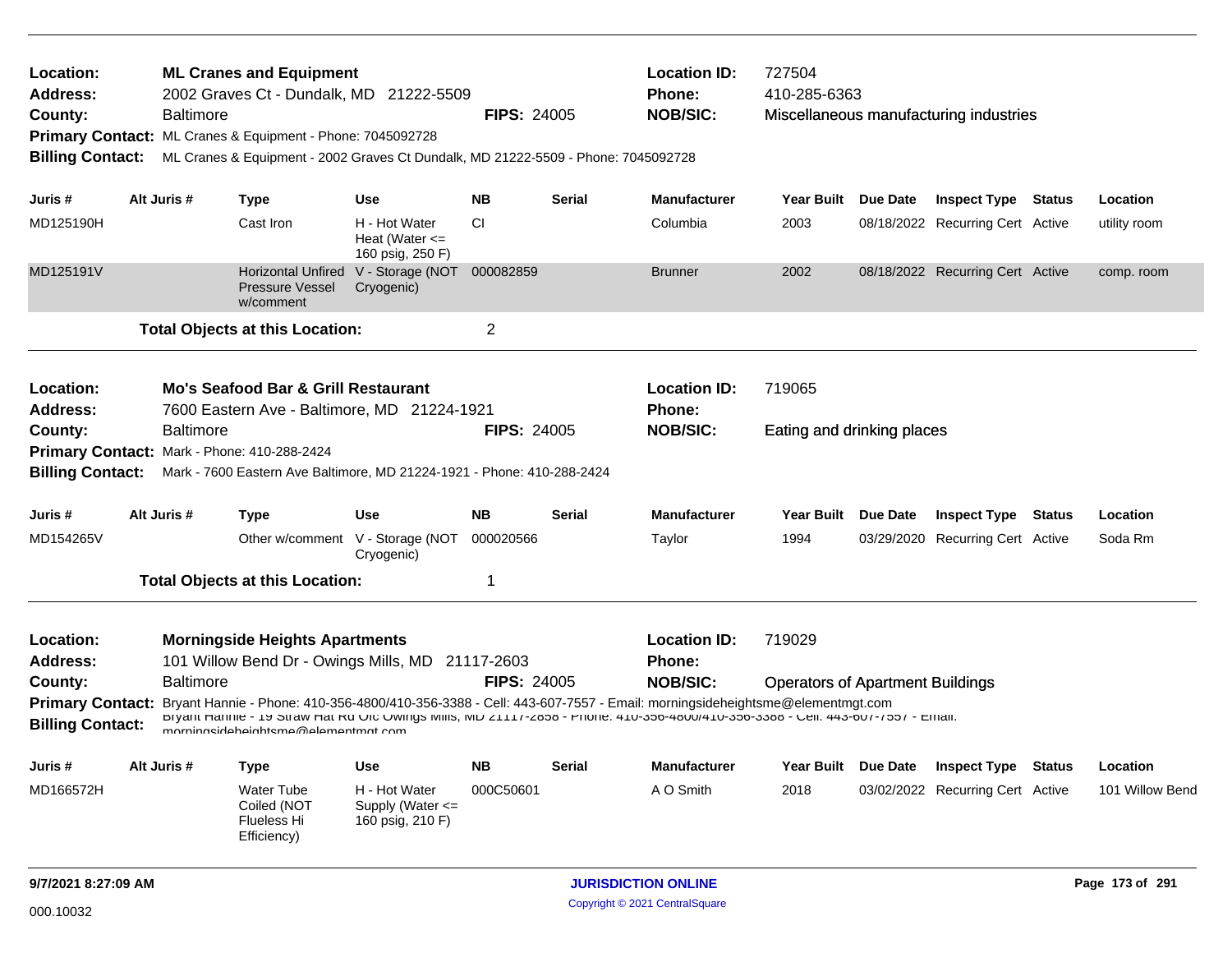**Location:** ML Cranes and Equipment
**Address:** 2002 Graves Ct - Dundalk, MD 21222-5509
**County:** Baltimore
**FIPS:** 24005
**Location ID:** 727504
**Phone:** 410-285-6363
**NOB/SIC:** Miscellaneous manufacturing industries
**Primary Contact:** ML Cranes & Equipment - Phone: 7045092728
**Billing Contact:** ML Cranes & Equipment - 2002 Graves Ct Dundalk, MD 21222-5509 - Phone: 7045092728

| Juris # | Alt Juris # | Type | Use | NB | Serial | Manufacturer | Year Built | Due Date | Inspect Type | Status | Location |
|---|---|---|---|---|---|---|---|---|---|---|---|
| MD125190H | | Cast Iron | H - Hot Water Heat (Water <= 160 psig, 250 F) | CI | | Columbia | 2003 | 08/18/2022 | Recurring Cert | Active | utility room |
| MD125191V | | Horizontal Unfired Pressure Vessel w/comment | V - Storage (NOT Cryogenic) | 000082859 | | Brunner | 2002 | 08/18/2022 | Recurring Cert | Active | comp. room |

**Total Objects at this Location:** 2

---

**Location:** Mo's Seafood Bar & Grill Restaurant
**Address:** 7600 Eastern Ave - Baltimore, MD 21224-1921
**County:** Baltimore
**FIPS:** 24005
**Location ID:** 719065
**Phone:**
**NOB/SIC:** Eating and drinking places
**Primary Contact:** Mark - Phone: 410-288-2424
**Billing Contact:** Mark - 7600 Eastern Ave Baltimore, MD 21224-1921 - Phone: 410-288-2424

| Juris # | Alt Juris # | Type | Use | NB | Serial | Manufacturer | Year Built | Due Date | Inspect Type | Status | Location |
|---|---|---|---|---|---|---|---|---|---|---|---|
| MD154265V | | Other w/comment | V - Storage (NOT Cryogenic) | 000020566 | | Taylor | 1994 | 03/29/2020 | Recurring Cert | Active | Soda Rm |

**Total Objects at this Location:** 1

---

**Location:** Morningside Heights Apartments
**Address:** 101 Willow Bend Dr - Owings Mills, MD 21117-2603
**County:** Baltimore
**FIPS:** 24005
**Location ID:** 719029
**Phone:**
**NOB/SIC:** Operators of Apartment Buildings
**Primary Contact:** Bryant Hannie - Phone: 410-356-4800/410-356-3388 - Cell: 443-607-7557 - Email: morningsideheightsme@elementmgt.com
**Billing Contact:** Bryant Hannie - 19 Straw Hat Rd Olc Owings Mills, MD 21117-2858 - Phone: 410-356-4800/410-356-3388 - Cell: 443-607-7557 - Email: morningsideheightsme@elementmgt.com

| Juris # | Alt Juris # | Type | Use | NB | Serial | Manufacturer | Year Built | Due Date | Inspect Type | Status | Location |
|---|---|---|---|---|---|---|---|---|---|---|---|
| MD166572H | | Water Tube Coiled (NOT Flueless Hi Efficiency) | H - Hot Water Supply (Water <= 160 psig, 210 F) | 000C50601 | | A O Smith | 2018 | 03/02/2022 | Recurring Cert | Active | 101 Willow Bend |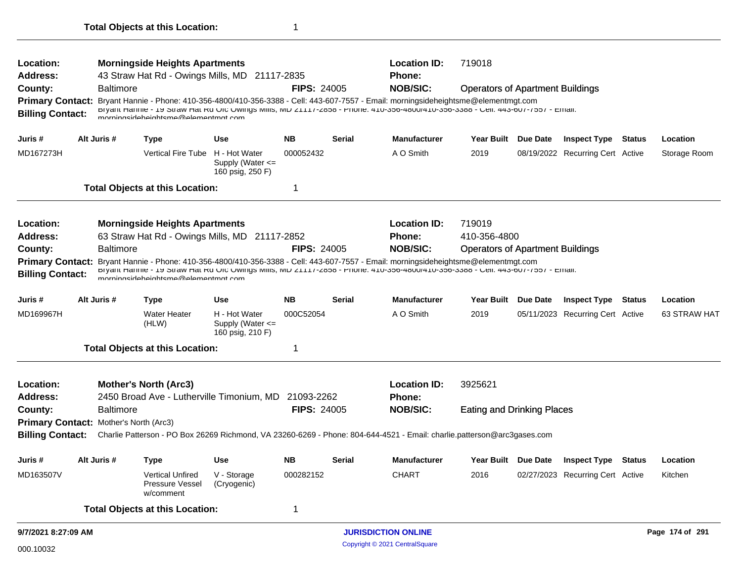**Total Objects at this Location:** 1

---

| | | | |
|---|---|---|---|
| **Location:** | **Morningside Heights Apartments** | **Location ID:** | 719018 |
| **Address:** | 43 Straw Hat Rd - Owings Mills, MD 21117-2835 | **Phone:** | |
| **County:** | Baltimore **FIPS:** 24005 | **NOB/SIC:** | Operators of Apartment Buildings |

**Primary Contact:** Bryant Hannie - Phone: 410-356-4800/410-356-3388 - Cell: 443-607-7557 - Email: morningsideheightsme@elementmgt.com

**Billing Contact:** Bryant Hannie - 19 Straw Hat Rd Ofc Owings Mills, MD 21117-2858 - Phone: 410-356-4800/410-356-3388 - Cell: 443-607-7557 - Email: morningsideheightsme@elementmgt.com

| Juris # | Alt Juris # | Type | Use | NB | Serial | Manufacturer | Year Built | Due Date | Inspect Type | Status | Location |
|---|---|---|---|---|---|---|---|---|---|---|---|
| MD167273H | | Vertical Fire Tube | H - Hot Water Supply (Water <= 160 psig, 250 F) | 000052432 | | A O Smith | 2019 | 08/19/2022 | Recurring Cert | Active | Storage Room |

**Total Objects at this Location:** 1

---

| | | | |
|---|---|---|---|
| **Location:** | **Morningside Heights Apartments** | **Location ID:** | 719019 |
| **Address:** | 63 Straw Hat Rd - Owings Mills, MD 21117-2852 | **Phone:** | 410-356-4800 |
| **County:** | Baltimore **FIPS:** 24005 | **NOB/SIC:** | Operators of Apartment Buildings |

**Primary Contact:** Bryant Hannie - Phone: 410-356-4800/410-356-3388 - Cell: 443-607-7557 - Email: morningsideheightsme@elementmgt.com

**Billing Contact:** Bryant Hannie - 19 Straw Hat Rd Ofc Owings Mills, MD 21117-2858 - Phone: 410-356-4800/410-356-3388 - Cell: 443-607-7557 - Email: morningsideheightsme@elementmgt.com

| Juris # | Alt Juris # | Type | Use | NB | Serial | Manufacturer | Year Built | Due Date | Inspect Type | Status | Location |
|---|---|---|---|---|---|---|---|---|---|---|---|
| MD169967H | | Water Heater (HLW) | H - Hot Water Supply (Water <= 160 psig, 210 F) | 000C52054 | | A O Smith | 2019 | 05/11/2023 | Recurring Cert | Active | 63 STRAW HAT |

**Total Objects at this Location:** 1

---

| | | | |
|---|---|---|---|
| **Location:** | **Mother's North (Arc3)** | **Location ID:** | 3925621 |
| **Address:** | 2450 Broad Ave - Lutherville Timonium, MD 21093-2262 | **Phone:** | |
| **County:** | Baltimore **FIPS:** 24005 | **NOB/SIC:** | Eating and Drinking Places |

**Primary Contact:** Mother's North (Arc3)

**Billing Contact:** Charlie Patterson - PO Box 26269 Richmond, VA 23260-6269 - Phone: 804-644-4521 - Email: charlie.patterson@arc3gases.com

| Juris # | Alt Juris # | Type | Use | NB | Serial | Manufacturer | Year Built | Due Date | Inspect Type | Status | Location |
|---|---|---|---|---|---|---|---|---|---|---|---|
| MD163507V | | Vertical Unfired Pressure Vessel w/comment | V - Storage (Cryogenic) | 000282152 | | CHART | 2016 | 02/27/2023 | Recurring Cert | Active | Kitchen |

**Total Objects at this Location:** 1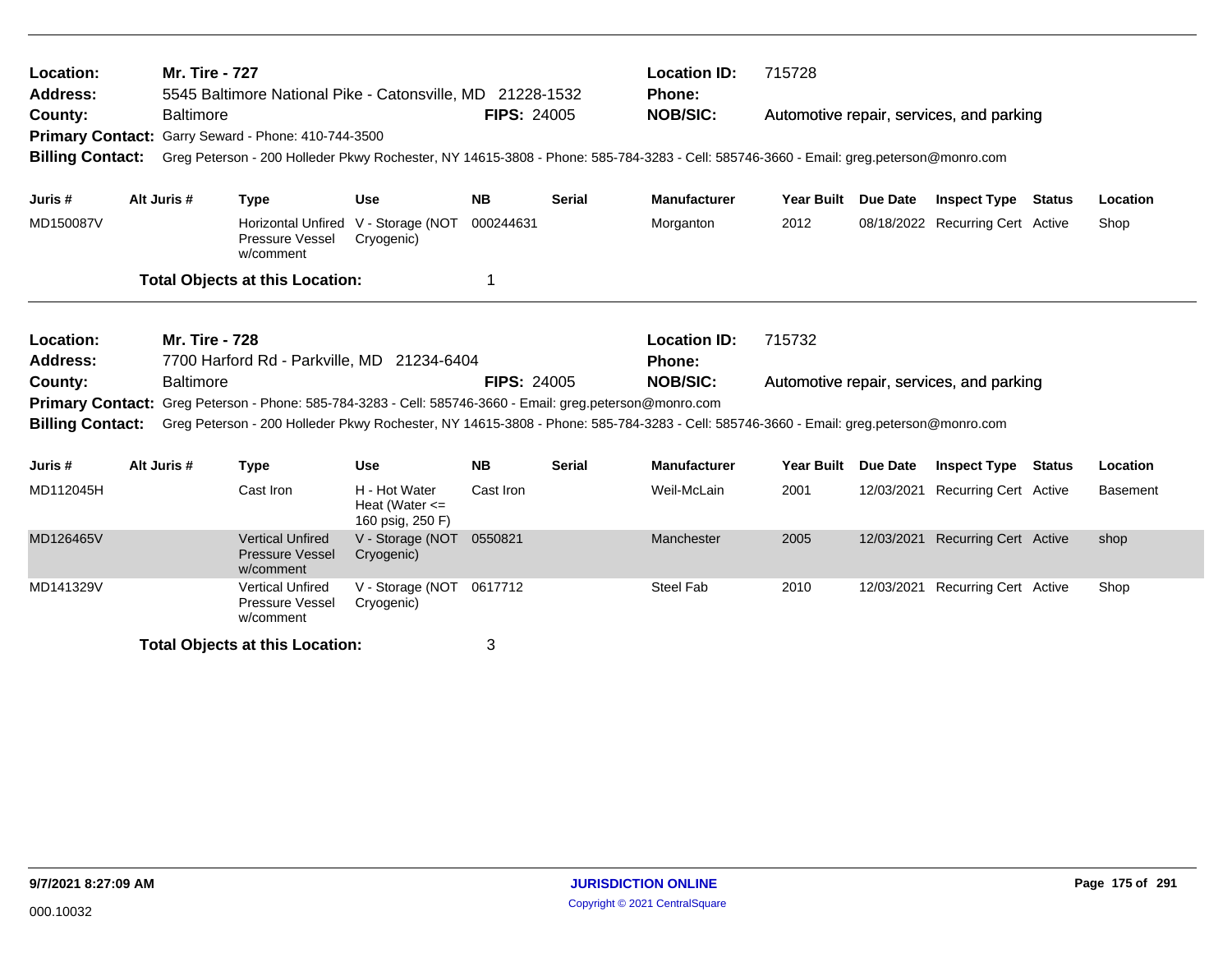**Location:** Mr. Tire - 727 | **Location ID:** 715728
**Address:** 5545 Baltimore National Pike - Catonsville, MD 21228-1532 | **Phone:**
**County:** Baltimore | **FIPS:** 24005 | **NOB/SIC:** Automotive repair, services, and parking
**Primary Contact:** Garry Seward - Phone: 410-744-3500
**Billing Contact:** Greg Peterson - 200 Holleder Pkwy Rochester, NY 14615-3808 - Phone: 585-784-3283 - Cell: 585746-3660 - Email: greg.peterson@monro.com

| Juris # | Alt Juris # | Type | Use | NB | Serial | Manufacturer | Year Built | Due Date | Inspect Type | Status | Location |
|---|---|---|---|---|---|---|---|---|---|---|---|
| MD150087V | | Horizontal Unfired Pressure Vessel w/comment | V - Storage (NOT Cryogenic) | 000244631 | | Morganton | 2012 | 08/18/2022 | Recurring Cert | Active | Shop |

**Total Objects at this Location:** 1

---

**Location:** Mr. Tire - 728 | **Location ID:** 715732
**Address:** 7700 Harford Rd - Parkville, MD 21234-6404 | **Phone:**
**County:** Baltimore | **FIPS:** 24005 | **NOB/SIC:** Automotive repair, services, and parking
**Primary Contact:** Greg Peterson - Phone: 585-784-3283 - Cell: 585746-3660 - Email: greg.peterson@monro.com
**Billing Contact:** Greg Peterson - 200 Holleder Pkwy Rochester, NY 14615-3808 - Phone: 585-784-3283 - Cell: 585746-3660 - Email: greg.peterson@monro.com

| Juris # | Alt Juris # | Type | Use | NB | Serial | Manufacturer | Year Built | Due Date | Inspect Type | Status | Location |
|---|---|---|---|---|---|---|---|---|---|---|---|
| MD112045H | | Cast Iron | H - Hot Water Heat (Water <= 160 psig, 250 F) | Cast Iron | | Weil-McLain | 2001 | 12/03/2021 | Recurring Cert | Active | Basement |
| MD126465V | | Vertical Unfired Pressure Vessel w/comment | V - Storage (NOT Cryogenic) | 0550821 | | Manchester | 2005 | 12/03/2021 | Recurring Cert | Active | shop |
| MD141329V | | Vertical Unfired Pressure Vessel w/comment | V - Storage (NOT Cryogenic) | 0617712 | | Steel Fab | 2010 | 12/03/2021 | Recurring Cert | Active | Shop |

**Total Objects at this Location:** 3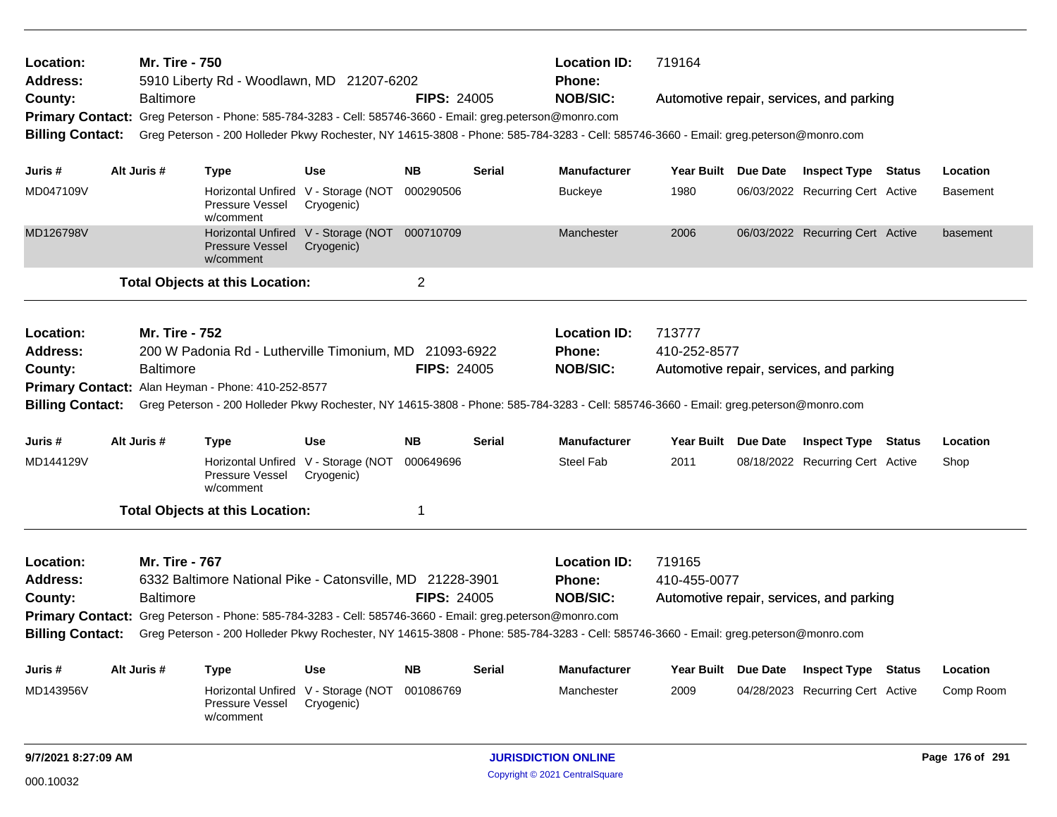**Location:** Mr. Tire - 750
**Address:** 5910 Liberty Rd - Woodlawn, MD 21207-6202
**County:** Baltimore
**FIPS:** 24005
**Location ID:** 719164
**Phone:**
**NOB/SIC:** Automotive repair, services, and parking
**Primary Contact:** Greg Peterson - Phone: 585-784-3283 - Cell: 585746-3660 - Email: greg.peterson@monro.com
**Billing Contact:** Greg Peterson - 200 Holleder Pkwy Rochester, NY 14615-3808 - Phone: 585-784-3283 - Cell: 585746-3660 - Email: greg.peterson@monro.com

| Juris # | Alt Juris # | Type | Use | NB | Serial | Manufacturer | Year Built | Due Date | Inspect Type | Status | Location |
|---|---|---|---|---|---|---|---|---|---|---|---|
| MD047109V | | Horizontal Unfired Pressure Vessel w/comment | V - Storage (NOT Cryogenic) | 000290506 | | Buckeye | 1980 | 06/03/2022 | Recurring Cert | Active | Basement |
| MD126798V | | Horizontal Unfired Pressure Vessel w/comment | V - Storage (NOT Cryogenic) | 000710709 | | Manchester | 2006 | 06/03/2022 | Recurring Cert | Active | basement |

**Total Objects at this Location:** 2

**Location:** Mr. Tire - 752
**Address:** 200 W Padonia Rd - Lutherville Timonium, MD 21093-6922
**County:** Baltimore
**FIPS:** 24005
**Location ID:** 713777
**Phone:** 410-252-8577
**NOB/SIC:** Automotive repair, services, and parking
**Primary Contact:** Alan Heyman - Phone: 410-252-8577
**Billing Contact:** Greg Peterson - 200 Holleder Pkwy Rochester, NY 14615-3808 - Phone: 585-784-3283 - Cell: 585746-3660 - Email: greg.peterson@monro.com

| Juris # | Alt Juris # | Type | Use | NB | Serial | Manufacturer | Year Built | Due Date | Inspect Type | Status | Location |
|---|---|---|---|---|---|---|---|---|---|---|---|
| MD144129V | | Horizontal Unfired Pressure Vessel w/comment | V - Storage (NOT Cryogenic) | 000649696 | | Steel Fab | 2011 | 08/18/2022 | Recurring Cert | Active | Shop |

**Total Objects at this Location:** 1

**Location:** Mr. Tire - 767
**Address:** 6332 Baltimore National Pike - Catonsville, MD 21228-3901
**County:** Baltimore
**FIPS:** 24005
**Location ID:** 719165
**Phone:** 410-455-0077
**NOB/SIC:** Automotive repair, services, and parking
**Primary Contact:** Greg Peterson - Phone: 585-784-3283 - Cell: 585746-3660 - Email: greg.peterson@monro.com
**Billing Contact:** Greg Peterson - 200 Holleder Pkwy Rochester, NY 14615-3808 - Phone: 585-784-3283 - Cell: 585746-3660 - Email: greg.peterson@monro.com

| Juris # | Alt Juris # | Type | Use | NB | Serial | Manufacturer | Year Built | Due Date | Inspect Type | Status | Location |
|---|---|---|---|---|---|---|---|---|---|---|---|
| MD143956V | | Horizontal Unfired Pressure Vessel w/comment | V - Storage (NOT Cryogenic) | 001086769 | | Manchester | 2009 | 04/28/2023 | Recurring Cert | Active | Comp Room |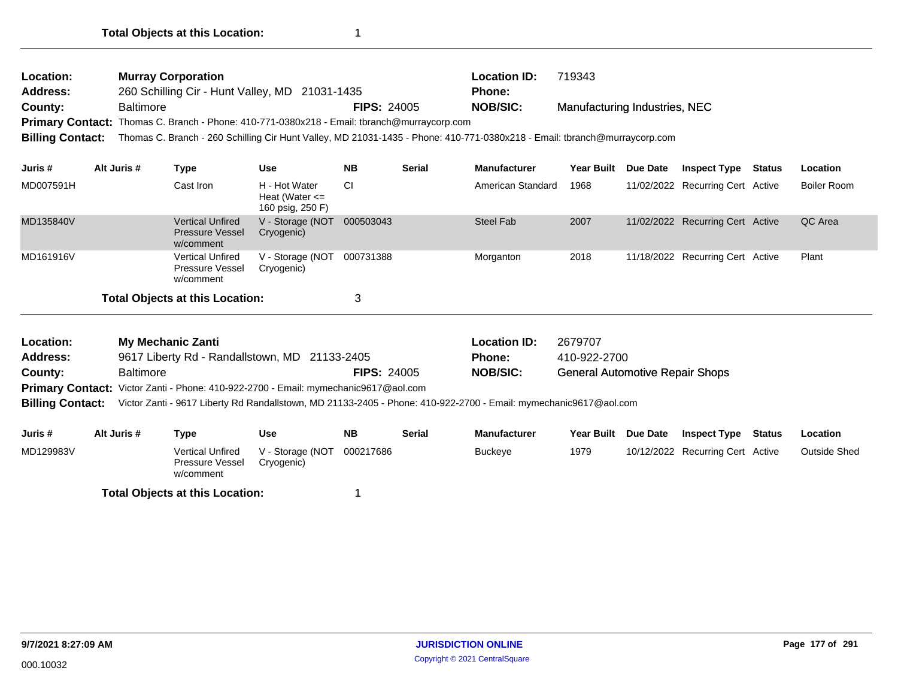**Total Objects at this Location:** 1

---

| | | | |
|---|---|---|---|
| **Location:** | **Murray Corporation** | **Location ID:** | 719343 |
| **Address:** | 260 Schilling Cir - Hunt Valley, MD 21031-1435 | **Phone:** | |
| **County:** | Baltimore **FIPS:** 24005 | **NOB/SIC:** | Manufacturing Industries, NEC |

**Primary Contact:** Thomas C. Branch - Phone: 410-771-0380x218 - Email: tbranch@murraycorp.com

**Billing Contact:** Thomas C. Branch - 260 Schilling Cir Hunt Valley, MD 21031-1435 - Phone: 410-771-0380x218 - Email: tbranch@murraycorp.com

| Juris # | Alt Juris # | Type | Use | NB | Serial | Manufacturer | Year Built | Due Date | Inspect Type | Status | Location |
|---|---|---|---|---|---|---|---|---|---|---|---|
| MD007591H | | Cast Iron | H - Hot Water Heat (Water <= 160 psig, 250 F) | CI | | American Standard | 1968 | 11/02/2022 | Recurring Cert | Active | Boiler Room |
| MD135840V | | Vertical Unfired Pressure Vessel w/comment | V - Storage (NOT Cryogenic) | 000503043 | | Steel Fab | 2007 | 11/02/2022 | Recurring Cert | Active | QC Area |
| MD161916V | | Vertical Unfired Pressure Vessel w/comment | V - Storage (NOT Cryogenic) | 000731388 | | Morganton | 2018 | 11/18/2022 | Recurring Cert | Active | Plant |

**Total Objects at this Location:** 3

---

| | | | |
|---|---|---|---|
| **Location:** | **My Mechanic Zanti** | **Location ID:** | 2679707 |
| **Address:** | 9617 Liberty Rd - Randallstown, MD 21133-2405 | **Phone:** | 410-922-2700 |
| **County:** | Baltimore **FIPS:** 24005 | **NOB/SIC:** | General Automotive Repair Shops |

**Primary Contact:** Victor Zanti - Phone: 410-922-2700 - Email: mymechanic9617@aol.com

**Billing Contact:** Victor Zanti - 9617 Liberty Rd Randallstown, MD 21133-2405 - Phone: 410-922-2700 - Email: mymechanic9617@aol.com

| Juris # | Alt Juris # | Type | Use | NB | Serial | Manufacturer | Year Built | Due Date | Inspect Type | Status | Location |
|---|---|---|---|---|---|---|---|---|---|---|---|
| MD129983V | | Vertical Unfired Pressure Vessel w/comment | V - Storage (NOT Cryogenic) | 000217686 | | Buckeye | 1979 | 10/12/2022 | Recurring Cert | Active | Outside Shed |

**Total Objects at this Location:** 1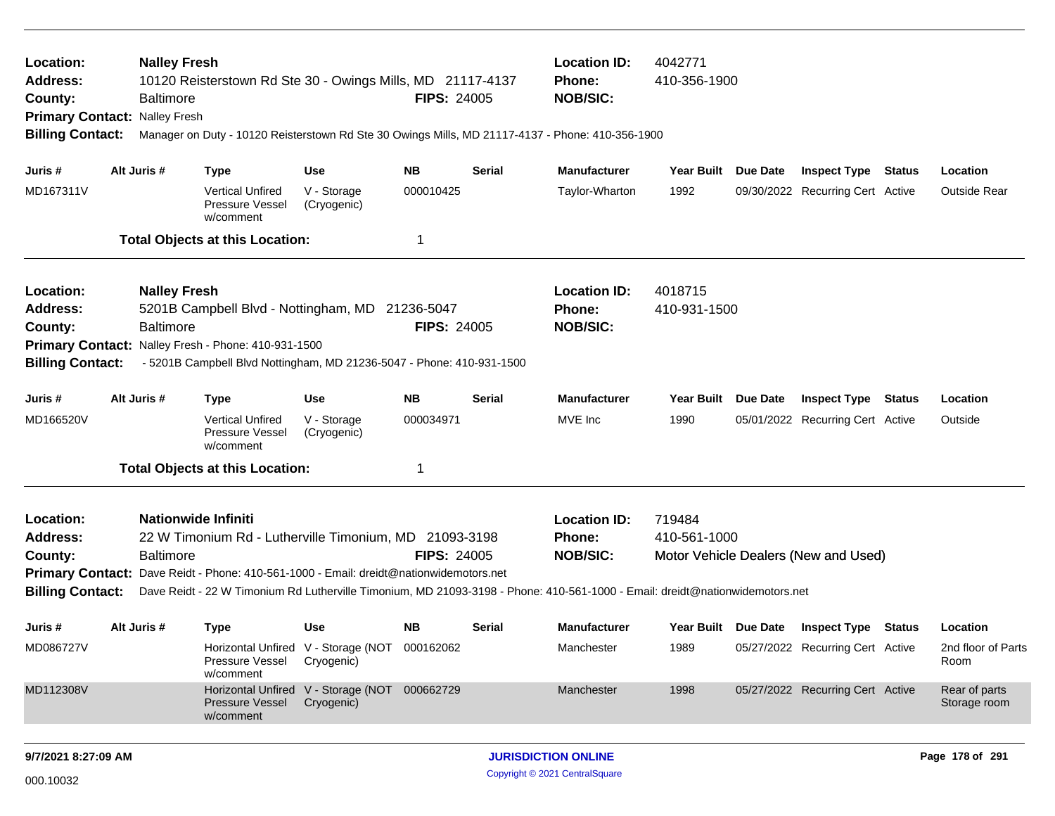**Location:** **Nalley Fresh**
**Address:** 10120 Reisterstown Rd Ste 30 - Owings Mills, MD 21117-4137
**County:** Baltimore **FIPS:** 24005
**Primary Contact:** Nalley Fresh
**Billing Contact:** Manager on Duty - 10120 Reisterstown Rd Ste 30 Owings Mills, MD 21117-4137 - Phone: 410-356-1900

**Location ID:** 4042771
**Phone:** 410-356-1900
**NOB/SIC:**

| Juris # | Alt Juris # | Type | Use | NB | Serial | Manufacturer | Year Built | Due Date | Inspect Type | Status | Location |
|---|---|---|---|---|---|---|---|---|---|---|---|
| MD167311V | | Vertical Unfired Pressure Vessel w/comment | V - Storage (Cryogenic) | 000010425 | | Taylor-Wharton | 1992 | 09/30/2022 | Recurring Cert | Active | Outside Rear |

**Total Objects at this Location:** 1

---

**Location:** **Nalley Fresh**
**Address:** 5201B Campbell Blvd - Nottingham, MD 21236-5047
**County:** Baltimore **FIPS:** 24005
**Primary Contact:** Nalley Fresh - Phone: 410-931-1500
**Billing Contact:** - 5201B Campbell Blvd Nottingham, MD 21236-5047 - Phone: 410-931-1500

**Location ID:** 4018715
**Phone:** 410-931-1500
**NOB/SIC:**

| Juris # | Alt Juris # | Type | Use | NB | Serial | Manufacturer | Year Built | Due Date | Inspect Type | Status | Location |
|---|---|---|---|---|---|---|---|---|---|---|---|
| MD166520V | | Vertical Unfired Pressure Vessel w/comment | V - Storage (Cryogenic) | 000034971 | | MVE Inc | 1990 | 05/01/2022 | Recurring Cert | Active | Outside |

**Total Objects at this Location:** 1

---

**Location:** **Nationwide Infiniti**
**Address:** 22 W Timonium Rd - Lutherville Timonium, MD 21093-3198
**County:** Baltimore **FIPS:** 24005
**Primary Contact:** Dave Reidt - Phone: 410-561-1000 - Email: dreidt@nationwidemotors.net
**Billing Contact:** Dave Reidt - 22 W Timonium Rd Lutherville Timonium, MD 21093-3198 - Phone: 410-561-1000 - Email: dreidt@nationwidemotors.net

**Location ID:** 719484
**Phone:** 410-561-1000
**NOB/SIC:** Motor Vehicle Dealers (New and Used)

| Juris # | Alt Juris # | Type | Use | NB | Serial | Manufacturer | Year Built | Due Date | Inspect Type | Status | Location |
|---|---|---|---|---|---|---|---|---|---|---|---|
| MD086727V | | Horizontal Unfired Pressure Vessel w/comment | V - Storage (NOT Cryogenic) | 000162062 | | Manchester | 1989 | 05/27/2022 | Recurring Cert | Active | 2nd floor of Parts Room |
| MD112308V | | Horizontal Unfired Pressure Vessel w/comment | V - Storage (NOT Cryogenic) | 000662729 | | Manchester | 1998 | 05/27/2022 | Recurring Cert | Active | Rear of parts Storage room |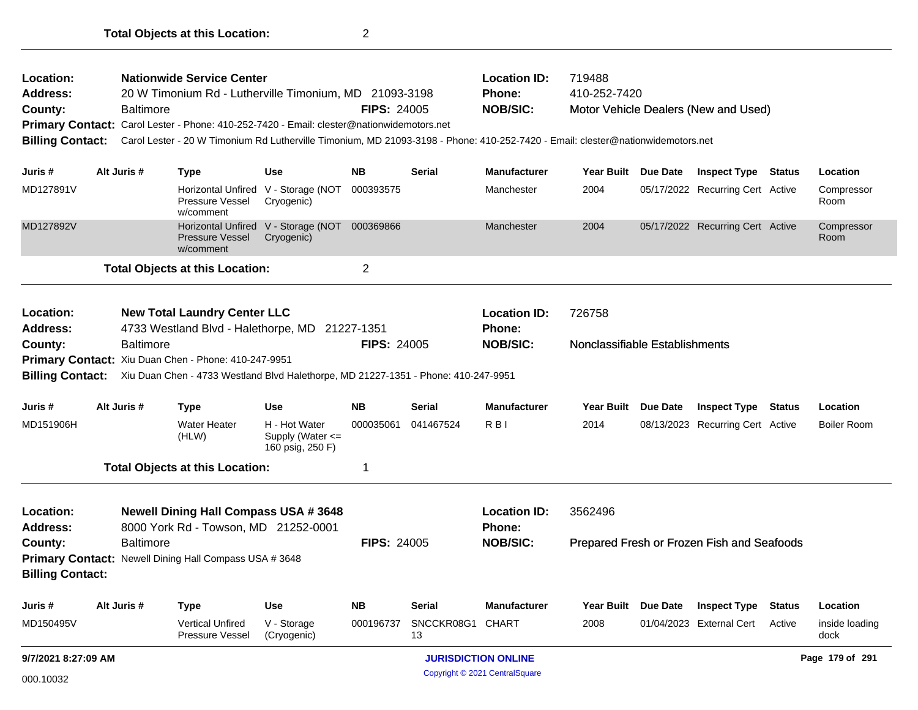**Total Objects at this Location:** 2

---

**Location:** Nationwide Service Center | **Location ID:** 719488
**Address:** 20 W Timonium Rd - Lutherville Timonium, MD 21093-3198 | **Phone:** 410-252-7420
**County:** Baltimore | **FIPS:** 24005 | **NOB/SIC:** Motor Vehicle Dealers (New and Used)
**Primary Contact:** Carol Lester - Phone: 410-252-7420 - Email: clester@nationwidemotors.net
**Billing Contact:** Carol Lester - 20 W Timonium Rd Lutherville Timonium, MD 21093-3198 - Phone: 410-252-7420 - Email: clester@nationwidemotors.net

| Juris # | Alt Juris # | Type | Use | NB | Serial | Manufacturer | Year Built | Due Date | Inspect Type | Status | Location |
|---|---|---|---|---|---|---|---|---|---|---|---|
| MD127891V | | Horizontal Unfired Pressure Vessel w/comment | V - Storage (NOT Cryogenic) | 000393575 | | Manchester | 2004 | 05/17/2022 | Recurring Cert | Active | Compressor Room |
| MD127892V | | Horizontal Unfired Pressure Vessel w/comment | V - Storage (NOT Cryogenic) | 000369866 | | Manchester | 2004 | 05/17/2022 | Recurring Cert | Active | Compressor Room |

**Total Objects at this Location:** 2

---

**Location:** New Total Laundry Center LLC | **Location ID:** 726758
**Address:** 4733 Westland Blvd - Halethorpe, MD 21227-1351 | **Phone:**
**County:** Baltimore | **FIPS:** 24005 | **NOB/SIC:** Nonclassifiable Establishments
**Primary Contact:** Xiu Duan Chen - Phone: 410-247-9951
**Billing Contact:** Xiu Duan Chen - 4733 Westland Blvd Halethorpe, MD 21227-1351 - Phone: 410-247-9951

| Juris # | Alt Juris # | Type | Use | NB | Serial | Manufacturer | Year Built | Due Date | Inspect Type | Status | Location |
|---|---|---|---|---|---|---|---|---|---|---|---|
| MD151906H | | Water Heater (HLW) | H - Hot Water Supply (Water <= 160 psig, 250 F) | 000035061 | 041467524 | R B I | 2014 | 08/13/2023 | Recurring Cert | Active | Boiler Room |

**Total Objects at this Location:** 1

---

**Location:** Newell Dining Hall Compass USA # 3648 | **Location ID:** 3562496
**Address:** 8000 York Rd - Towson, MD 21252-0001 | **Phone:**
**County:** Baltimore | **FIPS:** 24005 | **NOB/SIC:** Prepared Fresh or Frozen Fish and Seafoods
**Primary Contact:** Newell Dining Hall Compass USA # 3648
**Billing Contact:**

| Juris # | Alt Juris # | Type | Use | NB | Serial | Manufacturer | Year Built | Due Date | Inspect Type | Status | Location |
|---|---|---|---|---|---|---|---|---|---|---|---|
| MD150495V | | Vertical Unfired Pressure Vessel | V - Storage (Cryogenic) | 000196737 | SNCCKR08G113 | CHART | 2008 | 01/04/2023 | External Cert | Active | inside loading dock |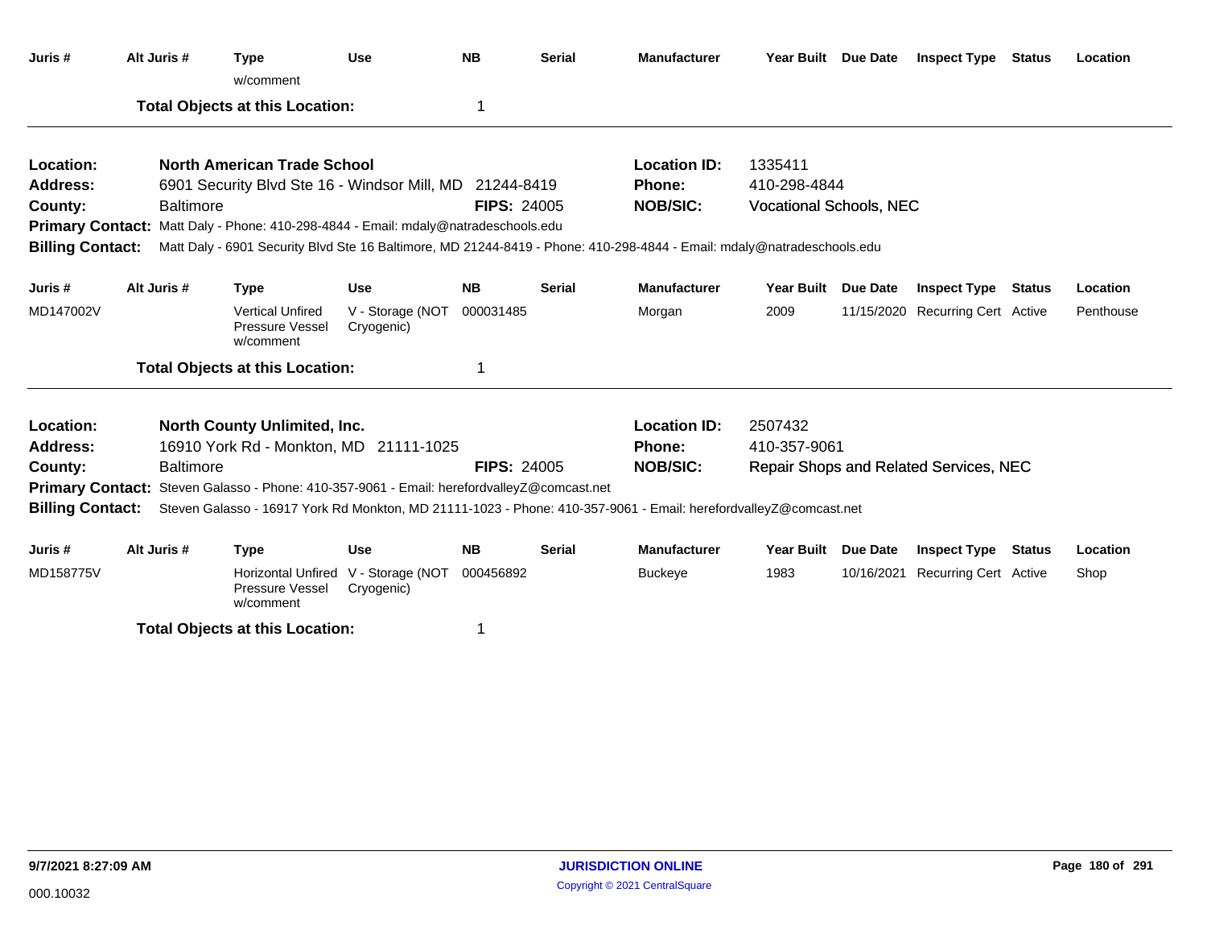| Juris # | Alt Juris # | Type | Use | NB | Serial | Manufacturer | Year Built | Due Date | Inspect Type | Status | Location |
|---|---|---|---|---|---|---|---|---|---|---|---|
| | | w/comment | | | | | | | | | |

**Total Objects at this Location:** 1

---

**Location:** North American Trade School
**Address:** 6901 Security Blvd Ste 16 - Windsor Mill, MD 21244-8419
**County:** Baltimore
**FIPS:** 24005
**Location ID:** 1335411
**Phone:** 410-298-4844
**NOB/SIC:** Vocational Schools, NEC
**Primary Contact:** Matt Daly - Phone: 410-298-4844 - Email: mdaly@natradeschools.edu
**Billing Contact:** Matt Daly - 6901 Security Blvd Ste 16 Baltimore, MD 21244-8419 - Phone: 410-298-4844 - Email: mdaly@natradeschools.edu

| Juris # | Alt Juris # | Type | Use | NB | Serial | Manufacturer | Year Built | Due Date | Inspect Type | Status | Location |
|---|---|---|---|---|---|---|---|---|---|---|---|
| MD147002V | | Vertical Unfired Pressure Vessel w/comment | V - Storage (NOT Cryogenic) | 000031485 | | Morgan | 2009 | 11/15/2020 | Recurring Cert | Active | Penthouse |

**Total Objects at this Location:** 1

---

**Location:** North County Unlimited, Inc.
**Address:** 16910 York Rd - Monkton, MD 21111-1025
**County:** Baltimore
**FIPS:** 24005
**Location ID:** 2507432
**Phone:** 410-357-9061
**NOB/SIC:** Repair Shops and Related Services, NEC
**Primary Contact:** Steven Galasso - Phone: 410-357-9061 - Email: herefordvalleyZ@comcast.net
**Billing Contact:** Steven Galasso - 16917 York Rd Monkton, MD 21111-1023 - Phone: 410-357-9061 - Email: herefordvalleyZ@comcast.net

| Juris # | Alt Juris # | Type | Use | NB | Serial | Manufacturer | Year Built | Due Date | Inspect Type | Status | Location |
|---|---|---|---|---|---|---|---|---|---|---|---|
| MD158775V | | Horizontal Unfired Pressure Vessel w/comment | V - Storage (NOT Cryogenic) | 000456892 | | Buckeye | 1983 | 10/16/2021 | Recurring Cert | Active | Shop |

**Total Objects at this Location:** 1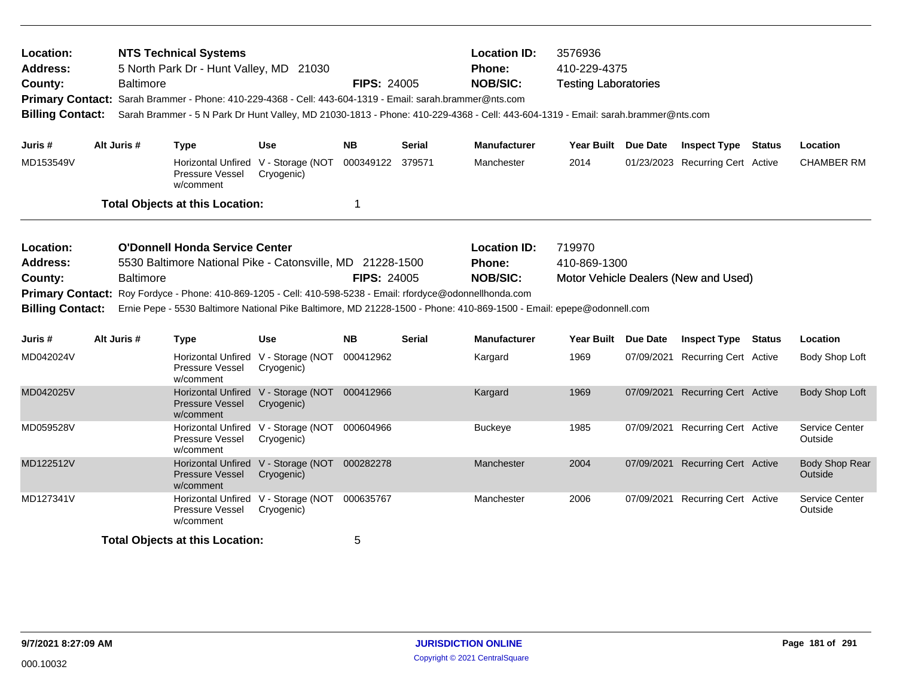| | | | | | |
|---|---|---|---|---|---|
| **Location:** | **NTS Technical Systems** | | **Location ID:** | 3576936 | |
| **Address:** | 5 North Park Dr - Hunt Valley, MD 21030 | | **Phone:** | 410-229-4375 | |
| **County:** | Baltimore | **FIPS:** 24005 | **NOB/SIC:** | Testing Laboratories | |

**Primary Contact:** Sarah Brammer - Phone: 410-229-4368 - Cell: 443-604-1319 - Email: sarah.brammer@nts.com

**Billing Contact:** Sarah Brammer - 5 N Park Dr Hunt Valley, MD 21030-1813 - Phone: 410-229-4368 - Cell: 443-604-1319 - Email: sarah.brammer@nts.com

| Juris # | Alt Juris # | Type | Use | NB | Serial | Manufacturer | Year Built | Due Date | Inspect Type | Status | Location |
|---|---|---|---|---|---|---|---|---|---|---|---|
| MD153549V | | Horizontal Unfired Pressure Vessel w/comment | V - Storage (NOT Cryogenic) | 000349122 | 379571 | Manchester | 2014 | 01/23/2023 | Recurring Cert | Active | CHAMBER RM |

**Total Objects at this Location:** 1

---

| | | | | | |
|---|---|---|---|---|---|
| **Location:** | **O'Donnell Honda Service Center** | | **Location ID:** | 719970 | |
| **Address:** | 5530 Baltimore National Pike - Catonsville, MD 21228-1500 | | **Phone:** | 410-869-1300 | |
| **County:** | Baltimore | **FIPS:** 24005 | **NOB/SIC:** | Motor Vehicle Dealers (New and Used) | |

**Primary Contact:** Roy Fordyce - Phone: 410-869-1205 - Cell: 410-598-5238 - Email: rfordyce@odonnellhonda.com

**Billing Contact:** Ernie Pepe - 5530 Baltimore National Pike Baltimore, MD 21228-1500 - Phone: 410-869-1500 - Email: epepe@odonnell.com

| Juris # | Alt Juris # | Type | Use | NB | Serial | Manufacturer | Year Built | Due Date | Inspect Type | Status | Location |
|---|---|---|---|---|---|---|---|---|---|---|---|
| MD042024V | | Horizontal Unfired Pressure Vessel w/comment | V - Storage (NOT Cryogenic) | 000412962 | | Kargard | 1969 | 07/09/2021 | Recurring Cert | Active | Body Shop Loft |
| MD042025V | | Horizontal Unfired Pressure Vessel w/comment | V - Storage (NOT Cryogenic) | 000412966 | | Kargard | 1969 | 07/09/2021 | Recurring Cert | Active | Body Shop Loft |
| MD059528V | | Horizontal Unfired Pressure Vessel w/comment | V - Storage (NOT Cryogenic) | 000604966 | | Buckeye | 1985 | 07/09/2021 | Recurring Cert | Active | Service Center Outside |
| MD122512V | | Horizontal Unfired Pressure Vessel w/comment | V - Storage (NOT Cryogenic) | 000282278 | | Manchester | 2004 | 07/09/2021 | Recurring Cert | Active | Body Shop Rear Outside |
| MD127341V | | Horizontal Unfired Pressure Vessel w/comment | V - Storage (NOT Cryogenic) | 000635767 | | Manchester | 2006 | 07/09/2021 | Recurring Cert | Active | Service Center Outside |

**Total Objects at this Location:** 5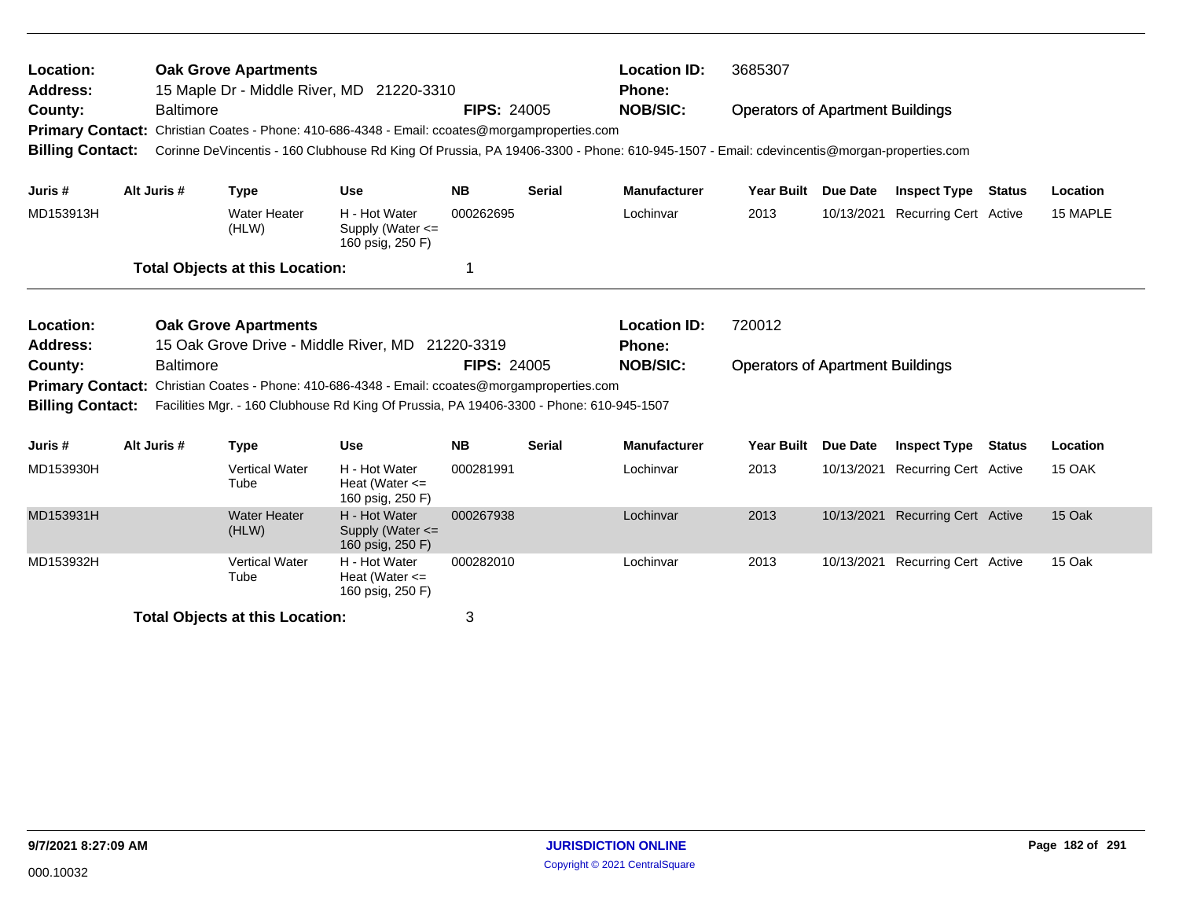**Location:** Oak Grove Apartments
**Location ID:** 3685307
**Address:** 15 Maple Dr - Middle River, MD 21220-3310
**Phone:**
**County:** Baltimore
**FIPS:** 24005
**NOB/SIC:** Operators of Apartment Buildings
**Primary Contact:** Christian Coates - Phone: 410-686-4348 - Email: ccoates@morganproperties.com
**Billing Contact:** Corinne DeVincentis - 160 Clubhouse Rd King Of Prussia, PA 19406-3300 - Phone: 610-945-1507 - Email: cdevincentis@morgan-properties.com

| Juris # | Alt Juris # | Type | Use | NB | Serial | Manufacturer | Year Built | Due Date | Inspect Type | Status | Location |
|---|---|---|---|---|---|---|---|---|---|---|---|
| MD153913H | | Water Heater (HLW) | H - Hot Water Supply (Water <= 160 psig, 250 F) | 000262695 | | Lochinvar | 2013 | 10/13/2021 | Recurring Cert | Active | 15 MAPLE |

**Total Objects at this Location:** 1

---

**Location:** Oak Grove Apartments
**Location ID:** 720012
**Address:** 15 Oak Grove Drive - Middle River, MD 21220-3319
**Phone:**
**County:** Baltimore
**FIPS:** 24005
**NOB/SIC:** Operators of Apartment Buildings
**Primary Contact:** Christian Coates - Phone: 410-686-4348 - Email: ccoates@morganproperties.com
**Billing Contact:** Facilities Mgr. - 160 Clubhouse Rd King Of Prussia, PA 19406-3300 - Phone: 610-945-1507

| Juris # | Alt Juris # | Type | Use | NB | Serial | Manufacturer | Year Built | Due Date | Inspect Type | Status | Location |
|---|---|---|---|---|---|---|---|---|---|---|---|
| MD153930H | | Vertical Water Tube | H - Hot Water Heat (Water <= 160 psig, 250 F) | 000281991 | | Lochinvar | 2013 | 10/13/2021 | Recurring Cert | Active | 15 OAK |
| MD153931H | | Water Heater (HLW) | H - Hot Water Supply (Water <= 160 psig, 250 F) | 000267938 | | Lochinvar | 2013 | 10/13/2021 | Recurring Cert | Active | 15 Oak |
| MD153932H | | Vertical Water Tube | H - Hot Water Heat (Water <= 160 psig, 250 F) | 000282010 | | Lochinvar | 2013 | 10/13/2021 | Recurring Cert | Active | 15 Oak |

**Total Objects at this Location:** 3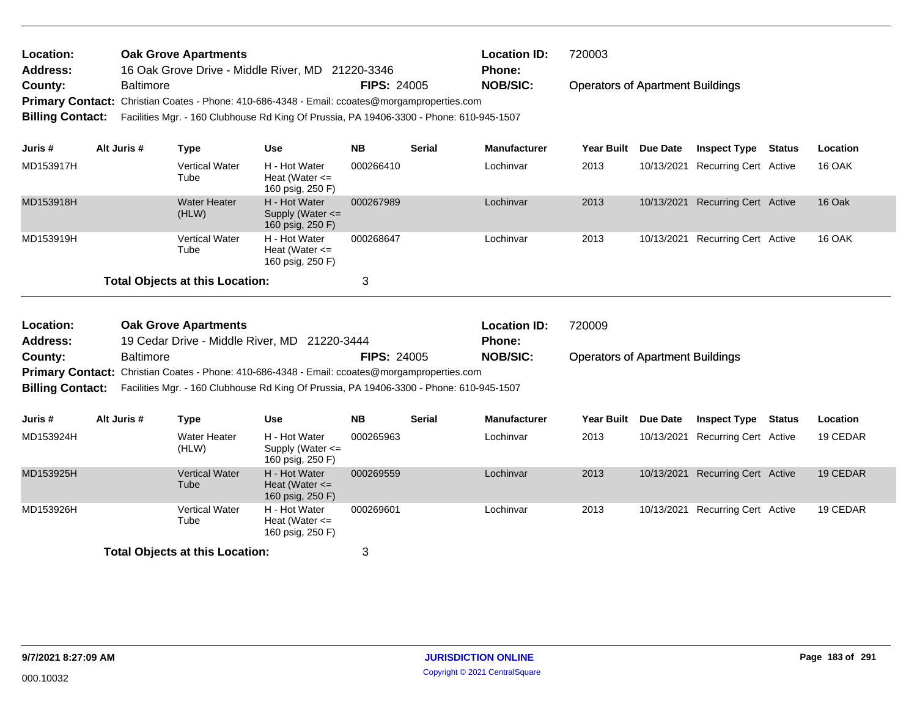| | | | |
|---|---|---|---|
| **Location:** | **Oak Grove Apartments** | **Location ID:** | 720003 |
| **Address:** | 16 Oak Grove Drive - Middle River, MD 21220-3346 | **Phone:** | |
| **County:** | Baltimore **FIPS:** 24005 | **NOB/SIC:** | Operators of Apartment Buildings |

**Primary Contact:** Christian Coates - Phone: 410-686-4348 - Email: ccoates@morganproperties.com

**Billing Contact:** Facilities Mgr. - 160 Clubhouse Rd King Of Prussia, PA 19406-3300 - Phone: 610-945-1507

| Juris # | Alt Juris # | Type | Use | NB | Serial | Manufacturer | Year Built | Due Date | Inspect Type | Status | Location |
|---|---|---|---|---|---|---|---|---|---|---|---|
| MD153917H | | Vertical Water Tube | H - Hot Water Heat (Water <= 160 psig, 250 F) | 000266410 | | Lochinvar | 2013 | 10/13/2021 | Recurring Cert | Active | 16 OAK |
| MD153918H | | Water Heater (HLW) | H - Hot Water Supply (Water <= 160 psig, 250 F) | 000267989 | | Lochinvar | 2013 | 10/13/2021 | Recurring Cert | Active | 16 Oak |
| MD153919H | | Vertical Water Tube | H - Hot Water Heat (Water <= 160 psig, 250 F) | 000268647 | | Lochinvar | 2013 | 10/13/2021 | Recurring Cert | Active | 16 OAK |

**Total Objects at this Location:** 3

| | | | |
|---|---|---|---|
| **Location:** | **Oak Grove Apartments** | **Location ID:** | 720009 |
| **Address:** | 19 Cedar Drive - Middle River, MD 21220-3444 | **Phone:** | |
| **County:** | Baltimore **FIPS:** 24005 | **NOB/SIC:** | Operators of Apartment Buildings |

**Primary Contact:** Christian Coates - Phone: 410-686-4348 - Email: ccoates@morganproperties.com

**Billing Contact:** Facilities Mgr. - 160 Clubhouse Rd King Of Prussia, PA 19406-3300 - Phone: 610-945-1507

| Juris # | Alt Juris # | Type | Use | NB | Serial | Manufacturer | Year Built | Due Date | Inspect Type | Status | Location |
|---|---|---|---|---|---|---|---|---|---|---|---|
| MD153924H | | Water Heater (HLW) | H - Hot Water Supply (Water <= 160 psig, 250 F) | 000265963 | | Lochinvar | 2013 | 10/13/2021 | Recurring Cert | Active | 19 CEDAR |
| MD153925H | | Vertical Water Tube | H - Hot Water Heat (Water <= 160 psig, 250 F) | 000269559 | | Lochinvar | 2013 | 10/13/2021 | Recurring Cert | Active | 19 CEDAR |
| MD153926H | | Vertical Water Tube | H - Hot Water Heat (Water <= 160 psig, 250 F) | 000269601 | | Lochinvar | 2013 | 10/13/2021 | Recurring Cert | Active | 19 CEDAR |

**Total Objects at this Location:** 3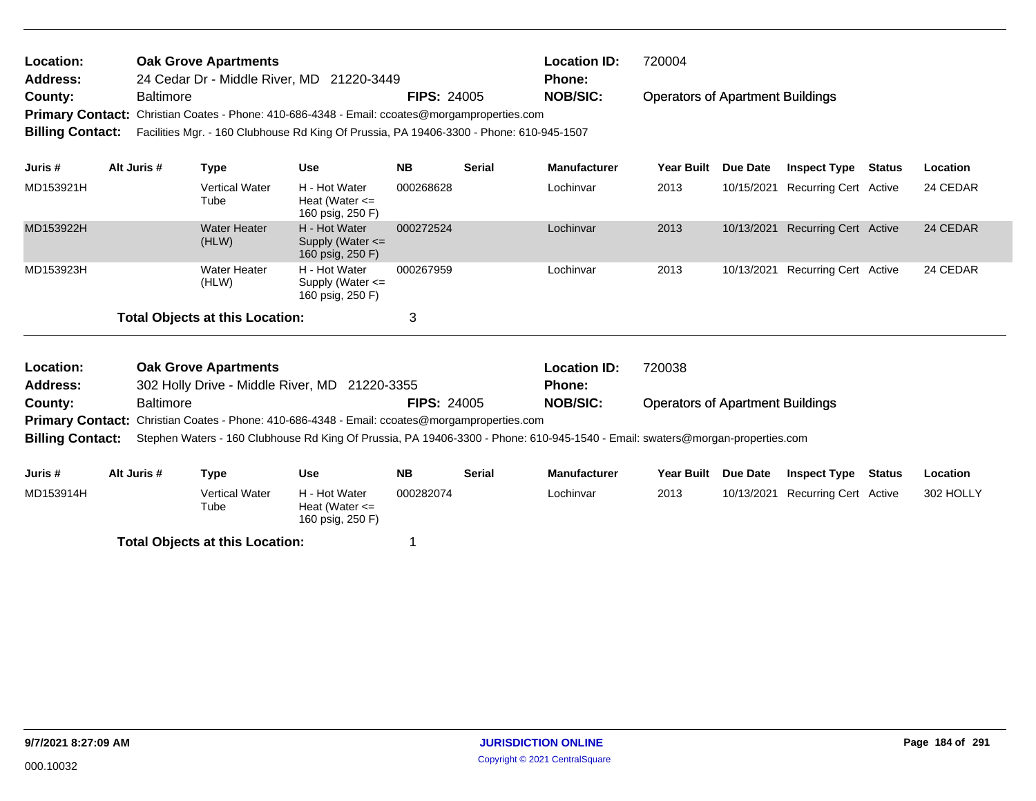**Location:** Oak Grove Apartments
**Address:** 24 Cedar Dr - Middle River, MD 21220-3449
**County:** Baltimore
**FIPS:** 24005
**Location ID:** 720004
**Phone:**
**NOB/SIC:** Operators of Apartment Buildings
**Primary Contact:** Christian Coates - Phone: 410-686-4348 - Email: ccoates@morganproperties.com
**Billing Contact:** Facilities Mgr. - 160 Clubhouse Rd King Of Prussia, PA 19406-3300 - Phone: 610-945-1507

| Juris # | Alt Juris # | Type | Use | NB | Serial | Manufacturer | Year Built | Due Date | Inspect Type | Status | Location |
|---|---|---|---|---|---|---|---|---|---|---|---|
| MD153921H | | Vertical Water Tube | H - Hot Water Heat (Water <= 160 psig, 250 F) | 000268628 | | Lochinvar | 2013 | 10/15/2021 | Recurring Cert | Active | 24 CEDAR |
| MD153922H | | Water Heater (HLW) | H - Hot Water Supply (Water <= 160 psig, 250 F) | 000272524 | | Lochinvar | 2013 | 10/13/2021 | Recurring Cert | Active | 24 CEDAR |
| MD153923H | | Water Heater (HLW) | H - Hot Water Supply (Water <= 160 psig, 250 F) | 000267959 | | Lochinvar | 2013 | 10/13/2021 | Recurring Cert | Active | 24 CEDAR |

**Total Objects at this Location:** 3

---

**Location:** Oak Grove Apartments
**Address:** 302 Holly Drive - Middle River, MD 21220-3355
**County:** Baltimore
**FIPS:** 24005
**Location ID:** 720038
**Phone:**
**NOB/SIC:** Operators of Apartment Buildings
**Primary Contact:** Christian Coates - Phone: 410-686-4348 - Email: ccoates@morganproperties.com
**Billing Contact:** Stephen Waters - 160 Clubhouse Rd King Of Prussia, PA 19406-3300 - Phone: 610-945-1540 - Email: swaters@morgan-properties.com

| Juris # | Alt Juris # | Type | Use | NB | Serial | Manufacturer | Year Built | Due Date | Inspect Type | Status | Location |
|---|---|---|---|---|---|---|---|---|---|---|---|
| MD153914H | | Vertical Water Tube | H - Hot Water Heat (Water <= 160 psig, 250 F) | 000282074 | | Lochinvar | 2013 | 10/13/2021 | Recurring Cert | Active | 302 HOLLY |

**Total Objects at this Location:** 1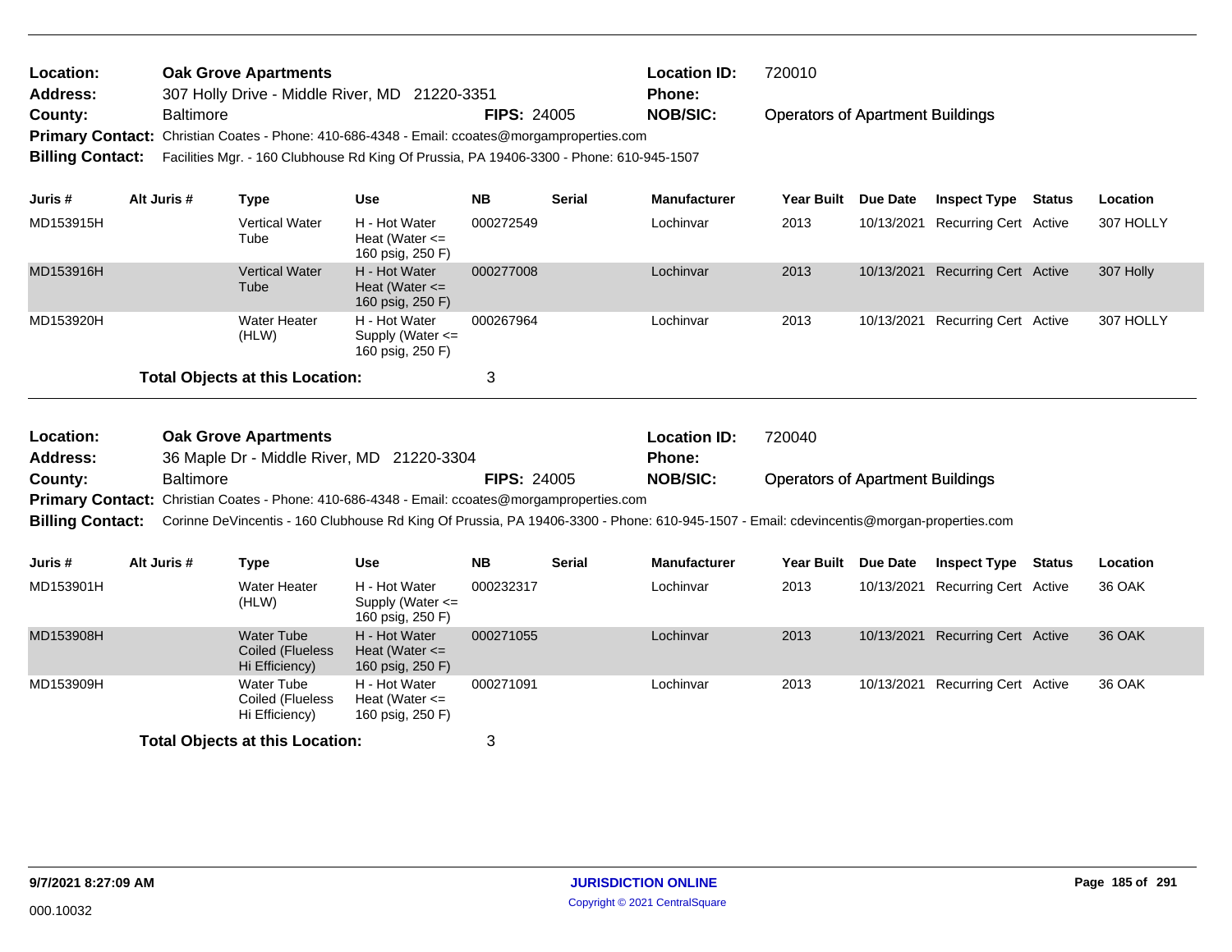**Location:** Oak Grove Apartments | **Location ID:** 720010
**Address:** 307 Holly Drive - Middle River, MD 21220-3351 | **Phone:**
**County:** Baltimore | **FIPS:** 24005 | **NOB/SIC:** Operators of Apartment Buildings
**Primary Contact:** Christian Coates - Phone: 410-686-4348 - Email: ccoates@morgamproperties.com
**Billing Contact:** Facilities Mgr. - 160 Clubhouse Rd King Of Prussia, PA 19406-3300 - Phone: 610-945-1507

| Juris # | Alt Juris # | Type | Use | NB | Serial | Manufacturer | Year Built | Due Date | Inspect Type | Status | Location |
|---|---|---|---|---|---|---|---|---|---|---|---|
| MD153915H | | Vertical Water Tube | H - Hot Water Heat (Water <= 160 psig, 250 F) | 000272549 | | Lochinvar | 2013 | 10/13/2021 | Recurring Cert | Active | 307 HOLLY |
| MD153916H | | Vertical Water Tube | H - Hot Water Heat (Water <= 160 psig, 250 F) | 000277008 | | Lochinvar | 2013 | 10/13/2021 | Recurring Cert | Active | 307 Holly |
| MD153920H | | Water Heater (HLW) | H - Hot Water Supply (Water <= 160 psig, 250 F) | 000267964 | | Lochinvar | 2013 | 10/13/2021 | Recurring Cert | Active | 307 HOLLY |

**Total Objects at this Location:** 3

**Location:** Oak Grove Apartments | **Location ID:** 720040
**Address:** 36 Maple Dr - Middle River, MD 21220-3304 | **Phone:**
**County:** Baltimore | **FIPS:** 24005 | **NOB/SIC:** Operators of Apartment Buildings
**Primary Contact:** Christian Coates - Phone: 410-686-4348 - Email: ccoates@morgamproperties.com
**Billing Contact:** Corinne DeVincentis - 160 Clubhouse Rd King Of Prussia, PA 19406-3300 - Phone: 610-945-1507 - Email: cdevincentis@morgan-properties.com

| Juris # | Alt Juris # | Type | Use | NB | Serial | Manufacturer | Year Built | Due Date | Inspect Type | Status | Location |
|---|---|---|---|---|---|---|---|---|---|---|---|
| MD153901H | | Water Heater (HLW) | H - Hot Water Supply (Water <= 160 psig, 250 F) | 000232317 | | Lochinvar | 2013 | 10/13/2021 | Recurring Cert | Active | 36 OAK |
| MD153908H | | Water Tube Coiled (Flueless Hi Efficiency) | H - Hot Water Heat (Water <= 160 psig, 250 F) | 000271055 | | Lochinvar | 2013 | 10/13/2021 | Recurring Cert | Active | 36 OAK |
| MD153909H | | Water Tube Coiled (Flueless Hi Efficiency) | H - Hot Water Heat (Water <= 160 psig, 250 F) | 000271091 | | Lochinvar | 2013 | 10/13/2021 | Recurring Cert | Active | 36 OAK |

**Total Objects at this Location:** 3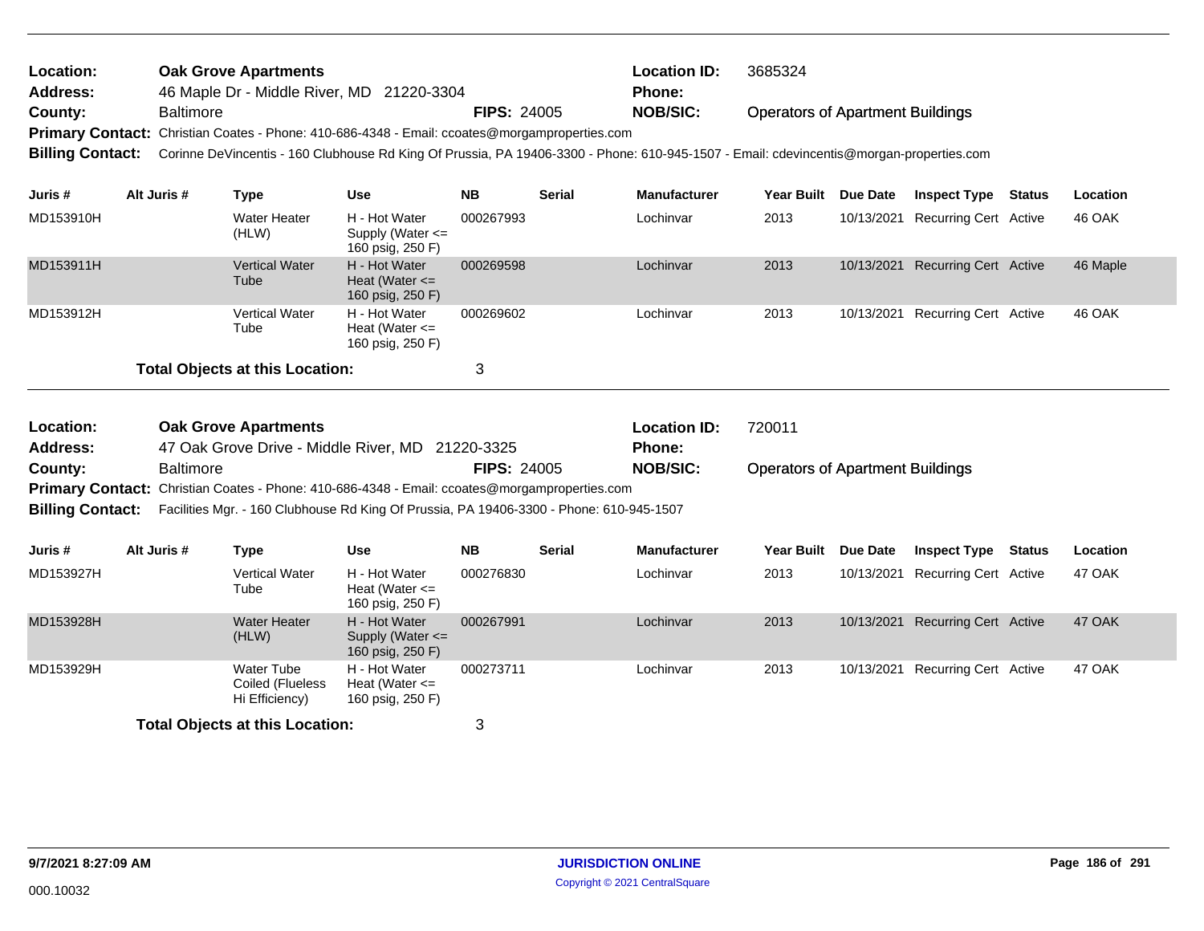**Location:** Oak Grove Apartments
**Address:** 46 Maple Dr - Middle River, MD 21220-3304
**County:** Baltimore
**FIPS:** 24005
**Location ID:** 3685324
**Phone:**
**NOB/SIC:** Operators of Apartment Buildings
**Primary Contact:** Christian Coates - Phone: 410-686-4348 - Email: ccoates@morganproperties.com
**Billing Contact:** Corinne DeVincentis - 160 Clubhouse Rd King Of Prussia, PA 19406-3300 - Phone: 610-945-1507 - Email: cdevincentis@morgan-properties.com

| Juris # | Alt Juris # | Type | Use | NB | Serial | Manufacturer | Year Built | Due Date | Inspect Type | Status | Location |
|---|---|---|---|---|---|---|---|---|---|---|---|
| MD153910H | | Water Heater (HLW) | H - Hot Water Supply (Water <= 160 psig, 250 F) | 000267993 | | Lochinvar | 2013 | 10/13/2021 | Recurring Cert | Active | 46 OAK |
| MD153911H | | Vertical Water Tube | H - Hot Water Heat (Water <= 160 psig, 250 F) | 000269598 | | Lochinvar | 2013 | 10/13/2021 | Recurring Cert | Active | 46 Maple |
| MD153912H | | Vertical Water Tube | H - Hot Water Heat (Water <= 160 psig, 250 F) | 000269602 | | Lochinvar | 2013 | 10/13/2021 | Recurring Cert | Active | 46 OAK |

**Total Objects at this Location:** 3

---

**Location:** Oak Grove Apartments
**Address:** 47 Oak Grove Drive - Middle River, MD 21220-3325
**County:** Baltimore
**FIPS:** 24005
**Location ID:** 720011
**Phone:**
**NOB/SIC:** Operators of Apartment Buildings
**Primary Contact:** Christian Coates - Phone: 410-686-4348 - Email: ccoates@morganproperties.com
**Billing Contact:** Facilities Mgr. - 160 Clubhouse Rd King Of Prussia, PA 19406-3300 - Phone: 610-945-1507

| Juris # | Alt Juris # | Type | Use | NB | Serial | Manufacturer | Year Built | Due Date | Inspect Type | Status | Location |
|---|---|---|---|---|---|---|---|---|---|---|---|
| MD153927H | | Vertical Water Tube | H - Hot Water Heat (Water <= 160 psig, 250 F) | 000276830 | | Lochinvar | 2013 | 10/13/2021 | Recurring Cert | Active | 47 OAK |
| MD153928H | | Water Heater (HLW) | H - Hot Water Supply (Water <= 160 psig, 250 F) | 000267991 | | Lochinvar | 2013 | 10/13/2021 | Recurring Cert | Active | 47 OAK |
| MD153929H | | Water Tube Coiled (Flueless Hi Efficiency) | H - Hot Water Heat (Water <= 160 psig, 250 F) | 000273711 | | Lochinvar | 2013 | 10/13/2021 | Recurring Cert | Active | 47 OAK |

**Total Objects at this Location:** 3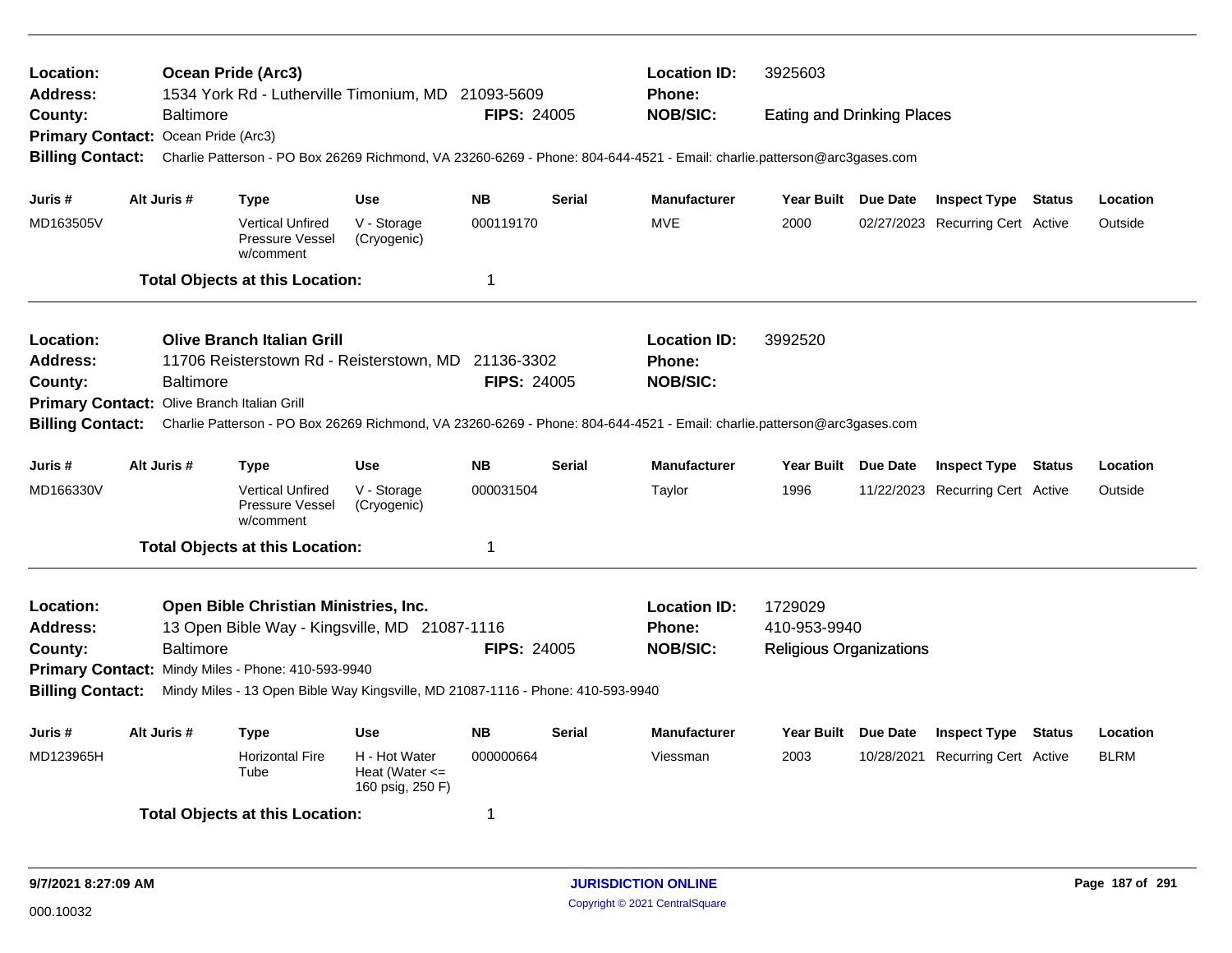**Location:** Ocean Pride (Arc3) | **Location ID:** 3925603
**Address:** 1534 York Rd - Lutherville Timonium, MD 21093-5609 | **Phone:**
**County:** Baltimore | **FIPS:** 24005 | **NOB/SIC:** Eating and Drinking Places
**Primary Contact:** Ocean Pride (Arc3)
**Billing Contact:** Charlie Patterson - PO Box 26269 Richmond, VA 23260-6269 - Phone: 804-644-4521 - Email: charlie.patterson@arc3gases.com

| Juris # | Alt Juris # | Type | Use | NB | Serial | Manufacturer | Year Built | Due Date | Inspect Type | Status | Location |
|---|---|---|---|---|---|---|---|---|---|---|---|
| MD163505V | | Vertical Unfired Pressure Vessel w/comment | V - Storage (Cryogenic) | 000119170 | | MVE | 2000 | 02/27/2023 | Recurring Cert | Active | Outside |

**Total Objects at this Location:** 1

---

**Location:** Olive Branch Italian Grill | **Location ID:** 3992520
**Address:** 11706 Reisterstown Rd - Reisterstown, MD 21136-3302 | **Phone:**
**County:** Baltimore | **FIPS:** 24005 | **NOB/SIC:**
**Primary Contact:** Olive Branch Italian Grill
**Billing Contact:** Charlie Patterson - PO Box 26269 Richmond, VA 23260-6269 - Phone: 804-644-4521 - Email: charlie.patterson@arc3gases.com

| Juris # | Alt Juris # | Type | Use | NB | Serial | Manufacturer | Year Built | Due Date | Inspect Type | Status | Location |
|---|---|---|---|---|---|---|---|---|---|---|---|
| MD166330V | | Vertical Unfired Pressure Vessel w/comment | V - Storage (Cryogenic) | 000031504 | | Taylor | 1996 | 11/22/2023 | Recurring Cert | Active | Outside |

**Total Objects at this Location:** 1

---

**Location:** Open Bible Christian Ministries, Inc. | **Location ID:** 1729029
**Address:** 13 Open Bible Way - Kingsville, MD 21087-1116 | **Phone:** 410-953-9940
**County:** Baltimore | **FIPS:** 24005 | **NOB/SIC:** Religious Organizations
**Primary Contact:** Mindy Miles - Phone: 410-593-9940
**Billing Contact:** Mindy Miles - 13 Open Bible Way Kingsville, MD 21087-1116 - Phone: 410-593-9940

| Juris # | Alt Juris # | Type | Use | NB | Serial | Manufacturer | Year Built | Due Date | Inspect Type | Status | Location |
|---|---|---|---|---|---|---|---|---|---|---|---|
| MD123965H | | Horizontal Fire Tube | H - Hot Water Heat (Water <= 160 psig, 250 F) | 000000664 | | Viessman | 2003 | 10/28/2021 | Recurring Cert | Active | BLRM |

**Total Objects at this Location:** 1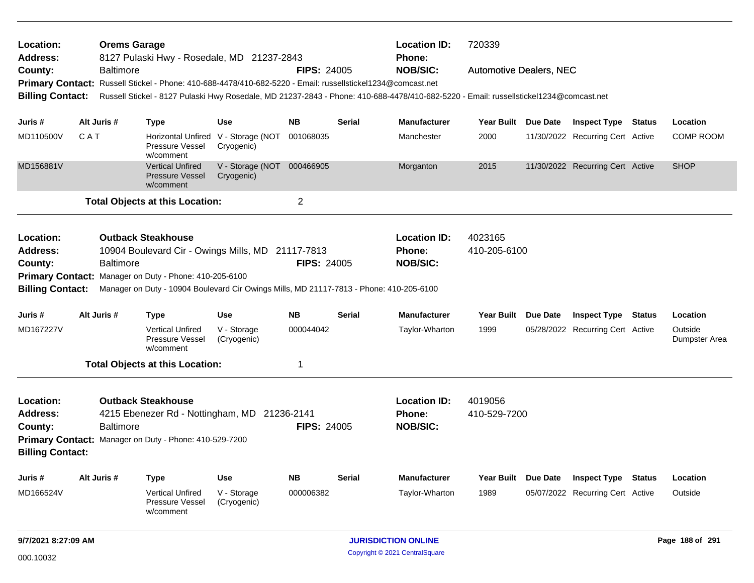**Location:** Orems Garage
**Address:** 8127 Pulaski Hwy - Rosedale, MD 21237-2843
**County:** Baltimore **FIPS:** 24005
**Location ID:** 720339
**Phone:**
**NOB/SIC:** Automotive Dealers, NEC
**Primary Contact:** Russell Stickel - Phone: 410-688-4478/410-682-5220 - Email: russellstickel1234@comcast.net
**Billing Contact:** Russell Stickel - 8127 Pulaski Hwy Rosedale, MD 21237-2843 - Phone: 410-688-4478/410-682-5220 - Email: russellstickel1234@comcast.net

| Juris # | Alt Juris # | Type | Use | NB | Serial | Manufacturer | Year Built | Due Date | Inspect Type | Status | Location |
|---|---|---|---|---|---|---|---|---|---|---|---|
| MD110500V | C A T | Horizontal Unfired Pressure Vessel w/comment | V - Storage (NOT Cryogenic) | 001068035 | | Manchester | 2000 | 11/30/2022 | Recurring Cert | Active | COMP ROOM |
| MD156881V | | Vertical Unfired Pressure Vessel w/comment | V - Storage (NOT Cryogenic) | 000466905 | | Morganton | 2015 | 11/30/2022 | Recurring Cert | Active | SHOP |

**Total Objects at this Location:** 2

---

**Location:** Outback Steakhouse
**Address:** 10904 Boulevard Cir - Owings Mills, MD 21117-7813
**County:** Baltimore **FIPS:** 24005
**Location ID:** 4023165
**Phone:** 410-205-6100
**NOB/SIC:**
**Primary Contact:** Manager on Duty - Phone: 410-205-6100
**Billing Contact:** Manager on Duty - 10904 Boulevard Cir Owings Mills, MD 21117-7813 - Phone: 410-205-6100

| Juris # | Alt Juris # | Type | Use | NB | Serial | Manufacturer | Year Built | Due Date | Inspect Type | Status | Location |
|---|---|---|---|---|---|---|---|---|---|---|---|
| MD167227V | | Vertical Unfired Pressure Vessel w/comment | V - Storage (Cryogenic) | 000044042 | | Taylor-Wharton | 1999 | 05/28/2022 | Recurring Cert | Active | Outside Dumpster Area |

**Total Objects at this Location:** 1

---

**Location:** Outback Steakhouse
**Address:** 4215 Ebenezer Rd - Nottingham, MD 21236-2141
**County:** Baltimore **FIPS:** 24005
**Location ID:** 4019056
**Phone:** 410-529-7200
**NOB/SIC:**
**Primary Contact:** Manager on Duty - Phone: 410-529-7200
**Billing Contact:**

| Juris # | Alt Juris # | Type | Use | NB | Serial | Manufacturer | Year Built | Due Date | Inspect Type | Status | Location |
|---|---|---|---|---|---|---|---|---|---|---|---|
| MD166524V | | Vertical Unfired Pressure Vessel w/comment | V - Storage (Cryogenic) | 000006382 | | Taylor-Wharton | 1989 | 05/07/2022 | Recurring Cert | Active | Outside |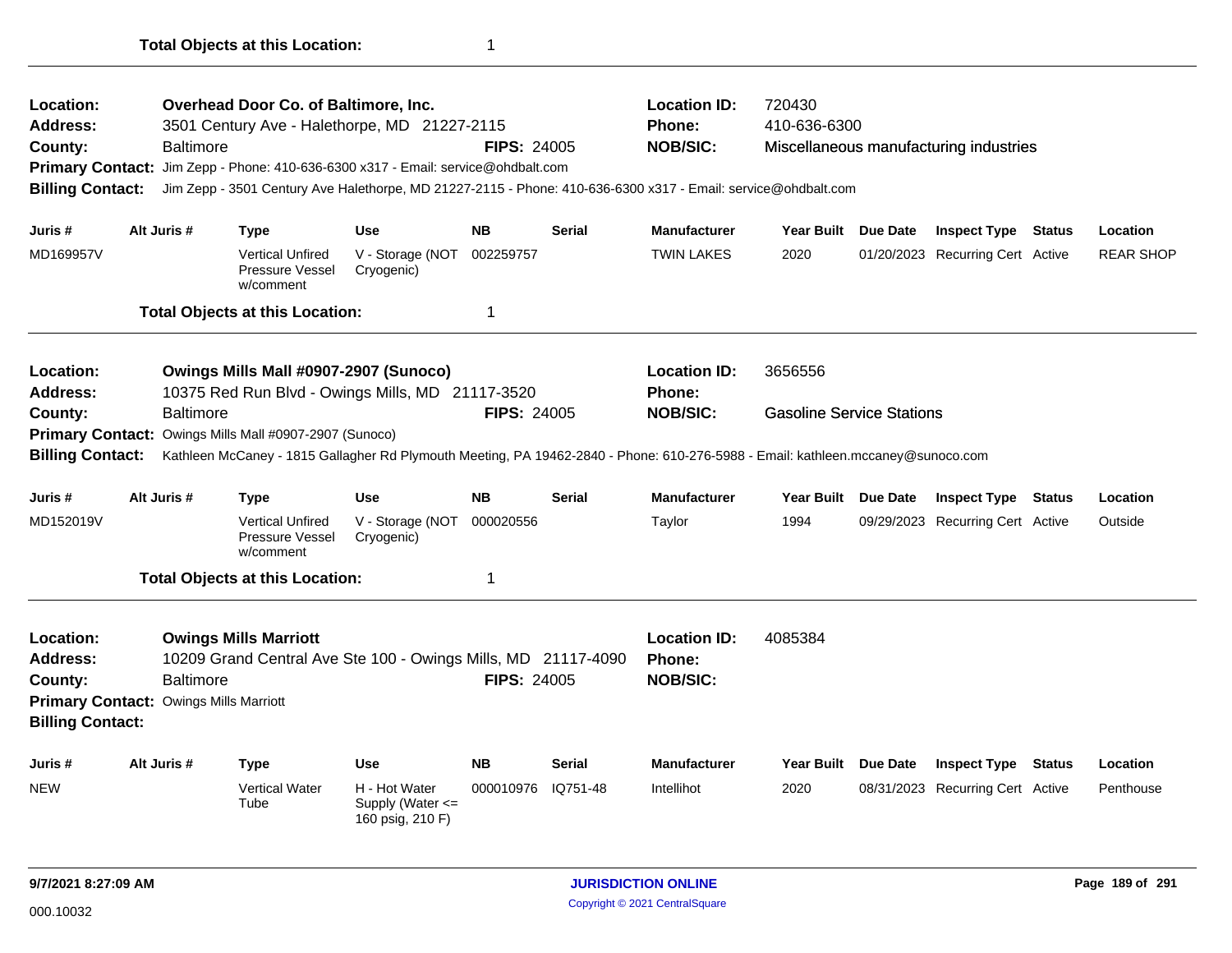**Total Objects at this Location:** 1

---

**Location:** Overhead Door Co. of Baltimore, Inc.
**Location ID:** 720430
**Address:** 3501 Century Ave - Halethorpe, MD 21227-2115
**Phone:** 410-636-6300
**County:** Baltimore
**FIPS:** 24005
**NOB/SIC:** Miscellaneous manufacturing industries
**Primary Contact:** Jim Zepp - Phone: 410-636-6300 x317 - Email: service@ohdbalt.com
**Billing Contact:** Jim Zepp - 3501 Century Ave Halethorpe, MD 21227-2115 - Phone: 410-636-6300 x317 - Email: service@ohdbalt.com

| Juris # | Alt Juris # | Type | Use | NB | Serial | Manufacturer | Year Built | Due Date | Inspect Type | Status | Location |
|---|---|---|---|---|---|---|---|---|---|---|---|
| MD169957V | | Vertical Unfired Pressure Vessel w/comment | V - Storage (NOT Cryogenic) | 002259757 | | TWIN LAKES | 2020 | 01/20/2023 | Recurring Cert | Active | REAR SHOP |

**Total Objects at this Location:** 1

---

**Location:** Owings Mills Mall #0907-2907 (Sunoco)
**Location ID:** 3656556
**Address:** 10375 Red Run Blvd - Owings Mills, MD 21117-3520
**Phone:**
**County:** Baltimore
**FIPS:** 24005
**NOB/SIC:** Gasoline Service Stations
**Primary Contact:** Owings Mills Mall #0907-2907 (Sunoco)
**Billing Contact:** Kathleen McCaney - 1815 Gallagher Rd Plymouth Meeting, PA 19462-2840 - Phone: 610-276-5988 - Email: kathleen.mccaney@sunoco.com

| Juris # | Alt Juris # | Type | Use | NB | Serial | Manufacturer | Year Built | Due Date | Inspect Type | Status | Location |
|---|---|---|---|---|---|---|---|---|---|---|---|
| MD152019V | | Vertical Unfired Pressure Vessel w/comment | V - Storage (NOT Cryogenic) | 000020556 | | Taylor | 1994 | 09/29/2023 | Recurring Cert | Active | Outside |

**Total Objects at this Location:** 1

---

**Location:** Owings Mills Marriott
**Location ID:** 4085384
**Address:** 10209 Grand Central Ave Ste 100 - Owings Mills, MD 21117-4090
**Phone:**
**County:** Baltimore
**FIPS:** 24005
**NOB/SIC:**
**Primary Contact:** Owings Mills Marriott
**Billing Contact:**

| Juris # | Alt Juris # | Type | Use | NB | Serial | Manufacturer | Year Built | Due Date | Inspect Type | Status | Location |
|---|---|---|---|---|---|---|---|---|---|---|---|
| NEW | | Vertical Water Tube | H - Hot Water Supply (Water <= 160 psig, 210 F) | 000010976 | IQ751-48 | Intellihot | 2020 | 08/31/2023 | Recurring Cert | Active | Penthouse |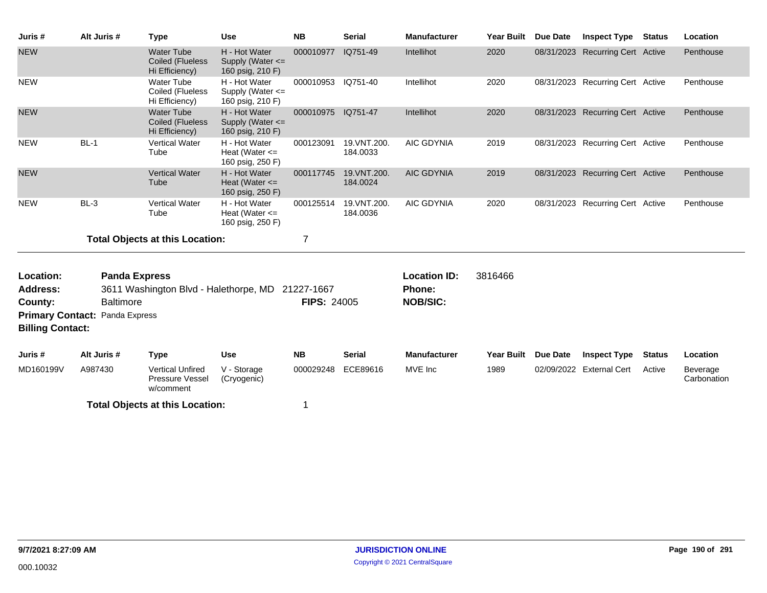| Juris # | Alt Juris # | Type | Use | NB | Serial | Manufacturer | Year Built | Due Date | Inspect Type | Status | Location |
|---|---|---|---|---|---|---|---|---|---|---|---|
| NEW | | Water Tube Coiled (Flueless Hi Efficiency) | H - Hot Water Supply (Water <= 160 psig, 210 F) | 000010977 | IQ751-49 | Intellihot | 2020 | 08/31/2023 | Recurring Cert | Active | Penthouse |
| NEW | | Water Tube Coiled (Flueless Hi Efficiency) | H - Hot Water Supply (Water <= 160 psig, 210 F) | 000010953 | IQ751-40 | Intellihot | 2020 | 08/31/2023 | Recurring Cert | Active | Penthouse |
| NEW | | Water Tube Coiled (Flueless Hi Efficiency) | H - Hot Water Supply (Water <= 160 psig, 210 F) | 000010975 | IQ751-47 | Intellihot | 2020 | 08/31/2023 | Recurring Cert | Active | Penthouse |
| NEW | BL-1 | Vertical Water Tube | H - Hot Water Heat (Water <= 160 psig, 250 F) | 000123091 | 19.VNT.200.184.0033 | AIC GDYNIA | 2019 | 08/31/2023 | Recurring Cert | Active | Penthouse |
| NEW | | Vertical Water Tube | H - Hot Water Heat (Water <= 160 psig, 250 F) | 000117745 | 19.VNT.200.184.0024 | AIC GDYNIA | 2019 | 08/31/2023 | Recurring Cert | Active | Penthouse |
| NEW | BL-3 | Vertical Water Tube | H - Hot Water Heat (Water <= 160 psig, 250 F) | 000125514 | 19.VNT.200.184.0036 | AIC GDYNIA | 2020 | 08/31/2023 | Recurring Cert | Active | Penthouse |

**Total Objects at this Location:** 7

**Location:** **Panda Express**
**Address:** 3611 Washington Blvd - Halethorpe, MD 21227-1667
**County:** Baltimore
**FIPS:** 24005
**Location ID:** 3816466
**Phone:**
**NOB/SIC:**
**Primary Contact:** Panda Express
**Billing Contact:**

| Juris # | Alt Juris # | Type | Use | NB | Serial | Manufacturer | Year Built | Due Date | Inspect Type | Status | Location |
|---|---|---|---|---|---|---|---|---|---|---|---|
| MD160199V | A987430 | Vertical Unfired Pressure Vessel w/comment | V - Storage (Cryogenic) | 000029248 | ECE89616 | MVE Inc | 1989 | 02/09/2022 | External Cert | Active | Beverage Carbonation |

**Total Objects at this Location:** 1

9/7/2021 8:27:09 AM

000.10032

JURISDICTION ONLINE
Copyright © 2021 CentralSquare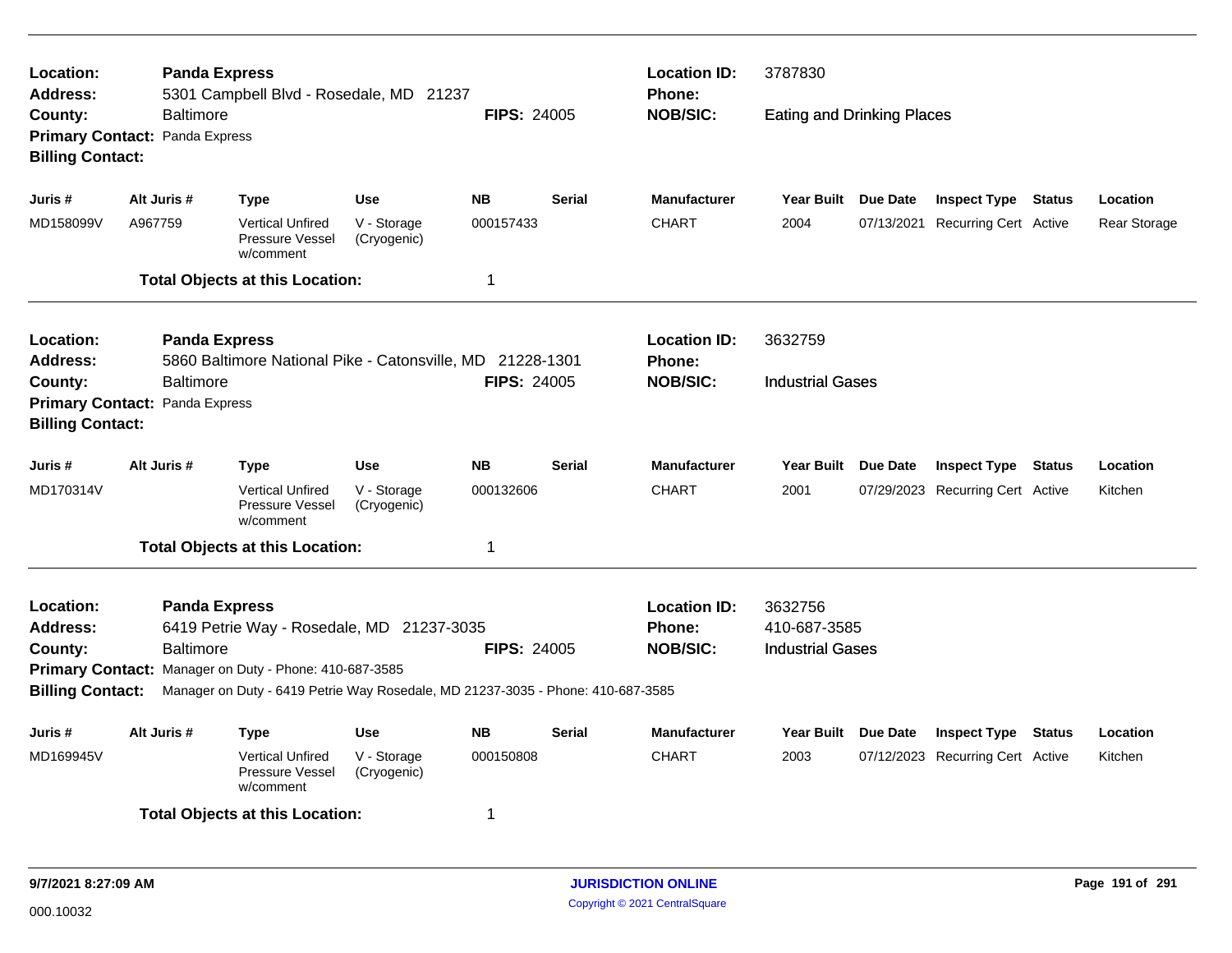**Location:** Panda Express
**Address:** 5301 Campbell Blvd - Rosedale, MD 21237
**County:** Baltimore **FIPS:** 24005
**Primary Contact:** Panda Express
**Billing Contact:**

**Location ID:** 3787830
**Phone:**
**NOB/SIC:** Eating and Drinking Places

| Juris # | Alt Juris # | Type | Use | NB | Serial | Manufacturer | Year Built | Due Date | Inspect Type | Status | Location |
|---|---|---|---|---|---|---|---|---|---|---|---|
| MD158099V | A967759 | Vertical Unfired Pressure Vessel w/comment | V - Storage (Cryogenic) | 000157433 | | CHART | 2004 | 07/13/2021 | Recurring Cert | Active | Rear Storage |

**Total Objects at this Location:** 1

---

**Location:** Panda Express
**Address:** 5860 Baltimore National Pike - Catonsville, MD 21228-1301
**County:** Baltimore **FIPS:** 24005
**Primary Contact:** Panda Express
**Billing Contact:**

**Location ID:** 3632759
**Phone:**
**NOB/SIC:** Industrial Gases

| Juris # | Alt Juris # | Type | Use | NB | Serial | Manufacturer | Year Built | Due Date | Inspect Type | Status | Location |
|---|---|---|---|---|---|---|---|---|---|---|---|
| MD170314V | | Vertical Unfired Pressure Vessel w/comment | V - Storage (Cryogenic) | 000132606 | | CHART | 2001 | 07/29/2023 | Recurring Cert | Active | Kitchen |

**Total Objects at this Location:** 1

---

**Location:** Panda Express
**Address:** 6419 Petrie Way - Rosedale, MD 21237-3035
**County:** Baltimore **FIPS:** 24005
**Primary Contact:** Manager on Duty - Phone: 410-687-3585
**Billing Contact:** Manager on Duty - 6419 Petrie Way Rosedale, MD 21237-3035 - Phone: 410-687-3585

**Location ID:** 3632756
**Phone:** 410-687-3585
**NOB/SIC:** Industrial Gases

| Juris # | Alt Juris # | Type | Use | NB | Serial | Manufacturer | Year Built | Due Date | Inspect Type | Status | Location |
|---|---|---|---|---|---|---|---|---|---|---|---|
| MD169945V | | Vertical Unfired Pressure Vessel w/comment | V - Storage (Cryogenic) | 000150808 | | CHART | 2003 | 07/12/2023 | Recurring Cert | Active | Kitchen |

**Total Objects at this Location:** 1

9/7/2021 8:27:09 AM
000.10032

JURISDICTION ONLINE
Copyright © 2021 CentralSquare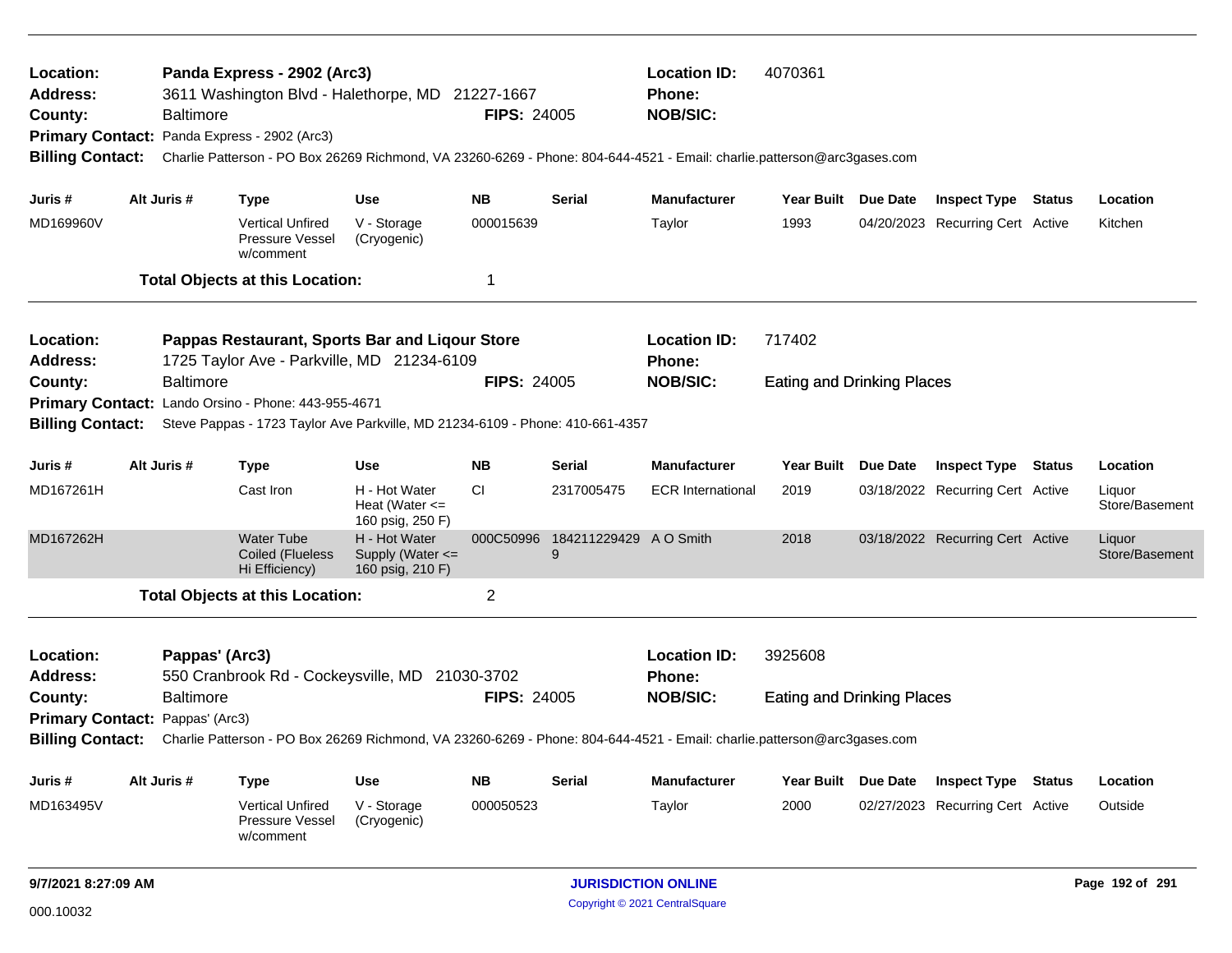**Location:** Panda Express - 2902 (Arc3) **Location ID:** 4070361
**Address:** 3611 Washington Blvd - Halethorpe, MD 21227-1667 **Phone:**
**County:** Baltimore **FIPS:** 24005 **NOB/SIC:**
**Primary Contact:** Panda Express - 2902 (Arc3)
**Billing Contact:** Charlie Patterson - PO Box 26269 Richmond, VA 23260-6269 - Phone: 804-644-4521 - Email: charlie.patterson@arc3gases.com

| Juris # | Alt Juris # | Type | Use | NB | Serial | Manufacturer | Year Built | Due Date | Inspect Type | Status | Location |
|---|---|---|---|---|---|---|---|---|---|---|---|
| MD169960V | | Vertical Unfired Pressure Vessel w/comment | V - Storage (Cryogenic) | 000015639 | | Taylor | 1993 | 04/20/2023 | Recurring Cert | Active | Kitchen |

**Total Objects at this Location:** 1

---

**Location:** Pappas Restaurant, Sports Bar and Liqour Store **Location ID:** 717402
**Address:** 1725 Taylor Ave - Parkville, MD 21234-6109 **Phone:**
**County:** Baltimore **FIPS:** 24005 **NOB/SIC:** Eating and Drinking Places
**Primary Contact:** Lando Orsino - Phone: 443-955-4671
**Billing Contact:** Steve Pappas - 1723 Taylor Ave Parkville, MD 21234-6109 - Phone: 410-661-4357

| Juris # | Alt Juris # | Type | Use | NB | Serial | Manufacturer | Year Built | Due Date | Inspect Type | Status | Location |
|---|---|---|---|---|---|---|---|---|---|---|---|
| MD167261H | | Cast Iron | H - Hot Water Heat (Water <= 160 psig, 250 F) | CI | 2317005475 | ECR International | 2019 | 03/18/2022 | Recurring Cert | Active | Liquor Store/Basement |
| MD167262H | | Water Tube Coiled (Flueless Hi Efficiency) | H - Hot Water Supply (Water <= 160 psig, 210 F) | 000C50996 | 1842112294299 | A O Smith | 2018 | 03/18/2022 | Recurring Cert | Active | Liquor Store/Basement |

**Total Objects at this Location:** 2

---

**Location:** Pappas' (Arc3) **Location ID:** 3925608
**Address:** 550 Cranbrook Rd - Cockeysville, MD 21030-3702 **Phone:**
**County:** Baltimore **FIPS:** 24005 **NOB/SIC:** Eating and Drinking Places
**Primary Contact:** Pappas' (Arc3)
**Billing Contact:** Charlie Patterson - PO Box 26269 Richmond, VA 23260-6269 - Phone: 804-644-4521 - Email: charlie.patterson@arc3gases.com

| Juris # | Alt Juris # | Type | Use | NB | Serial | Manufacturer | Year Built | Due Date | Inspect Type | Status | Location |
|---|---|---|---|---|---|---|---|---|---|---|---|
| MD163495V | | Vertical Unfired Pressure Vessel w/comment | V - Storage (Cryogenic) | 000050523 | | Taylor | 2000 | 02/27/2023 | Recurring Cert | Active | Outside |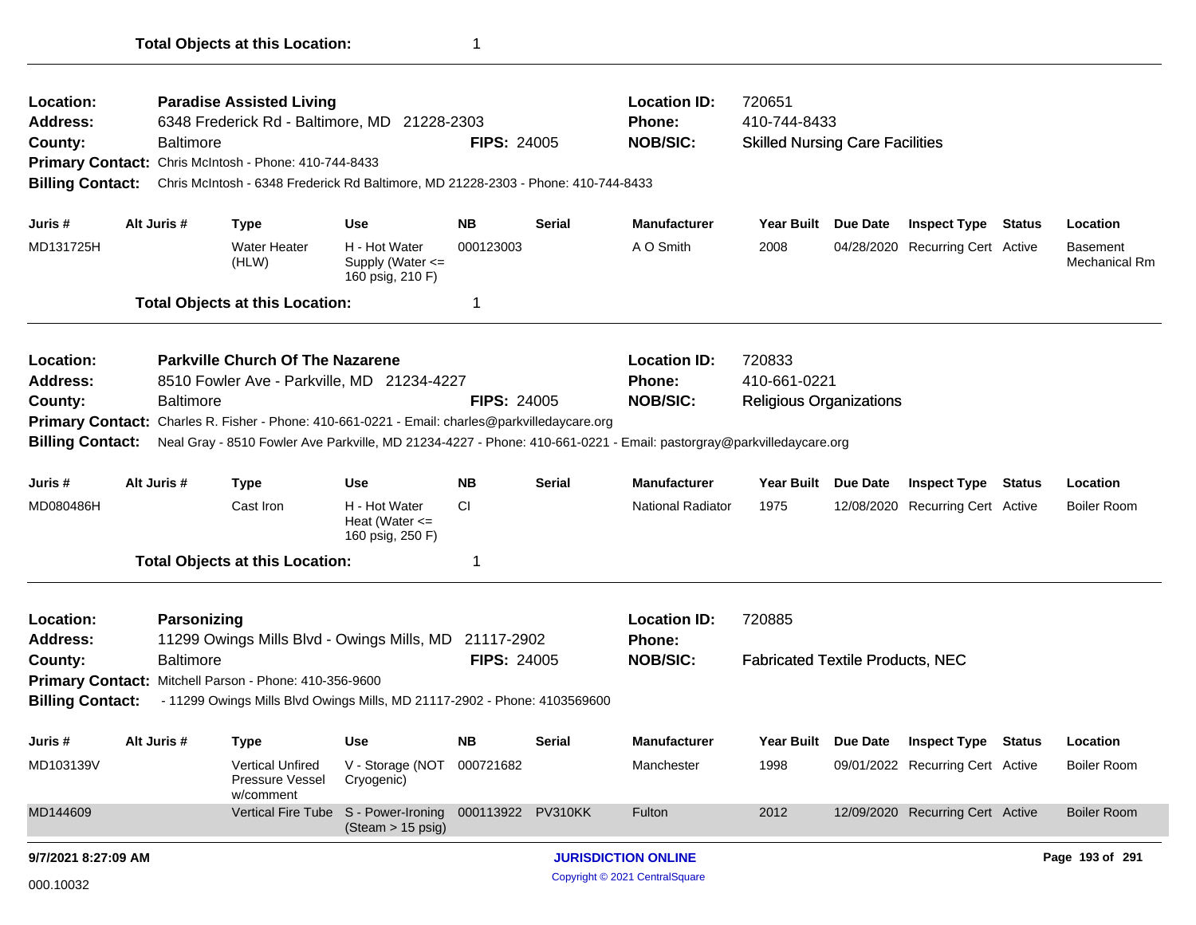**Total Objects at this Location:** 1

---

**Location:** Paradise Assisted Living
**Address:** 6348 Frederick Rd - Baltimore, MD 21228-2303
**County:** Baltimore
**FIPS:** 24005
**Location ID:** 720651
**Phone:** 410-744-8433
**NOB/SIC:** Skilled Nursing Care Facilities
**Primary Contact:** Chris McIntosh - Phone: 410-744-8433
**Billing Contact:** Chris McIntosh - 6348 Frederick Rd Baltimore, MD 21228-2303 - Phone: 410-744-8433

| Juris # | Alt Juris # | Type | Use | NB | Serial | Manufacturer | Year Built | Due Date | Inspect Type | Status | Location |
|---|---|---|---|---|---|---|---|---|---|---|---|
| MD131725H | | Water Heater (HLW) | H - Hot Water Supply (Water <= 160 psig, 210 F) | 000123003 | | A O Smith | 2008 | 04/28/2020 | Recurring Cert | Active | Basement Mechanical Rm |

**Total Objects at this Location:** 1

---

**Location:** Parkville Church Of The Nazarene
**Address:** 8510 Fowler Ave - Parkville, MD 21234-4227
**County:** Baltimore
**FIPS:** 24005
**Location ID:** 720833
**Phone:** 410-661-0221
**NOB/SIC:** Religious Organizations
**Primary Contact:** Charles R. Fisher - Phone: 410-661-0221 - Email: charles@parkvilledaycare.org
**Billing Contact:** Neal Gray - 8510 Fowler Ave Parkville, MD 21234-4227 - Phone: 410-661-0221 - Email: pastorgray@parkvilledaycare.org

| Juris # | Alt Juris # | Type | Use | NB | Serial | Manufacturer | Year Built | Due Date | Inspect Type | Status | Location |
|---|---|---|---|---|---|---|---|---|---|---|---|
| MD080486H | | Cast Iron | H - Hot Water Heat (Water <= 160 psig, 250 F) | CI | | National Radiator | 1975 | 12/08/2020 | Recurring Cert | Active | Boiler Room |

**Total Objects at this Location:** 1

---

**Location:** Parsonizing
**Address:** 11299 Owings Mills Blvd - Owings Mills, MD 21117-2902
**County:** Baltimore
**FIPS:** 24005
**Location ID:** 720885
**Phone:**
**NOB/SIC:** Fabricated Textile Products, NEC
**Primary Contact:** Mitchell Parson - Phone: 410-356-9600
**Billing Contact:** - 11299 Owings Mills Blvd Owings Mills, MD 21117-2902 - Phone: 4103569600

| Juris # | Alt Juris # | Type | Use | NB | Serial | Manufacturer | Year Built | Due Date | Inspect Type | Status | Location |
|---|---|---|---|---|---|---|---|---|---|---|---|
| MD103139V | | Vertical Unfired Pressure Vessel w/comment | V - Storage (NOT Cryogenic) | 000721682 | | Manchester | 1998 | 09/01/2022 | Recurring Cert | Active | Boiler Room |
| MD144609 | | Vertical Fire Tube | S - Power-Ironing (Steam > 15 psig) | 000113922 | PV310KK | Fulton | 2012 | 12/09/2020 | Recurring Cert | Active | Boiler Room |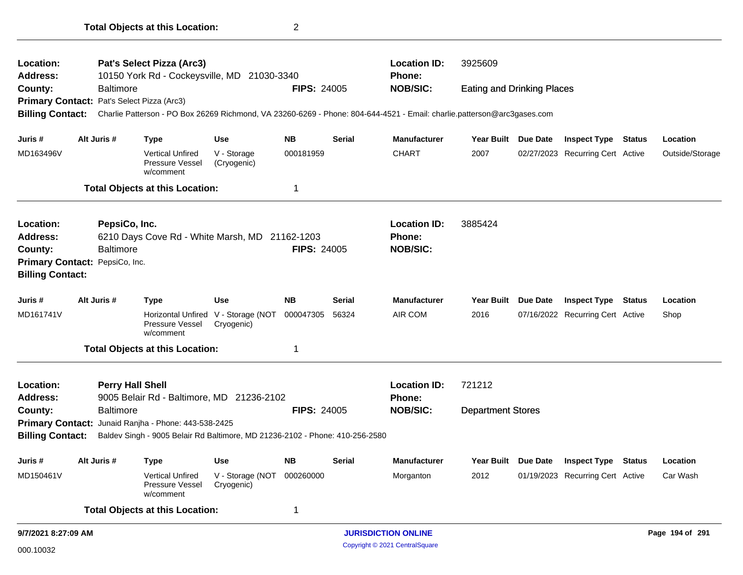**Total Objects at this Location:** 2

---

**Location:** Pat's Select Pizza (Arc3)
**Address:** 10150 York Rd - Cockeysville, MD 21030-3340
**County:** Baltimore
**FIPS:** 24005
**Primary Contact:** Pat's Select Pizza (Arc3)
**Billing Contact:** Charlie Patterson - PO Box 26269 Richmond, VA 23260-6269 - Phone: 804-644-4521 - Email: charlie.patterson@arc3gases.com
**Location ID:** 3925609
**Phone:**
**NOB/SIC:** Eating and Drinking Places

| Juris # | Alt Juris # | Type | Use | NB | Serial | Manufacturer | Year Built | Due Date | Inspect Type | Status | Location |
|---|---|---|---|---|---|---|---|---|---|---|---|
| MD163496V | | Vertical Unfired Pressure Vessel w/comment | V - Storage (Cryogenic) | 000181959 | | CHART | 2007 | 02/27/2023 | Recurring Cert | Active | Outside/Storage |

**Total Objects at this Location:** 1

---

**Location:** PepsiCo, Inc.
**Address:** 6210 Days Cove Rd - White Marsh, MD 21162-1203
**County:** Baltimore
**FIPS:** 24005
**Primary Contact:** PepsiCo, Inc.
**Billing Contact:**
**Location ID:** 3885424
**Phone:**
**NOB/SIC:**

| Juris # | Alt Juris # | Type | Use | NB | Serial | Manufacturer | Year Built | Due Date | Inspect Type | Status | Location |
|---|---|---|---|---|---|---|---|---|---|---|---|
| MD161741V | | Horizontal Unfired Pressure Vessel w/comment | V - Storage (NOT Cryogenic) | 000047305 | 56324 | AIR COM | 2016 | 07/16/2022 | Recurring Cert | Active | Shop |

**Total Objects at this Location:** 1

---

**Location:** Perry Hall Shell
**Address:** 9005 Belair Rd - Baltimore, MD 21236-2102
**County:** Baltimore
**FIPS:** 24005
**Primary Contact:** Junaid Ranjha - Phone: 443-538-2425
**Billing Contact:** Baldev Singh - 9005 Belair Rd Baltimore, MD 21236-2102 - Phone: 410-256-2580
**Location ID:** 721212
**Phone:**
**NOB/SIC:** Department Stores

| Juris # | Alt Juris # | Type | Use | NB | Serial | Manufacturer | Year Built | Due Date | Inspect Type | Status | Location |
|---|---|---|---|---|---|---|---|---|---|---|---|
| MD150461V | | Vertical Unfired Pressure Vessel w/comment | V - Storage (NOT Cryogenic) | 000260000 | | Morganton | 2012 | 01/19/2023 | Recurring Cert | Active | Car Wash |

**Total Objects at this Location:** 1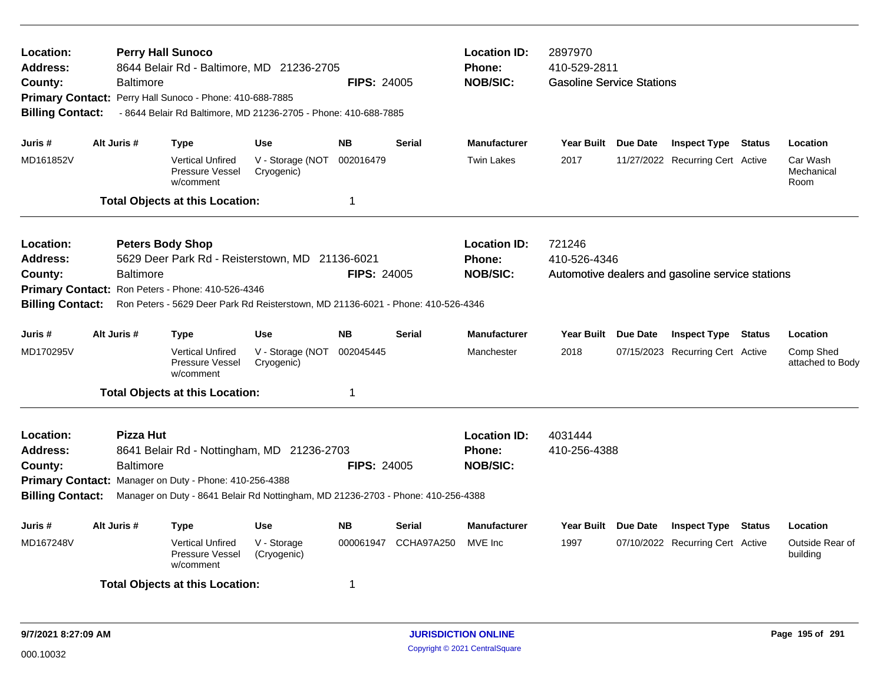**Location:** Perry Hall Sunoco
**Address:** 8644 Belair Rd - Baltimore, MD 21236-2705
**County:** Baltimore
**FIPS:** 24005
**Location ID:** 2897970
**Phone:** 410-529-2811
**NOB/SIC:** Gasoline Service Stations
**Primary Contact:** Perry Hall Sunoco - Phone: 410-688-7885
**Billing Contact:** - 8644 Belair Rd Baltimore, MD 21236-2705 - Phone: 410-688-7885

| Juris # | Alt Juris # | Type | Use | NB | Serial | Manufacturer | Year Built | Due Date | Inspect Type | Status | Location |
|---|---|---|---|---|---|---|---|---|---|---|---|
| MD161852V | | Vertical Unfired Pressure Vessel w/comment | V - Storage (NOT Cryogenic) | 002016479 | | Twin Lakes | 2017 | 11/27/2022 | Recurring Cert | Active | Car Wash Mechanical Room |

**Total Objects at this Location:** 1

---

**Location:** Peters Body Shop
**Address:** 5629 Deer Park Rd - Reisterstown, MD 21136-6021
**County:** Baltimore
**FIPS:** 24005
**Location ID:** 721246
**Phone:** 410-526-4346
**NOB/SIC:** Automotive dealers and gasoline service stations
**Primary Contact:** Ron Peters - Phone: 410-526-4346
**Billing Contact:** Ron Peters - 5629 Deer Park Rd Reisterstown, MD 21136-6021 - Phone: 410-526-4346

| Juris # | Alt Juris # | Type | Use | NB | Serial | Manufacturer | Year Built | Due Date | Inspect Type | Status | Location |
|---|---|---|---|---|---|---|---|---|---|---|---|
| MD170295V | | Vertical Unfired Pressure Vessel w/comment | V - Storage (NOT Cryogenic) | 002045445 | | Manchester | 2018 | 07/15/2023 | Recurring Cert | Active | Comp Shed attached to Body |

**Total Objects at this Location:** 1

---

**Location:** Pizza Hut
**Address:** 8641 Belair Rd - Nottingham, MD 21236-2703
**County:** Baltimore
**FIPS:** 24005
**Location ID:** 4031444
**Phone:** 410-256-4388
**NOB/SIC:**
**Primary Contact:** Manager on Duty - Phone: 410-256-4388
**Billing Contact:** Manager on Duty - 8641 Belair Rd Nottingham, MD 21236-2703 - Phone: 410-256-4388

| Juris # | Alt Juris # | Type | Use | NB | Serial | Manufacturer | Year Built | Due Date | Inspect Type | Status | Location |
|---|---|---|---|---|---|---|---|---|---|---|---|
| MD167248V | | Vertical Unfired Pressure Vessel w/comment | V - Storage (Cryogenic) | 000061947 | CCHA97A250 | MVE Inc | 1997 | 07/10/2022 | Recurring Cert | Active | Outside Rear of building |

**Total Objects at this Location:** 1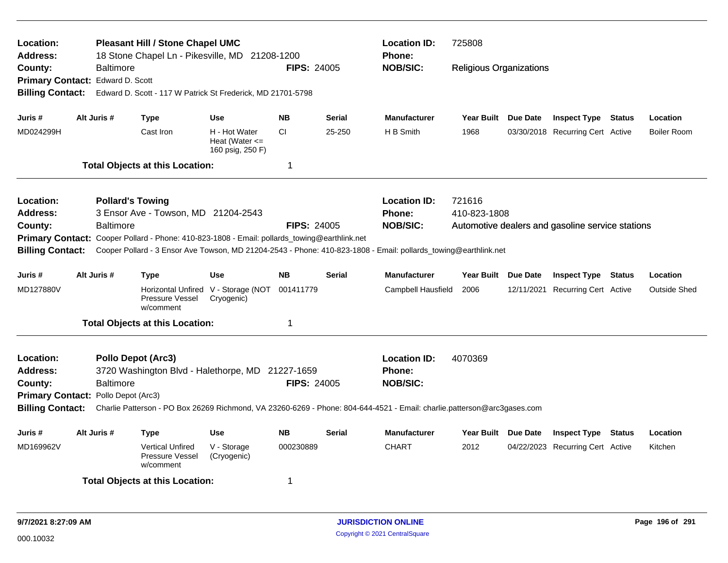**Location:** Pleasant Hill / Stone Chapel UMC
**Location ID:** 725808
**Address:** 18 Stone Chapel Ln - Pikesville, MD 21208-1200
**Phone:**
**County:** Baltimore
**FIPS:** 24005
**NOB/SIC:** Religious Organizations
**Primary Contact:** Edward D. Scott
**Billing Contact:** Edward D. Scott - 117 W Patrick St Frederick, MD 21701-5798

| Juris # | Alt Juris # | Type | Use | NB | Serial | Manufacturer | Year Built | Due Date | Inspect Type | Status | Location |
|---|---|---|---|---|---|---|---|---|---|---|---|
| MD024299H | | Cast Iron | H - Hot Water Heat (Water <= 160 psig, 250 F) | CI | 25-250 | H B Smith | 1968 | 03/30/2018 | Recurring Cert | Active | Boiler Room |

**Total Objects at this Location:** 1

---

**Location:** Pollard's Towing
**Location ID:** 721616
**Address:** 3 Ensor Ave - Towson, MD 21204-2543
**Phone:** 410-823-1808
**County:** Baltimore
**FIPS:** 24005
**NOB/SIC:** Automotive dealers and gasoline service stations
**Primary Contact:** Cooper Pollard - Phone: 410-823-1808 - Email: pollards_towing@earthlink.net
**Billing Contact:** Cooper Pollard - 3 Ensor Ave Towson, MD 21204-2543 - Phone: 410-823-1808 - Email: pollards_towing@earthlink.net

| Juris # | Alt Juris # | Type | Use | NB | Serial | Manufacturer | Year Built | Due Date | Inspect Type | Status | Location |
|---|---|---|---|---|---|---|---|---|---|---|---|
| MD127880V | | Horizontal Unfired Pressure Vessel w/comment | V - Storage (NOT Cryogenic) | 001411779 | | Campbell Hausfield | 2006 | 12/11/2021 | Recurring Cert | Active | Outside Shed |

**Total Objects at this Location:** 1

---

**Location:** Pollo Depot (Arc3)
**Location ID:** 4070369
**Address:** 3720 Washington Blvd - Halethorpe, MD 21227-1659
**Phone:**
**County:** Baltimore
**FIPS:** 24005
**NOB/SIC:**
**Primary Contact:** Pollo Depot (Arc3)
**Billing Contact:** Charlie Patterson - PO Box 26269 Richmond, VA 23260-6269 - Phone: 804-644-4521 - Email: charlie.patterson@arc3gases.com

| Juris # | Alt Juris # | Type | Use | NB | Serial | Manufacturer | Year Built | Due Date | Inspect Type | Status | Location |
|---|---|---|---|---|---|---|---|---|---|---|---|
| MD169962V | | Vertical Unfired Pressure Vessel w/comment | V - Storage (Cryogenic) | 000230889 | | CHART | 2012 | 04/22/2023 | Recurring Cert | Active | Kitchen |

**Total Objects at this Location:** 1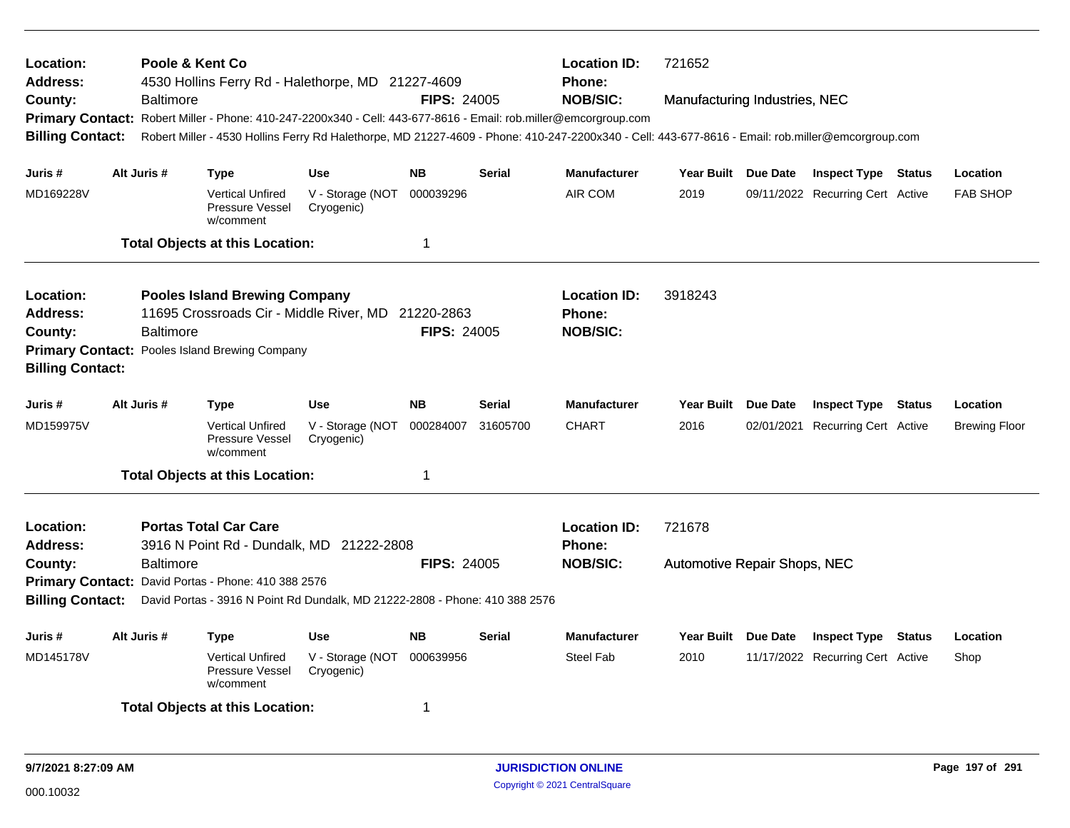**Location:** Poole & Kent Co
**Address:** 4530 Hollins Ferry Rd - Halethorpe, MD 21227-4609
**County:** Baltimore
**FIPS:** 24005
**Location ID:** 721652
**Phone:**
**NOB/SIC:** Manufacturing Industries, NEC
**Primary Contact:** Robert Miller - Phone: 410-247-2200x340 - Cell: 443-677-8616 - Email: rob.miller@emcorgroup.com
**Billing Contact:** Robert Miller - 4530 Hollins Ferry Rd Halethorpe, MD 21227-4609 - Phone: 410-247-2200x340 - Cell: 443-677-8616 - Email: rob.miller@emcorgroup.com

| Juris # | Alt Juris # | Type | Use | NB | Serial | Manufacturer | Year Built | Due Date | Inspect Type | Status | Location |
|---|---|---|---|---|---|---|---|---|---|---|---|
| MD169228V | | Vertical Unfired Pressure Vessel w/comment | V - Storage (NOT Cryogenic) | 000039296 | | AIR COM | 2019 | 09/11/2022 | Recurring Cert | Active | FAB SHOP |

**Total Objects at this Location:** 1

---

**Location:** Pooles Island Brewing Company
**Address:** 11695 Crossroads Cir - Middle River, MD 21220-2863
**County:** Baltimore
**FIPS:** 24005
**Location ID:** 3918243
**Phone:**
**NOB/SIC:**
**Primary Contact:** Pooles Island Brewing Company
**Billing Contact:**

| Juris # | Alt Juris # | Type | Use | NB | Serial | Manufacturer | Year Built | Due Date | Inspect Type | Status | Location |
|---|---|---|---|---|---|---|---|---|---|---|---|
| MD159975V | | Vertical Unfired Pressure Vessel w/comment | V - Storage (NOT Cryogenic) | 000284007 | 31605700 | CHART | 2016 | 02/01/2021 | Recurring Cert | Active | Brewing Floor |

**Total Objects at this Location:** 1

---

**Location:** Portas Total Car Care
**Address:** 3916 N Point Rd - Dundalk, MD 21222-2808
**County:** Baltimore
**FIPS:** 24005
**Location ID:** 721678
**Phone:**
**NOB/SIC:** Automotive Repair Shops, NEC
**Primary Contact:** David Portas - Phone: 410 388 2576
**Billing Contact:** David Portas - 3916 N Point Rd Dundalk, MD 21222-2808 - Phone: 410 388 2576

| Juris # | Alt Juris # | Type | Use | NB | Serial | Manufacturer | Year Built | Due Date | Inspect Type | Status | Location |
|---|---|---|---|---|---|---|---|---|---|---|---|
| MD145178V | | Vertical Unfired Pressure Vessel w/comment | V - Storage (NOT Cryogenic) | 000639956 | | Steel Fab | 2010 | 11/17/2022 | Recurring Cert | Active | Shop |

**Total Objects at this Location:** 1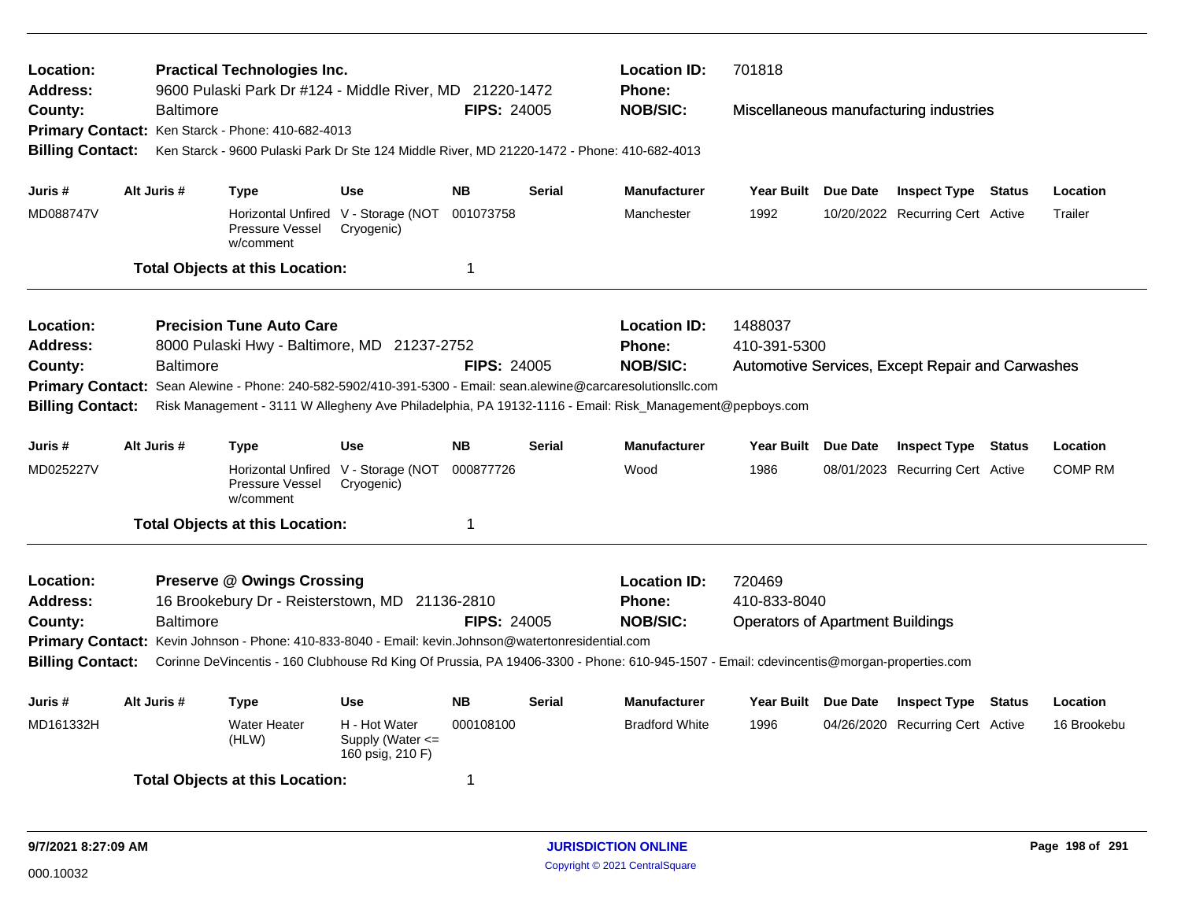**Location:** Practical Technologies Inc. | **Location ID:** 701818
**Address:** 9600 Pulaski Park Dr #124 - Middle River, MD 21220-1472 | **Phone:**
**County:** Baltimore | **FIPS:** 24005 | **NOB/SIC:** Miscellaneous manufacturing industries
**Primary Contact:** Ken Starck - Phone: 410-682-4013
**Billing Contact:** Ken Starck - 9600 Pulaski Park Dr Ste 124 Middle River, MD 21220-1472 - Phone: 410-682-4013

| Juris # | Alt Juris # | Type | Use | NB | Serial | Manufacturer | Year Built | Due Date | Inspect Type | Status | Location |
|---|---|---|---|---|---|---|---|---|---|---|---|
| MD088747V | | Horizontal Unfired Pressure Vessel w/comment | V - Storage (NOT Cryogenic) | 001073758 | | Manchester | 1992 | 10/20/2022 | Recurring Cert | Active | Trailer |

**Total Objects at this Location:** 1

---

**Location:** Precision Tune Auto Care | **Location ID:** 1488037
**Address:** 8000 Pulaski Hwy - Baltimore, MD 21237-2752 | **Phone:** 410-391-5300
**County:** Baltimore | **FIPS:** 24005 | **NOB/SIC:** Automotive Services, Except Repair and Carwashes
**Primary Contact:** Sean Alewine - Phone: 240-582-5902/410-391-5300 - Email: sean.alewine@carcaresolutionsllc.com
**Billing Contact:** Risk Management - 3111 W Allegheny Ave Philadelphia, PA 19132-1116 - Email: Risk_Management@pepboys.com

| Juris # | Alt Juris # | Type | Use | NB | Serial | Manufacturer | Year Built | Due Date | Inspect Type | Status | Location |
|---|---|---|---|---|---|---|---|---|---|---|---|
| MD025227V | | Horizontal Unfired Pressure Vessel w/comment | V - Storage (NOT Cryogenic) | 000877726 | | Wood | 1986 | 08/01/2023 | Recurring Cert | Active | COMP RM |

**Total Objects at this Location:** 1

---

**Location:** Preserve @ Owings Crossing | **Location ID:** 720469
**Address:** 16 Brookebury Dr - Reisterstown, MD 21136-2810 | **Phone:** 410-833-8040
**County:** Baltimore | **FIPS:** 24005 | **NOB/SIC:** Operators of Apartment Buildings
**Primary Contact:** Kevin Johnson - Phone: 410-833-8040 - Email: kevin.Johnson@watertonresidential.com
**Billing Contact:** Corinne DeVincentis - 160 Clubhouse Rd King Of Prussia, PA 19406-3300 - Phone: 610-945-1507 - Email: cdevincentis@morgan-properties.com

| Juris # | Alt Juris # | Type | Use | NB | Serial | Manufacturer | Year Built | Due Date | Inspect Type | Status | Location |
|---|---|---|---|---|---|---|---|---|---|---|---|
| MD161332H | | Water Heater (HLW) | H - Hot Water Supply (Water <= 160 psig, 210 F) | 000108100 | | Bradford White | 1996 | 04/26/2020 | Recurring Cert | Active | 16 Brookebu |

**Total Objects at this Location:** 1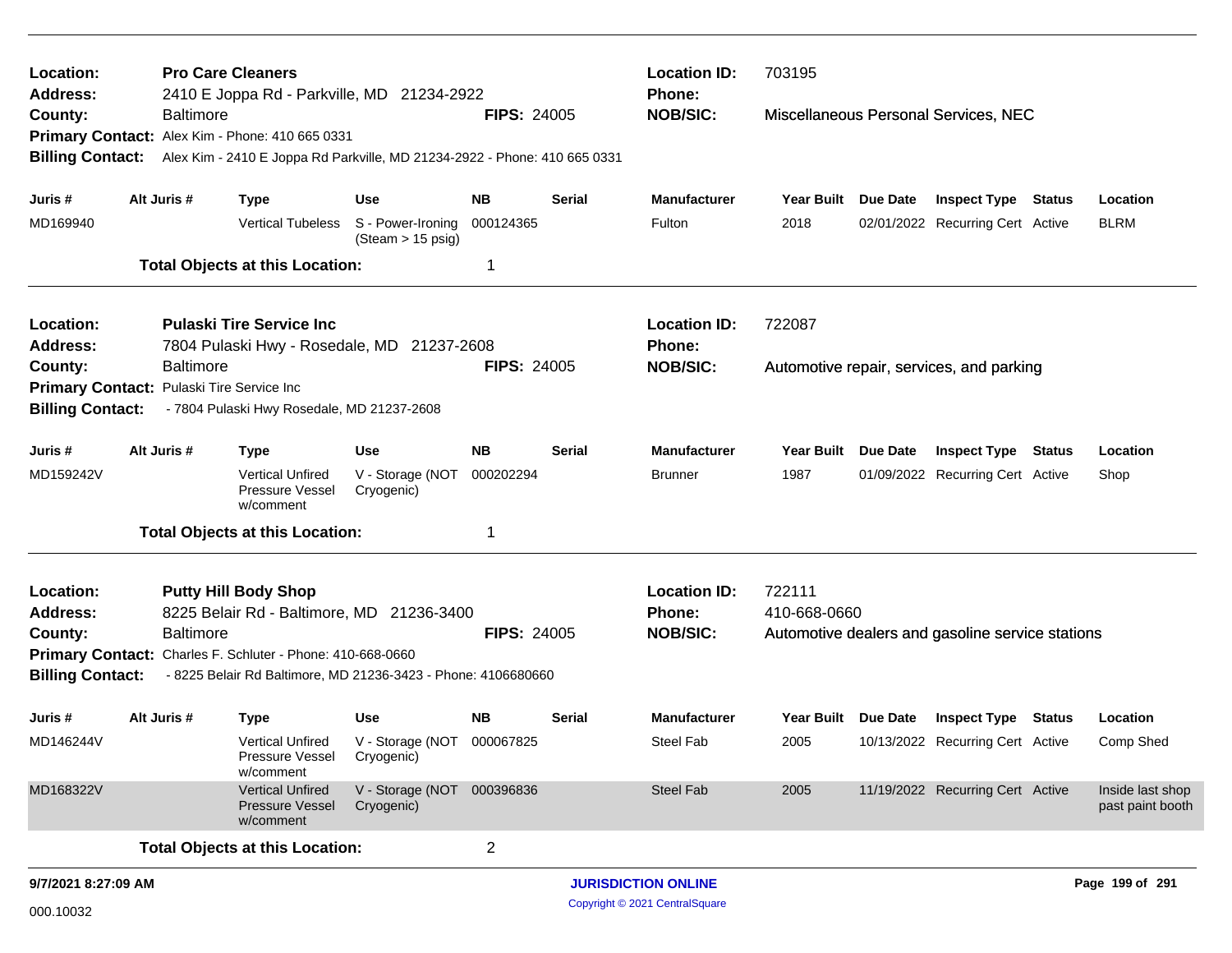**Location:** Pro Care Cleaners
**Location ID:** 703195
**Address:** 2410 E Joppa Rd - Parkville, MD 21234-2922
**Phone:**
**County:** Baltimore
**FIPS:** 24005
**NOB/SIC:** Miscellaneous Personal Services, NEC
**Primary Contact:** Alex Kim - Phone: 410 665 0331
**Billing Contact:** Alex Kim - 2410 E Joppa Rd Parkville, MD 21234-2922 - Phone: 410 665 0331

| Juris # | Alt Juris # | Type | Use | NB | Serial | Manufacturer | Year Built | Due Date | Inspect Type | Status | Location |
|---|---|---|---|---|---|---|---|---|---|---|---|
| MD169940 | | Vertical Tubeless | S - Power-Ironing (Steam > 15 psig) | 000124365 | | Fulton | 2018 | 02/01/2022 | Recurring Cert | Active | BLRM |

**Total Objects at this Location:** 1

---

**Location:** Pulaski Tire Service Inc
**Location ID:** 722087
**Address:** 7804 Pulaski Hwy - Rosedale, MD 21237-2608
**Phone:**
**County:** Baltimore
**FIPS:** 24005
**NOB/SIC:** Automotive repair, services, and parking
**Primary Contact:** Pulaski Tire Service Inc
**Billing Contact:** - 7804 Pulaski Hwy Rosedale, MD 21237-2608

| Juris # | Alt Juris # | Type | Use | NB | Serial | Manufacturer | Year Built | Due Date | Inspect Type | Status | Location |
|---|---|---|---|---|---|---|---|---|---|---|---|
| MD159242V | | Vertical Unfired Pressure Vessel w/comment | V - Storage (NOT Cryogenic) | 000202294 | | Brunner | 1987 | 01/09/2022 | Recurring Cert | Active | Shop |

**Total Objects at this Location:** 1

---

**Location:** Putty Hill Body Shop
**Location ID:** 722111
**Address:** 8225 Belair Rd - Baltimore, MD 21236-3400
**Phone:** 410-668-0660
**County:** Baltimore
**FIPS:** 24005
**NOB/SIC:** Automotive dealers and gasoline service stations
**Primary Contact:** Charles F. Schluter - Phone: 410-668-0660
**Billing Contact:** - 8225 Belair Rd Baltimore, MD 21236-3423 - Phone: 4106680660

| Juris # | Alt Juris # | Type | Use | NB | Serial | Manufacturer | Year Built | Due Date | Inspect Type | Status | Location |
|---|---|---|---|---|---|---|---|---|---|---|---|
| MD146244V | | Vertical Unfired Pressure Vessel w/comment | V - Storage (NOT Cryogenic) | 000067825 | | Steel Fab | 2005 | 10/13/2022 | Recurring Cert | Active | Comp Shed |
| MD168322V | | Vertical Unfired Pressure Vessel w/comment | V - Storage (NOT Cryogenic) | 000396836 | | Steel Fab | 2005 | 11/19/2022 | Recurring Cert | Active | Inside last shop past paint booth |

**Total Objects at this Location:** 2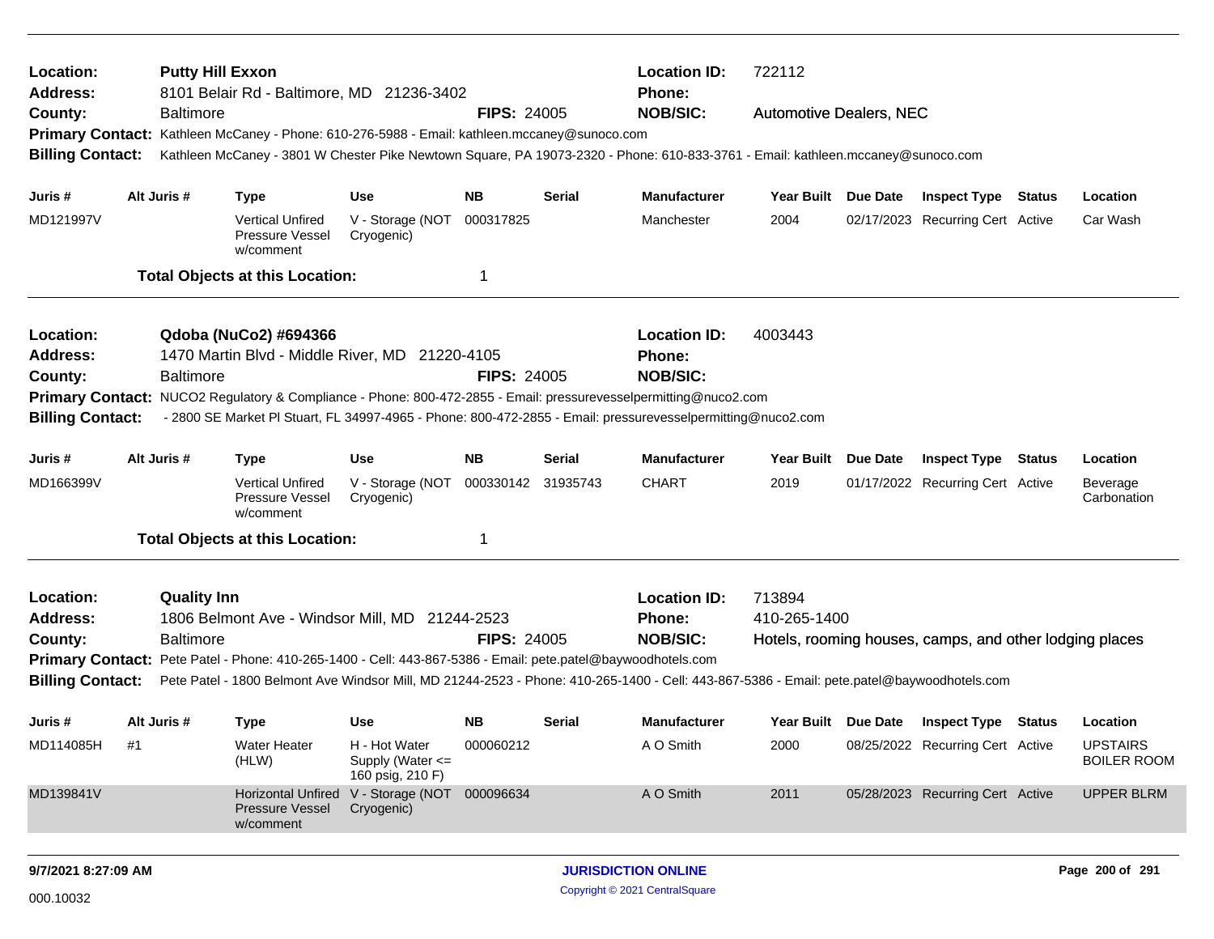**Location:** Putty Hill Exxon　　**Location ID:** 722112
**Address:** 8101 Belair Rd - Baltimore, MD 21236-3402　　**Phone:**
**County:** Baltimore　　**FIPS:** 24005　　**NOB/SIC:** Automotive Dealers, NEC
**Primary Contact:** Kathleen McCaney - Phone: 610-276-5988 - Email: kathleen.mccaney@sunoco.com
**Billing Contact:** Kathleen McCaney - 3801 W Chester Pike Newtown Square, PA 19073-2320 - Phone: 610-833-3761 - Email: kathleen.mccaney@sunoco.com

| Juris # | Alt Juris # | Type | Use | NB | Serial | Manufacturer | Year Built | Due Date | Inspect Type | Status | Location |
|---|---|---|---|---|---|---|---|---|---|---|---|
| MD121997V | | Vertical Unfired Pressure Vessel w/comment | V - Storage (NOT Cryogenic) | 000317825 | | Manchester | 2004 | 02/17/2023 | Recurring Cert | Active | Car Wash |

**Total Objects at this Location:** 1

---

**Location:** Qdoba (NuCo2) #694366　　**Location ID:** 4003443
**Address:** 1470 Martin Blvd - Middle River, MD 21220-4105　　**Phone:**
**County:** Baltimore　　**FIPS:** 24005　　**NOB/SIC:**
**Primary Contact:** NUCO2 Regulatory & Compliance - Phone: 800-472-2855 - Email: pressurevesselpermitting@nuco2.com
**Billing Contact:** - 2800 SE Market Pl Stuart, FL 34997-4965 - Phone: 800-472-2855 - Email: pressurevesselpermitting@nuco2.com

| Juris # | Alt Juris # | Type | Use | NB | Serial | Manufacturer | Year Built | Due Date | Inspect Type | Status | Location |
|---|---|---|---|---|---|---|---|---|---|---|---|
| MD166399V | | Vertical Unfired Pressure Vessel w/comment | V - Storage (NOT Cryogenic) | 000330142 | 31935743 | CHART | 2019 | 01/17/2022 | Recurring Cert | Active | Beverage Carbonation |

**Total Objects at this Location:** 1

---

**Location:** Quality Inn　　**Location ID:** 713894
**Address:** 1806 Belmont Ave - Windsor Mill, MD 21244-2523　　**Phone:** 410-265-1400
**County:** Baltimore　　**FIPS:** 24005　　**NOB/SIC:** Hotels, rooming houses, camps, and other lodging places
**Primary Contact:** Pete Patel - Phone: 410-265-1400 - Cell: 443-867-5386 - Email: pete.patel@baywoodhotels.com
**Billing Contact:** Pete Patel - 1800 Belmont Ave Windsor Mill, MD 21244-2523 - Phone: 410-265-1400 - Cell: 443-867-5386 - Email: pete.patel@baywoodhotels.com

| Juris # | Alt Juris # | Type | Use | NB | Serial | Manufacturer | Year Built | Due Date | Inspect Type | Status | Location |
|---|---|---|---|---|---|---|---|---|---|---|---|
| MD114085H | #1 | Water Heater (HLW) | H - Hot Water Supply (Water <= 160 psig, 210 F) | 000060212 | | A O Smith | 2000 | 08/25/2022 | Recurring Cert | Active | UPSTAIRS BOILER ROOM |
| MD139841V | | Horizontal Unfired Pressure Vessel w/comment | V - Storage (NOT Cryogenic) | 000096634 | | A O Smith | 2011 | 05/28/2023 | Recurring Cert | Active | UPPER BLRM |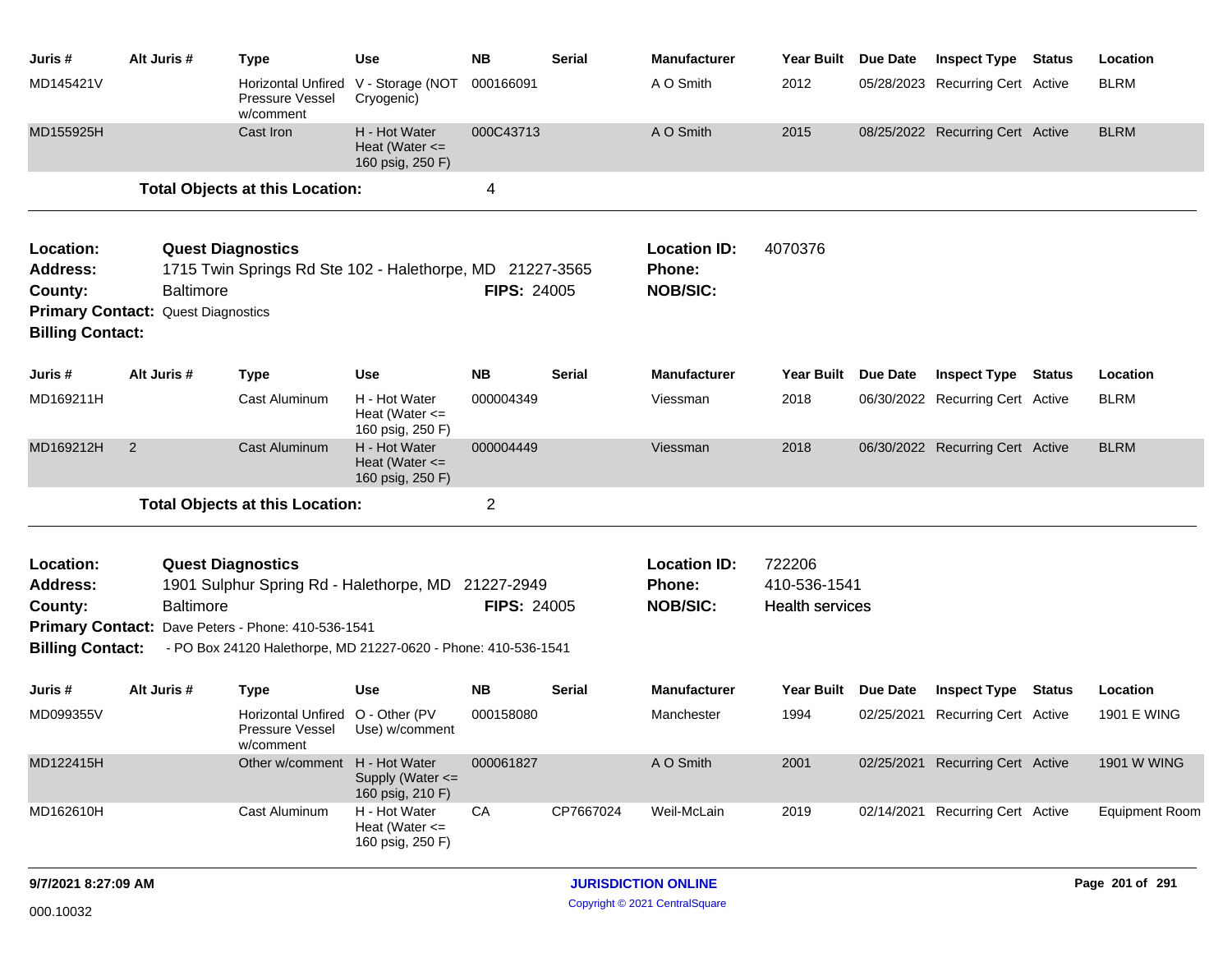| Juris # | Alt Juris # | Type | Use | NB | Serial | Manufacturer | Year Built | Due Date | Inspect Type | Status | Location |
|---|---|---|---|---|---|---|---|---|---|---|---|
| MD145421V | | Horizontal Unfired Pressure Vessel w/comment | V - Storage (NOT Cryogenic) | 000166091 | | A O Smith | 2012 | 05/28/2023 | Recurring Cert | Active | BLRM |
| MD155925H | | Cast Iron | H - Hot Water Heat (Water <= 160 psig, 250 F) | 000C43713 | | A O Smith | 2015 | 08/25/2022 | Recurring Cert | Active | BLRM |

**Total Objects at this Location:** 4

**Location:** Quest Diagnostics
**Address:** 1715 Twin Springs Rd Ste 102 - Halethorpe, MD 21227-3565
**County:** Baltimore
**FIPS:** 24005
**Location ID:** 4070376
**Phone:**
**NOB/SIC:**
**Primary Contact:** Quest Diagnostics
**Billing Contact:**

| Juris # | Alt Juris # | Type | Use | NB | Serial | Manufacturer | Year Built | Due Date | Inspect Type | Status | Location |
|---|---|---|---|---|---|---|---|---|---|---|---|
| MD169211H | | Cast Aluminum | H - Hot Water Heat (Water <= 160 psig, 250 F) | 000004349 | | Viessman | 2018 | 06/30/2022 | Recurring Cert | Active | BLRM |
| MD169212H | 2 | Cast Aluminum | H - Hot Water Heat (Water <= 160 psig, 250 F) | 000004449 | | Viessman | 2018 | 06/30/2022 | Recurring Cert | Active | BLRM |

**Total Objects at this Location:** 2

**Location:** Quest Diagnostics
**Address:** 1901 Sulphur Spring Rd - Halethorpe, MD 21227-2949
**County:** Baltimore
**FIPS:** 24005
**Location ID:** 722206
**Phone:** 410-536-1541
**NOB/SIC:** Health services
**Primary Contact:** Dave Peters - Phone: 410-536-1541
**Billing Contact:** - PO Box 24120 Halethorpe, MD 21227-0620 - Phone: 410-536-1541

| Juris # | Alt Juris # | Type | Use | NB | Serial | Manufacturer | Year Built | Due Date | Inspect Type | Status | Location |
|---|---|---|---|---|---|---|---|---|---|---|---|
| MD099355V | | Horizontal Unfired Pressure Vessel w/comment | O - Other (PV Use) w/comment | 000158080 | | Manchester | 1994 | 02/25/2021 | Recurring Cert | Active | 1901 E WING |
| MD122415H | | Other w/comment | H - Hot Water Supply (Water <= 160 psig, 210 F) | 000061827 | | A O Smith | 2001 | 02/25/2021 | Recurring Cert | Active | 1901 W WING |
| MD162610H | | Cast Aluminum | H - Hot Water Heat (Water <= 160 psig, 250 F) | CA | CP7667024 | Weil-McLain | 2019 | 02/14/2021 | Recurring Cert | Active | Equipment Room |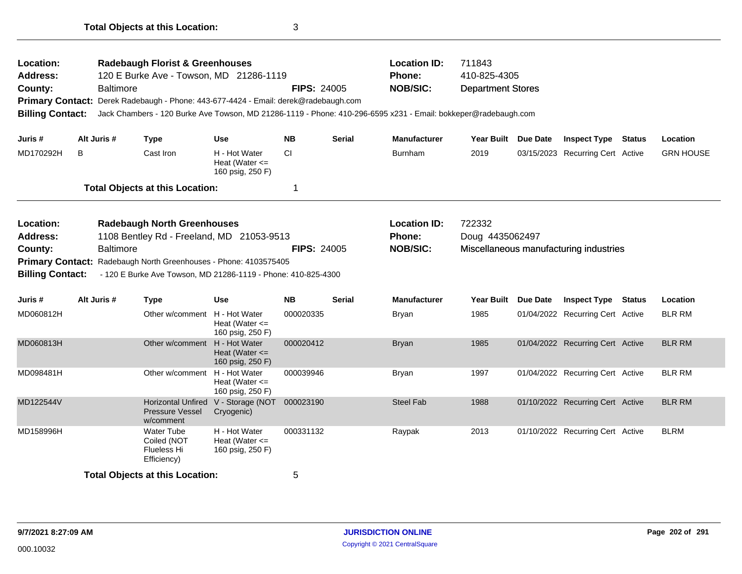**Total Objects at this Location:** 3

---

| | | | |
|---|---|---|---|
| **Location:** | **Radebaugh Florist & Greenhouses** | **Location ID:** | 711843 |
| **Address:** | 120 E Burke Ave - Towson, MD 21286-1119 | **Phone:** | 410-825-4305 |
| **County:** | Baltimore **FIPS:** 24005 | **NOB/SIC:** | Department Stores |

**Primary Contact:** Derek Radebaugh - Phone: 443-677-4424 - Email: derek@radebaugh.com

**Billing Contact:** Jack Chambers - 120 Burke Ave Towson, MD 21286-1119 - Phone: 410-296-6595 x231 - Email: bokkeper@radebaugh.com

| Juris # | Alt Juris # | Type | Use | NB | Serial | Manufacturer | Year Built | Due Date | Inspect Type | Status | Location |
|---|---|---|---|---|---|---|---|---|---|---|---|
| MD170292H | B | Cast Iron | H - Hot Water Heat (Water <= 160 psig, 250 F) | CI | | Burnham | 2019 | 03/15/2023 | Recurring Cert | Active | GRN HOUSE |

**Total Objects at this Location:** 1

---

| | | | |
|---|---|---|---|
| **Location:** | **Radebaugh North Greenhouses** | **Location ID:** | 722332 |
| **Address:** | 1108 Bentley Rd - Freeland, MD 21053-9513 | **Phone:** | Doug 4435062497 |
| **County:** | Baltimore **FIPS:** 24005 | **NOB/SIC:** | Miscellaneous manufacturing industries |

**Primary Contact:** Radebaugh North Greenhouses - Phone: 4103575405

**Billing Contact:** - 120 E Burke Ave Towson, MD 21286-1119 - Phone: 410-825-4300

| Juris # | Alt Juris # | Type | Use | NB | Serial | Manufacturer | Year Built | Due Date | Inspect Type | Status | Location |
|---|---|---|---|---|---|---|---|---|---|---|---|
| MD060812H | | Other w/comment | H - Hot Water Heat (Water <= 160 psig, 250 F) | 000020335 | | Bryan | 1985 | 01/04/2022 | Recurring Cert | Active | BLR RM |
| MD060813H | | Other w/comment | H - Hot Water Heat (Water <= 160 psig, 250 F) | 000020412 | | Bryan | 1985 | 01/04/2022 | Recurring Cert | Active | BLR RM |
| MD098481H | | Other w/comment | H - Hot Water Heat (Water <= 160 psig, 250 F) | 000039946 | | Bryan | 1997 | 01/04/2022 | Recurring Cert | Active | BLR RM |
| MD122544V | | Horizontal Unfired Pressure Vessel w/comment | V - Storage (NOT Cryogenic) | 000023190 | | Steel Fab | 1988 | 01/10/2022 | Recurring Cert | Active | BLR RM |
| MD158996H | | Water Tube Coiled (NOT Flueless Hi Efficiency) | H - Hot Water Heat (Water <= 160 psig, 250 F) | 000331132 | | Raypak | 2013 | 01/10/2022 | Recurring Cert | Active | BLRM |

**Total Objects at this Location:** 5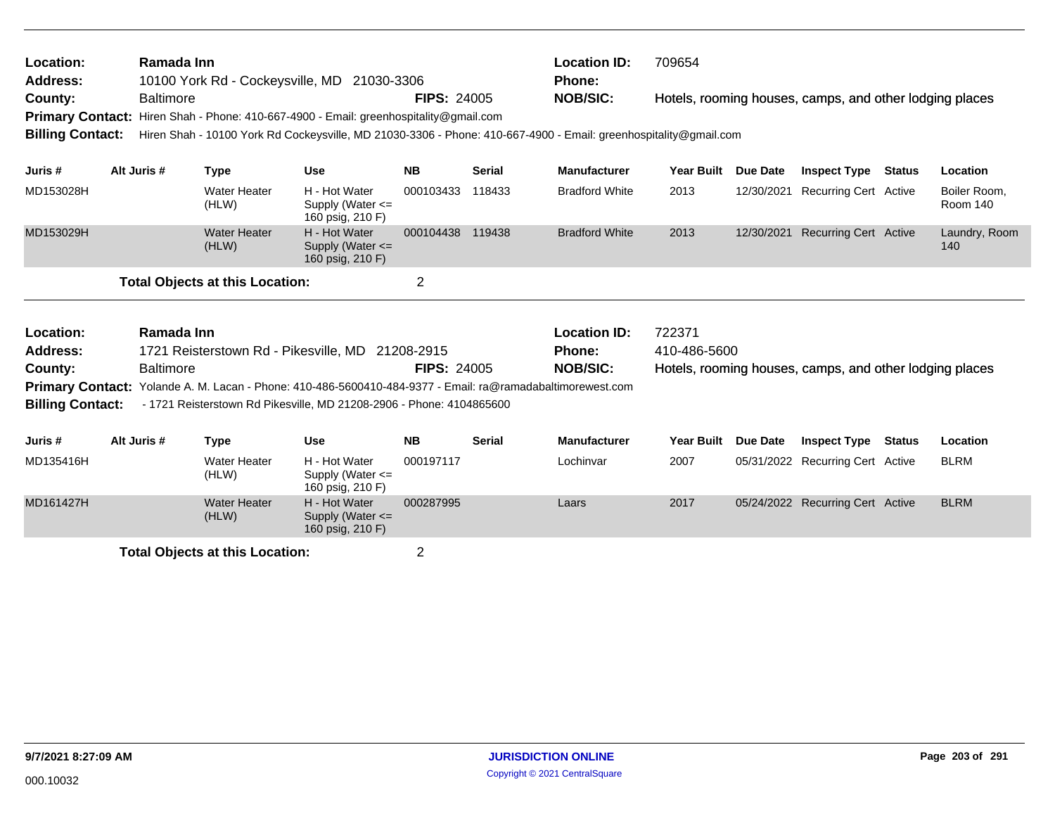**Location:** Ramada Inn **Location ID:** 709654
**Address:** 10100 York Rd - Cockeysville, MD 21030-3306 **Phone:**
**County:** Baltimore **FIPS:** 24005 **NOB/SIC:** Hotels, rooming houses, camps, and other lodging places
**Primary Contact:** Hiren Shah - Phone: 410-667-4900 - Email: greenhospitality@gmail.com
**Billing Contact:** Hiren Shah - 10100 York Rd Cockeysville, MD 21030-3306 - Phone: 410-667-4900 - Email: greenhospitality@gmail.com

| Juris # | Alt Juris # | Type | Use | NB | Serial | Manufacturer | Year Built | Due Date | Inspect Type | Status | Location |
|---|---|---|---|---|---|---|---|---|---|---|---|
| MD153028H | | Water Heater (HLW) | H - Hot Water Supply (Water <= 160 psig, 210 F) | 000103433 | 118433 | Bradford White | 2013 | 12/30/2021 | Recurring Cert | Active | Boiler Room, Room 140 |
| MD153029H | | Water Heater (HLW) | H - Hot Water Supply (Water <= 160 psig, 210 F) | 000104438 | 119438 | Bradford White | 2013 | 12/30/2021 | Recurring Cert | Active | Laundry, Room 140 |

**Total Objects at this Location:** 2

**Location:** Ramada Inn **Location ID:** 722371
**Address:** 1721 Reisterstown Rd - Pikesville, MD 21208-2915 **Phone:** 410-486-5600
**County:** Baltimore **FIPS:** 24005 **NOB/SIC:** Hotels, rooming houses, camps, and other lodging places
**Primary Contact:** Yolande A. M. Lacan - Phone: 410-486-5600410-484-9377 - Email: ra@ramadabaltimorewest.com
**Billing Contact:** - 1721 Reisterstown Rd Pikesville, MD 21208-2906 - Phone: 4104865600

| Juris # | Alt Juris # | Type | Use | NB | Serial | Manufacturer | Year Built | Due Date | Inspect Type | Status | Location |
|---|---|---|---|---|---|---|---|---|---|---|---|
| MD135416H | | Water Heater (HLW) | H - Hot Water Supply (Water <= 160 psig, 210 F) | 000197117 | | Lochinvar | 2007 | 05/31/2022 | Recurring Cert | Active | BLRM |
| MD161427H | | Water Heater (HLW) | H - Hot Water Supply (Water <= 160 psig, 210 F) | 000287995 | | Laars | 2017 | 05/24/2022 | Recurring Cert | Active | BLRM |

**Total Objects at this Location:** 2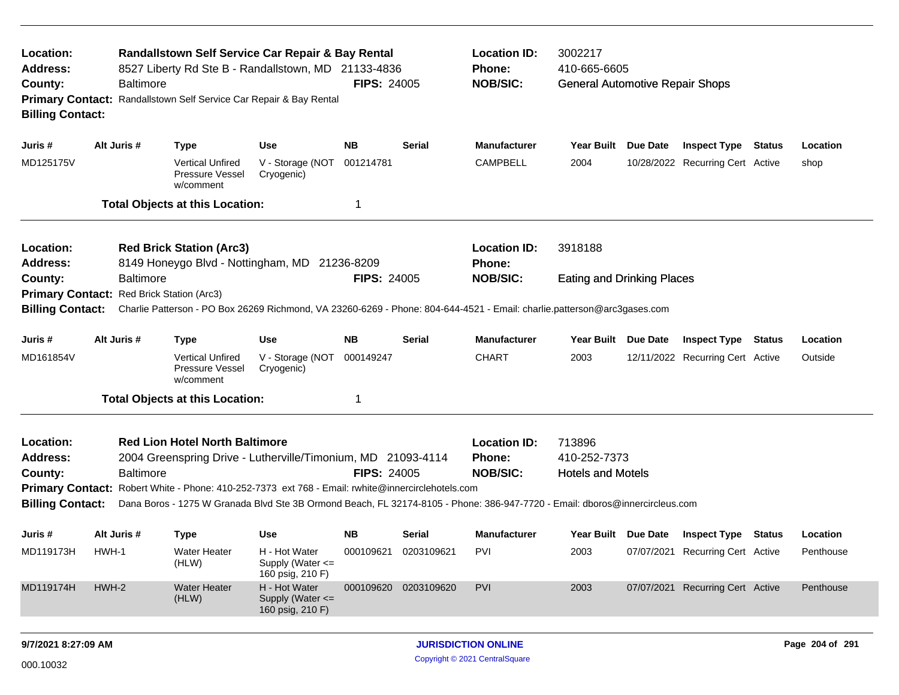**Location:** Randallstown Self Service Car Repair & Bay Rental
**Address:** 8527 Liberty Rd Ste B - Randallstown, MD 21133-4836
**County:** Baltimore **FIPS:** 24005
**Primary Contact:** Randallstown Self Service Car Repair & Bay Rental
**Billing Contact:**

**Location ID:** 3002217
**Phone:** 410-665-6605
**NOB/SIC:** General Automotive Repair Shops

| Juris # | Alt Juris # | Type | Use | NB | Serial | Manufacturer | Year Built | Due Date | Inspect Type | Status | Location |
|---|---|---|---|---|---|---|---|---|---|---|---|
| MD125175V | | Vertical Unfired Pressure Vessel w/comment | V - Storage (NOT Cryogenic) | 001214781 | | CAMPBELL | 2004 | 10/28/2022 | Recurring Cert | Active | shop |

**Total Objects at this Location:** 1

---

**Location:** Red Brick Station (Arc3)
**Address:** 8149 Honeygo Blvd - Nottingham, MD 21236-8209
**County:** Baltimore **FIPS:** 24005
**Primary Contact:** Red Brick Station (Arc3)
**Billing Contact:** Charlie Patterson - PO Box 26269 Richmond, VA 23260-6269 - Phone: 804-644-4521 - Email: charlie.patterson@arc3gases.com

**Location ID:** 3918188
**Phone:**
**NOB/SIC:** Eating and Drinking Places

| Juris # | Alt Juris # | Type | Use | NB | Serial | Manufacturer | Year Built | Due Date | Inspect Type | Status | Location |
|---|---|---|---|---|---|---|---|---|---|---|---|
| MD161854V | | Vertical Unfired Pressure Vessel w/comment | V - Storage (NOT Cryogenic) | 000149247 | | CHART | 2003 | 12/11/2022 | Recurring Cert | Active | Outside |

**Total Objects at this Location:** 1

---

**Location:** Red Lion Hotel North Baltimore
**Address:** 2004 Greenspring Drive - Lutherville/Timonium, MD 21093-4114
**County:** Baltimore **FIPS:** 24005
**Primary Contact:** Robert White - Phone: 410-252-7373 ext 768 - Email: rwhite@innercirclehotels.com
**Billing Contact:** Dana Boros - 1275 W Granada Blvd Ste 3B Ormond Beach, FL 32174-8105 - Phone: 386-947-7720 - Email: dboros@innercircleus.com

**Location ID:** 713896
**Phone:** 410-252-7373
**NOB/SIC:** Hotels and Motels

| Juris # | Alt Juris # | Type | Use | NB | Serial | Manufacturer | Year Built | Due Date | Inspect Type | Status | Location |
|---|---|---|---|---|---|---|---|---|---|---|---|
| MD119173H | HWH-1 | Water Heater (HLW) | H - Hot Water Supply (Water <= 160 psig, 210 F) | 000109621 | 0203109621 | PVI | 2003 | 07/07/2021 | Recurring Cert | Active | Penthouse |
| MD119174H | HWH-2 | Water Heater (HLW) | H - Hot Water Supply (Water <= 160 psig, 210 F) | 000109620 | 0203109620 | PVI | 2003 | 07/07/2021 | Recurring Cert | Active | Penthouse |

9/7/2021 8:27:09 AM — JURISDICTION ONLINE — Copyright © 2021 CentralSquare

000.10032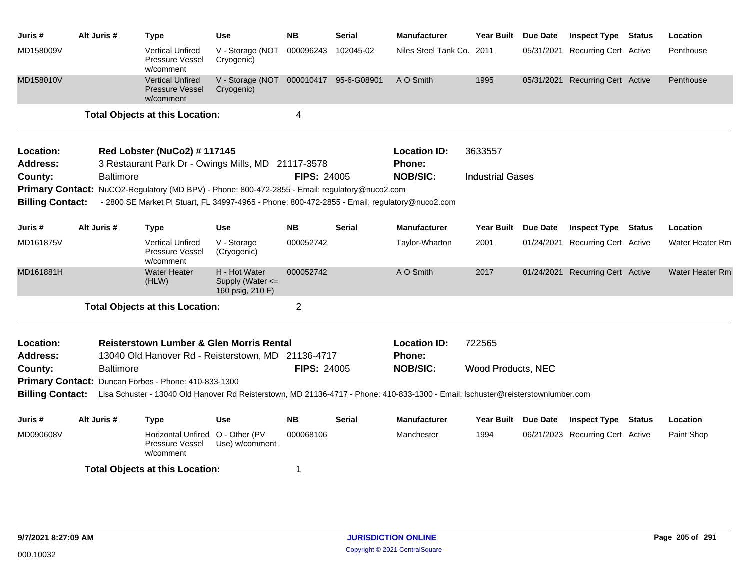| Juris # | Alt Juris # | Type | Use | NB | Serial | Manufacturer | Year Built | Due Date | Inspect Type | Status | Location |
|---|---|---|---|---|---|---|---|---|---|---|---|
| MD158009V | | Vertical Unfired Pressure Vessel w/comment | V - Storage (NOT Cryogenic) | 000096243 | 102045-02 | Niles Steel Tank Co. | 2011 | 05/31/2021 | Recurring Cert | Active | Penthouse |
| MD158010V | | Vertical Unfired Pressure Vessel w/comment | V - Storage (NOT Cryogenic) | 000010417 | 95-6-G08901 | A O Smith | 1995 | 05/31/2021 | Recurring Cert | Active | Penthouse |

**Total Objects at this Location:** 4

---

**Location:** Red Lobster (NuCo2) # 117145
**Location ID:** 3633557
**Address:** 3 Restaurant Park Dr - Owings Mills, MD 21117-3578
**Phone:**
**County:** Baltimore
**FIPS:** 24005
**NOB/SIC:** Industrial Gases
**Primary Contact:** NuCO2-Regulatory (MD BPV) - Phone: 800-472-2855 - Email: regulatory@nuco2.com
**Billing Contact:** - 2800 SE Market Pl Stuart, FL 34997-4965 - Phone: 800-472-2855 - Email: regulatory@nuco2.com

| Juris # | Alt Juris # | Type | Use | NB | Serial | Manufacturer | Year Built | Due Date | Inspect Type | Status | Location |
|---|---|---|---|---|---|---|---|---|---|---|---|
| MD161875V | | Vertical Unfired Pressure Vessel w/comment | V - Storage (Cryogenic) | 000052742 | | Taylor-Wharton | 2001 | 01/24/2021 | Recurring Cert | Active | Water Heater Rm |
| MD161881H | | Water Heater (HLW) | H - Hot Water Supply (Water <= 160 psig, 210 F) | 000052742 | | A O Smith | 2017 | 01/24/2021 | Recurring Cert | Active | Water Heater Rm |

**Total Objects at this Location:** 2

---

**Location:** Reisterstown Lumber & Glen Morris Rental
**Location ID:** 722565
**Address:** 13040 Old Hanover Rd - Reisterstown, MD 21136-4717
**Phone:**
**County:** Baltimore
**FIPS:** 24005
**NOB/SIC:** Wood Products, NEC
**Primary Contact:** Duncan Forbes - Phone: 410-833-1300
**Billing Contact:** Lisa Schuster - 13040 Old Hanover Rd Reisterstown, MD 21136-4717 - Phone: 410-833-1300 - Email: lschuster@reisterstownlumber.com

| Juris # | Alt Juris # | Type | Use | NB | Serial | Manufacturer | Year Built | Due Date | Inspect Type | Status | Location |
|---|---|---|---|---|---|---|---|---|---|---|---|
| MD090608V | | Horizontal Unfired Pressure Vessel w/comment | O - Other (PV Use) w/comment | 000068106 | | Manchester | 1994 | 06/21/2023 | Recurring Cert | Active | Paint Shop |

**Total Objects at this Location:** 1

9/7/2021 8:27:09 AM
000.10032
JURISDICTION ONLINE
Copyright © 2021 CentralSquare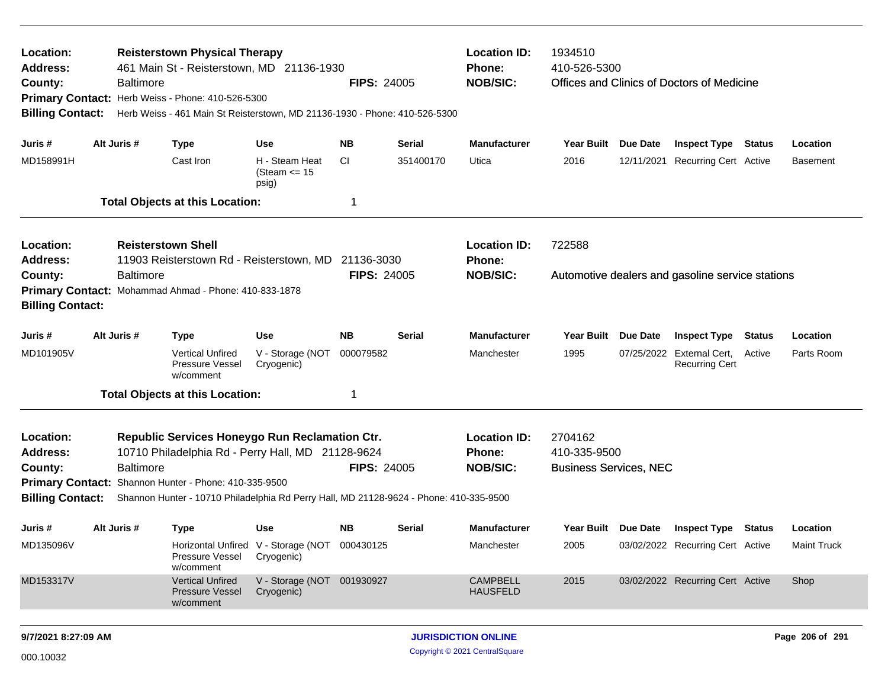**Location:** Reisterstown Physical Therapy
**Location ID:** 1934510
**Address:** 461 Main St - Reisterstown, MD 21136-1930
**Phone:** 410-526-5300
**County:** Baltimore
**FIPS:** 24005
**NOB/SIC:** Offices and Clinics of Doctors of Medicine
**Primary Contact:** Herb Weiss - Phone: 410-526-5300
**Billing Contact:** Herb Weiss - 461 Main St Reisterstown, MD 21136-1930 - Phone: 410-526-5300

| Juris # | Alt Juris # | Type | Use | NB | Serial | Manufacturer | Year Built | Due Date | Inspect Type | Status | Location |
|---|---|---|---|---|---|---|---|---|---|---|---|
| MD158991H | | Cast Iron | H - Steam Heat (Steam <= 15 psig) | CI | 351400170 | Utica | 2016 | 12/11/2021 | Recurring Cert | Active | Basement |

**Total Objects at this Location:** 1

---

**Location:** Reisterstown Shell
**Location ID:** 722588
**Address:** 11903 Reisterstown Rd - Reisterstown, MD 21136-3030
**Phone:**
**County:** Baltimore
**FIPS:** 24005
**NOB/SIC:** Automotive dealers and gasoline service stations
**Primary Contact:** Mohammad Ahmad - Phone: 410-833-1878
**Billing Contact:**

| Juris # | Alt Juris # | Type | Use | NB | Serial | Manufacturer | Year Built | Due Date | Inspect Type | Status | Location |
|---|---|---|---|---|---|---|---|---|---|---|---|
| MD101905V | | Vertical Unfired Pressure Vessel w/comment | V - Storage (NOT Cryogenic) | 000079582 | | Manchester | 1995 | 07/25/2022 | External Cert, Recurring Cert | Active | Parts Room |

**Total Objects at this Location:** 1

---

**Location:** Republic Services Honeygo Run Reclamation Ctr.
**Location ID:** 2704162
**Address:** 10710 Philadelphia Rd - Perry Hall, MD 21128-9624
**Phone:** 410-335-9500
**County:** Baltimore
**FIPS:** 24005
**NOB/SIC:** Business Services, NEC
**Primary Contact:** Shannon Hunter - Phone: 410-335-9500
**Billing Contact:** Shannon Hunter - 10710 Philadelphia Rd Perry Hall, MD 21128-9624 - Phone: 410-335-9500

| Juris # | Alt Juris # | Type | Use | NB | Serial | Manufacturer | Year Built | Due Date | Inspect Type | Status | Location |
|---|---|---|---|---|---|---|---|---|---|---|---|
| MD135096V | | Horizontal Unfired Pressure Vessel w/comment | V - Storage (NOT Cryogenic) | 000430125 | | Manchester | 2005 | 03/02/2022 | Recurring Cert | Active | Maint Truck |
| MD153317V | | Vertical Unfired Pressure Vessel w/comment | V - Storage (NOT Cryogenic) | 001930927 | | CAMPBELL HAUSFELD | 2015 | 03/02/2022 | Recurring Cert | Active | Shop |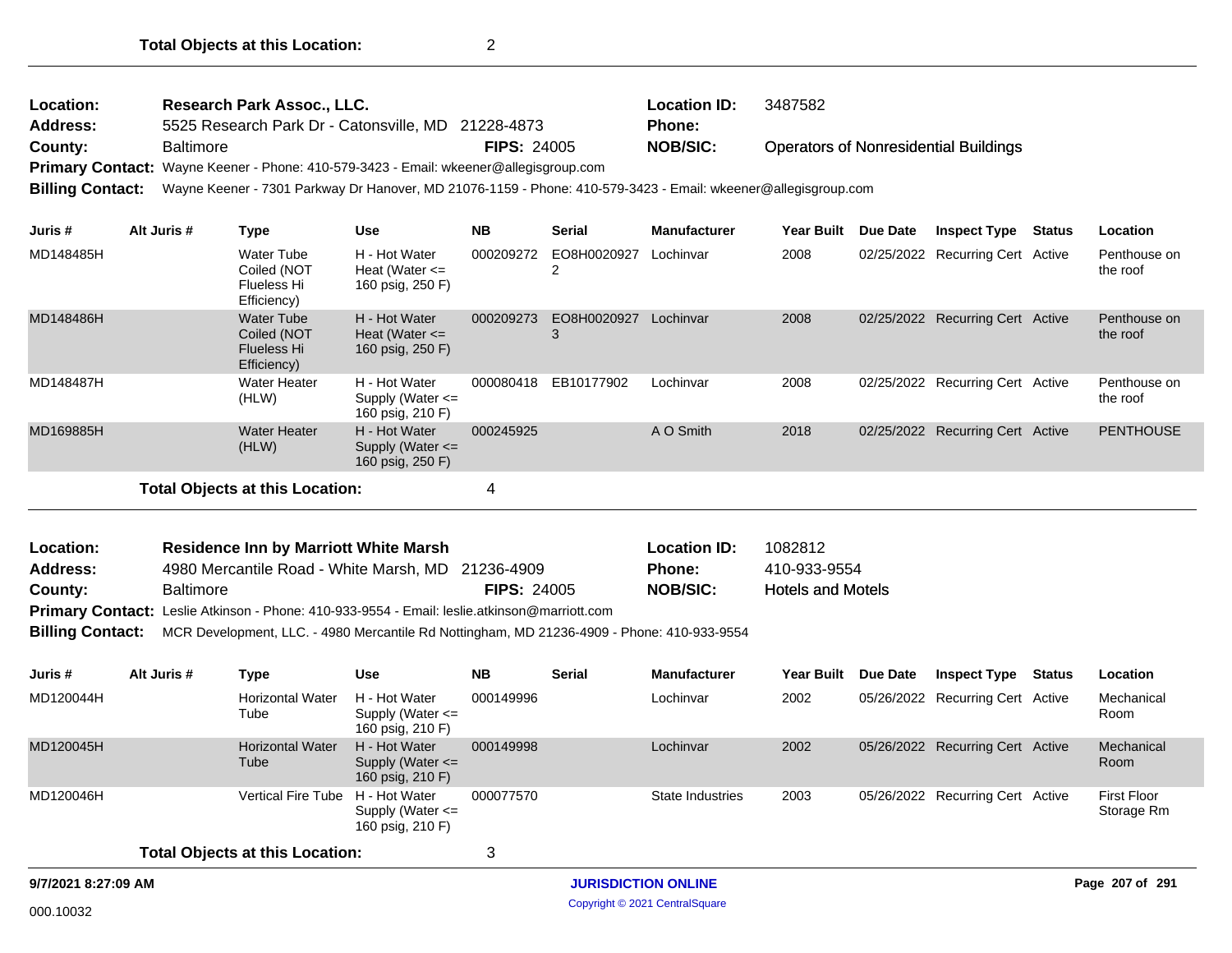**Total Objects at this Location:** 2

---

| | | | | | |
|---|---|---|---|---|---|
| **Location:** | **Research Park Assoc., LLC.** | | | **Location ID:** | 3487582 |
| **Address:** | 5525 Research Park Dr - Catonsville, MD 21228-4873 | | | **Phone:** | |
| **County:** | Baltimore | **FIPS:** 24005 | | **NOB/SIC:** | Operators of Nonresidential Buildings |

**Primary Contact:** Wayne Keener - Phone: 410-579-3423 - Email: wkeener@allegisgroup.com

**Billing Contact:** Wayne Keener - 7301 Parkway Dr Hanover, MD 21076-1159 - Phone: 410-579-3423 - Email: wkeener@allegisgroup.com

| Juris # | Alt Juris # | Type | Use | NB | Serial | Manufacturer | Year Built | Due Date | Inspect Type | Status | Location |
|---|---|---|---|---|---|---|---|---|---|---|---|
| MD148485H | | Water Tube Coiled (NOT Flueless Hi Efficiency) | H - Hot Water Heat (Water <= 160 psig, 250 F) | 000209272 | EO8H00209272 | Lochinvar | 2008 | 02/25/2022 | Recurring Cert | Active | Penthouse on the roof |
| MD148486H | | Water Tube Coiled (NOT Flueless Hi Efficiency) | H - Hot Water Heat (Water <= 160 psig, 250 F) | 000209273 | EO8H00209273 | Lochinvar | 2008 | 02/25/2022 | Recurring Cert | Active | Penthouse on the roof |
| MD148487H | | Water Heater (HLW) | H - Hot Water Supply (Water <= 160 psig, 210 F) | 000080418 | EB10177902 | Lochinvar | 2008 | 02/25/2022 | Recurring Cert | Active | Penthouse on the roof |
| MD169885H | | Water Heater (HLW) | H - Hot Water Supply (Water <= 160 psig, 250 F) | 000245925 | | A O Smith | 2018 | 02/25/2022 | Recurring Cert | Active | PENTHOUSE |

**Total Objects at this Location:** 4

---

| | | | | | |
|---|---|---|---|---|---|
| **Location:** | **Residence Inn by Marriott White Marsh** | | | **Location ID:** | 1082812 |
| **Address:** | 4980 Mercantile Road - White Marsh, MD 21236-4909 | | | **Phone:** | 410-933-9554 |
| **County:** | Baltimore | **FIPS:** 24005 | | **NOB/SIC:** | Hotels and Motels |

**Primary Contact:** Leslie Atkinson - Phone: 410-933-9554 - Email: leslie.atkinson@marriott.com

**Billing Contact:** MCR Development, LLC. - 4980 Mercantile Rd Nottingham, MD 21236-4909 - Phone: 410-933-9554

| Juris # | Alt Juris # | Type | Use | NB | Serial | Manufacturer | Year Built | Due Date | Inspect Type | Status | Location |
|---|---|---|---|---|---|---|---|---|---|---|---|
| MD120044H | | Horizontal Water Tube | H - Hot Water Supply (Water <= 160 psig, 210 F) | 000149996 | | Lochinvar | 2002 | 05/26/2022 | Recurring Cert | Active | Mechanical Room |
| MD120045H | | Horizontal Water Tube | H - Hot Water Supply (Water <= 160 psig, 210 F) | 000149998 | | Lochinvar | 2002 | 05/26/2022 | Recurring Cert | Active | Mechanical Room |
| MD120046H | | Vertical Fire Tube | H - Hot Water Supply (Water <= 160 psig, 210 F) | 000077570 | | State Industries | 2003 | 05/26/2022 | Recurring Cert | Active | First Floor Storage Rm |

**Total Objects at this Location:** 3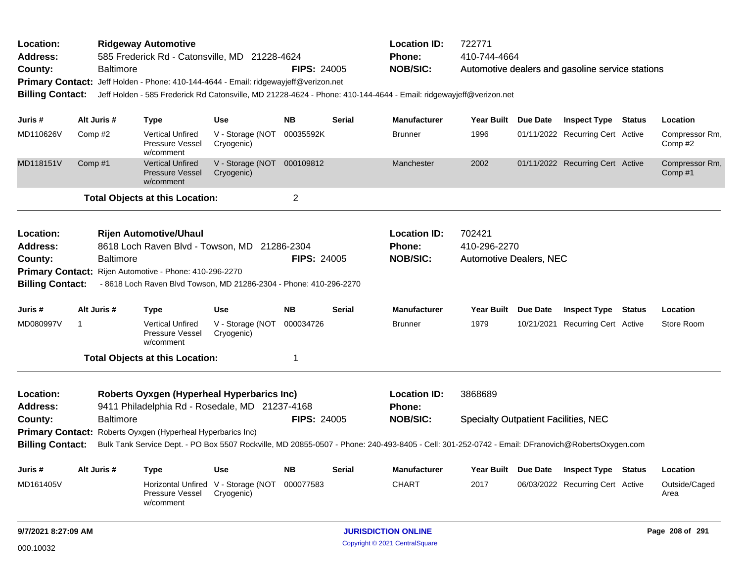**Location:** Ridgeway Automotive
**Address:** 585 Frederick Rd - Catonsville, MD 21228-4624
**County:** Baltimore **FIPS:** 24005
**Location ID:** 722771
**Phone:** 410-744-4664
**NOB/SIC:** Automotive dealers and gasoline service stations
**Primary Contact:** Jeff Holden - Phone: 410-144-4644 - Email: ridgewayjeff@verizon.net
**Billing Contact:** Jeff Holden - 585 Frederick Rd Catonsville, MD 21228-4624 - Phone: 410-144-4644 - Email: ridgewayjeff@verizon.net

| Juris # | Alt Juris # | Type | Use | NB | Serial | Manufacturer | Year Built | Due Date | Inspect Type | Status | Location |
|---|---|---|---|---|---|---|---|---|---|---|---|
| MD110626V | Comp #2 | Vertical Unfired Pressure Vessel w/comment | V - Storage (NOT Cryogenic) | 00035592K | | Brunner | 1996 | 01/11/2022 | Recurring Cert | Active | Compressor Rm, Comp #2 |
| MD118151V | Comp #1 | Vertical Unfired Pressure Vessel w/comment | V - Storage (NOT Cryogenic) | 000109812 | | Manchester | 2002 | 01/11/2022 | Recurring Cert | Active | Compressor Rm, Comp #1 |

**Total Objects at this Location:** 2

---

**Location:** Rijen Automotive/Uhaul
**Address:** 8618 Loch Raven Blvd - Towson, MD 21286-2304
**County:** Baltimore **FIPS:** 24005
**Location ID:** 702421
**Phone:** 410-296-2270
**NOB/SIC:** Automotive Dealers, NEC
**Primary Contact:** Rijen Automotive - Phone: 410-296-2270
**Billing Contact:** - 8618 Loch Raven Blvd Towson, MD 21286-2304 - Phone: 410-296-2270

| Juris # | Alt Juris # | Type | Use | NB | Serial | Manufacturer | Year Built | Due Date | Inspect Type | Status | Location |
|---|---|---|---|---|---|---|---|---|---|---|---|
| MD080997V | 1 | Vertical Unfired Pressure Vessel w/comment | V - Storage (NOT Cryogenic) | 000034726 | | Brunner | 1979 | 10/21/2021 | Recurring Cert | Active | Store Room |

**Total Objects at this Location:** 1

---

**Location:** Roberts Oyxgen (Hyperheal Hyperbarics Inc)
**Address:** 9411 Philadelphia Rd - Rosedale, MD 21237-4168
**County:** Baltimore **FIPS:** 24005
**Location ID:** 3868689
**Phone:**
**NOB/SIC:** Specialty Outpatient Facilities, NEC
**Primary Contact:** Roberts Oyxgen (Hyperheal Hyperbarics Inc)
**Billing Contact:** Bulk Tank Service Dept. - PO Box 5507 Rockville, MD 20855-0507 - Phone: 240-493-8405 - Cell: 301-252-0742 - Email: DFranovich@RobertsOxygen.com

| Juris # | Alt Juris # | Type | Use | NB | Serial | Manufacturer | Year Built | Due Date | Inspect Type | Status | Location |
|---|---|---|---|---|---|---|---|---|---|---|---|
| MD161405V | | Horizontal Unfired Pressure Vessel w/comment | V - Storage (NOT Cryogenic) | 000077583 | | CHART | 2017 | 06/03/2022 | Recurring Cert | Active | Outside/Caged Area |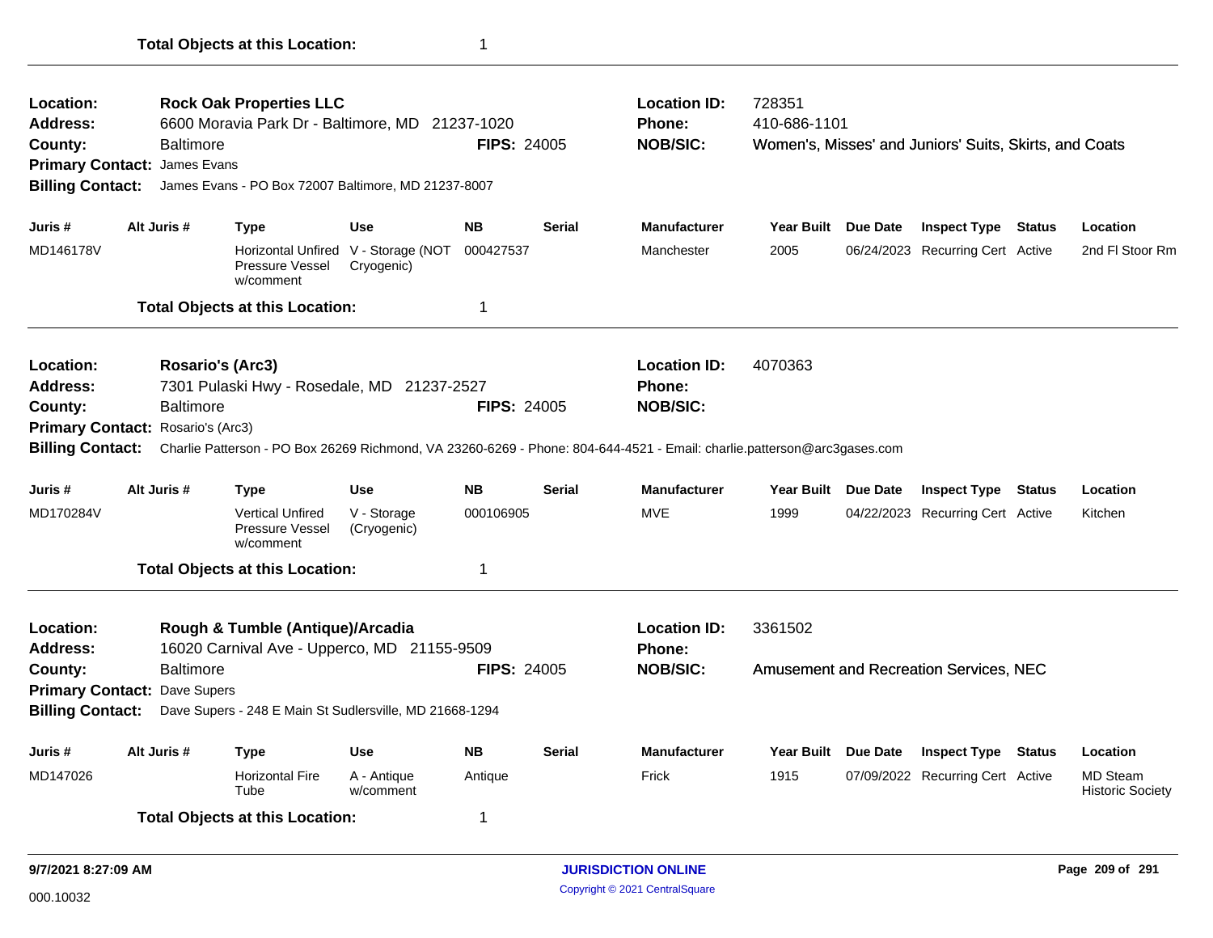**Total Objects at this Location:** 1

---

**Location:** Rock Oak Properties LLC
**Address:** 6600 Moravia Park Dr - Baltimore, MD 21237-1020
**County:** Baltimore **FIPS:** 24005
**Primary Contact:** James Evans
**Billing Contact:** James Evans - PO Box 72007 Baltimore, MD 21237-8007
**Location ID:** 728351
**Phone:** 410-686-1101
**NOB/SIC:** Women's, Misses' and Juniors' Suits, Skirts, and Coats

| Juris # | Alt Juris # | Type | Use | NB | Serial | Manufacturer | Year Built | Due Date | Inspect Type | Status | Location |
|---|---|---|---|---|---|---|---|---|---|---|---|
| MD146178V | | Horizontal Unfired Pressure Vessel w/comment | V - Storage (NOT Cryogenic) | 000427537 | | Manchester | 2005 | 06/24/2023 | Recurring Cert | Active | 2nd Fl Stoor Rm |

**Total Objects at this Location:** 1

---

**Location:** Rosario's (Arc3)
**Address:** 7301 Pulaski Hwy - Rosedale, MD 21237-2527
**County:** Baltimore **FIPS:** 24005
**Primary Contact:** Rosario's (Arc3)
**Billing Contact:** Charlie Patterson - PO Box 26269 Richmond, VA 23260-6269 - Phone: 804-644-4521 - Email: charlie.patterson@arc3gases.com
**Location ID:** 4070363
**Phone:**
**NOB/SIC:**

| Juris # | Alt Juris # | Type | Use | NB | Serial | Manufacturer | Year Built | Due Date | Inspect Type | Status | Location |
|---|---|---|---|---|---|---|---|---|---|---|---|
| MD170284V | | Vertical Unfired Pressure Vessel w/comment | V - Storage (Cryogenic) | 000106905 | | MVE | 1999 | 04/22/2023 | Recurring Cert | Active | Kitchen |

**Total Objects at this Location:** 1

---

**Location:** Rough & Tumble (Antique)/Arcadia
**Address:** 16020 Carnival Ave - Upperco, MD 21155-9509
**County:** Baltimore **FIPS:** 24005
**Primary Contact:** Dave Supers
**Billing Contact:** Dave Supers - 248 E Main St Sudlersville, MD 21668-1294
**Location ID:** 3361502
**Phone:**
**NOB/SIC:** Amusement and Recreation Services, NEC

| Juris # | Alt Juris # | Type | Use | NB | Serial | Manufacturer | Year Built | Due Date | Inspect Type | Status | Location |
|---|---|---|---|---|---|---|---|---|---|---|---|
| MD147026 | | Horizontal Fire Tube | A - Antique w/comment | Antique | | Frick | 1915 | 07/09/2022 | Recurring Cert | Active | MD Steam Historic Society |

**Total Objects at this Location:** 1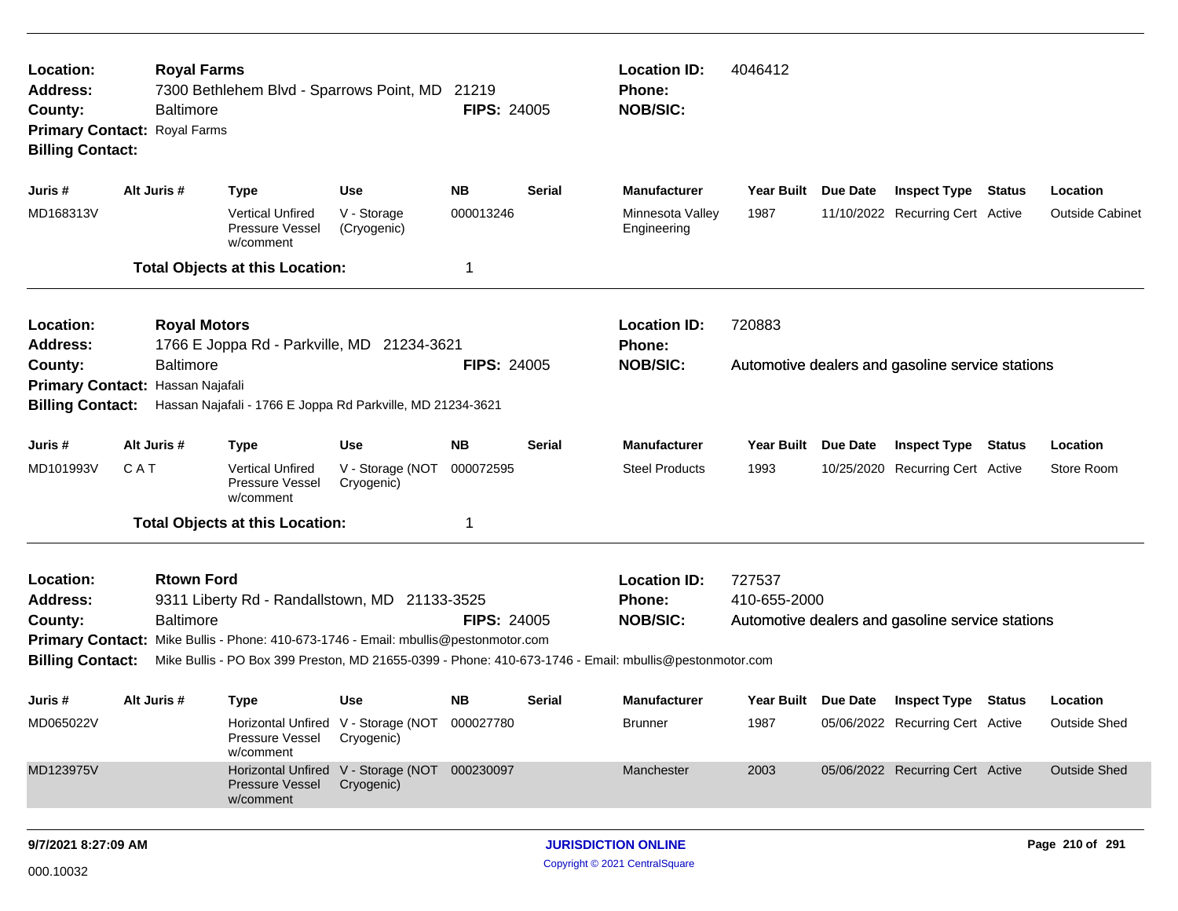**Location:** Royal Farms
**Address:** 7300 Bethlehem Blvd - Sparrows Point, MD 21219
**County:** Baltimore **FIPS:** 24005
**Primary Contact:** Royal Farms
**Billing Contact:**

**Location ID:** 4046412
**Phone:**
**NOB/SIC:**

| Juris # | Alt Juris # | Type | Use | NB | Serial | Manufacturer | Year Built | Due Date | Inspect Type | Status | Location |
|---|---|---|---|---|---|---|---|---|---|---|---|
| MD168313V | | Vertical Unfired Pressure Vessel w/comment | V - Storage (Cryogenic) | 000013246 | | Minnesota Valley Engineering | 1987 | 11/10/2022 | Recurring Cert | Active | Outside Cabinet |

**Total Objects at this Location:** 1

---

**Location:** Royal Motors
**Address:** 1766 E Joppa Rd - Parkville, MD 21234-3621
**County:** Baltimore **FIPS:** 24005
**Primary Contact:** Hassan Najafali
**Billing Contact:** Hassan Najafali - 1766 E Joppa Rd Parkville, MD 21234-3621

**Location ID:** 720883
**Phone:**
**NOB/SIC:** Automotive dealers and gasoline service stations

| Juris # | Alt Juris # | Type | Use | NB | Serial | Manufacturer | Year Built | Due Date | Inspect Type | Status | Location |
|---|---|---|---|---|---|---|---|---|---|---|---|
| MD101993V | C A T | Vertical Unfired Pressure Vessel w/comment | V - Storage (NOT Cryogenic) | 000072595 | | Steel Products | 1993 | 10/25/2020 | Recurring Cert | Active | Store Room |

**Total Objects at this Location:** 1

---

**Location:** Rtown Ford
**Address:** 9311 Liberty Rd - Randallstown, MD 21133-3525
**County:** Baltimore **FIPS:** 24005
**Primary Contact:** Mike Bullis - Phone: 410-673-1746 - Email: mbullis@pestonmotor.com
**Billing Contact:** Mike Bullis - PO Box 399 Preston, MD 21655-0399 - Phone: 410-673-1746 - Email: mbullis@pestonmotor.com

**Location ID:** 727537
**Phone:** 410-655-2000
**NOB/SIC:** Automotive dealers and gasoline service stations

| Juris # | Alt Juris # | Type | Use | NB | Serial | Manufacturer | Year Built | Due Date | Inspect Type | Status | Location |
|---|---|---|---|---|---|---|---|---|---|---|---|
| MD065022V | | Horizontal Unfired Pressure Vessel w/comment | V - Storage (NOT Cryogenic) | 000027780 | | Brunner | 1987 | 05/06/2022 | Recurring Cert | Active | Outside Shed |
| MD123975V | | Horizontal Unfired Pressure Vessel w/comment | V - Storage (NOT Cryogenic) | 000230097 | | Manchester | 2003 | 05/06/2022 | Recurring Cert | Active | Outside Shed |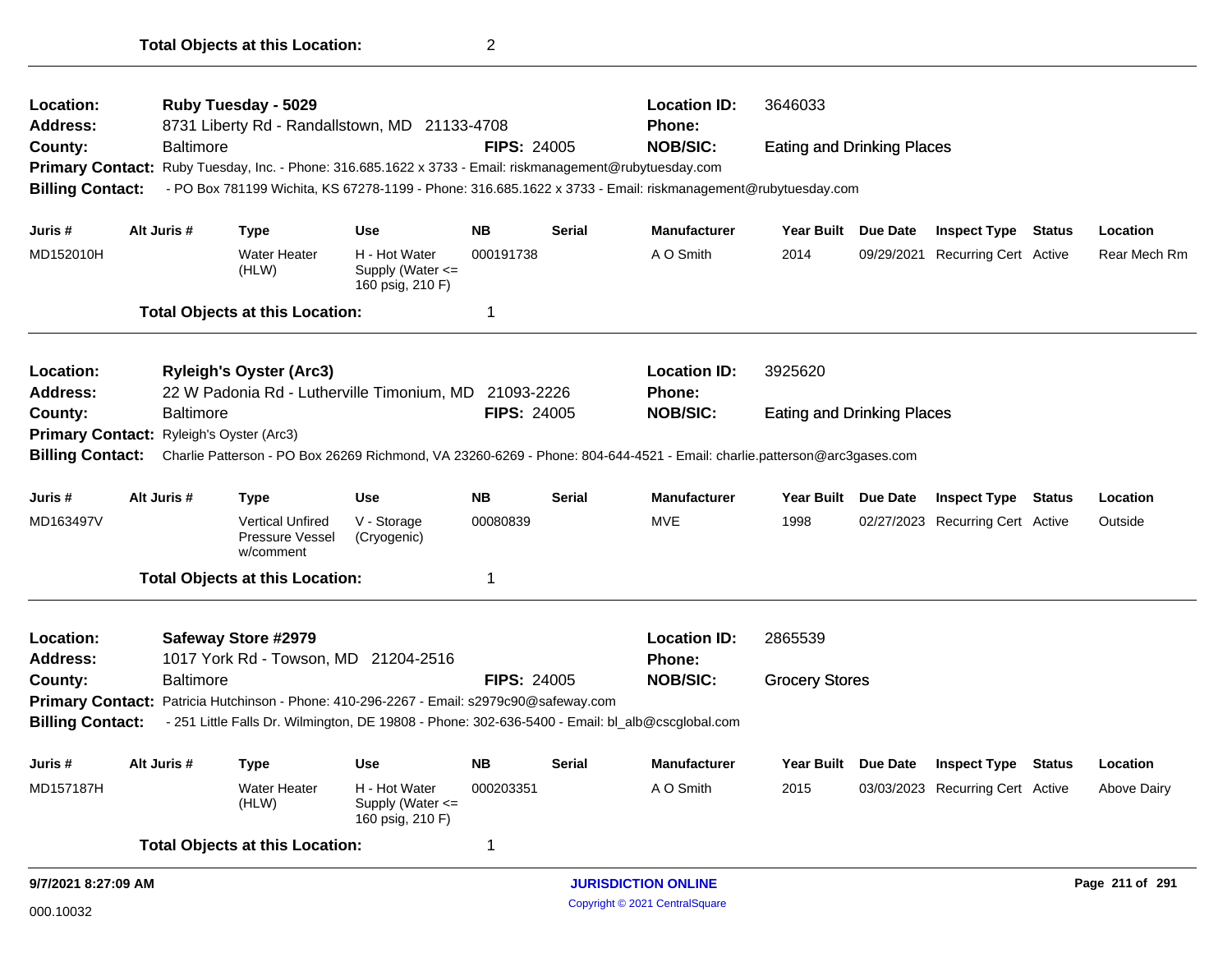**Total Objects at this Location:** 2

---

**Location:** Ruby Tuesday - 5029
**Location ID:** 3646033
**Address:** 8731 Liberty Rd - Randallstown, MD 21133-4708
**Phone:**
**County:** Baltimore
**FIPS:** 24005
**NOB/SIC:** Eating and Drinking Places
**Primary Contact:** Ruby Tuesday, Inc. - Phone: 316.685.1622 x 3733 - Email: riskmanagement@rubytuesday.com
**Billing Contact:** - PO Box 781199 Wichita, KS 67278-1199 - Phone: 316.685.1622 x 3733 - Email: riskmanagement@rubytuesday.com

| Juris # | Alt Juris # | Type | Use | NB | Serial | Manufacturer | Year Built | Due Date | Inspect Type | Status | Location |
|---|---|---|---|---|---|---|---|---|---|---|---|
| MD152010H | | Water Heater (HLW) | H - Hot Water Supply (Water <= 160 psig, 210 F) | 000191738 | | A O Smith | 2014 | 09/29/2021 | Recurring Cert | Active | Rear Mech Rm |

**Total Objects at this Location:** 1

---

**Location:** Ryleigh's Oyster (Arc3)
**Location ID:** 3925620
**Address:** 22 W Padonia Rd - Lutherville Timonium, MD 21093-2226
**Phone:**
**County:** Baltimore
**FIPS:** 24005
**NOB/SIC:** Eating and Drinking Places
**Primary Contact:** Ryleigh's Oyster (Arc3)
**Billing Contact:** Charlie Patterson - PO Box 26269 Richmond, VA 23260-6269 - Phone: 804-644-4521 - Email: charlie.patterson@arc3gases.com

| Juris # | Alt Juris # | Type | Use | NB | Serial | Manufacturer | Year Built | Due Date | Inspect Type | Status | Location |
|---|---|---|---|---|---|---|---|---|---|---|---|
| MD163497V | | Vertical Unfired Pressure Vessel w/comment | V - Storage (Cryogenic) | 00080839 | | MVE | 1998 | 02/27/2023 | Recurring Cert | Active | Outside |

**Total Objects at this Location:** 1

---

**Location:** Safeway Store #2979
**Location ID:** 2865539
**Address:** 1017 York Rd - Towson, MD 21204-2516
**Phone:**
**County:** Baltimore
**FIPS:** 24005
**NOB/SIC:** Grocery Stores
**Primary Contact:** Patricia Hutchinson - Phone: 410-296-2267 - Email: s2979c90@safeway.com
**Billing Contact:** - 251 Little Falls Dr. Wilmington, DE 19808 - Phone: 302-636-5400 - Email: bl_alb@cscglobal.com

| Juris # | Alt Juris # | Type | Use | NB | Serial | Manufacturer | Year Built | Due Date | Inspect Type | Status | Location |
|---|---|---|---|---|---|---|---|---|---|---|---|
| MD157187H | | Water Heater (HLW) | H - Hot Water Supply (Water <= 160 psig, 210 F) | 000203351 | | A O Smith | 2015 | 03/03/2023 | Recurring Cert | Active | Above Dairy |

**Total Objects at this Location:** 1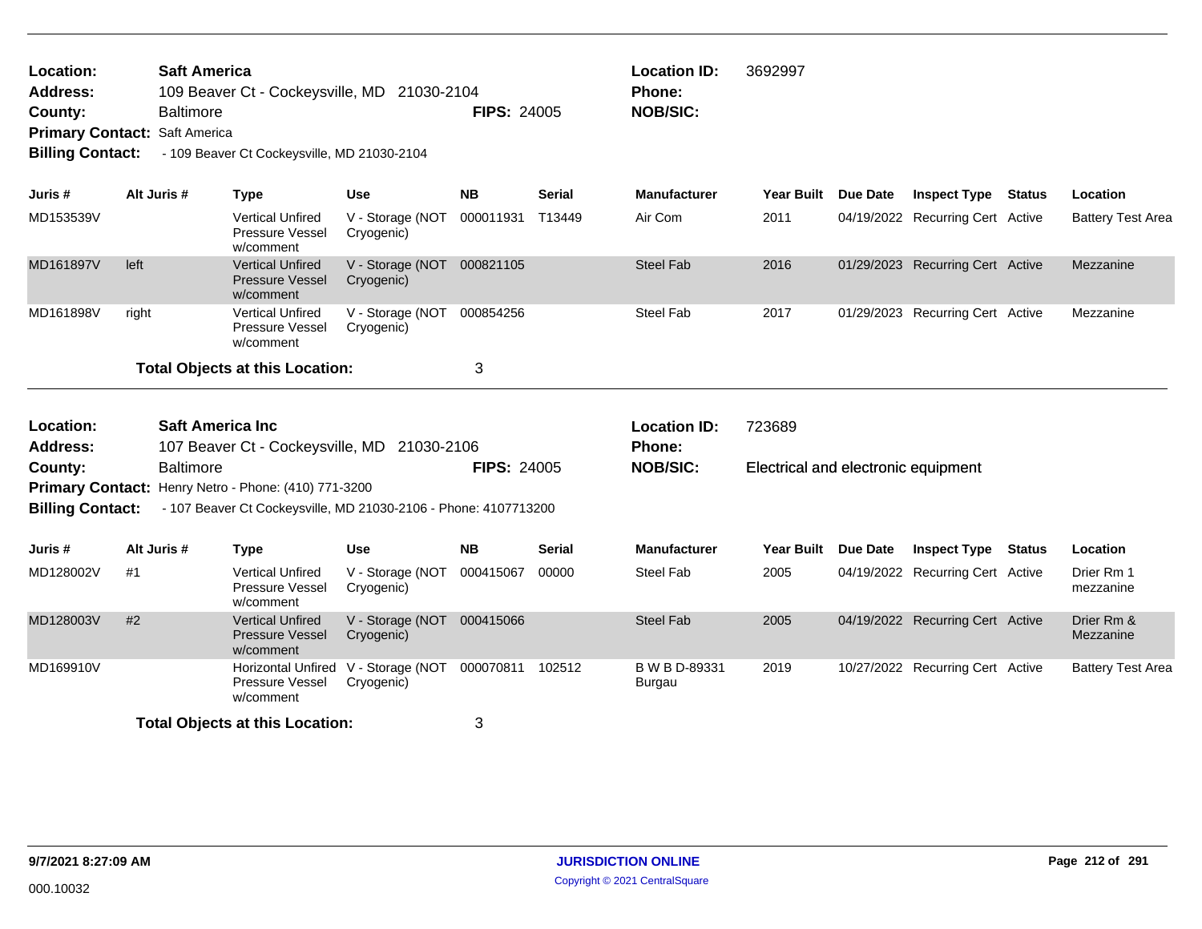**Location:** Saft America
**Address:** 109 Beaver Ct - Cockeysville, MD 21030-2104
**County:** Baltimore **FIPS:** 24005
**Primary Contact:** Saft America
**Billing Contact:** - 109 Beaver Ct Cockeysville, MD 21030-2104

**Location ID:** 3692997
**Phone:**
**NOB/SIC:**

| Juris # | Alt Juris # | Type | Use | NB | Serial | Manufacturer | Year Built | Due Date | Inspect Type | Status | Location |
|---|---|---|---|---|---|---|---|---|---|---|---|
| MD153539V | | Vertical Unfired Pressure Vessel w/comment | V - Storage (NOT Cryogenic) | 000011931 | T13449 | Air Com | 2011 | 04/19/2022 | Recurring Cert | Active | Battery Test Area |
| MD161897V | left | Vertical Unfired Pressure Vessel w/comment | V - Storage (NOT Cryogenic) | 000821105 | | Steel Fab | 2016 | 01/29/2023 | Recurring Cert | Active | Mezzanine |
| MD161898V | right | Vertical Unfired Pressure Vessel w/comment | V - Storage (NOT Cryogenic) | 000854256 | | Steel Fab | 2017 | 01/29/2023 | Recurring Cert | Active | Mezzanine |

**Total Objects at this Location:** 3

---

**Location:** Saft America Inc
**Address:** 107 Beaver Ct - Cockeysville, MD 21030-2106
**County:** Baltimore **FIPS:** 24005
**Primary Contact:** Henry Netro - Phone: (410) 771-3200
**Billing Contact:** - 107 Beaver Ct Cockeysville, MD 21030-2106 - Phone: 4107713200

**Location ID:** 723689
**Phone:**
**NOB/SIC:** Electrical and electronic equipment

| Juris # | Alt Juris # | Type | Use | NB | Serial | Manufacturer | Year Built | Due Date | Inspect Type | Status | Location |
|---|---|---|---|---|---|---|---|---|---|---|---|
| MD128002V | #1 | Vertical Unfired Pressure Vessel w/comment | V - Storage (NOT Cryogenic) | 000415067 | 00000 | Steel Fab | 2005 | 04/19/2022 | Recurring Cert | Active | Drier Rm 1 mezzanine |
| MD128003V | #2 | Vertical Unfired Pressure Vessel w/comment | V - Storage (NOT Cryogenic) | 000415066 | | Steel Fab | 2005 | 04/19/2022 | Recurring Cert | Active | Drier Rm & Mezzanine |
| MD169910V | | Horizontal Unfired Pressure Vessel w/comment | V - Storage (NOT Cryogenic) | 000070811 | 102512 | B W B D-89331 Burgau | 2019 | 10/27/2022 | Recurring Cert | Active | Battery Test Area |

**Total Objects at this Location:** 3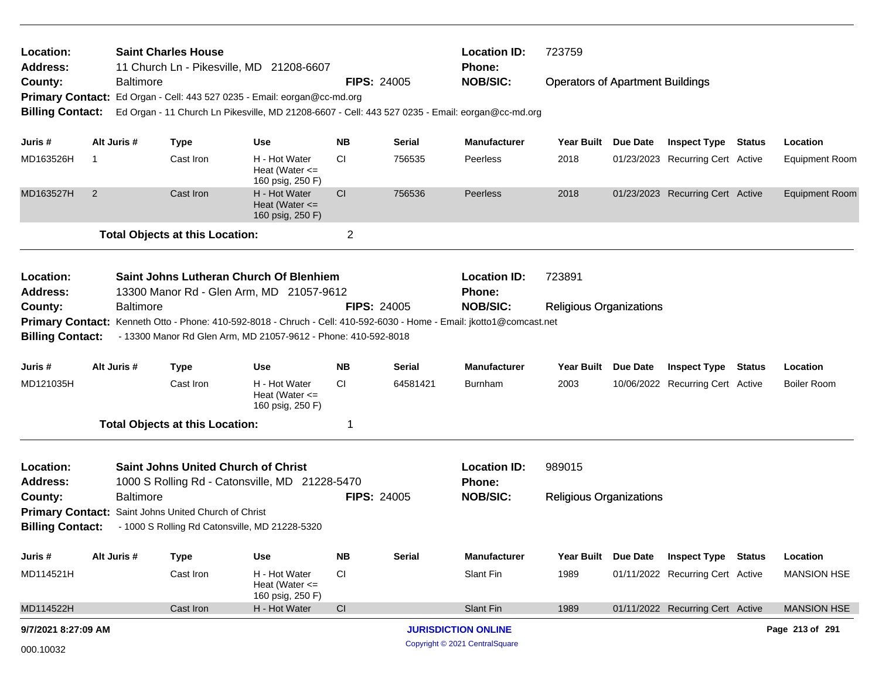**Location:** Saint Charles House
**Address:** 11 Church Ln - Pikesville, MD 21208-6607
**County:** Baltimore **FIPS:** 24005
**Location ID:** 723759
**Phone:**
**NOB/SIC:** Operators of Apartment Buildings
**Primary Contact:** Ed Organ - Cell: 443 527 0235 - Email: eorgan@cc-md.org
**Billing Contact:** Ed Organ - 11 Church Ln Pikesville, MD 21208-6607 - Cell: 443 527 0235 - Email: eorgan@cc-md.org

| Juris # | Alt Juris # | Type | Use | NB | Serial | Manufacturer | Year Built | Due Date | Inspect Type | Status | Location |
|---|---|---|---|---|---|---|---|---|---|---|---|
| MD163526H | 1 | Cast Iron | H - Hot Water Heat (Water <= 160 psig, 250 F) | CI | 756535 | Peerless | 2018 | 01/23/2023 | Recurring Cert | Active | Equipment Room |
| MD163527H | 2 | Cast Iron | H - Hot Water Heat (Water <= 160 psig, 250 F) | CI | 756536 | Peerless | 2018 | 01/23/2023 | Recurring Cert | Active | Equipment Room |

**Total Objects at this Location:** 2

---

**Location:** Saint Johns Lutheran Church Of Blenhiem
**Address:** 13300 Manor Rd - Glen Arm, MD 21057-9612
**County:** Baltimore **FIPS:** 24005
**Location ID:** 723891
**Phone:**
**NOB/SIC:** Religious Organizations
**Primary Contact:** Kenneth Otto - Phone: 410-592-8018 - Chruch - Cell: 410-592-6030 - Home - Email: jkotto1@comcast.net
**Billing Contact:** - 13300 Manor Rd Glen Arm, MD 21057-9612 - Phone: 410-592-8018

| Juris # | Alt Juris # | Type | Use | NB | Serial | Manufacturer | Year Built | Due Date | Inspect Type | Status | Location |
|---|---|---|---|---|---|---|---|---|---|---|---|
| MD121035H | | Cast Iron | H - Hot Water Heat (Water <= 160 psig, 250 F) | CI | 64581421 | Burnham | 2003 | 10/06/2022 | Recurring Cert | Active | Boiler Room |

**Total Objects at this Location:** 1

---

**Location:** Saint Johns United Church of Christ
**Address:** 1000 S Rolling Rd - Catonsville, MD 21228-5470
**County:** Baltimore **FIPS:** 24005
**Location ID:** 989015
**Phone:**
**NOB/SIC:** Religious Organizations
**Primary Contact:** Saint Johns United Church of Christ
**Billing Contact:** - 1000 S Rolling Rd Catonsville, MD 21228-5320

| Juris # | Alt Juris # | Type | Use | NB | Serial | Manufacturer | Year Built | Due Date | Inspect Type | Status | Location |
|---|---|---|---|---|---|---|---|---|---|---|---|
| MD114521H | | Cast Iron | H - Hot Water Heat (Water <= 160 psig, 250 F) | CI | | Slant Fin | 1989 | 01/11/2022 | Recurring Cert | Active | MANSION HSE |
| MD114522H | | Cast Iron | H - Hot Water | CI | | Slant Fin | 1989 | 01/11/2022 | Recurring Cert | Active | MANSION HSE |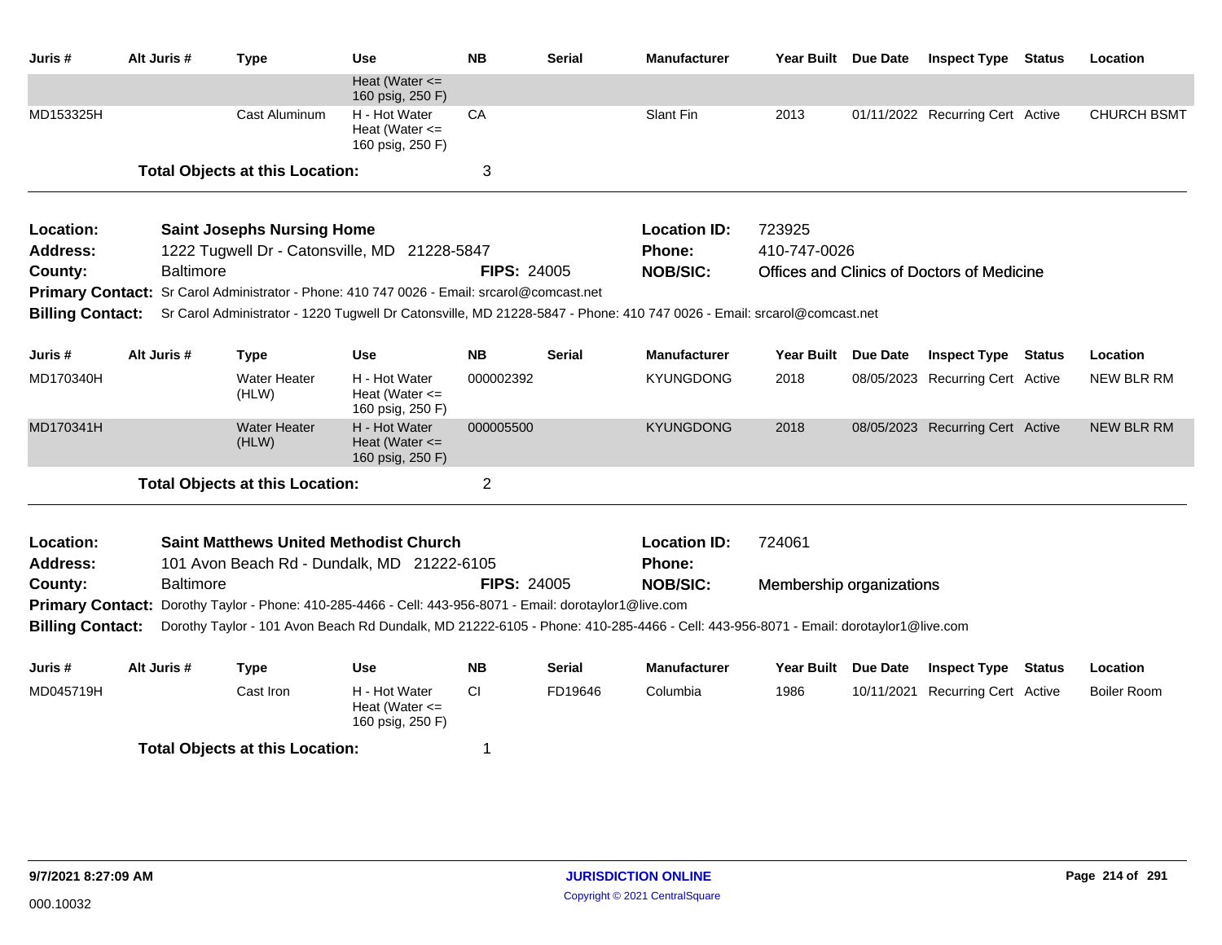| Juris # | Alt Juris # | Type | Use | NB | Serial | Manufacturer | Year Built | Due Date | Inspect Type | Status | Location |
|---|---|---|---|---|---|---|---|---|---|---|---|
| | | | Heat (Water <= 160 psig, 250 F) | | | | | | | | |
| MD153325H | | Cast Aluminum | H - Hot Water Heat (Water <= 160 psig, 250 F) | CA | | Slant Fin | 2013 | 01/11/2022 | Recurring Cert | Active | CHURCH BSMT |

**Total Objects at this Location:** 3

---

**Location:** Saint Josephs Nursing Home
**Location ID:** 723925
**Address:** 1222 Tugwell Dr - Catonsville, MD 21228-5847
**Phone:** 410-747-0026
**County:** Baltimore
**FIPS:** 24005
**NOB/SIC:** Offices and Clinics of Doctors of Medicine
**Primary Contact:** Sr Carol Administrator - Phone: 410 747 0026 - Email: srcarol@comcast.net
**Billing Contact:** Sr Carol Administrator - 1220 Tugwell Dr Catonsville, MD 21228-5847 - Phone: 410 747 0026 - Email: srcarol@comcast.net

| Juris # | Alt Juris # | Type | Use | NB | Serial | Manufacturer | Year Built | Due Date | Inspect Type | Status | Location |
|---|---|---|---|---|---|---|---|---|---|---|---|
| MD170340H | | Water Heater (HLW) | H - Hot Water Heat (Water <= 160 psig, 250 F) | 000002392 | | KYUNGDONG | 2018 | 08/05/2023 | Recurring Cert | Active | NEW BLR RM |
| MD170341H | | Water Heater (HLW) | H - Hot Water Heat (Water <= 160 psig, 250 F) | 000005500 | | KYUNGDONG | 2018 | 08/05/2023 | Recurring Cert | Active | NEW BLR RM |

**Total Objects at this Location:** 2

---

**Location:** Saint Matthews United Methodist Church
**Location ID:** 724061
**Address:** 101 Avon Beach Rd - Dundalk, MD 21222-6105
**Phone:**
**County:** Baltimore
**FIPS:** 24005
**NOB/SIC:** Membership organizations
**Primary Contact:** Dorothy Taylor - Phone: 410-285-4466 - Cell: 443-956-8071 - Email: dorotaylor1@live.com
**Billing Contact:** Dorothy Taylor - 101 Avon Beach Rd Dundalk, MD 21222-6105 - Phone: 410-285-4466 - Cell: 443-956-8071 - Email: dorotaylor1@live.com

| Juris # | Alt Juris # | Type | Use | NB | Serial | Manufacturer | Year Built | Due Date | Inspect Type | Status | Location |
|---|---|---|---|---|---|---|---|---|---|---|---|
| MD045719H | | Cast Iron | H - Hot Water Heat (Water <= 160 psig, 250 F) | CI | FD19646 | Columbia | 1986 | 10/11/2021 | Recurring Cert | Active | Boiler Room |

**Total Objects at this Location:** 1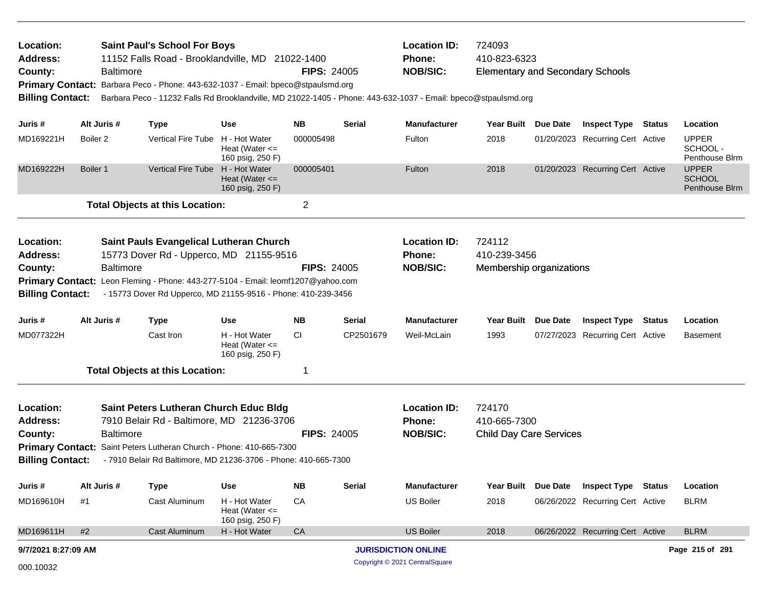**Location:** Saint Paul's School For Boys
**Address:** 11152 Falls Road - Brooklandville, MD 21022-1400
**County:** Baltimore **FIPS:** 24005
**Location ID:** 724093
**Phone:** 410-823-6323
**NOB/SIC:** Elementary and Secondary Schools
**Primary Contact:** Barbara Peco - Phone: 443-632-1037 - Email: bpeco@stpaulsmd.org
**Billing Contact:** Barbara Peco - 11232 Falls Rd Brooklandville, MD 21022-1405 - Phone: 443-632-1037 - Email: bpeco@stpaulsmd.org

| Juris # | Alt Juris # | Type | Use | NB | Serial | Manufacturer | Year Built | Due Date | Inspect Type | Status | Location |
|---|---|---|---|---|---|---|---|---|---|---|---|
| MD169221H | Boiler 2 | Vertical Fire Tube | H - Hot Water Heat (Water <= 160 psig, 250 F) | 000005498 | | Fulton | 2018 | 01/20/2023 | Recurring Cert | Active | UPPER SCHOOL - Penthouse Blrm |
| MD169222H | Boiler 1 | Vertical Fire Tube | H - Hot Water Heat (Water <= 160 psig, 250 F) | 000005401 | | Fulton | 2018 | 01/20/2023 | Recurring Cert | Active | UPPER SCHOOL Penthouse Blrm |

**Total Objects at this Location:** 2

---

**Location:** Saint Pauls Evangelical Lutheran Church
**Address:** 15773 Dover Rd - Upperco, MD 21155-9516
**County:** Baltimore **FIPS:** 24005
**Location ID:** 724112
**Phone:** 410-239-3456
**NOB/SIC:** Membership organizations
**Primary Contact:** Leon Fleming - Phone: 443-277-5104 - Email: leomf1207@yahoo.com
**Billing Contact:** - 15773 Dover Rd Upperco, MD 21155-9516 - Phone: 410-239-3456

| Juris # | Alt Juris # | Type | Use | NB | Serial | Manufacturer | Year Built | Due Date | Inspect Type | Status | Location |
|---|---|---|---|---|---|---|---|---|---|---|---|
| MD077322H | | Cast Iron | H - Hot Water Heat (Water <= 160 psig, 250 F) | CI | CP2501679 | Weil-McLain | 1993 | 07/27/2023 | Recurring Cert | Active | Basement |

**Total Objects at this Location:** 1

---

**Location:** Saint Peters Lutheran Church Educ Bldg
**Address:** 7910 Belair Rd - Baltimore, MD 21236-3706
**County:** Baltimore **FIPS:** 24005
**Location ID:** 724170
**Phone:** 410-665-7300
**NOB/SIC:** Child Day Care Services
**Primary Contact:** Saint Peters Lutheran Church - Phone: 410-665-7300
**Billing Contact:** - 7910 Belair Rd Baltimore, MD 21236-3706 - Phone: 410-665-7300

| Juris # | Alt Juris # | Type | Use | NB | Serial | Manufacturer | Year Built | Due Date | Inspect Type | Status | Location |
|---|---|---|---|---|---|---|---|---|---|---|---|
| MD169610H | #1 | Cast Aluminum | H - Hot Water Heat (Water <= 160 psig, 250 F) | CA | | US Boiler | 2018 | 06/26/2022 | Recurring Cert | Active | BLRM |
| MD169611H | #2 | Cast Aluminum | H - Hot Water | CA | | US Boiler | 2018 | 06/26/2022 | Recurring Cert | Active | BLRM |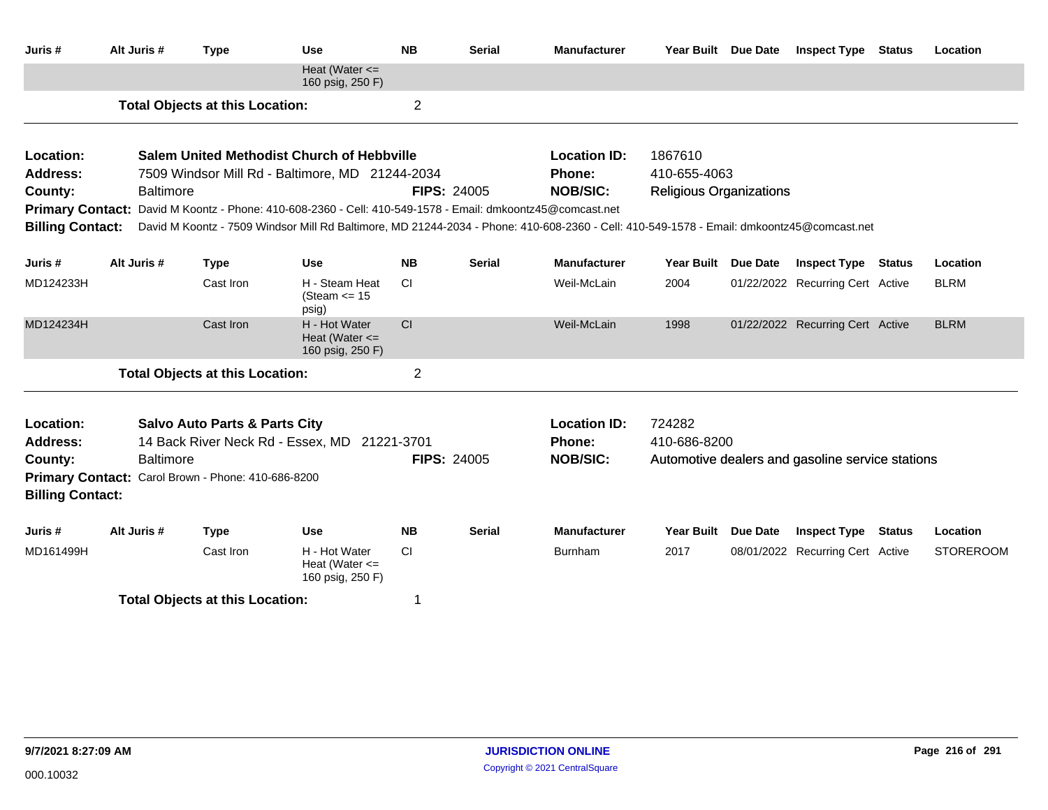| Juris # | Alt Juris # | Type | Use | NB | Serial | Manufacturer | Year Built | Due Date | Inspect Type | Status | Location |
|---|---|---|---|---|---|---|---|---|---|---|---|
| | | | Heat (Water <= 160 psig, 250 F) | | | | | | | | |

**Total Objects at this Location:** 2

---

**Location:** Salem United Methodist Church of Hebbville
**Location ID:** 1867610
**Address:** 7509 Windsor Mill Rd - Baltimore, MD 21244-2034
**Phone:** 410-655-4063
**County:** Baltimore
**FIPS:** 24005
**NOB/SIC:** Religious Organizations
**Primary Contact:** David M Koontz - Phone: 410-608-2360 - Cell: 410-549-1578 - Email: dmkoontz45@comcast.net
**Billing Contact:** David M Koontz - 7509 Windsor Mill Rd Baltimore, MD 21244-2034 - Phone: 410-608-2360 - Cell: 410-549-1578 - Email: dmkoontz45@comcast.net

| Juris # | Alt Juris # | Type | Use | NB | Serial | Manufacturer | Year Built | Due Date | Inspect Type | Status | Location |
|---|---|---|---|---|---|---|---|---|---|---|---|
| MD124233H | | Cast Iron | H - Steam Heat (Steam <= 15 psig) | CI | | Weil-McLain | 2004 | 01/22/2022 | Recurring Cert | Active | BLRM |
| MD124234H | | Cast Iron | H - Hot Water Heat (Water <= 160 psig, 250 F) | CI | | Weil-McLain | 1998 | 01/22/2022 | Recurring Cert | Active | BLRM |

**Total Objects at this Location:** 2

---

**Location:** Salvo Auto Parts & Parts City
**Location ID:** 724282
**Address:** 14 Back River Neck Rd - Essex, MD 21221-3701
**Phone:** 410-686-8200
**County:** Baltimore
**FIPS:** 24005
**NOB/SIC:** Automotive dealers and gasoline service stations
**Primary Contact:** Carol Brown - Phone: 410-686-8200
**Billing Contact:**

| Juris # | Alt Juris # | Type | Use | NB | Serial | Manufacturer | Year Built | Due Date | Inspect Type | Status | Location |
|---|---|---|---|---|---|---|---|---|---|---|---|
| MD161499H | | Cast Iron | H - Hot Water Heat (Water <= 160 psig, 250 F) | CI | | Burnham | 2017 | 08/01/2022 | Recurring Cert | Active | STOREROOM |

**Total Objects at this Location:** 1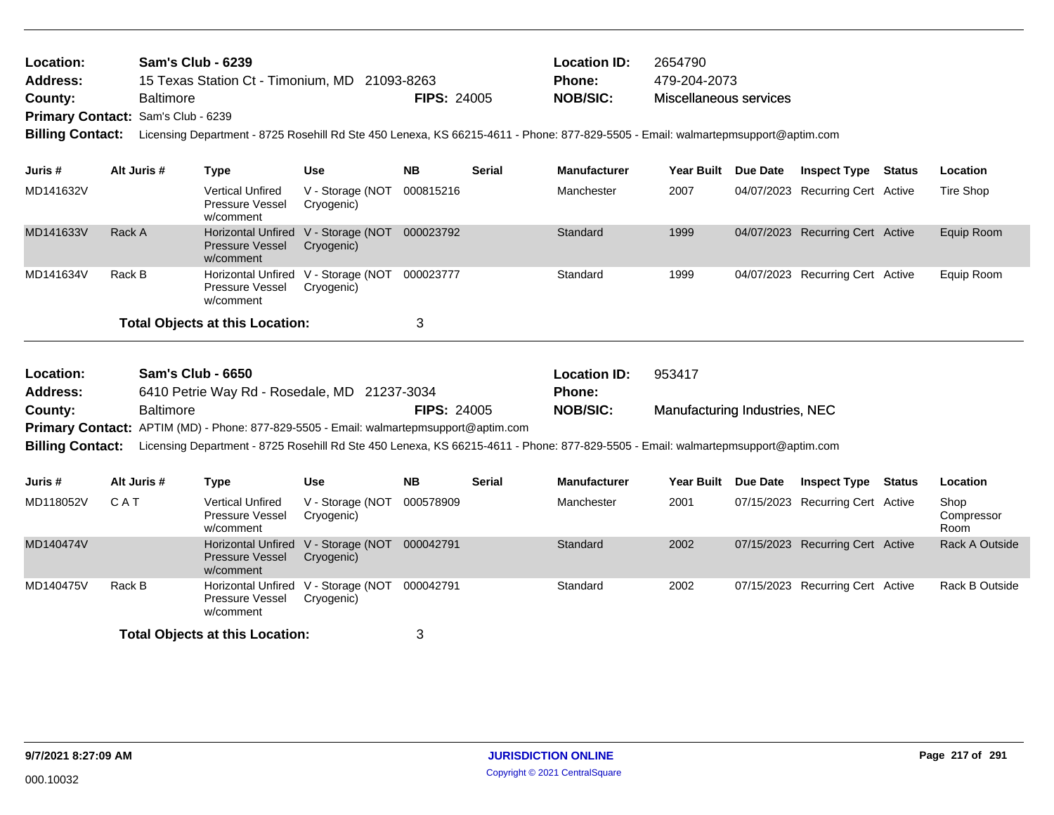**Location:** **Sam's Club - 6239** **Location ID:** 2654790
**Address:** 15 Texas Station Ct - Timonium, MD 21093-8263 **Phone:** 479-204-2073
**County:** Baltimore **FIPS:** 24005 **NOB/SIC:** Miscellaneous services
**Primary Contact:** Sam's Club - 6239
**Billing Contact:** Licensing Department - 8725 Rosehill Rd Ste 450 Lenexa, KS 66215-4611 - Phone: 877-829-5505 - Email: walmartepmsupport@aptim.com

| Juris # | Alt Juris # | Type | Use | NB | Serial | Manufacturer | Year Built | Due Date | Inspect Type | Status | Location |
|---|---|---|---|---|---|---|---|---|---|---|---|
| MD141632V | | Vertical Unfired Pressure Vessel w/comment | V - Storage (NOT Cryogenic) | 000815216 | | Manchester | 2007 | 04/07/2023 | Recurring Cert | Active | Tire Shop |
| MD141633V | Rack A | Horizontal Unfired Pressure Vessel w/comment | V - Storage (NOT Cryogenic) | 000023792 | | Standard | 1999 | 04/07/2023 | Recurring Cert | Active | Equip Room |
| MD141634V | Rack B | Horizontal Unfired Pressure Vessel w/comment | V - Storage (NOT Cryogenic) | 000023777 | | Standard | 1999 | 04/07/2023 | Recurring Cert | Active | Equip Room |

**Total Objects at this Location:** 3

**Location:** **Sam's Club - 6650** **Location ID:** 953417
**Address:** 6410 Petrie Way Rd - Rosedale, MD 21237-3034 **Phone:**
**County:** Baltimore **FIPS:** 24005 **NOB/SIC:** Manufacturing Industries, NEC
**Primary Contact:** APTIM (MD) - Phone: 877-829-5505 - Email: walmartepmsupport@aptim.com
**Billing Contact:** Licensing Department - 8725 Rosehill Rd Ste 450 Lenexa, KS 66215-4611 - Phone: 877-829-5505 - Email: walmartepmsupport@aptim.com

| Juris # | Alt Juris # | Type | Use | NB | Serial | Manufacturer | Year Built | Due Date | Inspect Type | Status | Location |
|---|---|---|---|---|---|---|---|---|---|---|---|
| MD118052V | C A T | Vertical Unfired Pressure Vessel w/comment | V - Storage (NOT Cryogenic) | 000578909 | | Manchester | 2001 | 07/15/2023 | Recurring Cert | Active | Shop Compressor Room |
| MD140474V | | Horizontal Unfired Pressure Vessel w/comment | V - Storage (NOT Cryogenic) | 000042791 | | Standard | 2002 | 07/15/2023 | Recurring Cert | Active | Rack A Outside |
| MD140475V | Rack B | Horizontal Unfired Pressure Vessel w/comment | V - Storage (NOT Cryogenic) | 000042791 | | Standard | 2002 | 07/15/2023 | Recurring Cert | Active | Rack B Outside |

**Total Objects at this Location:** 3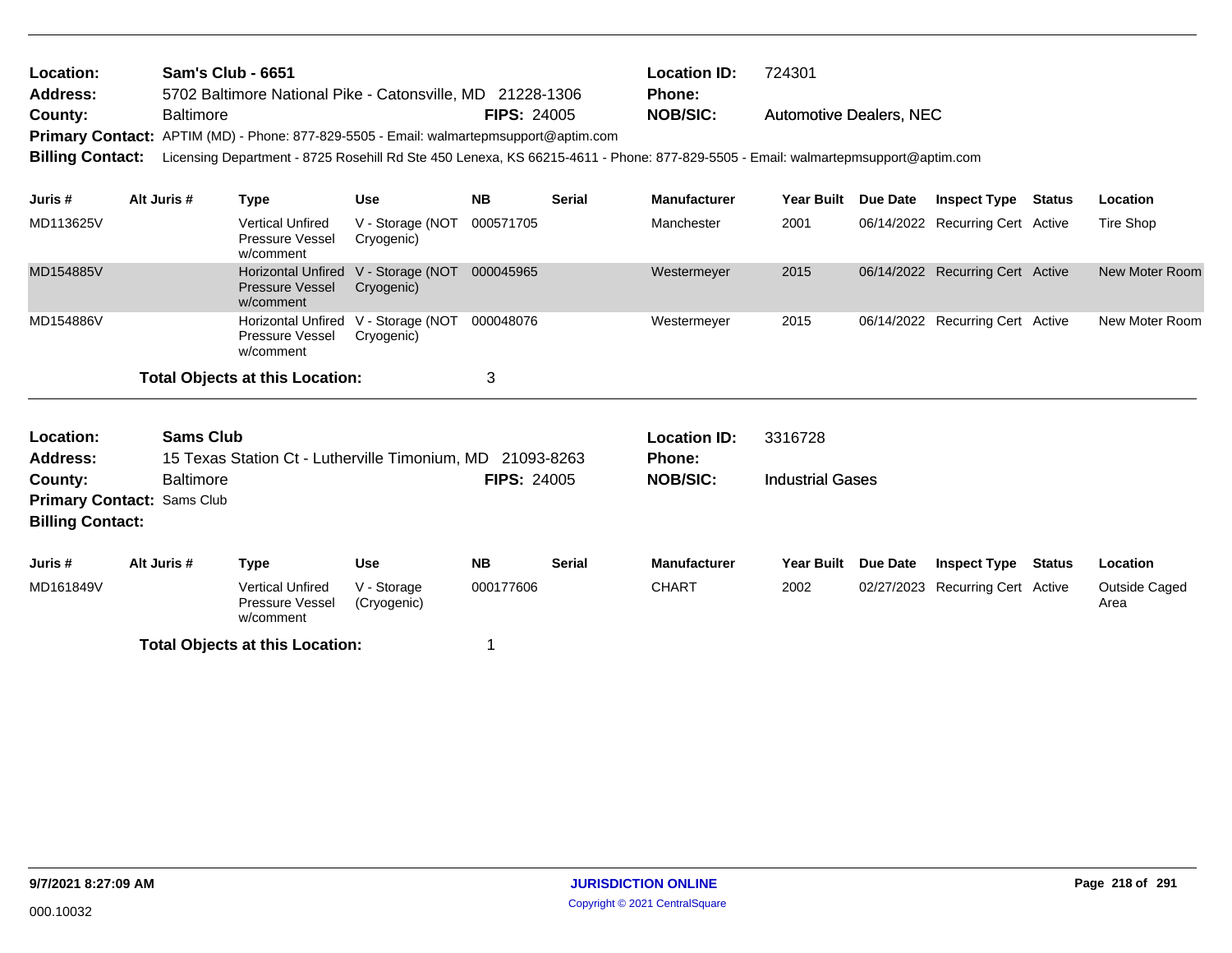**Location:** Sam's Club - 6651
**Address:** 5702 Baltimore National Pike - Catonsville, MD 21228-1306
**County:** Baltimore **FIPS:** 24005
**Location ID:** 724301
**Phone:**
**NOB/SIC:** Automotive Dealers, NEC
**Primary Contact:** APTIM (MD) - Phone: 877-829-5505 - Email: walmartepmsupport@aptim.com
**Billing Contact:** Licensing Department - 8725 Rosehill Rd Ste 450 Lenexa, KS 66215-4611 - Phone: 877-829-5505 - Email: walmartepmsupport@aptim.com

| Juris # | Alt Juris # | Type | Use | NB | Serial | Manufacturer | Year Built | Due Date | Inspect Type | Status | Location |
|---|---|---|---|---|---|---|---|---|---|---|---|
| MD113625V | | Vertical Unfired Pressure Vessel w/comment | V - Storage (NOT Cryogenic) | 000571705 | | Manchester | 2001 | 06/14/2022 | Recurring Cert | Active | Tire Shop |
| MD154885V | | Horizontal Unfired Pressure Vessel w/comment | V - Storage (NOT Cryogenic) | 000045965 | | Westermeyer | 2015 | 06/14/2022 | Recurring Cert | Active | New Moter Room |
| MD154886V | | Horizontal Unfired Pressure Vessel w/comment | V - Storage (NOT Cryogenic) | 000048076 | | Westermeyer | 2015 | 06/14/2022 | Recurring Cert | Active | New Moter Room |

**Total Objects at this Location:** 3

**Location:** Sams Club
**Address:** 15 Texas Station Ct - Lutherville Timonium, MD 21093-8263
**County:** Baltimore **FIPS:** 24005
**Location ID:** 3316728
**Phone:**
**NOB/SIC:** Industrial Gases
**Primary Contact:** Sams Club
**Billing Contact:**

| Juris # | Alt Juris # | Type | Use | NB | Serial | Manufacturer | Year Built | Due Date | Inspect Type | Status | Location |
|---|---|---|---|---|---|---|---|---|---|---|---|
| MD161849V | | Vertical Unfired Pressure Vessel w/comment | V - Storage (Cryogenic) | 000177606 | | CHART | 2002 | 02/27/2023 | Recurring Cert | Active | Outside Caged Area |

**Total Objects at this Location:** 1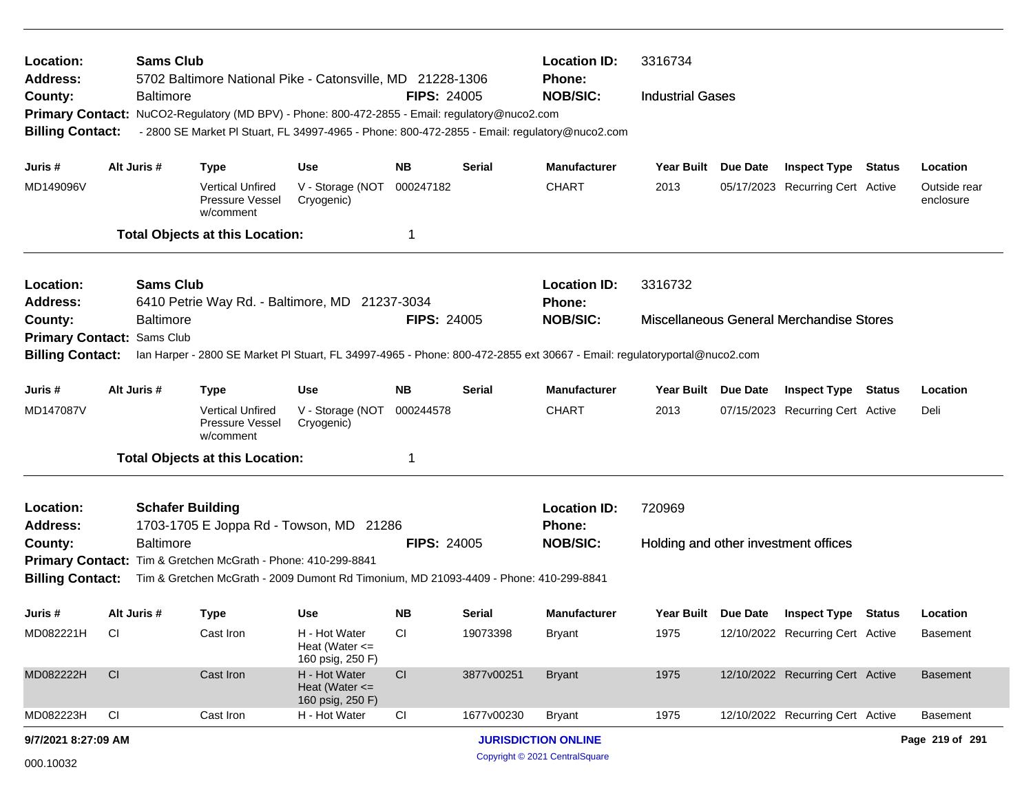**Location:** Sams Club **Location ID:** 3316734
**Address:** 5702 Baltimore National Pike - Catonsville, MD 21228-1306 **Phone:**
**County:** Baltimore **FIPS:** 24005 **NOB/SIC:** Industrial Gases
**Primary Contact:** NuCO2-Regulatory (MD BPV) - Phone: 800-472-2855 - Email: regulatory@nuco2.com
**Billing Contact:** - 2800 SE Market Pl Stuart, FL 34997-4965 - Phone: 800-472-2855 - Email: regulatory@nuco2.com

| Juris # | Alt Juris # | Type | Use | NB | Serial | Manufacturer | Year Built | Due Date | Inspect Type | Status | Location |
|---|---|---|---|---|---|---|---|---|---|---|---|
| MD149096V | | Vertical Unfired Pressure Vessel w/comment | V - Storage (NOT Cryogenic) | 000247182 | | CHART | 2013 | 05/17/2023 | Recurring Cert | Active | Outside rear enclosure |

**Total Objects at this Location:** 1

---

**Location:** Sams Club **Location ID:** 3316732
**Address:** 6410 Petrie Way Rd. - Baltimore, MD 21237-3034 **Phone:**
**County:** Baltimore **FIPS:** 24005 **NOB/SIC:** Miscellaneous General Merchandise Stores
**Primary Contact:** Sams Club
**Billing Contact:** Ian Harper - 2800 SE Market Pl Stuart, FL 34997-4965 - Phone: 800-472-2855 ext 30667 - Email: regulatoryportal@nuco2.com

| Juris # | Alt Juris # | Type | Use | NB | Serial | Manufacturer | Year Built | Due Date | Inspect Type | Status | Location |
|---|---|---|---|---|---|---|---|---|---|---|---|
| MD147087V | | Vertical Unfired Pressure Vessel w/comment | V - Storage (NOT Cryogenic) | 000244578 | | CHART | 2013 | 07/15/2023 | Recurring Cert | Active | Deli |

**Total Objects at this Location:** 1

---

**Location:** Schafer Building **Location ID:** 720969
**Address:** 1703-1705 E Joppa Rd - Towson, MD 21286 **Phone:**
**County:** Baltimore **FIPS:** 24005 **NOB/SIC:** Holding and other investment offices
**Primary Contact:** Tim & Gretchen McGrath - Phone: 410-299-8841
**Billing Contact:** Tim & Gretchen McGrath - 2009 Dumont Rd Timonium, MD 21093-4409 - Phone: 410-299-8841

| Juris # | Alt Juris # | Type | Use | NB | Serial | Manufacturer | Year Built | Due Date | Inspect Type | Status | Location |
|---|---|---|---|---|---|---|---|---|---|---|---|
| MD082221H | CI | Cast Iron | H - Hot Water Heat (Water <= 160 psig, 250 F) | CI | 19073398 | Bryant | 1975 | 12/10/2022 | Recurring Cert | Active | Basement |
| MD082222H | CI | Cast Iron | H - Hot Water Heat (Water <= 160 psig, 250 F) | CI | 3877v00251 | Bryant | 1975 | 12/10/2022 | Recurring Cert | Active | Basement |
| MD082223H | CI | Cast Iron | H - Hot Water | CI | 1677v00230 | Bryant | 1975 | 12/10/2022 | Recurring Cert | Active | Basement |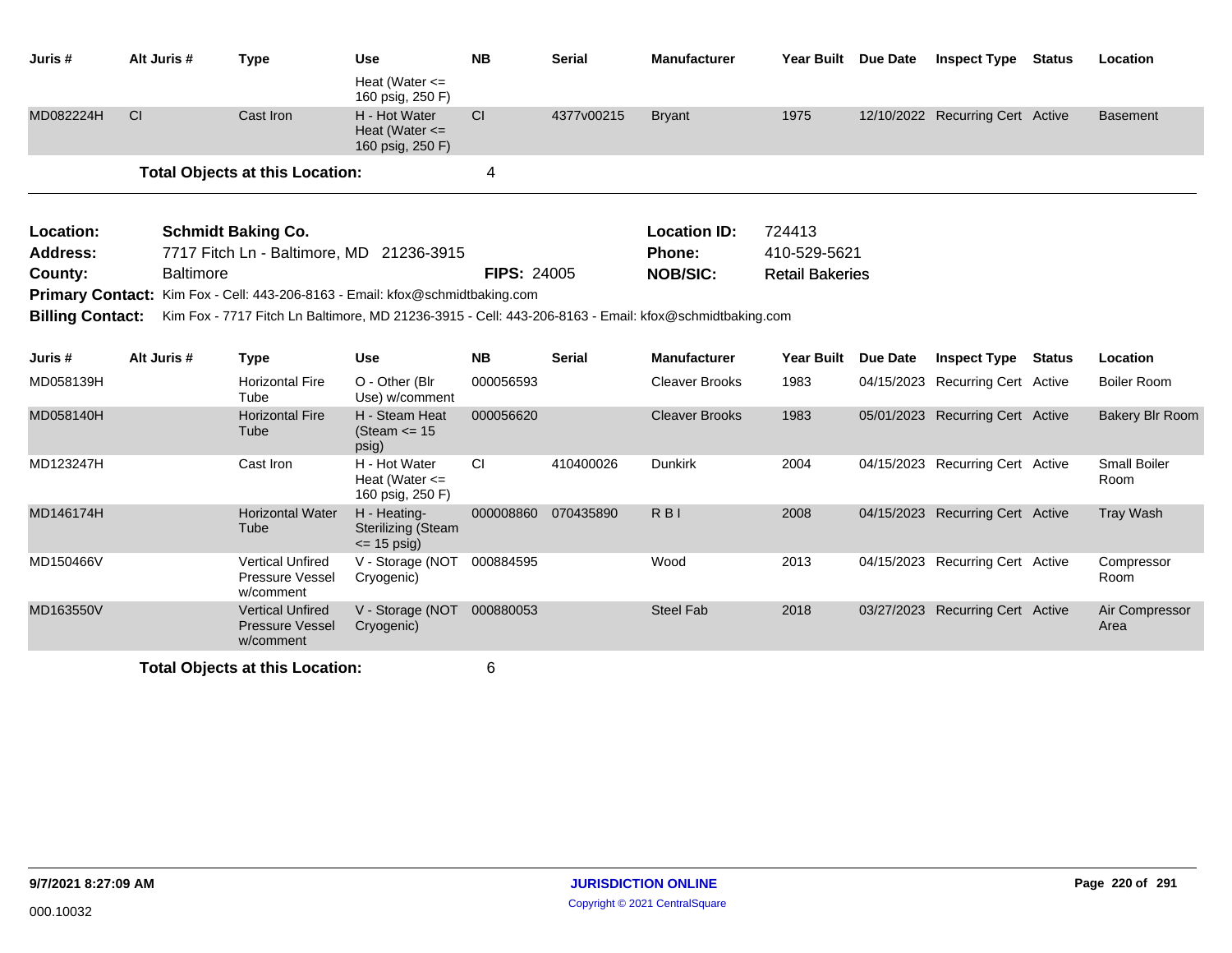| Juris # | Alt Juris # | Type | Use | NB | Serial | Manufacturer | Year Built | Due Date | Inspect Type | Status | Location |
|---|---|---|---|---|---|---|---|---|---|---|---|
| | | | Heat (Water <= 160 psig, 250 F) | | | | | | | | |
| MD082224H | CI | Cast Iron | H - Hot Water Heat (Water <= 160 psig, 250 F) | CI | 4377v00215 | Bryant | 1975 | 12/10/2022 | Recurring Cert | Active | Basement |

**Total Objects at this Location:** 4

**Location:** Schmidt Baking Co.
**Location ID:** 724413
**Address:** 7717 Fitch Ln - Baltimore, MD 21236-3915
**Phone:** 410-529-5621
**County:** Baltimore
**FIPS:** 24005
**NOB/SIC:** Retail Bakeries
**Primary Contact:** Kim Fox - Cell: 443-206-8163 - Email: kfox@schmidtbaking.com
**Billing Contact:** Kim Fox - 7717 Fitch Ln Baltimore, MD 21236-3915 - Cell: 443-206-8163 - Email: kfox@schmidtbaking.com

| Juris # | Alt Juris # | Type | Use | NB | Serial | Manufacturer | Year Built | Due Date | Inspect Type | Status | Location |
|---|---|---|---|---|---|---|---|---|---|---|---|
| MD058139H | | Horizontal Fire Tube | O - Other (Blr Use) w/comment | 000056593 | | Cleaver Brooks | 1983 | 04/15/2023 | Recurring Cert | Active | Boiler Room |
| MD058140H | | Horizontal Fire Tube | H - Steam Heat (Steam <= 15 psig) | 000056620 | | Cleaver Brooks | 1983 | 05/01/2023 | Recurring Cert | Active | Bakery Blr Room |
| MD123247H | | Cast Iron | H - Hot Water Heat (Water <= 160 psig, 250 F) | CI | 410400026 | Dunkirk | 2004 | 04/15/2023 | Recurring Cert | Active | Small Boiler Room |
| MD146174H | | Horizontal Water Tube | H - Heating-Sterilizing (Steam <= 15 psig) | 000008860 | 070435890 | R B I | 2008 | 04/15/2023 | Recurring Cert | Active | Tray Wash |
| MD150466V | | Vertical Unfired Pressure Vessel w/comment | V - Storage (NOT Cryogenic) | 000884595 | | Wood | 2013 | 04/15/2023 | Recurring Cert | Active | Compressor Room |
| MD163550V | | Vertical Unfired Pressure Vessel w/comment | V - Storage (NOT Cryogenic) | 000880053 | | Steel Fab | 2018 | 03/27/2023 | Recurring Cert | Active | Air Compressor Area |

**Total Objects at this Location:** 6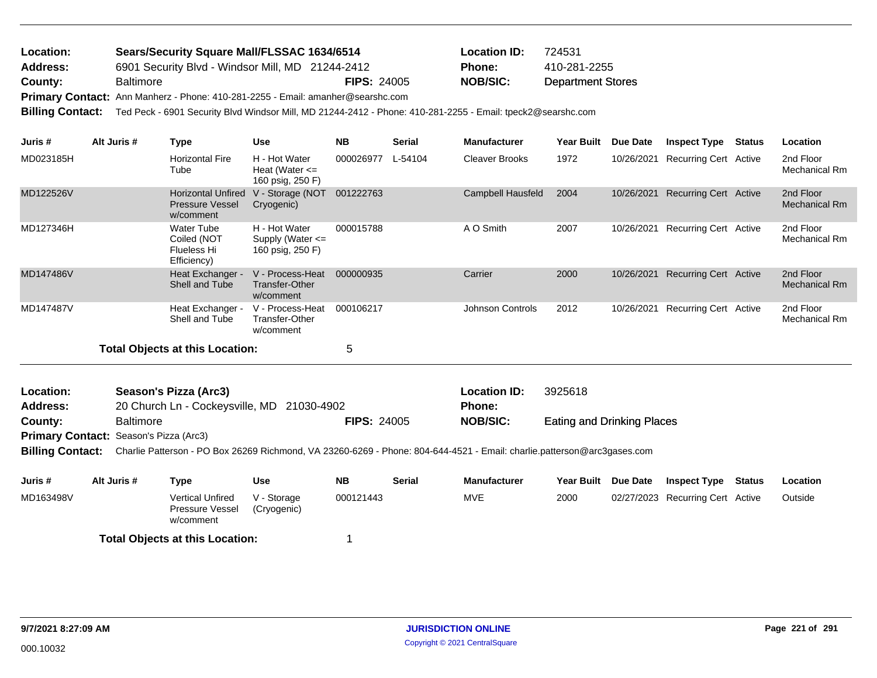**Location:** Sears/Security Square Mall/FLSSAC 1634/6514
**Address:** 6901 Security Blvd - Windsor Mill, MD 21244-2412
**County:** Baltimore **FIPS:** 24005
**Location ID:** 724531
**Phone:** 410-281-2255
**NOB/SIC:** Department Stores
**Primary Contact:** Ann Manherz - Phone: 410-281-2255 - Email: amanher@searshc.com
**Billing Contact:** Ted Peck - 6901 Security Blvd Windsor Mill, MD 21244-2412 - Phone: 410-281-2255 - Email: tpeck2@searshc.com

| Juris # | Alt Juris # | Type | Use | NB | Serial | Manufacturer | Year Built | Due Date | Inspect Type | Status | Location |
|---|---|---|---|---|---|---|---|---|---|---|---|
| MD023185H | | Horizontal Fire Tube | H - Hot Water Heat (Water <= 160 psig, 250 F) | 000026977 | L-54104 | Cleaver Brooks | 1972 | 10/26/2021 | Recurring Cert | Active | 2nd Floor Mechanical Rm |
| MD122526V | | Horizontal Unfired Pressure Vessel w/comment | V - Storage (NOT Cryogenic) | 001222763 | | Campbell Hausfeld | 2004 | 10/26/2021 | Recurring Cert | Active | 2nd Floor Mechanical Rm |
| MD127346H | | Water Tube Coiled (NOT Flueless Hi Efficiency) | H - Hot Water Supply (Water <= 160 psig, 250 F) | 000015788 | | A O Smith | 2007 | 10/26/2021 | Recurring Cert | Active | 2nd Floor Mechanical Rm |
| MD147486V | | Heat Exchanger - Shell and Tube | V - Process-Heat Transfer-Other w/comment | 000000935 | | Carrier | 2000 | 10/26/2021 | Recurring Cert | Active | 2nd Floor Mechanical Rm |
| MD147487V | | Heat Exchanger - Shell and Tube | V - Process-Heat Transfer-Other w/comment | 000106217 | | Johnson Controls | 2012 | 10/26/2021 | Recurring Cert | Active | 2nd Floor Mechanical Rm |

**Total Objects at this Location:** 5

**Location:** Season's Pizza (Arc3)
**Address:** 20 Church Ln - Cockeysville, MD 21030-4902
**County:** Baltimore **FIPS:** 24005
**Location ID:** 3925618
**Phone:**
**NOB/SIC:** Eating and Drinking Places
**Primary Contact:** Season's Pizza (Arc3)
**Billing Contact:** Charlie Patterson - PO Box 26269 Richmond, VA 23260-6269 - Phone: 804-644-4521 - Email: charlie.patterson@arc3gases.com

| Juris # | Alt Juris # | Type | Use | NB | Serial | Manufacturer | Year Built | Due Date | Inspect Type | Status | Location |
|---|---|---|---|---|---|---|---|---|---|---|---|
| MD163498V | | Vertical Unfired Pressure Vessel w/comment | V - Storage (Cryogenic) | 000121443 | | MVE | 2000 | 02/27/2023 | Recurring Cert | Active | Outside |

**Total Objects at this Location:** 1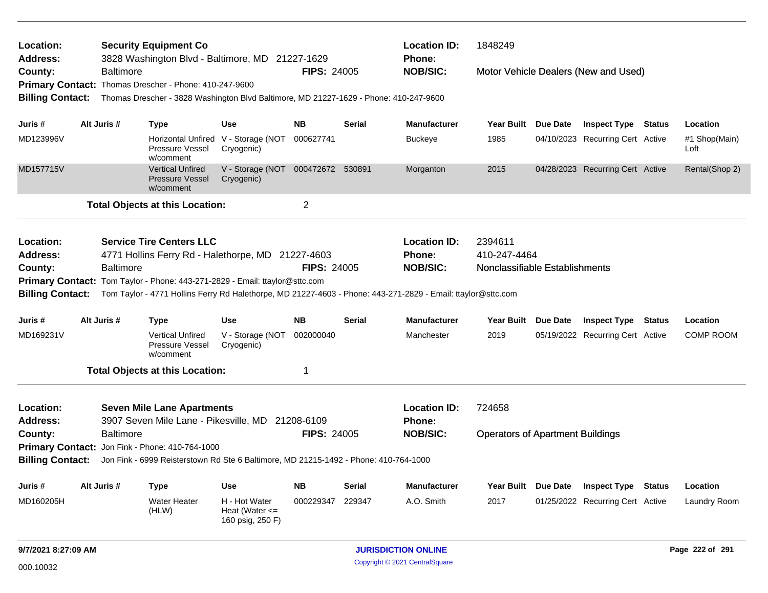**Location:** Security Equipment Co
**Address:** 3828 Washington Blvd - Baltimore, MD 21227-1629
**County:** Baltimore **FIPS:** 24005
**Primary Contact:** Thomas Drescher - Phone: 410-247-9600
**Billing Contact:** Thomas Drescher - 3828 Washington Blvd Baltimore, MD 21227-1629 - Phone: 410-247-9600

**Location ID:** 1848249
**Phone:**
**NOB/SIC:** Motor Vehicle Dealers (New and Used)

| Juris # | Alt Juris # | Type | Use | NB | Serial | Manufacturer | Year Built | Due Date | Inspect Type | Status | Location |
|---|---|---|---|---|---|---|---|---|---|---|---|
| MD123996V | | Horizontal Unfired Pressure Vessel w/comment | V - Storage (NOT Cryogenic) | 000627741 | | Buckeye | 1985 | 04/10/2023 | Recurring Cert | Active | #1 Shop(Main) Loft |
| MD157715V | | Vertical Unfired Pressure Vessel w/comment | V - Storage (NOT Cryogenic) | 000472672 | 530891 | Morganton | 2015 | 04/28/2023 | Recurring Cert | Active | Rental(Shop 2) |

**Total Objects at this Location:** 2

**Location:** Service Tire Centers LLC
**Address:** 4771 Hollins Ferry Rd - Halethorpe, MD 21227-4603
**County:** Baltimore **FIPS:** 24005
**Primary Contact:** Tom Taylor - Phone: 443-271-2829 - Email: ttaylor@sttc.com
**Billing Contact:** Tom Taylor - 4771 Hollins Ferry Rd Halethorpe, MD 21227-4603 - Phone: 443-271-2829 - Email: ttaylor@sttc.com

**Location ID:** 2394611
**Phone:** 410-247-4464
**NOB/SIC:** Nonclassifiable Establishments

| Juris # | Alt Juris # | Type | Use | NB | Serial | Manufacturer | Year Built | Due Date | Inspect Type | Status | Location |
|---|---|---|---|---|---|---|---|---|---|---|---|
| MD169231V | | Vertical Unfired Pressure Vessel w/comment | V - Storage (NOT Cryogenic) | 002000040 | | Manchester | 2019 | 05/19/2022 | Recurring Cert | Active | COMP ROOM |

**Total Objects at this Location:** 1

**Location:** Seven Mile Lane Apartments
**Address:** 3907 Seven Mile Lane - Pikesville, MD 21208-6109
**County:** Baltimore **FIPS:** 24005
**Primary Contact:** Jon Fink - Phone: 410-764-1000
**Billing Contact:** Jon Fink - 6999 Reisterstown Rd Ste 6 Baltimore, MD 21215-1492 - Phone: 410-764-1000

**Location ID:** 724658
**Phone:**
**NOB/SIC:** Operators of Apartment Buildings

| Juris # | Alt Juris # | Type | Use | NB | Serial | Manufacturer | Year Built | Due Date | Inspect Type | Status | Location |
|---|---|---|---|---|---|---|---|---|---|---|---|
| MD160205H | | Water Heater (HLW) | H - Hot Water Heat (Water <= 160 psig, 250 F) | 000229347 | 229347 | A.O. Smith | 2017 | 01/25/2022 | Recurring Cert | Active | Laundry Room |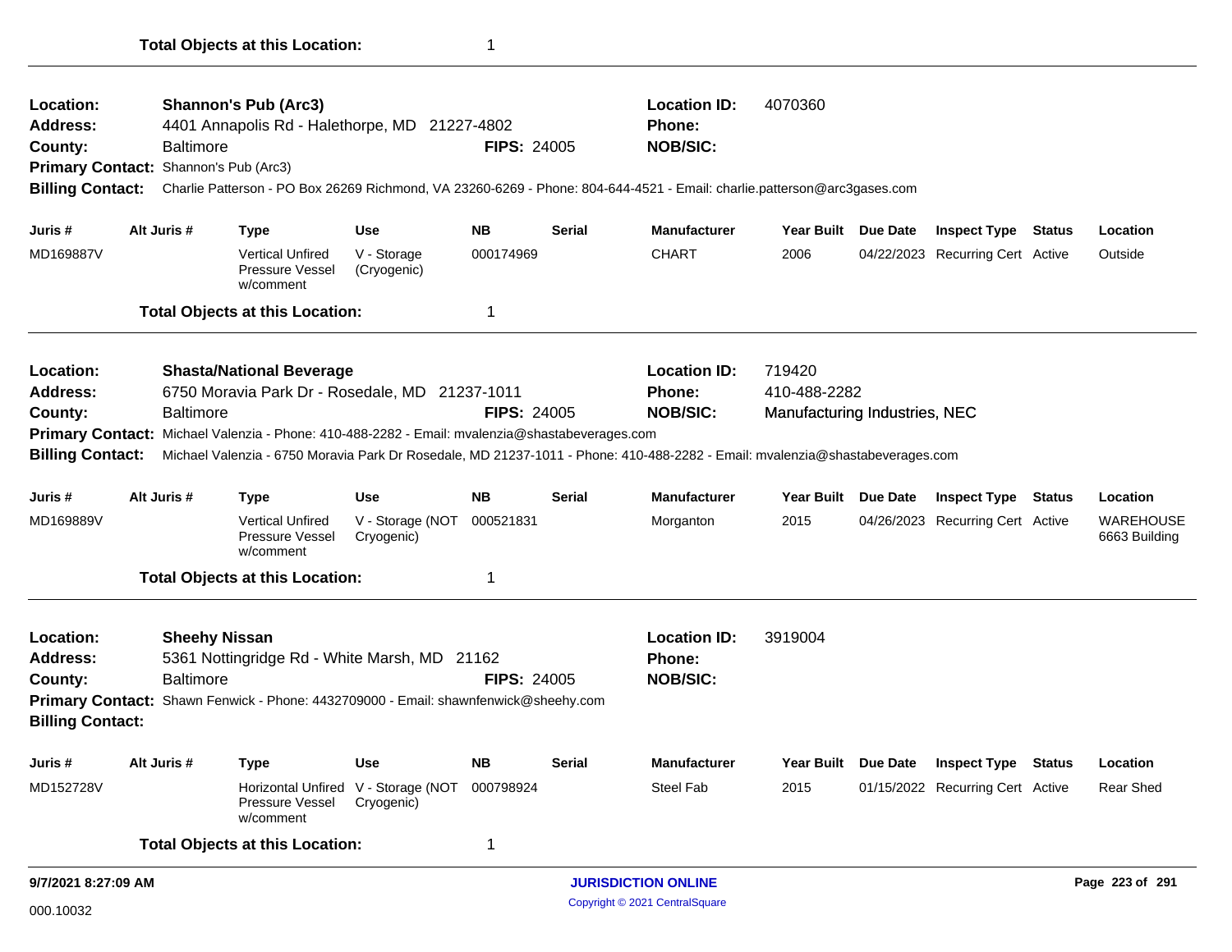**Total Objects at this Location:** 1

---

**Location:** **Shannon's Pub (Arc3)** | **Location ID:** 4070360
**Address:** 4401 Annapolis Rd - Halethorpe, MD 21227-4802 | **Phone:**
**County:** Baltimore | **FIPS:** 24005 | **NOB/SIC:**
**Primary Contact:** Shannon's Pub (Arc3)
**Billing Contact:** Charlie Patterson - PO Box 26269 Richmond, VA 23260-6269 - Phone: 804-644-4521 - Email: charlie.patterson@arc3gases.com

| Juris # | Alt Juris # | Type | Use | NB | Serial | Manufacturer | Year Built | Due Date | Inspect Type | Status | Location |
|---|---|---|---|---|---|---|---|---|---|---|---|
| MD169887V | | Vertical Unfired Pressure Vessel w/comment | V - Storage (Cryogenic) | 000174969 | | CHART | 2006 | 04/22/2023 | Recurring Cert | Active | Outside |

**Total Objects at this Location:** 1

---

**Location:** **Shasta/National Beverage** | **Location ID:** 719420
**Address:** 6750 Moravia Park Dr - Rosedale, MD 21237-1011 | **Phone:** 410-488-2282
**County:** Baltimore | **FIPS:** 24005 | **NOB/SIC:** Manufacturing Industries, NEC
**Primary Contact:** Michael Valenzia - Phone: 410-488-2282 - Email: mvalenzia@shastabeverages.com
**Billing Contact:** Michael Valenzia - 6750 Moravia Park Dr Rosedale, MD 21237-1011 - Phone: 410-488-2282 - Email: mvalenzia@shastabeverages.com

| Juris # | Alt Juris # | Type | Use | NB | Serial | Manufacturer | Year Built | Due Date | Inspect Type | Status | Location |
|---|---|---|---|---|---|---|---|---|---|---|---|
| MD169889V | | Vertical Unfired Pressure Vessel w/comment | V - Storage (NOT Cryogenic) | 000521831 | | Morganton | 2015 | 04/26/2023 | Recurring Cert | Active | WAREHOUSE 6663 Building |

**Total Objects at this Location:** 1

---

**Location:** **Sheehy Nissan** | **Location ID:** 3919004
**Address:** 5361 Nottingridge Rd - White Marsh, MD 21162 | **Phone:**
**County:** Baltimore | **FIPS:** 24005 | **NOB/SIC:**
**Primary Contact:** Shawn Fenwick - Phone: 4432709000 - Email: shawnfenwick@sheehy.com
**Billing Contact:**

| Juris # | Alt Juris # | Type | Use | NB | Serial | Manufacturer | Year Built | Due Date | Inspect Type | Status | Location |
|---|---|---|---|---|---|---|---|---|---|---|---|
| MD152728V | | Horizontal Unfired Pressure Vessel w/comment | V - Storage (NOT Cryogenic) | 000798924 | | Steel Fab | 2015 | 01/15/2022 | Recurring Cert | Active | Rear Shed |

**Total Objects at this Location:** 1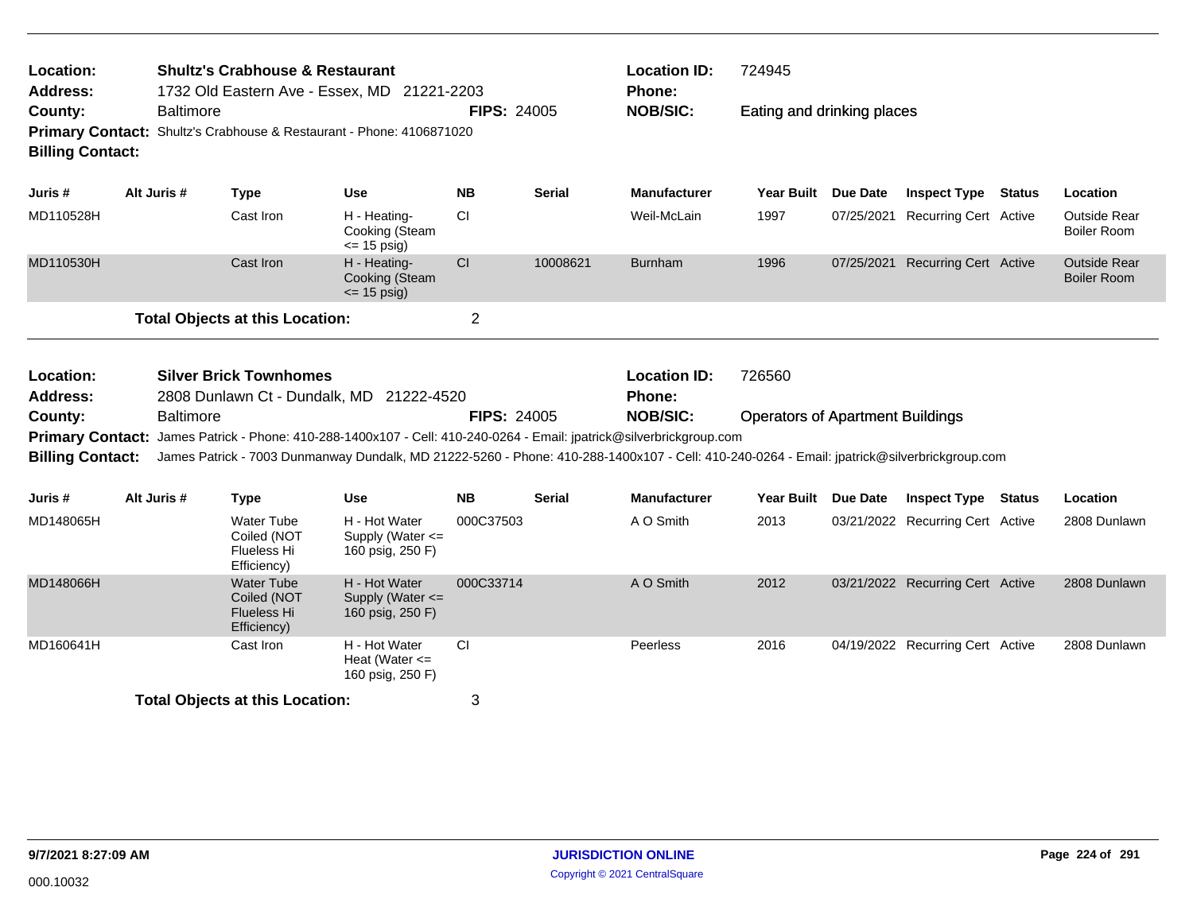**Location:** Shultz's Crabhouse & Restaurant
**Address:** 1732 Old Eastern Ave - Essex, MD 21221-2203
**County:** Baltimore **FIPS:** 24005
**Location ID:** 724945
**Phone:**
**NOB/SIC:** Eating and drinking places
**Primary Contact:** Shultz's Crabhouse & Restaurant - Phone: 4106871020
**Billing Contact:**

| Juris # | Alt Juris # | Type | Use | NB | Serial | Manufacturer | Year Built | Due Date | Inspect Type | Status | Location |
|---|---|---|---|---|---|---|---|---|---|---|---|
| MD110528H | | Cast Iron | H - Heating-Cooking (Steam <= 15 psig) | CI | | Weil-McLain | 1997 | 07/25/2021 | Recurring Cert | Active | Outside Rear Boiler Room |
| MD110530H | | Cast Iron | H - Heating-Cooking (Steam <= 15 psig) | CI | 10008621 | Burnham | 1996 | 07/25/2021 | Recurring Cert | Active | Outside Rear Boiler Room |

**Total Objects at this Location:** 2

**Location:** Silver Brick Townhomes
**Address:** 2808 Dunlawn Ct - Dundalk, MD 21222-4520
**County:** Baltimore **FIPS:** 24005
**Location ID:** 726560
**Phone:**
**NOB/SIC:** Operators of Apartment Buildings
**Primary Contact:** James Patrick - Phone: 410-288-1400x107 - Cell: 410-240-0264 - Email: jpatrick@silverbrickgroup.com
**Billing Contact:** James Patrick - 7003 Dunmanway Dundalk, MD 21222-5260 - Phone: 410-288-1400x107 - Cell: 410-240-0264 - Email: jpatrick@silverbrickgroup.com

| Juris # | Alt Juris # | Type | Use | NB | Serial | Manufacturer | Year Built | Due Date | Inspect Type | Status | Location |
|---|---|---|---|---|---|---|---|---|---|---|---|
| MD148065H | | Water Tube Coiled (NOT Flueless Hi Efficiency) | H - Hot Water Supply (Water <= 160 psig, 250 F) | 000C37503 | | A O Smith | 2013 | 03/21/2022 | Recurring Cert | Active | 2808 Dunlawn |
| MD148066H | | Water Tube Coiled (NOT Flueless Hi Efficiency) | H - Hot Water Supply (Water <= 160 psig, 250 F) | 000C33714 | | A O Smith | 2012 | 03/21/2022 | Recurring Cert | Active | 2808 Dunlawn |
| MD160641H | | Cast Iron | H - Hot Water Heat (Water <= 160 psig, 250 F) | CI | | Peerless | 2016 | 04/19/2022 | Recurring Cert | Active | 2808 Dunlawn |

**Total Objects at this Location:** 3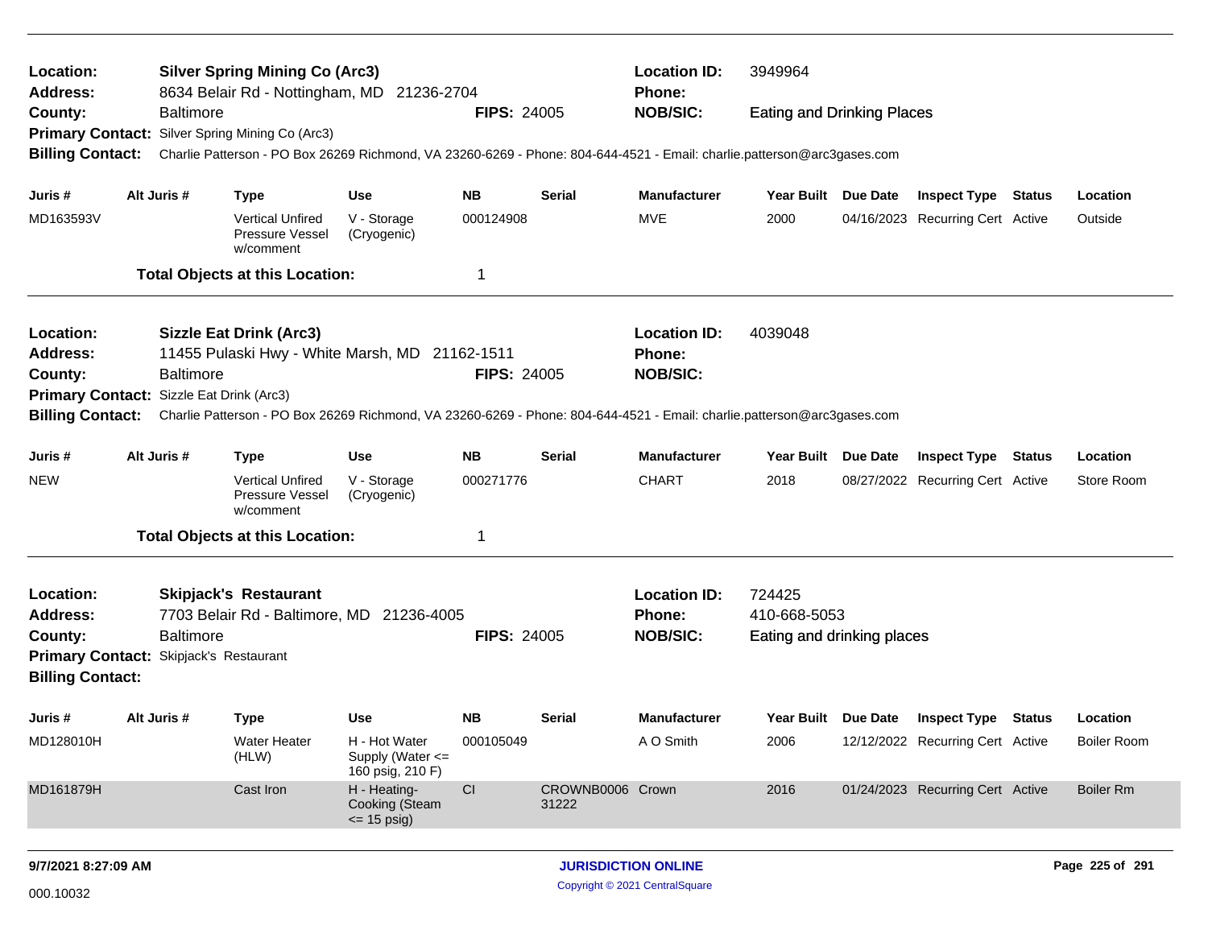**Location:** Silver Spring Mining Co (Arc3)
**Address:** 8634 Belair Rd - Nottingham, MD 21236-2704
**County:** Baltimore **FIPS:** 24005
**Location ID:** 3949964
**Phone:**
**NOB/SIC:** Eating and Drinking Places
**Primary Contact:** Silver Spring Mining Co (Arc3)
**Billing Contact:** Charlie Patterson - PO Box 26269 Richmond, VA 23260-6269 - Phone: 804-644-4521 - Email: charlie.patterson@arc3gases.com

| Juris # | Alt Juris # | Type | Use | NB | Serial | Manufacturer | Year Built | Due Date | Inspect Type | Status | Location |
|---|---|---|---|---|---|---|---|---|---|---|---|
| MD163593V | | Vertical Unfired Pressure Vessel w/comment | V - Storage (Cryogenic) | 000124908 | | MVE | 2000 | 04/16/2023 | Recurring Cert | Active | Outside |

**Total Objects at this Location:** 1

---

**Location:** Sizzle Eat Drink (Arc3)
**Address:** 11455 Pulaski Hwy - White Marsh, MD 21162-1511
**County:** Baltimore **FIPS:** 24005
**Location ID:** 4039048
**Phone:**
**NOB/SIC:**
**Primary Contact:** Sizzle Eat Drink (Arc3)
**Billing Contact:** Charlie Patterson - PO Box 26269 Richmond, VA 23260-6269 - Phone: 804-644-4521 - Email: charlie.patterson@arc3gases.com

| Juris # | Alt Juris # | Type | Use | NB | Serial | Manufacturer | Year Built | Due Date | Inspect Type | Status | Location |
|---|---|---|---|---|---|---|---|---|---|---|---|
| NEW | | Vertical Unfired Pressure Vessel w/comment | V - Storage (Cryogenic) | 000271776 | | CHART | 2018 | 08/27/2022 | Recurring Cert | Active | Store Room |

**Total Objects at this Location:** 1

---

**Location:** Skipjack's Restaurant
**Address:** 7703 Belair Rd - Baltimore, MD 21236-4005
**County:** Baltimore **FIPS:** 24005
**Location ID:** 724425
**Phone:** 410-668-5053
**NOB/SIC:** Eating and drinking places
**Primary Contact:** Skipjack's Restaurant
**Billing Contact:**

| Juris # | Alt Juris # | Type | Use | NB | Serial | Manufacturer | Year Built | Due Date | Inspect Type | Status | Location |
|---|---|---|---|---|---|---|---|---|---|---|---|
| MD128010H | | Water Heater (HLW) | H - Hot Water Supply (Water <= 160 psig, 210 F) | 000105049 | | A O Smith | 2006 | 12/12/2022 | Recurring Cert | Active | Boiler Room |
| MD161879H | | Cast Iron | H - Heating-Cooking (Steam <= 15 psig) | CI | CROWNB0006 31222 | Crown | 2016 | 01/24/2023 | Recurring Cert | Active | Boiler Rm |

9/7/2021 8:27:09 AM

000.10032

JURISDICTION ONLINE
Copyright © 2021 CentralSquare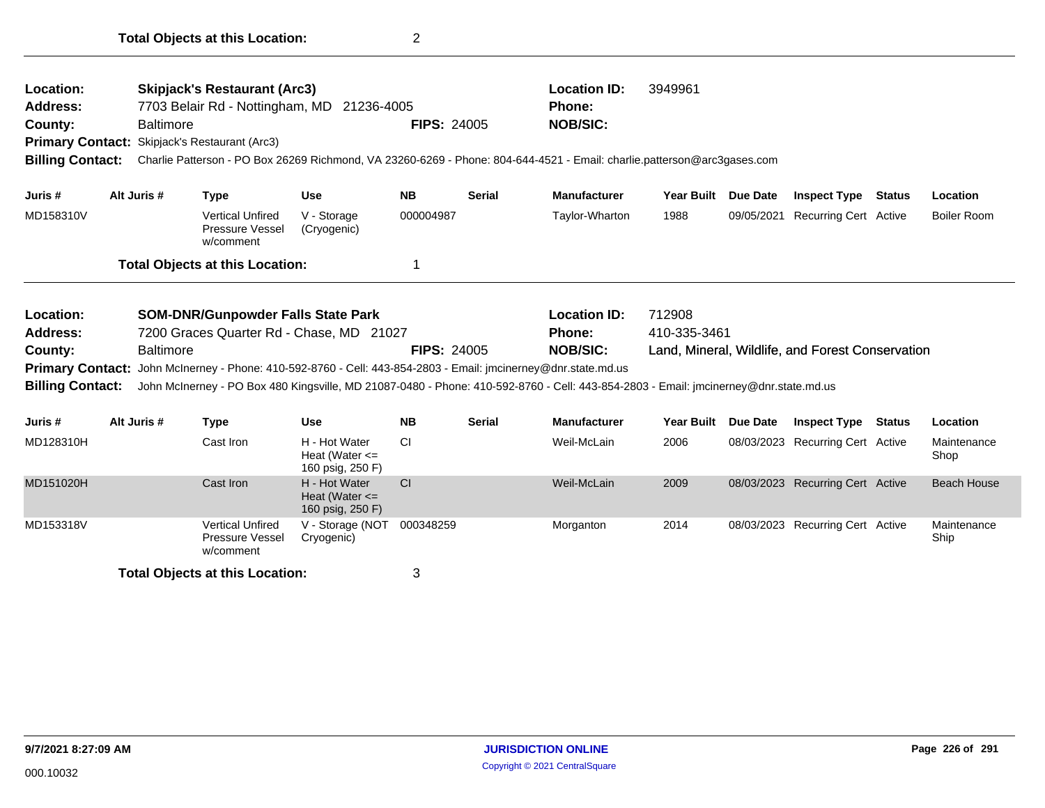**Total Objects at this Location:** 2

---

**Location:** **Skipjack's Restaurant (Arc3)**
**Address:** 7703 Belair Rd - Nottingham, MD 21236-4005
**County:** Baltimore
**FIPS:** 24005
**Location ID:** 3949961
**Phone:**
**NOB/SIC:**
**Primary Contact:** Skipjack's Restaurant (Arc3)
**Billing Contact:** Charlie Patterson - PO Box 26269 Richmond, VA 23260-6269 - Phone: 804-644-4521 - Email: charlie.patterson@arc3gases.com

| Juris # | Alt Juris # | Type | Use | NB | Serial | Manufacturer | Year Built | Due Date | Inspect Type | Status | Location |
|---|---|---|---|---|---|---|---|---|---|---|---|
| MD158310V | | Vertical Unfired Pressure Vessel w/comment | V - Storage (Cryogenic) | 000004987 | | Taylor-Wharton | 1988 | 09/05/2021 | Recurring Cert | Active | Boiler Room |

**Total Objects at this Location:** 1

---

**Location:** **SOM-DNR/Gunpowder Falls State Park**
**Address:** 7200 Graces Quarter Rd - Chase, MD 21027
**County:** Baltimore
**FIPS:** 24005
**Location ID:** 712908
**Phone:** 410-335-3461
**NOB/SIC:** Land, Mineral, Wildlife, and Forest Conservation
**Primary Contact:** John McInerney - Phone: 410-592-8760 - Cell: 443-854-2803 - Email: jmcinerney@dnr.state.md.us
**Billing Contact:** John McInerney - PO Box 480 Kingsville, MD 21087-0480 - Phone: 410-592-8760 - Cell: 443-854-2803 - Email: jmcinerney@dnr.state.md.us

| Juris # | Alt Juris # | Type | Use | NB | Serial | Manufacturer | Year Built | Due Date | Inspect Type | Status | Location |
|---|---|---|---|---|---|---|---|---|---|---|---|
| MD128310H | | Cast Iron | H - Hot Water Heat (Water <= 160 psig, 250 F) | CI | | Weil-McLain | 2006 | 08/03/2023 | Recurring Cert | Active | Maintenance Shop |
| MD151020H | | Cast Iron | H - Hot Water Heat (Water <= 160 psig, 250 F) | CI | | Weil-McLain | 2009 | 08/03/2023 | Recurring Cert | Active | Beach House |
| MD153318V | | Vertical Unfired Pressure Vessel w/comment | V - Storage (NOT Cryogenic) | 000348259 | | Morganton | 2014 | 08/03/2023 | Recurring Cert | Active | Maintenance Ship |

**Total Objects at this Location:** 3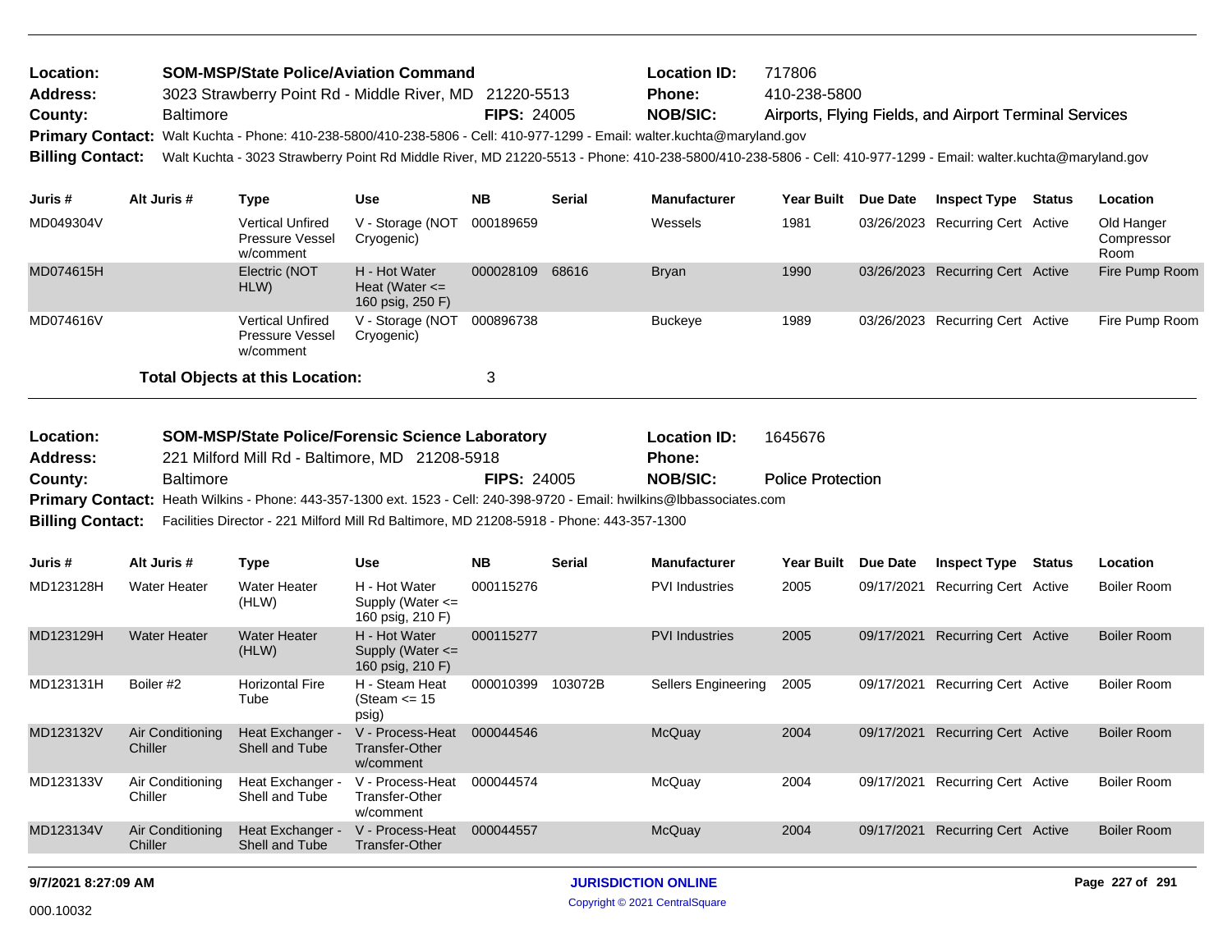**Location:** SOM-MSP/State Police/Aviation Command **Location ID:** 717806
**Address:** 3023 Strawberry Point Rd - Middle River, MD 21220-5513 **Phone:** 410-238-5800
**County:** Baltimore **FIPS:** 24005 **NOB/SIC:** Airports, Flying Fields, and Airport Terminal Services
**Primary Contact:** Walt Kuchta - Phone: 410-238-5800/410-238-5806 - Cell: 410-977-1299 - Email: walter.kuchta@maryland.gov
**Billing Contact:** Walt Kuchta - 3023 Strawberry Point Rd Middle River, MD 21220-5513 - Phone: 410-238-5800/410-238-5806 - Cell: 410-977-1299 - Email: walter.kuchta@maryland.gov

| Juris # | Alt Juris # | Type | Use | NB | Serial | Manufacturer | Year Built | Due Date | Inspect Type | Status | Location |
|---|---|---|---|---|---|---|---|---|---|---|---|
| MD049304V | | Vertical Unfired Pressure Vessel w/comment | V - Storage (NOT Cryogenic) | 000189659 | | Wessels | 1981 | 03/26/2023 | Recurring Cert | Active | Old Hanger Compressor Room |
| MD074615H | | Electric (NOT HLW) | H - Hot Water Heat (Water <= 160 psig, 250 F) | 000028109 | 68616 | Bryan | 1990 | 03/26/2023 | Recurring Cert | Active | Fire Pump Room |
| MD074616V | | Vertical Unfired Pressure Vessel w/comment | V - Storage (NOT Cryogenic) | 000896738 | | Buckeye | 1989 | 03/26/2023 | Recurring Cert | Active | Fire Pump Room |

**Total Objects at this Location:** 3

**Location:** SOM-MSP/State Police/Forensic Science Laboratory **Location ID:** 1645676
**Address:** 221 Milford Mill Rd - Baltimore, MD 21208-5918 **Phone:**
**County:** Baltimore **FIPS:** 24005 **NOB/SIC:** Police Protection
**Primary Contact:** Heath Wilkins - Phone: 443-357-1300 ext. 1523 - Cell: 240-398-9720 - Email: hwilkins@lbbassociates.com
**Billing Contact:** Facilities Director - 221 Milford Mill Rd Baltimore, MD 21208-5918 - Phone: 443-357-1300

| Juris # | Alt Juris # | Type | Use | NB | Serial | Manufacturer | Year Built | Due Date | Inspect Type | Status | Location |
|---|---|---|---|---|---|---|---|---|---|---|---|
| MD123128H | Water Heater | Water Heater (HLW) | H - Hot Water Supply (Water <= 160 psig, 210 F) | 000115276 | | PVI Industries | 2005 | 09/17/2021 | Recurring Cert | Active | Boiler Room |
| MD123129H | Water Heater | Water Heater (HLW) | H - Hot Water Supply (Water <= 160 psig, 210 F) | 000115277 | | PVI Industries | 2005 | 09/17/2021 | Recurring Cert | Active | Boiler Room |
| MD123131H | Boiler #2 | Horizontal Fire Tube | H - Steam Heat (Steam <= 15 psig) | 000010399 | 103072B | Sellers Engineering | 2005 | 09/17/2021 | Recurring Cert | Active | Boiler Room |
| MD123132V | Air Conditioning Chiller | Heat Exchanger - Shell and Tube | V - Process-Heat Transfer-Other w/comment | 000044546 | | McQuay | 2004 | 09/17/2021 | Recurring Cert | Active | Boiler Room |
| MD123133V | Air Conditioning Chiller | Heat Exchanger - Shell and Tube | V - Process-Heat Transfer-Other w/comment | 000044574 | | McQuay | 2004 | 09/17/2021 | Recurring Cert | Active | Boiler Room |
| MD123134V | Air Conditioning Chiller | Heat Exchanger - Shell and Tube | V - Process-Heat Transfer-Other | 000044557 | | McQuay | 2004 | 09/17/2021 | Recurring Cert | Active | Boiler Room |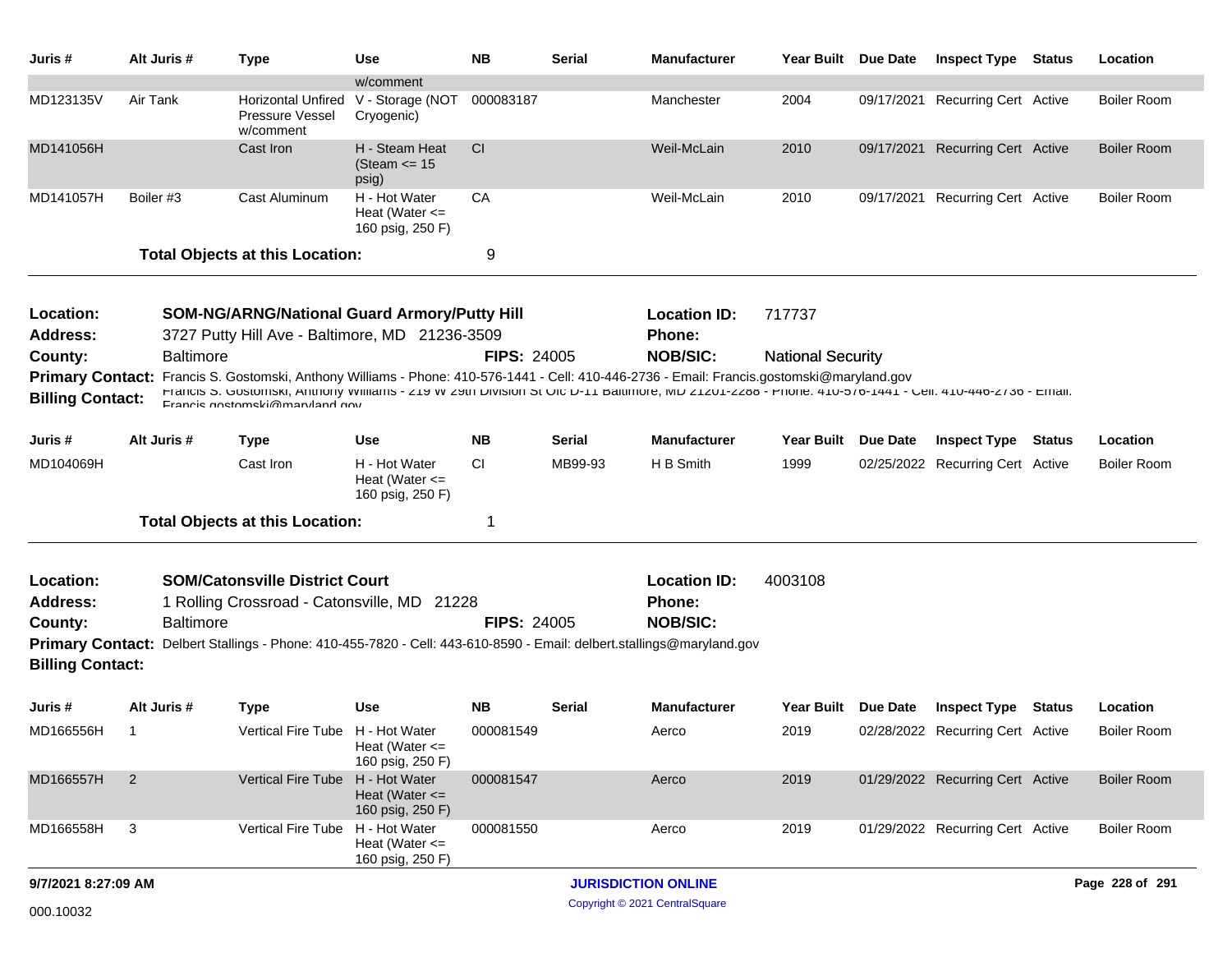| Juris # | Alt Juris # | Type | Use | NB | Serial | Manufacturer | Year Built | Due Date | Inspect Type | Status | Location |
|---|---|---|---|---|---|---|---|---|---|---|---|
| | | | w/comment | | | | | | | | |
| MD123135V | Air Tank | Horizontal Unfired Pressure Vessel w/comment | V - Storage (NOT Cryogenic) | 000083187 | | Manchester | 2004 | 09/17/2021 | Recurring Cert | Active | Boiler Room |
| MD141056H | | Cast Iron | H - Steam Heat (Steam <= 15 psig) | CI | | Weil-McLain | 2010 | 09/17/2021 | Recurring Cert | Active | Boiler Room |
| MD141057H | Boiler #3 | Cast Aluminum | H - Hot Water Heat (Water <= 160 psig, 250 F) | CA | | Weil-McLain | 2010 | 09/17/2021 | Recurring Cert | Active | Boiler Room |

**Total Objects at this Location:** 9

---

**Location:** SOM-NG/ARNG/National Guard Armory/Putty Hill　　**Location ID:** 717737
**Address:** 3727 Putty Hill Ave - Baltimore, MD 21236-3509　　**Phone:**
**County:** Baltimore　　**FIPS:** 24005　　**NOB/SIC:** National Security
**Primary Contact:** Francis S. Gostomski, Anthony Williams - Phone: 410-576-1441 - Cell: 410-446-2736 - Email: Francis.gostomski@maryland.gov
**Billing Contact:** Francis S. Gostomski, Anthony Williams - 219 W 29th Division St Ofc D-11 Baltimore, MD 21201-2288 - Phone: 410-576-1441 - Cell: 410-446-2736 - Email: Francis.gostomski@maryland.gov

| Juris # | Alt Juris # | Type | Use | NB | Serial | Manufacturer | Year Built | Due Date | Inspect Type | Status | Location |
|---|---|---|---|---|---|---|---|---|---|---|---|
| MD104069H | | Cast Iron | H - Hot Water Heat (Water <= 160 psig, 250 F) | CI | MB99-93 | H B Smith | 1999 | 02/25/2022 | Recurring Cert | Active | Boiler Room |

**Total Objects at this Location:** 1

---

**Location:** SOM/Catonsville District Court　　**Location ID:** 4003108
**Address:** 1 Rolling Crossroad - Catonsville, MD 21228　　**Phone:**
**County:** Baltimore　　**FIPS:** 24005　　**NOB/SIC:**
**Primary Contact:** Delbert Stallings - Phone: 410-455-7820 - Cell: 443-610-8590 - Email: delbert.stallings@maryland.gov
**Billing Contact:**

| Juris # | Alt Juris # | Type | Use | NB | Serial | Manufacturer | Year Built | Due Date | Inspect Type | Status | Location |
|---|---|---|---|---|---|---|---|---|---|---|---|
| MD166556H | 1 | Vertical Fire Tube | H - Hot Water Heat (Water <= 160 psig, 250 F) | 000081549 | | Aerco | 2019 | 02/28/2022 | Recurring Cert | Active | Boiler Room |
| MD166557H | 2 | Vertical Fire Tube | H - Hot Water Heat (Water <= 160 psig, 250 F) | 000081547 | | Aerco | 2019 | 01/29/2022 | Recurring Cert | Active | Boiler Room |
| MD166558H | 3 | Vertical Fire Tube | H - Hot Water Heat (Water <= 160 psig, 250 F) | 000081550 | | Aerco | 2019 | 01/29/2022 | Recurring Cert | Active | Boiler Room |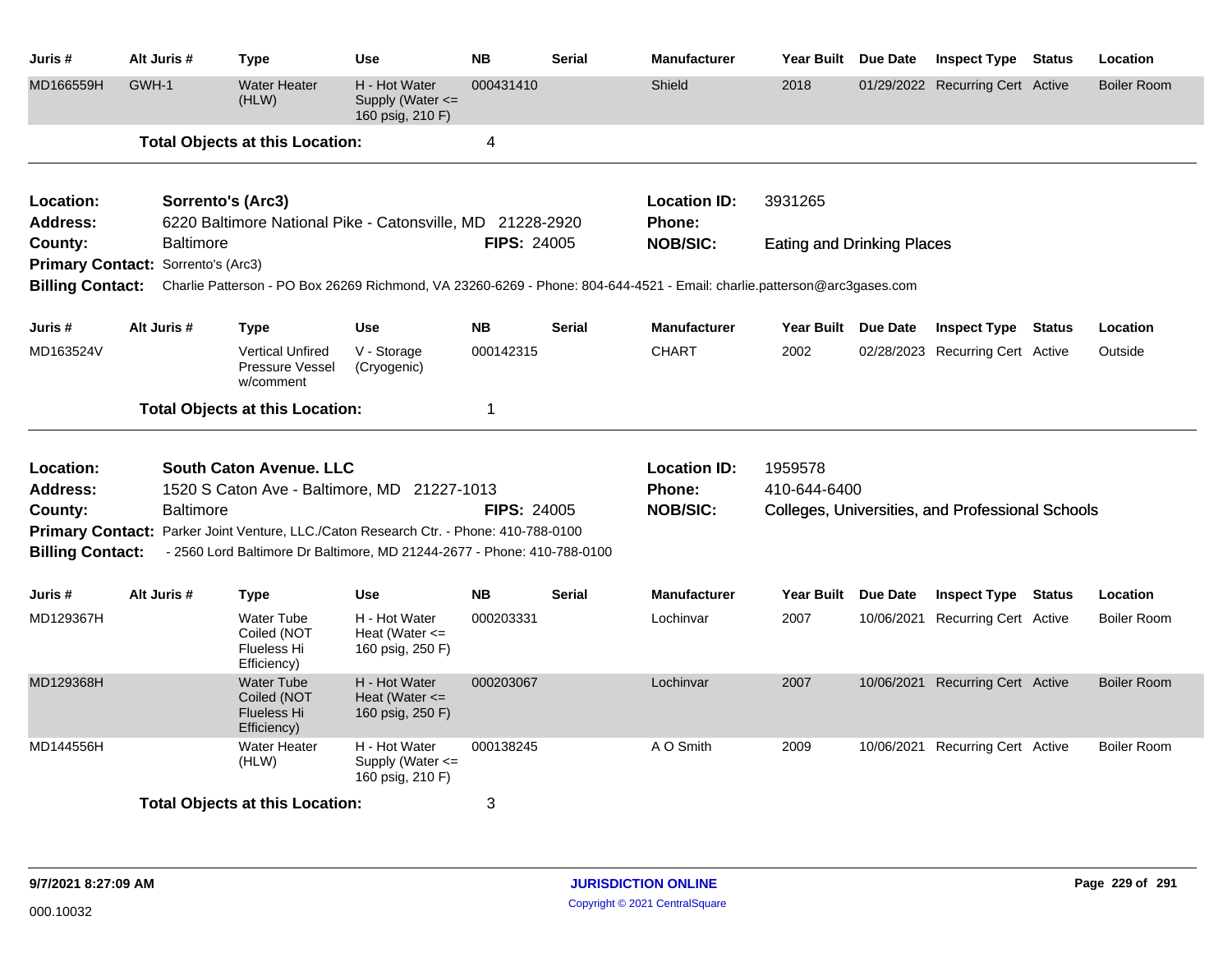| Juris # | Alt Juris # | Type | Use | NB | Serial | Manufacturer | Year Built | Due Date | Inspect Type | Status | Location |
|---|---|---|---|---|---|---|---|---|---|---|---|
| MD166559H | GWH-1 | Water Heater (HLW) | H - Hot Water Supply (Water <= 160 psig, 210 F) | 000431410 | | Shield | 2018 | 01/29/2022 | Recurring Cert | Active | Boiler Room |

**Total Objects at this Location:** 4

---

**Location:** Sorrento's (Arc3)
**Location ID:** 3931265
**Address:** 6220 Baltimore National Pike - Catonsville, MD 21228-2920
**Phone:**
**County:** Baltimore
**FIPS:** 24005
**NOB/SIC:** Eating and Drinking Places
**Primary Contact:** Sorrento's (Arc3)
**Billing Contact:** Charlie Patterson - PO Box 26269 Richmond, VA 23260-6269 - Phone: 804-644-4521 - Email: charlie.patterson@arc3gases.com

| Juris # | Alt Juris # | Type | Use | NB | Serial | Manufacturer | Year Built | Due Date | Inspect Type | Status | Location |
|---|---|---|---|---|---|---|---|---|---|---|---|
| MD163524V | | Vertical Unfired Pressure Vessel w/comment | V - Storage (Cryogenic) | 000142315 | | CHART | 2002 | 02/28/2023 | Recurring Cert | Active | Outside |

**Total Objects at this Location:** 1

---

**Location:** South Caton Avenue. LLC
**Location ID:** 1959578
**Address:** 1520 S Caton Ave - Baltimore, MD 21227-1013
**Phone:** 410-644-6400
**County:** Baltimore
**FIPS:** 24005
**NOB/SIC:** Colleges, Universities, and Professional Schools
**Primary Contact:** Parker Joint Venture, LLC./Caton Research Ctr. - Phone: 410-788-0100
**Billing Contact:** - 2560 Lord Baltimore Dr Baltimore, MD 21244-2677 - Phone: 410-788-0100

| Juris # | Alt Juris # | Type | Use | NB | Serial | Manufacturer | Year Built | Due Date | Inspect Type | Status | Location |
|---|---|---|---|---|---|---|---|---|---|---|---|
| MD129367H | | Water Tube Coiled (NOT Flueless Hi Efficiency) | H - Hot Water Heat (Water <= 160 psig, 250 F) | 000203331 | | Lochinvar | 2007 | 10/06/2021 | Recurring Cert | Active | Boiler Room |
| MD129368H | | Water Tube Coiled (NOT Flueless Hi Efficiency) | H - Hot Water Heat (Water <= 160 psig, 250 F) | 000203067 | | Lochinvar | 2007 | 10/06/2021 | Recurring Cert | Active | Boiler Room |
| MD144556H | | Water Heater (HLW) | H - Hot Water Supply (Water <= 160 psig, 210 F) | 000138245 | | A O Smith | 2009 | 10/06/2021 | Recurring Cert | Active | Boiler Room |

**Total Objects at this Location:** 3

9/7/2021 8:27:09 AM
000.10032
JURISDICTION ONLINE
Copyright © 2021 CentralSquare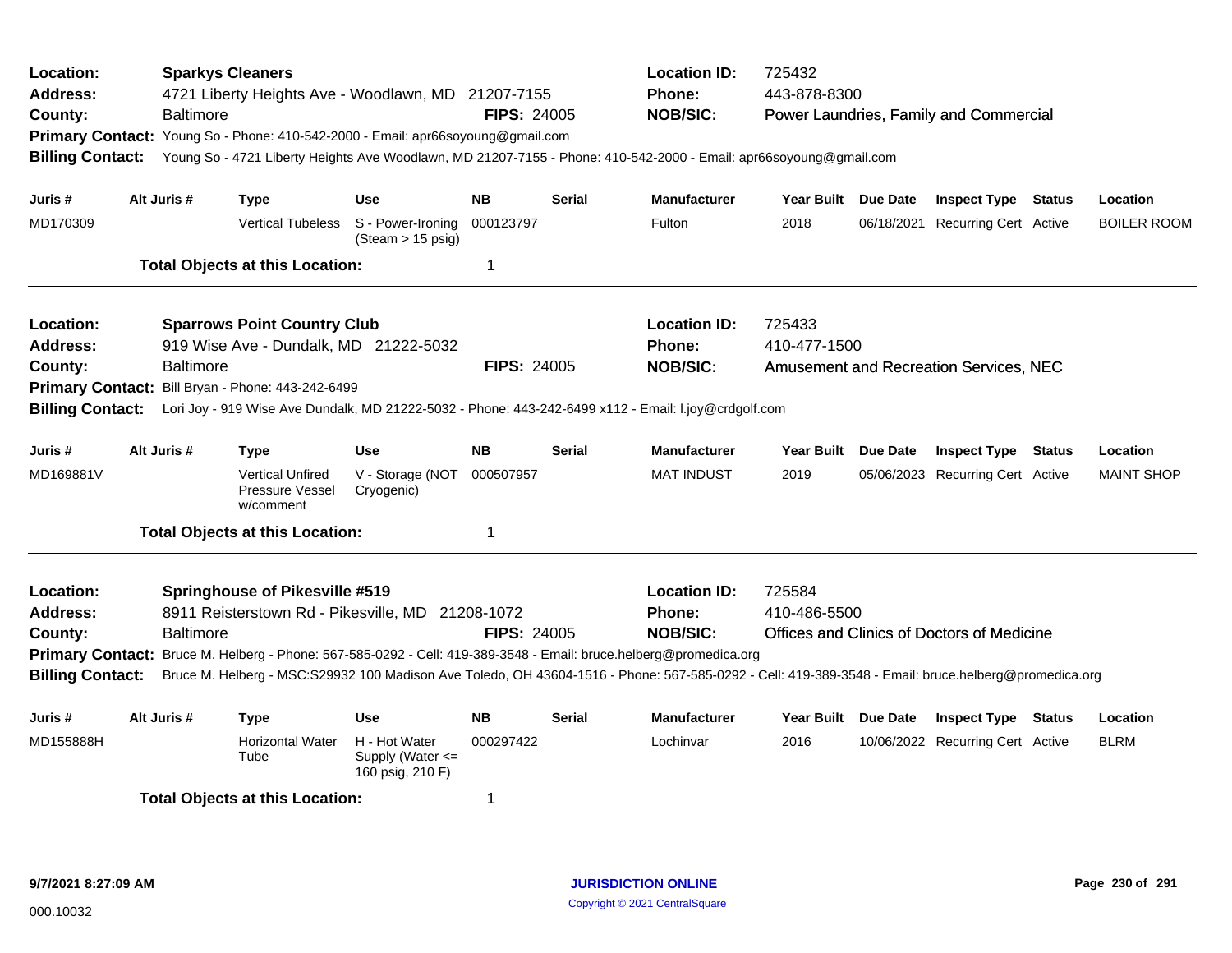**Location:** Sparkys Cleaners
**Address:** 4721 Liberty Heights Ave - Woodlawn, MD 21207-7155
**County:** Baltimore **FIPS:** 24005
**Location ID:** 725432
**Phone:** 443-878-8300
**NOB/SIC:** Power Laundries, Family and Commercial
**Primary Contact:** Young So - Phone: 410-542-2000 - Email: apr66soyoung@gmail.com
**Billing Contact:** Young So - 4721 Liberty Heights Ave Woodlawn, MD 21207-7155 - Phone: 410-542-2000 - Email: apr66soyoung@gmail.com

| Juris # | Alt Juris # | Type | Use | NB | Serial | Manufacturer | Year Built | Due Date | Inspect Type | Status | Location |
|---|---|---|---|---|---|---|---|---|---|---|---|
| MD170309 | | Vertical Tubeless | S - Power-Ironing (Steam > 15 psig) | 000123797 | | Fulton | 2018 | 06/18/2021 | Recurring Cert | Active | BOILER ROOM |

**Total Objects at this Location:** 1

---

**Location:** Sparrows Point Country Club
**Address:** 919 Wise Ave - Dundalk, MD 21222-5032
**County:** Baltimore **FIPS:** 24005
**Location ID:** 725433
**Phone:** 410-477-1500
**NOB/SIC:** Amusement and Recreation Services, NEC
**Primary Contact:** Bill Bryan - Phone: 443-242-6499
**Billing Contact:** Lori Joy - 919 Wise Ave Dundalk, MD 21222-5032 - Phone: 443-242-6499 x112 - Email: l.joy@crdgolf.com

| Juris # | Alt Juris # | Type | Use | NB | Serial | Manufacturer | Year Built | Due Date | Inspect Type | Status | Location |
|---|---|---|---|---|---|---|---|---|---|---|---|
| MD169881V | | Vertical Unfired Pressure Vessel w/comment | V - Storage (NOT Cryogenic) | 000507957 | | MAT INDUST | 2019 | 05/06/2023 | Recurring Cert | Active | MAINT SHOP |

**Total Objects at this Location:** 1

---

**Location:** Springhouse of Pikesville #519
**Address:** 8911 Reisterstown Rd - Pikesville, MD 21208-1072
**County:** Baltimore **FIPS:** 24005
**Location ID:** 725584
**Phone:** 410-486-5500
**NOB/SIC:** Offices and Clinics of Doctors of Medicine
**Primary Contact:** Bruce M. Helberg - Phone: 567-585-0292 - Cell: 419-389-3548 - Email: bruce.helberg@promedica.org
**Billing Contact:** Bruce M. Helberg - MSC:S29932 100 Madison Ave Toledo, OH 43604-1516 - Phone: 567-585-0292 - Cell: 419-389-3548 - Email: bruce.helberg@promedica.org

| Juris # | Alt Juris # | Type | Use | NB | Serial | Manufacturer | Year Built | Due Date | Inspect Type | Status | Location |
|---|---|---|---|---|---|---|---|---|---|---|---|
| MD155888H | | Horizontal Water Tube | H - Hot Water Supply (Water <= 160 psig, 210 F) | 000297422 | | Lochinvar | 2016 | 10/06/2022 | Recurring Cert | Active | BLRM |

**Total Objects at this Location:** 1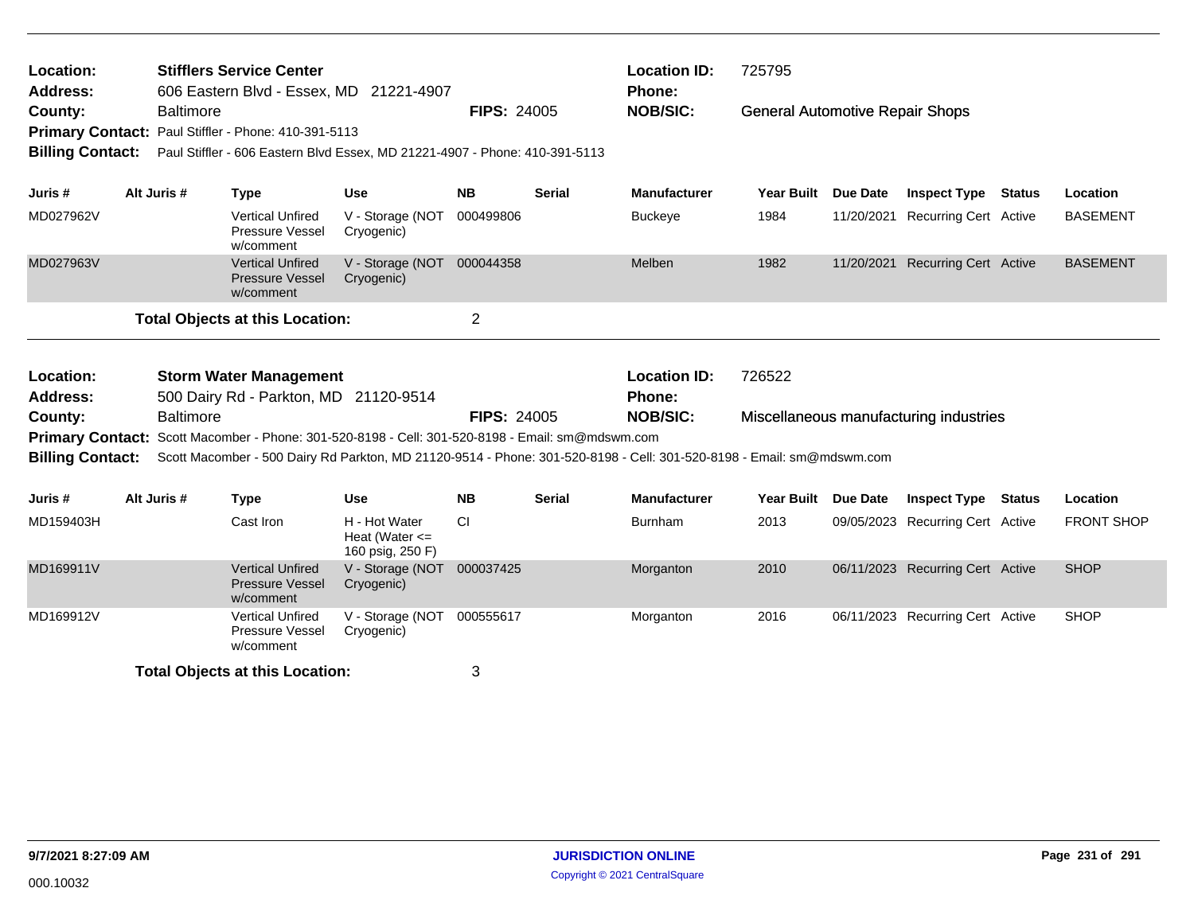**Location:** Stifflers Service Center
**Location ID:** 725795
**Address:** 606 Eastern Blvd - Essex, MD 21221-4907
**Phone:**
**County:** Baltimore
**FIPS:** 24005
**NOB/SIC:** General Automotive Repair Shops
**Primary Contact:** Paul Stiffler - Phone: 410-391-5113
**Billing Contact:** Paul Stiffler - 606 Eastern Blvd Essex, MD 21221-4907 - Phone: 410-391-5113

| Juris # | Alt Juris # | Type | Use | NB | Serial | Manufacturer | Year Built | Due Date | Inspect Type | Status | Location |
|---|---|---|---|---|---|---|---|---|---|---|---|
| MD027962V | | Vertical Unfired Pressure Vessel w/comment | V - Storage (NOT Cryogenic) | 000499806 | | Buckeye | 1984 | 11/20/2021 | Recurring Cert | Active | BASEMENT |
| MD027963V | | Vertical Unfired Pressure Vessel w/comment | V - Storage (NOT Cryogenic) | 000044358 | | Melben | 1982 | 11/20/2021 | Recurring Cert | Active | BASEMENT |

**Total Objects at this Location:** 2

**Location:** Storm Water Management
**Location ID:** 726522
**Address:** 500 Dairy Rd - Parkton, MD 21120-9514
**Phone:**
**County:** Baltimore
**FIPS:** 24005
**NOB/SIC:** Miscellaneous manufacturing industries
**Primary Contact:** Scott Macomber - Phone: 301-520-8198 - Cell: 301-520-8198 - Email: sm@mdswm.com
**Billing Contact:** Scott Macomber - 500 Dairy Rd Parkton, MD 21120-9514 - Phone: 301-520-8198 - Cell: 301-520-8198 - Email: sm@mdswm.com

| Juris # | Alt Juris # | Type | Use | NB | Serial | Manufacturer | Year Built | Due Date | Inspect Type | Status | Location |
|---|---|---|---|---|---|---|---|---|---|---|---|
| MD159403H | | Cast Iron | H - Hot Water Heat (Water <= 160 psig, 250 F) | CI | | Burnham | 2013 | 09/05/2023 | Recurring Cert | Active | FRONT SHOP |
| MD169911V | | Vertical Unfired Pressure Vessel w/comment | V - Storage (NOT Cryogenic) | 000037425 | | Morganton | 2010 | 06/11/2023 | Recurring Cert | Active | SHOP |
| MD169912V | | Vertical Unfired Pressure Vessel w/comment | V - Storage (NOT Cryogenic) | 000555617 | | Morganton | 2016 | 06/11/2023 | Recurring Cert | Active | SHOP |

**Total Objects at this Location:** 3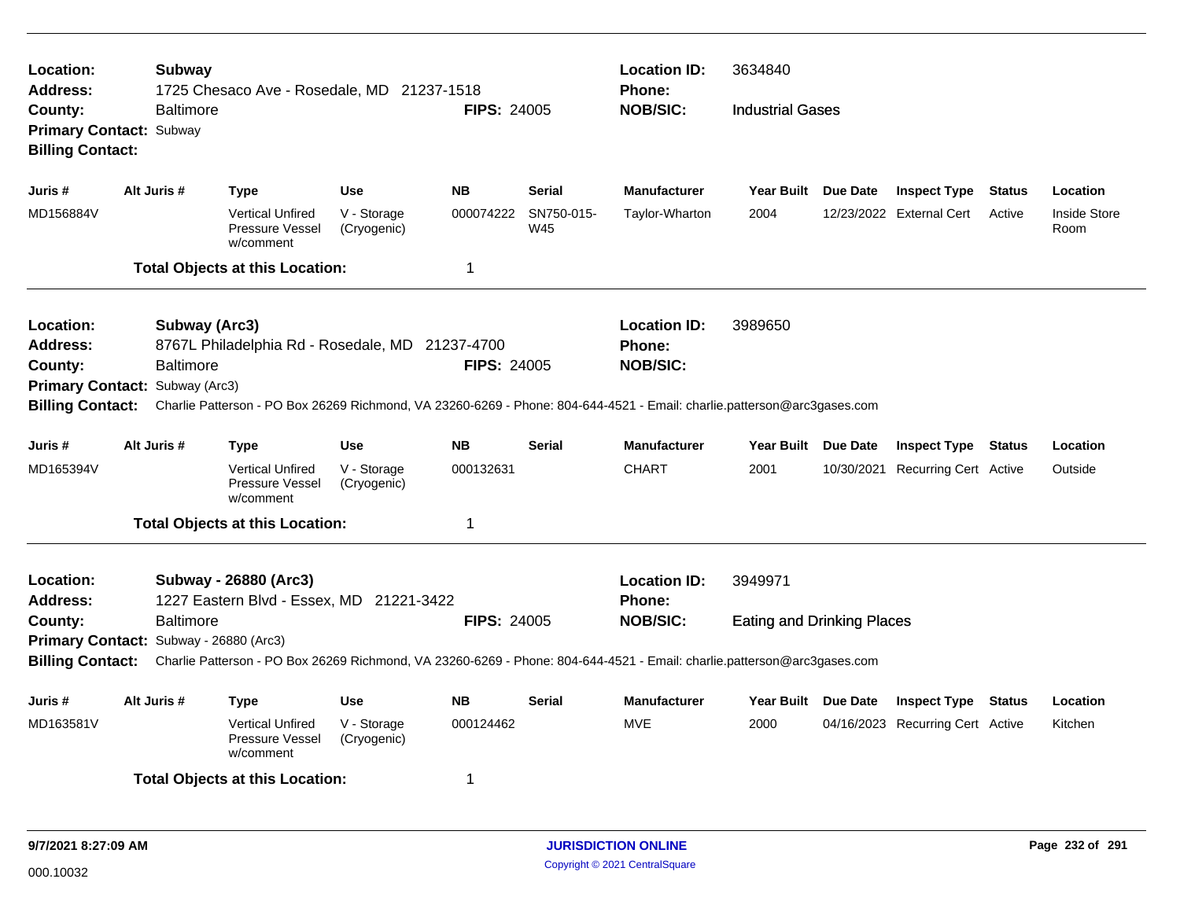**Location:** Subway
**Address:** 1725 Chesaco Ave - Rosedale, MD 21237-1518
**County:** Baltimore **FIPS:** 24005
**Primary Contact:** Subway
**Billing Contact:**

**Location ID:** 3634840
**Phone:**
**NOB/SIC:** Industrial Gases

| Juris # | Alt Juris # | Type | Use | NB | Serial | Manufacturer | Year Built | Due Date | Inspect Type | Status | Location |
|---|---|---|---|---|---|---|---|---|---|---|---|
| MD156884V | | Vertical Unfired Pressure Vessel w/comment | V - Storage (Cryogenic) | 000074222 | SN750-015-W45 | Taylor-Wharton | 2004 | 12/23/2022 | External Cert | Active | Inside Store Room |

**Total Objects at this Location:** 1

---

**Location:** Subway (Arc3)
**Address:** 8767L Philadelphia Rd - Rosedale, MD 21237-4700
**County:** Baltimore **FIPS:** 24005
**Primary Contact:** Subway (Arc3)
**Billing Contact:** Charlie Patterson - PO Box 26269 Richmond, VA 23260-6269 - Phone: 804-644-4521 - Email: charlie.patterson@arc3gases.com

**Location ID:** 3989650
**Phone:**
**NOB/SIC:**

| Juris # | Alt Juris # | Type | Use | NB | Serial | Manufacturer | Year Built | Due Date | Inspect Type | Status | Location |
|---|---|---|---|---|---|---|---|---|---|---|---|
| MD165394V | | Vertical Unfired Pressure Vessel w/comment | V - Storage (Cryogenic) | 000132631 | | CHART | 2001 | 10/30/2021 | Recurring Cert | Active | Outside |

**Total Objects at this Location:** 1

---

**Location:** Subway - 26880 (Arc3)
**Address:** 1227 Eastern Blvd - Essex, MD 21221-3422
**County:** Baltimore **FIPS:** 24005
**Primary Contact:** Subway - 26880 (Arc3)
**Billing Contact:** Charlie Patterson - PO Box 26269 Richmond, VA 23260-6269 - Phone: 804-644-4521 - Email: charlie.patterson@arc3gases.com

**Location ID:** 3949971
**Phone:**
**NOB/SIC:** Eating and Drinking Places

| Juris # | Alt Juris # | Type | Use | NB | Serial | Manufacturer | Year Built | Due Date | Inspect Type | Status | Location |
|---|---|---|---|---|---|---|---|---|---|---|---|
| MD163581V | | Vertical Unfired Pressure Vessel w/comment | V - Storage (Cryogenic) | 000124462 | | MVE | 2000 | 04/16/2023 | Recurring Cert | Active | Kitchen |

**Total Objects at this Location:** 1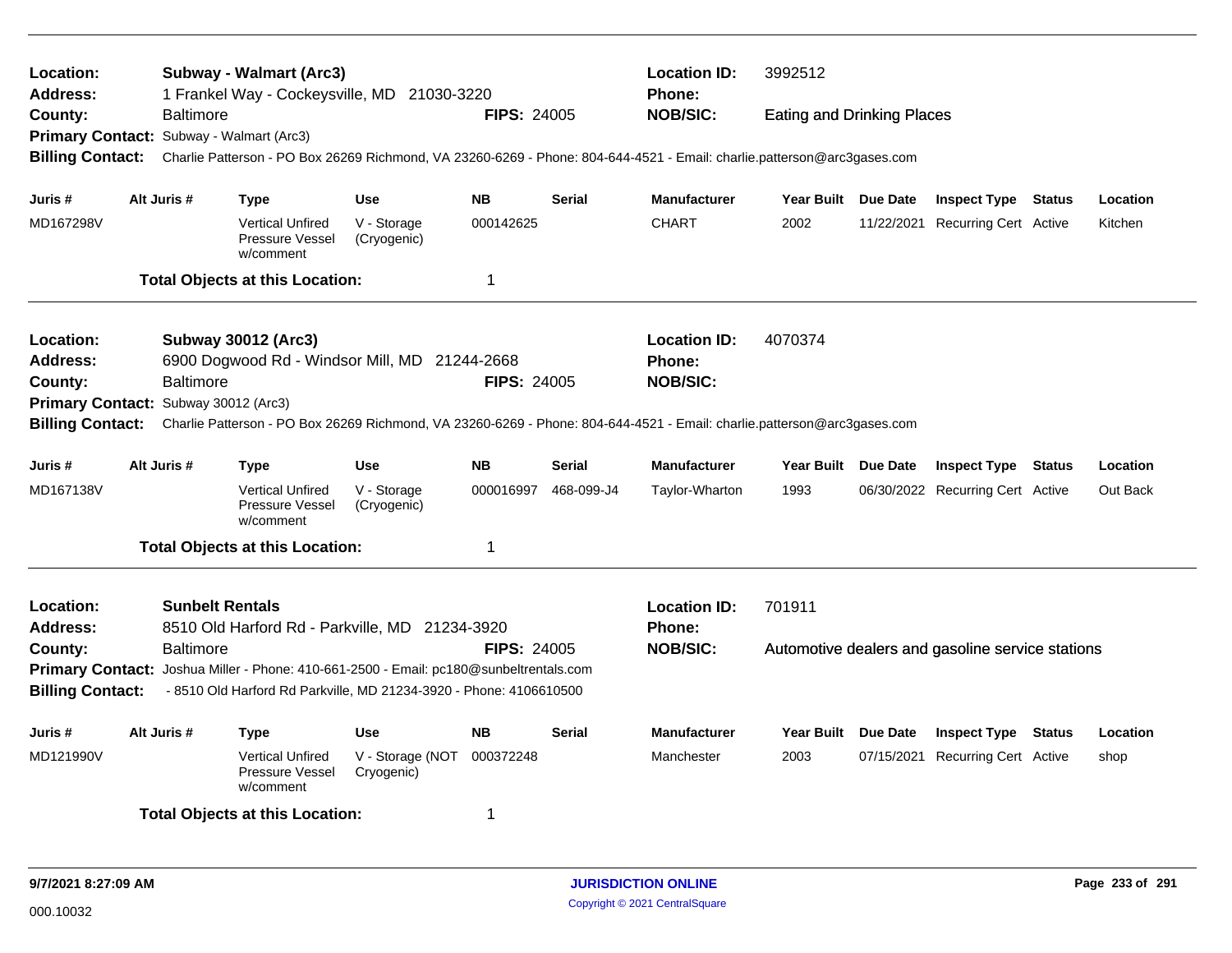**Location:** **Subway - Walmart (Arc3)** **Location ID:** 3992512
**Address:** 1 Frankel Way - Cockeysville, MD 21030-3220 **Phone:**
**County:** Baltimore **FIPS:** 24005 **NOB/SIC:** Eating and Drinking Places
**Primary Contact:** Subway - Walmart (Arc3)
**Billing Contact:** Charlie Patterson - PO Box 26269 Richmond, VA 23260-6269 - Phone: 804-644-4521 - Email: charlie.patterson@arc3gases.com

| Juris # | Alt Juris # | Type | Use | NB | Serial | Manufacturer | Year Built | Due Date | Inspect Type | Status | Location |
|---|---|---|---|---|---|---|---|---|---|---|---|
| MD167298V | | Vertical Unfired Pressure Vessel w/comment | V - Storage (Cryogenic) | 000142625 | | CHART | 2002 | 11/22/2021 | Recurring Cert | Active | Kitchen |

**Total Objects at this Location:** 1

---

**Location:** **Subway 30012 (Arc3)** **Location ID:** 4070374
**Address:** 6900 Dogwood Rd - Windsor Mill, MD 21244-2668 **Phone:**
**County:** Baltimore **FIPS:** 24005 **NOB/SIC:**
**Primary Contact:** Subway 30012 (Arc3)
**Billing Contact:** Charlie Patterson - PO Box 26269 Richmond, VA 23260-6269 - Phone: 804-644-4521 - Email: charlie.patterson@arc3gases.com

| Juris # | Alt Juris # | Type | Use | NB | Serial | Manufacturer | Year Built | Due Date | Inspect Type | Status | Location |
|---|---|---|---|---|---|---|---|---|---|---|---|
| MD167138V | | Vertical Unfired Pressure Vessel w/comment | V - Storage (Cryogenic) | 000016997 | 468-099-J4 | Taylor-Wharton | 1993 | 06/30/2022 | Recurring Cert | Active | Out Back |

**Total Objects at this Location:** 1

---

**Location:** **Sunbelt Rentals** **Location ID:** 701911
**Address:** 8510 Old Harford Rd - Parkville, MD 21234-3920 **Phone:**
**County:** Baltimore **FIPS:** 24005 **NOB/SIC:** Automotive dealers and gasoline service stations
**Primary Contact:** Joshua Miller - Phone: 410-661-2500 - Email: pc180@sunbeltrentals.com
**Billing Contact:** - 8510 Old Harford Rd Parkville, MD 21234-3920 - Phone: 4106610500

| Juris # | Alt Juris # | Type | Use | NB | Serial | Manufacturer | Year Built | Due Date | Inspect Type | Status | Location |
|---|---|---|---|---|---|---|---|---|---|---|---|
| MD121990V | | Vertical Unfired Pressure Vessel w/comment | V - Storage (NOT Cryogenic) | 000372248 | | Manchester | 2003 | 07/15/2021 | Recurring Cert | Active | shop |

**Total Objects at this Location:** 1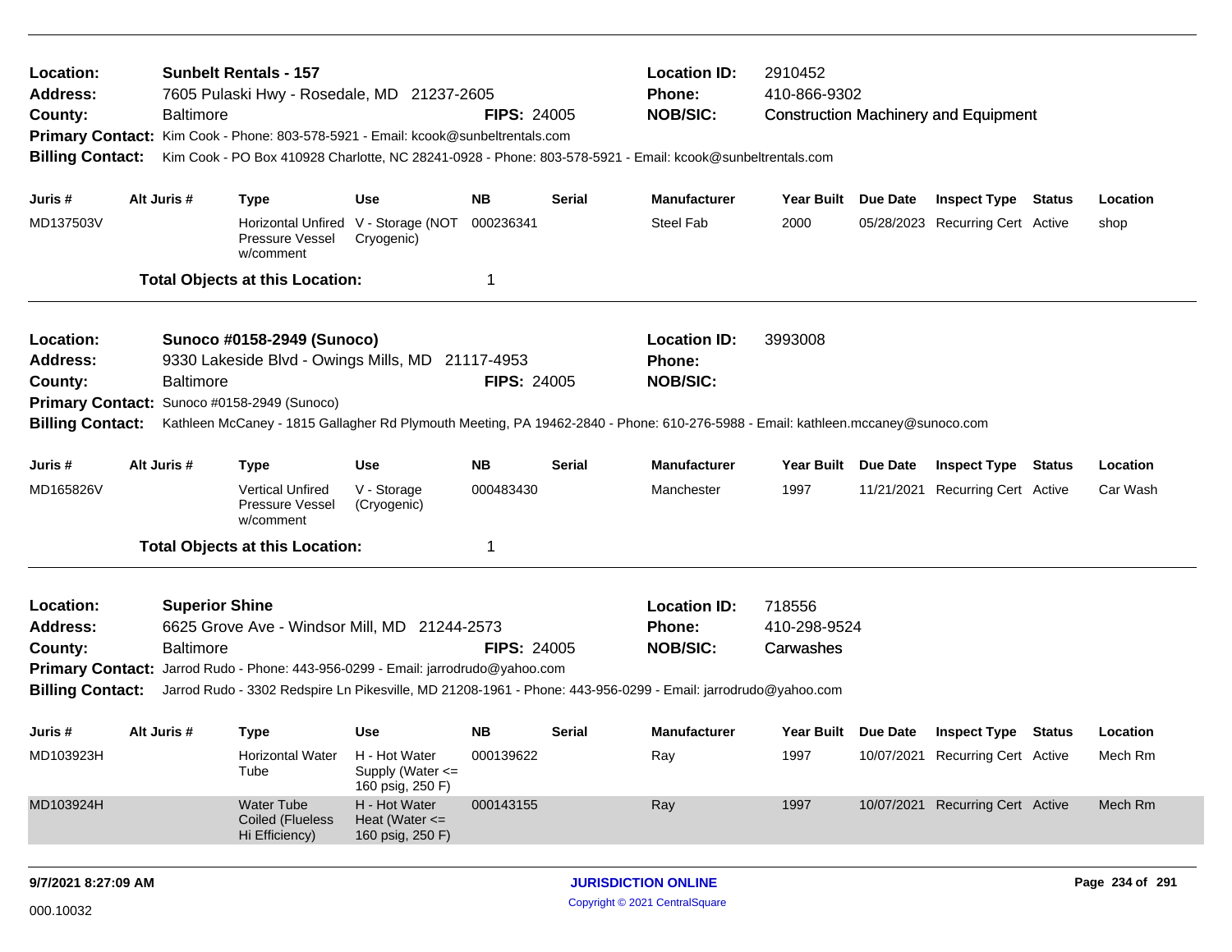**Location:** Sunbelt Rentals - 157
**Address:** 7605 Pulaski Hwy - Rosedale, MD 21237-2605
**County:** Baltimore **FIPS:** 24005
**Location ID:** 2910452
**Phone:** 410-866-9302
**NOB/SIC:** Construction Machinery and Equipment
**Primary Contact:** Kim Cook - Phone: 803-578-5921 - Email: kcook@sunbeltrentals.com
**Billing Contact:** Kim Cook - PO Box 410928 Charlotte, NC 28241-0928 - Phone: 803-578-5921 - Email: kcook@sunbeltrentals.com

| Juris # | Alt Juris # | Type | Use | NB | Serial | Manufacturer | Year Built | Due Date | Inspect Type | Status | Location |
|---|---|---|---|---|---|---|---|---|---|---|---|
| MD137503V | | Horizontal Unfired Pressure Vessel w/comment | V - Storage (NOT Cryogenic) | 000236341 | | Steel Fab | 2000 | 05/28/2023 | Recurring Cert | Active | shop |

**Total Objects at this Location:** 1

---

**Location:** Sunoco #0158-2949 (Sunoco)
**Address:** 9330 Lakeside Blvd - Owings Mills, MD 21117-4953
**County:** Baltimore **FIPS:** 24005
**Location ID:** 3993008
**Phone:**
**NOB/SIC:**
**Primary Contact:** Sunoco #0158-2949 (Sunoco)
**Billing Contact:** Kathleen McCaney - 1815 Gallagher Rd Plymouth Meeting, PA 19462-2840 - Phone: 610-276-5988 - Email: kathleen.mccaney@sunoco.com

| Juris # | Alt Juris # | Type | Use | NB | Serial | Manufacturer | Year Built | Due Date | Inspect Type | Status | Location |
|---|---|---|---|---|---|---|---|---|---|---|---|
| MD165826V | | Vertical Unfired Pressure Vessel w/comment | V - Storage (Cryogenic) | 000483430 | | Manchester | 1997 | 11/21/2021 | Recurring Cert | Active | Car Wash |

**Total Objects at this Location:** 1

---

**Location:** Superior Shine
**Address:** 6625 Grove Ave - Windsor Mill, MD 21244-2573
**County:** Baltimore **FIPS:** 24005
**Location ID:** 718556
**Phone:** 410-298-9524
**NOB/SIC:** Carwashes
**Primary Contact:** Jarrod Rudo - Phone: 443-956-0299 - Email: jarrodrudo@yahoo.com
**Billing Contact:** Jarrod Rudo - 3302 Redspire Ln Pikesville, MD 21208-1961 - Phone: 443-956-0299 - Email: jarrodrudo@yahoo.com

| Juris # | Alt Juris # | Type | Use | NB | Serial | Manufacturer | Year Built | Due Date | Inspect Type | Status | Location |
|---|---|---|---|---|---|---|---|---|---|---|---|
| MD103923H | | Horizontal Water Tube | H - Hot Water Supply (Water <= 160 psig, 250 F) | 000139622 | | Ray | 1997 | 10/07/2021 | Recurring Cert | Active | Mech Rm |
| MD103924H | | Water Tube Coiled (Flueless Hi Efficiency) | H - Hot Water Heat (Water <= 160 psig, 250 F) | 000143155 | | Ray | 1997 | 10/07/2021 | Recurring Cert | Active | Mech Rm |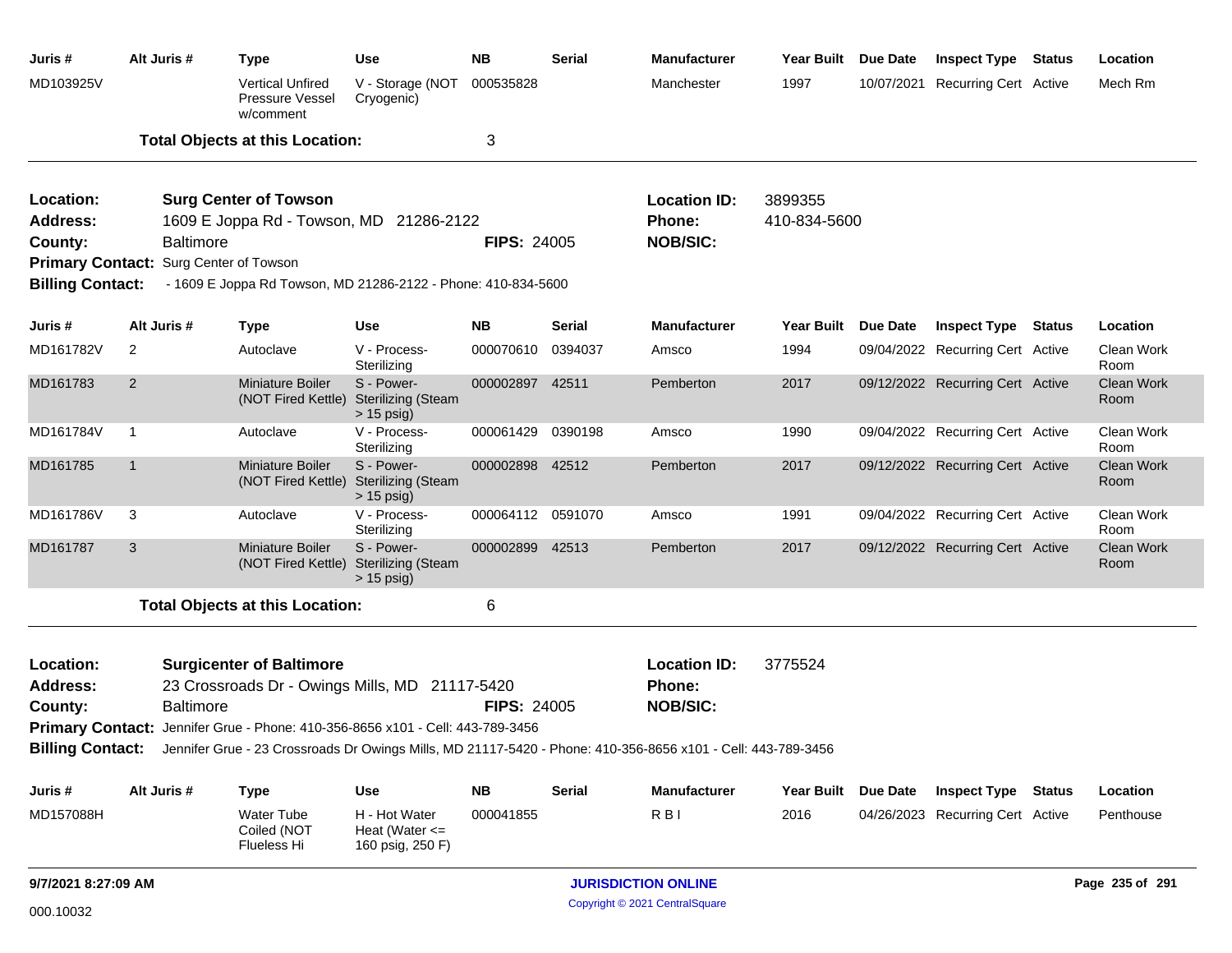| Juris # | Alt Juris # | Type | Use | NB | Serial | Manufacturer | Year Built | Due Date | Inspect Type | Status | Location |
|---|---|---|---|---|---|---|---|---|---|---|---|
| MD103925V | | Vertical Unfired Pressure Vessel w/comment | V - Storage (NOT Cryogenic) | 000535828 | | Manchester | 1997 | 10/07/2021 | Recurring Cert | Active | Mech Rm |

**Total Objects at this Location:** 3

---

**Location:** Surg Center of Towson
**Location ID:** 3899355
**Address:** 1609 E Joppa Rd - Towson, MD 21286-2122
**Phone:** 410-834-5600
**County:** Baltimore
**FIPS:** 24005
**NOB/SIC:**
**Primary Contact:** Surg Center of Towson
**Billing Contact:** - 1609 E Joppa Rd Towson, MD 21286-2122 - Phone: 410-834-5600

| Juris # | Alt Juris # | Type | Use | NB | Serial | Manufacturer | Year Built | Due Date | Inspect Type | Status | Location |
|---|---|---|---|---|---|---|---|---|---|---|---|
| MD161782V | 2 | Autoclave | V - Process-Sterilizing | 000070610 | 0394037 | Amsco | 1994 | 09/04/2022 | Recurring Cert | Active | Clean Work Room |
| MD161783 | 2 | Miniature Boiler (NOT Fired Kettle) | S - Power-Sterilizing (Steam > 15 psig) | 000002897 | 42511 | Pemberton | 2017 | 09/12/2022 | Recurring Cert | Active | Clean Work Room |
| MD161784V | 1 | Autoclave | V - Process-Sterilizing | 000061429 | 0390198 | Amsco | 1990 | 09/04/2022 | Recurring Cert | Active | Clean Work Room |
| MD161785 | 1 | Miniature Boiler (NOT Fired Kettle) | S - Power-Sterilizing (Steam > 15 psig) | 000002898 | 42512 | Pemberton | 2017 | 09/12/2022 | Recurring Cert | Active | Clean Work Room |
| MD161786V | 3 | Autoclave | V - Process-Sterilizing | 000064112 | 0591070 | Amsco | 1991 | 09/04/2022 | Recurring Cert | Active | Clean Work Room |
| MD161787 | 3 | Miniature Boiler (NOT Fired Kettle) | S - Power-Sterilizing (Steam > 15 psig) | 000002899 | 42513 | Pemberton | 2017 | 09/12/2022 | Recurring Cert | Active | Clean Work Room |

**Total Objects at this Location:** 6

---

**Location:** Surgicenter of Baltimore
**Location ID:** 3775524
**Address:** 23 Crossroads Dr - Owings Mills, MD 21117-5420
**Phone:**
**County:** Baltimore
**FIPS:** 24005
**NOB/SIC:**
**Primary Contact:** Jennifer Grue - Phone: 410-356-8656 x101 - Cell: 443-789-3456
**Billing Contact:** Jennifer Grue - 23 Crossroads Dr Owings Mills, MD 21117-5420 - Phone: 410-356-8656 x101 - Cell: 443-789-3456

| Juris # | Alt Juris # | Type | Use | NB | Serial | Manufacturer | Year Built | Due Date | Inspect Type | Status | Location |
|---|---|---|---|---|---|---|---|---|---|---|---|
| MD157088H | | Water Tube Coiled (NOT Flueless Hi | H - Hot Water Heat (Water <= 160 psig, 250 F) | 000041855 | | R B I | 2016 | 04/26/2023 | Recurring Cert | Active | Penthouse |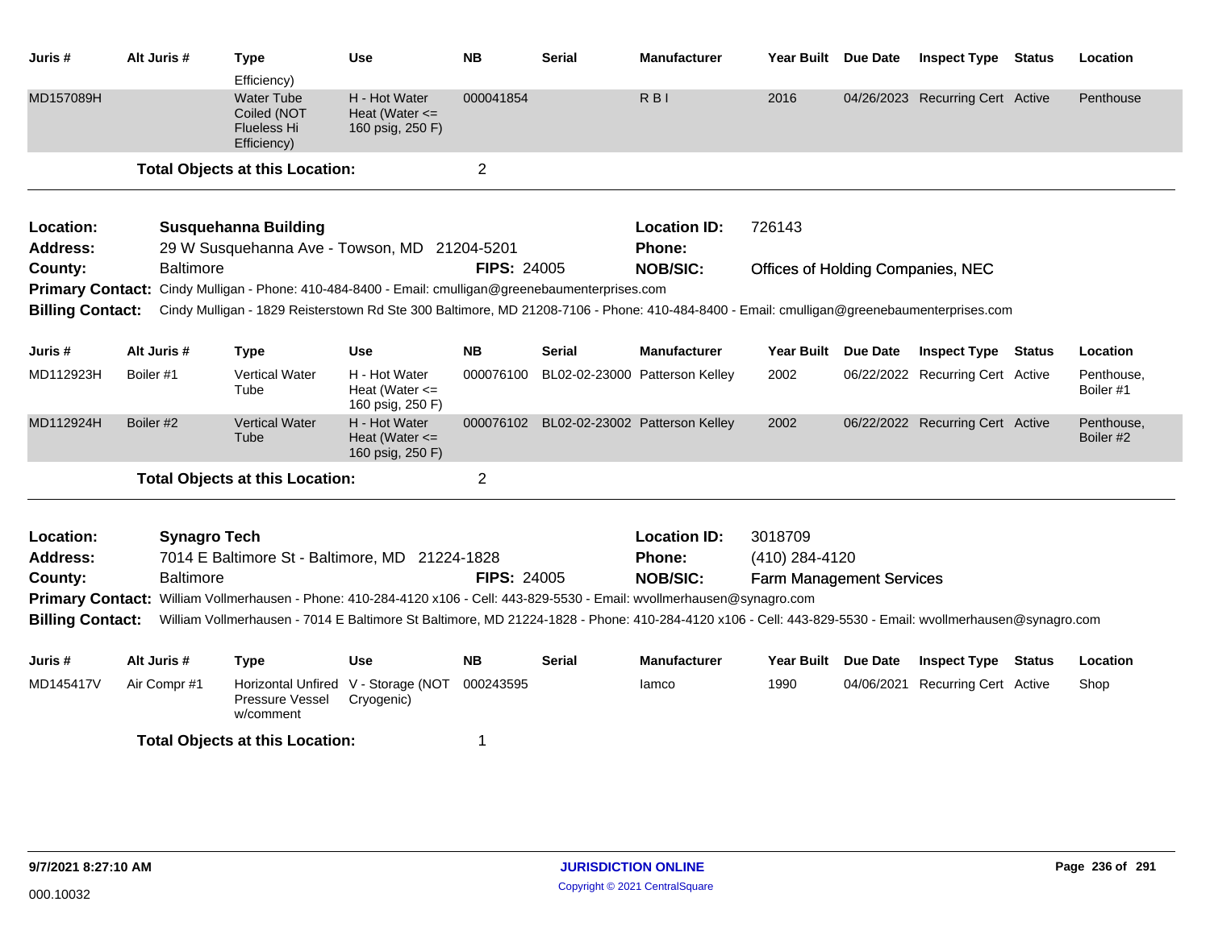| Juris # | Alt Juris # | Type | Use | NB | Serial | Manufacturer | Year Built | Due Date | Inspect Type | Status | Location |
|---|---|---|---|---|---|---|---|---|---|---|---|
| | | Efficiency) | | | | | | | | | |
| MD157089H | | Water Tube Coiled (NOT Flueless Hi Efficiency) | H - Hot Water Heat (Water <= 160 psig, 250 F) | 000041854 | | R B I | 2016 | 04/26/2023 | Recurring Cert | Active | Penthouse |

**Total Objects at this Location:** 2

---

**Location:** **Susquehanna Building** | **Location ID:** 726143
**Address:** 29 W Susquehanna Ave - Towson, MD 21204-5201 | **Phone:**
**County:** Baltimore | **FIPS:** 24005 | **NOB/SIC:** Offices of Holding Companies, NEC
**Primary Contact:** Cindy Mulligan - Phone: 410-484-8400 - Email: cmulligan@greenebaumenterprises.com
**Billing Contact:** Cindy Mulligan - 1829 Reisterstown Rd Ste 300 Baltimore, MD 21208-7106 - Phone: 410-484-8400 - Email: cmulligan@greenebaumenterprises.com

| Juris # | Alt Juris # | Type | Use | NB | Serial | Manufacturer | Year Built | Due Date | Inspect Type | Status | Location |
|---|---|---|---|---|---|---|---|---|---|---|---|
| MD112923H | Boiler #1 | Vertical Water Tube | H - Hot Water Heat (Water <= 160 psig, 250 F) | 000076100 | BL02-02-23000 | Patterson Kelley | 2002 | 06/22/2022 | Recurring Cert | Active | Penthouse, Boiler #1 |
| MD112924H | Boiler #2 | Vertical Water Tube | H - Hot Water Heat (Water <= 160 psig, 250 F) | 000076102 | BL02-02-23002 | Patterson Kelley | 2002 | 06/22/2022 | Recurring Cert | Active | Penthouse, Boiler #2 |

**Total Objects at this Location:** 2

---

**Location:** **Synagro Tech** | **Location ID:** 3018709
**Address:** 7014 E Baltimore St - Baltimore, MD 21224-1828 | **Phone:** (410) 284-4120
**County:** Baltimore | **FIPS:** 24005 | **NOB/SIC:** Farm Management Services
**Primary Contact:** William Vollmerhausen - Phone: 410-284-4120 x106 - Cell: 443-829-5530 - Email: wvollmerhausen@synagro.com
**Billing Contact:** William Vollmerhausen - 7014 E Baltimore St Baltimore, MD 21224-1828 - Phone: 410-284-4120 x106 - Cell: 443-829-5530 - Email: wvollmerhausen@synagro.com

| Juris # | Alt Juris # | Type | Use | NB | Serial | Manufacturer | Year Built | Due Date | Inspect Type | Status | Location |
|---|---|---|---|---|---|---|---|---|---|---|---|
| MD145417V | Air Compr #1 | Horizontal Unfired Pressure Vessel w/comment | V - Storage (NOT Cryogenic) | 000243595 | | Iamco | 1990 | 04/06/2021 | Recurring Cert | Active | Shop |

**Total Objects at this Location:** 1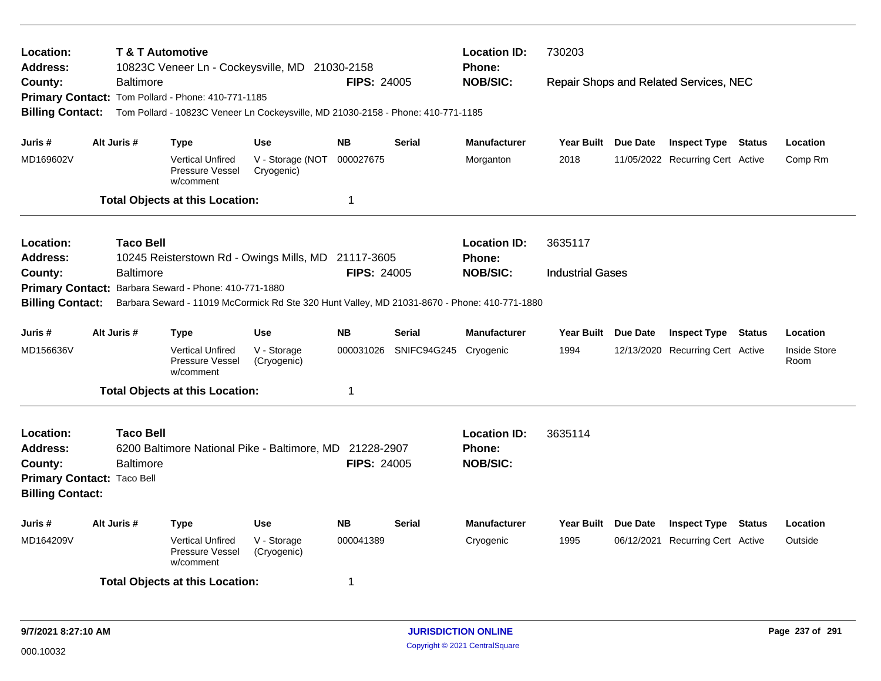**Location:** T & T Automotive
**Address:** 10823C Veneer Ln - Cockeysville, MD 21030-2158
**County:** Baltimore
**FIPS:** 24005
**Location ID:** 730203
**Phone:**
**NOB/SIC:** Repair Shops and Related Services, NEC
**Primary Contact:** Tom Pollard - Phone: 410-771-1185
**Billing Contact:** Tom Pollard - 10823C Veneer Ln Cockeysville, MD 21030-2158 - Phone: 410-771-1185

| Juris # | Alt Juris # | Type | Use | NB | Serial | Manufacturer | Year Built | Due Date | Inspect Type | Status | Location |
|---|---|---|---|---|---|---|---|---|---|---|---|
| MD169602V | | Vertical Unfired Pressure Vessel w/comment | V - Storage (NOT Cryogenic) | 000027675 | | Morganton | 2018 | 11/05/2022 | Recurring Cert | Active | Comp Rm |

**Total Objects at this Location:** 1

---

**Location:** Taco Bell
**Address:** 10245 Reisterstown Rd - Owings Mills, MD 21117-3605
**County:** Baltimore
**FIPS:** 24005
**Location ID:** 3635117
**Phone:**
**NOB/SIC:** Industrial Gases
**Primary Contact:** Barbara Seward - Phone: 410-771-1880
**Billing Contact:** Barbara Seward - 11019 McCormick Rd Ste 320 Hunt Valley, MD 21031-8670 - Phone: 410-771-1880

| Juris # | Alt Juris # | Type | Use | NB | Serial | Manufacturer | Year Built | Due Date | Inspect Type | Status | Location |
|---|---|---|---|---|---|---|---|---|---|---|---|
| MD156636V | | Vertical Unfired Pressure Vessel w/comment | V - Storage (Cryogenic) | 000031026 | SNIFC94G245 | Cryogenic | 1994 | 12/13/2020 | Recurring Cert | Active | Inside Store Room |

**Total Objects at this Location:** 1

---

**Location:** Taco Bell
**Address:** 6200 Baltimore National Pike - Baltimore, MD 21228-2907
**County:** Baltimore
**FIPS:** 24005
**Location ID:** 3635114
**Phone:**
**NOB/SIC:**
**Primary Contact:** Taco Bell
**Billing Contact:**

| Juris # | Alt Juris # | Type | Use | NB | Serial | Manufacturer | Year Built | Due Date | Inspect Type | Status | Location |
|---|---|---|---|---|---|---|---|---|---|---|---|
| MD164209V | | Vertical Unfired Pressure Vessel w/comment | V - Storage (Cryogenic) | 000041389 | | Cryogenic | 1995 | 06/12/2021 | Recurring Cert | Active | Outside |

**Total Objects at this Location:** 1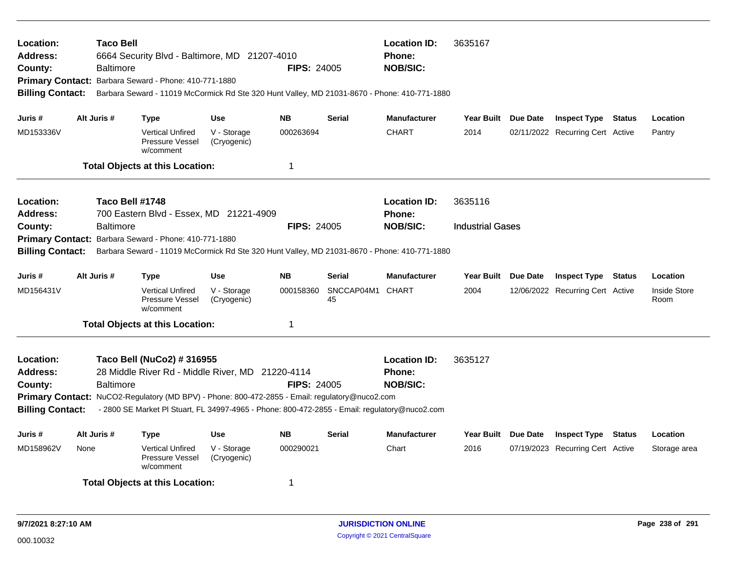**Location:** Taco Bell
**Address:** 6664 Security Blvd - Baltimore, MD 21207-4010
**County:** Baltimore
**FIPS:** 24005
**Location ID:** 3635167
**Phone:**
**NOB/SIC:**
**Primary Contact:** Barbara Seward - Phone: 410-771-1880
**Billing Contact:** Barbara Seward - 11019 McCormick Rd Ste 320 Hunt Valley, MD 21031-8670 - Phone: 410-771-1880

| Juris # | Alt Juris # | Type | Use | NB | Serial | Manufacturer | Year Built | Due Date | Inspect Type | Status | Location |
|---|---|---|---|---|---|---|---|---|---|---|---|
| MD153336V | | Vertical Unfired Pressure Vessel w/comment | V - Storage (Cryogenic) | 000263694 | | CHART | 2014 | 02/11/2022 | Recurring Cert | Active | Pantry |

**Total Objects at this Location:** 1

---

**Location:** Taco Bell #1748
**Address:** 700 Eastern Blvd - Essex, MD 21221-4909
**County:** Baltimore
**FIPS:** 24005
**Location ID:** 3635116
**Phone:**
**NOB/SIC:** Industrial Gases
**Primary Contact:** Barbara Seward - Phone: 410-771-1880
**Billing Contact:** Barbara Seward - 11019 McCormick Rd Ste 320 Hunt Valley, MD 21031-8670 - Phone: 410-771-1880

| Juris # | Alt Juris # | Type | Use | NB | Serial | Manufacturer | Year Built | Due Date | Inspect Type | Status | Location |
|---|---|---|---|---|---|---|---|---|---|---|---|
| MD156431V | | Vertical Unfired Pressure Vessel w/comment | V - Storage (Cryogenic) | 000158360 | SNCCAP04M145 | CHART | 2004 | 12/06/2022 | Recurring Cert | Active | Inside Store Room |

**Total Objects at this Location:** 1

---

**Location:** Taco Bell (NuCo2) # 316955
**Address:** 28 Middle River Rd - Middle River, MD 21220-4114
**County:** Baltimore
**FIPS:** 24005
**Location ID:** 3635127
**Phone:**
**NOB/SIC:**
**Primary Contact:** NuCO2-Regulatory (MD BPV) - Phone: 800-472-2855 - Email: regulatory@nuco2.com
**Billing Contact:** - 2800 SE Market Pl Stuart, FL 34997-4965 - Phone: 800-472-2855 - Email: regulatory@nuco2.com

| Juris # | Alt Juris # | Type | Use | NB | Serial | Manufacturer | Year Built | Due Date | Inspect Type | Status | Location |
|---|---|---|---|---|---|---|---|---|---|---|---|
| MD158962V | None | Vertical Unfired Pressure Vessel w/comment | V - Storage (Cryogenic) | 000290021 | | Chart | 2016 | 07/19/2023 | Recurring Cert | Active | Storage area |

**Total Objects at this Location:** 1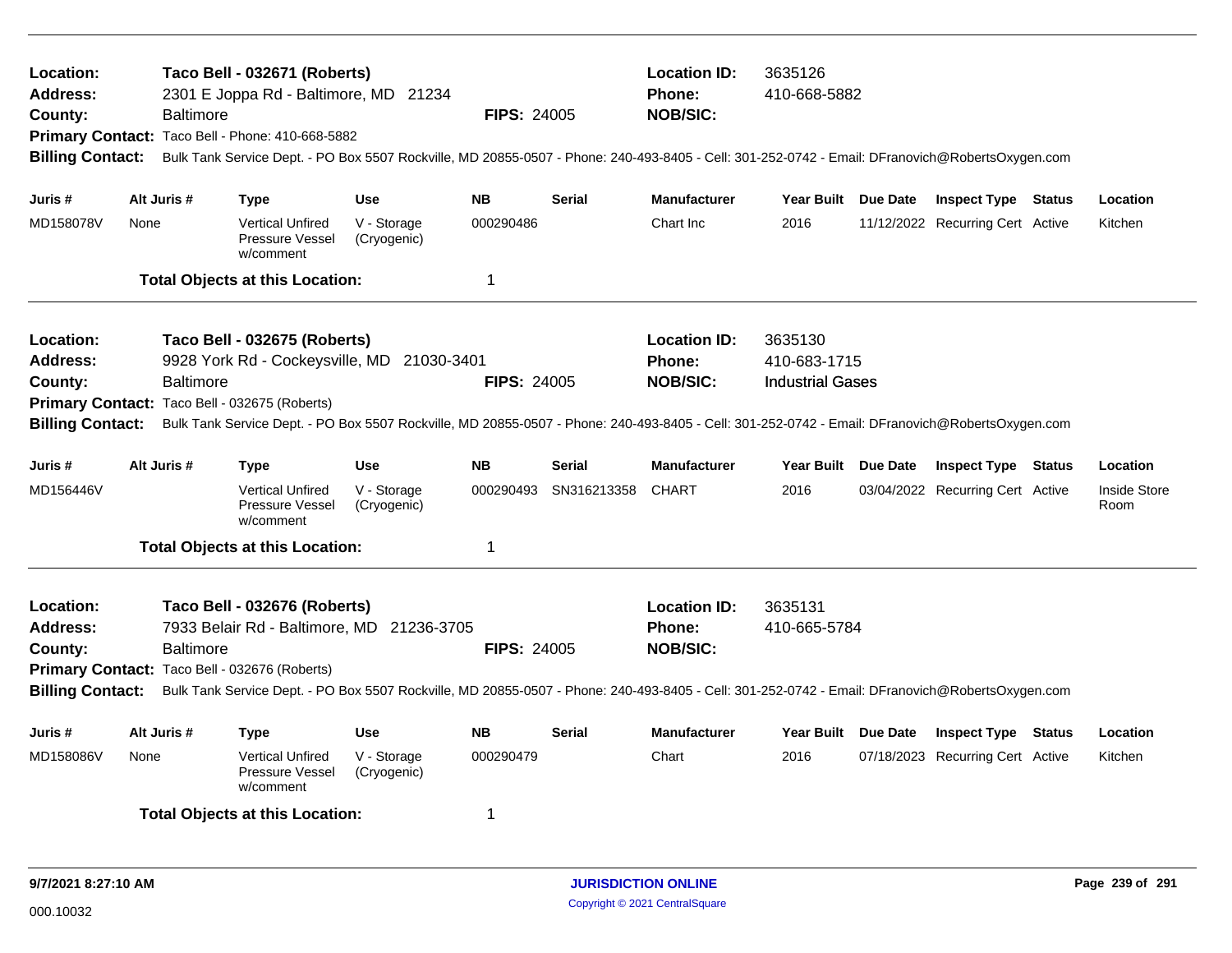**Location:** Taco Bell - 032671 (Roberts) **Location ID:** 3635126
**Address:** 2301 E Joppa Rd - Baltimore, MD 21234 **Phone:** 410-668-5882
**County:** Baltimore **FIPS:** 24005 **NOB/SIC:**
**Primary Contact:** Taco Bell - Phone: 410-668-5882
**Billing Contact:** Bulk Tank Service Dept. - PO Box 5507 Rockville, MD 20855-0507 - Phone: 240-493-8405 - Cell: 301-252-0742 - Email: DFranovich@RobertsOxygen.com

| Juris # | Alt Juris # | Type | Use | NB | Serial | Manufacturer | Year Built | Due Date | Inspect Type | Status | Location |
|---|---|---|---|---|---|---|---|---|---|---|---|
| MD158078V | None | Vertical Unfired Pressure Vessel w/comment | V - Storage (Cryogenic) | 000290486 | | Chart Inc | 2016 | 11/12/2022 | Recurring Cert | Active | Kitchen |

**Total Objects at this Location:** 1

---

**Location:** Taco Bell - 032675 (Roberts) **Location ID:** 3635130
**Address:** 9928 York Rd - Cockeysville, MD 21030-3401 **Phone:** 410-683-1715
**County:** Baltimore **FIPS:** 24005 **NOB/SIC:** Industrial Gases
**Primary Contact:** Taco Bell - 032675 (Roberts)
**Billing Contact:** Bulk Tank Service Dept. - PO Box 5507 Rockville, MD 20855-0507 - Phone: 240-493-8405 - Cell: 301-252-0742 - Email: DFranovich@RobertsOxygen.com

| Juris # | Alt Juris # | Type | Use | NB | Serial | Manufacturer | Year Built | Due Date | Inspect Type | Status | Location |
|---|---|---|---|---|---|---|---|---|---|---|---|
| MD156446V | | Vertical Unfired Pressure Vessel w/comment | V - Storage (Cryogenic) | 000290493 | SN316213358 | CHART | 2016 | 03/04/2022 | Recurring Cert | Active | Inside Store Room |

**Total Objects at this Location:** 1

---

**Location:** Taco Bell - 032676 (Roberts) **Location ID:** 3635131
**Address:** 7933 Belair Rd - Baltimore, MD 21236-3705 **Phone:** 410-665-5784
**County:** Baltimore **FIPS:** 24005 **NOB/SIC:**
**Primary Contact:** Taco Bell - 032676 (Roberts)
**Billing Contact:** Bulk Tank Service Dept. - PO Box 5507 Rockville, MD 20855-0507 - Phone: 240-493-8405 - Cell: 301-252-0742 - Email: DFranovich@RobertsOxygen.com

| Juris # | Alt Juris # | Type | Use | NB | Serial | Manufacturer | Year Built | Due Date | Inspect Type | Status | Location |
|---|---|---|---|---|---|---|---|---|---|---|---|
| MD158086V | None | Vertical Unfired Pressure Vessel w/comment | V - Storage (Cryogenic) | 000290479 | | Chart | 2016 | 07/18/2023 | Recurring Cert | Active | Kitchen |

**Total Objects at this Location:** 1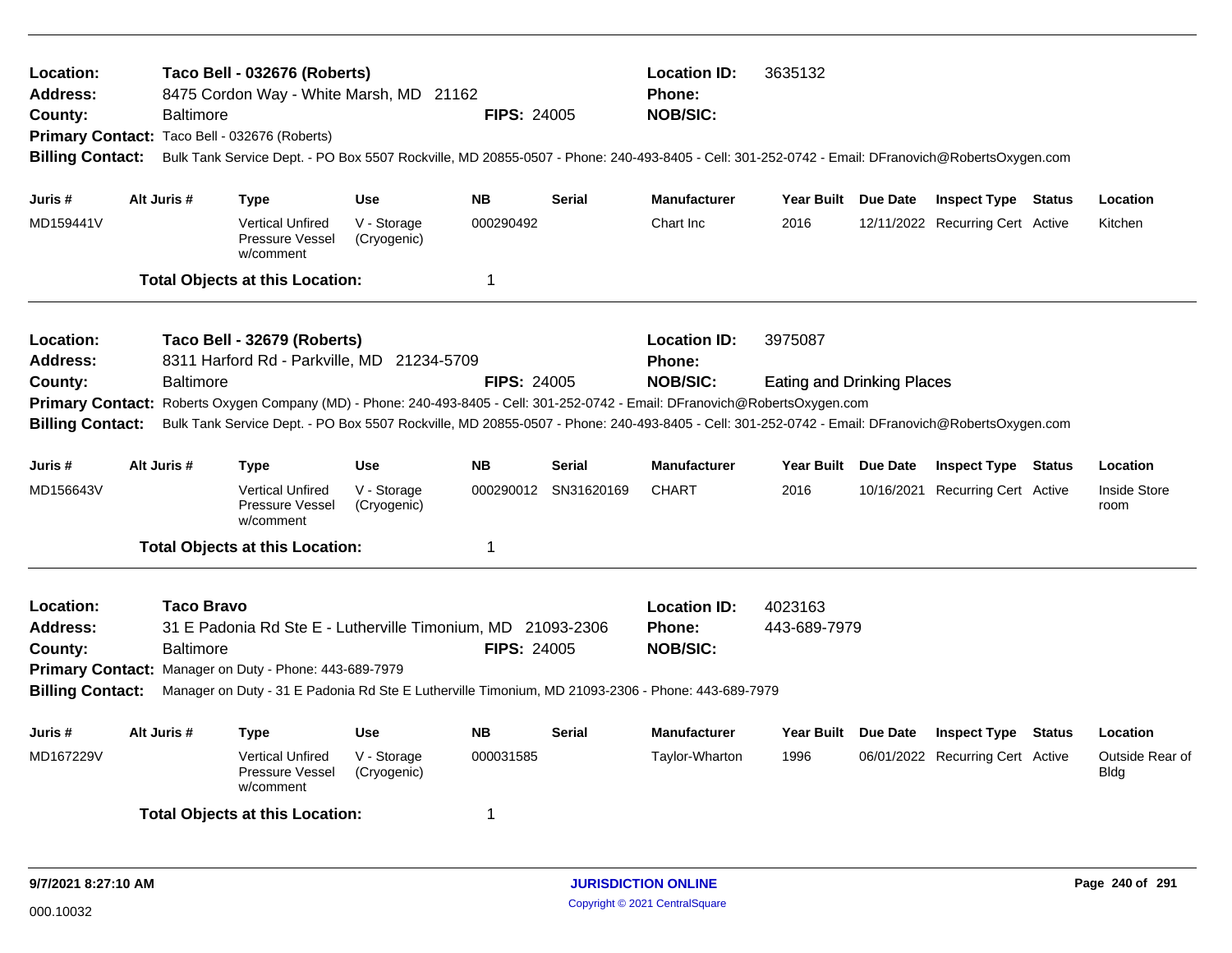**Location:** Taco Bell - 032676 (Roberts) **Location ID:** 3635132
**Address:** 8475 Cordon Way - White Marsh, MD 21162 **Phone:**
**County:** Baltimore **FIPS:** 24005 **NOB/SIC:**
**Primary Contact:** Taco Bell - 032676 (Roberts)
**Billing Contact:** Bulk Tank Service Dept. - PO Box 5507 Rockville, MD 20855-0507 - Phone: 240-493-8405 - Cell: 301-252-0742 - Email: DFranovich@RobertsOxygen.com

| Juris # | Alt Juris # | Type | Use | NB | Serial | Manufacturer | Year Built | Due Date | Inspect Type | Status | Location |
|---|---|---|---|---|---|---|---|---|---|---|---|
| MD159441V | | Vertical Unfired Pressure Vessel w/comment | V - Storage (Cryogenic) | 000290492 | | Chart Inc | 2016 | 12/11/2022 | Recurring Cert | Active | Kitchen |

**Total Objects at this Location:** 1

---

**Location:** Taco Bell - 32679 (Roberts) **Location ID:** 3975087
**Address:** 8311 Harford Rd - Parkville, MD 21234-5709 **Phone:**
**County:** Baltimore **FIPS:** 24005 **NOB/SIC:** Eating and Drinking Places
**Primary Contact:** Roberts Oxygen Company (MD) - Phone: 240-493-8405 - Cell: 301-252-0742 - Email: DFranovich@RobertsOxygen.com
**Billing Contact:** Bulk Tank Service Dept. - PO Box 5507 Rockville, MD 20855-0507 - Phone: 240-493-8405 - Cell: 301-252-0742 - Email: DFranovich@RobertsOxygen.com

| Juris # | Alt Juris # | Type | Use | NB | Serial | Manufacturer | Year Built | Due Date | Inspect Type | Status | Location |
|---|---|---|---|---|---|---|---|---|---|---|---|
| MD156643V | | Vertical Unfired Pressure Vessel w/comment | V - Storage (Cryogenic) | 000290012 | SN31620169 | CHART | 2016 | 10/16/2021 | Recurring Cert | Active | Inside Store room |

**Total Objects at this Location:** 1

---

**Location:** Taco Bravo **Location ID:** 4023163
**Address:** 31 E Padonia Rd Ste E - Lutherville Timonium, MD 21093-2306 **Phone:** 443-689-7979
**County:** Baltimore **FIPS:** 24005 **NOB/SIC:**
**Primary Contact:** Manager on Duty - Phone: 443-689-7979
**Billing Contact:** Manager on Duty - 31 E Padonia Rd Ste E Lutherville Timonium, MD 21093-2306 - Phone: 443-689-7979

| Juris # | Alt Juris # | Type | Use | NB | Serial | Manufacturer | Year Built | Due Date | Inspect Type | Status | Location |
|---|---|---|---|---|---|---|---|---|---|---|---|
| MD167229V | | Vertical Unfired Pressure Vessel w/comment | V - Storage (Cryogenic) | 000031585 | | Taylor-Wharton | 1996 | 06/01/2022 | Recurring Cert | Active | Outside Rear of Bldg |

**Total Objects at this Location:** 1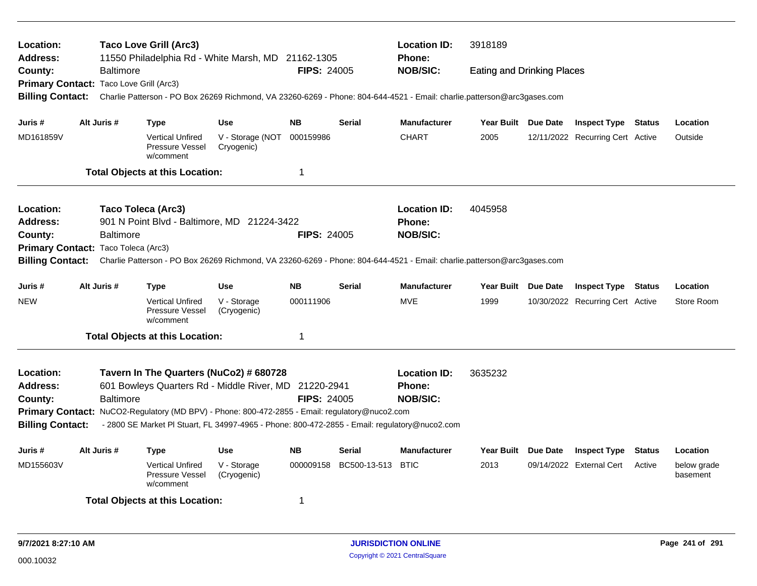| | | | |
|---|---|---|---|
| **Location:** | **Taco Love Grill (Arc3)** | **Location ID:** | 3918189 |
| **Address:** | 11550 Philadelphia Rd - White Marsh, MD 21162-1305 | **Phone:** | |
| **County:** | Baltimore **FIPS:** 24005 | **NOB/SIC:** | Eating and Drinking Places |
| **Primary Contact:** | Taco Love Grill (Arc3) | | |
| **Billing Contact:** | Charlie Patterson - PO Box 26269 Richmond, VA 23260-6269 - Phone: 804-644-4521 - Email: charlie.patterson@arc3gases.com | | |

| Juris # | Alt Juris # | Type | Use | NB | Serial | Manufacturer | Year Built | Due Date | Inspect Type | Status | Location |
|---|---|---|---|---|---|---|---|---|---|---|---|
| MD161859V | | Vertical Unfired Pressure Vessel w/comment | V - Storage (NOT Cryogenic) | 000159986 | | CHART | 2005 | 12/11/2022 | Recurring Cert | Active | Outside |

**Total Objects at this Location:** 1

| | | | |
|---|---|---|---|
| **Location:** | **Taco Toleca (Arc3)** | **Location ID:** | 4045958 |
| **Address:** | 901 N Point Blvd - Baltimore, MD 21224-3422 | **Phone:** | |
| **County:** | Baltimore **FIPS:** 24005 | **NOB/SIC:** | |
| **Primary Contact:** | Taco Toleca (Arc3) | | |
| **Billing Contact:** | Charlie Patterson - PO Box 26269 Richmond, VA 23260-6269 - Phone: 804-644-4521 - Email: charlie.patterson@arc3gases.com | | |

| Juris # | Alt Juris # | Type | Use | NB | Serial | Manufacturer | Year Built | Due Date | Inspect Type | Status | Location |
|---|---|---|---|---|---|---|---|---|---|---|---|
| NEW | | Vertical Unfired Pressure Vessel w/comment | V - Storage (Cryogenic) | 000111906 | | MVE | 1999 | 10/30/2022 | Recurring Cert | Active | Store Room |

**Total Objects at this Location:** 1

| | | | |
|---|---|---|---|
| **Location:** | **Tavern In The Quarters (NuCo2) # 680728** | **Location ID:** | 3635232 |
| **Address:** | 601 Bowleys Quarters Rd - Middle River, MD 21220-2941 | **Phone:** | |
| **County:** | Baltimore **FIPS:** 24005 | **NOB/SIC:** | |
| **Primary Contact:** | NuCO2-Regulatory (MD BPV) - Phone: 800-472-2855 - Email: regulatory@nuco2.com | | |
| **Billing Contact:** | - 2800 SE Market Pl Stuart, FL 34997-4965 - Phone: 800-472-2855 - Email: regulatory@nuco2.com | | |

| Juris # | Alt Juris # | Type | Use | NB | Serial | Manufacturer | Year Built | Due Date | Inspect Type | Status | Location |
|---|---|---|---|---|---|---|---|---|---|---|---|
| MD155603V | | Vertical Unfired Pressure Vessel w/comment | V - Storage (Cryogenic) | 000009158 | BC500-13-513 | BTIC | 2013 | 09/14/2022 | External Cert | Active | below grade basement |

**Total Objects at this Location:** 1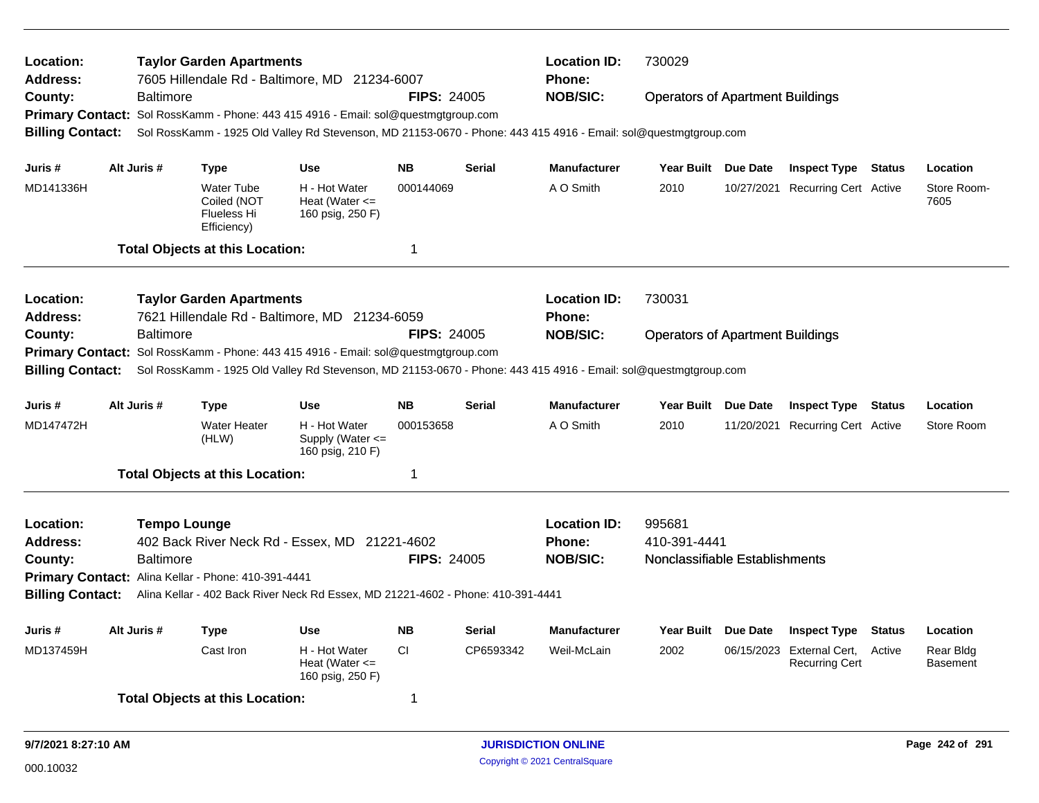**Location:** Taylor Garden Apartments
**Address:** 7605 Hillendale Rd - Baltimore, MD 21234-6007
**County:** Baltimore
**FIPS:** 24005
**Location ID:** 730029
**Phone:**
**NOB/SIC:** Operators of Apartment Buildings
**Primary Contact:** Sol RossKamm - Phone: 443 415 4916 - Email: sol@questmgtgroup.com
**Billing Contact:** Sol RossKamm - 1925 Old Valley Rd Stevenson, MD 21153-0670 - Phone: 443 415 4916 - Email: sol@questmgtgroup.com

| Juris # | Alt Juris # | Type | Use | NB | Serial | Manufacturer | Year Built | Due Date | Inspect Type | Status | Location |
|---|---|---|---|---|---|---|---|---|---|---|---|
| MD141336H | | Water Tube Coiled (NOT Flueless Hi Efficiency) | H - Hot Water Heat (Water <= 160 psig, 250 F) | 000144069 | | A O Smith | 2010 | 10/27/2021 | Recurring Cert | Active | Store Room-7605 |

**Total Objects at this Location:** 1

---

**Location:** Taylor Garden Apartments
**Address:** 7621 Hillendale Rd - Baltimore, MD 21234-6059
**County:** Baltimore
**FIPS:** 24005
**Location ID:** 730031
**Phone:**
**NOB/SIC:** Operators of Apartment Buildings
**Primary Contact:** Sol RossKamm - Phone: 443 415 4916 - Email: sol@questmgtgroup.com
**Billing Contact:** Sol RossKamm - 1925 Old Valley Rd Stevenson, MD 21153-0670 - Phone: 443 415 4916 - Email: sol@questmgtgroup.com

| Juris # | Alt Juris # | Type | Use | NB | Serial | Manufacturer | Year Built | Due Date | Inspect Type | Status | Location |
|---|---|---|---|---|---|---|---|---|---|---|---|
| MD147472H | | Water Heater (HLW) | H - Hot Water Supply (Water <= 160 psig, 210 F) | 000153658 | | A O Smith | 2010 | 11/20/2021 | Recurring Cert | Active | Store Room |

**Total Objects at this Location:** 1

---

**Location:** Tempo Lounge
**Address:** 402 Back River Neck Rd - Essex, MD 21221-4602
**County:** Baltimore
**FIPS:** 24005
**Location ID:** 995681
**Phone:** 410-391-4441
**NOB/SIC:** Nonclassifiable Establishments
**Primary Contact:** Alina Kellar - Phone: 410-391-4441
**Billing Contact:** Alina Kellar - 402 Back River Neck Rd Essex, MD 21221-4602 - Phone: 410-391-4441

| Juris # | Alt Juris # | Type | Use | NB | Serial | Manufacturer | Year Built | Due Date | Inspect Type | Status | Location |
|---|---|---|---|---|---|---|---|---|---|---|---|
| MD137459H | | Cast Iron | H - Hot Water Heat (Water <= 160 psig, 250 F) | CI | CP6593342 | Weil-McLain | 2002 | 06/15/2023 | External Cert, Recurring Cert | Active | Rear Bldg Basement |

**Total Objects at this Location:** 1

9/7/2021 8:27:10 AM

000.10032

JURISDICTION ONLINE

Copyright © 2021 CentralSquare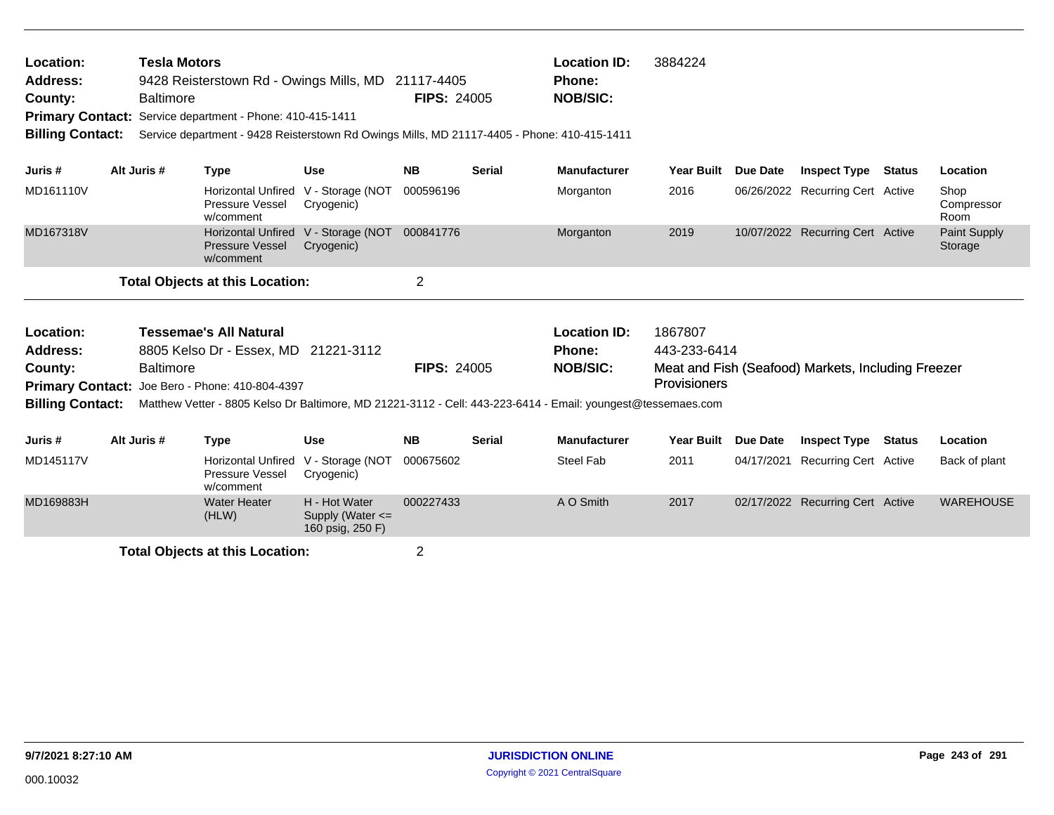**Location:** **Tesla Motors** **Location ID:** 3884224
**Address:** 9428 Reisterstown Rd - Owings Mills, MD 21117-4405 **Phone:**
**County:** Baltimore **FIPS:** 24005 **NOB/SIC:**
**Primary Contact:** Service department - Phone: 410-415-1411
**Billing Contact:** Service department - 9428 Reisterstown Rd Owings Mills, MD 21117-4405 - Phone: 410-415-1411

| Juris # | Alt Juris # | Type | Use | NB | Serial | Manufacturer | Year Built | Due Date | Inspect Type | Status | Location |
|---|---|---|---|---|---|---|---|---|---|---|---|
| MD161110V | | Horizontal Unfired Pressure Vessel w/comment | V - Storage (NOT Cryogenic) | 000596196 | | Morganton | 2016 | 06/26/2022 | Recurring Cert | Active | Shop Compressor Room |
| MD167318V | | Horizontal Unfired Pressure Vessel w/comment | V - Storage (NOT Cryogenic) | 000841776 | | Morganton | 2019 | 10/07/2022 | Recurring Cert | Active | Paint Supply Storage |

**Total Objects at this Location:** 2

---

**Location:** **Tessemae's All Natural** **Location ID:** 1867807
**Address:** 8805 Kelso Dr - Essex, MD 21221-3112 **Phone:** 443-233-6414
**County:** Baltimore **FIPS:** 24005 **NOB/SIC:** Meat and Fish (Seafood) Markets, Including Freezer Provisioners
**Primary Contact:** Joe Bero - Phone: 410-804-4397
**Billing Contact:** Matthew Vetter - 8805 Kelso Dr Baltimore, MD 21221-3112 - Cell: 443-223-6414 - Email: youngest@tessemaes.com

| Juris # | Alt Juris # | Type | Use | NB | Serial | Manufacturer | Year Built | Due Date | Inspect Type | Status | Location |
|---|---|---|---|---|---|---|---|---|---|---|---|
| MD145117V | | Horizontal Unfired Pressure Vessel w/comment | V - Storage (NOT Cryogenic) | 000675602 | | Steel Fab | 2011 | 04/17/2021 | Recurring Cert | Active | Back of plant |
| MD169883H | | Water Heater (HLW) | H - Hot Water Supply (Water <= 160 psig, 250 F) | 000227433 | | A O Smith | 2017 | 02/17/2022 | Recurring Cert | Active | WAREHOUSE |

**Total Objects at this Location:** 2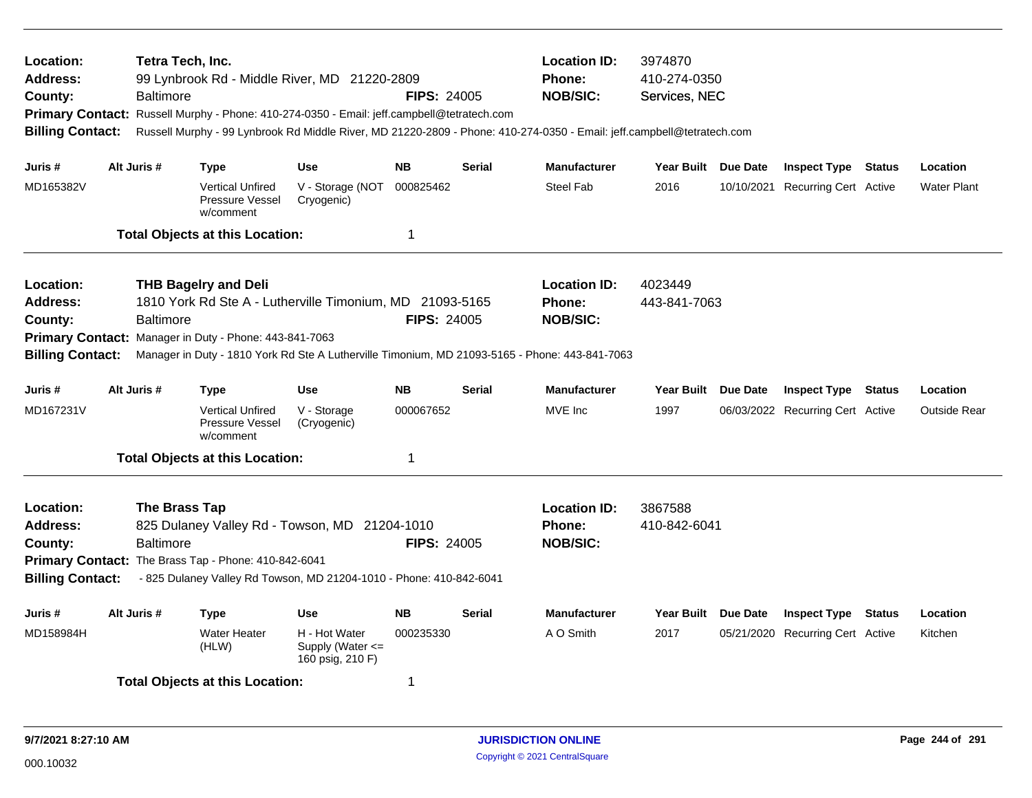**Location:** Tetra Tech, Inc.
**Address:** 99 Lynbrook Rd - Middle River, MD 21220-2809
**County:** Baltimore **FIPS:** 24005
**Location ID:** 3974870
**Phone:** 410-274-0350
**NOB/SIC:** Services, NEC
**Primary Contact:** Russell Murphy - Phone: 410-274-0350 - Email: jeff.campbell@tetratech.com
**Billing Contact:** Russell Murphy - 99 Lynbrook Rd Middle River, MD 21220-2809 - Phone: 410-274-0350 - Email: jeff.campbell@tetratech.com

| Juris # | Alt Juris # | Type | Use | NB | Serial | Manufacturer | Year Built | Due Date | Inspect Type | Status | Location |
|---|---|---|---|---|---|---|---|---|---|---|---|
| MD165382V | | Vertical Unfired Pressure Vessel w/comment | V - Storage (NOT Cryogenic) | 000825462 | | Steel Fab | 2016 | 10/10/2021 | Recurring Cert | Active | Water Plant |

**Total Objects at this Location:** 1

---

**Location:** THB Bagelry and Deli
**Address:** 1810 York Rd Ste A - Lutherville Timonium, MD 21093-5165
**County:** Baltimore **FIPS:** 24005
**Location ID:** 4023449
**Phone:** 443-841-7063
**NOB/SIC:**
**Primary Contact:** Manager in Duty - Phone: 443-841-7063
**Billing Contact:** Manager in Duty - 1810 York Rd Ste A Lutherville Timonium, MD 21093-5165 - Phone: 443-841-7063

| Juris # | Alt Juris # | Type | Use | NB | Serial | Manufacturer | Year Built | Due Date | Inspect Type | Status | Location |
|---|---|---|---|---|---|---|---|---|---|---|---|
| MD167231V | | Vertical Unfired Pressure Vessel w/comment | V - Storage (Cryogenic) | 000067652 | | MVE Inc | 1997 | 06/03/2022 | Recurring Cert | Active | Outside Rear |

**Total Objects at this Location:** 1

---

**Location:** The Brass Tap
**Address:** 825 Dulaney Valley Rd - Towson, MD 21204-1010
**County:** Baltimore **FIPS:** 24005
**Location ID:** 3867588
**Phone:** 410-842-6041
**NOB/SIC:**
**Primary Contact:** The Brass Tap - Phone: 410-842-6041
**Billing Contact:** - 825 Dulaney Valley Rd Towson, MD 21204-1010 - Phone: 410-842-6041

| Juris # | Alt Juris # | Type | Use | NB | Serial | Manufacturer | Year Built | Due Date | Inspect Type | Status | Location |
|---|---|---|---|---|---|---|---|---|---|---|---|
| MD158984H | | Water Heater (HLW) | H - Hot Water Supply (Water <= 160 psig, 210 F) | 000235330 | | A O Smith | 2017 | 05/21/2020 | Recurring Cert | Active | Kitchen |

**Total Objects at this Location:** 1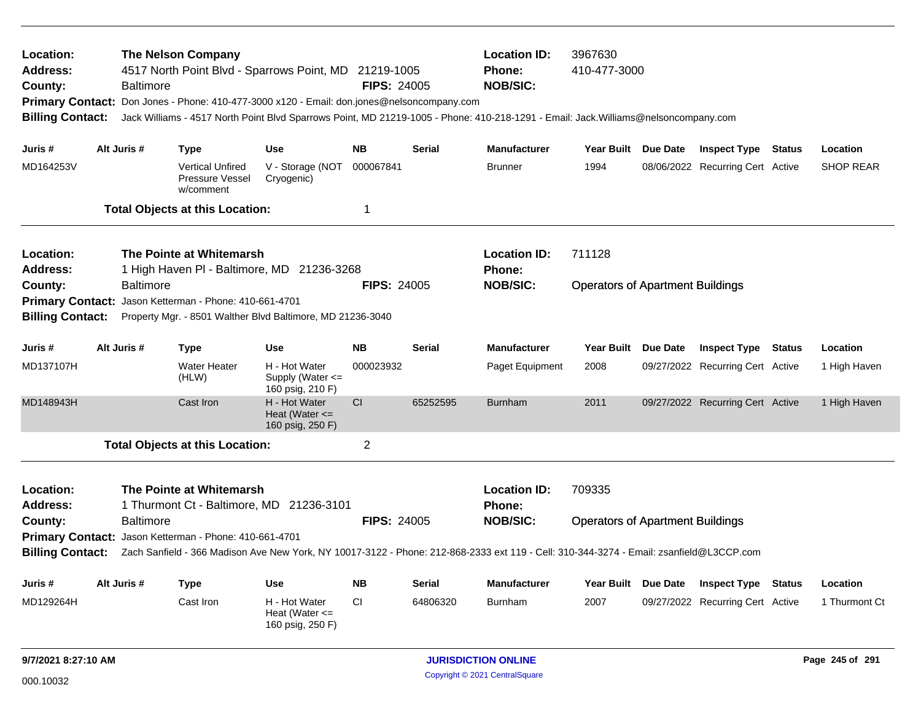**Location:** The Nelson Company
**Address:** 4517 North Point Blvd - Sparrows Point, MD 21219-1005
**County:** Baltimore
**FIPS:** 24005
**Location ID:** 3967630
**Phone:** 410-477-3000
**NOB/SIC:**
**Primary Contact:** Don Jones - Phone: 410-477-3000 x120 - Email: don.jones@nelsoncompany.com
**Billing Contact:** Jack Williams - 4517 North Point Blvd Sparrows Point, MD 21219-1005 - Phone: 410-218-1291 - Email: Jack.Williams@nelsoncompany.com

| Juris # | Alt Juris # | Type | Use | NB | Serial | Manufacturer | Year Built | Due Date | Inspect Type | Status | Location |
|---|---|---|---|---|---|---|---|---|---|---|---|
| MD164253V | | Vertical Unfired Pressure Vessel w/comment | V - Storage (NOT Cryogenic) | 000067841 | | Brunner | 1994 | 08/06/2022 | Recurring Cert | Active | SHOP REAR |

**Total Objects at this Location:** 1

---

**Location:** The Pointe at Whitemarsh
**Address:** 1 High Haven Pl - Baltimore, MD 21236-3268
**County:** Baltimore
**FIPS:** 24005
**Location ID:** 711128
**Phone:**
**NOB/SIC:** Operators of Apartment Buildings
**Primary Contact:** Jason Ketterman - Phone: 410-661-4701
**Billing Contact:** Property Mgr. - 8501 Walther Blvd Baltimore, MD 21236-3040

| Juris # | Alt Juris # | Type | Use | NB | Serial | Manufacturer | Year Built | Due Date | Inspect Type | Status | Location |
|---|---|---|---|---|---|---|---|---|---|---|---|
| MD137107H | | Water Heater (HLW) | H - Hot Water Supply (Water <= 160 psig, 210 F) | 000023932 | | Paget Equipment | 2008 | 09/27/2022 | Recurring Cert | Active | 1 High Haven |
| MD148943H | | Cast Iron | H - Hot Water Heat (Water <= 160 psig, 250 F) | CI | 65252595 | Burnham | 2011 | 09/27/2022 | Recurring Cert | Active | 1 High Haven |

**Total Objects at this Location:** 2

---

**Location:** The Pointe at Whitemarsh
**Address:** 1 Thurmont Ct - Baltimore, MD 21236-3101
**County:** Baltimore
**FIPS:** 24005
**Location ID:** 709335
**Phone:**
**NOB/SIC:** Operators of Apartment Buildings
**Primary Contact:** Jason Ketterman - Phone: 410-661-4701
**Billing Contact:** Zach Sanfield - 366 Madison Ave New York, NY 10017-3122 - Phone: 212-868-2333 ext 119 - Cell: 310-344-3274 - Email: zsanfield@L3CCP.com

| Juris # | Alt Juris # | Type | Use | NB | Serial | Manufacturer | Year Built | Due Date | Inspect Type | Status | Location |
|---|---|---|---|---|---|---|---|---|---|---|---|
| MD129264H | | Cast Iron | H - Hot Water Heat (Water <= 160 psig, 250 F) | CI | 64806320 | Burnham | 2007 | 09/27/2022 | Recurring Cert | Active | 1 Thurmont Ct |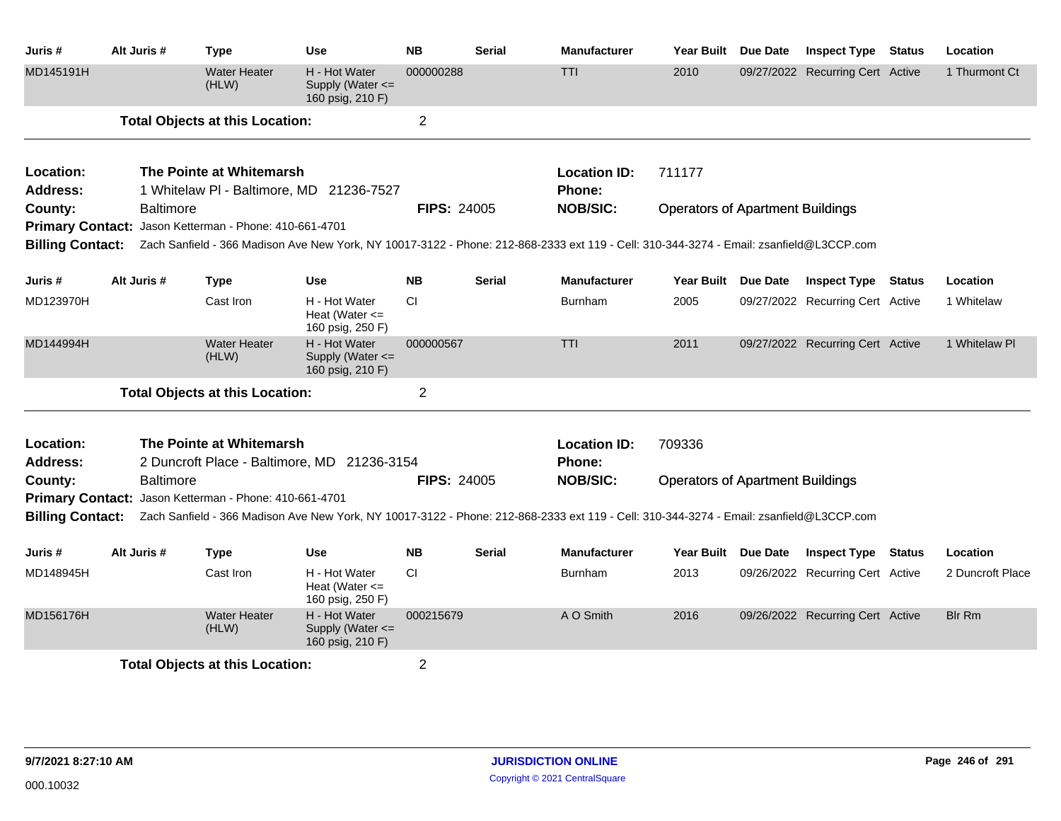| Juris # | Alt Juris # | Type | Use | NB | Serial | Manufacturer | Year Built | Due Date | Inspect Type | Status | Location |
|---|---|---|---|---|---|---|---|---|---|---|---|
| MD145191H | | Water Heater (HLW) | H - Hot Water Supply (Water <= 160 psig, 210 F) | 000000288 | | TTI | 2010 | 09/27/2022 | Recurring Cert | Active | 1 Thurmont Ct |

**Total Objects at this Location:** 2

---

**Location:** The Pointe at Whitemarsh
**Location ID:** 711177
**Address:** 1 Whitelaw Pl - Baltimore, MD 21236-7527
**Phone:**
**County:** Baltimore
**FIPS:** 24005
**NOB/SIC:** Operators of Apartment Buildings
**Primary Contact:** Jason Ketterman - Phone: 410-661-4701
**Billing Contact:** Zach Sanfield - 366 Madison Ave New York, NY 10017-3122 - Phone: 212-868-2333 ext 119 - Cell: 310-344-3274 - Email: zsanfield@L3CCP.com

| Juris # | Alt Juris # | Type | Use | NB | Serial | Manufacturer | Year Built | Due Date | Inspect Type | Status | Location |
|---|---|---|---|---|---|---|---|---|---|---|---|
| MD123970H | | Cast Iron | H - Hot Water Heat (Water <= 160 psig, 250 F) | CI | | Burnham | 2005 | 09/27/2022 | Recurring Cert | Active | 1 Whitelaw |
| MD144994H | | Water Heater (HLW) | H - Hot Water Supply (Water <= 160 psig, 210 F) | 000000567 | | TTI | 2011 | 09/27/2022 | Recurring Cert | Active | 1 Whitelaw Pl |

**Total Objects at this Location:** 2

---

**Location:** The Pointe at Whitemarsh
**Location ID:** 709336
**Address:** 2 Duncroft Place - Baltimore, MD 21236-3154
**Phone:**
**County:** Baltimore
**FIPS:** 24005
**NOB/SIC:** Operators of Apartment Buildings
**Primary Contact:** Jason Ketterman - Phone: 410-661-4701
**Billing Contact:** Zach Sanfield - 366 Madison Ave New York, NY 10017-3122 - Phone: 212-868-2333 ext 119 - Cell: 310-344-3274 - Email: zsanfield@L3CCP.com

| Juris # | Alt Juris # | Type | Use | NB | Serial | Manufacturer | Year Built | Due Date | Inspect Type | Status | Location |
|---|---|---|---|---|---|---|---|---|---|---|---|
| MD148945H | | Cast Iron | H - Hot Water Heat (Water <= 160 psig, 250 F) | CI | | Burnham | 2013 | 09/26/2022 | Recurring Cert | Active | 2 Duncroft Place |
| MD156176H | | Water Heater (HLW) | H - Hot Water Supply (Water <= 160 psig, 210 F) | 000215679 | | A O Smith | 2016 | 09/26/2022 | Recurring Cert | Active | Blr Rm |

**Total Objects at this Location:** 2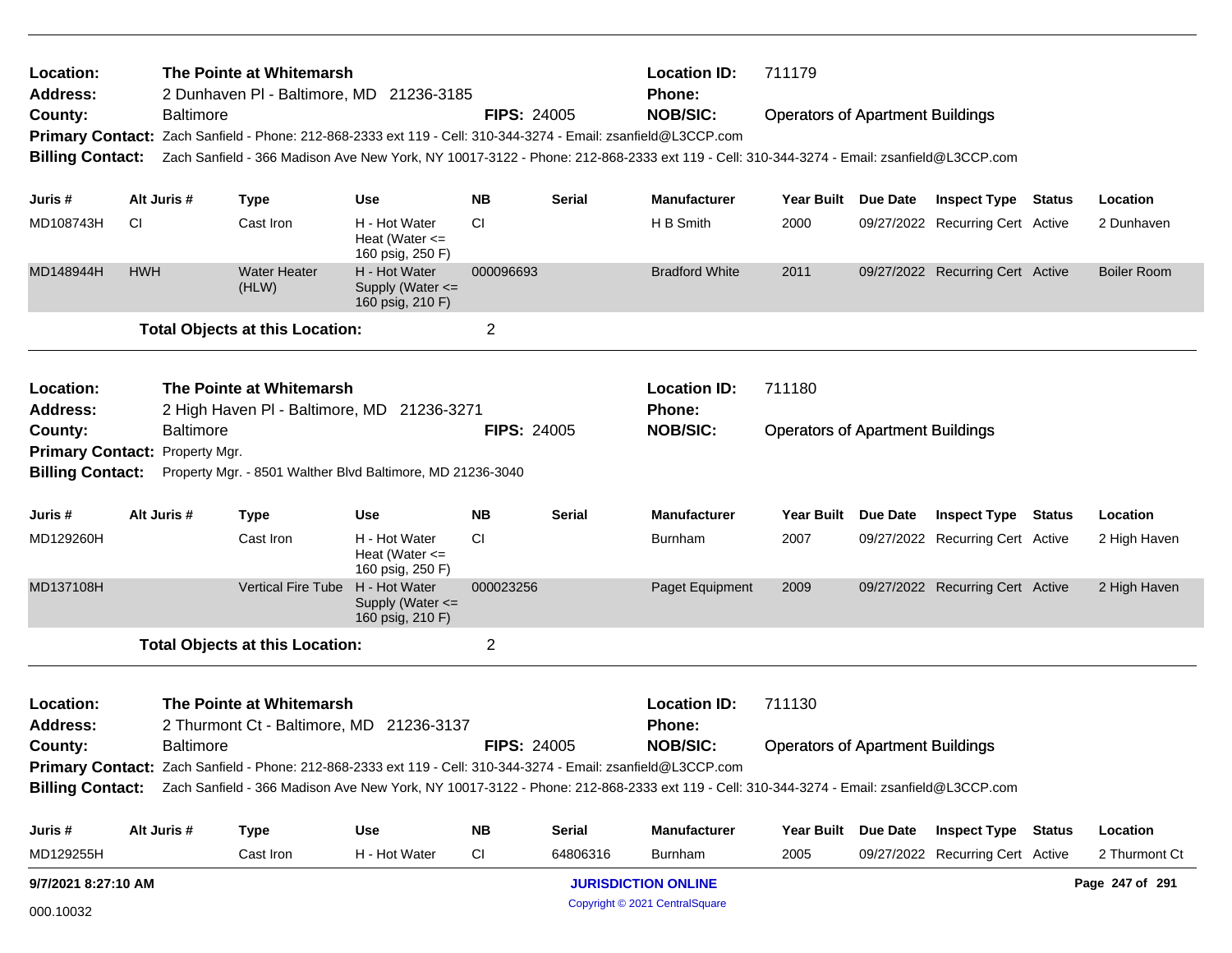**Location:** The Pointe at Whitemarsh | **Location ID:** 711179
**Address:** 2 Dunhaven Pl - Baltimore, MD 21236-3185 | **Phone:**
**County:** Baltimore | **FIPS:** 24005 | **NOB/SIC:** Operators of Apartment Buildings
**Primary Contact:** Zach Sanfield - Phone: 212-868-2333 ext 119 - Cell: 310-344-3274 - Email: zsanfield@L3CCP.com
**Billing Contact:** Zach Sanfield - 366 Madison Ave New York, NY 10017-3122 - Phone: 212-868-2333 ext 119 - Cell: 310-344-3274 - Email: zsanfield@L3CCP.com

| Juris # | Alt Juris # | Type | Use | NB | Serial | Manufacturer | Year Built | Due Date | Inspect Type | Status | Location |
|---|---|---|---|---|---|---|---|---|---|---|---|
| MD108743H | CI | Cast Iron | H - Hot Water Heat (Water <= 160 psig, 250 F) | CI | | H B Smith | 2000 | 09/27/2022 | Recurring Cert | Active | 2 Dunhaven |
| MD148944H | HWH | Water Heater (HLW) | H - Hot Water Supply (Water <= 160 psig, 210 F) | 000096693 | | Bradford White | 2011 | 09/27/2022 | Recurring Cert | Active | Boiler Room |

**Total Objects at this Location:** 2

---

**Location:** The Pointe at Whitemarsh | **Location ID:** 711180
**Address:** 2 High Haven Pl - Baltimore, MD 21236-3271 | **Phone:**
**County:** Baltimore | **FIPS:** 24005 | **NOB/SIC:** Operators of Apartment Buildings
**Primary Contact:** Property Mgr.
**Billing Contact:** Property Mgr. - 8501 Walther Blvd Baltimore, MD 21236-3040

| Juris # | Alt Juris # | Type | Use | NB | Serial | Manufacturer | Year Built | Due Date | Inspect Type | Status | Location |
|---|---|---|---|---|---|---|---|---|---|---|---|
| MD129260H | | Cast Iron | H - Hot Water Heat (Water <= 160 psig, 250 F) | CI | | Burnham | 2007 | 09/27/2022 | Recurring Cert | Active | 2 High Haven |
| MD137108H | | Vertical Fire Tube | H - Hot Water Supply (Water <= 160 psig, 210 F) | 000023256 | | Paget Equipment | 2009 | 09/27/2022 | Recurring Cert | Active | 2 High Haven |

**Total Objects at this Location:** 2

---

**Location:** The Pointe at Whitemarsh | **Location ID:** 711130
**Address:** 2 Thurmont Ct - Baltimore, MD 21236-3137 | **Phone:**
**County:** Baltimore | **FIPS:** 24005 | **NOB/SIC:** Operators of Apartment Buildings
**Primary Contact:** Zach Sanfield - Phone: 212-868-2333 ext 119 - Cell: 310-344-3274 - Email: zsanfield@L3CCP.com
**Billing Contact:** Zach Sanfield - 366 Madison Ave New York, NY 10017-3122 - Phone: 212-868-2333 ext 119 - Cell: 310-344-3274 - Email: zsanfield@L3CCP.com

| Juris # | Alt Juris # | Type | Use | NB | Serial | Manufacturer | Year Built | Due Date | Inspect Type | Status | Location |
|---|---|---|---|---|---|---|---|---|---|---|---|
| MD129255H | | Cast Iron | H - Hot Water | CI | 64806316 | Burnham | 2005 | 09/27/2022 | Recurring Cert | Active | 2 Thurmont Ct |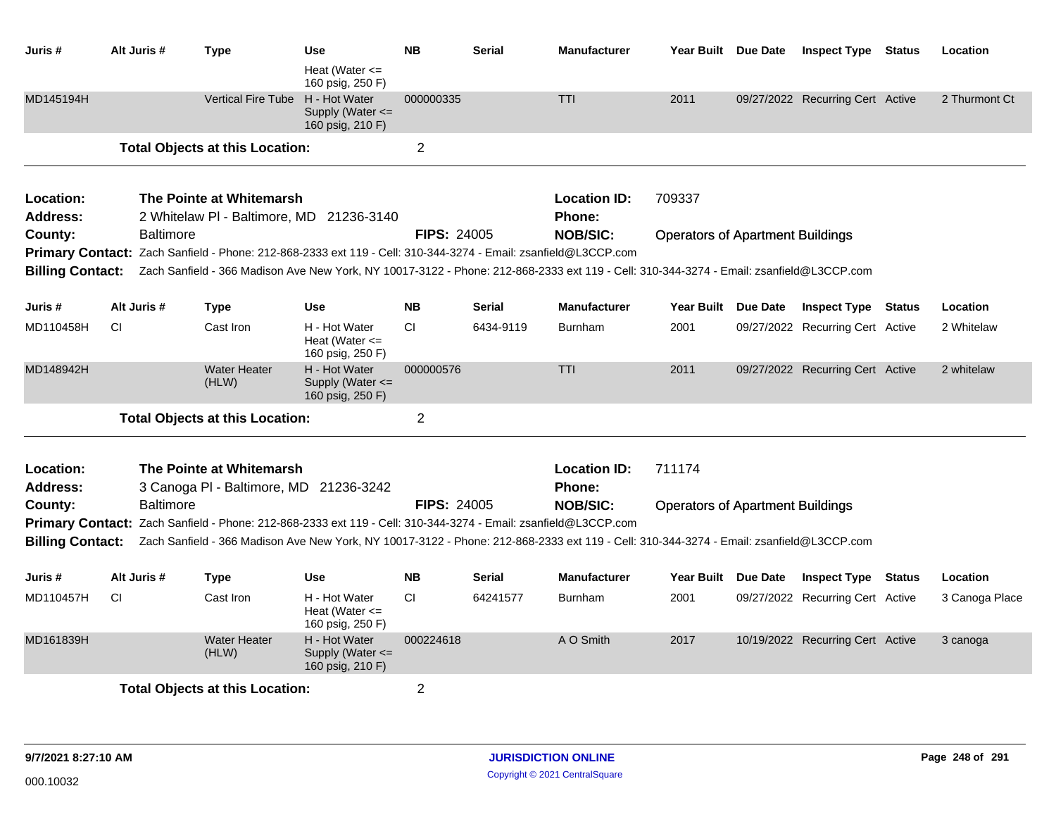| Juris # | Alt Juris # | Type | Use | NB | Serial | Manufacturer | Year Built | Due Date | Inspect Type | Status | Location |
|---|---|---|---|---|---|---|---|---|---|---|---|
| | | | Heat (Water <= 160 psig, 250 F) | | | | | | | | |
| MD145194H | | Vertical Fire Tube | H - Hot Water Supply (Water <= 160 psig, 210 F) | 000000335 | | TTI | 2011 | 09/27/2022 | Recurring Cert | Active | 2 Thurmont Ct |

**Total Objects at this Location:** 2

---

**Location:** The Pointe at Whitemarsh **Location ID:** 709337
**Address:** 2 Whitelaw Pl - Baltimore, MD 21236-3140 **Phone:**
**County:** Baltimore **FIPS:** 24005 **NOB/SIC:** Operators of Apartment Buildings
**Primary Contact:** Zach Sanfield - Phone: 212-868-2333 ext 119 - Cell: 310-344-3274 - Email: zsanfield@L3CCP.com
**Billing Contact:** Zach Sanfield - 366 Madison Ave New York, NY 10017-3122 - Phone: 212-868-2333 ext 119 - Cell: 310-344-3274 - Email: zsanfield@L3CCP.com

| Juris # | Alt Juris # | Type | Use | NB | Serial | Manufacturer | Year Built | Due Date | Inspect Type | Status | Location |
|---|---|---|---|---|---|---|---|---|---|---|---|
| MD110458H | CI | Cast Iron | H - Hot Water Heat (Water <= 160 psig, 250 F) | CI | 6434-9119 | Burnham | 2001 | 09/27/2022 | Recurring Cert | Active | 2 Whitelaw |
| MD148942H | | Water Heater (HLW) | H - Hot Water Supply (Water <= 160 psig, 250 F) | 000000576 | | TTI | 2011 | 09/27/2022 | Recurring Cert | Active | 2 whitelaw |

**Total Objects at this Location:** 2

---

**Location:** The Pointe at Whitemarsh **Location ID:** 711174
**Address:** 3 Canoga Pl - Baltimore, MD 21236-3242 **Phone:**
**County:** Baltimore **FIPS:** 24005 **NOB/SIC:** Operators of Apartment Buildings
**Primary Contact:** Zach Sanfield - Phone: 212-868-2333 ext 119 - Cell: 310-344-3274 - Email: zsanfield@L3CCP.com
**Billing Contact:** Zach Sanfield - 366 Madison Ave New York, NY 10017-3122 - Phone: 212-868-2333 ext 119 - Cell: 310-344-3274 - Email: zsanfield@L3CCP.com

| Juris # | Alt Juris # | Type | Use | NB | Serial | Manufacturer | Year Built | Due Date | Inspect Type | Status | Location |
|---|---|---|---|---|---|---|---|---|---|---|---|
| MD110457H | CI | Cast Iron | H - Hot Water Heat (Water <= 160 psig, 250 F) | CI | 64241577 | Burnham | 2001 | 09/27/2022 | Recurring Cert | Active | 3 Canoga Place |
| MD161839H | | Water Heater (HLW) | H - Hot Water Supply (Water <= 160 psig, 210 F) | 000224618 | | A O Smith | 2017 | 10/19/2022 | Recurring Cert | Active | 3 canoga |

**Total Objects at this Location:** 2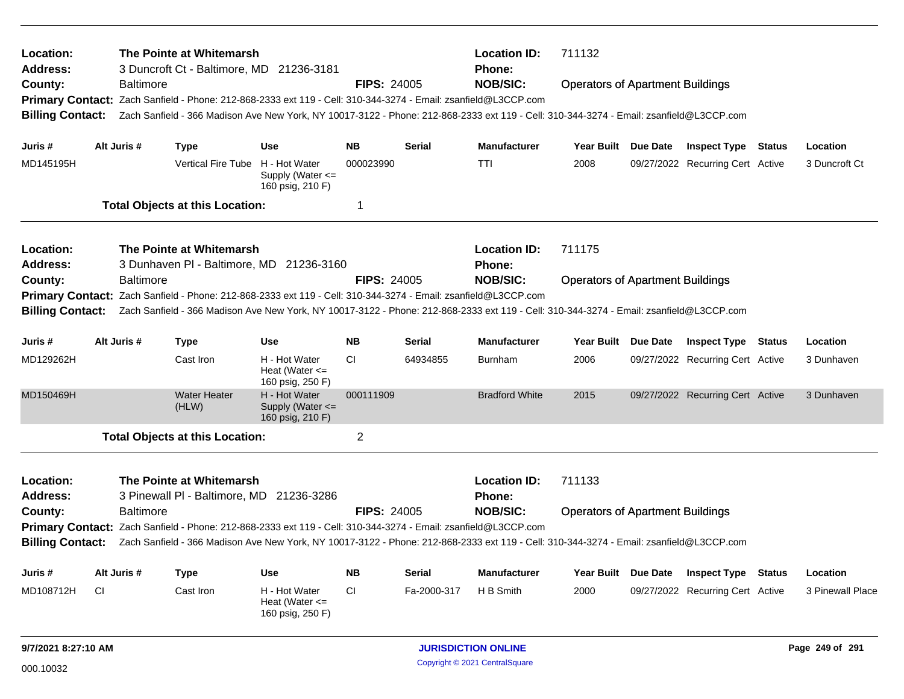**Location:** The Pointe at Whitemarsh
**Address:** 3 Duncroft Ct - Baltimore, MD 21236-3181
**County:** Baltimore
**FIPS:** 24005
**Location ID:** 711132
**Phone:**
**NOB/SIC:** Operators of Apartment Buildings
**Primary Contact:** Zach Sanfield - Phone: 212-868-2333 ext 119 - Cell: 310-344-3274 - Email: zsanfield@L3CCP.com
**Billing Contact:** Zach Sanfield - 366 Madison Ave New York, NY 10017-3122 - Phone: 212-868-2333 ext 119 - Cell: 310-344-3274 - Email: zsanfield@L3CCP.com

| Juris # | Alt Juris # | Type | Use | NB | Serial | Manufacturer | Year Built | Due Date | Inspect Type | Status | Location |
|---|---|---|---|---|---|---|---|---|---|---|---|
| MD145195H | | Vertical Fire Tube | H - Hot Water Supply (Water <= 160 psig, 210 F) | 000023990 | | TTI | 2008 | 09/27/2022 | Recurring Cert | Active | 3 Duncroft Ct |

**Total Objects at this Location:** 1

---

**Location:** The Pointe at Whitemarsh
**Address:** 3 Dunhaven Pl - Baltimore, MD 21236-3160
**County:** Baltimore
**FIPS:** 24005
**Location ID:** 711175
**Phone:**
**NOB/SIC:** Operators of Apartment Buildings
**Primary Contact:** Zach Sanfield - Phone: 212-868-2333 ext 119 - Cell: 310-344-3274 - Email: zsanfield@L3CCP.com
**Billing Contact:** Zach Sanfield - 366 Madison Ave New York, NY 10017-3122 - Phone: 212-868-2333 ext 119 - Cell: 310-344-3274 - Email: zsanfield@L3CCP.com

| Juris # | Alt Juris # | Type | Use | NB | Serial | Manufacturer | Year Built | Due Date | Inspect Type | Status | Location |
|---|---|---|---|---|---|---|---|---|---|---|---|
| MD129262H | | Cast Iron | H - Hot Water Heat (Water <= 160 psig, 250 F) | CI | 64934855 | Burnham | 2006 | 09/27/2022 | Recurring Cert | Active | 3 Dunhaven |
| MD150469H | | Water Heater (HLW) | H - Hot Water Supply (Water <= 160 psig, 210 F) | 000111909 | | Bradford White | 2015 | 09/27/2022 | Recurring Cert | Active | 3 Dunhaven |

**Total Objects at this Location:** 2

---

**Location:** The Pointe at Whitemarsh
**Address:** 3 Pinewall Pl - Baltimore, MD 21236-3286
**County:** Baltimore
**FIPS:** 24005
**Location ID:** 711133
**Phone:**
**NOB/SIC:** Operators of Apartment Buildings
**Primary Contact:** Zach Sanfield - Phone: 212-868-2333 ext 119 - Cell: 310-344-3274 - Email: zsanfield@L3CCP.com
**Billing Contact:** Zach Sanfield - 366 Madison Ave New York, NY 10017-3122 - Phone: 212-868-2333 ext 119 - Cell: 310-344-3274 - Email: zsanfield@L3CCP.com

| Juris # | Alt Juris # | Type | Use | NB | Serial | Manufacturer | Year Built | Due Date | Inspect Type | Status | Location |
|---|---|---|---|---|---|---|---|---|---|---|---|
| MD108712H | CI | Cast Iron | H - Hot Water Heat (Water <= 160 psig, 250 F) | CI | Fa-2000-317 | H B Smith | 2000 | 09/27/2022 | Recurring Cert | Active | 3 Pinewall Place |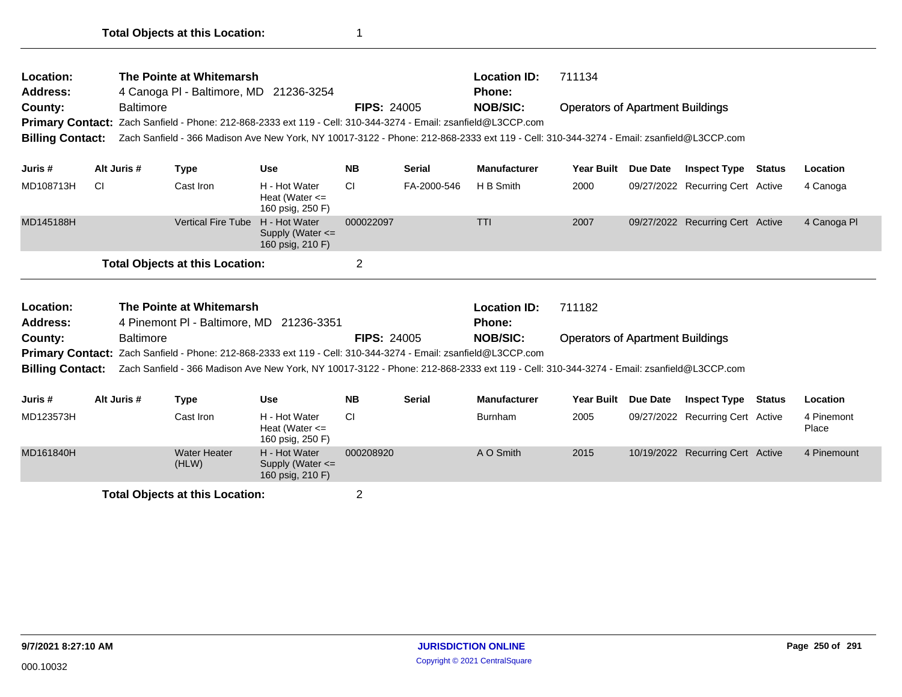**Total Objects at this Location:** 1

---

**Location:** The Pointe at Whitemarsh | **Location ID:** 711134
**Address:** 4 Canoga Pl - Baltimore, MD 21236-3254 | **Phone:**
**County:** Baltimore | **FIPS:** 24005 | **NOB/SIC:** Operators of Apartment Buildings
**Primary Contact:** Zach Sanfield - Phone: 212-868-2333 ext 119 - Cell: 310-344-3274 - Email: zsanfield@L3CCP.com
**Billing Contact:** Zach Sanfield - 366 Madison Ave New York, NY 10017-3122 - Phone: 212-868-2333 ext 119 - Cell: 310-344-3274 - Email: zsanfield@L3CCP.com

| Juris # | Alt Juris # | Type | Use | NB | Serial | Manufacturer | Year Built | Due Date | Inspect Type | Status | Location |
|---|---|---|---|---|---|---|---|---|---|---|---|
| MD108713H | CI | Cast Iron | H - Hot Water Heat (Water <= 160 psig, 250 F) | CI | FA-2000-546 | H B Smith | 2000 | 09/27/2022 | Recurring Cert | Active | 4 Canoga |
| MD145188H | | Vertical Fire Tube | H - Hot Water Supply (Water <= 160 psig, 210 F) | 000022097 | | TTI | 2007 | 09/27/2022 | Recurring Cert | Active | 4 Canoga Pl |

**Total Objects at this Location:** 2

---

**Location:** The Pointe at Whitemarsh | **Location ID:** 711182
**Address:** 4 Pinemont Pl - Baltimore, MD 21236-3351 | **Phone:**
**County:** Baltimore | **FIPS:** 24005 | **NOB/SIC:** Operators of Apartment Buildings
**Primary Contact:** Zach Sanfield - Phone: 212-868-2333 ext 119 - Cell: 310-344-3274 - Email: zsanfield@L3CCP.com
**Billing Contact:** Zach Sanfield - 366 Madison Ave New York, NY 10017-3122 - Phone: 212-868-2333 ext 119 - Cell: 310-344-3274 - Email: zsanfield@L3CCP.com

| Juris # | Alt Juris # | Type | Use | NB | Serial | Manufacturer | Year Built | Due Date | Inspect Type | Status | Location |
|---|---|---|---|---|---|---|---|---|---|---|---|
| MD123573H | | Cast Iron | H - Hot Water Heat (Water <= 160 psig, 250 F) | CI | | Burnham | 2005 | 09/27/2022 | Recurring Cert | Active | 4 Pinemont Place |
| MD161840H | | Water Heater (HLW) | H - Hot Water Supply (Water <= 160 psig, 210 F) | 000208920 | | A O Smith | 2015 | 10/19/2022 | Recurring Cert | Active | 4 Pinemount |

**Total Objects at this Location:** 2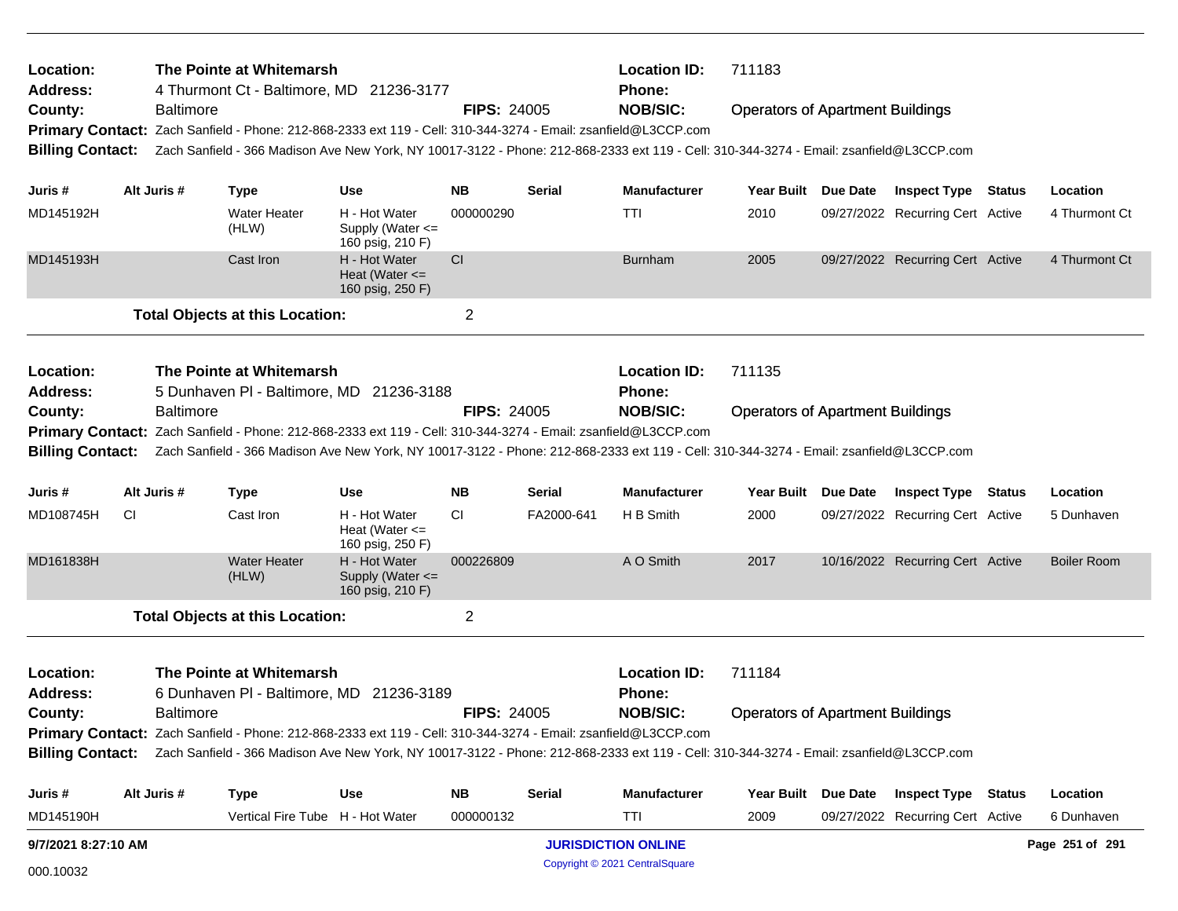**Location:** The Pointe at Whitemarsh
**Location ID:** 711183
**Address:** 4 Thurmont Ct - Baltimore, MD 21236-3177
**Phone:**
**County:** Baltimore
**FIPS:** 24005
**NOB/SIC:** Operators of Apartment Buildings
**Primary Contact:** Zach Sanfield - Phone: 212-868-2333 ext 119 - Cell: 310-344-3274 - Email: zsanfield@L3CCP.com
**Billing Contact:** Zach Sanfield - 366 Madison Ave New York, NY 10017-3122 - Phone: 212-868-2333 ext 119 - Cell: 310-344-3274 - Email: zsanfield@L3CCP.com

| Juris # | Alt Juris # | Type | Use | NB | Serial | Manufacturer | Year Built | Due Date | Inspect Type | Status | Location |
|---|---|---|---|---|---|---|---|---|---|---|---|
| MD145192H | | Water Heater (HLW) | H - Hot Water Supply (Water <= 160 psig, 210 F) | 000000290 | | TTI | 2010 | 09/27/2022 | Recurring Cert | Active | 4 Thurmont Ct |
| MD145193H | | Cast Iron | H - Hot Water Heat (Water <= 160 psig, 250 F) | CI | | Burnham | 2005 | 09/27/2022 | Recurring Cert | Active | 4 Thurmont Ct |

**Total Objects at this Location:** 2

**Location:** The Pointe at Whitemarsh
**Location ID:** 711135
**Address:** 5 Dunhaven Pl - Baltimore, MD 21236-3188
**Phone:**
**County:** Baltimore
**FIPS:** 24005
**NOB/SIC:** Operators of Apartment Buildings
**Primary Contact:** Zach Sanfield - Phone: 212-868-2333 ext 119 - Cell: 310-344-3274 - Email: zsanfield@L3CCP.com
**Billing Contact:** Zach Sanfield - 366 Madison Ave New York, NY 10017-3122 - Phone: 212-868-2333 ext 119 - Cell: 310-344-3274 - Email: zsanfield@L3CCP.com

| Juris # | Alt Juris # | Type | Use | NB | Serial | Manufacturer | Year Built | Due Date | Inspect Type | Status | Location |
|---|---|---|---|---|---|---|---|---|---|---|---|
| MD108745H | CI | Cast Iron | H - Hot Water Heat (Water <= 160 psig, 250 F) | CI | FA2000-641 | H B Smith | 2000 | 09/27/2022 | Recurring Cert | Active | 5 Dunhaven |
| MD161838H | | Water Heater (HLW) | H - Hot Water Supply (Water <= 160 psig, 210 F) | 000226809 | | A O Smith | 2017 | 10/16/2022 | Recurring Cert | Active | Boiler Room |

**Total Objects at this Location:** 2

**Location:** The Pointe at Whitemarsh
**Location ID:** 711184
**Address:** 6 Dunhaven Pl - Baltimore, MD 21236-3189
**Phone:**
**County:** Baltimore
**FIPS:** 24005
**NOB/SIC:** Operators of Apartment Buildings
**Primary Contact:** Zach Sanfield - Phone: 212-868-2333 ext 119 - Cell: 310-344-3274 - Email: zsanfield@L3CCP.com
**Billing Contact:** Zach Sanfield - 366 Madison Ave New York, NY 10017-3122 - Phone: 212-868-2333 ext 119 - Cell: 310-344-3274 - Email: zsanfield@L3CCP.com

| Juris # | Alt Juris # | Type | Use | NB | Serial | Manufacturer | Year Built | Due Date | Inspect Type | Status | Location |
|---|---|---|---|---|---|---|---|---|---|---|---|
| MD145190H | | Vertical Fire Tube | H - Hot Water | 000000132 | | TTI | 2009 | 09/27/2022 | Recurring Cert | Active | 6 Dunhaven |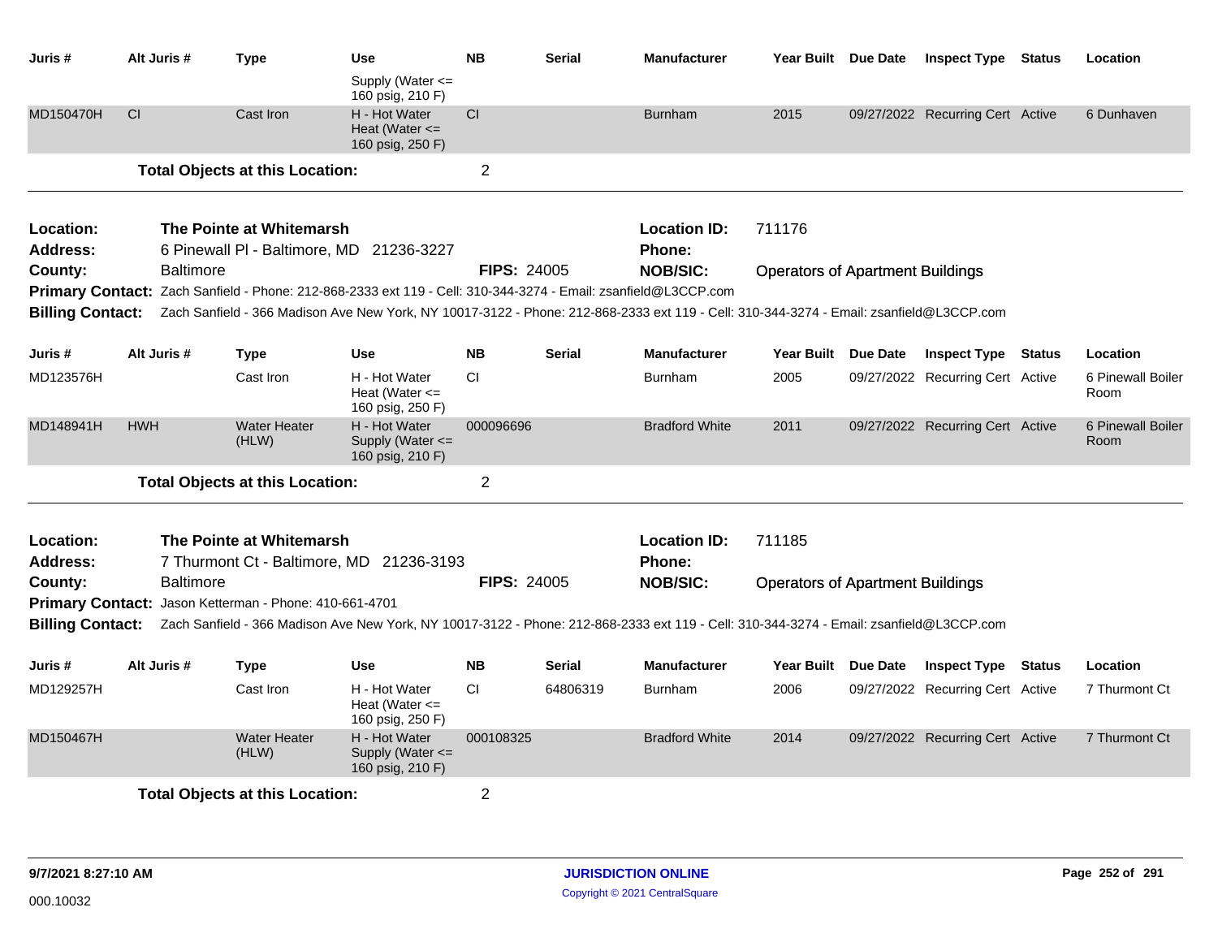| Juris # | Alt Juris # | Type | Use | NB | Serial | Manufacturer | Year Built | Due Date | Inspect Type | Status | Location |
|---|---|---|---|---|---|---|---|---|---|---|---|
| | | | Supply (Water <= 160 psig, 210 F) | | | | | | | | |
| MD150470H | CI | Cast Iron | H - Hot Water Heat (Water <= 160 psig, 250 F) | CI | | Burnham | 2015 | 09/27/2022 | Recurring Cert | Active | 6 Dunhaven |

**Total Objects at this Location:** 2

---

**Location:** The Pointe at Whitemarsh **Location ID:** 711176
**Address:** 6 Pinewall Pl - Baltimore, MD 21236-3227 **Phone:**
**County:** Baltimore **FIPS:** 24005 **NOB/SIC:** Operators of Apartment Buildings
**Primary Contact:** Zach Sanfield - Phone: 212-868-2333 ext 119 - Cell: 310-344-3274 - Email: zsanfield@L3CCP.com
**Billing Contact:** Zach Sanfield - 366 Madison Ave New York, NY 10017-3122 - Phone: 212-868-2333 ext 119 - Cell: 310-344-3274 - Email: zsanfield@L3CCP.com

| Juris # | Alt Juris # | Type | Use | NB | Serial | Manufacturer | Year Built | Due Date | Inspect Type | Status | Location |
|---|---|---|---|---|---|---|---|---|---|---|---|
| MD123576H | | Cast Iron | H - Hot Water Heat (Water <= 160 psig, 250 F) | CI | | Burnham | 2005 | 09/27/2022 | Recurring Cert | Active | 6 Pinewall Boiler Room |
| MD148941H | HWH | Water Heater (HLW) | H - Hot Water Supply (Water <= 160 psig, 210 F) | 000096696 | | Bradford White | 2011 | 09/27/2022 | Recurring Cert | Active | 6 Pinewall Boiler Room |

**Total Objects at this Location:** 2

---

**Location:** The Pointe at Whitemarsh **Location ID:** 711185
**Address:** 7 Thurmont Ct - Baltimore, MD 21236-3193 **Phone:**
**County:** Baltimore **FIPS:** 24005 **NOB/SIC:** Operators of Apartment Buildings
**Primary Contact:** Jason Ketterman - Phone: 410-661-4701
**Billing Contact:** Zach Sanfield - 366 Madison Ave New York, NY 10017-3122 - Phone: 212-868-2333 ext 119 - Cell: 310-344-3274 - Email: zsanfield@L3CCP.com

| Juris # | Alt Juris # | Type | Use | NB | Serial | Manufacturer | Year Built | Due Date | Inspect Type | Status | Location |
|---|---|---|---|---|---|---|---|---|---|---|---|
| MD129257H | | Cast Iron | H - Hot Water Heat (Water <= 160 psig, 250 F) | CI | 64806319 | Burnham | 2006 | 09/27/2022 | Recurring Cert | Active | 7 Thurmont Ct |
| MD150467H | | Water Heater (HLW) | H - Hot Water Supply (Water <= 160 psig, 210 F) | 000108325 | | Bradford White | 2014 | 09/27/2022 | Recurring Cert | Active | 7 Thurmont Ct |

**Total Objects at this Location:** 2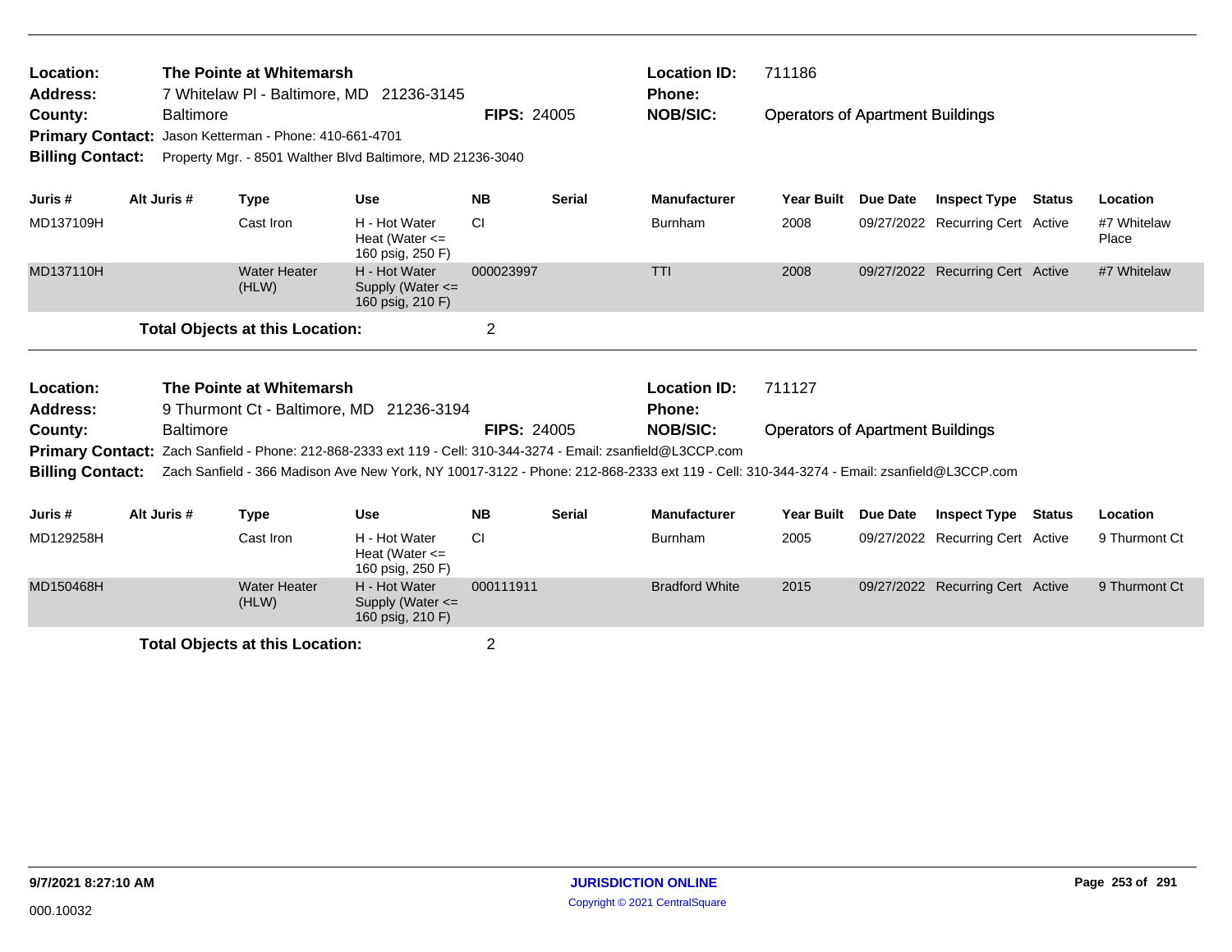| | | | |
|---|---|---|---|
| **Location:** | **The Pointe at Whitemarsh** | **Location ID:** | 711186 |
| **Address:** | 7 Whitelaw Pl - Baltimore, MD 21236-3145 | **Phone:** | |
| **County:** | Baltimore **FIPS:** 24005 | **NOB/SIC:** | Operators of Apartment Buildings |
| **Primary Contact:** | Jason Ketterman - Phone: 410-661-4701 | | |
| **Billing Contact:** | Property Mgr. - 8501 Walther Blvd Baltimore, MD 21236-3040 | | |

| Juris # | Alt Juris # | Type | Use | NB | Serial | Manufacturer | Year Built | Due Date | Inspect Type | Status | Location |
|---|---|---|---|---|---|---|---|---|---|---|---|
| MD137109H | | Cast Iron | H - Hot Water Heat (Water <= 160 psig, 250 F) | CI | | Burnham | 2008 | 09/27/2022 | Recurring Cert | Active | #7 Whitelaw Place |
| MD137110H | | Water Heater (HLW) | H - Hot Water Supply (Water <= 160 psig, 210 F) | 000023997 | | TTI | 2008 | 09/27/2022 | Recurring Cert | Active | #7 Whitelaw |

**Total Objects at this Location:** 2

| | | | |
|---|---|---|---|
| **Location:** | **The Pointe at Whitemarsh** | **Location ID:** | 711127 |
| **Address:** | 9 Thurmont Ct - Baltimore, MD 21236-3194 | **Phone:** | |
| **County:** | Baltimore **FIPS:** 24005 | **NOB/SIC:** | Operators of Apartment Buildings |
| **Primary Contact:** | Zach Sanfield - Phone: 212-868-2333 ext 119 - Cell: 310-344-3274 - Email: zsanfield@L3CCP.com | | |
| **Billing Contact:** | Zach Sanfield - 366 Madison Ave New York, NY 10017-3122 - Phone: 212-868-2333 ext 119 - Cell: 310-344-3274 - Email: zsanfield@L3CCP.com | | |

| Juris # | Alt Juris # | Type | Use | NB | Serial | Manufacturer | Year Built | Due Date | Inspect Type | Status | Location |
|---|---|---|---|---|---|---|---|---|---|---|---|
| MD129258H | | Cast Iron | H - Hot Water Heat (Water <= 160 psig, 250 F) | CI | | Burnham | 2005 | 09/27/2022 | Recurring Cert | Active | 9 Thurmont Ct |
| MD150468H | | Water Heater (HLW) | H - Hot Water Supply (Water <= 160 psig, 210 F) | 000111911 | | Bradford White | 2015 | 09/27/2022 | Recurring Cert | Active | 9 Thurmont Ct |

**Total Objects at this Location:** 2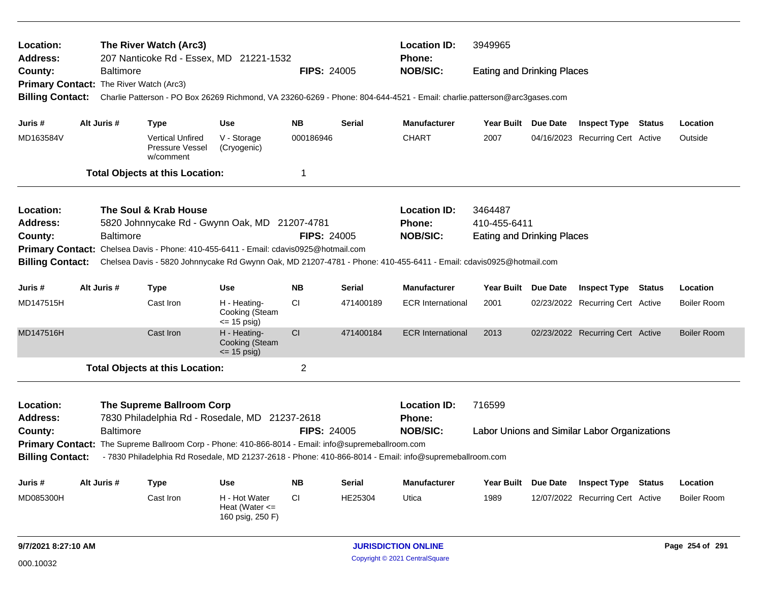**Location:** The River Watch (Arc3)
**Address:** 207 Nanticoke Rd - Essex, MD 21221-1532
**County:** Baltimore
**FIPS:** 24005
**Location ID:** 3949965
**Phone:**
**NOB/SIC:** Eating and Drinking Places
**Primary Contact:** The River Watch (Arc3)
**Billing Contact:** Charlie Patterson - PO Box 26269 Richmond, VA 23260-6269 - Phone: 804-644-4521 - Email: charlie.patterson@arc3gases.com

| Juris # | Alt Juris # | Type | Use | NB | Serial | Manufacturer | Year Built | Due Date | Inspect Type | Status | Location |
|---|---|---|---|---|---|---|---|---|---|---|---|
| MD163584V | | Vertical Unfired Pressure Vessel w/comment | V - Storage (Cryogenic) | 000186946 | | CHART | 2007 | 04/16/2023 | Recurring Cert | Active | Outside |

**Total Objects at this Location:** 1

---

**Location:** The Soul & Krab House
**Address:** 5820 Johnnycake Rd - Gwynn Oak, MD 21207-4781
**County:** Baltimore
**FIPS:** 24005
**Location ID:** 3464487
**Phone:** 410-455-6411
**NOB/SIC:** Eating and Drinking Places
**Primary Contact:** Chelsea Davis - Phone: 410-455-6411 - Email: cdavis0925@hotmail.com
**Billing Contact:** Chelsea Davis - 5820 Johnnycake Rd Gwynn Oak, MD 21207-4781 - Phone: 410-455-6411 - Email: cdavis0925@hotmail.com

| Juris # | Alt Juris # | Type | Use | NB | Serial | Manufacturer | Year Built | Due Date | Inspect Type | Status | Location |
|---|---|---|---|---|---|---|---|---|---|---|---|
| MD147515H | | Cast Iron | H - Heating-Cooking (Steam <= 15 psig) | CI | 471400189 | ECR International | 2001 | 02/23/2022 | Recurring Cert | Active | Boiler Room |
| MD147516H | | Cast Iron | H - Heating-Cooking (Steam <= 15 psig) | CI | 471400184 | ECR International | 2013 | 02/23/2022 | Recurring Cert | Active | Boiler Room |

**Total Objects at this Location:** 2

---

**Location:** The Supreme Ballroom Corp
**Address:** 7830 Philadelphia Rd - Rosedale, MD 21237-2618
**County:** Baltimore
**FIPS:** 24005
**Location ID:** 716599
**Phone:**
**NOB/SIC:** Labor Unions and Similar Labor Organizations
**Primary Contact:** The Supreme Ballroom Corp - Phone: 410-866-8014 - Email: info@supremeballroom.com
**Billing Contact:** - 7830 Philadelphia Rd Rosedale, MD 21237-2618 - Phone: 410-866-8014 - Email: info@supremeballroom.com

| Juris # | Alt Juris # | Type | Use | NB | Serial | Manufacturer | Year Built | Due Date | Inspect Type | Status | Location |
|---|---|---|---|---|---|---|---|---|---|---|---|
| MD085300H | | Cast Iron | H - Hot Water Heat (Water <= 160 psig, 250 F) | CI | HE25304 | Utica | 1989 | 12/07/2022 | Recurring Cert | Active | Boiler Room |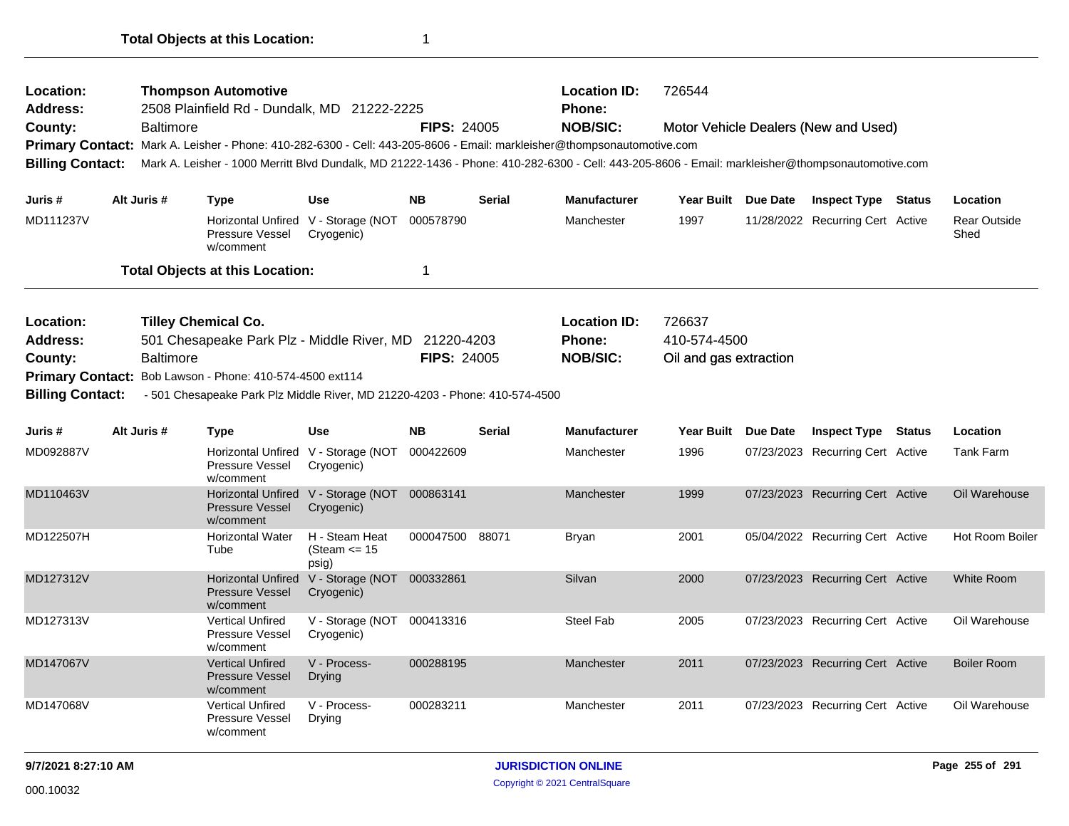**Total Objects at this Location:** 1

---

**Location:** Thompson Automotive | **Location ID:** 726544
**Address:** 2508 Plainfield Rd - Dundalk, MD 21222-2225 | **Phone:**
**County:** Baltimore | **FIPS:** 24005 | **NOB/SIC:** Motor Vehicle Dealers (New and Used)
**Primary Contact:** Mark A. Leisher - Phone: 410-282-6300 - Cell: 443-205-8606 - Email: markleisher@thompsonautomotive.com
**Billing Contact:** Mark A. Leisher - 1000 Merritt Blvd Dundalk, MD 21222-1436 - Phone: 410-282-6300 - Cell: 443-205-8606 - Email: markleisher@thompsonautomotive.com

| Juris # | Alt Juris # | Type | Use | NB | Serial | Manufacturer | Year Built | Due Date | Inspect Type | Status | Location |
|---|---|---|---|---|---|---|---|---|---|---|---|
| MD111237V | | Horizontal Unfired Pressure Vessel w/comment | V - Storage (NOT Cryogenic) | 000578790 | | Manchester | 1997 | 11/28/2022 | Recurring Cert | Active | Rear Outside Shed |

**Total Objects at this Location:** 1

---

**Location:** Tilley Chemical Co. | **Location ID:** 726637
**Address:** 501 Chesapeake Park Plz - Middle River, MD 21220-4203 | **Phone:** 410-574-4500
**County:** Baltimore | **FIPS:** 24005 | **NOB/SIC:** Oil and gas extraction
**Primary Contact:** Bob Lawson - Phone: 410-574-4500 ext114
**Billing Contact:** - 501 Chesapeake Park Plz Middle River, MD 21220-4203 - Phone: 410-574-4500

| Juris # | Alt Juris # | Type | Use | NB | Serial | Manufacturer | Year Built | Due Date | Inspect Type | Status | Location |
|---|---|---|---|---|---|---|---|---|---|---|---|
| MD092887V | | Horizontal Unfired Pressure Vessel w/comment | V - Storage (NOT Cryogenic) | 000422609 | | Manchester | 1996 | 07/23/2023 | Recurring Cert | Active | Tank Farm |
| MD110463V | | Horizontal Unfired Pressure Vessel w/comment | V - Storage (NOT Cryogenic) | 000863141 | | Manchester | 1999 | 07/23/2023 | Recurring Cert | Active | Oil Warehouse |
| MD122507H | | Horizontal Water Tube | H - Steam Heat (Steam <= 15 psig) | 000047500 | 88071 | Bryan | 2001 | 05/04/2022 | Recurring Cert | Active | Hot Room Boiler |
| MD127312V | | Horizontal Unfired Pressure Vessel w/comment | V - Storage (NOT Cryogenic) | 000332861 | | Silvan | 2000 | 07/23/2023 | Recurring Cert | Active | White Room |
| MD127313V | | Vertical Unfired Pressure Vessel w/comment | V - Storage (NOT Cryogenic) | 000413316 | | Steel Fab | 2005 | 07/23/2023 | Recurring Cert | Active | Oil Warehouse |
| MD147067V | | Vertical Unfired Pressure Vessel w/comment | V - Process-Drying | 000288195 | | Manchester | 2011 | 07/23/2023 | Recurring Cert | Active | Boiler Room |
| MD147068V | | Vertical Unfired Pressure Vessel w/comment | V - Process-Drying | 000283211 | | Manchester | 2011 | 07/23/2023 | Recurring Cert | Active | Oil Warehouse |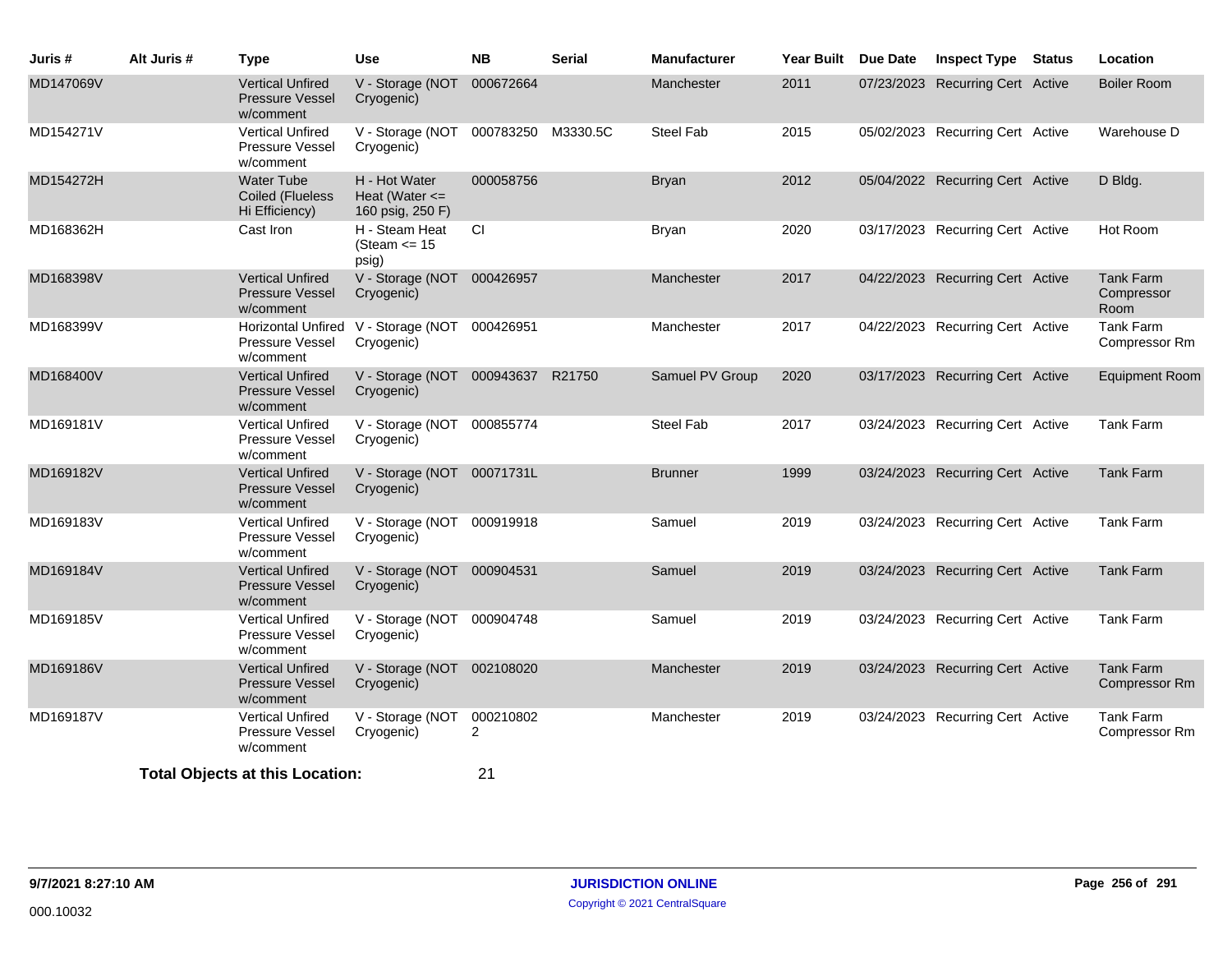| Juris # | Alt Juris # | Type | Use | NB | Serial | Manufacturer | Year Built | Due Date | Inspect Type | Status | Location |
|---|---|---|---|---|---|---|---|---|---|---|---|
| MD147069V | | Vertical Unfired Pressure Vessel w/comment | V - Storage (NOT Cryogenic) | 000672664 | | Manchester | 2011 | 07/23/2023 | Recurring Cert | Active | Boiler Room |
| MD154271V | | Vertical Unfired Pressure Vessel w/comment | V - Storage (NOT Cryogenic) | 000783250 | M3330.5C | Steel Fab | 2015 | 05/02/2023 | Recurring Cert | Active | Warehouse D |
| MD154272H | | Water Tube Coiled (Flueless Hi Efficiency) | H - Hot Water Heat (Water <= 160 psig, 250 F) | 000058756 | | Bryan | 2012 | 05/04/2022 | Recurring Cert | Active | D Bldg. |
| MD168362H | | Cast Iron | H - Steam Heat (Steam <= 15 psig) | CI | | Bryan | 2020 | 03/17/2023 | Recurring Cert | Active | Hot Room |
| MD168398V | | Vertical Unfired Pressure Vessel w/comment | V - Storage (NOT Cryogenic) | 000426957 | | Manchester | 2017 | 04/22/2023 | Recurring Cert | Active | Tank Farm Compressor Room |
| MD168399V | | Horizontal Unfired Pressure Vessel w/comment | V - Storage (NOT Cryogenic) | 000426951 | | Manchester | 2017 | 04/22/2023 | Recurring Cert | Active | Tank Farm Compressor Rm |
| MD168400V | | Vertical Unfired Pressure Vessel w/comment | V - Storage (NOT Cryogenic) | 000943637 | R21750 | Samuel PV Group | 2020 | 03/17/2023 | Recurring Cert | Active | Equipment Room |
| MD169181V | | Vertical Unfired Pressure Vessel w/comment | V - Storage (NOT Cryogenic) | 000855774 | | Steel Fab | 2017 | 03/24/2023 | Recurring Cert | Active | Tank Farm |
| MD169182V | | Vertical Unfired Pressure Vessel w/comment | V - Storage (NOT Cryogenic) | 00071731L | | Brunner | 1999 | 03/24/2023 | Recurring Cert | Active | Tank Farm |
| MD169183V | | Vertical Unfired Pressure Vessel w/comment | V - Storage (NOT Cryogenic) | 000919918 | | Samuel | 2019 | 03/24/2023 | Recurring Cert | Active | Tank Farm |
| MD169184V | | Vertical Unfired Pressure Vessel w/comment | V - Storage (NOT Cryogenic) | 000904531 | | Samuel | 2019 | 03/24/2023 | Recurring Cert | Active | Tank Farm |
| MD169185V | | Vertical Unfired Pressure Vessel w/comment | V - Storage (NOT Cryogenic) | 000904748 | | Samuel | 2019 | 03/24/2023 | Recurring Cert | Active | Tank Farm |
| MD169186V | | Vertical Unfired Pressure Vessel w/comment | V - Storage (NOT Cryogenic) | 002108020 | | Manchester | 2019 | 03/24/2023 | Recurring Cert | Active | Tank Farm Compressor Rm |
| MD169187V | | Vertical Unfired Pressure Vessel w/comment | V - Storage (NOT Cryogenic) | 0002108022 | | Manchester | 2019 | 03/24/2023 | Recurring Cert | Active | Tank Farm Compressor Rm |

**Total Objects at this Location:** 21

9/7/2021 8:27:10 AM

000.10032

JURISDICTION ONLINE

Copyright © 2021 CentralSquare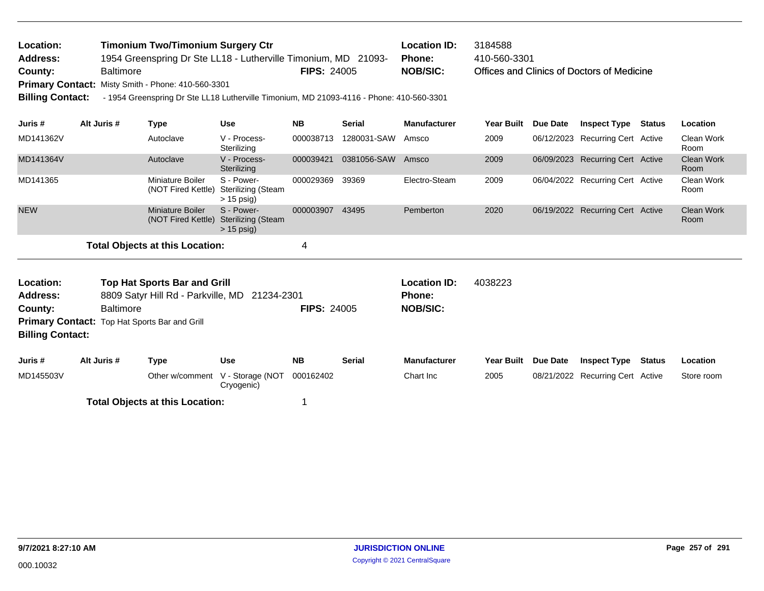**Location:** Timonium Two/Timonium Surgery Ctr
**Location ID:** 3184588
**Address:** 1954 Greenspring Dr Ste LL18 - Lutherville Timonium, MD 21093-
**Phone:** 410-560-3301
**County:** Baltimore
**FIPS:** 24005
**NOB/SIC:** Offices and Clinics of Doctors of Medicine
**Primary Contact:** Misty Smith - Phone: 410-560-3301
**Billing Contact:** - 1954 Greenspring Dr Ste LL18 Lutherville Timonium, MD 21093-4116 - Phone: 410-560-3301

| Juris # | Alt Juris # | Type | Use | NB | Serial | Manufacturer | Year Built | Due Date | Inspect Type | Status | Location |
|---|---|---|---|---|---|---|---|---|---|---|---|
| MD141362V | | Autoclave | V - Process-Sterilizing | 000038713 | 1280031-SAW | Amsco | 2009 | 06/12/2023 | Recurring Cert | Active | Clean Work Room |
| MD141364V | | Autoclave | V - Process-Sterilizing | 000039421 | 0381056-SAW | Amsco | 2009 | 06/09/2023 | Recurring Cert | Active | Clean Work Room |
| MD141365 | | Miniature Boiler (NOT Fired Kettle) | S - Power-Sterilizing (Steam > 15 psig) | 000029369 | 39369 | Electro-Steam | 2009 | 06/04/2022 | Recurring Cert | Active | Clean Work Room |
| NEW | | Miniature Boiler (NOT Fired Kettle) | S - Power-Sterilizing (Steam > 15 psig) | 000003907 | 43495 | Pemberton | 2020 | 06/19/2022 | Recurring Cert | Active | Clean Work Room |

**Total Objects at this Location:** 4

**Location:** Top Hat Sports Bar and Grill
**Location ID:** 4038223
**Address:** 8809 Satyr Hill Rd - Parkville, MD 21234-2301
**Phone:**
**County:** Baltimore
**FIPS:** 24005
**NOB/SIC:**
**Primary Contact:** Top Hat Sports Bar and Grill
**Billing Contact:**

| Juris # | Alt Juris # | Type | Use | NB | Serial | Manufacturer | Year Built | Due Date | Inspect Type | Status | Location |
|---|---|---|---|---|---|---|---|---|---|---|---|
| MD145503V | | Other w/comment | V - Storage (NOT Cryogenic) | 000162402 | | Chart Inc | 2005 | 08/21/2022 | Recurring Cert | Active | Store room |

**Total Objects at this Location:** 1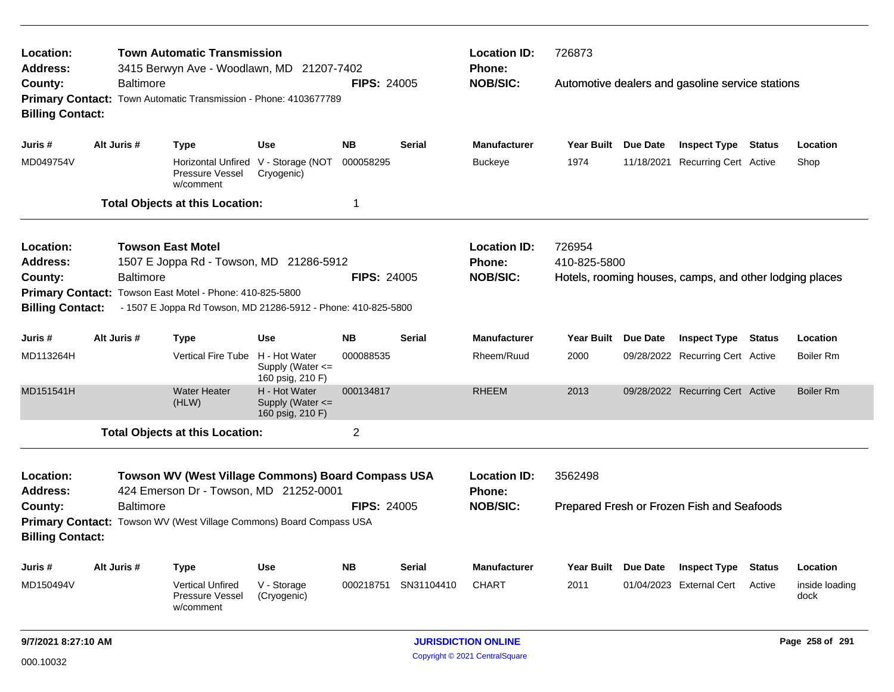**Location:** Town Automatic Transmission
**Address:** 3415 Berwyn Ave - Woodlawn, MD 21207-7402
**County:** Baltimore **FIPS:** 24005
**Primary Contact:** Town Automatic Transmission - Phone: 4103677789
**Billing Contact:**

**Location ID:** 726873
**Phone:**
**NOB/SIC:** Automotive dealers and gasoline service stations

| Juris # | Alt Juris # | Type | Use | NB | Serial | Manufacturer | Year Built | Due Date | Inspect Type | Status | Location |
|---|---|---|---|---|---|---|---|---|---|---|---|
| MD049754V | | Horizontal Unfired Pressure Vessel w/comment | V - Storage (NOT Cryogenic) | 000058295 | | Buckeye | 1974 | 11/18/2021 | Recurring Cert | Active | Shop |

**Total Objects at this Location:** 1

---

**Location:** Towson East Motel
**Address:** 1507 E Joppa Rd - Towson, MD 21286-5912
**County:** Baltimore **FIPS:** 24005
**Primary Contact:** Towson East Motel - Phone: 410-825-5800
**Billing Contact:** - 1507 E Joppa Rd Towson, MD 21286-5912 - Phone: 410-825-5800

**Location ID:** 726954
**Phone:** 410-825-5800
**NOB/SIC:** Hotels, rooming houses, camps, and other lodging places

| Juris # | Alt Juris # | Type | Use | NB | Serial | Manufacturer | Year Built | Due Date | Inspect Type | Status | Location |
|---|---|---|---|---|---|---|---|---|---|---|---|
| MD113264H | | Vertical Fire Tube | H - Hot Water Supply (Water <= 160 psig, 210 F) | 000088535 | | Rheem/Ruud | 2000 | 09/28/2022 | Recurring Cert | Active | Boiler Rm |
| MD151541H | | Water Heater (HLW) | H - Hot Water Supply (Water <= 160 psig, 210 F) | 000134817 | | RHEEM | 2013 | 09/28/2022 | Recurring Cert | Active | Boiler Rm |

**Total Objects at this Location:** 2

---

**Location:** Towson WV (West Village Commons) Board Compass USA
**Address:** 424 Emerson Dr - Towson, MD 21252-0001
**County:** Baltimore **FIPS:** 24005
**Primary Contact:** Towson WV (West Village Commons) Board Compass USA
**Billing Contact:**

**Location ID:** 3562498
**Phone:**
**NOB/SIC:** Prepared Fresh or Frozen Fish and Seafoods

| Juris # | Alt Juris # | Type | Use | NB | Serial | Manufacturer | Year Built | Due Date | Inspect Type | Status | Location |
|---|---|---|---|---|---|---|---|---|---|---|---|
| MD150494V | | Vertical Unfired Pressure Vessel w/comment | V - Storage (Cryogenic) | 000218751 | SN31104410 | CHART | 2011 | 01/04/2023 | External Cert | Active | inside loading dock |

9/7/2021 8:27:10 AM
000.10032
JURISDICTION ONLINE
Copyright © 2021 CentralSquare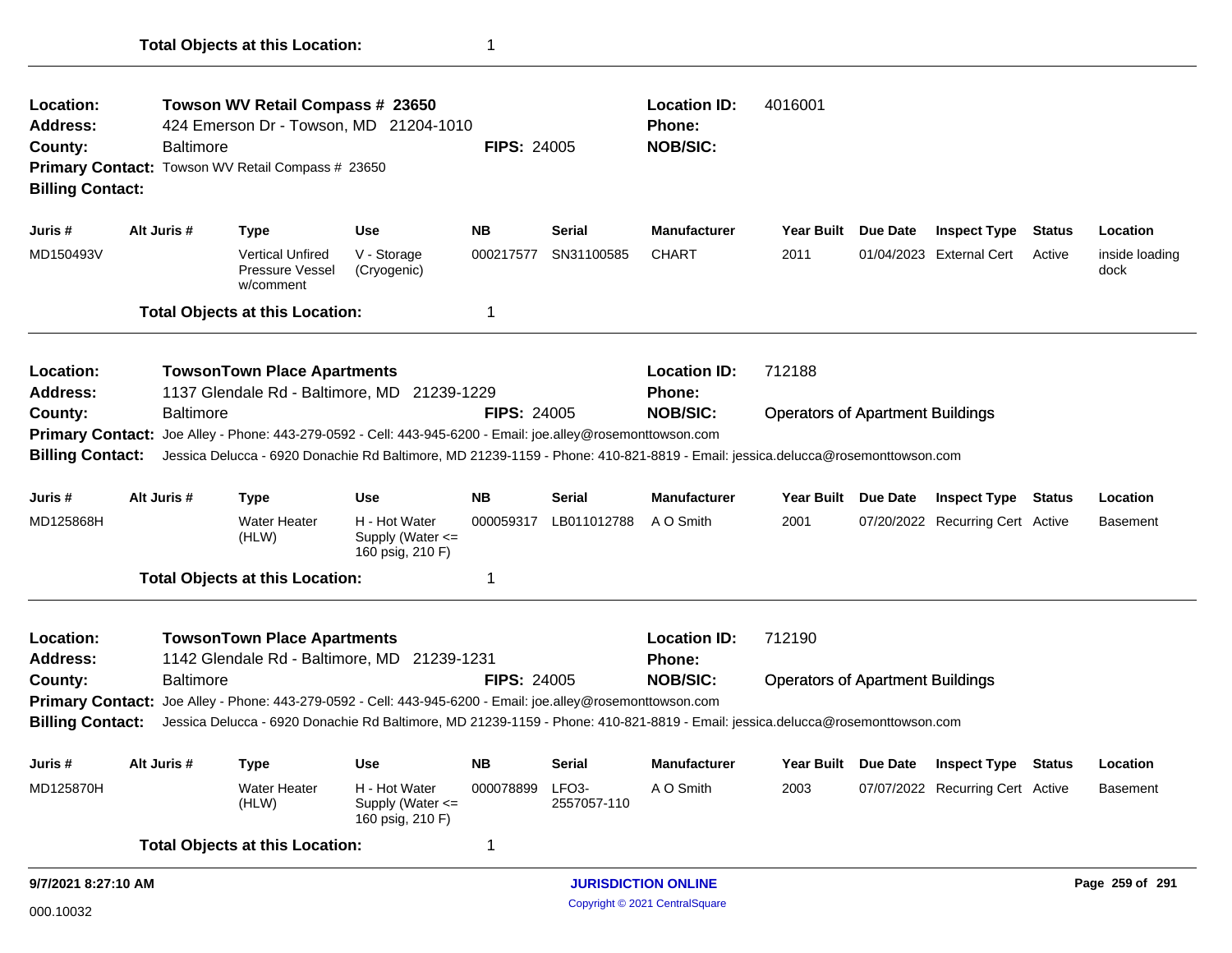**Total Objects at this Location:** 1

---

**Location:** Towson WV Retail Compass # 23650
**Location ID:** 4016001
**Address:** 424 Emerson Dr - Towson, MD 21204-1010
**Phone:**
**County:** Baltimore
**FIPS:** 24005
**NOB/SIC:**
**Primary Contact:** Towson WV Retail Compass # 23650
**Billing Contact:**

| Juris # | Alt Juris # | Type | Use | NB | Serial | Manufacturer | Year Built | Due Date | Inspect Type | Status | Location |
|---|---|---|---|---|---|---|---|---|---|---|---|
| MD150493V | | Vertical Unfired Pressure Vessel w/comment | V - Storage (Cryogenic) | 000217577 | SN31100585 | CHART | 2011 | 01/04/2023 | External Cert | Active | inside loading dock |

**Total Objects at this Location:** 1

---

**Location:** TowsonTown Place Apartments
**Location ID:** 712188
**Address:** 1137 Glendale Rd - Baltimore, MD 21239-1229
**Phone:**
**County:** Baltimore
**FIPS:** 24005
**NOB/SIC:** Operators of Apartment Buildings
**Primary Contact:** Joe Alley - Phone: 443-279-0592 - Cell: 443-945-6200 - Email: joe.alley@rosemonttowson.com
**Billing Contact:** Jessica Delucca - 6920 Donachie Rd Baltimore, MD 21239-1159 - Phone: 410-821-8819 - Email: jessica.delucca@rosemonttowson.com

| Juris # | Alt Juris # | Type | Use | NB | Serial | Manufacturer | Year Built | Due Date | Inspect Type | Status | Location |
|---|---|---|---|---|---|---|---|---|---|---|---|
| MD125868H | | Water Heater (HLW) | H - Hot Water Supply (Water <= 160 psig, 210 F) | 000059317 | LB011012788 | A O Smith | 2001 | 07/20/2022 | Recurring Cert | Active | Basement |

**Total Objects at this Location:** 1

---

**Location:** TowsonTown Place Apartments
**Location ID:** 712190
**Address:** 1142 Glendale Rd - Baltimore, MD 21239-1231
**Phone:**
**County:** Baltimore
**FIPS:** 24005
**NOB/SIC:** Operators of Apartment Buildings
**Primary Contact:** Joe Alley - Phone: 443-279-0592 - Cell: 443-945-6200 - Email: joe.alley@rosemonttowson.com
**Billing Contact:** Jessica Delucca - 6920 Donachie Rd Baltimore, MD 21239-1159 - Phone: 410-821-8819 - Email: jessica.delucca@rosemonttowson.com

| Juris # | Alt Juris # | Type | Use | NB | Serial | Manufacturer | Year Built | Due Date | Inspect Type | Status | Location |
|---|---|---|---|---|---|---|---|---|---|---|---|
| MD125870H | | Water Heater (HLW) | H - Hot Water Supply (Water <= 160 psig, 210 F) | 000078899 | LFO3-2557057-110 | A O Smith | 2003 | 07/07/2022 | Recurring Cert | Active | Basement |

**Total Objects at this Location:** 1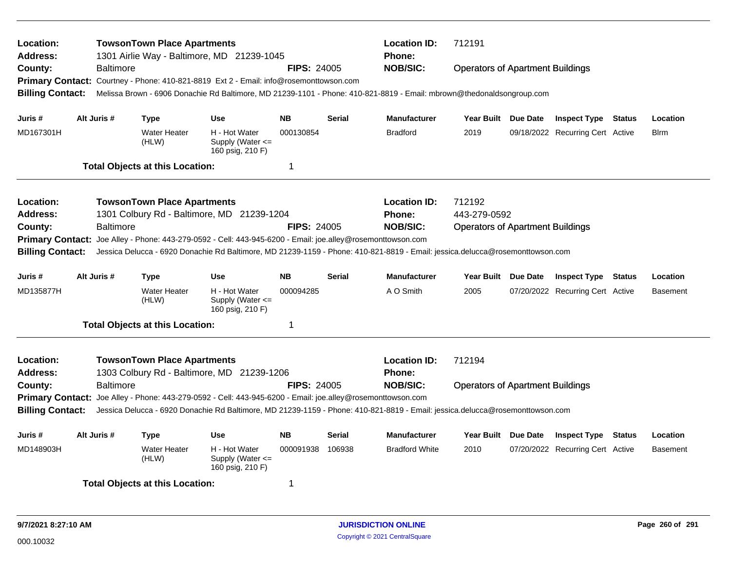**Location:** TowsonTown Place Apartments
**Address:** 1301 Airlie Way - Baltimore, MD 21239-1045
**County:** Baltimore
**FIPS:** 24005
**Location ID:** 712191
**Phone:**
**NOB/SIC:** Operators of Apartment Buildings
**Primary Contact:** Courtney - Phone: 410-821-8819 Ext 2 - Email: info@rosemonttowson.com
**Billing Contact:** Melissa Brown - 6906 Donachie Rd Baltimore, MD 21239-1101 - Phone: 410-821-8819 - Email: mbrown@thedonaldsongroup.com

| Juris # | Alt Juris # | Type | Use | NB | Serial | Manufacturer | Year Built | Due Date | Inspect Type | Status | Location |
|---|---|---|---|---|---|---|---|---|---|---|---|
| MD167301H | | Water Heater (HLW) | H - Hot Water Supply (Water <= 160 psig, 210 F) | 000130854 | | Bradford | 2019 | 09/18/2022 | Recurring Cert | Active | Blrm |

**Total Objects at this Location:** 1

---

**Location:** TowsonTown Place Apartments
**Address:** 1301 Colbury Rd - Baltimore, MD 21239-1204
**County:** Baltimore
**FIPS:** 24005
**Location ID:** 712192
**Phone:** 443-279-0592
**NOB/SIC:** Operators of Apartment Buildings
**Primary Contact:** Joe Alley - Phone: 443-279-0592 - Cell: 443-945-6200 - Email: joe.alley@rosemonttowson.com
**Billing Contact:** Jessica Delucca - 6920 Donachie Rd Baltimore, MD 21239-1159 - Phone: 410-821-8819 - Email: jessica.delucca@rosemonttowson.com

| Juris # | Alt Juris # | Type | Use | NB | Serial | Manufacturer | Year Built | Due Date | Inspect Type | Status | Location |
|---|---|---|---|---|---|---|---|---|---|---|---|
| MD135877H | | Water Heater (HLW) | H - Hot Water Supply (Water <= 160 psig, 210 F) | 000094285 | | A O Smith | 2005 | 07/20/2022 | Recurring Cert | Active | Basement |

**Total Objects at this Location:** 1

---

**Location:** TowsonTown Place Apartments
**Address:** 1303 Colbury Rd - Baltimore, MD 21239-1206
**County:** Baltimore
**FIPS:** 24005
**Location ID:** 712194
**Phone:**
**NOB/SIC:** Operators of Apartment Buildings
**Primary Contact:** Joe Alley - Phone: 443-279-0592 - Cell: 443-945-6200 - Email: joe.alley@rosemonttowson.com
**Billing Contact:** Jessica Delucca - 6920 Donachie Rd Baltimore, MD 21239-1159 - Phone: 410-821-8819 - Email: jessica.delucca@rosemonttowson.com

| Juris # | Alt Juris # | Type | Use | NB | Serial | Manufacturer | Year Built | Due Date | Inspect Type | Status | Location |
|---|---|---|---|---|---|---|---|---|---|---|---|
| MD148903H | | Water Heater (HLW) | H - Hot Water Supply (Water <= 160 psig, 210 F) | 000091938 | 106938 | Bradford White | 2010 | 07/20/2022 | Recurring Cert | Active | Basement |

**Total Objects at this Location:** 1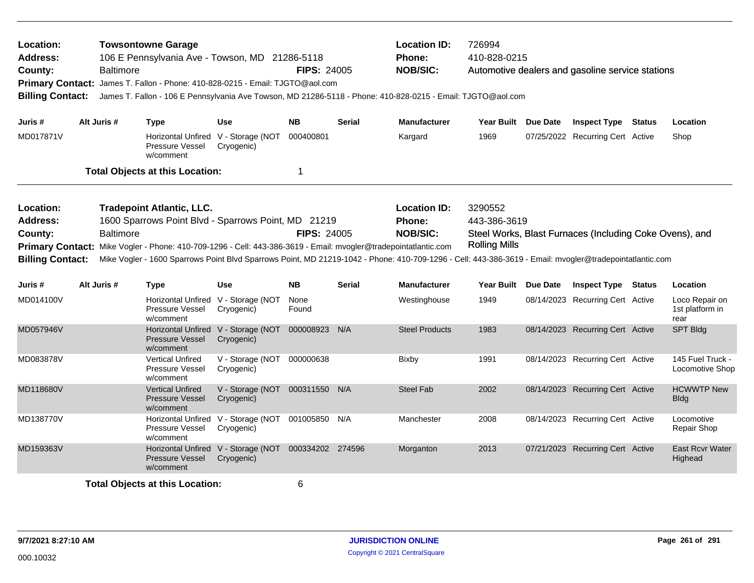**Location:** Towsontowne Garage
**Address:** 106 E Pennsylvania Ave - Towson, MD 21286-5118
**County:** Baltimore **FIPS:** 24005
**Location ID:** 726994
**Phone:** 410-828-0215
**NOB/SIC:** Automotive dealers and gasoline service stations
**Primary Contact:** James T. Fallon - Phone: 410-828-0215 - Email: TJGTO@aol.com
**Billing Contact:** James T. Fallon - 106 E Pennsylvania Ave Towson, MD 21286-5118 - Phone: 410-828-0215 - Email: TJGTO@aol.com

| Juris # | Alt Juris # | Type | Use | NB | Serial | Manufacturer | Year Built | Due Date | Inspect Type | Status | Location |
|---|---|---|---|---|---|---|---|---|---|---|---|
| MD017871V | | Horizontal Unfired Pressure Vessel w/comment | V - Storage (NOT Cryogenic) | 000400801 | | Kargard | 1969 | 07/25/2022 | Recurring Cert | Active | Shop |

**Total Objects at this Location:** 1

---

**Location:** Tradepoint Atlantic, LLC.
**Address:** 1600 Sparrows Point Blvd - Sparrows Point, MD 21219
**County:** Baltimore **FIPS:** 24005
**Location ID:** 3290552
**Phone:** 443-386-3619
**NOB/SIC:** Steel Works, Blast Furnaces (Including Coke Ovens), and Rolling Mills
**Primary Contact:** Mike Vogler - Phone: 410-709-1296 - Cell: 443-386-3619 - Email: mvogler@tradepointatlantic.com
**Billing Contact:** Mike Vogler - 1600 Sparrows Point Blvd Sparrows Point, MD 21219-1042 - Phone: 410-709-1296 - Cell: 443-386-3619 - Email: mvogler@tradepointatlantic.com

| Juris # | Alt Juris # | Type | Use | NB | Serial | Manufacturer | Year Built | Due Date | Inspect Type | Status | Location |
|---|---|---|---|---|---|---|---|---|---|---|---|
| MD014100V | | Horizontal Unfired Pressure Vessel w/comment | V - Storage (NOT Cryogenic) | None Found | | Westinghouse | 1949 | 08/14/2023 | Recurring Cert | Active | Loco Repair on 1st platform in rear |
| MD057946V | | Horizontal Unfired Pressure Vessel w/comment | V - Storage (NOT Cryogenic) | 000008923 | N/A | Steel Products | 1983 | 08/14/2023 | Recurring Cert | Active | SPT Bldg |
| MD083878V | | Vertical Unfired Pressure Vessel w/comment | V - Storage (NOT Cryogenic) | 000000638 | | Bixby | 1991 | 08/14/2023 | Recurring Cert | Active | 145 Fuel Truck - Locomotive Shop |
| MD118680V | | Vertical Unfired Pressure Vessel w/comment | V - Storage (NOT Cryogenic) | 000311550 | N/A | Steel Fab | 2002 | 08/14/2023 | Recurring Cert | Active | HCWWTP New Bldg |
| MD138770V | | Horizontal Unfired Pressure Vessel w/comment | V - Storage (NOT Cryogenic) | 001005850 | N/A | Manchester | 2008 | 08/14/2023 | Recurring Cert | Active | Locomotive Repair Shop |
| MD159363V | | Horizontal Unfired Pressure Vessel w/comment | V - Storage (NOT Cryogenic) | 000334202 | 274596 | Morganton | 2013 | 07/21/2023 | Recurring Cert | Active | East Rcvr Water Highead |

**Total Objects at this Location:** 6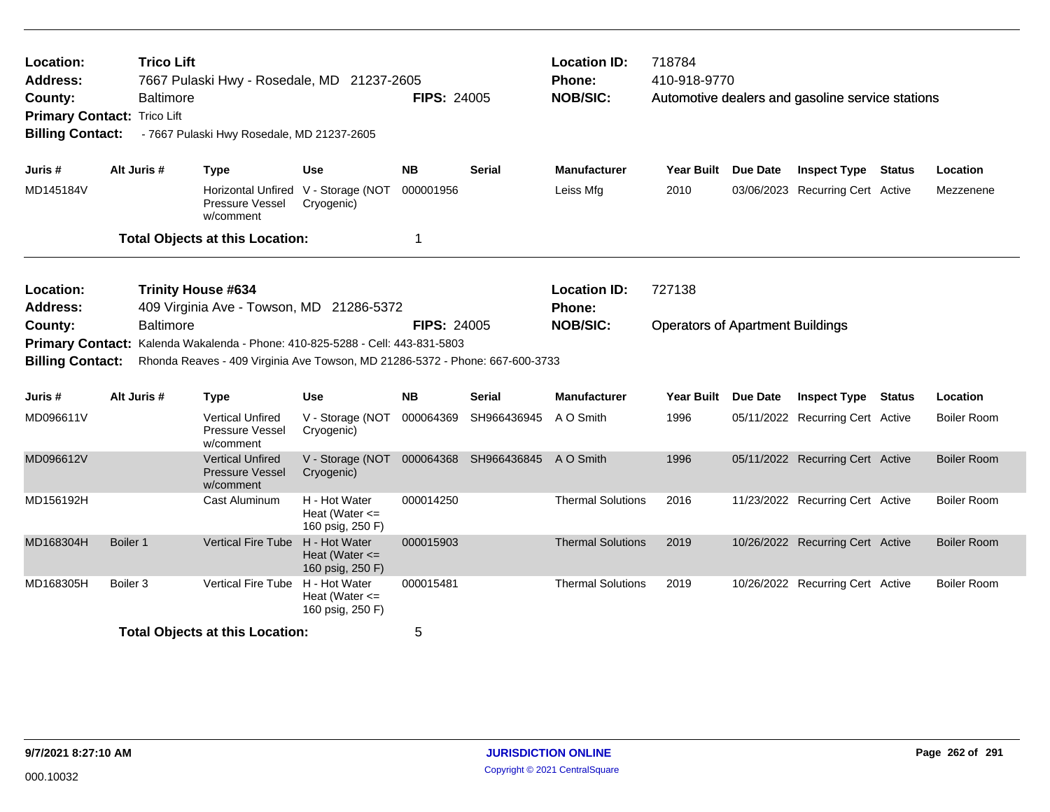| | | | |
|---|---|---|---|
| **Location:** | **Trico Lift** | **Location ID:** | 718784 |
| **Address:** | 7667 Pulaski Hwy - Rosedale, MD 21237-2605 | **Phone:** | 410-918-9770 |
| **County:** | Baltimore **FIPS:** 24005 | **NOB/SIC:** | Automotive dealers and gasoline service stations |
| **Primary Contact:** | Trico Lift | | |
| **Billing Contact:** | - 7667 Pulaski Hwy Rosedale, MD 21237-2605 | | |

| Juris # | Alt Juris # | Type | Use | NB | Serial | Manufacturer | Year Built | Due Date | Inspect Type | Status | Location |
|---|---|---|---|---|---|---|---|---|---|---|---|
| MD145184V | | Horizontal Unfired Pressure Vessel w/comment | V - Storage (NOT Cryogenic) | 000001956 | | Leiss Mfg | 2010 | 03/06/2023 | Recurring Cert | Active | Mezzenene |

**Total Objects at this Location:** 1

| | | | |
|---|---|---|---|
| **Location:** | **Trinity House #634** | **Location ID:** | 727138 |
| **Address:** | 409 Virginia Ave - Towson, MD 21286-5372 | **Phone:** | |
| **County:** | Baltimore **FIPS:** 24005 | **NOB/SIC:** | Operators of Apartment Buildings |
| **Primary Contact:** | Kalenda Wakalenda - Phone: 410-825-5288 - Cell: 443-831-5803 | | |
| **Billing Contact:** | Rhonda Reaves - 409 Virginia Ave Towson, MD 21286-5372 - Phone: 667-600-3733 | | |

| Juris # | Alt Juris # | Type | Use | NB | Serial | Manufacturer | Year Built | Due Date | Inspect Type | Status | Location |
|---|---|---|---|---|---|---|---|---|---|---|---|
| MD096611V | | Vertical Unfired Pressure Vessel w/comment | V - Storage (NOT Cryogenic) | 000064369 | SH966436945 | A O Smith | 1996 | 05/11/2022 | Recurring Cert | Active | Boiler Room |
| MD096612V | | Vertical Unfired Pressure Vessel w/comment | V - Storage (NOT Cryogenic) | 000064368 | SH966436845 | A O Smith | 1996 | 05/11/2022 | Recurring Cert | Active | Boiler Room |
| MD156192H | | Cast Aluminum | H - Hot Water Heat (Water <= 160 psig, 250 F) | 000014250 | | Thermal Solutions | 2016 | 11/23/2022 | Recurring Cert | Active | Boiler Room |
| MD168304H | Boiler 1 | Vertical Fire Tube | H - Hot Water Heat (Water <= 160 psig, 250 F) | 000015903 | | Thermal Solutions | 2019 | 10/26/2022 | Recurring Cert | Active | Boiler Room |
| MD168305H | Boiler 3 | Vertical Fire Tube | H - Hot Water Heat (Water <= 160 psig, 250 F) | 000015481 | | Thermal Solutions | 2019 | 10/26/2022 | Recurring Cert | Active | Boiler Room |

**Total Objects at this Location:** 5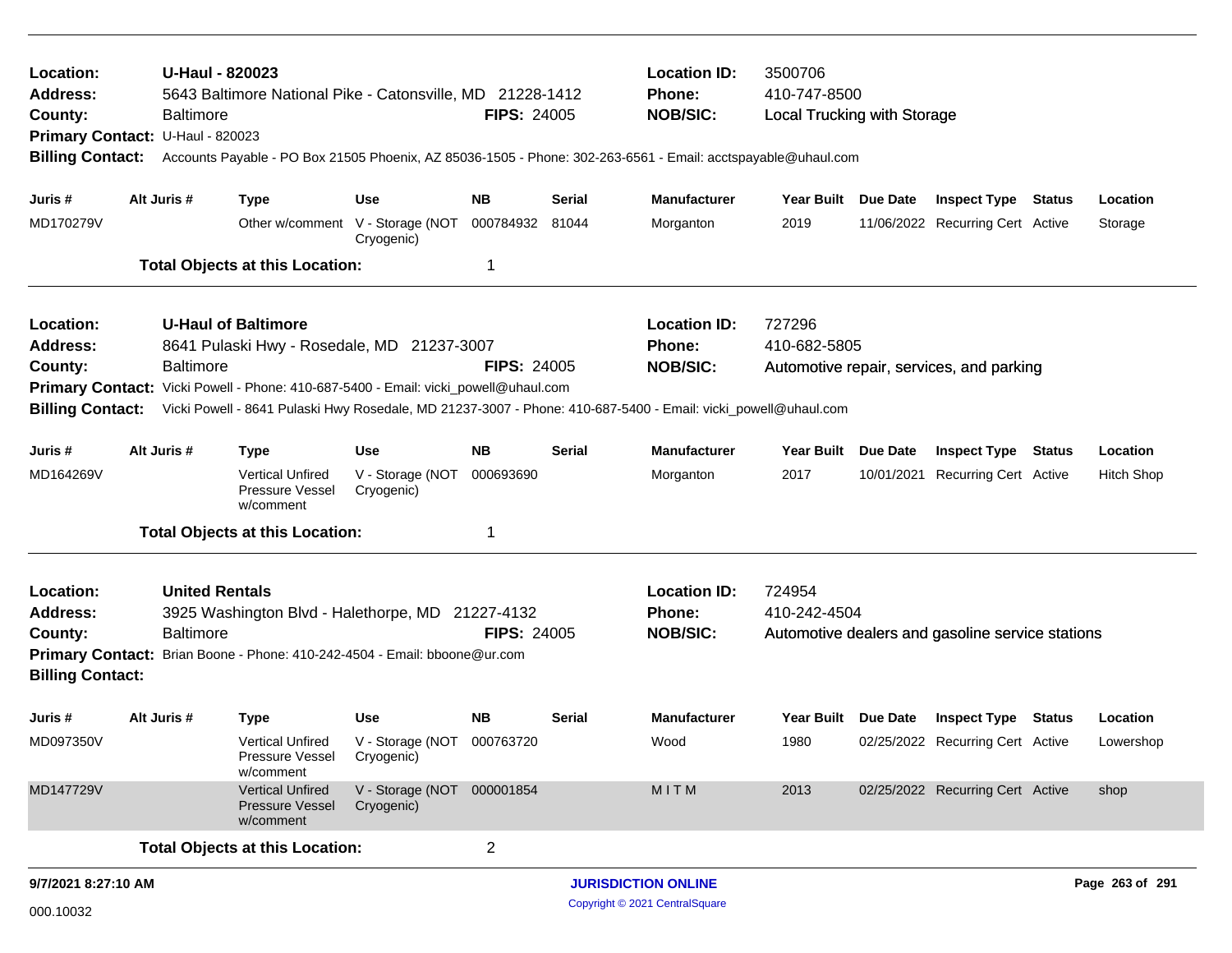**Location:** U-Haul - 820023
**Address:** 5643 Baltimore National Pike - Catonsville, MD 21228-1412
**County:** Baltimore **FIPS:** 24005
**Primary Contact:** U-Haul - 820023
**Billing Contact:** Accounts Payable - PO Box 21505 Phoenix, AZ 85036-1505 - Phone: 302-263-6561 - Email: acctspayable@uhaul.com

**Location ID:** 3500706
**Phone:** 410-747-8500
**NOB/SIC:** Local Trucking with Storage

| Juris # | Alt Juris # | Type | Use | NB | Serial | Manufacturer | Year Built | Due Date | Inspect Type | Status | Location |
|---|---|---|---|---|---|---|---|---|---|---|---|
| MD170279V | | Other w/comment | V - Storage (NOT Cryogenic) | 000784932 | 81044 | Morganton | 2019 | 11/06/2022 | Recurring Cert | Active | Storage |

**Total Objects at this Location:** 1

---

**Location:** U-Haul of Baltimore
**Address:** 8641 Pulaski Hwy - Rosedale, MD 21237-3007
**County:** Baltimore **FIPS:** 24005
**Primary Contact:** Vicki Powell - Phone: 410-687-5400 - Email: vicki_powell@uhaul.com
**Billing Contact:** Vicki Powell - 8641 Pulaski Hwy Rosedale, MD 21237-3007 - Phone: 410-687-5400 - Email: vicki_powell@uhaul.com

**Location ID:** 727296
**Phone:** 410-682-5805
**NOB/SIC:** Automotive repair, services, and parking

| Juris # | Alt Juris # | Type | Use | NB | Serial | Manufacturer | Year Built | Due Date | Inspect Type | Status | Location |
|---|---|---|---|---|---|---|---|---|---|---|---|
| MD164269V | | Vertical Unfired Pressure Vessel w/comment | V - Storage (NOT Cryogenic) | 000693690 | | Morganton | 2017 | 10/01/2021 | Recurring Cert | Active | Hitch Shop |

**Total Objects at this Location:** 1

---

**Location:** United Rentals
**Address:** 3925 Washington Blvd - Halethorpe, MD 21227-4132
**County:** Baltimore **FIPS:** 24005
**Primary Contact:** Brian Boone - Phone: 410-242-4504 - Email: bboone@ur.com
**Billing Contact:**

**Location ID:** 724954
**Phone:** 410-242-4504
**NOB/SIC:** Automotive dealers and gasoline service stations

| Juris # | Alt Juris # | Type | Use | NB | Serial | Manufacturer | Year Built | Due Date | Inspect Type | Status | Location |
|---|---|---|---|---|---|---|---|---|---|---|---|
| MD097350V | | Vertical Unfired Pressure Vessel w/comment | V - Storage (NOT Cryogenic) | 000763720 | | Wood | 1980 | 02/25/2022 | Recurring Cert | Active | Lowershop |
| MD147729V | | Vertical Unfired Pressure Vessel w/comment | V - Storage (NOT Cryogenic) | 000001854 | | M I T M | 2013 | 02/25/2022 | Recurring Cert | Active | shop |

**Total Objects at this Location:** 2

9/7/2021 8:27:10 AM

000.10032

JURISDICTION ONLINE
Copyright © 2021 CentralSquare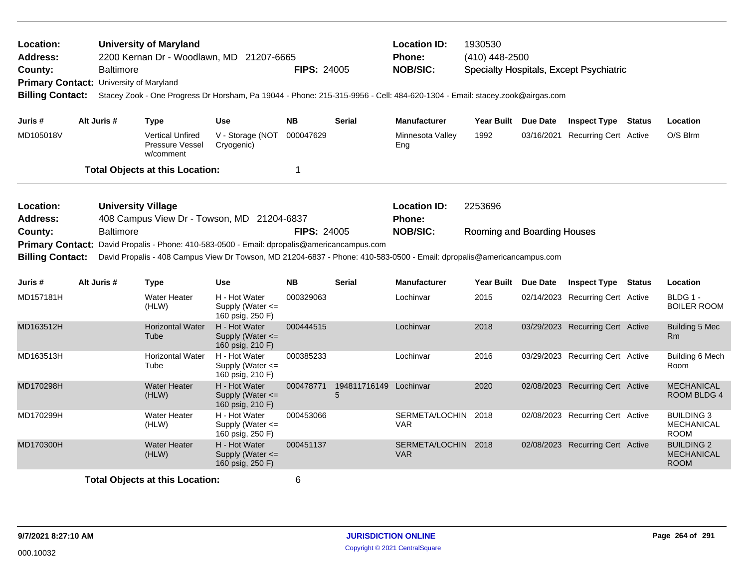| | | | |
|---|---|---|---|
| **Location:** | **University of Maryland** | **Location ID:** | 1930530 |
| **Address:** | 2200 Kernan Dr - Woodlawn, MD 21207-6665 | **Phone:** | (410) 448-2500 |
| **County:** | Baltimore **FIPS:** 24005 | **NOB/SIC:** | Specialty Hospitals, Except Psychiatric |

**Primary Contact:** University of Maryland

**Billing Contact:** Stacey Zook - One Progress Dr Horsham, Pa 19044 - Phone: 215-315-9956 - Cell: 484-620-1304 - Email: stacey.zook@airgas.com

| Juris # | Alt Juris # | Type | Use | NB | Serial | Manufacturer | Year Built | Due Date | Inspect Type | Status | Location |
|---|---|---|---|---|---|---|---|---|---|---|---|
| MD105018V | | Vertical Unfired Pressure Vessel w/comment | V - Storage (NOT Cryogenic) | 000047629 | | Minnesota Valley Eng | 1992 | 03/16/2021 | Recurring Cert | Active | O/S Blrm |

**Total Objects at this Location:** 1

| | | | |
|---|---|---|---|
| **Location:** | **University Village** | **Location ID:** | 2253696 |
| **Address:** | 408 Campus View Dr - Towson, MD 21204-6837 | **Phone:** | |
| **County:** | Baltimore **FIPS:** 24005 | **NOB/SIC:** | Rooming and Boarding Houses |

**Primary Contact:** David Propalis - Phone: 410-583-0500 - Email: dpropalis@americancampus.com

**Billing Contact:** David Propalis - 408 Campus View Dr Towson, MD 21204-6837 - Phone: 410-583-0500 - Email: dpropalis@americancampus.com

| Juris # | Alt Juris # | Type | Use | NB | Serial | Manufacturer | Year Built | Due Date | Inspect Type | Status | Location |
|---|---|---|---|---|---|---|---|---|---|---|---|
| MD157181H | | Water Heater (HLW) | H - Hot Water Supply (Water <= 160 psig, 250 F) | 000329063 | | Lochinvar | 2015 | 02/14/2023 | Recurring Cert | Active | BLDG 1 - BOILER ROOM |
| MD163512H | | Horizontal Water Tube | H - Hot Water Supply (Water <= 160 psig, 210 F) | 000444515 | | Lochinvar | 2018 | 03/29/2023 | Recurring Cert | Active | Building 5 Mec Rm |
| MD163513H | | Horizontal Water Tube | H - Hot Water Supply (Water <= 160 psig, 210 F) | 000385233 | | Lochinvar | 2016 | 03/29/2023 | Recurring Cert | Active | Building 6 Mech Room |
| MD170298H | | Water Heater (HLW) | H - Hot Water Supply (Water <= 160 psig, 210 F) | 000478771 | 1948117161495 | Lochinvar | 2020 | 02/08/2023 | Recurring Cert | Active | MECHANICAL ROOM BLDG 4 |
| MD170299H | | Water Heater (HLW) | H - Hot Water Supply (Water <= 160 psig, 250 F) | 000453066 | | SERMETA/LOCHINVAR | 2018 | 02/08/2023 | Recurring Cert | Active | BUILDING 3 MECHANICAL ROOM |
| MD170300H | | Water Heater (HLW) | H - Hot Water Supply (Water <= 160 psig, 250 F) | 000451137 | | SERMETA/LOCHINVAR | 2018 | 02/08/2023 | Recurring Cert | Active | BUILDING 2 MECHANICAL ROOM |

**Total Objects at this Location:** 6

9/7/2021 8:27:10 AM

000.10032

JURISDICTION ONLINE

Copyright © 2021 CentralSquare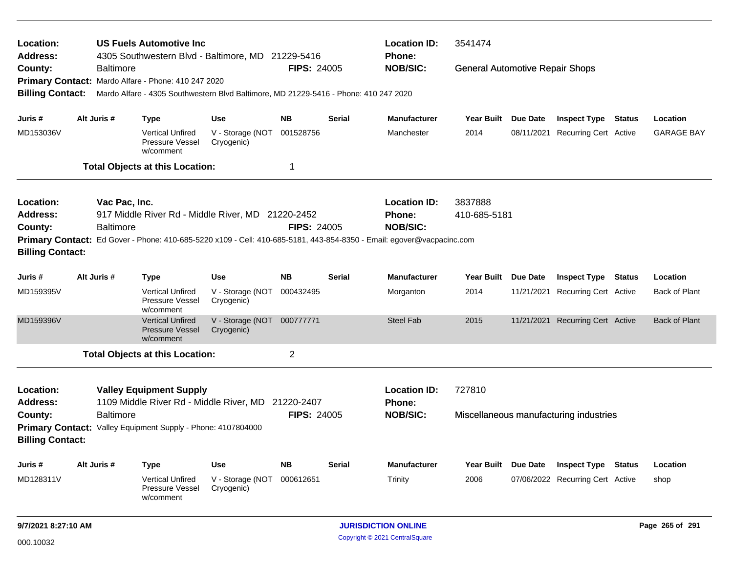**Location:** **US Fuels Automotive Inc** **Location ID:** 3541474
**Address:** 4305 Southwestern Blvd - Baltimore, MD 21229-5416 **Phone:**
**County:** Baltimore **FIPS:** 24005 **NOB/SIC:** General Automotive Repair Shops
**Primary Contact:** Mardo Alfare - Phone: 410 247 2020
**Billing Contact:** Mardo Alfare - 4305 Southwestern Blvd Baltimore, MD 21229-5416 - Phone: 410 247 2020

| Juris # | Alt Juris # | Type | Use | NB | Serial | Manufacturer | Year Built | Due Date | Inspect Type | Status | Location |
|---|---|---|---|---|---|---|---|---|---|---|---|
| MD153036V | | Vertical Unfired Pressure Vessel w/comment | V - Storage (NOT Cryogenic) | 001528756 | | Manchester | 2014 | 08/11/2021 | Recurring Cert | Active | GARAGE BAY |

**Total Objects at this Location:** 1

---

**Location:** **Vac Pac, Inc.** **Location ID:** 3837888
**Address:** 917 Middle River Rd - Middle River, MD 21220-2452 **Phone:** 410-685-5181
**County:** Baltimore **FIPS:** 24005 **NOB/SIC:**
**Primary Contact:** Ed Gover - Phone: 410-685-5220 x109 - Cell: 410-685-5181, 443-854-8350 - Email: egover@vacpacinc.com
**Billing Contact:**

| Juris # | Alt Juris # | Type | Use | NB | Serial | Manufacturer | Year Built | Due Date | Inspect Type | Status | Location |
|---|---|---|---|---|---|---|---|---|---|---|---|
| MD159395V | | Vertical Unfired Pressure Vessel w/comment | V - Storage (NOT Cryogenic) | 000432495 | | Morganton | 2014 | 11/21/2021 | Recurring Cert | Active | Back of Plant |
| MD159396V | | Vertical Unfired Pressure Vessel w/comment | V - Storage (NOT Cryogenic) | 000777771 | | Steel Fab | 2015 | 11/21/2021 | Recurring Cert | Active | Back of Plant |

**Total Objects at this Location:** 2

---

**Location:** **Valley Equipment Supply** **Location ID:** 727810
**Address:** 1109 Middle River Rd - Middle River, MD 21220-2407 **Phone:**
**County:** Baltimore **FIPS:** 24005 **NOB/SIC:** Miscellaneous manufacturing industries
**Primary Contact:** Valley Equipment Supply - Phone: 4107804000
**Billing Contact:**

| Juris # | Alt Juris # | Type | Use | NB | Serial | Manufacturer | Year Built | Due Date | Inspect Type | Status | Location |
|---|---|---|---|---|---|---|---|---|---|---|---|
| MD128311V | | Vertical Unfired Pressure Vessel w/comment | V - Storage (NOT Cryogenic) | 000612651 | | Trinity | 2006 | 07/06/2022 | Recurring Cert | Active | shop |

9/7/2021 8:27:10 AM JURISDICTION ONLINE
000.10032 Copyright © 2021 CentralSquare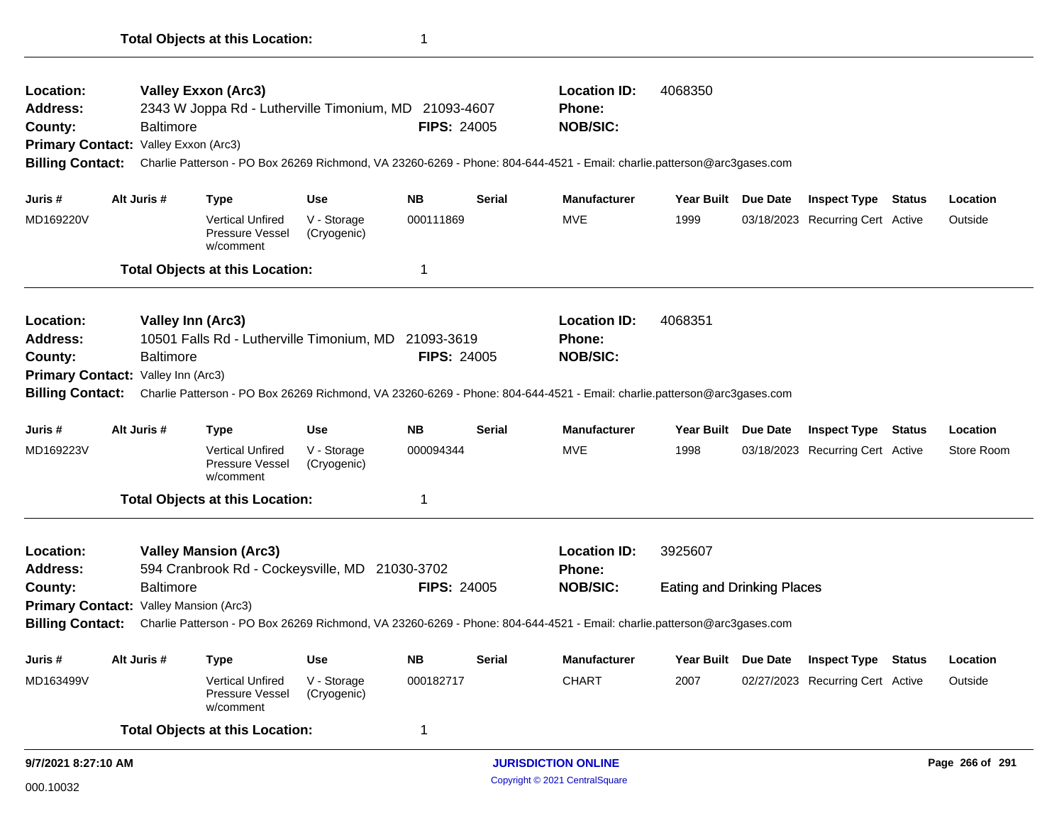**Total Objects at this Location:** 1

---

**Location:** **Valley Exxon (Arc3)** **Location ID:** 4068350
**Address:** 2343 W Joppa Rd - Lutherville Timonium, MD 21093-4607 **Phone:**
**County:** Baltimore **FIPS:** 24005 **NOB/SIC:**
**Primary Contact:** Valley Exxon (Arc3)
**Billing Contact:** Charlie Patterson - PO Box 26269 Richmond, VA 23260-6269 - Phone: 804-644-4521 - Email: charlie.patterson@arc3gases.com

| Juris # | Alt Juris # | Type | Use | NB | Serial | Manufacturer | Year Built | Due Date | Inspect Type | Status | Location |
|---|---|---|---|---|---|---|---|---|---|---|---|
| MD169220V | | Vertical Unfired Pressure Vessel w/comment | V - Storage (Cryogenic) | 000111869 | | MVE | 1999 | 03/18/2023 | Recurring Cert | Active | Outside |

**Total Objects at this Location:** 1

---

**Location:** **Valley Inn (Arc3)** **Location ID:** 4068351
**Address:** 10501 Falls Rd - Lutherville Timonium, MD 21093-3619 **Phone:**
**County:** Baltimore **FIPS:** 24005 **NOB/SIC:**
**Primary Contact:** Valley Inn (Arc3)
**Billing Contact:** Charlie Patterson - PO Box 26269 Richmond, VA 23260-6269 - Phone: 804-644-4521 - Email: charlie.patterson@arc3gases.com

| Juris # | Alt Juris # | Type | Use | NB | Serial | Manufacturer | Year Built | Due Date | Inspect Type | Status | Location |
|---|---|---|---|---|---|---|---|---|---|---|---|
| MD169223V | | Vertical Unfired Pressure Vessel w/comment | V - Storage (Cryogenic) | 000094344 | | MVE | 1998 | 03/18/2023 | Recurring Cert | Active | Store Room |

**Total Objects at this Location:** 1

---

**Location:** **Valley Mansion (Arc3)** **Location ID:** 3925607
**Address:** 594 Cranbrook Rd - Cockeysville, MD 21030-3702 **Phone:**
**County:** Baltimore **FIPS:** 24005 **NOB/SIC:** Eating and Drinking Places
**Primary Contact:** Valley Mansion (Arc3)
**Billing Contact:** Charlie Patterson - PO Box 26269 Richmond, VA 23260-6269 - Phone: 804-644-4521 - Email: charlie.patterson@arc3gases.com

| Juris # | Alt Juris # | Type | Use | NB | Serial | Manufacturer | Year Built | Due Date | Inspect Type | Status | Location |
|---|---|---|---|---|---|---|---|---|---|---|---|
| MD163499V | | Vertical Unfired Pressure Vessel w/comment | V - Storage (Cryogenic) | 000182717 | | CHART | 2007 | 02/27/2023 | Recurring Cert | Active | Outside |

**Total Objects at this Location:** 1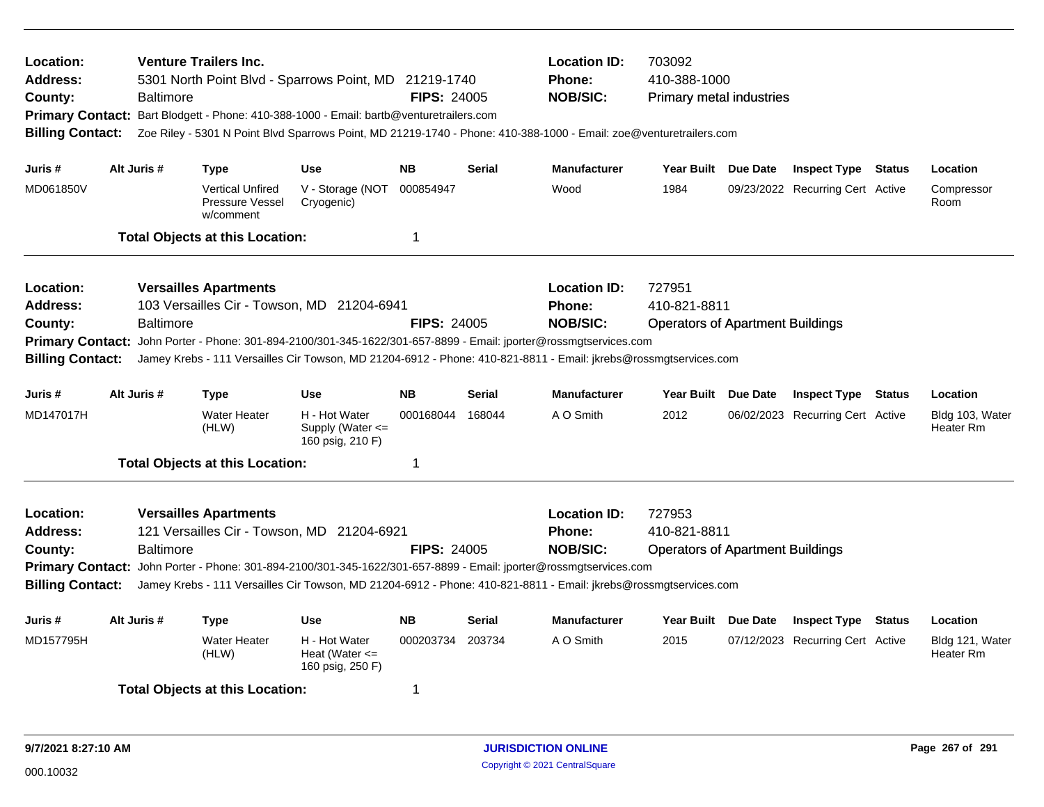**Location:** Venture Trailers Inc. **Location ID:** 703092
**Address:** 5301 North Point Blvd - Sparrows Point, MD 21219-1740 **Phone:** 410-388-1000
**County:** Baltimore **FIPS:** 24005 **NOB/SIC:** Primary metal industries
**Primary Contact:** Bart Blodgett - Phone: 410-388-1000 - Email: bartb@venturetrailers.com
**Billing Contact:** Zoe Riley - 5301 N Point Blvd Sparrows Point, MD 21219-1740 - Phone: 410-388-1000 - Email: zoe@venturetrailers.com

| Juris # | Alt Juris # | Type | Use | NB | Serial | Manufacturer | Year Built | Due Date | Inspect Type | Status | Location |
|---|---|---|---|---|---|---|---|---|---|---|---|
| MD061850V | | Vertical Unfired Pressure Vessel w/comment | V - Storage (NOT Cryogenic) | 000854947 | | Wood | 1984 | 09/23/2022 | Recurring Cert | Active | Compressor Room |

**Total Objects at this Location:** 1

---

**Location:** Versailles Apartments **Location ID:** 727951
**Address:** 103 Versailles Cir - Towson, MD 21204-6941 **Phone:** 410-821-8811
**County:** Baltimore **FIPS:** 24005 **NOB/SIC:** Operators of Apartment Buildings
**Primary Contact:** John Porter - Phone: 301-894-2100/301-345-1622/301-657-8899 - Email: jporter@rossmgtservices.com
**Billing Contact:** Jamey Krebs - 111 Versailles Cir Towson, MD 21204-6912 - Phone: 410-821-8811 - Email: jkrebs@rossmgtservices.com

| Juris # | Alt Juris # | Type | Use | NB | Serial | Manufacturer | Year Built | Due Date | Inspect Type | Status | Location |
|---|---|---|---|---|---|---|---|---|---|---|---|
| MD147017H | | Water Heater (HLW) | H - Hot Water Supply (Water <= 160 psig, 210 F) | 000168044 | 168044 | A O Smith | 2012 | 06/02/2023 | Recurring Cert | Active | Bldg 103, Water Heater Rm |

**Total Objects at this Location:** 1

---

**Location:** Versailles Apartments **Location ID:** 727953
**Address:** 121 Versailles Cir - Towson, MD 21204-6921 **Phone:** 410-821-8811
**County:** Baltimore **FIPS:** 24005 **NOB/SIC:** Operators of Apartment Buildings
**Primary Contact:** John Porter - Phone: 301-894-2100/301-345-1622/301-657-8899 - Email: jporter@rossmgtservices.com
**Billing Contact:** Jamey Krebs - 111 Versailles Cir Towson, MD 21204-6912 - Phone: 410-821-8811 - Email: jkrebs@rossmgtservices.com

| Juris # | Alt Juris # | Type | Use | NB | Serial | Manufacturer | Year Built | Due Date | Inspect Type | Status | Location |
|---|---|---|---|---|---|---|---|---|---|---|---|
| MD157795H | | Water Heater (HLW) | H - Hot Water Heat (Water <= 160 psig, 250 F) | 000203734 | 203734 | A O Smith | 2015 | 07/12/2023 | Recurring Cert | Active | Bldg 121, Water Heater Rm |

**Total Objects at this Location:** 1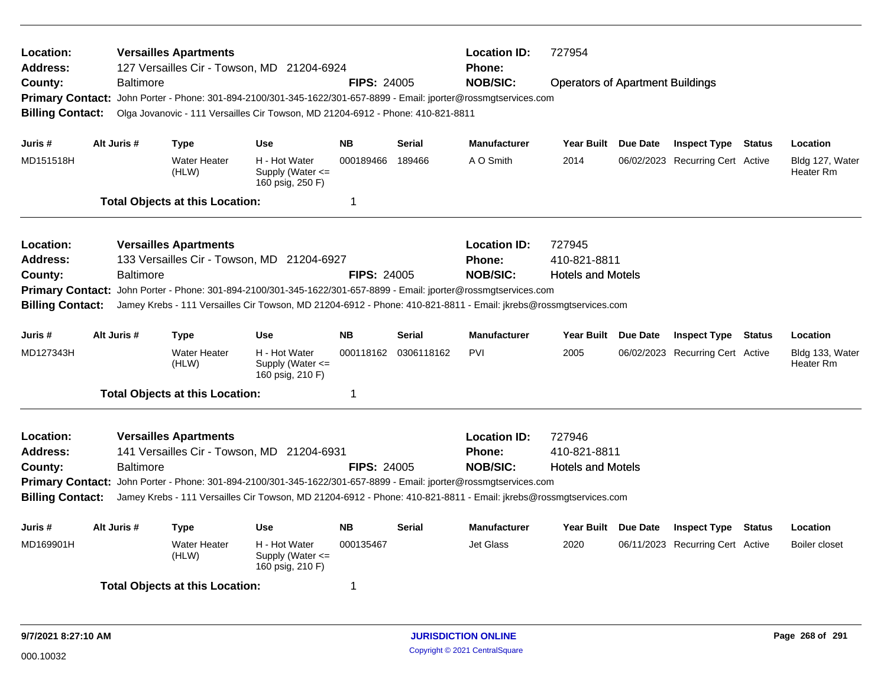**Location:** Versailles Apartments | **Location ID:** 727954
**Address:** 127 Versailles Cir - Towson, MD 21204-6924 | **Phone:**
**County:** Baltimore | **FIPS:** 24005 | **NOB/SIC:** Operators of Apartment Buildings
**Primary Contact:** John Porter - Phone: 301-894-2100/301-345-1622/301-657-8899 - Email: jporter@rossmgtservices.com
**Billing Contact:** Olga Jovanovic - 111 Versailles Cir Towson, MD 21204-6912 - Phone: 410-821-8811

| Juris # | Alt Juris # | Type | Use | NB | Serial | Manufacturer | Year Built | Due Date | Inspect Type | Status | Location |
|---|---|---|---|---|---|---|---|---|---|---|---|
| MD151518H | | Water Heater (HLW) | H - Hot Water Supply (Water <= 160 psig, 250 F) | 000189466 | 189466 | A O Smith | 2014 | 06/02/2023 | Recurring Cert | Active | Bldg 127, Water Heater Rm |

**Total Objects at this Location:** 1

---

**Location:** Versailles Apartments | **Location ID:** 727945
**Address:** 133 Versailles Cir - Towson, MD 21204-6927 | **Phone:** 410-821-8811
**County:** Baltimore | **FIPS:** 24005 | **NOB/SIC:** Hotels and Motels
**Primary Contact:** John Porter - Phone: 301-894-2100/301-345-1622/301-657-8899 - Email: jporter@rossmgtservices.com
**Billing Contact:** Jamey Krebs - 111 Versailles Cir Towson, MD 21204-6912 - Phone: 410-821-8811 - Email: jkrebs@rossmgtservices.com

| Juris # | Alt Juris # | Type | Use | NB | Serial | Manufacturer | Year Built | Due Date | Inspect Type | Status | Location |
|---|---|---|---|---|---|---|---|---|---|---|---|
| MD127343H | | Water Heater (HLW) | H - Hot Water Supply (Water <= 160 psig, 210 F) | 000118162 | 0306118162 | PVI | 2005 | 06/02/2023 | Recurring Cert | Active | Bldg 133, Water Heater Rm |

**Total Objects at this Location:** 1

---

**Location:** Versailles Apartments | **Location ID:** 727946
**Address:** 141 Versailles Cir - Towson, MD 21204-6931 | **Phone:** 410-821-8811
**County:** Baltimore | **FIPS:** 24005 | **NOB/SIC:** Hotels and Motels
**Primary Contact:** John Porter - Phone: 301-894-2100/301-345-1622/301-657-8899 - Email: jporter@rossmgtservices.com
**Billing Contact:** Jamey Krebs - 111 Versailles Cir Towson, MD 21204-6912 - Phone: 410-821-8811 - Email: jkrebs@rossmgtservices.com

| Juris # | Alt Juris # | Type | Use | NB | Serial | Manufacturer | Year Built | Due Date | Inspect Type | Status | Location |
|---|---|---|---|---|---|---|---|---|---|---|---|
| MD169901H | | Water Heater (HLW) | H - Hot Water Supply (Water <= 160 psig, 210 F) | 000135467 | | Jet Glass | 2020 | 06/11/2023 | Recurring Cert | Active | Boiler closet |

**Total Objects at this Location:** 1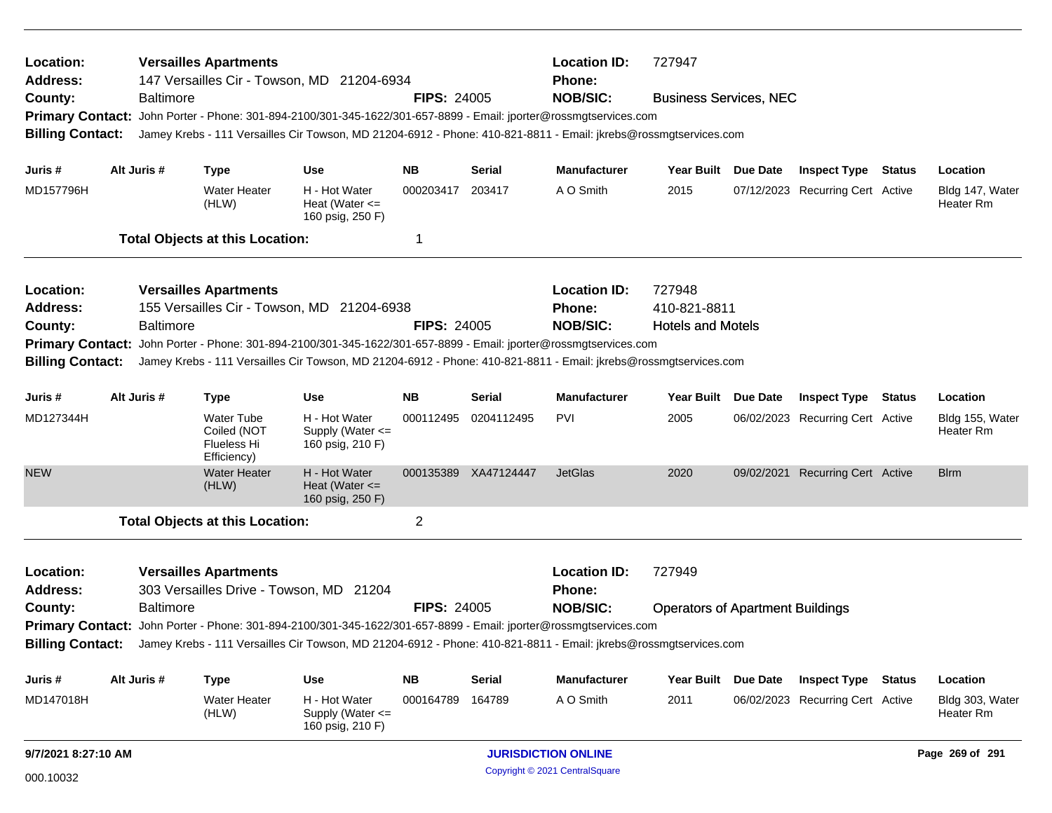**Location:** Versailles Apartments
**Location ID:** 727947
**Address:** 147 Versailles Cir - Towson, MD 21204-6934
**Phone:**
**County:** Baltimore
**FIPS:** 24005
**NOB/SIC:** Business Services, NEC
**Primary Contact:** John Porter - Phone: 301-894-2100/301-345-1622/301-657-8899 - Email: jporter@rossmgtservices.com
**Billing Contact:** Jamey Krebs - 111 Versailles Cir Towson, MD 21204-6912 - Phone: 410-821-8811 - Email: jkrebs@rossmgtservices.com

| Juris # | Alt Juris # | Type | Use | NB | Serial | Manufacturer | Year Built | Due Date | Inspect Type | Status | Location |
|---|---|---|---|---|---|---|---|---|---|---|---|
| MD157796H | | Water Heater (HLW) | H - Hot Water Heat (Water <= 160 psig, 250 F) | 000203417 | 203417 | A O Smith | 2015 | 07/12/2023 | Recurring Cert | Active | Bldg 147, Water Heater Rm |

**Total Objects at this Location:** 1

---

**Location:** Versailles Apartments
**Location ID:** 727948
**Address:** 155 Versailles Cir - Towson, MD 21204-6938
**Phone:** 410-821-8811
**County:** Baltimore
**FIPS:** 24005
**NOB/SIC:** Hotels and Motels
**Primary Contact:** John Porter - Phone: 301-894-2100/301-345-1622/301-657-8899 - Email: jporter@rossmgtservices.com
**Billing Contact:** Jamey Krebs - 111 Versailles Cir Towson, MD 21204-6912 - Phone: 410-821-8811 - Email: jkrebs@rossmgtservices.com

| Juris # | Alt Juris # | Type | Use | NB | Serial | Manufacturer | Year Built | Due Date | Inspect Type | Status | Location |
|---|---|---|---|---|---|---|---|---|---|---|---|
| MD127344H | | Water Tube Coiled (NOT Flueless Hi Efficiency) | H - Hot Water Supply (Water <= 160 psig, 210 F) | 000112495 | 0204112495 | PVI | 2005 | 06/02/2023 | Recurring Cert | Active | Bldg 155, Water Heater Rm |
| NEW | | Water Heater (HLW) | H - Hot Water Heat (Water <= 160 psig, 250 F) | 000135389 | XA47124447 | JetGlas | 2020 | 09/02/2021 | Recurring Cert | Active | Blrm |

**Total Objects at this Location:** 2

---

**Location:** Versailles Apartments
**Location ID:** 727949
**Address:** 303 Versailles Drive - Towson, MD 21204
**Phone:**
**County:** Baltimore
**FIPS:** 24005
**NOB/SIC:** Operators of Apartment Buildings
**Primary Contact:** John Porter - Phone: 301-894-2100/301-345-1622/301-657-8899 - Email: jporter@rossmgtservices.com
**Billing Contact:** Jamey Krebs - 111 Versailles Cir Towson, MD 21204-6912 - Phone: 410-821-8811 - Email: jkrebs@rossmgtservices.com

| Juris # | Alt Juris # | Type | Use | NB | Serial | Manufacturer | Year Built | Due Date | Inspect Type | Status | Location |
|---|---|---|---|---|---|---|---|---|---|---|---|
| MD147018H | | Water Heater (HLW) | H - Hot Water Supply (Water <= 160 psig, 210 F) | 000164789 | 164789 | A O Smith | 2011 | 06/02/2023 | Recurring Cert | Active | Bldg 303, Water Heater Rm |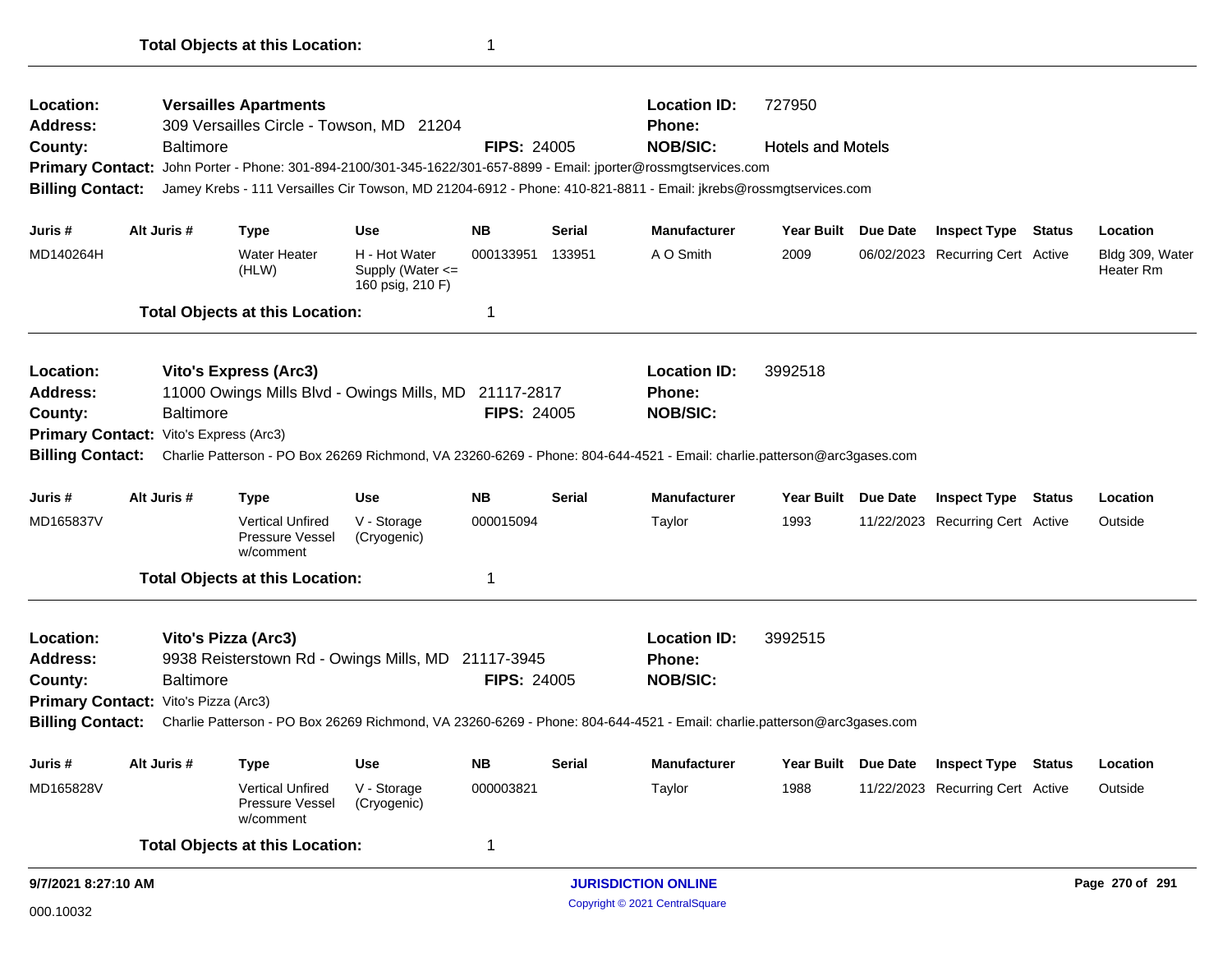**Total Objects at this Location:** 1

---

**Location:** Versailles Apartments
**Location ID:** 727950
**Address:** 309 Versailles Circle - Towson, MD 21204
**Phone:**
**County:** Baltimore
**FIPS:** 24005
**NOB/SIC:** Hotels and Motels
**Primary Contact:** John Porter - Phone: 301-894-2100/301-345-1622/301-657-8899 - Email: jporter@rossmgtservices.com
**Billing Contact:** Jamey Krebs - 111 Versailles Cir Towson, MD 21204-6912 - Phone: 410-821-8811 - Email: jkrebs@rossmgtservices.com

| Juris # | Alt Juris # | Type | Use | NB | Serial | Manufacturer | Year Built | Due Date | Inspect Type | Status | Location |
|---|---|---|---|---|---|---|---|---|---|---|---|
| MD140264H | | Water Heater (HLW) | H - Hot Water Supply (Water <= 160 psig, 210 F) | 000133951 | 133951 | A O Smith | 2009 | 06/02/2023 | Recurring Cert | Active | Bldg 309, Water Heater Rm |

**Total Objects at this Location:** 1

---

**Location:** Vito's Express (Arc3)
**Location ID:** 3992518
**Address:** 11000 Owings Mills Blvd - Owings Mills, MD 21117-2817
**Phone:**
**County:** Baltimore
**FIPS:** 24005
**NOB/SIC:**
**Primary Contact:** Vito's Express (Arc3)
**Billing Contact:** Charlie Patterson - PO Box 26269 Richmond, VA 23260-6269 - Phone: 804-644-4521 - Email: charlie.patterson@arc3gases.com

| Juris # | Alt Juris # | Type | Use | NB | Serial | Manufacturer | Year Built | Due Date | Inspect Type | Status | Location |
|---|---|---|---|---|---|---|---|---|---|---|---|
| MD165837V | | Vertical Unfired Pressure Vessel w/comment | V - Storage (Cryogenic) | 000015094 | | Taylor | 1993 | 11/22/2023 | Recurring Cert | Active | Outside |

**Total Objects at this Location:** 1

---

**Location:** Vito's Pizza (Arc3)
**Location ID:** 3992515
**Address:** 9938 Reisterstown Rd - Owings Mills, MD 21117-3945
**Phone:**
**County:** Baltimore
**FIPS:** 24005
**NOB/SIC:**
**Primary Contact:** Vito's Pizza (Arc3)
**Billing Contact:** Charlie Patterson - PO Box 26269 Richmond, VA 23260-6269 - Phone: 804-644-4521 - Email: charlie.patterson@arc3gases.com

| Juris # | Alt Juris # | Type | Use | NB | Serial | Manufacturer | Year Built | Due Date | Inspect Type | Status | Location |
|---|---|---|---|---|---|---|---|---|---|---|---|
| MD165828V | | Vertical Unfired Pressure Vessel w/comment | V - Storage (Cryogenic) | 000003821 | | Taylor | 1988 | 11/22/2023 | Recurring Cert | Active | Outside |

**Total Objects at this Location:** 1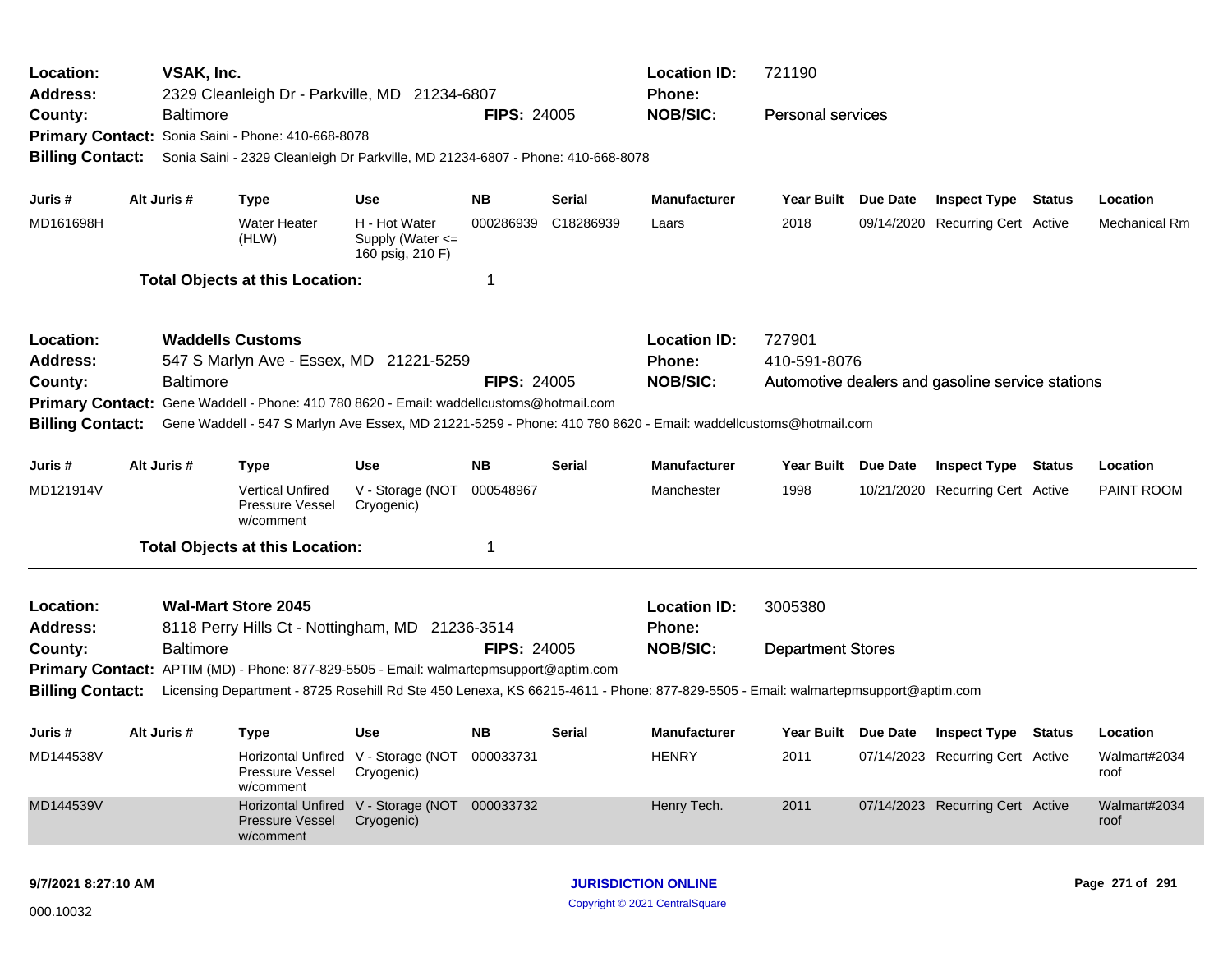**Location:** VSAK, Inc. **Location ID:** 721190
**Address:** 2329 Cleanleigh Dr - Parkville, MD 21234-6807 **Phone:**
**County:** Baltimore **FIPS:** 24005 **NOB/SIC:** Personal services
**Primary Contact:** Sonia Saini - Phone: 410-668-8078
**Billing Contact:** Sonia Saini - 2329 Cleanleigh Dr Parkville, MD 21234-6807 - Phone: 410-668-8078

| Juris # | Alt Juris # | Type | Use | NB | Serial | Manufacturer | Year Built | Due Date | Inspect Type | Status | Location |
|---|---|---|---|---|---|---|---|---|---|---|---|
| MD161698H | | Water Heater (HLW) | H - Hot Water Supply (Water <= 160 psig, 210 F) | 000286939 | C18286939 | Laars | 2018 | 09/14/2020 | Recurring Cert | Active | Mechanical Rm |

**Total Objects at this Location:** 1

---

**Location:** Waddells Customs **Location ID:** 727901
**Address:** 547 S Marlyn Ave - Essex, MD 21221-5259 **Phone:** 410-591-8076
**County:** Baltimore **FIPS:** 24005 **NOB/SIC:** Automotive dealers and gasoline service stations
**Primary Contact:** Gene Waddell - Phone: 410 780 8620 - Email: waddellcustoms@hotmail.com
**Billing Contact:** Gene Waddell - 547 S Marlyn Ave Essex, MD 21221-5259 - Phone: 410 780 8620 - Email: waddellcustoms@hotmail.com

| Juris # | Alt Juris # | Type | Use | NB | Serial | Manufacturer | Year Built | Due Date | Inspect Type | Status | Location |
|---|---|---|---|---|---|---|---|---|---|---|---|
| MD121914V | | Vertical Unfired Pressure Vessel w/comment | V - Storage (NOT Cryogenic) | 000548967 | | Manchester | 1998 | 10/21/2020 | Recurring Cert | Active | PAINT ROOM |

**Total Objects at this Location:** 1

---

**Location:** Wal-Mart Store 2045 **Location ID:** 3005380
**Address:** 8118 Perry Hills Ct - Nottingham, MD 21236-3514 **Phone:**
**County:** Baltimore **FIPS:** 24005 **NOB/SIC:** Department Stores
**Primary Contact:** APTIM (MD) - Phone: 877-829-5505 - Email: walmartepmsupport@aptim.com
**Billing Contact:** Licensing Department - 8725 Rosehill Rd Ste 450 Lenexa, KS 66215-4611 - Phone: 877-829-5505 - Email: walmartepmsupport@aptim.com

| Juris # | Alt Juris # | Type | Use | NB | Serial | Manufacturer | Year Built | Due Date | Inspect Type | Status | Location |
|---|---|---|---|---|---|---|---|---|---|---|---|
| MD144538V | | Horizontal Unfired Pressure Vessel w/comment | V - Storage (NOT Cryogenic) | 000033731 | | HENRY | 2011 | 07/14/2023 | Recurring Cert | Active | Walmart#2034 roof |
| MD144539V | | Horizontal Unfired Pressure Vessel w/comment | V - Storage (NOT Cryogenic) | 000033732 | | Henry Tech. | 2011 | 07/14/2023 | Recurring Cert | Active | Walmart#2034 roof |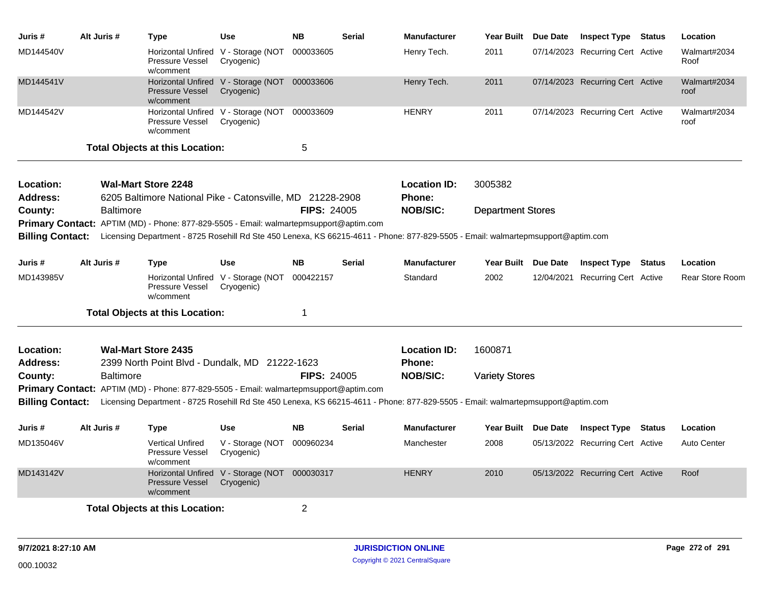| Juris # | Alt Juris # | Type | Use | NB | Serial | Manufacturer | Year Built | Due Date | Inspect Type | Status | Location |
|---|---|---|---|---|---|---|---|---|---|---|---|
| MD144540V | | Horizontal Unfired Pressure Vessel w/comment | V - Storage (NOT Cryogenic) | 000033605 | | Henry Tech. | 2011 | 07/14/2023 | Recurring Cert | Active | Walmart#2034 Roof |
| MD144541V | | Horizontal Unfired Pressure Vessel w/comment | V - Storage (NOT Cryogenic) | 000033606 | | Henry Tech. | 2011 | 07/14/2023 | Recurring Cert | Active | Walmart#2034 roof |
| MD144542V | | Horizontal Unfired Pressure Vessel w/comment | V - Storage (NOT Cryogenic) | 000033609 | | HENRY | 2011 | 07/14/2023 | Recurring Cert | Active | Walmart#2034 roof |

**Total Objects at this Location:** 5

---

**Location:** Wal-Mart Store 2248  
**Location ID:** 3005382  
**Address:** 6205 Baltimore National Pike - Catonsville, MD 21228-2908  
**Phone:**  
**County:** Baltimore  
**FIPS:** 24005  
**NOB/SIC:** Department Stores  
**Primary Contact:** APTIM (MD) - Phone: 877-829-5505 - Email: walmartepmsupport@aptim.com  
**Billing Contact:** Licensing Department - 8725 Rosehill Rd Ste 450 Lenexa, KS 66215-4611 - Phone: 877-829-5505 - Email: walmartepmsupport@aptim.com

| Juris # | Alt Juris # | Type | Use | NB | Serial | Manufacturer | Year Built | Due Date | Inspect Type | Status | Location |
|---|---|---|---|---|---|---|---|---|---|---|---|
| MD143985V | | Horizontal Unfired Pressure Vessel w/comment | V - Storage (NOT Cryogenic) | 000422157 | | Standard | 2002 | 12/04/2021 | Recurring Cert | Active | Rear Store Room |

**Total Objects at this Location:** 1

---

**Location:** Wal-Mart Store 2435  
**Location ID:** 1600871  
**Address:** 2399 North Point Blvd - Dundalk, MD 21222-1623  
**Phone:**  
**County:** Baltimore  
**FIPS:** 24005  
**NOB/SIC:** Variety Stores  
**Primary Contact:** APTIM (MD) - Phone: 877-829-5505 - Email: walmartepmsupport@aptim.com  
**Billing Contact:** Licensing Department - 8725 Rosehill Rd Ste 450 Lenexa, KS 66215-4611 - Phone: 877-829-5505 - Email: walmartepmsupport@aptim.com

| Juris # | Alt Juris # | Type | Use | NB | Serial | Manufacturer | Year Built | Due Date | Inspect Type | Status | Location |
|---|---|---|---|---|---|---|---|---|---|---|---|
| MD135046V | | Vertical Unfired Pressure Vessel w/comment | V - Storage (NOT Cryogenic) | 000960234 | | Manchester | 2008 | 05/13/2022 | Recurring Cert | Active | Auto Center |
| MD143142V | | Horizontal Unfired Pressure Vessel w/comment | V - Storage (NOT Cryogenic) | 000030317 | | HENRY | 2010 | 05/13/2022 | Recurring Cert | Active | Roof |

**Total Objects at this Location:** 2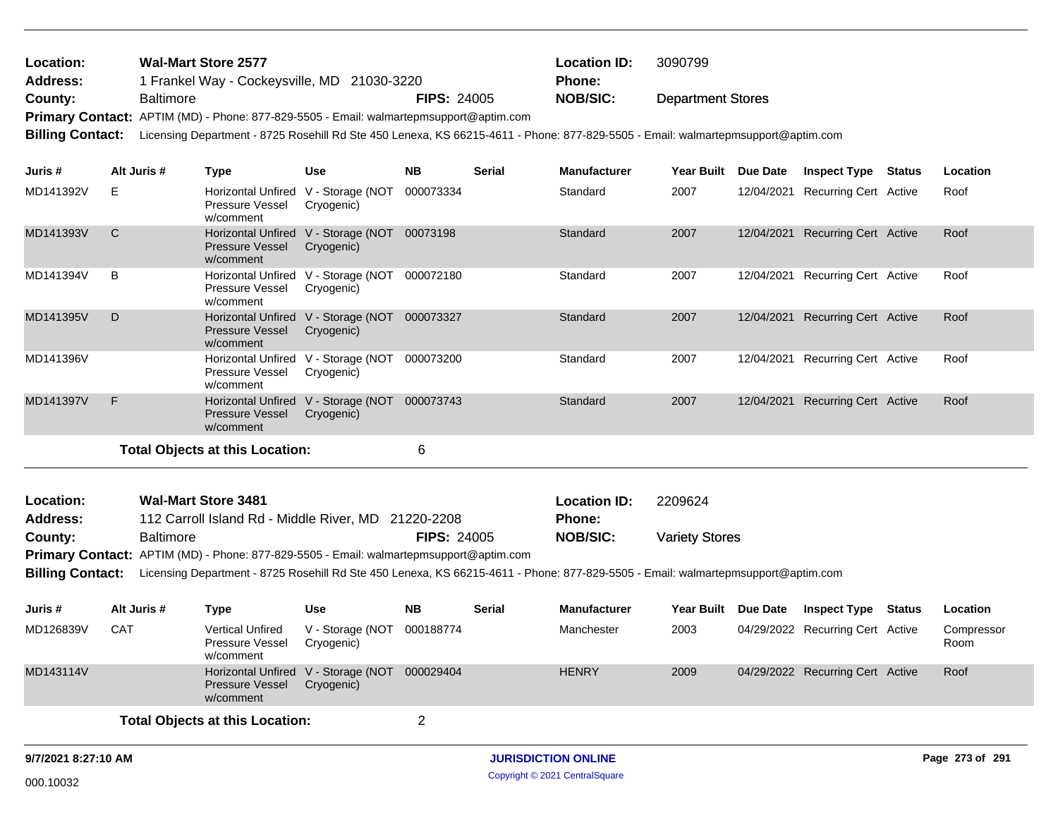**Location:** Wal-Mart Store 2577 **Location ID:** 3090799
**Address:** 1 Frankel Way - Cockeysville, MD 21030-3220 **Phone:**
**County:** Baltimore **FIPS:** 24005 **NOB/SIC:** Department Stores
**Primary Contact:** APTIM (MD) - Phone: 877-829-5505 - Email: walmartepmsupport@aptim.com
**Billing Contact:** Licensing Department - 8725 Rosehill Rd Ste 450 Lenexa, KS 66215-4611 - Phone: 877-829-5505 - Email: walmartepmsupport@aptim.com

| Juris # | Alt Juris # | Type | Use | NB | Serial | Manufacturer | Year Built | Due Date | Inspect Type | Status | Location |
|---|---|---|---|---|---|---|---|---|---|---|---|
| MD141392V | E | Horizontal Unfired Pressure Vessel w/comment | V - Storage (NOT Cryogenic) | 000073334 | | Standard | 2007 | 12/04/2021 | Recurring Cert | Active | Roof |
| MD141393V | C | Horizontal Unfired Pressure Vessel w/comment | V - Storage (NOT Cryogenic) | 00073198 | | Standard | 2007 | 12/04/2021 | Recurring Cert | Active | Roof |
| MD141394V | B | Horizontal Unfired Pressure Vessel w/comment | V - Storage (NOT Cryogenic) | 000072180 | | Standard | 2007 | 12/04/2021 | Recurring Cert | Active | Roof |
| MD141395V | D | Horizontal Unfired Pressure Vessel w/comment | V - Storage (NOT Cryogenic) | 000073327 | | Standard | 2007 | 12/04/2021 | Recurring Cert | Active | Roof |
| MD141396V | | Horizontal Unfired Pressure Vessel w/comment | V - Storage (NOT Cryogenic) | 000073200 | | Standard | 2007 | 12/04/2021 | Recurring Cert | Active | Roof |
| MD141397V | F | Horizontal Unfired Pressure Vessel w/comment | V - Storage (NOT Cryogenic) | 000073743 | | Standard | 2007 | 12/04/2021 | Recurring Cert | Active | Roof |

**Total Objects at this Location:** 6

**Location:** Wal-Mart Store 3481 **Location ID:** 2209624
**Address:** 112 Carroll Island Rd - Middle River, MD 21220-2208 **Phone:**
**County:** Baltimore **FIPS:** 24005 **NOB/SIC:** Variety Stores
**Primary Contact:** APTIM (MD) - Phone: 877-829-5505 - Email: walmartepmsupport@aptim.com
**Billing Contact:** Licensing Department - 8725 Rosehill Rd Ste 450 Lenexa, KS 66215-4611 - Phone: 877-829-5505 - Email: walmartepmsupport@aptim.com

| Juris # | Alt Juris # | Type | Use | NB | Serial | Manufacturer | Year Built | Due Date | Inspect Type | Status | Location |
|---|---|---|---|---|---|---|---|---|---|---|---|
| MD126839V | CAT | Vertical Unfired Pressure Vessel w/comment | V - Storage (NOT Cryogenic) | 000188774 | | Manchester | 2003 | 04/29/2022 | Recurring Cert | Active | Compressor Room |
| MD143114V | | Horizontal Unfired Pressure Vessel w/comment | V - Storage (NOT Cryogenic) | 000029404 | | HENRY | 2009 | 04/29/2022 | Recurring Cert | Active | Roof |

**Total Objects at this Location:** 2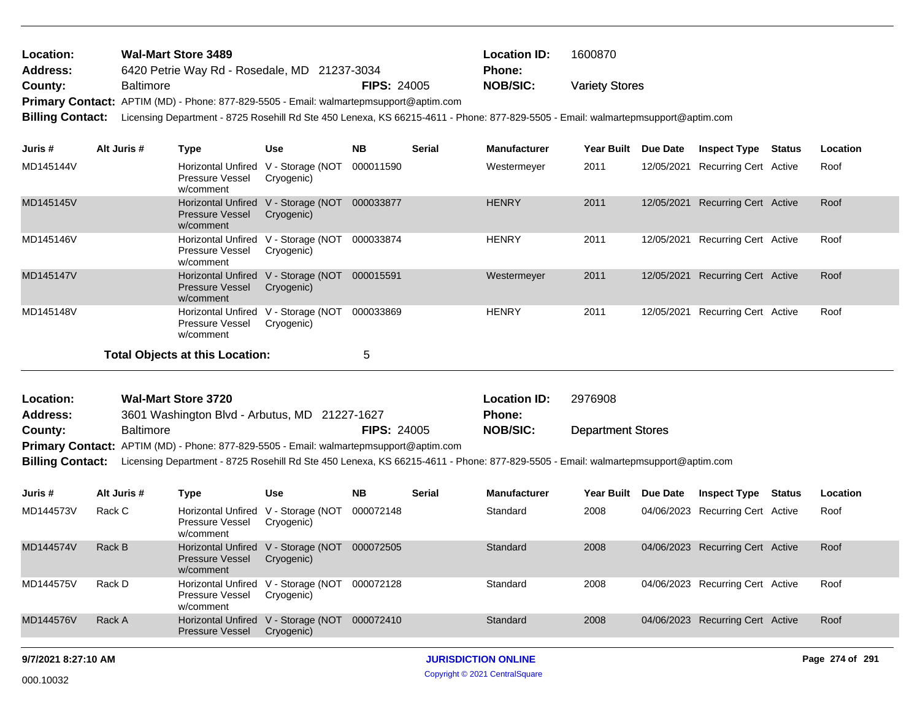**Location:** Wal-Mart Store 3489 **Location ID:** 1600870
**Address:** 6420 Petrie Way Rd - Rosedale, MD 21237-3034 **Phone:**
**County:** Baltimore **FIPS:** 24005 **NOB/SIC:** Variety Stores
**Primary Contact:** APTIM (MD) - Phone: 877-829-5505 - Email: walmartepmsupport@aptim.com
**Billing Contact:** Licensing Department - 8725 Rosehill Rd Ste 450 Lenexa, KS 66215-4611 - Phone: 877-829-5505 - Email: walmartepmsupport@aptim.com

| Juris # | Alt Juris # | Type | Use | NB | Serial | Manufacturer | Year Built | Due Date | Inspect Type | Status | Location |
|---|---|---|---|---|---|---|---|---|---|---|---|
| MD145144V | | Horizontal Unfired Pressure Vessel w/comment | V - Storage (NOT Cryogenic) | 000011590 | | Westermeyer | 2011 | 12/05/2021 | Recurring Cert | Active | Roof |
| MD145145V | | Horizontal Unfired Pressure Vessel w/comment | V - Storage (NOT Cryogenic) | 000033877 | | HENRY | 2011 | 12/05/2021 | Recurring Cert | Active | Roof |
| MD145146V | | Horizontal Unfired Pressure Vessel w/comment | V - Storage (NOT Cryogenic) | 000033874 | | HENRY | 2011 | 12/05/2021 | Recurring Cert | Active | Roof |
| MD145147V | | Horizontal Unfired Pressure Vessel w/comment | V - Storage (NOT Cryogenic) | 000015591 | | Westermeyer | 2011 | 12/05/2021 | Recurring Cert | Active | Roof |
| MD145148V | | Horizontal Unfired Pressure Vessel w/comment | V - Storage (NOT Cryogenic) | 000033869 | | HENRY | 2011 | 12/05/2021 | Recurring Cert | Active | Roof |

**Total Objects at this Location:** 5

**Location:** Wal-Mart Store 3720 **Location ID:** 2976908
**Address:** 3601 Washington Blvd - Arbutus, MD 21227-1627 **Phone:**
**County:** Baltimore **FIPS:** 24005 **NOB/SIC:** Department Stores
**Primary Contact:** APTIM (MD) - Phone: 877-829-5505 - Email: walmartepmsupport@aptim.com
**Billing Contact:** Licensing Department - 8725 Rosehill Rd Ste 450 Lenexa, KS 66215-4611 - Phone: 877-829-5505 - Email: walmartepmsupport@aptim.com

| Juris # | Alt Juris # | Type | Use | NB | Serial | Manufacturer | Year Built | Due Date | Inspect Type | Status | Location |
|---|---|---|---|---|---|---|---|---|---|---|---|
| MD144573V | Rack C | Horizontal Unfired Pressure Vessel w/comment | V - Storage (NOT Cryogenic) | 000072148 | | Standard | 2008 | 04/06/2023 | Recurring Cert | Active | Roof |
| MD144574V | Rack B | Horizontal Unfired Pressure Vessel w/comment | V - Storage (NOT Cryogenic) | 000072505 | | Standard | 2008 | 04/06/2023 | Recurring Cert | Active | Roof |
| MD144575V | Rack D | Horizontal Unfired Pressure Vessel w/comment | V - Storage (NOT Cryogenic) | 000072128 | | Standard | 2008 | 04/06/2023 | Recurring Cert | Active | Roof |
| MD144576V | Rack A | Horizontal Unfired Pressure Vessel | V - Storage (NOT Cryogenic) | 000072410 | | Standard | 2008 | 04/06/2023 | Recurring Cert | Active | Roof |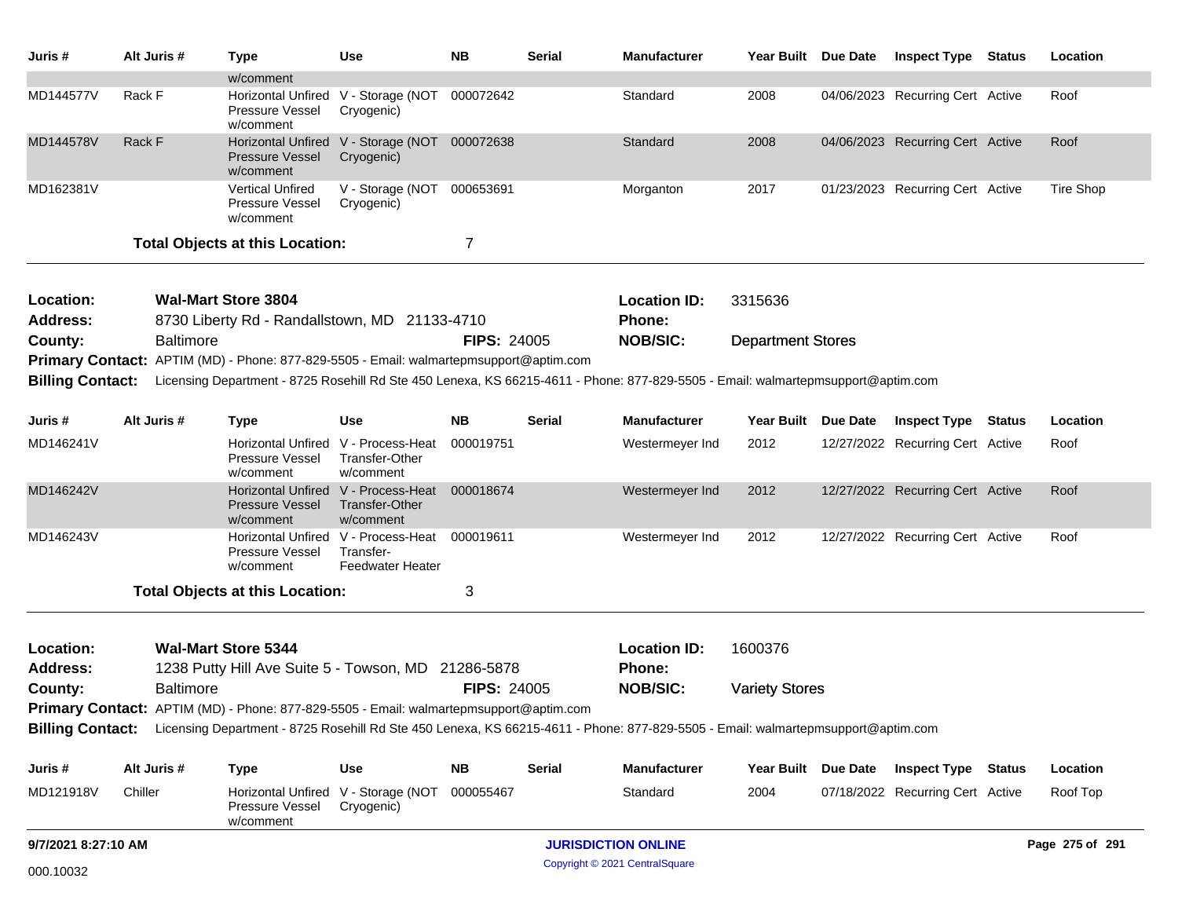| Juris # | Alt Juris # | Type | Use | NB | Serial | Manufacturer | Year Built | Due Date | Inspect Type | Status | Location |
|---|---|---|---|---|---|---|---|---|---|---|---|
| | | w/comment | | | | | | | | | |
| MD144577V | Rack F | Horizontal Unfired Pressure Vessel w/comment | V - Storage (NOT Cryogenic) | 000072642 | | Standard | 2008 | 04/06/2023 | Recurring Cert | Active | Roof |
| MD144578V | Rack F | Horizontal Unfired Pressure Vessel w/comment | V - Storage (NOT Cryogenic) | 000072638 | | Standard | 2008 | 04/06/2023 | Recurring Cert | Active | Roof |
| MD162381V | | Vertical Unfired Pressure Vessel w/comment | V - Storage (NOT Cryogenic) | 000653691 | | Morganton | 2017 | 01/23/2023 | Recurring Cert | Active | Tire Shop |

**Total Objects at this Location:** 7

---

**Location:** Wal-Mart Store 3804
**Location ID:** 3315636
**Address:** 8730 Liberty Rd - Randallstown, MD 21133-4710
**Phone:**
**County:** Baltimore
**FIPS:** 24005
**NOB/SIC:** Department Stores
**Primary Contact:** APTIM (MD) - Phone: 877-829-5505 - Email: walmartepmsupport@aptim.com
**Billing Contact:** Licensing Department - 8725 Rosehill Rd Ste 450 Lenexa, KS 66215-4611 - Phone: 877-829-5505 - Email: walmartepmsupport@aptim.com

| Juris # | Alt Juris # | Type | Use | NB | Serial | Manufacturer | Year Built | Due Date | Inspect Type | Status | Location |
|---|---|---|---|---|---|---|---|---|---|---|---|
| MD146241V | | Horizontal Unfired Pressure Vessel w/comment | V - Process-Heat Transfer-Other w/comment | 000019751 | | Westermeyer Ind | 2012 | 12/27/2022 | Recurring Cert | Active | Roof |
| MD146242V | | Horizontal Unfired Pressure Vessel w/comment | V - Process-Heat Transfer-Other w/comment | 000018674 | | Westermeyer Ind | 2012 | 12/27/2022 | Recurring Cert | Active | Roof |
| MD146243V | | Horizontal Unfired Pressure Vessel w/comment | V - Process-Heat Transfer-Feedwater Heater | 000019611 | | Westermeyer Ind | 2012 | 12/27/2022 | Recurring Cert | Active | Roof |

**Total Objects at this Location:** 3

---

**Location:** Wal-Mart Store 5344
**Location ID:** 1600376
**Address:** 1238 Putty Hill Ave Suite 5 - Towson, MD 21286-5878
**Phone:**
**County:** Baltimore
**FIPS:** 24005
**NOB/SIC:** Variety Stores
**Primary Contact:** APTIM (MD) - Phone: 877-829-5505 - Email: walmartepmsupport@aptim.com
**Billing Contact:** Licensing Department - 8725 Rosehill Rd Ste 450 Lenexa, KS 66215-4611 - Phone: 877-829-5505 - Email: walmartepmsupport@aptim.com

| Juris # | Alt Juris # | Type | Use | NB | Serial | Manufacturer | Year Built | Due Date | Inspect Type | Status | Location |
|---|---|---|---|---|---|---|---|---|---|---|---|
| MD121918V | Chiller | Horizontal Unfired Pressure Vessel w/comment | V - Storage (NOT Cryogenic) | 000055467 | | Standard | 2004 | 07/18/2022 | Recurring Cert | Active | Roof Top |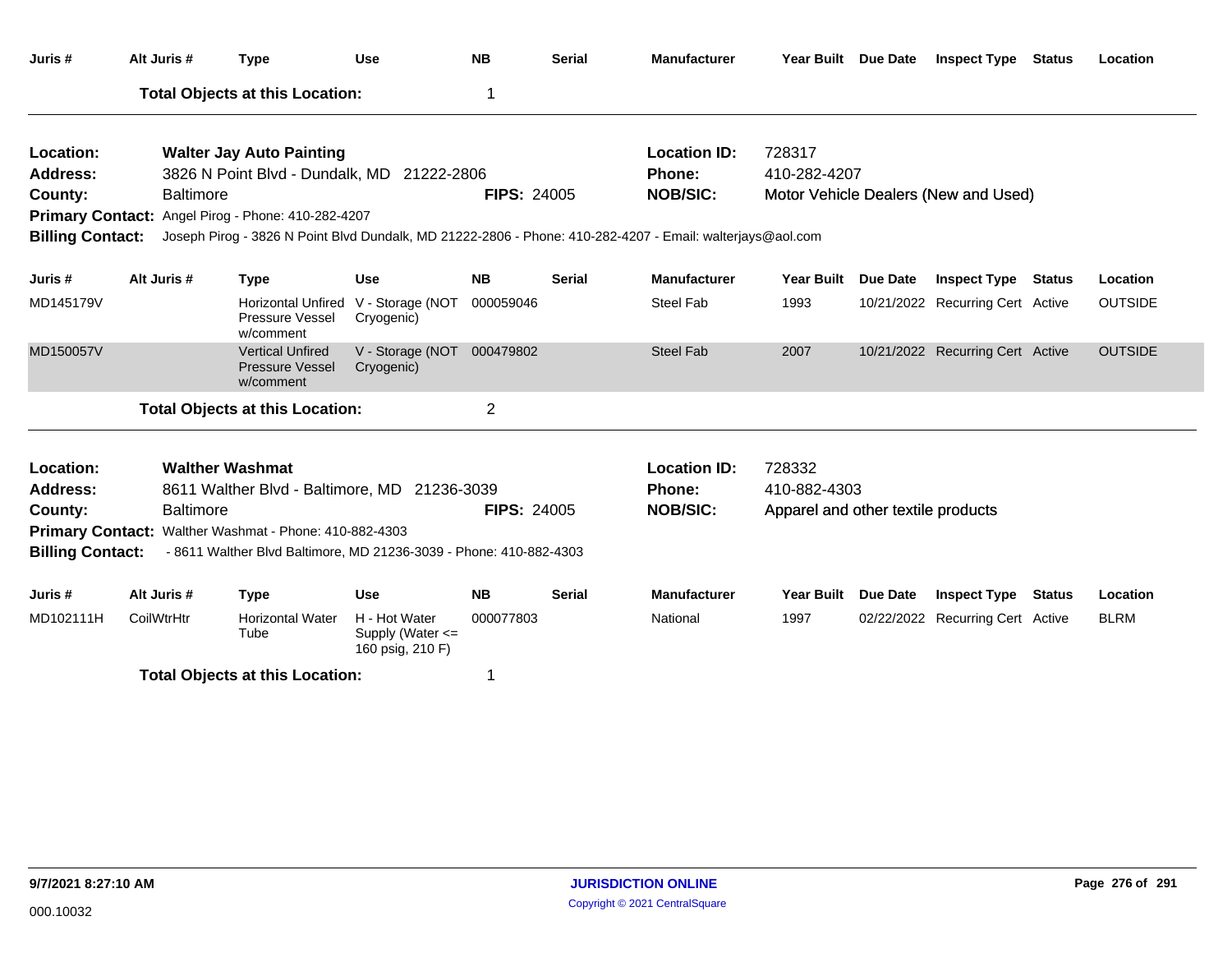| Juris # | Alt Juris # | Type | Use | NB | Serial | Manufacturer | Year Built | Due Date | Inspect Type | Status | Location |
|---|---|---|---|---|---|---|---|---|---|---|---|
| | **Total Objects at this Location:** | | | 1 | | | | | | | |

---

**Location:** Walter Jay Auto Painting
**Address:** 3826 N Point Blvd - Dundalk, MD 21222-2806
**County:** Baltimore **FIPS:** 24005
**Location ID:** 728317
**Phone:** 410-282-4207
**NOB/SIC:** Motor Vehicle Dealers (New and Used)
**Primary Contact:** Angel Pirog - Phone: 410-282-4207
**Billing Contact:** Joseph Pirog - 3826 N Point Blvd Dundalk, MD 21222-2806 - Phone: 410-282-4207 - Email: walterjays@aol.com

| Juris # | Alt Juris # | Type | Use | NB | Serial | Manufacturer | Year Built | Due Date | Inspect Type | Status | Location |
|---|---|---|---|---|---|---|---|---|---|---|---|
| MD145179V | | Horizontal Unfired Pressure Vessel w/comment | V - Storage (NOT Cryogenic) | 000059046 | | Steel Fab | 1993 | 10/21/2022 | Recurring Cert | Active | OUTSIDE |
| MD150057V | | Vertical Unfired Pressure Vessel w/comment | V - Storage (NOT Cryogenic) | 000479802 | | Steel Fab | 2007 | 10/21/2022 | Recurring Cert | Active | OUTSIDE |
| | **Total Objects at this Location:** | | | 2 | | | | | | | |

---

**Location:** Walther Washmat
**Address:** 8611 Walther Blvd - Baltimore, MD 21236-3039
**County:** Baltimore **FIPS:** 24005
**Location ID:** 728332
**Phone:** 410-882-4303
**NOB/SIC:** Apparel and other textile products
**Primary Contact:** Walther Washmat - Phone: 410-882-4303
**Billing Contact:** - 8611 Walther Blvd Baltimore, MD 21236-3039 - Phone: 410-882-4303

| Juris # | Alt Juris # | Type | Use | NB | Serial | Manufacturer | Year Built | Due Date | Inspect Type | Status | Location |
|---|---|---|---|---|---|---|---|---|---|---|---|
| MD102111H | CoilWtrHtr | Horizontal Water Tube | H - Hot Water Supply (Water <= 160 psig, 210 F) | 000077803 | | National | 1997 | 02/22/2022 | Recurring Cert | Active | BLRM |
| | **Total Objects at this Location:** | | | 1 | | | | | | | |

9/7/2021 8:27:10 AM
000.10032
JURISDICTION ONLINE
Copyright © 2021 CentralSquare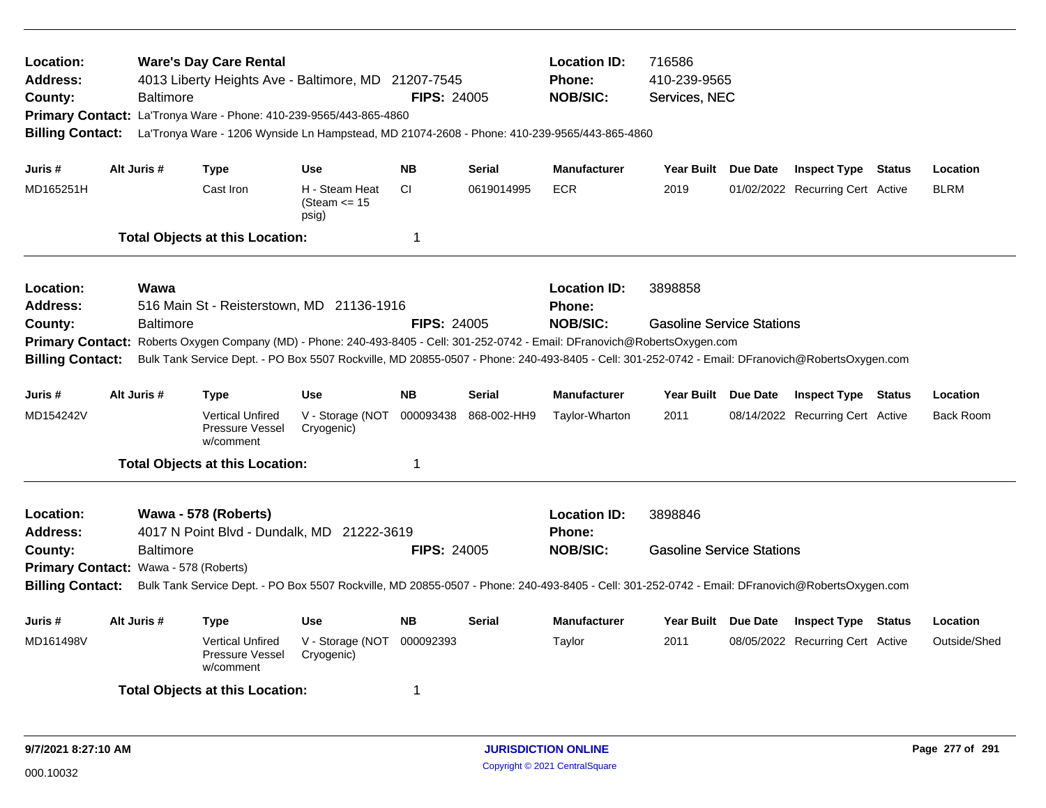**Location:** Ware's Day Care Rental **Location ID:** 716586
**Address:** 4013 Liberty Heights Ave - Baltimore, MD 21207-7545 **Phone:** 410-239-9565
**County:** Baltimore **FIPS:** 24005 **NOB/SIC:** Services, NEC
**Primary Contact:** La'Tronya Ware - Phone: 410-239-9565/443-865-4860
**Billing Contact:** La'Tronya Ware - 1206 Wynside Ln Hampstead, MD 21074-2608 - Phone: 410-239-9565/443-865-4860

| Juris # | Alt Juris # | Type | Use | NB | Serial | Manufacturer | Year Built | Due Date | Inspect Type | Status | Location |
|---|---|---|---|---|---|---|---|---|---|---|---|
| MD165251H | | Cast Iron | H - Steam Heat (Steam <= 15 psig) | CI | 0619014995 | ECR | 2019 | 01/02/2022 | Recurring Cert | Active | BLRM |

**Total Objects at this Location:** 1

---

**Location:** Wawa **Location ID:** 3898858
**Address:** 516 Main St - Reisterstown, MD 21136-1916 **Phone:**
**County:** Baltimore **FIPS:** 24005 **NOB/SIC:** Gasoline Service Stations
**Primary Contact:** Roberts Oxygen Company (MD) - Phone: 240-493-8405 - Cell: 301-252-0742 - Email: DFranovich@RobertsOxygen.com
**Billing Contact:** Bulk Tank Service Dept. - PO Box 5507 Rockville, MD 20855-0507 - Phone: 240-493-8405 - Cell: 301-252-0742 - Email: DFranovich@RobertsOxygen.com

| Juris # | Alt Juris # | Type | Use | NB | Serial | Manufacturer | Year Built | Due Date | Inspect Type | Status | Location |
|---|---|---|---|---|---|---|---|---|---|---|---|
| MD154242V | | Vertical Unfired Pressure Vessel w/comment | V - Storage (NOT Cryogenic) | 000093438 | 868-002-HH9 | Taylor-Wharton | 2011 | 08/14/2022 | Recurring Cert | Active | Back Room |

**Total Objects at this Location:** 1

---

**Location:** Wawa - 578 (Roberts) **Location ID:** 3898846
**Address:** 4017 N Point Blvd - Dundalk, MD 21222-3619 **Phone:**
**County:** Baltimore **FIPS:** 24005 **NOB/SIC:** Gasoline Service Stations
**Primary Contact:** Wawa - 578 (Roberts)
**Billing Contact:** Bulk Tank Service Dept. - PO Box 5507 Rockville, MD 20855-0507 - Phone: 240-493-8405 - Cell: 301-252-0742 - Email: DFranovich@RobertsOxygen.com

| Juris # | Alt Juris # | Type | Use | NB | Serial | Manufacturer | Year Built | Due Date | Inspect Type | Status | Location |
|---|---|---|---|---|---|---|---|---|---|---|---|
| MD161498V | | Vertical Unfired Pressure Vessel w/comment | V - Storage (NOT Cryogenic) | 000092393 | | Taylor | 2011 | 08/05/2022 | Recurring Cert | Active | Outside/Shed |

**Total Objects at this Location:** 1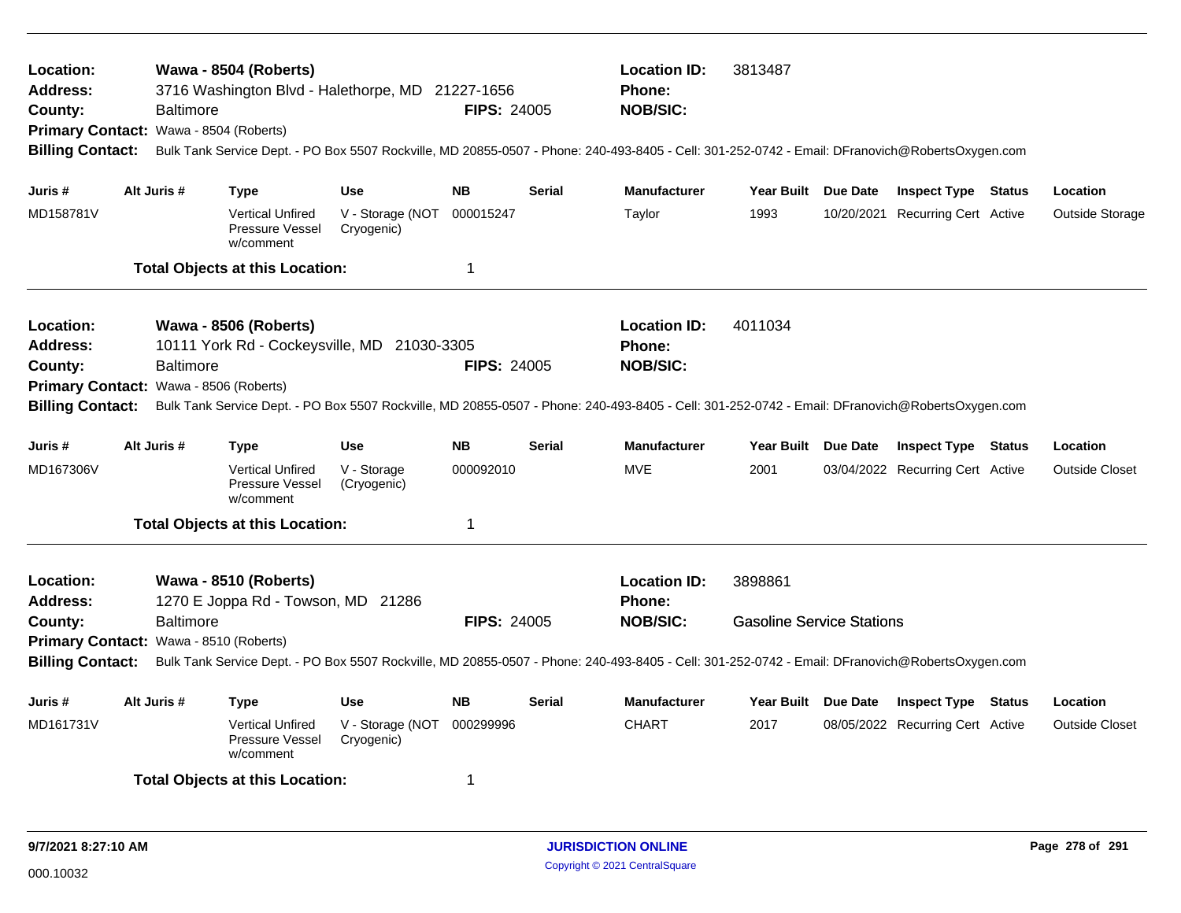**Location:** **Wawa - 8504 (Roberts)** **Location ID:** 3813487
**Address:** 3716 Washington Blvd - Halethorpe, MD 21227-1656 **Phone:**
**County:** Baltimore **FIPS:** 24005 **NOB/SIC:**
**Primary Contact:** Wawa - 8504 (Roberts)
**Billing Contact:** Bulk Tank Service Dept. - PO Box 5507 Rockville, MD 20855-0507 - Phone: 240-493-8405 - Cell: 301-252-0742 - Email: DFranovich@RobertsOxygen.com

| Juris # | Alt Juris # | Type | Use | NB | Serial | Manufacturer | Year Built | Due Date | Inspect Type | Status | Location |
|---|---|---|---|---|---|---|---|---|---|---|---|
| MD158781V | | Vertical Unfired Pressure Vessel w/comment | V - Storage (NOT Cryogenic) | 000015247 | | Taylor | 1993 | 10/20/2021 | Recurring Cert | Active | Outside Storage |

**Total Objects at this Location:** 1

---

**Location:** **Wawa - 8506 (Roberts)** **Location ID:** 4011034
**Address:** 10111 York Rd - Cockeysville, MD 21030-3305 **Phone:**
**County:** Baltimore **FIPS:** 24005 **NOB/SIC:**
**Primary Contact:** Wawa - 8506 (Roberts)
**Billing Contact:** Bulk Tank Service Dept. - PO Box 5507 Rockville, MD 20855-0507 - Phone: 240-493-8405 - Cell: 301-252-0742 - Email: DFranovich@RobertsOxygen.com

| Juris # | Alt Juris # | Type | Use | NB | Serial | Manufacturer | Year Built | Due Date | Inspect Type | Status | Location |
|---|---|---|---|---|---|---|---|---|---|---|---|
| MD167306V | | Vertical Unfired Pressure Vessel w/comment | V - Storage (Cryogenic) | 000092010 | | MVE | 2001 | 03/04/2022 | Recurring Cert | Active | Outside Closet |

**Total Objects at this Location:** 1

---

**Location:** **Wawa - 8510 (Roberts)** **Location ID:** 3898861
**Address:** 1270 E Joppa Rd - Towson, MD 21286 **Phone:**
**County:** Baltimore **FIPS:** 24005 **NOB/SIC:** Gasoline Service Stations
**Primary Contact:** Wawa - 8510 (Roberts)
**Billing Contact:** Bulk Tank Service Dept. - PO Box 5507 Rockville, MD 20855-0507 - Phone: 240-493-8405 - Cell: 301-252-0742 - Email: DFranovich@RobertsOxygen.com

| Juris # | Alt Juris # | Type | Use | NB | Serial | Manufacturer | Year Built | Due Date | Inspect Type | Status | Location |
|---|---|---|---|---|---|---|---|---|---|---|---|
| MD161731V | | Vertical Unfired Pressure Vessel w/comment | V - Storage (NOT Cryogenic) | 000299996 | | CHART | 2017 | 08/05/2022 | Recurring Cert | Active | Outside Closet |

**Total Objects at this Location:** 1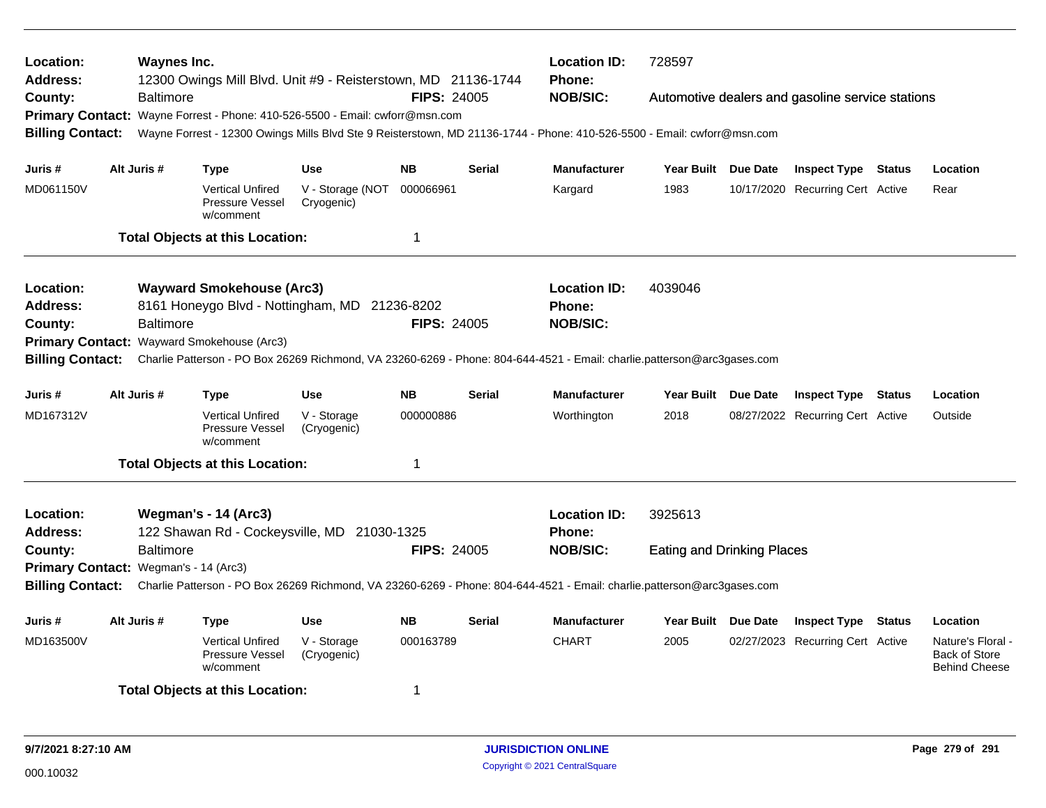**Location:** Waynes Inc. **Location ID:** 728597
**Address:** 12300 Owings Mill Blvd. Unit #9 - Reisterstown, MD 21136-1744 **Phone:**
**County:** Baltimore **FIPS:** 24005 **NOB/SIC:** Automotive dealers and gasoline service stations
**Primary Contact:** Wayne Forrest - Phone: 410-526-5500 - Email: cwforr@msn.com
**Billing Contact:** Wayne Forrest - 12300 Owings Mills Blvd Ste 9 Reisterstown, MD 21136-1744 - Phone: 410-526-5500 - Email: cwforr@msn.com

| Juris # | Alt Juris # | Type | Use | NB | Serial | Manufacturer | Year Built | Due Date | Inspect Type | Status | Location |
|---|---|---|---|---|---|---|---|---|---|---|---|
| MD061150V | | Vertical Unfired Pressure Vessel w/comment | V - Storage (NOT Cryogenic) | 000066961 | | Kargard | 1983 | 10/17/2020 | Recurring Cert | Active | Rear |

**Total Objects at this Location:** 1

---

**Location:** Wayward Smokehouse (Arc3) **Location ID:** 4039046
**Address:** 8161 Honeygo Blvd - Nottingham, MD 21236-8202 **Phone:**
**County:** Baltimore **FIPS:** 24005 **NOB/SIC:**
**Primary Contact:** Wayward Smokehouse (Arc3)
**Billing Contact:** Charlie Patterson - PO Box 26269 Richmond, VA 23260-6269 - Phone: 804-644-4521 - Email: charlie.patterson@arc3gases.com

| Juris # | Alt Juris # | Type | Use | NB | Serial | Manufacturer | Year Built | Due Date | Inspect Type | Status | Location |
|---|---|---|---|---|---|---|---|---|---|---|---|
| MD167312V | | Vertical Unfired Pressure Vessel w/comment | V - Storage (Cryogenic) | 000000886 | | Worthington | 2018 | 08/27/2022 | Recurring Cert | Active | Outside |

**Total Objects at this Location:** 1

---

**Location:** Wegman's - 14 (Arc3) **Location ID:** 3925613
**Address:** 122 Shawan Rd - Cockeysville, MD 21030-1325 **Phone:**
**County:** Baltimore **FIPS:** 24005 **NOB/SIC:** Eating and Drinking Places
**Primary Contact:** Wegman's - 14 (Arc3)
**Billing Contact:** Charlie Patterson - PO Box 26269 Richmond, VA 23260-6269 - Phone: 804-644-4521 - Email: charlie.patterson@arc3gases.com

| Juris # | Alt Juris # | Type | Use | NB | Serial | Manufacturer | Year Built | Due Date | Inspect Type | Status | Location |
|---|---|---|---|---|---|---|---|---|---|---|---|
| MD163500V | | Vertical Unfired Pressure Vessel w/comment | V - Storage (Cryogenic) | 000163789 | | CHART | 2005 | 02/27/2023 | Recurring Cert | Active | Nature's Floral - Back of Store Behind Cheese |

**Total Objects at this Location:** 1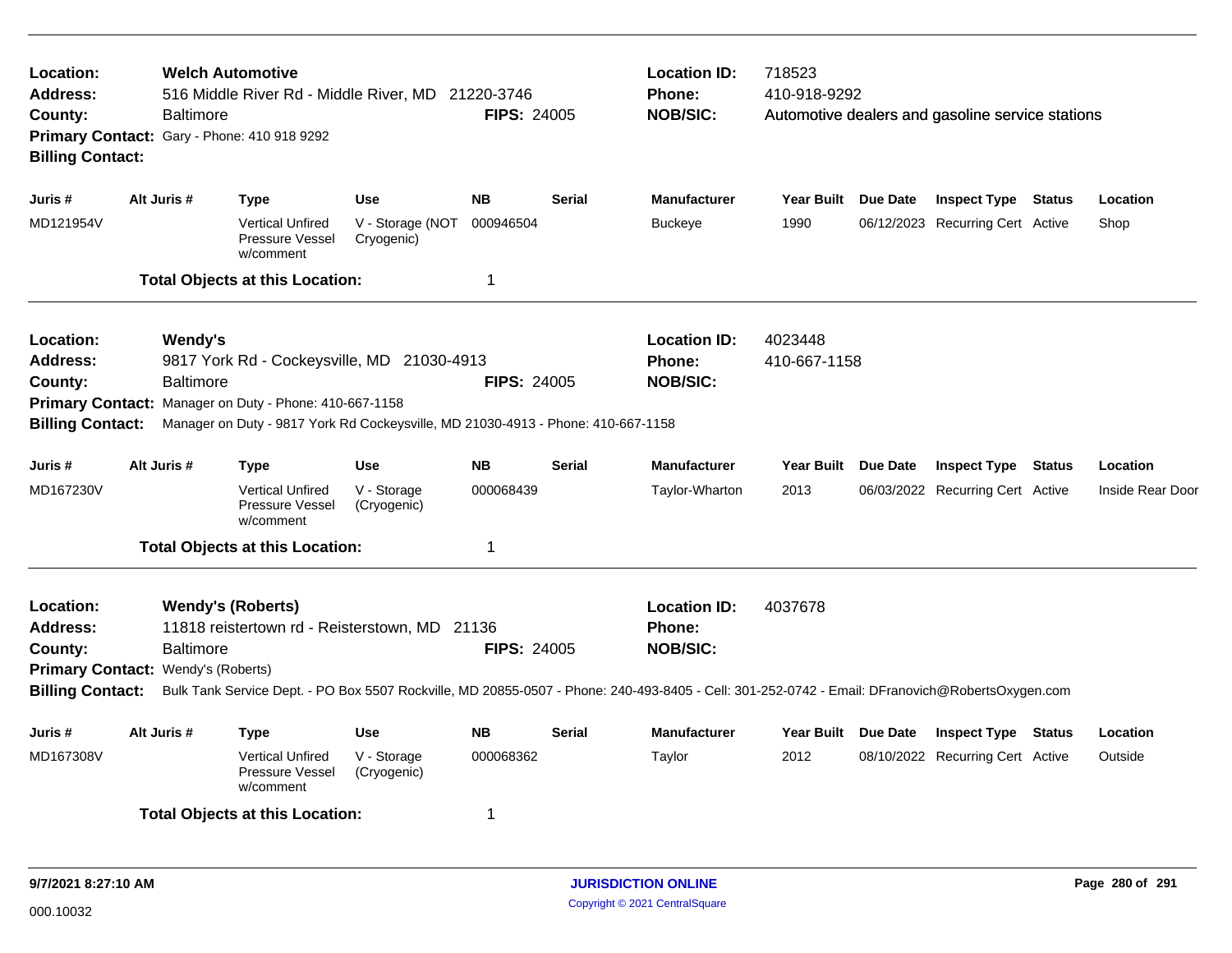**Location:** Welch Automotive
**Address:** 516 Middle River Rd - Middle River, MD 21220-3746
**County:** Baltimore **FIPS:** 24005
**Primary Contact:** Gary - Phone: 410 918 9292
**Billing Contact:**

**Location ID:** 718523
**Phone:** 410-918-9292
**NOB/SIC:** Automotive dealers and gasoline service stations

| Juris # | Alt Juris # | Type | Use | NB | Serial | Manufacturer | Year Built | Due Date | Inspect Type | Status | Location |
|---|---|---|---|---|---|---|---|---|---|---|---|
| MD121954V | | Vertical Unfired Pressure Vessel w/comment | V - Storage (NOT Cryogenic) | 000946504 | | Buckeye | 1990 | 06/12/2023 | Recurring Cert | Active | Shop |

**Total Objects at this Location:** 1

---

**Location:** Wendy's
**Address:** 9817 York Rd - Cockeysville, MD 21030-4913
**County:** Baltimore **FIPS:** 24005
**Primary Contact:** Manager on Duty - Phone: 410-667-1158
**Billing Contact:** Manager on Duty - 9817 York Rd Cockeysville, MD 21030-4913 - Phone: 410-667-1158

**Location ID:** 4023448
**Phone:** 410-667-1158
**NOB/SIC:**

| Juris # | Alt Juris # | Type | Use | NB | Serial | Manufacturer | Year Built | Due Date | Inspect Type | Status | Location |
|---|---|---|---|---|---|---|---|---|---|---|---|
| MD167230V | | Vertical Unfired Pressure Vessel w/comment | V - Storage (Cryogenic) | 000068439 | | Taylor-Wharton | 2013 | 06/03/2022 | Recurring Cert | Active | Inside Rear Door |

**Total Objects at this Location:** 1

---

**Location:** Wendy's (Roberts)
**Address:** 11818 reistertown rd - Reisterstown, MD 21136
**County:** Baltimore **FIPS:** 24005
**Primary Contact:** Wendy's (Roberts)
**Billing Contact:** Bulk Tank Service Dept. - PO Box 5507 Rockville, MD 20855-0507 - Phone: 240-493-8405 - Cell: 301-252-0742 - Email: DFranovich@RobertsOxygen.com

**Location ID:** 4037678
**Phone:**
**NOB/SIC:**

| Juris # | Alt Juris # | Type | Use | NB | Serial | Manufacturer | Year Built | Due Date | Inspect Type | Status | Location |
|---|---|---|---|---|---|---|---|---|---|---|---|
| MD167308V | | Vertical Unfired Pressure Vessel w/comment | V - Storage (Cryogenic) | 000068362 | | Taylor | 2012 | 08/10/2022 | Recurring Cert | Active | Outside |

**Total Objects at this Location:** 1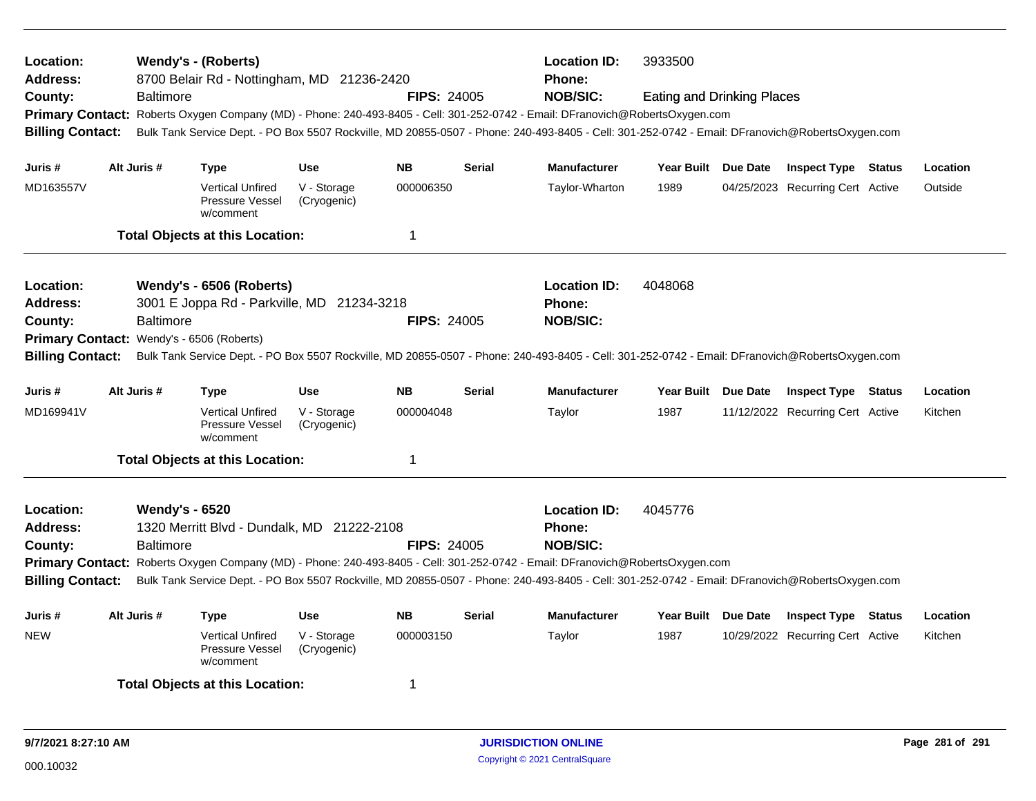**Location:** **Wendy's - (Roberts)**
**Address:** 8700 Belair Rd - Nottingham, MD 21236-2420
**County:** Baltimore
**FIPS:** 24005
**Location ID:** 3933500
**Phone:**
**NOB/SIC:** Eating and Drinking Places
**Primary Contact:** Roberts Oxygen Company (MD) - Phone: 240-493-8405 - Cell: 301-252-0742 - Email: DFranovich@RobertsOxygen.com
**Billing Contact:** Bulk Tank Service Dept. - PO Box 5507 Rockville, MD 20855-0507 - Phone: 240-493-8405 - Cell: 301-252-0742 - Email: DFranovich@RobertsOxygen.com

| Juris # | Alt Juris # | Type | Use | NB | Serial | Manufacturer | Year Built | Due Date | Inspect Type | Status | Location |
|---|---|---|---|---|---|---|---|---|---|---|---|
| MD163557V | | Vertical Unfired Pressure Vessel w/comment | V - Storage (Cryogenic) | 000006350 | | Taylor-Wharton | 1989 | 04/25/2023 | Recurring Cert | Active | Outside |

**Total Objects at this Location:** 1

---

**Location:** **Wendy's - 6506 (Roberts)**
**Address:** 3001 E Joppa Rd - Parkville, MD 21234-3218
**County:** Baltimore
**FIPS:** 24005
**Location ID:** 4048068
**Phone:**
**NOB/SIC:**
**Primary Contact:** Wendy's - 6506 (Roberts)
**Billing Contact:** Bulk Tank Service Dept. - PO Box 5507 Rockville, MD 20855-0507 - Phone: 240-493-8405 - Cell: 301-252-0742 - Email: DFranovich@RobertsOxygen.com

| Juris # | Alt Juris # | Type | Use | NB | Serial | Manufacturer | Year Built | Due Date | Inspect Type | Status | Location |
|---|---|---|---|---|---|---|---|---|---|---|---|
| MD169941V | | Vertical Unfired Pressure Vessel w/comment | V - Storage (Cryogenic) | 000004048 | | Taylor | 1987 | 11/12/2022 | Recurring Cert | Active | Kitchen |

**Total Objects at this Location:** 1

---

**Location:** **Wendy's - 6520**
**Address:** 1320 Merritt Blvd - Dundalk, MD 21222-2108
**County:** Baltimore
**FIPS:** 24005
**Location ID:** 4045776
**Phone:**
**NOB/SIC:**
**Primary Contact:** Roberts Oxygen Company (MD) - Phone: 240-493-8405 - Cell: 301-252-0742 - Email: DFranovich@RobertsOxygen.com
**Billing Contact:** Bulk Tank Service Dept. - PO Box 5507 Rockville, MD 20855-0507 - Phone: 240-493-8405 - Cell: 301-252-0742 - Email: DFranovich@RobertsOxygen.com

| Juris # | Alt Juris # | Type | Use | NB | Serial | Manufacturer | Year Built | Due Date | Inspect Type | Status | Location |
|---|---|---|---|---|---|---|---|---|---|---|---|
| NEW | | Vertical Unfired Pressure Vessel w/comment | V - Storage (Cryogenic) | 000003150 | | Taylor | 1987 | 10/29/2022 | Recurring Cert | Active | Kitchen |

**Total Objects at this Location:** 1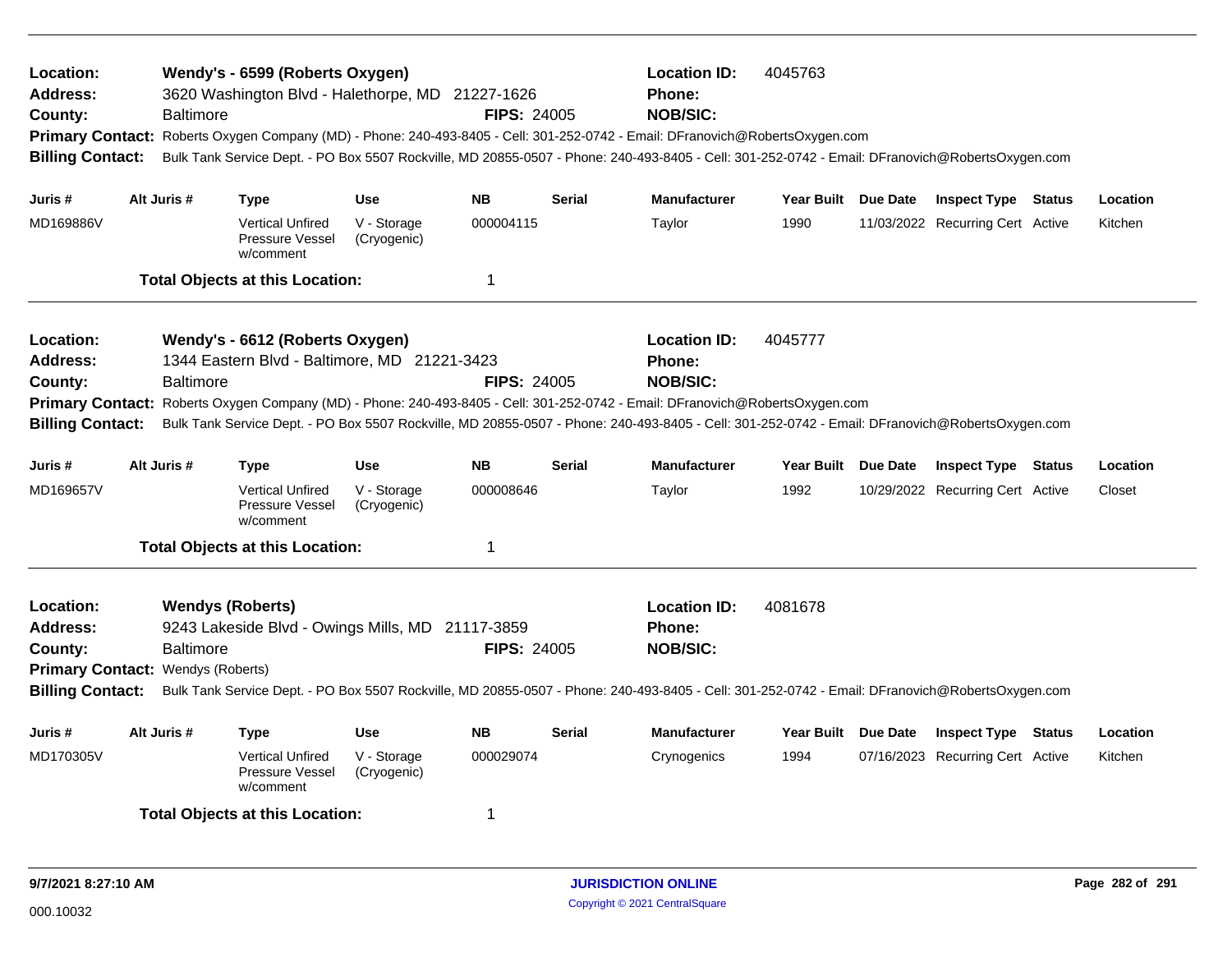**Location:** Wendy's - 6599 (Roberts Oxygen) **Location ID:** 4045763
**Address:** 3620 Washington Blvd - Halethorpe, MD 21227-1626 **Phone:**
**County:** Baltimore **FIPS:** 24005 **NOB/SIC:**
**Primary Contact:** Roberts Oxygen Company (MD) - Phone: 240-493-8405 - Cell: 301-252-0742 - Email: DFranovich@RobertsOxygen.com
**Billing Contact:** Bulk Tank Service Dept. - PO Box 5507 Rockville, MD 20855-0507 - Phone: 240-493-8405 - Cell: 301-252-0742 - Email: DFranovich@RobertsOxygen.com

| Juris # | Alt Juris # | Type | Use | NB | Serial | Manufacturer | Year Built | Due Date | Inspect Type | Status | Location |
|---|---|---|---|---|---|---|---|---|---|---|---|
| MD169886V | | Vertical Unfired Pressure Vessel w/comment | V - Storage (Cryogenic) | 000004115 | | Taylor | 1990 | 11/03/2022 | Recurring Cert | Active | Kitchen |

**Total Objects at this Location:** 1

---

**Location:** Wendy's - 6612 (Roberts Oxygen) **Location ID:** 4045777
**Address:** 1344 Eastern Blvd - Baltimore, MD 21221-3423 **Phone:**
**County:** Baltimore **FIPS:** 24005 **NOB/SIC:**
**Primary Contact:** Roberts Oxygen Company (MD) - Phone: 240-493-8405 - Cell: 301-252-0742 - Email: DFranovich@RobertsOxygen.com
**Billing Contact:** Bulk Tank Service Dept. - PO Box 5507 Rockville, MD 20855-0507 - Phone: 240-493-8405 - Cell: 301-252-0742 - Email: DFranovich@RobertsOxygen.com

| Juris # | Alt Juris # | Type | Use | NB | Serial | Manufacturer | Year Built | Due Date | Inspect Type | Status | Location |
|---|---|---|---|---|---|---|---|---|---|---|---|
| MD169657V | | Vertical Unfired Pressure Vessel w/comment | V - Storage (Cryogenic) | 000008646 | | Taylor | 1992 | 10/29/2022 | Recurring Cert | Active | Closet |

**Total Objects at this Location:** 1

---

**Location:** Wendys (Roberts) **Location ID:** 4081678
**Address:** 9243 Lakeside Blvd - Owings Mills, MD 21117-3859 **Phone:**
**County:** Baltimore **FIPS:** 24005 **NOB/SIC:**
**Primary Contact:** Wendys (Roberts)
**Billing Contact:** Bulk Tank Service Dept. - PO Box 5507 Rockville, MD 20855-0507 - Phone: 240-493-8405 - Cell: 301-252-0742 - Email: DFranovich@RobertsOxygen.com

| Juris # | Alt Juris # | Type | Use | NB | Serial | Manufacturer | Year Built | Due Date | Inspect Type | Status | Location |
|---|---|---|---|---|---|---|---|---|---|---|---|
| MD170305V | | Vertical Unfired Pressure Vessel w/comment | V - Storage (Cryogenic) | 000029074 | | Crynogenics | 1994 | 07/16/2023 | Recurring Cert | Active | Kitchen |

**Total Objects at this Location:** 1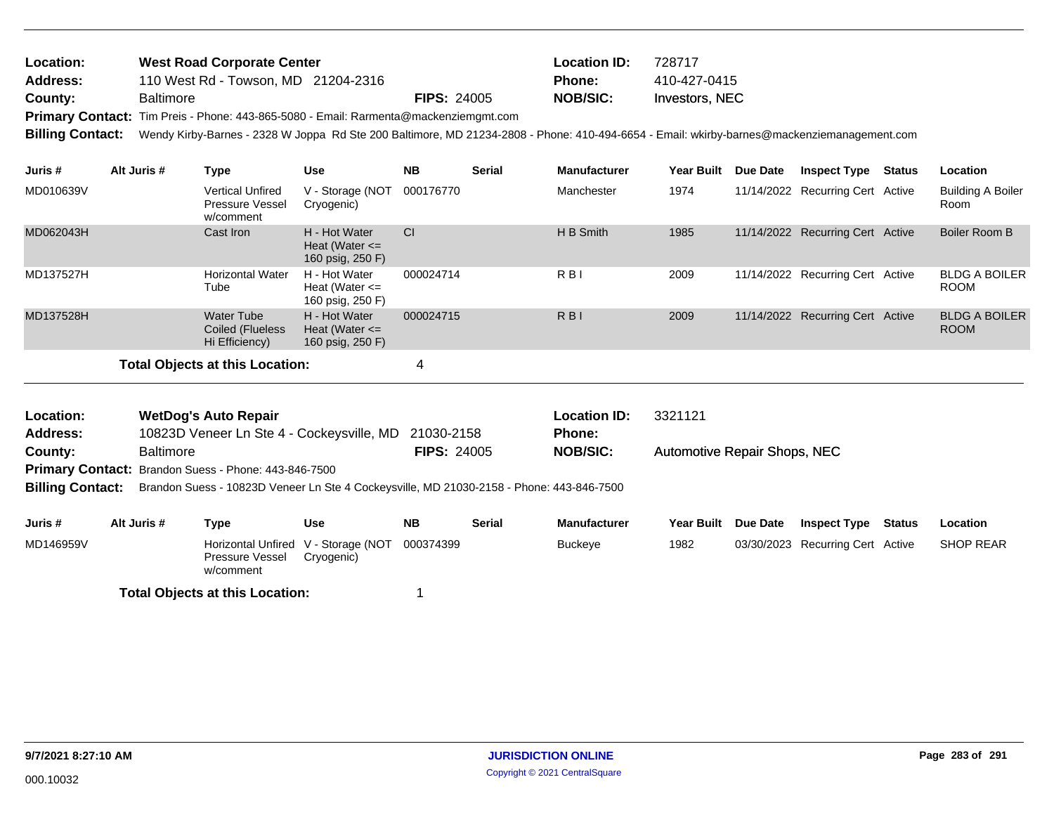**Location:** West Road Corporate Center
**Address:** 110 West Rd - Towson, MD 21204-2316
**County:** Baltimore **FIPS:** 24005
**Location ID:** 728717
**Phone:** 410-427-0415
**NOB/SIC:** Investors, NEC
**Primary Contact:** Tim Preis - Phone: 443-865-5080 - Email: Rarmenta@mackenziemgmt.com
**Billing Contact:** Wendy Kirby-Barnes - 2328 W Joppa Rd Ste 200 Baltimore, MD 21234-2808 - Phone: 410-494-6654 - Email: wkirby-barnes@mackenziemanagement.com

| Juris # | Alt Juris # | Type | Use | NB | Serial | Manufacturer | Year Built | Due Date | Inspect Type | Status | Location |
|---|---|---|---|---|---|---|---|---|---|---|---|
| MD010639V | | Vertical Unfired Pressure Vessel w/comment | V - Storage (NOT Cryogenic) | 000176770 | | Manchester | 1974 | 11/14/2022 | Recurring Cert | Active | Building A Boiler Room |
| MD062043H | | Cast Iron | H - Hot Water Heat (Water <= 160 psig, 250 F) | CI | | H B Smith | 1985 | 11/14/2022 | Recurring Cert | Active | Boiler Room B |
| MD137527H | | Horizontal Water Tube | H - Hot Water Heat (Water <= 160 psig, 250 F) | 000024714 | | R B I | 2009 | 11/14/2022 | Recurring Cert | Active | BLDG A BOILER ROOM |
| MD137528H | | Water Tube Coiled (Flueless Hi Efficiency) | H - Hot Water Heat (Water <= 160 psig, 250 F) | 000024715 | | R B I | 2009 | 11/14/2022 | Recurring Cert | Active | BLDG A BOILER ROOM |

**Total Objects at this Location:** 4

---

**Location:** WetDog's Auto Repair
**Address:** 10823D Veneer Ln Ste 4 - Cockeysville, MD 21030-2158
**County:** Baltimore **FIPS:** 24005
**Location ID:** 3321121
**Phone:**
**NOB/SIC:** Automotive Repair Shops, NEC
**Primary Contact:** Brandon Suess - Phone: 443-846-7500
**Billing Contact:** Brandon Suess - 10823D Veneer Ln Ste 4 Cockeysville, MD 21030-2158 - Phone: 443-846-7500

| Juris # | Alt Juris # | Type | Use | NB | Serial | Manufacturer | Year Built | Due Date | Inspect Type | Status | Location |
|---|---|---|---|---|---|---|---|---|---|---|---|
| MD146959V | | Horizontal Unfired Pressure Vessel w/comment | V - Storage (NOT Cryogenic) | 000374399 | | Buckeye | 1982 | 03/30/2023 | Recurring Cert | Active | SHOP REAR |

**Total Objects at this Location:** 1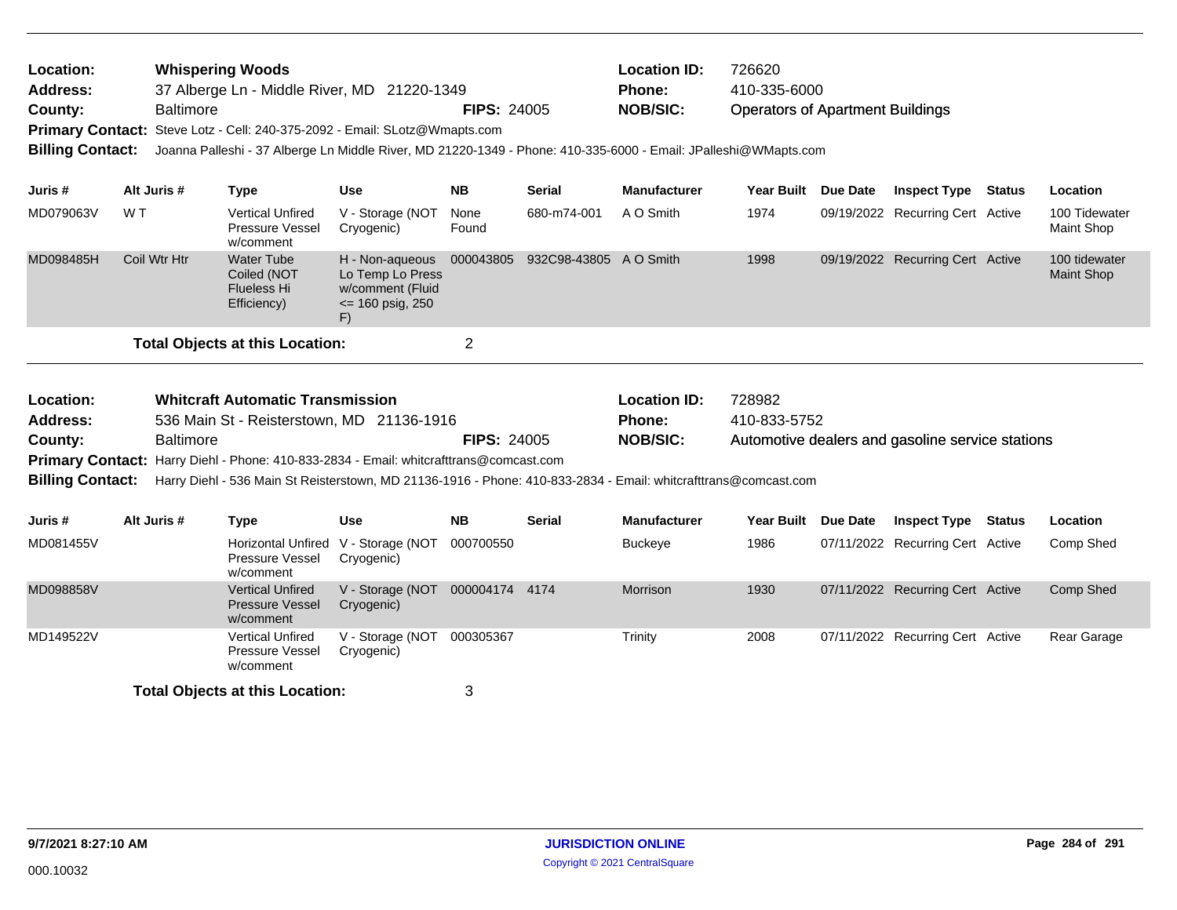**Location:** Whispering Woods **Location ID:** 726620
**Address:** 37 Alberge Ln - Middle River, MD 21220-1349 **Phone:** 410-335-6000
**County:** Baltimore **FIPS:** 24005 **NOB/SIC:** Operators of Apartment Buildings
**Primary Contact:** Steve Lotz - Cell: 240-375-2092 - Email: SLotz@Wmapts.com
**Billing Contact:** Joanna Palleshi - 37 Alberge Ln Middle River, MD 21220-1349 - Phone: 410-335-6000 - Email: JPalleshi@WMapts.com

| Juris # | Alt Juris # | Type | Use | NB | Serial | Manufacturer | Year Built | Due Date | Inspect Type | Status | Location |
|---|---|---|---|---|---|---|---|---|---|---|---|
| MD079063V | W T | Vertical Unfired Pressure Vessel w/comment | V - Storage (NOT Cryogenic) | None Found | 680-m74-001 | A O Smith | 1974 | 09/19/2022 | Recurring Cert | Active | 100 Tidewater Maint Shop |
| MD098485H | Coil Wtr Htr | Water Tube Coiled (NOT Flueless Hi Efficiency) | H - Non-aqueous Lo Temp Lo Press w/comment (Fluid <= 160 psig, 250 F) | 000043805 | 932C98-43805 | A O Smith | 1998 | 09/19/2022 | Recurring Cert | Active | 100 tidewater Maint Shop |

**Total Objects at this Location:** 2

**Location:** Whitcraft Automatic Transmission **Location ID:** 728982
**Address:** 536 Main St - Reisterstown, MD 21136-1916 **Phone:** 410-833-5752
**County:** Baltimore **FIPS:** 24005 **NOB/SIC:** Automotive dealers and gasoline service stations
**Primary Contact:** Harry Diehl - Phone: 410-833-2834 - Email: whitcrafttrans@comcast.com
**Billing Contact:** Harry Diehl - 536 Main St Reisterstown, MD 21136-1916 - Phone: 410-833-2834 - Email: whitcrafttrans@comcast.com

| Juris # | Alt Juris # | Type | Use | NB | Serial | Manufacturer | Year Built | Due Date | Inspect Type | Status | Location |
|---|---|---|---|---|---|---|---|---|---|---|---|
| MD081455V | | Horizontal Unfired Pressure Vessel w/comment | V - Storage (NOT Cryogenic) | 000700550 | | Buckeye | 1986 | 07/11/2022 | Recurring Cert | Active | Comp Shed |
| MD098858V | | Vertical Unfired Pressure Vessel w/comment | V - Storage (NOT Cryogenic) | 000004174 | 4174 | Morrison | 1930 | 07/11/2022 | Recurring Cert | Active | Comp Shed |
| MD149522V | | Vertical Unfired Pressure Vessel w/comment | V - Storage (NOT Cryogenic) | 000305367 | | Trinity | 2008 | 07/11/2022 | Recurring Cert | Active | Rear Garage |

**Total Objects at this Location:** 3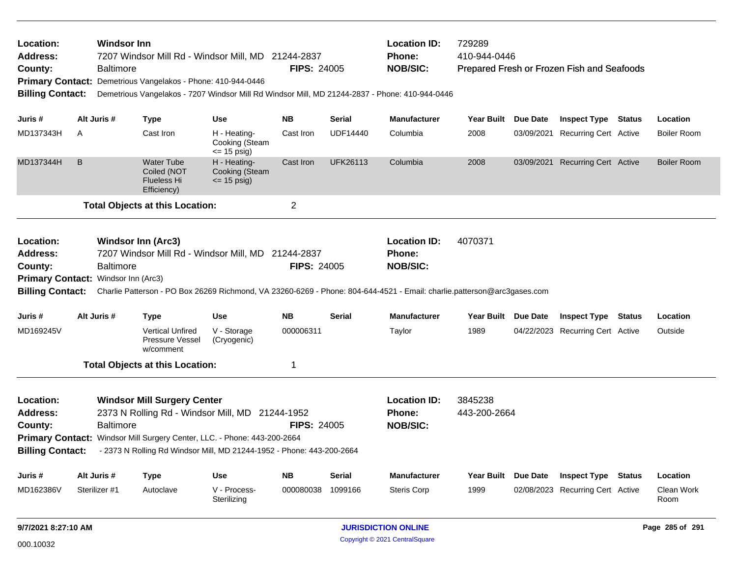**Location:** Windsor Inn
**Address:** 7207 Windsor Mill Rd - Windsor Mill, MD 21244-2837
**County:** Baltimore
**FIPS:** 24005
**Location ID:** 729289
**Phone:** 410-944-0446
**NOB/SIC:** Prepared Fresh or Frozen Fish and Seafoods
**Primary Contact:** Demetrious Vangelakos - Phone: 410-944-0446
**Billing Contact:** Demetrious Vangelakos - 7207 Windsor Mill Rd Windsor Mill, MD 21244-2837 - Phone: 410-944-0446

| Juris # | Alt Juris # | Type | Use | NB | Serial | Manufacturer | Year Built | Due Date | Inspect Type | Status | Location |
|---|---|---|---|---|---|---|---|---|---|---|---|
| MD137343H | A | Cast Iron | H - Heating-Cooking (Steam <= 15 psig) | Cast Iron | UDF14440 | Columbia | 2008 | 03/09/2021 | Recurring Cert | Active | Boiler Room |
| MD137344H | B | Water Tube Coiled (NOT Flueless Hi Efficiency) | H - Heating-Cooking (Steam <= 15 psig) | Cast Iron | UFK26113 | Columbia | 2008 | 03/09/2021 | Recurring Cert | Active | Boiler Room |

**Total Objects at this Location:** 2

---

**Location:** Windsor Inn (Arc3)
**Address:** 7207 Windsor Mill Rd - Windsor Mill, MD 21244-2837
**County:** Baltimore
**FIPS:** 24005
**Location ID:** 4070371
**Phone:**
**NOB/SIC:**
**Primary Contact:** Windsor Inn (Arc3)
**Billing Contact:** Charlie Patterson - PO Box 26269 Richmond, VA 23260-6269 - Phone: 804-644-4521 - Email: charlie.patterson@arc3gases.com

| Juris # | Alt Juris # | Type | Use | NB | Serial | Manufacturer | Year Built | Due Date | Inspect Type | Status | Location |
|---|---|---|---|---|---|---|---|---|---|---|---|
| MD169245V | | Vertical Unfired Pressure Vessel w/comment | V - Storage (Cryogenic) | 000006311 | | Taylor | 1989 | 04/22/2023 | Recurring Cert | Active | Outside |

**Total Objects at this Location:** 1

---

**Location:** Windsor Mill Surgery Center
**Address:** 2373 N Rolling Rd - Windsor Mill, MD 21244-1952
**County:** Baltimore
**FIPS:** 24005
**Location ID:** 3845238
**Phone:** 443-200-2664
**NOB/SIC:**
**Primary Contact:** Windsor Mill Surgery Center, LLC. - Phone: 443-200-2664
**Billing Contact:** - 2373 N Rolling Rd Windsor Mill, MD 21244-1952 - Phone: 443-200-2664

| Juris # | Alt Juris # | Type | Use | NB | Serial | Manufacturer | Year Built | Due Date | Inspect Type | Status | Location |
|---|---|---|---|---|---|---|---|---|---|---|---|
| MD162386V | Sterilizer #1 | Autoclave | V - Process-Sterilizing | 000080038 | 1099166 | Steris Corp | 1999 | 02/08/2023 | Recurring Cert | Active | Clean Work Room |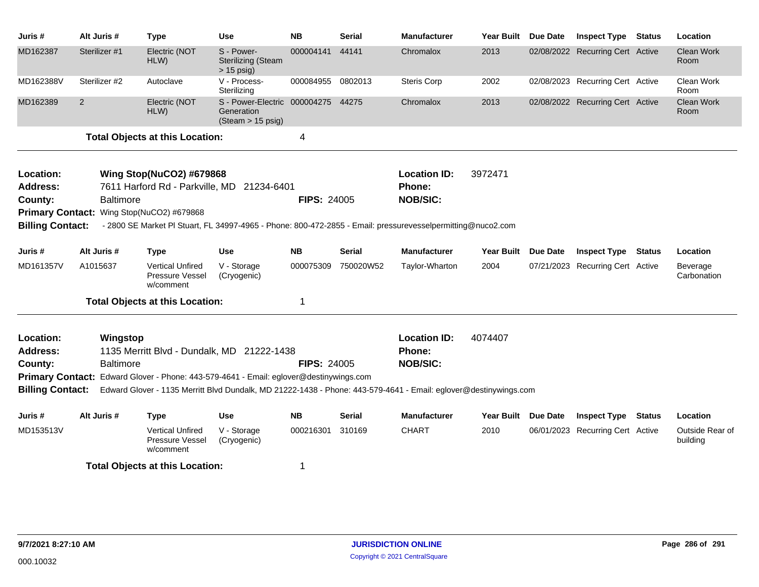| Juris # | Alt Juris # | Type | Use | NB | Serial | Manufacturer | Year Built | Due Date | Inspect Type | Status | Location |
|---|---|---|---|---|---|---|---|---|---|---|---|
| MD162387 | Sterilizer #1 | Electric (NOT HLW) | S - Power-Sterilizing (Steam > 15 psig) | 000004141 | 44141 | Chromalox | 2013 | 02/08/2022 | Recurring Cert | Active | Clean Work Room |
| MD162388V | Sterilizer #2 | Autoclave | V - Process-Sterilizing | 000084955 | 0802013 | Steris Corp | 2002 | 02/08/2023 | Recurring Cert | Active | Clean Work Room |
| MD162389 | 2 | Electric (NOT HLW) | S - Power-Electric Generation (Steam > 15 psig) | 000004275 | 44275 | Chromalox | 2013 | 02/08/2022 | Recurring Cert | Active | Clean Work Room |

**Total Objects at this Location:** 4

---

**Location:** Wing Stop(NuCO2) #679868
**Location ID:** 3972471
**Address:** 7611 Harford Rd - Parkville, MD 21234-6401
**Phone:**
**County:** Baltimore
**FIPS:** 24005
**NOB/SIC:**
**Primary Contact:** Wing Stop(NuCO2) #679868
**Billing Contact:** - 2800 SE Market Pl Stuart, FL 34997-4965 - Phone: 800-472-2855 - Email: pressurevesselpermitting@nuco2.com

| Juris # | Alt Juris # | Type | Use | NB | Serial | Manufacturer | Year Built | Due Date | Inspect Type | Status | Location |
|---|---|---|---|---|---|---|---|---|---|---|---|
| MD161357V | A1015637 | Vertical Unfired Pressure Vessel w/comment | V - Storage (Cryogenic) | 000075309 | 750020W52 | Taylor-Wharton | 2004 | 07/21/2023 | Recurring Cert | Active | Beverage Carbonation |

**Total Objects at this Location:** 1

---

**Location:** Wingstop
**Location ID:** 4074407
**Address:** 1135 Merritt Blvd - Dundalk, MD 21222-1438
**Phone:**
**County:** Baltimore
**FIPS:** 24005
**NOB/SIC:**
**Primary Contact:** Edward Glover - Phone: 443-579-4641 - Email: eglover@destinywings.com
**Billing Contact:** Edward Glover - 1135 Merritt Blvd Dundalk, MD 21222-1438 - Phone: 443-579-4641 - Email: eglover@destinywings.com

| Juris # | Alt Juris # | Type | Use | NB | Serial | Manufacturer | Year Built | Due Date | Inspect Type | Status | Location |
|---|---|---|---|---|---|---|---|---|---|---|---|
| MD153513V | | Vertical Unfired Pressure Vessel w/comment | V - Storage (Cryogenic) | 000216301 | 310169 | CHART | 2010 | 06/01/2023 | Recurring Cert | Active | Outside Rear of building |

**Total Objects at this Location:** 1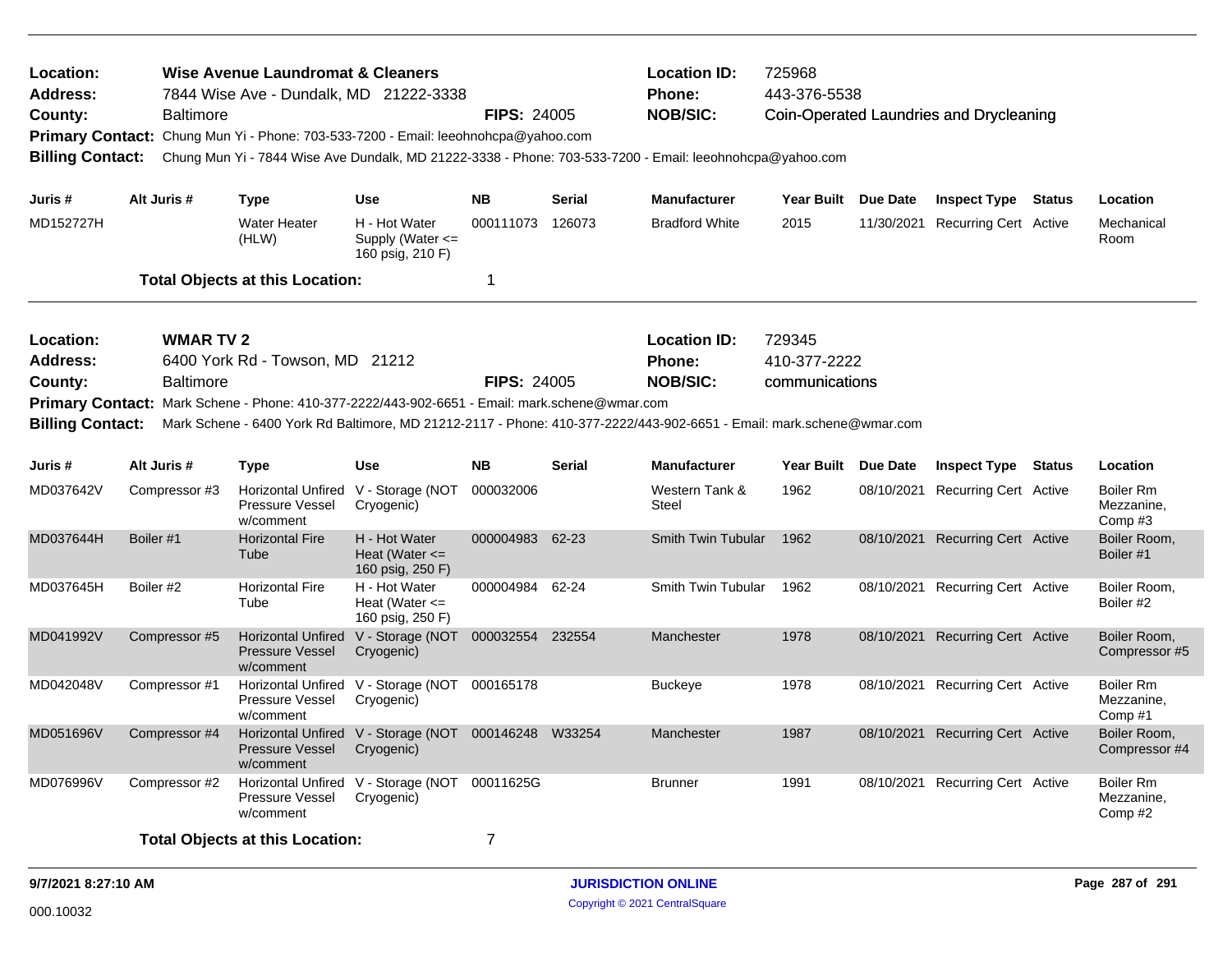**Location:** Wise Avenue Laundromat & Cleaners
**Address:** 7844 Wise Ave - Dundalk, MD 21222-3338
**County:** Baltimore **FIPS:** 24005
**Location ID:** 725968
**Phone:** 443-376-5538
**NOB/SIC:** Coin-Operated Laundries and Drycleaning
**Primary Contact:** Chung Mun Yi - Phone: 703-533-7200 - Email: leeohnohcpa@yahoo.com
**Billing Contact:** Chung Mun Yi - 7844 Wise Ave Dundalk, MD 21222-3338 - Phone: 703-533-7200 - Email: leeohnohcpa@yahoo.com

| Juris # | Alt Juris # | Type | Use | NB | Serial | Manufacturer | Year Built | Due Date | Inspect Type | Status | Location |
|---|---|---|---|---|---|---|---|---|---|---|---|
| MD152727H | | Water Heater (HLW) | H - Hot Water Supply (Water <= 160 psig, 210 F) | 000111073 | 126073 | Bradford White | 2015 | 11/30/2021 | Recurring Cert | Active | Mechanical Room |

**Total Objects at this Location:** 1

**Location:** WMAR TV 2
**Address:** 6400 York Rd - Towson, MD 21212
**County:** Baltimore **FIPS:** 24005
**Location ID:** 729345
**Phone:** 410-377-2222
**NOB/SIC:** communications
**Primary Contact:** Mark Schene - Phone: 410-377-2222/443-902-6651 - Email: mark.schene@wmar.com
**Billing Contact:** Mark Schene - 6400 York Rd Baltimore, MD 21212-2117 - Phone: 410-377-2222/443-902-6651 - Email: mark.schene@wmar.com

| Juris # | Alt Juris # | Type | Use | NB | Serial | Manufacturer | Year Built | Due Date | Inspect Type | Status | Location |
|---|---|---|---|---|---|---|---|---|---|---|---|
| MD037642V | Compressor #3 | Horizontal Unfired Pressure Vessel w/comment | V - Storage (NOT Cryogenic) | 000032006 | | Western Tank & Steel | 1962 | 08/10/2021 | Recurring Cert | Active | Boiler Rm Mezzanine, Comp #3 |
| MD037644H | Boiler #1 | Horizontal Fire Tube | H - Hot Water Heat (Water <= 160 psig, 250 F) | 000004983 | 62-23 | Smith Twin Tubular | 1962 | 08/10/2021 | Recurring Cert | Active | Boiler Room, Boiler #1 |
| MD037645H | Boiler #2 | Horizontal Fire Tube | H - Hot Water Heat (Water <= 160 psig, 250 F) | 000004984 | 62-24 | Smith Twin Tubular | 1962 | 08/10/2021 | Recurring Cert | Active | Boiler Room, Boiler #2 |
| MD041992V | Compressor #5 | Horizontal Unfired Pressure Vessel w/comment | V - Storage (NOT Cryogenic) | 000032554 | 232554 | Manchester | 1978 | 08/10/2021 | Recurring Cert | Active | Boiler Room, Compressor #5 |
| MD042048V | Compressor #1 | Horizontal Unfired Pressure Vessel w/comment | V - Storage (NOT Cryogenic) | 000165178 | | Buckeye | 1978 | 08/10/2021 | Recurring Cert | Active | Boiler Rm Mezzanine, Comp #1 |
| MD051696V | Compressor #4 | Horizontal Unfired Pressure Vessel w/comment | V - Storage (NOT Cryogenic) | 000146248 | W33254 | Manchester | 1987 | 08/10/2021 | Recurring Cert | Active | Boiler Room, Compressor #4 |
| MD076996V | Compressor #2 | Horizontal Unfired Pressure Vessel w/comment | V - Storage (NOT Cryogenic) | 00011625G | | Brunner | 1991 | 08/10/2021 | Recurring Cert | Active | Boiler Rm Mezzanine, Comp #2 |

**Total Objects at this Location:** 7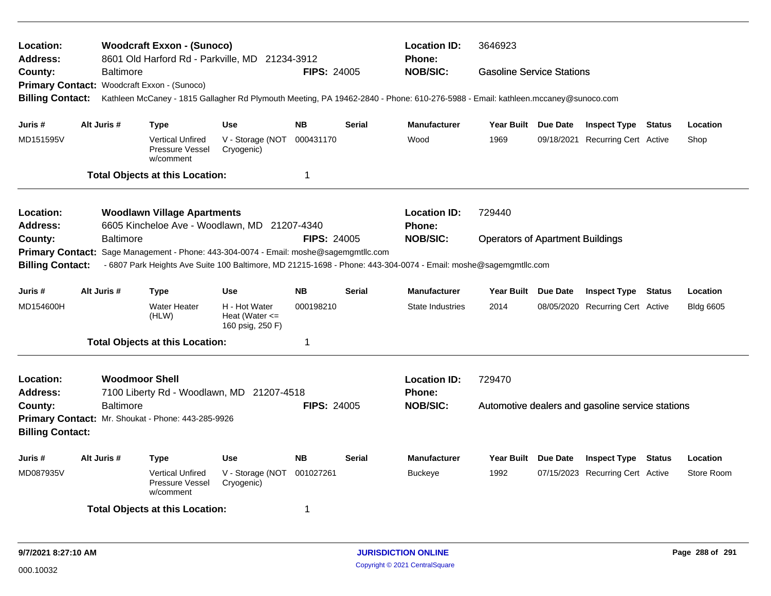**Location:** **Woodcraft Exxon - (Sunoco)**
**Address:** 8601 Old Harford Rd - Parkville, MD 21234-3912
**County:** Baltimore **FIPS:** 24005
**Location ID:** 3646923
**Phone:**
**NOB/SIC:** Gasoline Service Stations
**Primary Contact:** Woodcraft Exxon - (Sunoco)
**Billing Contact:** Kathleen McCaney - 1815 Gallagher Rd Plymouth Meeting, PA 19462-2840 - Phone: 610-276-5988 - Email: kathleen.mccaney@sunoco.com

| Juris # | Alt Juris # | Type | Use | NB | Serial | Manufacturer | Year Built | Due Date | Inspect Type | Status | Location |
|---|---|---|---|---|---|---|---|---|---|---|---|
| MD151595V | | Vertical Unfired Pressure Vessel w/comment | V - Storage (NOT Cryogenic) | 000431170 | | Wood | 1969 | 09/18/2021 | Recurring Cert | Active | Shop |

**Total Objects at this Location:** 1

---

**Location:** **Woodlawn Village Apartments**
**Address:** 6605 Kincheloe Ave - Woodlawn, MD 21207-4340
**County:** Baltimore **FIPS:** 24005
**Location ID:** 729440
**Phone:**
**NOB/SIC:** Operators of Apartment Buildings
**Primary Contact:** Sage Management - Phone: 443-304-0074 - Email: moshe@sagemgmtllc.com
**Billing Contact:** - 6807 Park Heights Ave Suite 100 Baltimore, MD 21215-1698 - Phone: 443-304-0074 - Email: moshe@sagemgmtllc.com

| Juris # | Alt Juris # | Type | Use | NB | Serial | Manufacturer | Year Built | Due Date | Inspect Type | Status | Location |
|---|---|---|---|---|---|---|---|---|---|---|---|
| MD154600H | | Water Heater (HLW) | H - Hot Water Heat (Water <= 160 psig, 250 F) | 000198210 | | State Industries | 2014 | 08/05/2020 | Recurring Cert | Active | Bldg 6605 |

**Total Objects at this Location:** 1

---

**Location:** **Woodmoor Shell**
**Address:** 7100 Liberty Rd - Woodlawn, MD 21207-4518
**County:** Baltimore **FIPS:** 24005
**Location ID:** 729470
**Phone:**
**NOB/SIC:** Automotive dealers and gasoline service stations
**Primary Contact:** Mr. Shoukat - Phone: 443-285-9926
**Billing Contact:**

| Juris # | Alt Juris # | Type | Use | NB | Serial | Manufacturer | Year Built | Due Date | Inspect Type | Status | Location |
|---|---|---|---|---|---|---|---|---|---|---|---|
| MD087935V | | Vertical Unfired Pressure Vessel w/comment | V - Storage (NOT Cryogenic) | 001027261 | | Buckeye | 1992 | 07/15/2023 | Recurring Cert | Active | Store Room |

**Total Objects at this Location:** 1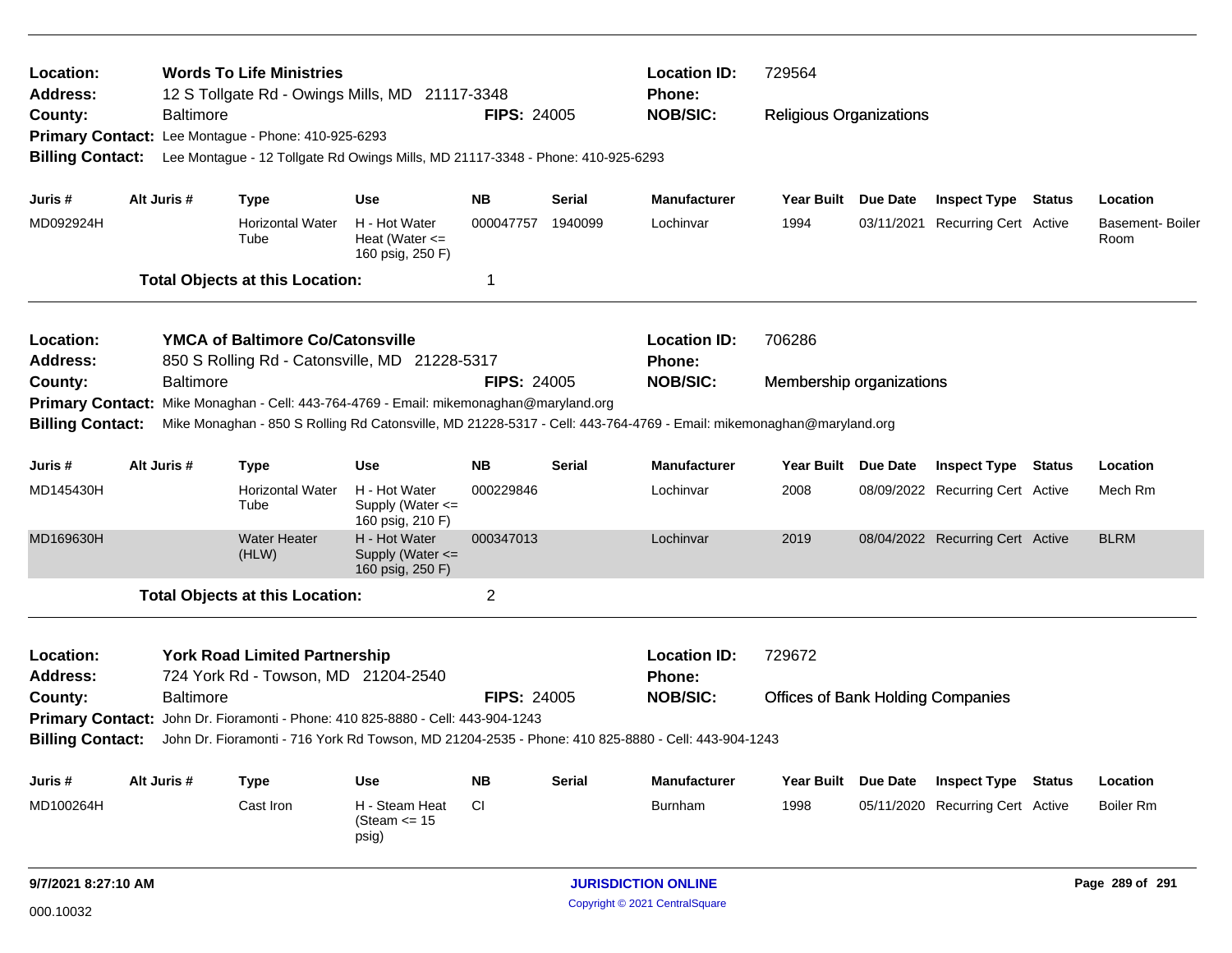**Location:** Words To Life Ministries
**Location ID:** 729564
**Address:** 12 S Tollgate Rd - Owings Mills, MD 21117-3348
**Phone:**
**County:** Baltimore
**FIPS:** 24005
**NOB/SIC:** Religious Organizations
**Primary Contact:** Lee Montague - Phone: 410-925-6293
**Billing Contact:** Lee Montague - 12 Tollgate Rd Owings Mills, MD 21117-3348 - Phone: 410-925-6293

| Juris # | Alt Juris # | Type | Use | NB | Serial | Manufacturer | Year Built | Due Date | Inspect Type | Status | Location |
|---|---|---|---|---|---|---|---|---|---|---|---|
| MD092924H | | Horizontal Water Tube | H - Hot Water Heat (Water <= 160 psig, 250 F) | 000047757 | 1940099 | Lochinvar | 1994 | 03/11/2021 | Recurring Cert | Active | Basement- Boiler Room |

**Total Objects at this Location:** 1

---

**Location:** YMCA of Baltimore Co/Catonsville
**Location ID:** 706286
**Address:** 850 S Rolling Rd - Catonsville, MD 21228-5317
**Phone:**
**County:** Baltimore
**FIPS:** 24005
**NOB/SIC:** Membership organizations
**Primary Contact:** Mike Monaghan - Cell: 443-764-4769 - Email: mikemonaghan@maryland.org
**Billing Contact:** Mike Monaghan - 850 S Rolling Rd Catonsville, MD 21228-5317 - Cell: 443-764-4769 - Email: mikemonaghan@maryland.org

| Juris # | Alt Juris # | Type | Use | NB | Serial | Manufacturer | Year Built | Due Date | Inspect Type | Status | Location |
|---|---|---|---|---|---|---|---|---|---|---|---|
| MD145430H | | Horizontal Water Tube | H - Hot Water Supply (Water <= 160 psig, 210 F) | 000229846 | | Lochinvar | 2008 | 08/09/2022 | Recurring Cert | Active | Mech Rm |
| MD169630H | | Water Heater (HLW) | H - Hot Water Supply (Water <= 160 psig, 250 F) | 000347013 | | Lochinvar | 2019 | 08/04/2022 | Recurring Cert | Active | BLRM |

**Total Objects at this Location:** 2

---

**Location:** York Road Limited Partnership
**Location ID:** 729672
**Address:** 724 York Rd - Towson, MD 21204-2540
**Phone:**
**County:** Baltimore
**FIPS:** 24005
**NOB/SIC:** Offices of Bank Holding Companies
**Primary Contact:** John Dr. Fioramonti - Phone: 410 825-8880 - Cell: 443-904-1243
**Billing Contact:** John Dr. Fioramonti - 716 York Rd Towson, MD 21204-2535 - Phone: 410 825-8880 - Cell: 443-904-1243

| Juris # | Alt Juris # | Type | Use | NB | Serial | Manufacturer | Year Built | Due Date | Inspect Type | Status | Location |
|---|---|---|---|---|---|---|---|---|---|---|---|
| MD100264H | | Cast Iron | H - Steam Heat (Steam <= 15 psig) | CI | | Burnham | 1998 | 05/11/2020 | Recurring Cert | Active | Boiler Rm |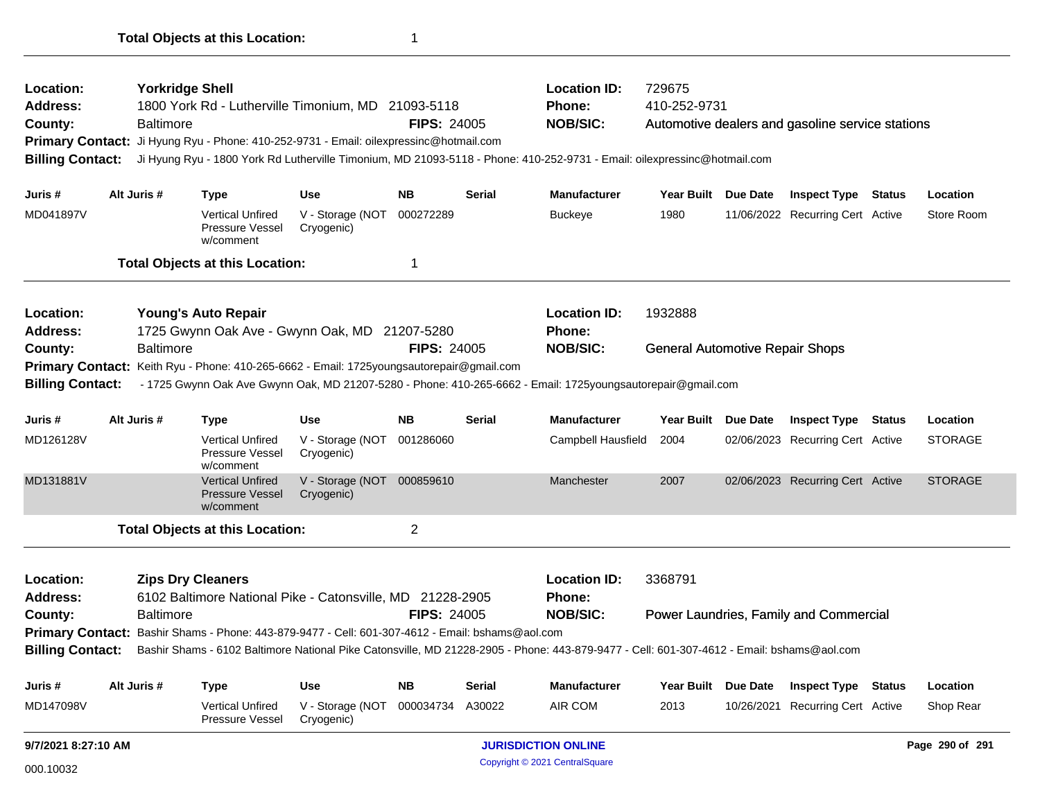**Total Objects at this Location:** 1

---

**Location:** Yorkridge Shell
**Location ID:** 729675
**Address:** 1800 York Rd - Lutherville Timonium, MD 21093-5118
**Phone:** 410-252-9731
**County:** Baltimore
**FIPS:** 24005
**NOB/SIC:** Automotive dealers and gasoline service stations
**Primary Contact:** Ji Hyung Ryu - Phone: 410-252-9731 - Email: oilexpressinc@hotmail.com
**Billing Contact:** Ji Hyung Ryu - 1800 York Rd Lutherville Timonium, MD 21093-5118 - Phone: 410-252-9731 - Email: oilexpressinc@hotmail.com

| Juris # | Alt Juris # | Type | Use | NB | Serial | Manufacturer | Year Built | Due Date | Inspect Type | Status | Location |
|---|---|---|---|---|---|---|---|---|---|---|---|
| MD041897V | | Vertical Unfired Pressure Vessel w/comment | V - Storage (NOT Cryogenic) | 000272289 | | Buckeye | 1980 | 11/06/2022 | Recurring Cert | Active | Store Room |

**Total Objects at this Location:** 1

---

**Location:** Young's Auto Repair
**Location ID:** 1932888
**Address:** 1725 Gwynn Oak Ave - Gwynn Oak, MD 21207-5280
**Phone:**
**County:** Baltimore
**FIPS:** 24005
**NOB/SIC:** General Automotive Repair Shops
**Primary Contact:** Keith Ryu - Phone: 410-265-6662 - Email: 1725youngsautorepair@gmail.com
**Billing Contact:** - 1725 Gwynn Oak Ave Gwynn Oak, MD 21207-5280 - Phone: 410-265-6662 - Email: 1725youngsautorepair@gmail.com

| Juris # | Alt Juris # | Type | Use | NB | Serial | Manufacturer | Year Built | Due Date | Inspect Type | Status | Location |
|---|---|---|---|---|---|---|---|---|---|---|---|
| MD126128V | | Vertical Unfired Pressure Vessel w/comment | V - Storage (NOT Cryogenic) | 001286060 | | Campbell Hausfield | 2004 | 02/06/2023 | Recurring Cert | Active | STORAGE |
| MD131881V | | Vertical Unfired Pressure Vessel w/comment | V - Storage (NOT Cryogenic) | 000859610 | | Manchester | 2007 | 02/06/2023 | Recurring Cert | Active | STORAGE |

**Total Objects at this Location:** 2

---

**Location:** Zips Dry Cleaners
**Location ID:** 3368791
**Address:** 6102 Baltimore National Pike - Catonsville, MD 21228-2905
**Phone:**
**County:** Baltimore
**FIPS:** 24005
**NOB/SIC:** Power Laundries, Family and Commercial
**Primary Contact:** Bashir Shams - Phone: 443-879-9477 - Cell: 601-307-4612 - Email: bshams@aol.com
**Billing Contact:** Bashir Shams - 6102 Baltimore National Pike Catonsville, MD 21228-2905 - Phone: 443-879-9477 - Cell: 601-307-4612 - Email: bshams@aol.com

| Juris # | Alt Juris # | Type | Use | NB | Serial | Manufacturer | Year Built | Due Date | Inspect Type | Status | Location |
|---|---|---|---|---|---|---|---|---|---|---|---|
| MD147098V | | Vertical Unfired Pressure Vessel | V - Storage (NOT Cryogenic) | 000034734 | A30022 | AIR COM | 2013 | 10/26/2021 | Recurring Cert | Active | Shop Rear |

9/7/2021 8:27:10 AM

JURISDICTION ONLINE

Copyright © 2021 CentralSquare

000.10032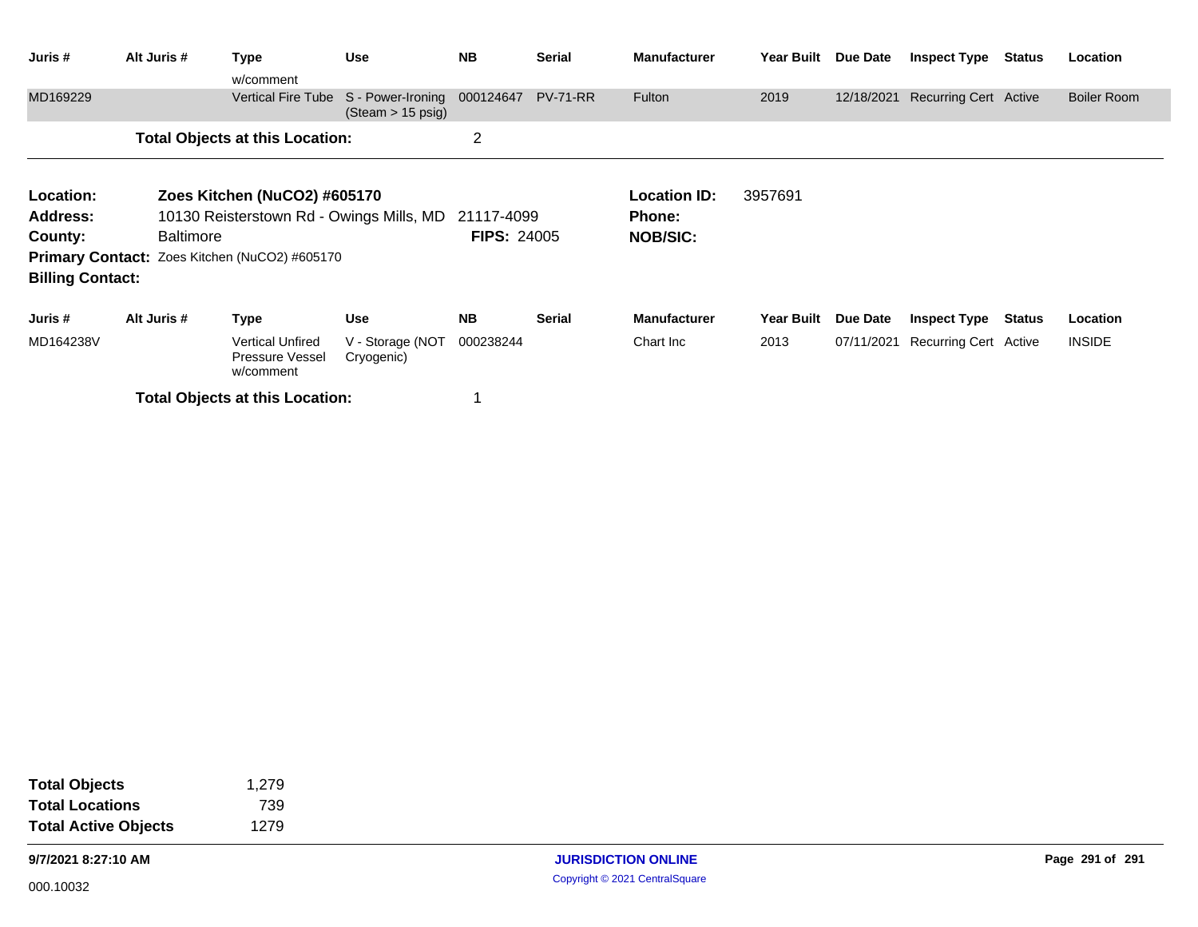| Juris # | Alt Juris # | Type | Use | NB | Serial | Manufacturer | Year Built | Due Date | Inspect Type | Status | Location |
|---|---|---|---|---|---|---|---|---|---|---|---|
| | | w/comment | | | | | | | | | |
| MD169229 | | Vertical Fire Tube | S - Power-Ironing (Steam > 15 psig) | 000124647 | PV-71-RR | Fulton | 2019 | 12/18/2021 | Recurring Cert | Active | Boiler Room |

**Total Objects at this Location:** 2

---

**Location:** Zoes Kitchen (NuCO2) #605170 **Location ID:** 3957691
**Address:** 10130 Reisterstown Rd - Owings Mills, MD 21117-4099 **Phone:**
**County:** Baltimore **FIPS:** 24005 **NOB/SIC:**
**Primary Contact:** Zoes Kitchen (NuCO2) #605170
**Billing Contact:**

| Juris # | Alt Juris # | Type | Use | NB | Serial | Manufacturer | Year Built | Due Date | Inspect Type | Status | Location |
|---|---|---|---|---|---|---|---|---|---|---|---|
| MD164238V | | Vertical Unfired Pressure Vessel w/comment | V - Storage (NOT Cryogenic) | 000238244 | | Chart Inc | 2013 | 07/11/2021 | Recurring Cert | Active | INSIDE |

**Total Objects at this Location:** 1

| | |
|---|---|
| **Total Objects** | 1,279 |
| **Total Locations** | 739 |
| **Total Active Objects** | 1279 |

9/7/2021 8:27:10 AM

000.10032

JURISDICTION ONLINE

Copyright © 2021 CentralSquare